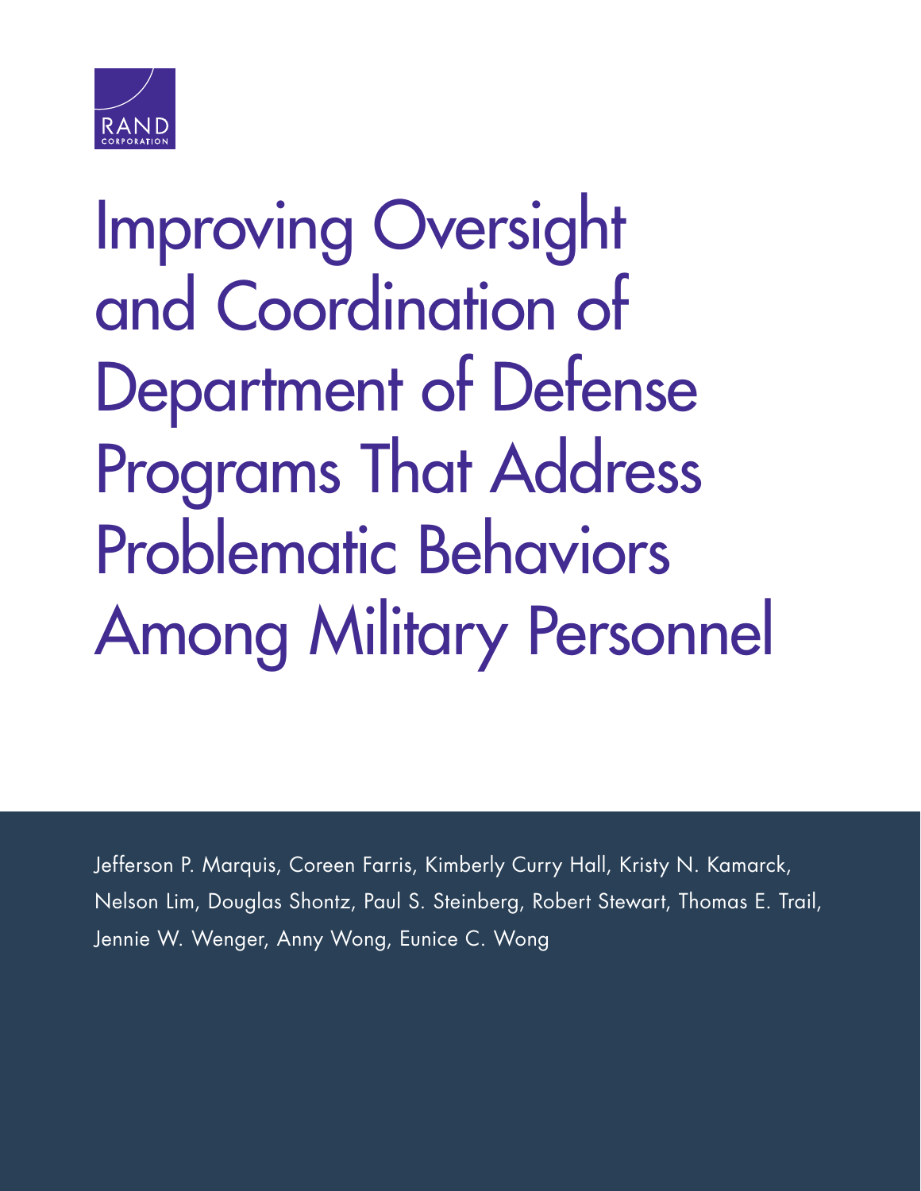RAND CORPORATION

# Improving Oversight and Coordination of Department of Defense Programs That Address Problematic Behaviors Among Military Personnel

Jefferson P. Marquis, Coreen Farris, Kimberly Curry Hall, Kristy N. Kamarck, Nelson Lim, Douglas Shontz, Paul S. Steinberg, Robert Stewart, Thomas E. Trail, Jennie W. Wenger, Anny Wong, Eunice C. Wong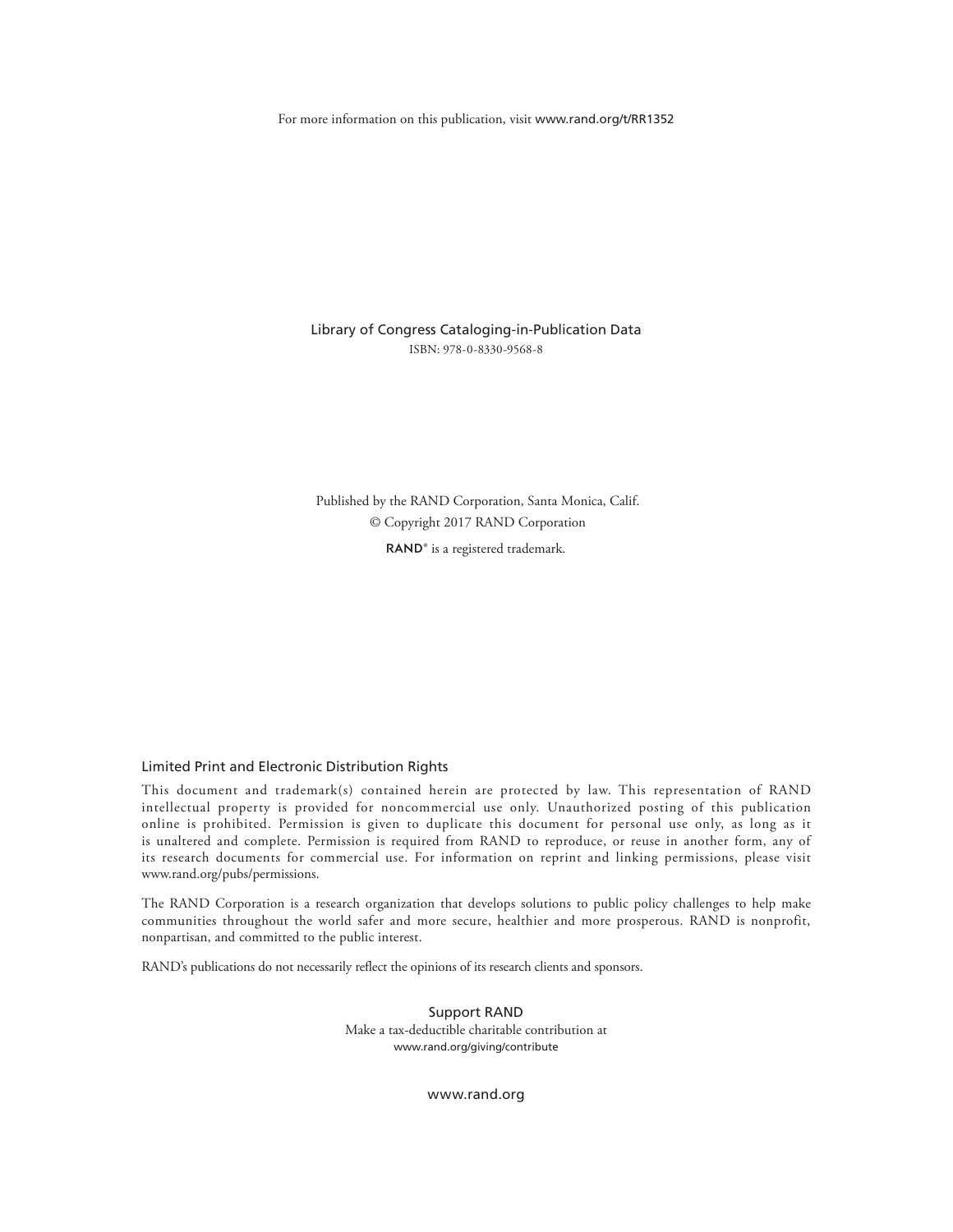For more information on this publication, visit www.rand.org/t/RR1352

Library of Congress Cataloging-in-Publication Data
ISBN: 978-0-8330-9568-8

Published by the RAND Corporation, Santa Monica, Calif.
© Copyright 2017 RAND Corporation

RAND® is a registered trademark.

### Limited Print and Electronic Distribution Rights

This document and trademark(s) contained herein are protected by law. This representation of RAND intellectual property is provided for noncommercial use only. Unauthorized posting of this publication online is prohibited. Permission is given to duplicate this document for personal use only, as long as it is unaltered and complete. Permission is required from RAND to reproduce, or reuse in another form, any of its research documents for commercial use. For information on reprint and linking permissions, please visit www.rand.org/pubs/permissions.

The RAND Corporation is a research organization that develops solutions to public policy challenges to help make communities throughout the world safer and more secure, healthier and more prosperous. RAND is nonprofit, nonpartisan, and committed to the public interest.

RAND's publications do not necessarily reflect the opinions of its research clients and sponsors.

### Support RAND

Make a tax-deductible charitable contribution at
www.rand.org/giving/contribute

www.rand.org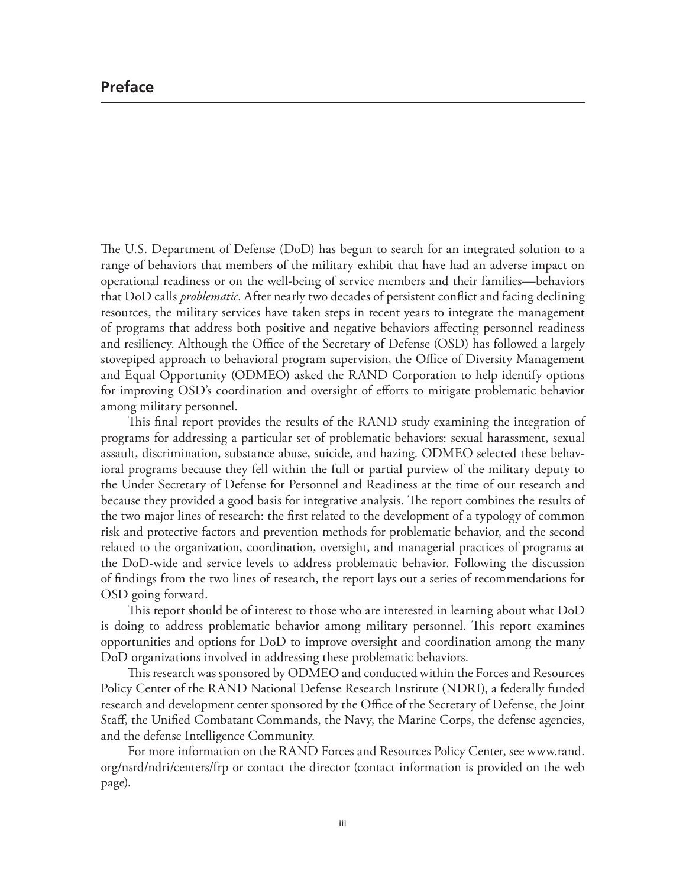# Preface

The U.S. Department of Defense (DoD) has begun to search for an integrated solution to a range of behaviors that members of the military exhibit that have had an adverse impact on operational readiness or on the well-being of service members and their families—behaviors that DoD calls *problematic*. After nearly two decades of persistent conflict and facing declining resources, the military services have taken steps in recent years to integrate the management of programs that address both positive and negative behaviors affecting personnel readiness and resiliency. Although the Office of the Secretary of Defense (OSD) has followed a largely stovepiped approach to behavioral program supervision, the Office of Diversity Management and Equal Opportunity (ODMEO) asked the RAND Corporation to help identify options for improving OSD's coordination and oversight of efforts to mitigate problematic behavior among military personnel.

This final report provides the results of the RAND study examining the integration of programs for addressing a particular set of problematic behaviors: sexual harassment, sexual assault, discrimination, substance abuse, suicide, and hazing. ODMEO selected these behavioral programs because they fell within the full or partial purview of the military deputy to the Under Secretary of Defense for Personnel and Readiness at the time of our research and because they provided a good basis for integrative analysis. The report combines the results of the two major lines of research: the first related to the development of a typology of common risk and protective factors and prevention methods for problematic behavior, and the second related to the organization, coordination, oversight, and managerial practices of programs at the DoD-wide and service levels to address problematic behavior. Following the discussion of findings from the two lines of research, the report lays out a series of recommendations for OSD going forward.

This report should be of interest to those who are interested in learning about what DoD is doing to address problematic behavior among military personnel. This report examines opportunities and options for DoD to improve oversight and coordination among the many DoD organizations involved in addressing these problematic behaviors.

This research was sponsored by ODMEO and conducted within the Forces and Resources Policy Center of the RAND National Defense Research Institute (NDRI), a federally funded research and development center sponsored by the Office of the Secretary of Defense, the Joint Staff, the Unified Combatant Commands, the Navy, the Marine Corps, the defense agencies, and the defense Intelligence Community.

For more information on the RAND Forces and Resources Policy Center, see www.rand.org/nsrd/ndri/centers/frp or contact the director (contact information is provided on the web page).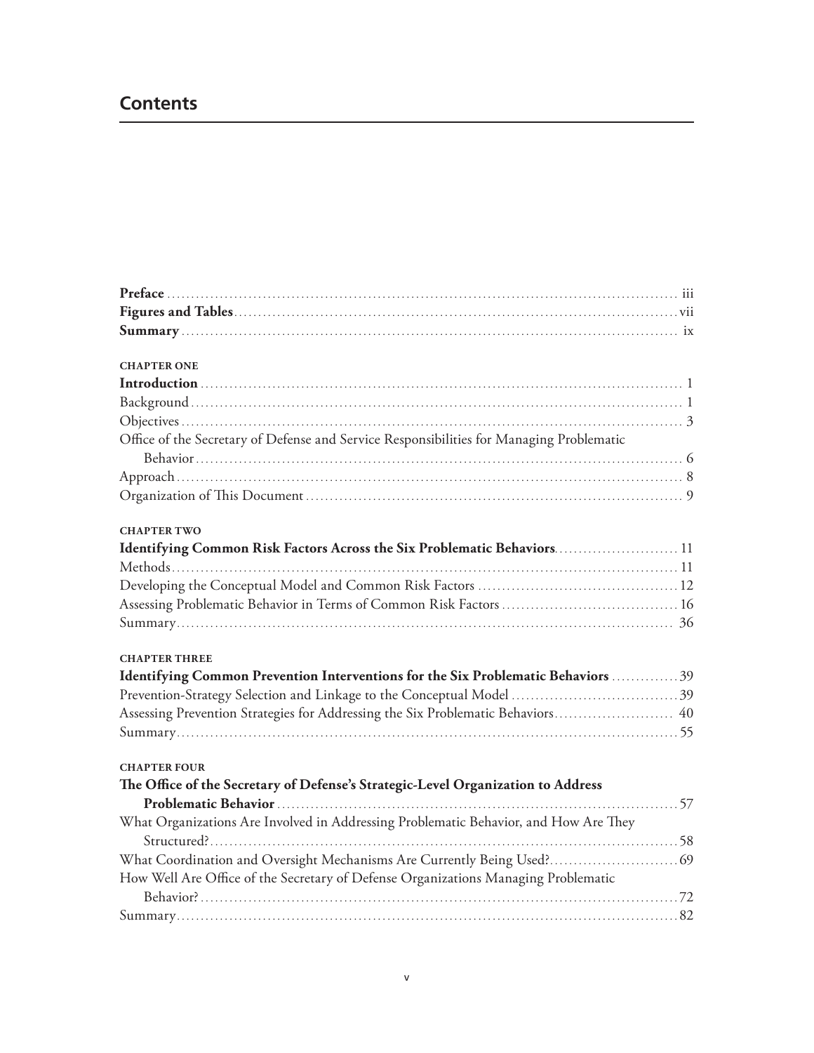## Contents

**Preface** .......... iii
**Figures and Tables** .......... vii
**Summary** .......... ix

**CHAPTER ONE**
**Introduction** .......... 1
Background .......... 1
Objectives .......... 3
Office of the Secretary of Defense and Service Responsibilities for Managing Problematic Behavior .......... 6
Approach .......... 8
Organization of This Document .......... 9

**CHAPTER TWO**
**Identifying Common Risk Factors Across the Six Problematic Behaviors** .......... 11
Methods .......... 11
Developing the Conceptual Model and Common Risk Factors .......... 12
Assessing Problematic Behavior in Terms of Common Risk Factors .......... 16
Summary .......... 36

**CHAPTER THREE**
**Identifying Common Prevention Interventions for the Six Problematic Behaviors** .......... 39
Prevention-Strategy Selection and Linkage to the Conceptual Model .......... 39
Assessing Prevention Strategies for Addressing the Six Problematic Behaviors .......... 40
Summary .......... 55

**CHAPTER FOUR**
**The Office of the Secretary of Defense's Strategic-Level Organization to Address Problematic Behavior** .......... 57
What Organizations Are Involved in Addressing Problematic Behavior, and How Are They Structured? .......... 58
What Coordination and Oversight Mechanisms Are Currently Being Used? .......... 69
How Well Are Office of the Secretary of Defense Organizations Managing Problematic Behavior? .......... 72
Summary .......... 82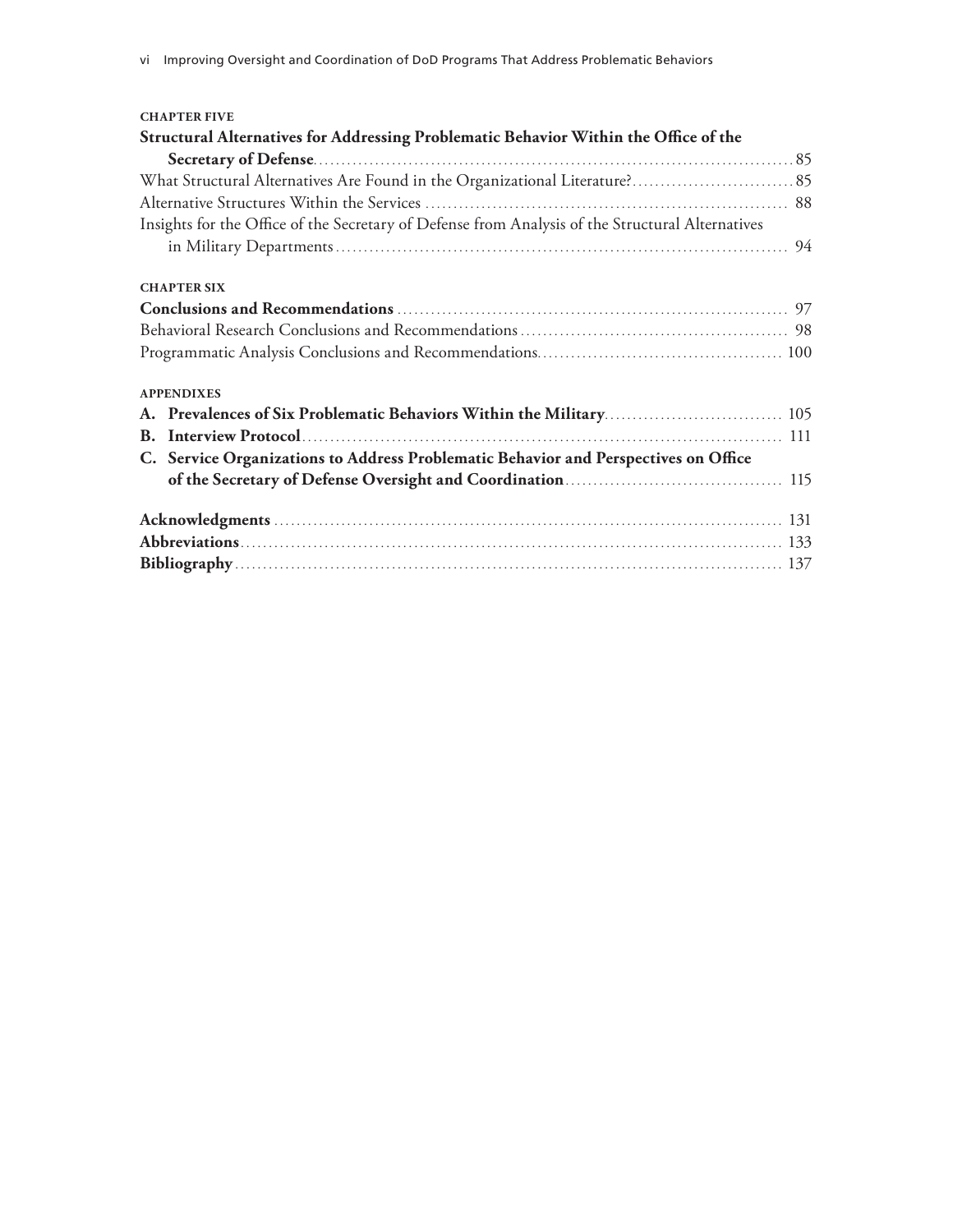**CHAPTER FIVE**

**Structural Alternatives for Addressing Problematic Behavior Within the Office of the Secretary of Defense** ..... 85

What Structural Alternatives Are Found in the Organizational Literature? ..... 85

Alternative Structures Within the Services ..... 88

Insights for the Office of the Secretary of Defense from Analysis of the Structural Alternatives in Military Departments ..... 94

**CHAPTER SIX**

**Conclusions and Recommendations** ..... 97

Behavioral Research Conclusions and Recommendations ..... 98

Programmatic Analysis Conclusions and Recommendations ..... 100

**APPENDIXES**

**A. Prevalences of Six Problematic Behaviors Within the Military** ..... 105

**B. Interview Protocol** ..... 111

**C. Service Organizations to Address Problematic Behavior and Perspectives on Office of the Secretary of Defense Oversight and Coordination** ..... 115

**Acknowledgments** ..... 131

**Abbreviations** ..... 133

**Bibliography** ..... 137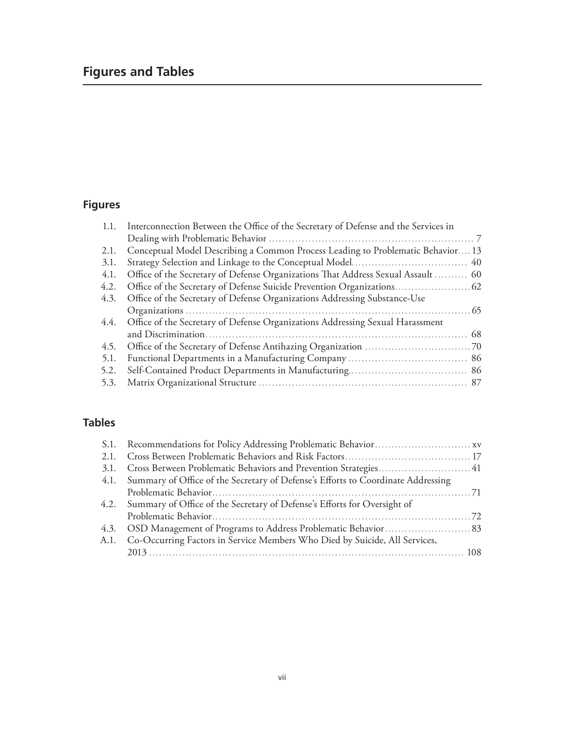# Figures and Tables

## Figures

| | | |
|---|---|---|
| 1.1. | Interconnection Between the Office of the Secretary of Defense and the Services in Dealing with Problematic Behavior | 7 |
| 2.1. | Conceptual Model Describing a Common Process Leading to Problematic Behavior | 13 |
| 3.1. | Strategy Selection and Linkage to the Conceptual Model | 40 |
| 4.1. | Office of the Secretary of Defense Organizations That Address Sexual Assault | 60 |
| 4.2. | Office of the Secretary of Defense Suicide Prevention Organizations | 62 |
| 4.3. | Office of the Secretary of Defense Organizations Addressing Substance-Use Organizations | 65 |
| 4.4. | Office of the Secretary of Defense Organizations Addressing Sexual Harassment and Discrimination | 68 |
| 4.5. | Office of the Secretary of Defense Antihazing Organization | 70 |
| 5.1. | Functional Departments in a Manufacturing Company | 86 |
| 5.2. | Self-Contained Product Departments in Manufacturing | 86 |
| 5.3. | Matrix Organizational Structure | 87 |

## Tables

| | | |
|---|---|---|
| S.1. | Recommendations for Policy Addressing Problematic Behavior | xv |
| 2.1. | Cross Between Problematic Behaviors and Risk Factors | 17 |
| 3.1. | Cross Between Problematic Behaviors and Prevention Strategies | 41 |
| 4.1. | Summary of Office of the Secretary of Defense's Efforts to Coordinate Addressing Problematic Behavior | 71 |
| 4.2. | Summary of Office of the Secretary of Defense's Efforts for Oversight of Problematic Behavior | 72 |
| 4.3. | OSD Management of Programs to Address Problematic Behavior | 83 |
| A.1. | Co-Occurring Factors in Service Members Who Died by Suicide, All Services, 2013 | 108 |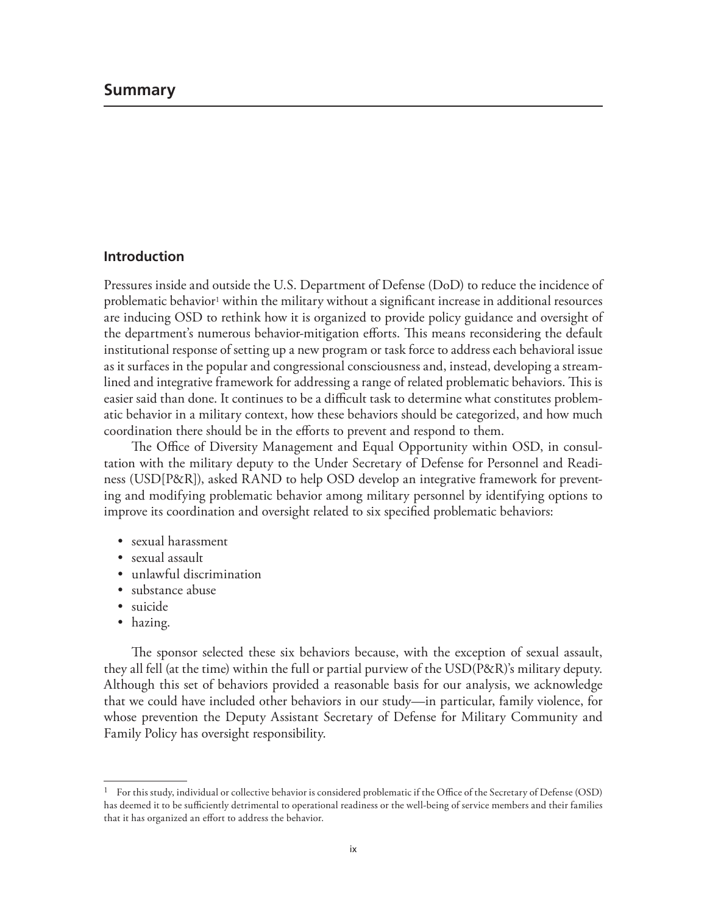# Summary

## Introduction

Pressures inside and outside the U.S. Department of Defense (DoD) to reduce the incidence of problematic behavior[1] within the military without a significant increase in additional resources are inducing OSD to rethink how it is organized to provide policy guidance and oversight of the department's numerous behavior-mitigation efforts. This means reconsidering the default institutional response of setting up a new program or task force to address each behavioral issue as it surfaces in the popular and congressional consciousness and, instead, developing a streamlined and integrative framework for addressing a range of related problematic behaviors. This is easier said than done. It continues to be a difficult task to determine what constitutes problematic behavior in a military context, how these behaviors should be categorized, and how much coordination there should be in the efforts to prevent and respond to them.

The Office of Diversity Management and Equal Opportunity within OSD, in consultation with the military deputy to the Under Secretary of Defense for Personnel and Readiness (USD[P&R]), asked RAND to help OSD develop an integrative framework for preventing and modifying problematic behavior among military personnel by identifying options to improve its coordination and oversight related to six specified problematic behaviors:

- sexual harassment
- sexual assault
- unlawful discrimination
- substance abuse
- suicide
- hazing.

The sponsor selected these six behaviors because, with the exception of sexual assault, they all fell (at the time) within the full or partial purview of the USD(P&R)'s military deputy. Although this set of behaviors provided a reasonable basis for our analysis, we acknowledge that we could have included other behaviors in our study—in particular, family violence, for whose prevention the Deputy Assistant Secretary of Defense for Military Community and Family Policy has oversight responsibility.

---

[1] For this study, individual or collective behavior is considered problematic if the Office of the Secretary of Defense (OSD) has deemed it to be sufficiently detrimental to operational readiness or the well-being of service members and their families that it has organized an effort to address the behavior.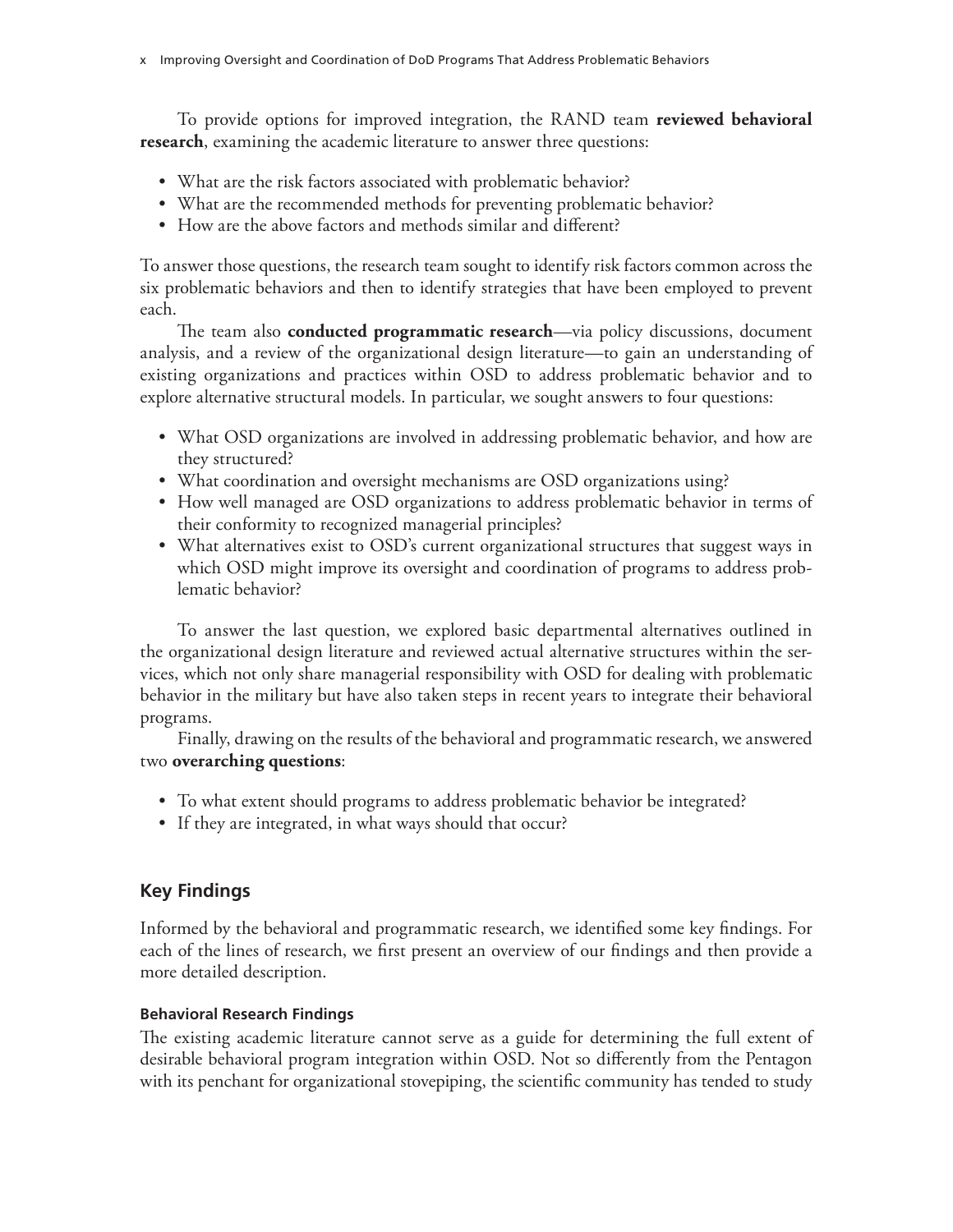To provide options for improved integration, the RAND team **reviewed behavioral research**, examining the academic literature to answer three questions:

- What are the risk factors associated with problematic behavior?
- What are the recommended methods for preventing problematic behavior?
- How are the above factors and methods similar and different?

To answer those questions, the research team sought to identify risk factors common across the six problematic behaviors and then to identify strategies that have been employed to prevent each.

The team also **conducted programmatic research**—via policy discussions, document analysis, and a review of the organizational design literature—to gain an understanding of existing organizations and practices within OSD to address problematic behavior and to explore alternative structural models. In particular, we sought answers to four questions:

- What OSD organizations are involved in addressing problematic behavior, and how are they structured?
- What coordination and oversight mechanisms are OSD organizations using?
- How well managed are OSD organizations to address problematic behavior in terms of their conformity to recognized managerial principles?
- What alternatives exist to OSD's current organizational structures that suggest ways in which OSD might improve its oversight and coordination of programs to address problematic behavior?

To answer the last question, we explored basic departmental alternatives outlined in the organizational design literature and reviewed actual alternative structures within the services, which not only share managerial responsibility with OSD for dealing with problematic behavior in the military but have also taken steps in recent years to integrate their behavioral programs.

Finally, drawing on the results of the behavioral and programmatic research, we answered two **overarching questions**:

- To what extent should programs to address problematic behavior be integrated?
- If they are integrated, in what ways should that occur?

## Key Findings

Informed by the behavioral and programmatic research, we identified some key findings. For each of the lines of research, we first present an overview of our findings and then provide a more detailed description.

### Behavioral Research Findings

The existing academic literature cannot serve as a guide for determining the full extent of desirable behavioral program integration within OSD. Not so differently from the Pentagon with its penchant for organizational stovepiping, the scientific community has tended to study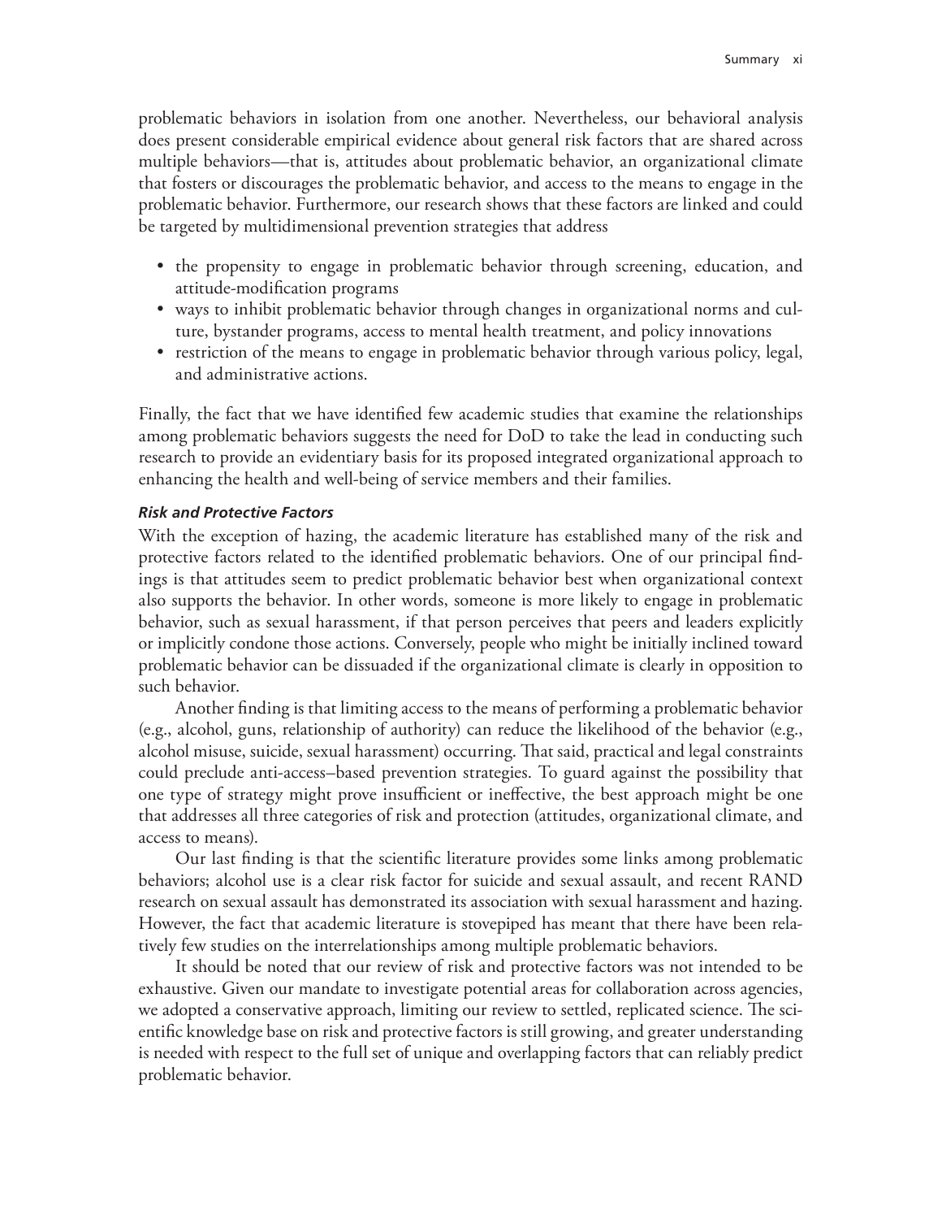problematic behaviors in isolation from one another. Nevertheless, our behavioral analysis does present considerable empirical evidence about general risk factors that are shared across multiple behaviors—that is, attitudes about problematic behavior, an organizational climate that fosters or discourages the problematic behavior, and access to the means to engage in the problematic behavior. Furthermore, our research shows that these factors are linked and could be targeted by multidimensional prevention strategies that address

- the propensity to engage in problematic behavior through screening, education, and attitude-modification programs
- ways to inhibit problematic behavior through changes in organizational norms and culture, bystander programs, access to mental health treatment, and policy innovations
- restriction of the means to engage in problematic behavior through various policy, legal, and administrative actions.

Finally, the fact that we have identified few academic studies that examine the relationships among problematic behaviors suggests the need for DoD to take the lead in conducting such research to provide an evidentiary basis for its proposed integrated organizational approach to enhancing the health and well-being of service members and their families.

#### *Risk and Protective Factors*

With the exception of hazing, the academic literature has established many of the risk and protective factors related to the identified problematic behaviors. One of our principal findings is that attitudes seem to predict problematic behavior best when organizational context also supports the behavior. In other words, someone is more likely to engage in problematic behavior, such as sexual harassment, if that person perceives that peers and leaders explicitly or implicitly condone those actions. Conversely, people who might be initially inclined toward problematic behavior can be dissuaded if the organizational climate is clearly in opposition to such behavior.

Another finding is that limiting access to the means of performing a problematic behavior (e.g., alcohol, guns, relationship of authority) can reduce the likelihood of the behavior (e.g., alcohol misuse, suicide, sexual harassment) occurring. That said, practical and legal constraints could preclude anti-access–based prevention strategies. To guard against the possibility that one type of strategy might prove insufficient or ineffective, the best approach might be one that addresses all three categories of risk and protection (attitudes, organizational climate, and access to means).

Our last finding is that the scientific literature provides some links among problematic behaviors; alcohol use is a clear risk factor for suicide and sexual assault, and recent RAND research on sexual assault has demonstrated its association with sexual harassment and hazing. However, the fact that academic literature is stovepiped has meant that there have been relatively few studies on the interrelationships among multiple problematic behaviors.

It should be noted that our review of risk and protective factors was not intended to be exhaustive. Given our mandate to investigate potential areas for collaboration across agencies, we adopted a conservative approach, limiting our review to settled, replicated science. The scientific knowledge base on risk and protective factors is still growing, and greater understanding is needed with respect to the full set of unique and overlapping factors that can reliably predict problematic behavior.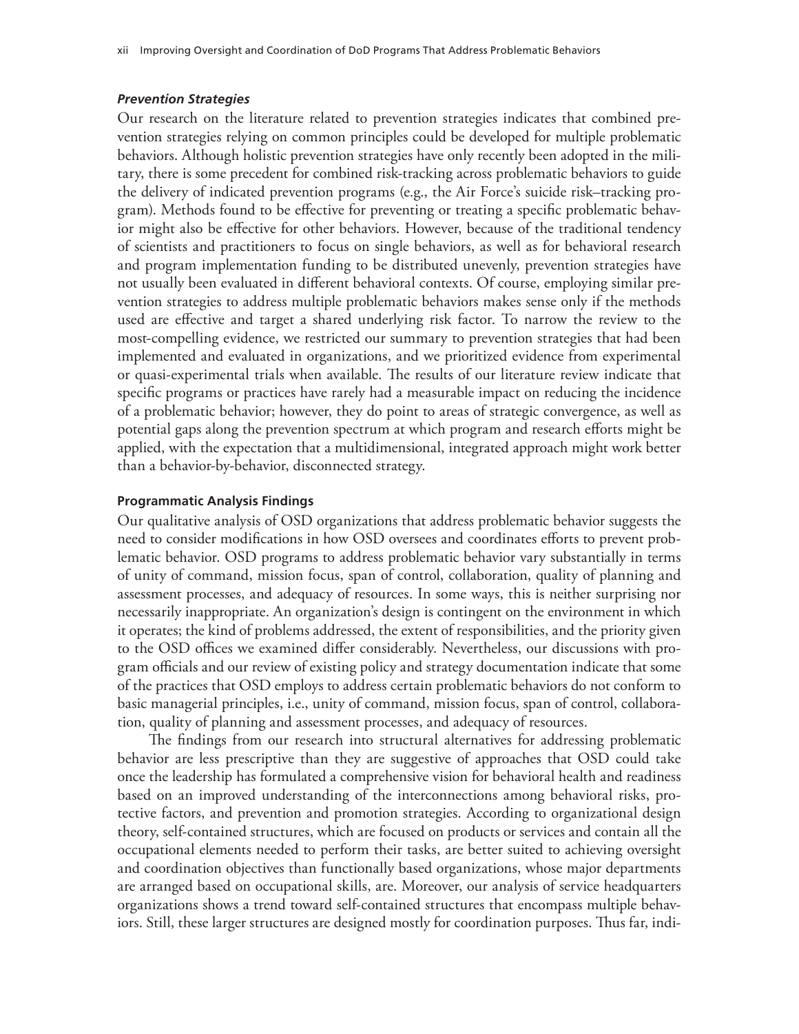#### *Prevention Strategies*

Our research on the literature related to prevention strategies indicates that combined prevention strategies relying on common principles could be developed for multiple problematic behaviors. Although holistic prevention strategies have only recently been adopted in the military, there is some precedent for combined risk-tracking across problematic behaviors to guide the delivery of indicated prevention programs (e.g., the Air Force's suicide risk–tracking program). Methods found to be effective for preventing or treating a specific problematic behavior might also be effective for other behaviors. However, because of the traditional tendency of scientists and practitioners to focus on single behaviors, as well as for behavioral research and program implementation funding to be distributed unevenly, prevention strategies have not usually been evaluated in different behavioral contexts. Of course, employing similar prevention strategies to address multiple problematic behaviors makes sense only if the methods used are effective and target a shared underlying risk factor. To narrow the review to the most-compelling evidence, we restricted our summary to prevention strategies that had been implemented and evaluated in organizations, and we prioritized evidence from experimental or quasi-experimental trials when available. The results of our literature review indicate that specific programs or practices have rarely had a measurable impact on reducing the incidence of a problematic behavior; however, they do point to areas of strategic convergence, as well as potential gaps along the prevention spectrum at which program and research efforts might be applied, with the expectation that a multidimensional, integrated approach might work better than a behavior-by-behavior, disconnected strategy.

#### Programmatic Analysis Findings

Our qualitative analysis of OSD organizations that address problematic behavior suggests the need to consider modifications in how OSD oversees and coordinates efforts to prevent problematic behavior. OSD programs to address problematic behavior vary substantially in terms of unity of command, mission focus, span of control, collaboration, quality of planning and assessment processes, and adequacy of resources. In some ways, this is neither surprising nor necessarily inappropriate. An organization's design is contingent on the environment in which it operates; the kind of problems addressed, the extent of responsibilities, and the priority given to the OSD offices we examined differ considerably. Nevertheless, our discussions with program officials and our review of existing policy and strategy documentation indicate that some of the practices that OSD employs to address certain problematic behaviors do not conform to basic managerial principles, i.e., unity of command, mission focus, span of control, collaboration, quality of planning and assessment processes, and adequacy of resources.

The findings from our research into structural alternatives for addressing problematic behavior are less prescriptive than they are suggestive of approaches that OSD could take once the leadership has formulated a comprehensive vision for behavioral health and readiness based on an improved understanding of the interconnections among behavioral risks, protective factors, and prevention and promotion strategies. According to organizational design theory, self-contained structures, which are focused on products or services and contain all the occupational elements needed to perform their tasks, are better suited to achieving oversight and coordination objectives than functionally based organizations, whose major departments are arranged based on occupational skills, are. Moreover, our analysis of service headquarters organizations shows a trend toward self-contained structures that encompass multiple behaviors. Still, these larger structures are designed mostly for coordination purposes. Thus far, indi-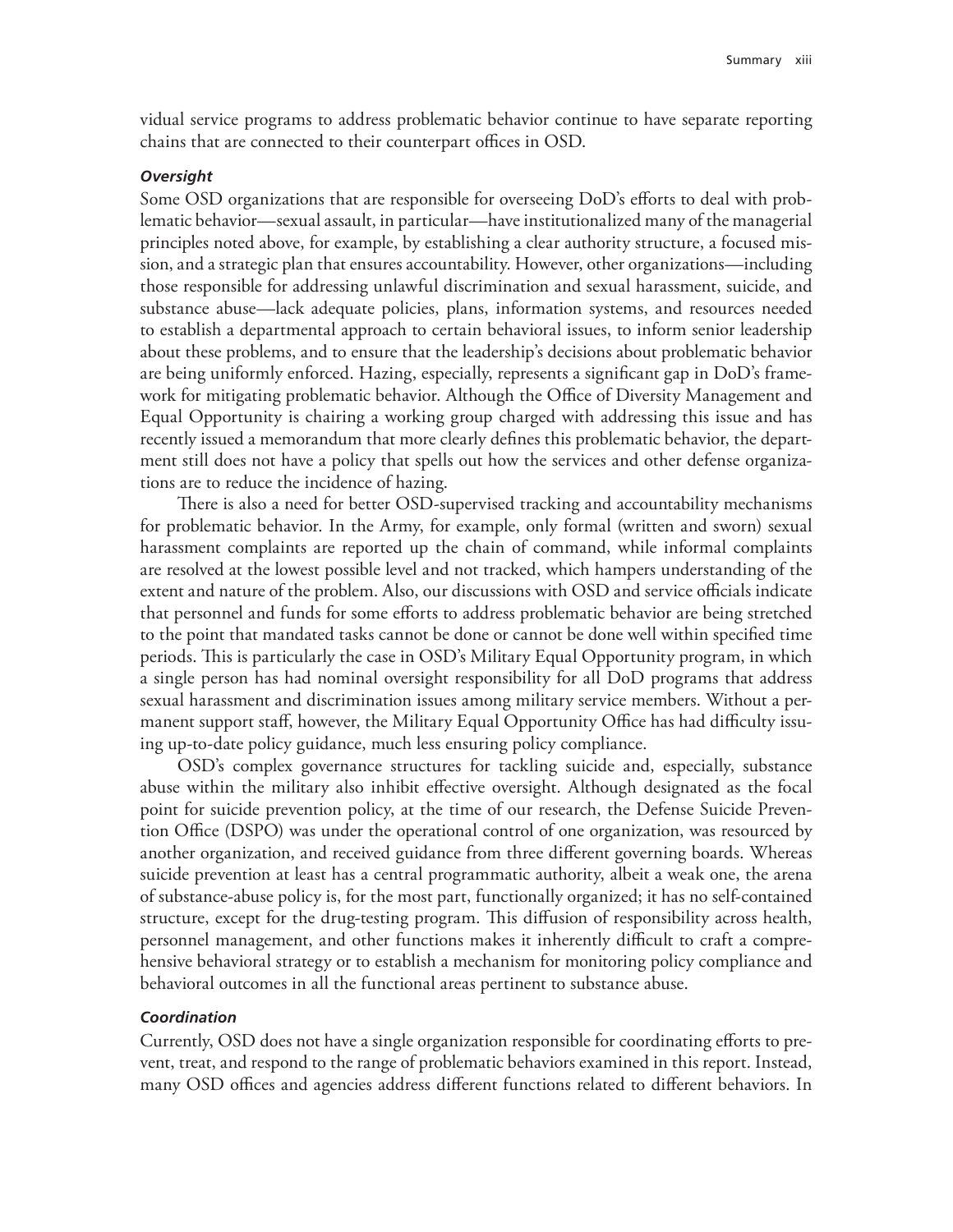vidual service programs to address problematic behavior continue to have separate reporting chains that are connected to their counterpart offices in OSD.

#### *Oversight*

Some OSD organizations that are responsible for overseeing DoD's efforts to deal with problematic behavior—sexual assault, in particular—have institutionalized many of the managerial principles noted above, for example, by establishing a clear authority structure, a focused mission, and a strategic plan that ensures accountability. However, other organizations—including those responsible for addressing unlawful discrimination and sexual harassment, suicide, and substance abuse—lack adequate policies, plans, information systems, and resources needed to establish a departmental approach to certain behavioral issues, to inform senior leadership about these problems, and to ensure that the leadership's decisions about problematic behavior are being uniformly enforced. Hazing, especially, represents a significant gap in DoD's framework for mitigating problematic behavior. Although the Office of Diversity Management and Equal Opportunity is chairing a working group charged with addressing this issue and has recently issued a memorandum that more clearly defines this problematic behavior, the department still does not have a policy that spells out how the services and other defense organizations are to reduce the incidence of hazing.

There is also a need for better OSD-supervised tracking and accountability mechanisms for problematic behavior. In the Army, for example, only formal (written and sworn) sexual harassment complaints are reported up the chain of command, while informal complaints are resolved at the lowest possible level and not tracked, which hampers understanding of the extent and nature of the problem. Also, our discussions with OSD and service officials indicate that personnel and funds for some efforts to address problematic behavior are being stretched to the point that mandated tasks cannot be done or cannot be done well within specified time periods. This is particularly the case in OSD's Military Equal Opportunity program, in which a single person has had nominal oversight responsibility for all DoD programs that address sexual harassment and discrimination issues among military service members. Without a permanent support staff, however, the Military Equal Opportunity Office has had difficulty issuing up-to-date policy guidance, much less ensuring policy compliance.

OSD's complex governance structures for tackling suicide and, especially, substance abuse within the military also inhibit effective oversight. Although designated as the focal point for suicide prevention policy, at the time of our research, the Defense Suicide Prevention Office (DSPO) was under the operational control of one organization, was resourced by another organization, and received guidance from three different governing boards. Whereas suicide prevention at least has a central programmatic authority, albeit a weak one, the arena of substance-abuse policy is, for the most part, functionally organized; it has no self-contained structure, except for the drug-testing program. This diffusion of responsibility across health, personnel management, and other functions makes it inherently difficult to craft a comprehensive behavioral strategy or to establish a mechanism for monitoring policy compliance and behavioral outcomes in all the functional areas pertinent to substance abuse.

#### *Coordination*

Currently, OSD does not have a single organization responsible for coordinating efforts to prevent, treat, and respond to the range of problematic behaviors examined in this report. Instead, many OSD offices and agencies address different functions related to different behaviors. In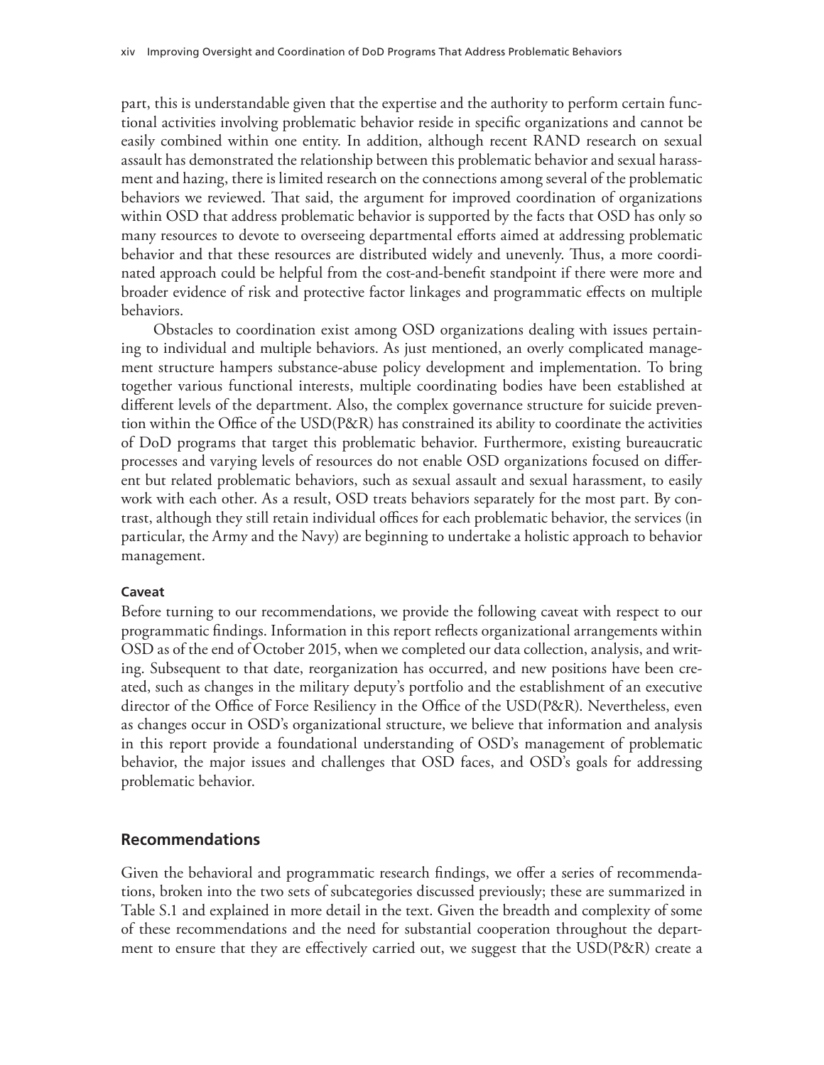part, this is understandable given that the expertise and the authority to perform certain functional activities involving problematic behavior reside in specific organizations and cannot be easily combined within one entity. In addition, although recent RAND research on sexual assault has demonstrated the relationship between this problematic behavior and sexual harassment and hazing, there is limited research on the connections among several of the problematic behaviors we reviewed. That said, the argument for improved coordination of organizations within OSD that address problematic behavior is supported by the facts that OSD has only so many resources to devote to overseeing departmental efforts aimed at addressing problematic behavior and that these resources are distributed widely and unevenly. Thus, a more coordinated approach could be helpful from the cost-and-benefit standpoint if there were more and broader evidence of risk and protective factor linkages and programmatic effects on multiple behaviors.

Obstacles to coordination exist among OSD organizations dealing with issues pertaining to individual and multiple behaviors. As just mentioned, an overly complicated management structure hampers substance-abuse policy development and implementation. To bring together various functional interests, multiple coordinating bodies have been established at different levels of the department. Also, the complex governance structure for suicide prevention within the Office of the USD(P&R) has constrained its ability to coordinate the activities of DoD programs that target this problematic behavior. Furthermore, existing bureaucratic processes and varying levels of resources do not enable OSD organizations focused on different but related problematic behaviors, such as sexual assault and sexual harassment, to easily work with each other. As a result, OSD treats behaviors separately for the most part. By contrast, although they still retain individual offices for each problematic behavior, the services (in particular, the Army and the Navy) are beginning to undertake a holistic approach to behavior management.

#### Caveat

Before turning to our recommendations, we provide the following caveat with respect to our programmatic findings. Information in this report reflects organizational arrangements within OSD as of the end of October 2015, when we completed our data collection, analysis, and writing. Subsequent to that date, reorganization has occurred, and new positions have been created, such as changes in the military deputy's portfolio and the establishment of an executive director of the Office of Force Resiliency in the Office of the USD(P&R). Nevertheless, even as changes occur in OSD's organizational structure, we believe that information and analysis in this report provide a foundational understanding of OSD's management of problematic behavior, the major issues and challenges that OSD faces, and OSD's goals for addressing problematic behavior.

## Recommendations

Given the behavioral and programmatic research findings, we offer a series of recommendations, broken into the two sets of subcategories discussed previously; these are summarized in Table S.1 and explained in more detail in the text. Given the breadth and complexity of some of these recommendations and the need for substantial cooperation throughout the department to ensure that they are effectively carried out, we suggest that the USD(P&R) create a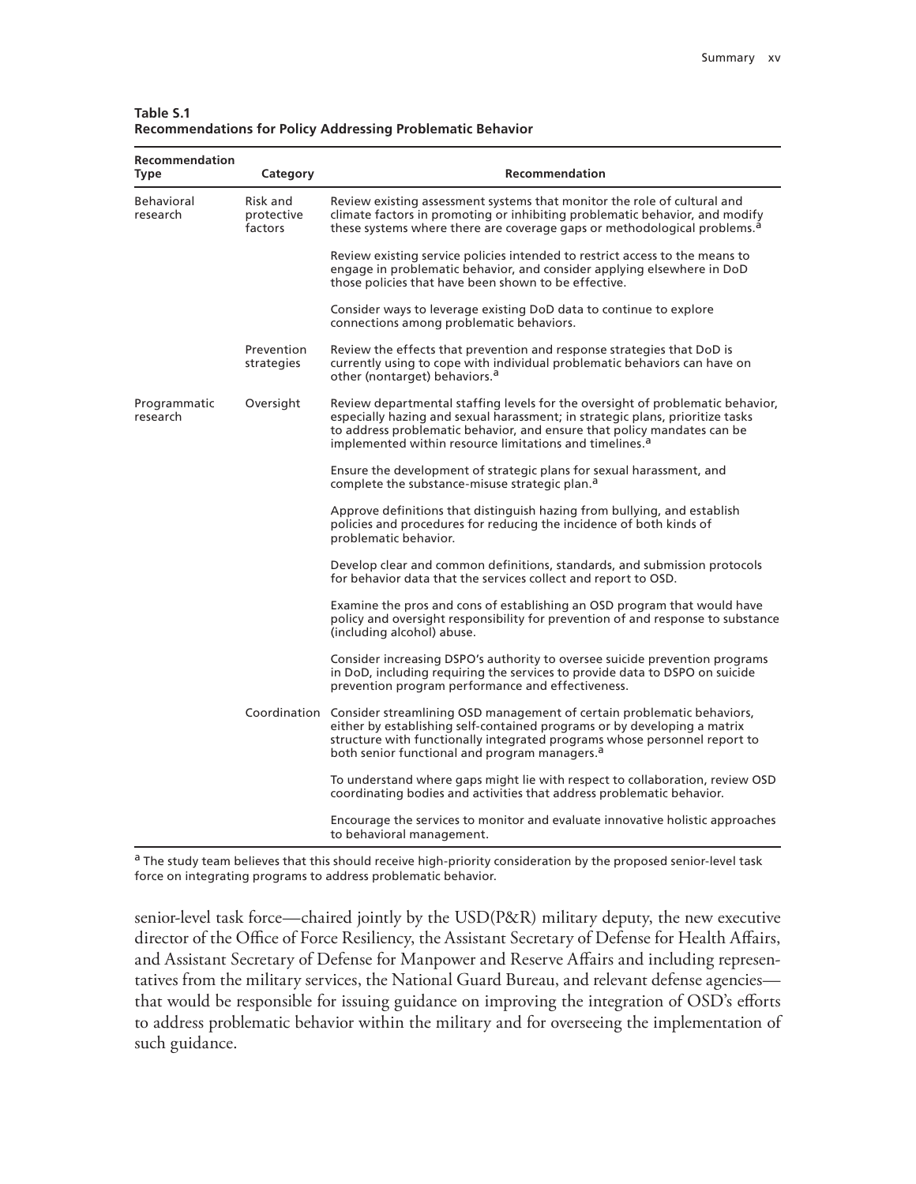**Table S.1**
**Recommendations for Policy Addressing Problematic Behavior**

| Recommendation Type | Category | Recommendation |
|---|---|---|
| Behavioral research | Risk and protective factors | Review existing assessment systems that monitor the role of cultural and climate factors in promoting or inhibiting problematic behavior, and modify these systems where there are coverage gaps or methodological problems.[a] |
| | | Review existing service policies intended to restrict access to the means to engage in problematic behavior, and consider applying elsewhere in DoD those policies that have been shown to be effective. |
| | | Consider ways to leverage existing DoD data to continue to explore connections among problematic behaviors. |
| | Prevention strategies | Review the effects that prevention and response strategies that DoD is currently using to cope with individual problematic behaviors can have on other (nontarget) behaviors.[a] |
| Programmatic research | Oversight | Review departmental staffing levels for the oversight of problematic behavior, especially hazing and sexual harassment; in strategic plans, prioritize tasks to address problematic behavior, and ensure that policy mandates can be implemented within resource limitations and timelines.[a] |
| | | Ensure the development of strategic plans for sexual harassment, and complete the substance-misuse strategic plan.[a] |
| | | Approve definitions that distinguish hazing from bullying, and establish policies and procedures for reducing the incidence of both kinds of problematic behavior. |
| | | Develop clear and common definitions, standards, and submission protocols for behavior data that the services collect and report to OSD. |
| | | Examine the pros and cons of establishing an OSD program that would have policy and oversight responsibility for prevention of and response to substance (including alcohol) abuse. |
| | | Consider increasing DSPO's authority to oversee suicide prevention programs in DoD, including requiring the services to provide data to DSPO on suicide prevention program performance and effectiveness. |
| | Coordination | Consider streamlining OSD management of certain problematic behaviors, either by establishing self-contained programs or by developing a matrix structure with functionally integrated programs whose personnel report to both senior functional and program managers.[a] |
| | | To understand where gaps might lie with respect to collaboration, review OSD coordinating bodies and activities that address problematic behavior. |
| | | Encourage the services to monitor and evaluate innovative holistic approaches to behavioral management. |

[a] The study team believes that this should receive high-priority consideration by the proposed senior-level task force on integrating programs to address problematic behavior.

senior-level task force—chaired jointly by the USD(P&R) military deputy, the new executive director of the Office of Force Resiliency, the Assistant Secretary of Defense for Health Affairs, and Assistant Secretary of Defense for Manpower and Reserve Affairs and including representatives from the military services, the National Guard Bureau, and relevant defense agencies—that would be responsible for issuing guidance on improving the integration of OSD's efforts to address problematic behavior within the military and for overseeing the implementation of such guidance.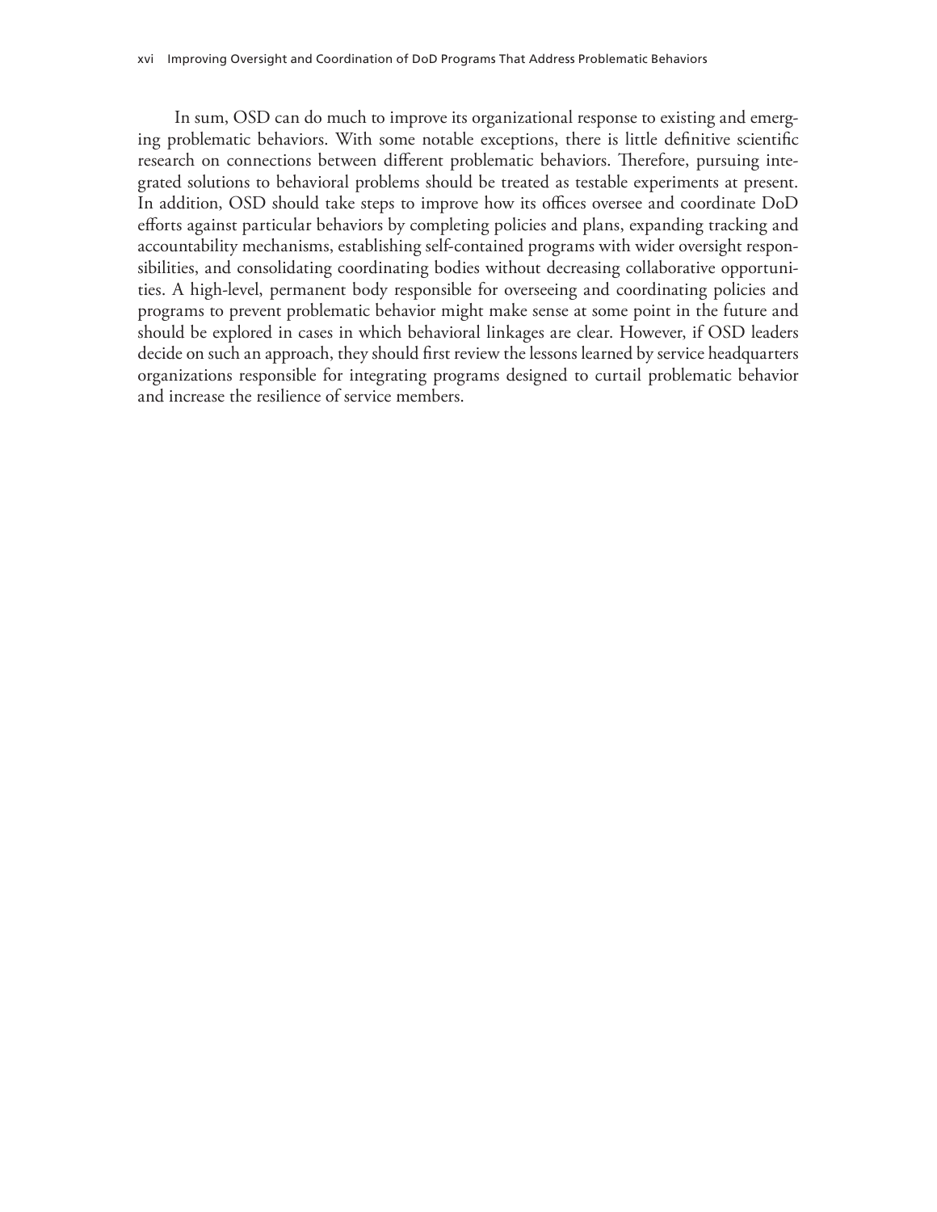In sum, OSD can do much to improve its organizational response to existing and emerging problematic behaviors. With some notable exceptions, there is little definitive scientific research on connections between different problematic behaviors. Therefore, pursuing integrated solutions to behavioral problems should be treated as testable experiments at present. In addition, OSD should take steps to improve how its offices oversee and coordinate DoD efforts against particular behaviors by completing policies and plans, expanding tracking and accountability mechanisms, establishing self-contained programs with wider oversight responsibilities, and consolidating coordinating bodies without decreasing collaborative opportunities. A high-level, permanent body responsible for overseeing and coordinating policies and programs to prevent problematic behavior might make sense at some point in the future and should be explored in cases in which behavioral linkages are clear. However, if OSD leaders decide on such an approach, they should first review the lessons learned by service headquarters organizations responsible for integrating programs designed to curtail problematic behavior and increase the resilience of service members.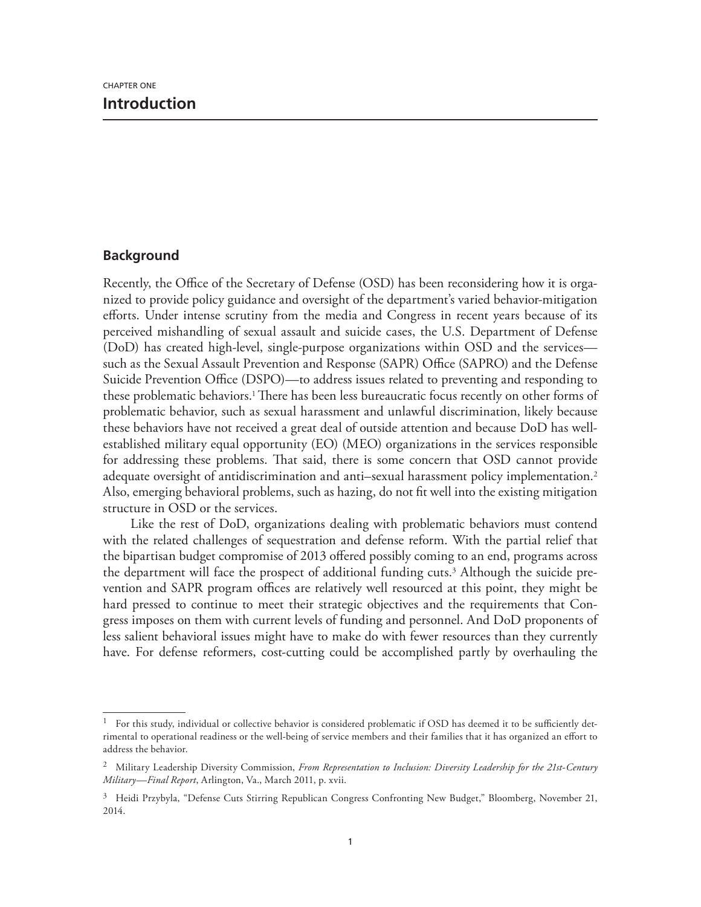CHAPTER ONE

# Introduction

## Background

Recently, the Office of the Secretary of Defense (OSD) has been reconsidering how it is organized to provide policy guidance and oversight of the department's varied behavior-mitigation efforts. Under intense scrutiny from the media and Congress in recent years because of its perceived mishandling of sexual assault and suicide cases, the U.S. Department of Defense (DoD) has created high-level, single-purpose organizations within OSD and the services—such as the Sexual Assault Prevention and Response (SAPR) Office (SAPRO) and the Defense Suicide Prevention Office (DSPO)—to address issues related to preventing and responding to these problematic behaviors.[1] There has been less bureaucratic focus recently on other forms of problematic behavior, such as sexual harassment and unlawful discrimination, likely because these behaviors have not received a great deal of outside attention and because DoD has well-established military equal opportunity (EO) (MEO) organizations in the services responsible for addressing these problems. That said, there is some concern that OSD cannot provide adequate oversight of antidiscrimination and anti–sexual harassment policy implementation.[2] Also, emerging behavioral problems, such as hazing, do not fit well into the existing mitigation structure in OSD or the services.

Like the rest of DoD, organizations dealing with problematic behaviors must contend with the related challenges of sequestration and defense reform. With the partial relief that the bipartisan budget compromise of 2013 offered possibly coming to an end, programs across the department will face the prospect of additional funding cuts.[3] Although the suicide prevention and SAPR program offices are relatively well resourced at this point, they might be hard pressed to continue to meet their strategic objectives and the requirements that Congress imposes on them with current levels of funding and personnel. And DoD proponents of less salient behavioral issues might have to make do with fewer resources than they currently have. For defense reformers, cost-cutting could be accomplished partly by overhauling the

---

[1] For this study, individual or collective behavior is considered problematic if OSD has deemed it to be sufficiently detrimental to operational readiness or the well-being of service members and their families that it has organized an effort to address the behavior.

[2] Military Leadership Diversity Commission, *From Representation to Inclusion: Diversity Leadership for the 21st-Century Military—Final Report*, Arlington, Va., March 2011, p. xvii.

[3] Heidi Przybyla, "Defense Cuts Stirring Republican Congress Confronting New Budget," Bloomberg, November 21, 2014.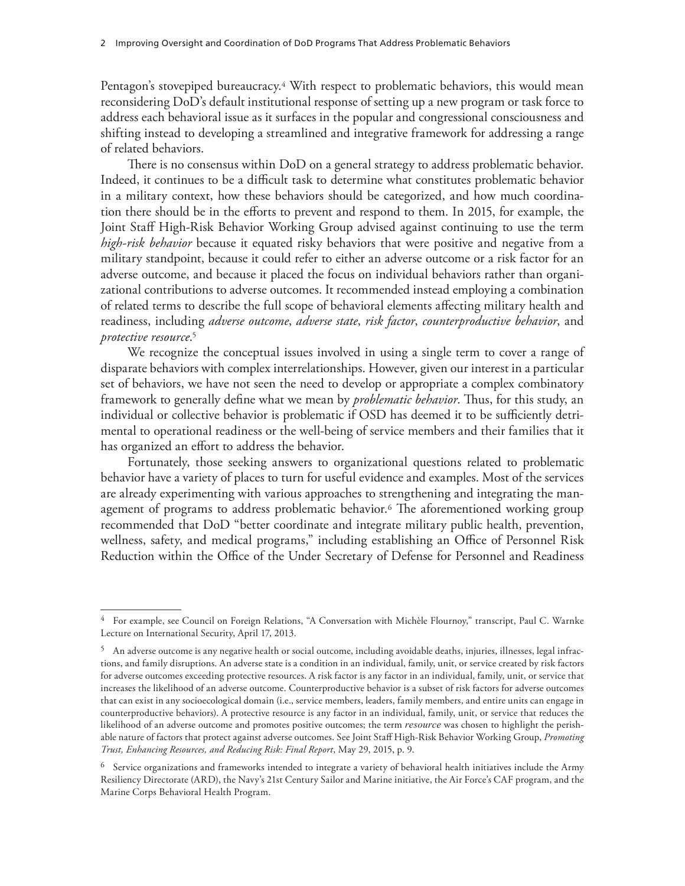Pentagon's stovepiped bureaucracy.[4] With respect to problematic behaviors, this would mean reconsidering DoD's default institutional response of setting up a new program or task force to address each behavioral issue as it surfaces in the popular and congressional consciousness and shifting instead to developing a streamlined and integrative framework for addressing a range of related behaviors.

There is no consensus within DoD on a general strategy to address problematic behavior. Indeed, it continues to be a difficult task to determine what constitutes problematic behavior in a military context, how these behaviors should be categorized, and how much coordination there should be in the efforts to prevent and respond to them. In 2015, for example, the Joint Staff High-Risk Behavior Working Group advised against continuing to use the term *high-risk behavior* because it equated risky behaviors that were positive and negative from a military standpoint, because it could refer to either an adverse outcome or a risk factor for an adverse outcome, and because it placed the focus on individual behaviors rather than organizational contributions to adverse outcomes. It recommended instead employing a combination of related terms to describe the full scope of behavioral elements affecting military health and readiness, including *adverse outcome*, *adverse state*, *risk factor*, *counterproductive behavior*, and *protective resource*.[5]

We recognize the conceptual issues involved in using a single term to cover a range of disparate behaviors with complex interrelationships. However, given our interest in a particular set of behaviors, we have not seen the need to develop or appropriate a complex combinatory framework to generally define what we mean by *problematic behavior*. Thus, for this study, an individual or collective behavior is problematic if OSD has deemed it to be sufficiently detrimental to operational readiness or the well-being of service members and their families that it has organized an effort to address the behavior.

Fortunately, those seeking answers to organizational questions related to problematic behavior have a variety of places to turn for useful evidence and examples. Most of the services are already experimenting with various approaches to strengthening and integrating the management of programs to address problematic behavior.[6] The aforementioned working group recommended that DoD "better coordinate and integrate military public health, prevention, wellness, safety, and medical programs," including establishing an Office of Personnel Risk Reduction within the Office of the Under Secretary of Defense for Personnel and Readiness

---

[4] For example, see Council on Foreign Relations, "A Conversation with Michèle Flournoy," transcript, Paul C. Warnke Lecture on International Security, April 17, 2013.

[5] An adverse outcome is any negative health or social outcome, including avoidable deaths, injuries, illnesses, legal infractions, and family disruptions. An adverse state is a condition in an individual, family, unit, or service created by risk factors for adverse outcomes exceeding protective resources. A risk factor is any factor in an individual, family, unit, or service that increases the likelihood of an adverse outcome. Counterproductive behavior is a subset of risk factors for adverse outcomes that can exist in any socioecological domain (i.e., service members, leaders, family members, and entire units can engage in counterproductive behaviors). A protective resource is any factor in an individual, family, unit, or service that reduces the likelihood of an adverse outcome and promotes positive outcomes; the term *resource* was chosen to highlight the perishable nature of factors that protect against adverse outcomes. See Joint Staff High-Risk Behavior Working Group, *Promoting Trust, Enhancing Resources, and Reducing Risk: Final Report*, May 29, 2015, p. 9.

[6] Service organizations and frameworks intended to integrate a variety of behavioral health initiatives include the Army Resiliency Directorate (ARD), the Navy's 21st Century Sailor and Marine initiative, the Air Force's CAF program, and the Marine Corps Behavioral Health Program.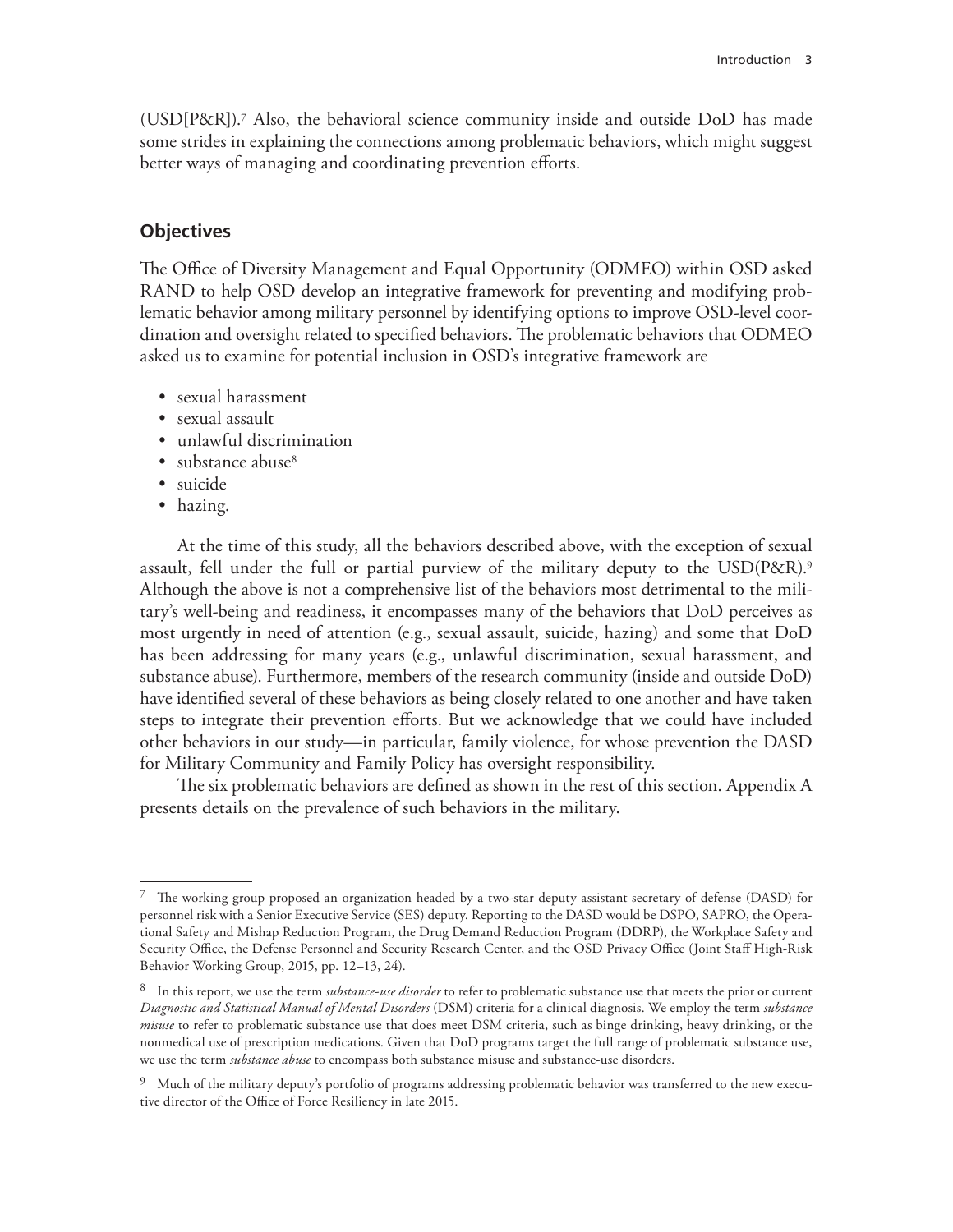(USD[P&R]).[7] Also, the behavioral science community inside and outside DoD has made some strides in explaining the connections among problematic behaviors, which might suggest better ways of managing and coordinating prevention efforts.

## Objectives

The Office of Diversity Management and Equal Opportunity (ODMEO) within OSD asked RAND to help OSD develop an integrative framework for preventing and modifying problematic behavior among military personnel by identifying options to improve OSD-level coordination and oversight related to specified behaviors. The problematic behaviors that ODMEO asked us to examine for potential inclusion in OSD's integrative framework are

- sexual harassment
- sexual assault
- unlawful discrimination
- substance abuse[8]
- suicide
- hazing.

At the time of this study, all the behaviors described above, with the exception of sexual assault, fell under the full or partial purview of the military deputy to the USD(P&R).[9] Although the above is not a comprehensive list of the behaviors most detrimental to the military's well-being and readiness, it encompasses many of the behaviors that DoD perceives as most urgently in need of attention (e.g., sexual assault, suicide, hazing) and some that DoD has been addressing for many years (e.g., unlawful discrimination, sexual harassment, and substance abuse). Furthermore, members of the research community (inside and outside DoD) have identified several of these behaviors as being closely related to one another and have taken steps to integrate their prevention efforts. But we acknowledge that we could have included other behaviors in our study—in particular, family violence, for whose prevention the DASD for Military Community and Family Policy has oversight responsibility.

The six problematic behaviors are defined as shown in the rest of this section. Appendix A presents details on the prevalence of such behaviors in the military.

---

[7] The working group proposed an organization headed by a two-star deputy assistant secretary of defense (DASD) for personnel risk with a Senior Executive Service (SES) deputy. Reporting to the DASD would be DSPO, SAPRO, the Operational Safety and Mishap Reduction Program, the Drug Demand Reduction Program (DDRP), the Workplace Safety and Security Office, the Defense Personnel and Security Research Center, and the OSD Privacy Office (Joint Staff High-Risk Behavior Working Group, 2015, pp. 12–13, 24).

[8] In this report, we use the term *substance-use disorder* to refer to problematic substance use that meets the prior or current *Diagnostic and Statistical Manual of Mental Disorders* (DSM) criteria for a clinical diagnosis. We employ the term *substance misuse* to refer to problematic substance use that does meet DSM criteria, such as binge drinking, heavy drinking, or the nonmedical use of prescription medications. Given that DoD programs target the full range of problematic substance use, we use the term *substance abuse* to encompass both substance misuse and substance-use disorders.

[9] Much of the military deputy's portfolio of programs addressing problematic behavior was transferred to the new executive director of the Office of Force Resiliency in late 2015.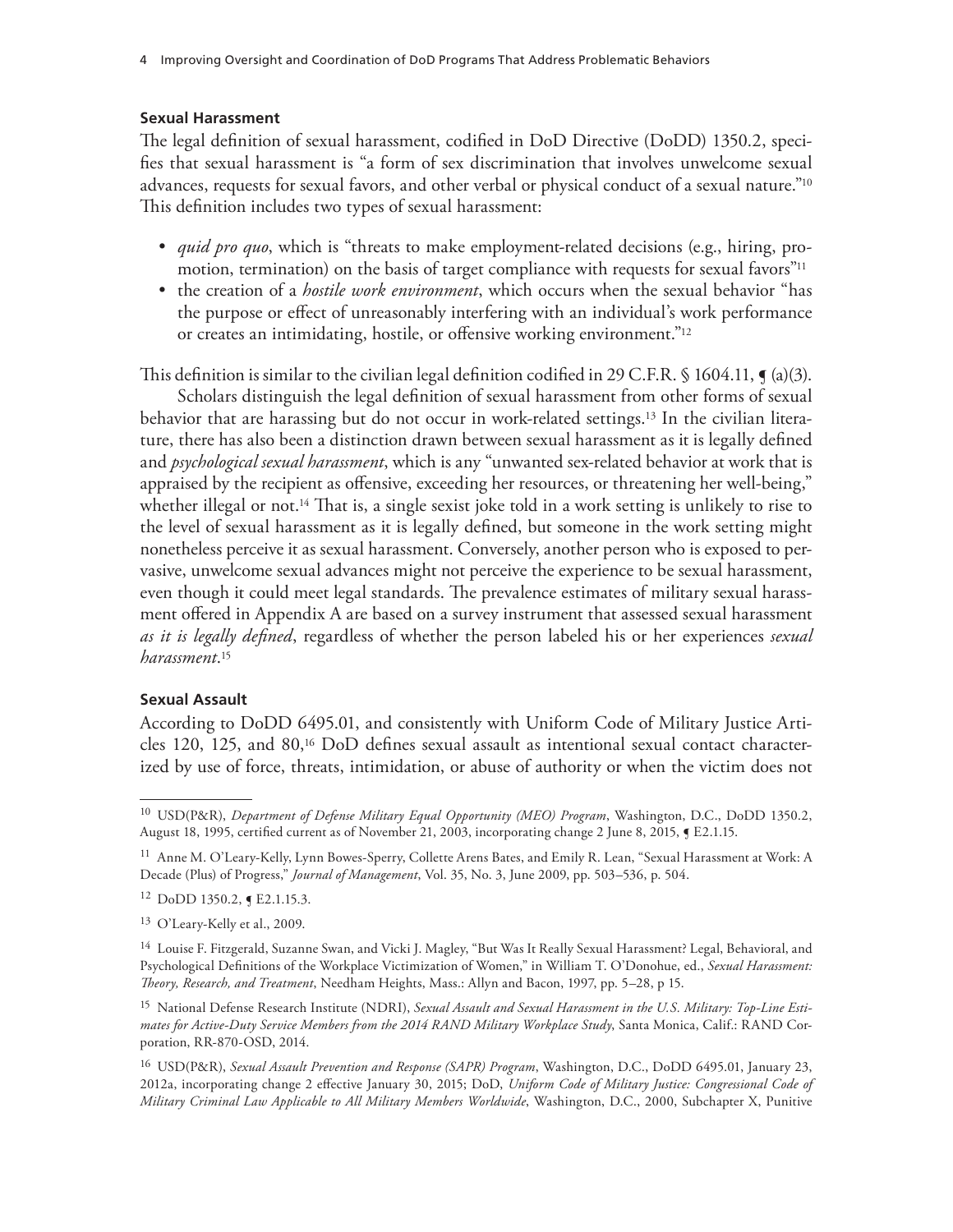### Sexual Harassment

The legal definition of sexual harassment, codified in DoD Directive (DoDD) 1350.2, specifies that sexual harassment is "a form of sex discrimination that involves unwelcome sexual advances, requests for sexual favors, and other verbal or physical conduct of a sexual nature."[10] This definition includes two types of sexual harassment:

- *quid pro quo*, which is "threats to make employment-related decisions (e.g., hiring, promotion, termination) on the basis of target compliance with requests for sexual favors"[11]
- the creation of a *hostile work environment*, which occurs when the sexual behavior "has the purpose or effect of unreasonably interfering with an individual's work performance or creates an intimidating, hostile, or offensive working environment."[12]

This definition is similar to the civilian legal definition codified in 29 C.F.R. § 1604.11, ¶ (a)(3).

Scholars distinguish the legal definition of sexual harassment from other forms of sexual behavior that are harassing but do not occur in work-related settings.[13] In the civilian literature, there has also been a distinction drawn between sexual harassment as it is legally defined and *psychological sexual harassment*, which is any "unwanted sex-related behavior at work that is appraised by the recipient as offensive, exceeding her resources, or threatening her well-being," whether illegal or not.[14] That is, a single sexist joke told in a work setting is unlikely to rise to the level of sexual harassment as it is legally defined, but someone in the work setting might nonetheless perceive it as sexual harassment. Conversely, another person who is exposed to pervasive, unwelcome sexual advances might not perceive the experience to be sexual harassment, even though it could meet legal standards. The prevalence estimates of military sexual harassment offered in Appendix A are based on a survey instrument that assessed sexual harassment *as it is legally defined*, regardless of whether the person labeled his or her experiences *sexual harassment*.[15]

### Sexual Assault

According to DoDD 6495.01, and consistently with Uniform Code of Military Justice Articles 120, 125, and 80,[16] DoD defines sexual assault as intentional sexual contact characterized by use of force, threats, intimidation, or abuse of authority or when the victim does not

---

[10] USD(P&R), *Department of Defense Military Equal Opportunity (MEO) Program*, Washington, D.C., DoDD 1350.2, August 18, 1995, certified current as of November 21, 2003, incorporating change 2 June 8, 2015, ¶ E2.1.15.

[11] Anne M. O'Leary-Kelly, Lynn Bowes-Sperry, Collette Arens Bates, and Emily R. Lean, "Sexual Harassment at Work: A Decade (Plus) of Progress," *Journal of Management*, Vol. 35, No. 3, June 2009, pp. 503–536, p. 504.

[12] DoDD 1350.2, ¶ E2.1.15.3.

[13] O'Leary-Kelly et al., 2009.

[14] Louise F. Fitzgerald, Suzanne Swan, and Vicki J. Magley, "But Was It Really Sexual Harassment? Legal, Behavioral, and Psychological Definitions of the Workplace Victimization of Women," in William T. O'Donohue, ed., *Sexual Harassment: Theory, Research, and Treatment*, Needham Heights, Mass.: Allyn and Bacon, 1997, pp. 5–28, p 15.

[15] National Defense Research Institute (NDRI), *Sexual Assault and Sexual Harassment in the U.S. Military: Top-Line Estimates for Active-Duty Service Members from the 2014 RAND Military Workplace Study*, Santa Monica, Calif.: RAND Corporation, RR-870-OSD, 2014.

[16] USD(P&R), *Sexual Assault Prevention and Response (SAPR) Program*, Washington, D.C., DoDD 6495.01, January 23, 2012a, incorporating change 2 effective January 30, 2015; DoD, *Uniform Code of Military Justice: Congressional Code of Military Criminal Law Applicable to All Military Members Worldwide*, Washington, D.C., 2000, Subchapter X, Punitive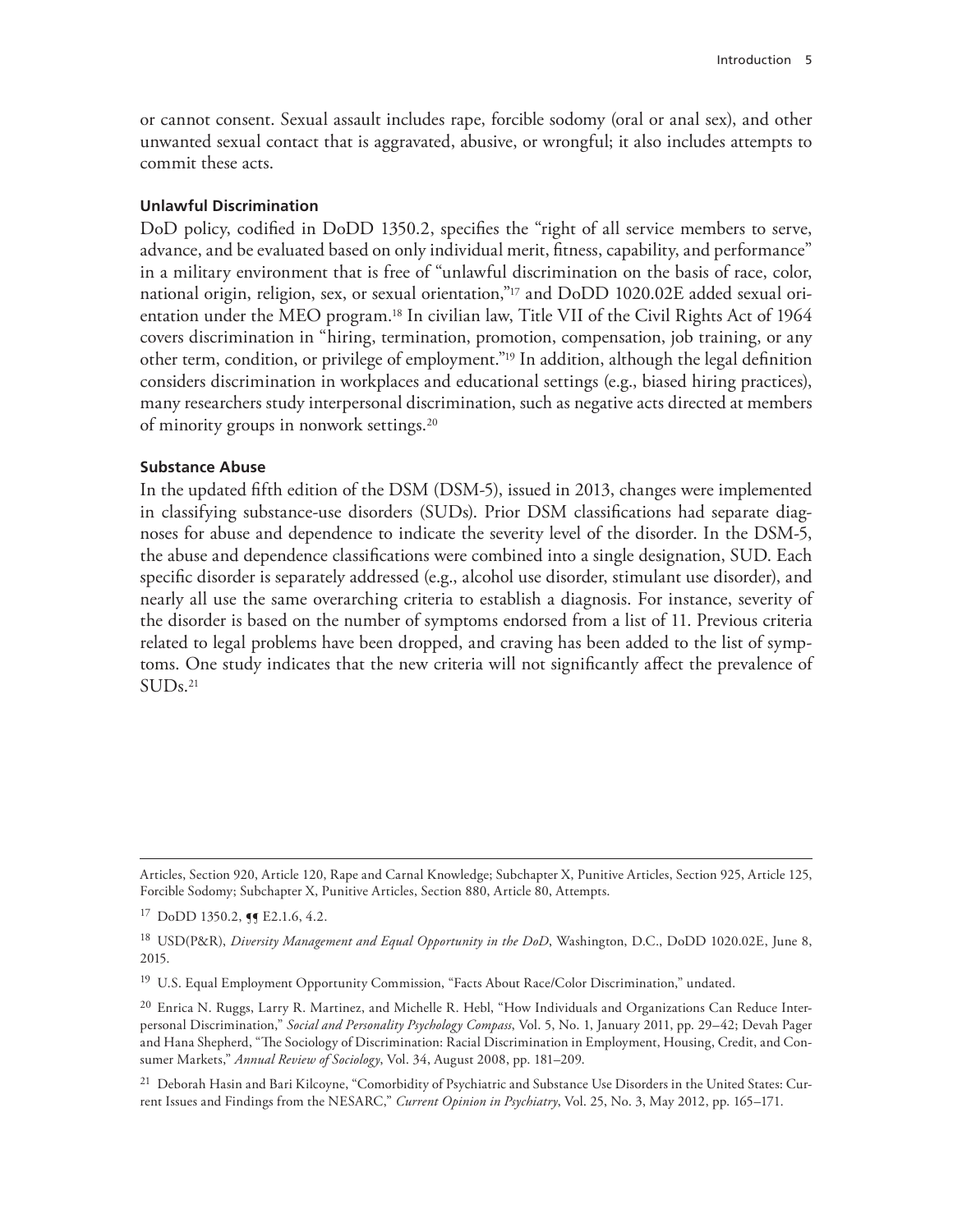or cannot consent. Sexual assault includes rape, forcible sodomy (oral or anal sex), and other unwanted sexual contact that is aggravated, abusive, or wrongful; it also includes attempts to commit these acts.

#### Unlawful Discrimination

DoD policy, codified in DoDD 1350.2, specifies the "right of all service members to serve, advance, and be evaluated based on only individual merit, fitness, capability, and performance" in a military environment that is free of "unlawful discrimination on the basis of race, color, national origin, religion, sex, or sexual orientation,"[17] and DoDD 1020.02E added sexual orientation under the MEO program.[18] In civilian law, Title VII of the Civil Rights Act of 1964 covers discrimination in "hiring, termination, promotion, compensation, job training, or any other term, condition, or privilege of employment."[19] In addition, although the legal definition considers discrimination in workplaces and educational settings (e.g., biased hiring practices), many researchers study interpersonal discrimination, such as negative acts directed at members of minority groups in nonwork settings.[20]

#### Substance Abuse

In the updated fifth edition of the DSM (DSM-5), issued in 2013, changes were implemented in classifying substance-use disorders (SUDs). Prior DSM classifications had separate diagnoses for abuse and dependence to indicate the severity level of the disorder. In the DSM-5, the abuse and dependence classifications were combined into a single designation, SUD. Each specific disorder is separately addressed (e.g., alcohol use disorder, stimulant use disorder), and nearly all use the same overarching criteria to establish a diagnosis. For instance, severity of the disorder is based on the number of symptoms endorsed from a list of 11. Previous criteria related to legal problems have been dropped, and craving has been added to the list of symptoms. One study indicates that the new criteria will not significantly affect the prevalence of SUDs.[21]

---

Articles, Section 920, Article 120, Rape and Carnal Knowledge; Subchapter X, Punitive Articles, Section 925, Article 125, Forcible Sodomy; Subchapter X, Punitive Articles, Section 880, Article 80, Attempts.

[17] DoDD 1350.2, ¶¶ E2.1.6, 4.2.

[18] USD(P&R), *Diversity Management and Equal Opportunity in the DoD*, Washington, D.C., DoDD 1020.02E, June 8, 2015.

[19] U.S. Equal Employment Opportunity Commission, "Facts About Race/Color Discrimination," undated.

[20] Enrica N. Ruggs, Larry R. Martinez, and Michelle R. Hebl, "How Individuals and Organizations Can Reduce Interpersonal Discrimination," *Social and Personality Psychology Compass*, Vol. 5, No. 1, January 2011, pp. 29–42; Devah Pager and Hana Shepherd, "The Sociology of Discrimination: Racial Discrimination in Employment, Housing, Credit, and Consumer Markets," *Annual Review of Sociology*, Vol. 34, August 2008, pp. 181–209.

[21] Deborah Hasin and Bari Kilcoyne, "Comorbidity of Psychiatric and Substance Use Disorders in the United States: Current Issues and Findings from the NESARC," *Current Opinion in Psychiatry*, Vol. 25, No. 3, May 2012, pp. 165–171.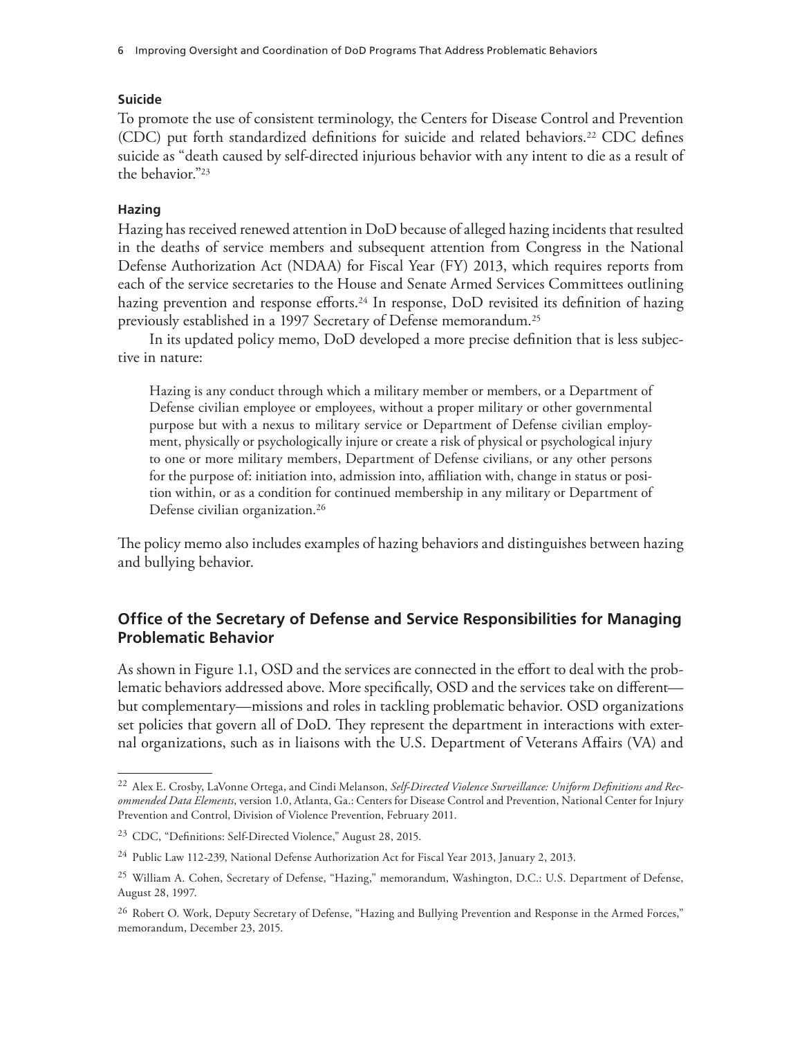#### Suicide

To promote the use of consistent terminology, the Centers for Disease Control and Prevention (CDC) put forth standardized definitions for suicide and related behaviors.[22] CDC defines suicide as "death caused by self-directed injurious behavior with any intent to die as a result of the behavior."[23]

#### Hazing

Hazing has received renewed attention in DoD because of alleged hazing incidents that resulted in the deaths of service members and subsequent attention from Congress in the National Defense Authorization Act (NDAA) for Fiscal Year (FY) 2013, which requires reports from each of the service secretaries to the House and Senate Armed Services Committees outlining hazing prevention and response efforts.[24] In response, DoD revisited its definition of hazing previously established in a 1997 Secretary of Defense memorandum.[25]

In its updated policy memo, DoD developed a more precise definition that is less subjective in nature:

> Hazing is any conduct through which a military member or members, or a Department of Defense civilian employee or employees, without a proper military or other governmental purpose but with a nexus to military service or Department of Defense civilian employment, physically or psychologically injure or create a risk of physical or psychological injury to one or more military members, Department of Defense civilians, or any other persons for the purpose of: initiation into, admission into, affiliation with, change in status or position within, or as a condition for continued membership in any military or Department of Defense civilian organization.[26]

The policy memo also includes examples of hazing behaviors and distinguishes between hazing and bullying behavior.

### Office of the Secretary of Defense and Service Responsibilities for Managing Problematic Behavior

As shown in Figure 1.1, OSD and the services are connected in the effort to deal with the problematic behaviors addressed above. More specifically, OSD and the services take on different—but complementary—missions and roles in tackling problematic behavior. OSD organizations set policies that govern all of DoD. They represent the department in interactions with external organizations, such as in liaisons with the U.S. Department of Veterans Affairs (VA) and

---

[22] Alex E. Crosby, LaVonne Ortega, and Cindi Melanson, *Self-Directed Violence Surveillance: Uniform Definitions and Recommended Data Elements*, version 1.0, Atlanta, Ga.: Centers for Disease Control and Prevention, National Center for Injury Prevention and Control, Division of Violence Prevention, February 2011.

[23] CDC, "Definitions: Self-Directed Violence," August 28, 2015.

[24] Public Law 112-239, National Defense Authorization Act for Fiscal Year 2013, January 2, 2013.

[25] William A. Cohen, Secretary of Defense, "Hazing," memorandum, Washington, D.C.: U.S. Department of Defense, August 28, 1997.

[26] Robert O. Work, Deputy Secretary of Defense, "Hazing and Bullying Prevention and Response in the Armed Forces," memorandum, December 23, 2015.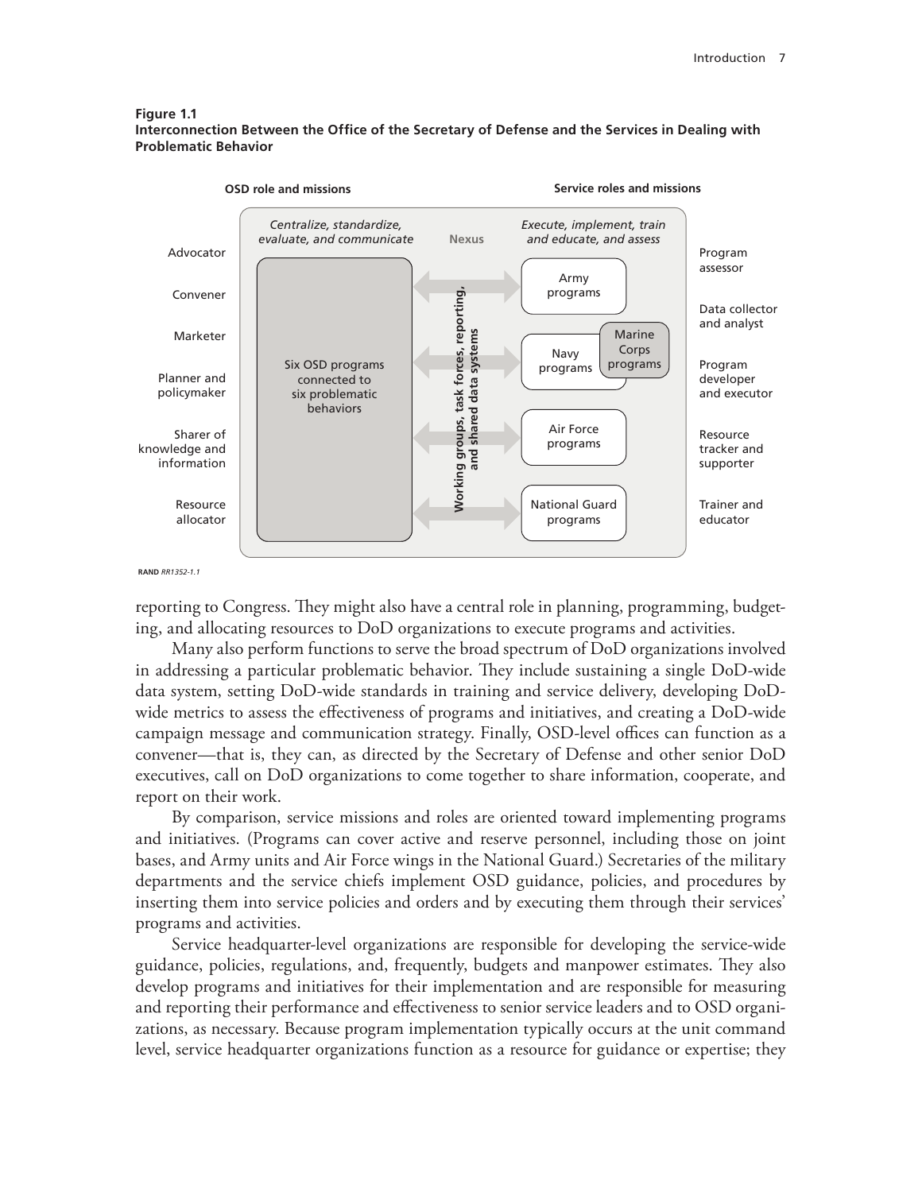**Figure 1.1**
**Interconnection Between the Office of the Secretary of Defense and the Services in Dealing with Problematic Behavior**

**OSD role and missions** | **Service roles and missions**

*Centralize, standardize, evaluate, and communicate* | Nexus | *Execute, implement, train and educate, and assess*

OSD roles: Advocator; Convener; Marketer; Planner and policymaker; Sharer of knowledge and information; Resource allocator

Six OSD programs connected to six problematic behaviors

**Working groups, task forces, reporting, and shared data systems**

Army programs; Navy programs; Marine Corps programs; Air Force programs; National Guard programs

Service roles: Program assessor; Data collector and analyst; Program developer and executor; Resource tracker and supporter; Trainer and educator

RAND *RR1352-1.1*

reporting to Congress. They might also have a central role in planning, programming, budgeting, and allocating resources to DoD organizations to execute programs and activities.

Many also perform functions to serve the broad spectrum of DoD organizations involved in addressing a particular problematic behavior. They include sustaining a single DoD-wide data system, setting DoD-wide standards in training and service delivery, developing DoD-wide metrics to assess the effectiveness of programs and initiatives, and creating a DoD-wide campaign message and communication strategy. Finally, OSD-level offices can function as a convener—that is, they can, as directed by the Secretary of Defense and other senior DoD executives, call on DoD organizations to come together to share information, cooperate, and report on their work.

By comparison, service missions and roles are oriented toward implementing programs and initiatives. (Programs can cover active and reserve personnel, including those on joint bases, and Army units and Air Force wings in the National Guard.) Secretaries of the military departments and the service chiefs implement OSD guidance, policies, and procedures by inserting them into service policies and orders and by executing them through their services' programs and activities.

Service headquarter-level organizations are responsible for developing the service-wide guidance, policies, regulations, and, frequently, budgets and manpower estimates. They also develop programs and initiatives for their implementation and are responsible for measuring and reporting their performance and effectiveness to senior service leaders and to OSD organizations, as necessary. Because program implementation typically occurs at the unit command level, service headquarter organizations function as a resource for guidance or expertise; they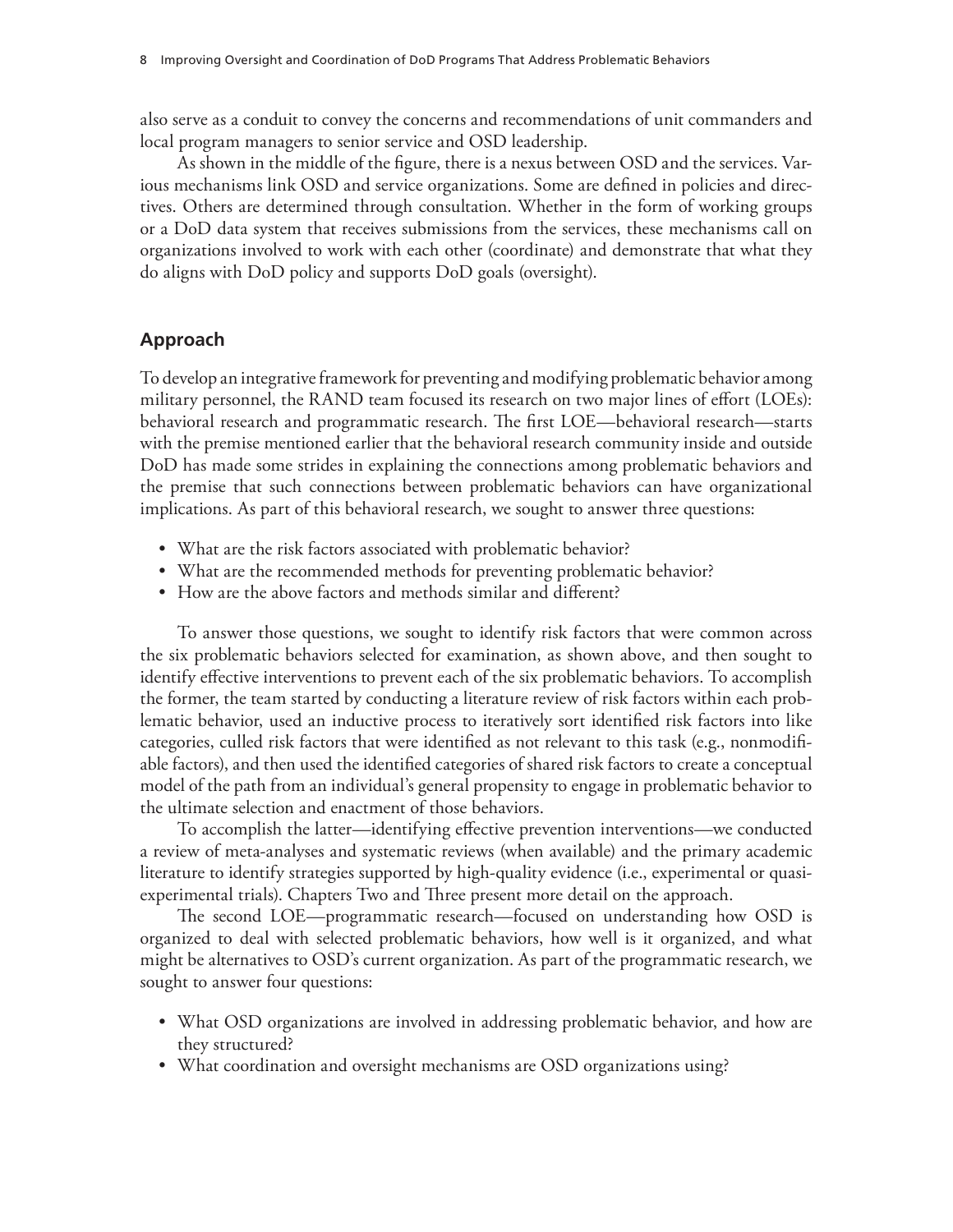also serve as a conduit to convey the concerns and recommendations of unit commanders and local program managers to senior service and OSD leadership.

As shown in the middle of the figure, there is a nexus between OSD and the services. Various mechanisms link OSD and service organizations. Some are defined in policies and directives. Others are determined through consultation. Whether in the form of working groups or a DoD data system that receives submissions from the services, these mechanisms call on organizations involved to work with each other (coordinate) and demonstrate that what they do aligns with DoD policy and supports DoD goals (oversight).

## Approach

To develop an integrative framework for preventing and modifying problematic behavior among military personnel, the RAND team focused its research on two major lines of effort (LOEs): behavioral research and programmatic research. The first LOE—behavioral research—starts with the premise mentioned earlier that the behavioral research community inside and outside DoD has made some strides in explaining the connections among problematic behaviors and the premise that such connections between problematic behaviors can have organizational implications. As part of this behavioral research, we sought to answer three questions:

- What are the risk factors associated with problematic behavior?
- What are the recommended methods for preventing problematic behavior?
- How are the above factors and methods similar and different?

To answer those questions, we sought to identify risk factors that were common across the six problematic behaviors selected for examination, as shown above, and then sought to identify effective interventions to prevent each of the six problematic behaviors. To accomplish the former, the team started by conducting a literature review of risk factors within each problematic behavior, used an inductive process to iteratively sort identified risk factors into like categories, culled risk factors that were identified as not relevant to this task (e.g., nonmodifiable factors), and then used the identified categories of shared risk factors to create a conceptual model of the path from an individual's general propensity to engage in problematic behavior to the ultimate selection and enactment of those behaviors.

To accomplish the latter—identifying effective prevention interventions—we conducted a review of meta-analyses and systematic reviews (when available) and the primary academic literature to identify strategies supported by high-quality evidence (i.e., experimental or quasi-experimental trials). Chapters Two and Three present more detail on the approach.

The second LOE—programmatic research—focused on understanding how OSD is organized to deal with selected problematic behaviors, how well is it organized, and what might be alternatives to OSD's current organization. As part of the programmatic research, we sought to answer four questions:

- What OSD organizations are involved in addressing problematic behavior, and how are they structured?
- What coordination and oversight mechanisms are OSD organizations using?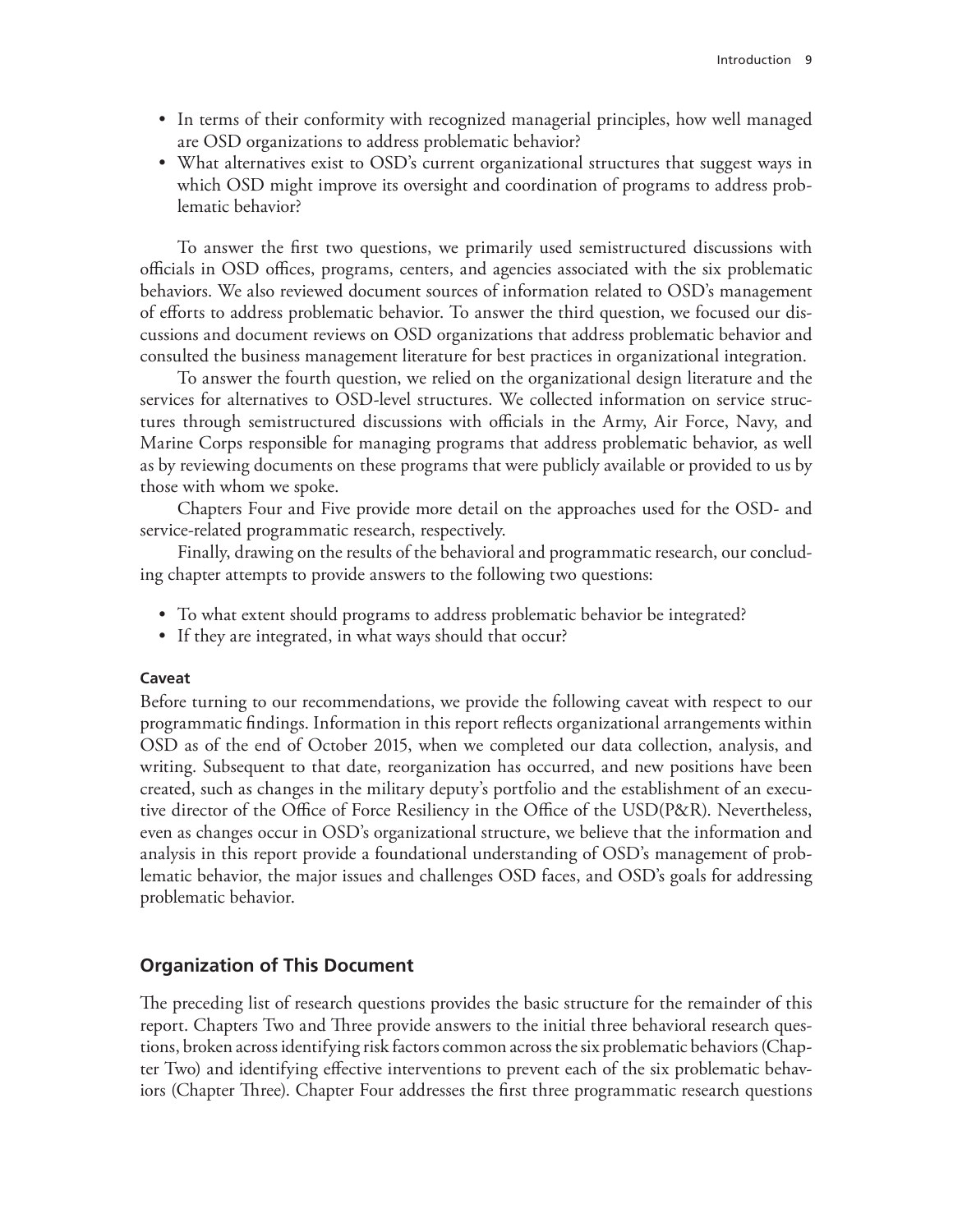- In terms of their conformity with recognized managerial principles, how well managed are OSD organizations to address problematic behavior?
- What alternatives exist to OSD's current organizational structures that suggest ways in which OSD might improve its oversight and coordination of programs to address problematic behavior?

To answer the first two questions, we primarily used semistructured discussions with officials in OSD offices, programs, centers, and agencies associated with the six problematic behaviors. We also reviewed document sources of information related to OSD's management of efforts to address problematic behavior. To answer the third question, we focused our discussions and document reviews on OSD organizations that address problematic behavior and consulted the business management literature for best practices in organizational integration.

To answer the fourth question, we relied on the organizational design literature and the services for alternatives to OSD-level structures. We collected information on service structures through semistructured discussions with officials in the Army, Air Force, Navy, and Marine Corps responsible for managing programs that address problematic behavior, as well as by reviewing documents on these programs that were publicly available or provided to us by those with whom we spoke.

Chapters Four and Five provide more detail on the approaches used for the OSD- and service-related programmatic research, respectively.

Finally, drawing on the results of the behavioral and programmatic research, our concluding chapter attempts to provide answers to the following two questions:

- To what extent should programs to address problematic behavior be integrated?
- If they are integrated, in what ways should that occur?

#### Caveat

Before turning to our recommendations, we provide the following caveat with respect to our programmatic findings. Information in this report reflects organizational arrangements within OSD as of the end of October 2015, when we completed our data collection, analysis, and writing. Subsequent to that date, reorganization has occurred, and new positions have been created, such as changes in the military deputy's portfolio and the establishment of an executive director of the Office of Force Resiliency in the Office of the USD(P&R). Nevertheless, even as changes occur in OSD's organizational structure, we believe that the information and analysis in this report provide a foundational understanding of OSD's management of problematic behavior, the major issues and challenges OSD faces, and OSD's goals for addressing problematic behavior.

## Organization of This Document

The preceding list of research questions provides the basic structure for the remainder of this report. Chapters Two and Three provide answers to the initial three behavioral research questions, broken across identifying risk factors common across the six problematic behaviors (Chapter Two) and identifying effective interventions to prevent each of the six problematic behaviors (Chapter Three). Chapter Four addresses the first three programmatic research questions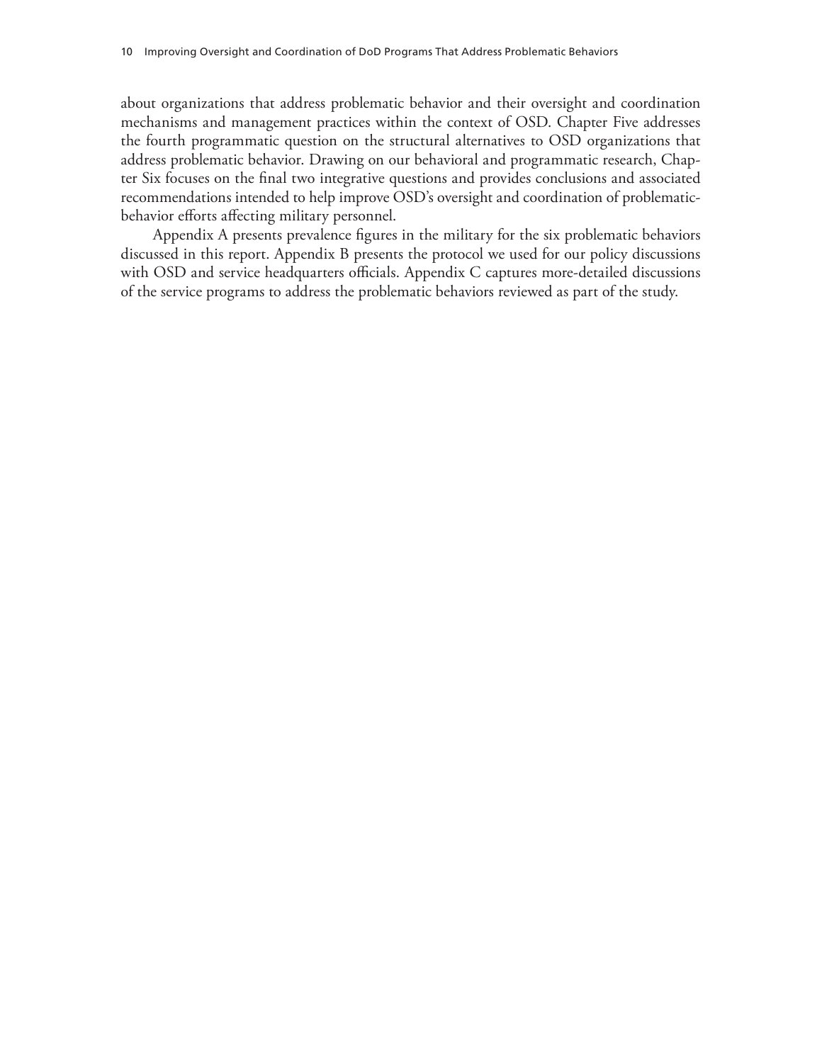about organizations that address problematic behavior and their oversight and coordination mechanisms and management practices within the context of OSD. Chapter Five addresses the fourth programmatic question on the structural alternatives to OSD organizations that address problematic behavior. Drawing on our behavioral and programmatic research, Chapter Six focuses on the final two integrative questions and provides conclusions and associated recommendations intended to help improve OSD's oversight and coordination of problematic-behavior efforts affecting military personnel.

Appendix A presents prevalence figures in the military for the six problematic behaviors discussed in this report. Appendix B presents the protocol we used for our policy discussions with OSD and service headquarters officials. Appendix C captures more-detailed discussions of the service programs to address the problematic behaviors reviewed as part of the study.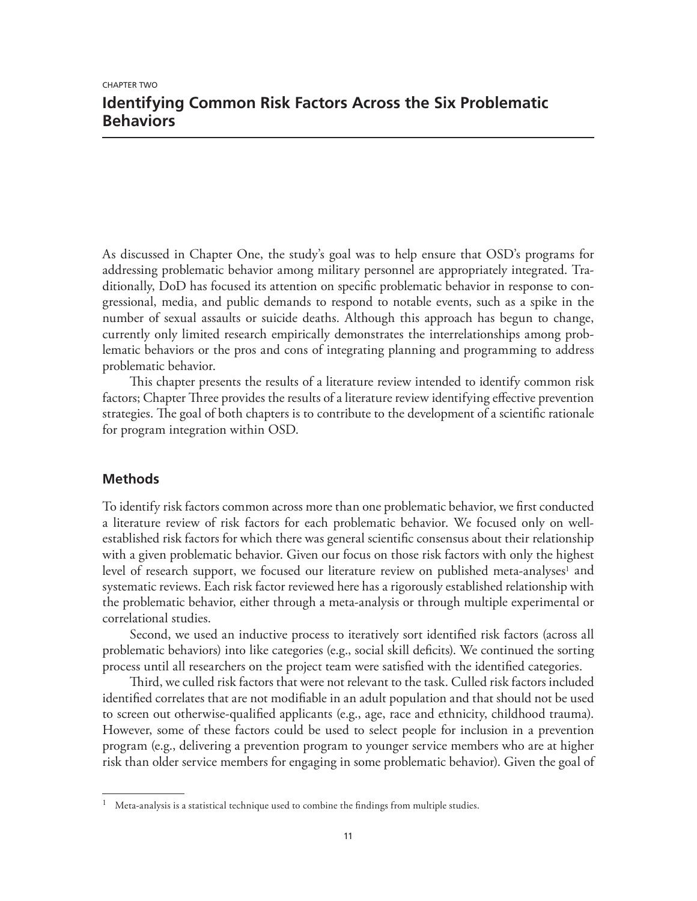CHAPTER TWO

# Identifying Common Risk Factors Across the Six Problematic Behaviors

As discussed in Chapter One, the study's goal was to help ensure that OSD's programs for addressing problematic behavior among military personnel are appropriately integrated. Traditionally, DoD has focused its attention on specific problematic behavior in response to congressional, media, and public demands to respond to notable events, such as a spike in the number of sexual assaults or suicide deaths. Although this approach has begun to change, currently only limited research empirically demonstrates the interrelationships among problematic behaviors or the pros and cons of integrating planning and programming to address problematic behavior.

This chapter presents the results of a literature review intended to identify common risk factors; Chapter Three provides the results of a literature review identifying effective prevention strategies. The goal of both chapters is to contribute to the development of a scientific rationale for program integration within OSD.

## Methods

To identify risk factors common across more than one problematic behavior, we first conducted a literature review of risk factors for each problematic behavior. We focused only on well-established risk factors for which there was general scientific consensus about their relationship with a given problematic behavior. Given our focus on those risk factors with only the highest level of research support, we focused our literature review on published meta-analyses[1] and systematic reviews. Each risk factor reviewed here has a rigorously established relationship with the problematic behavior, either through a meta-analysis or through multiple experimental or correlational studies.

Second, we used an inductive process to iteratively sort identified risk factors (across all problematic behaviors) into like categories (e.g., social skill deficits). We continued the sorting process until all researchers on the project team were satisfied with the identified categories.

Third, we culled risk factors that were not relevant to the task. Culled risk factors included identified correlates that are not modifiable in an adult population and that should not be used to screen out otherwise-qualified applicants (e.g., age, race and ethnicity, childhood trauma). However, some of these factors could be used to select people for inclusion in a prevention program (e.g., delivering a prevention program to younger service members who are at higher risk than older service members for engaging in some problematic behavior). Given the goal of

[1] Meta-analysis is a statistical technique used to combine the findings from multiple studies.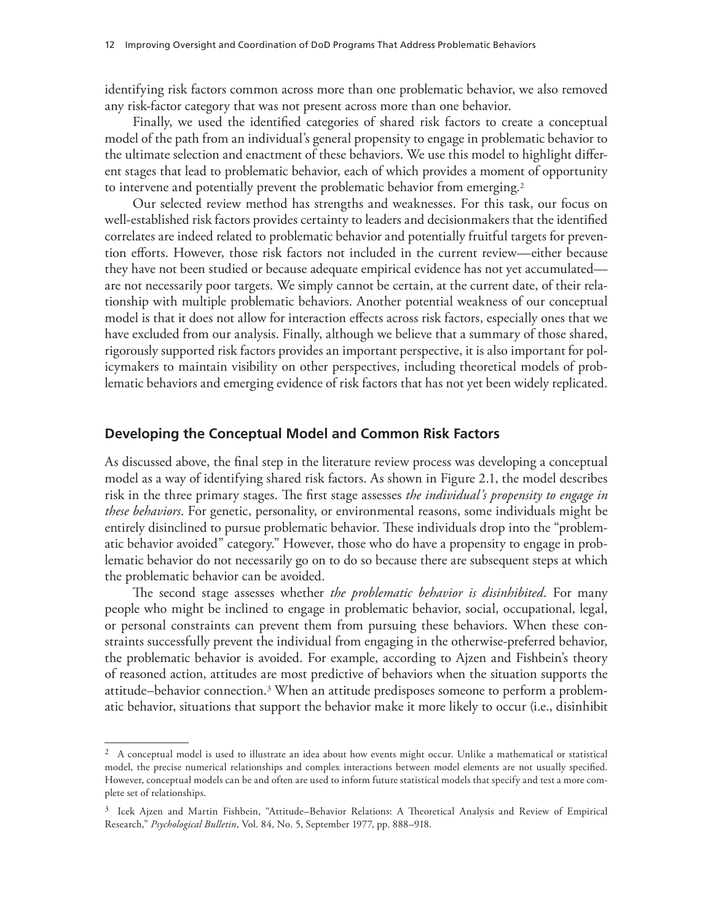identifying risk factors common across more than one problematic behavior, we also removed any risk-factor category that was not present across more than one behavior.

Finally, we used the identified categories of shared risk factors to create a conceptual model of the path from an individual's general propensity to engage in problematic behavior to the ultimate selection and enactment of these behaviors. We use this model to highlight different stages that lead to problematic behavior, each of which provides a moment of opportunity to intervene and potentially prevent the problematic behavior from emerging.[2]

Our selected review method has strengths and weaknesses. For this task, our focus on well-established risk factors provides certainty to leaders and decisionmakers that the identified correlates are indeed related to problematic behavior and potentially fruitful targets for prevention efforts. However, those risk factors not included in the current review—either because they have not been studied or because adequate empirical evidence has not yet accumulated—are not necessarily poor targets. We simply cannot be certain, at the current date, of their relationship with multiple problematic behaviors. Another potential weakness of our conceptual model is that it does not allow for interaction effects across risk factors, especially ones that we have excluded from our analysis. Finally, although we believe that a summary of those shared, rigorously supported risk factors provides an important perspective, it is also important for policymakers to maintain visibility on other perspectives, including theoretical models of problematic behaviors and emerging evidence of risk factors that has not yet been widely replicated.

## Developing the Conceptual Model and Common Risk Factors

As discussed above, the final step in the literature review process was developing a conceptual model as a way of identifying shared risk factors. As shown in Figure 2.1, the model describes risk in the three primary stages. The first stage assesses *the individual's propensity to engage in these behaviors*. For genetic, personality, or environmental reasons, some individuals might be entirely disinclined to pursue problematic behavior. These individuals drop into the "problematic behavior avoided" category." However, those who do have a propensity to engage in problematic behavior do not necessarily go on to do so because there are subsequent steps at which the problematic behavior can be avoided.

The second stage assesses whether *the problematic behavior is disinhibited*. For many people who might be inclined to engage in problematic behavior, social, occupational, legal, or personal constraints can prevent them from pursuing these behaviors. When these constraints successfully prevent the individual from engaging in the otherwise-preferred behavior, the problematic behavior is avoided. For example, according to Ajzen and Fishbein's theory of reasoned action, attitudes are most predictive of behaviors when the situation supports the attitude–behavior connection.[3] When an attitude predisposes someone to perform a problematic behavior, situations that support the behavior make it more likely to occur (i.e., disinhibit

---

[2] A conceptual model is used to illustrate an idea about how events might occur. Unlike a mathematical or statistical model, the precise numerical relationships and complex interactions between model elements are not usually specified. However, conceptual models can be and often are used to inform future statistical models that specify and test a more complete set of relationships.

[3] Icek Ajzen and Martin Fishbein, "Attitude–Behavior Relations: A Theoretical Analysis and Review of Empirical Research," *Psychological Bulletin*, Vol. 84, No. 5, September 1977, pp. 888–918.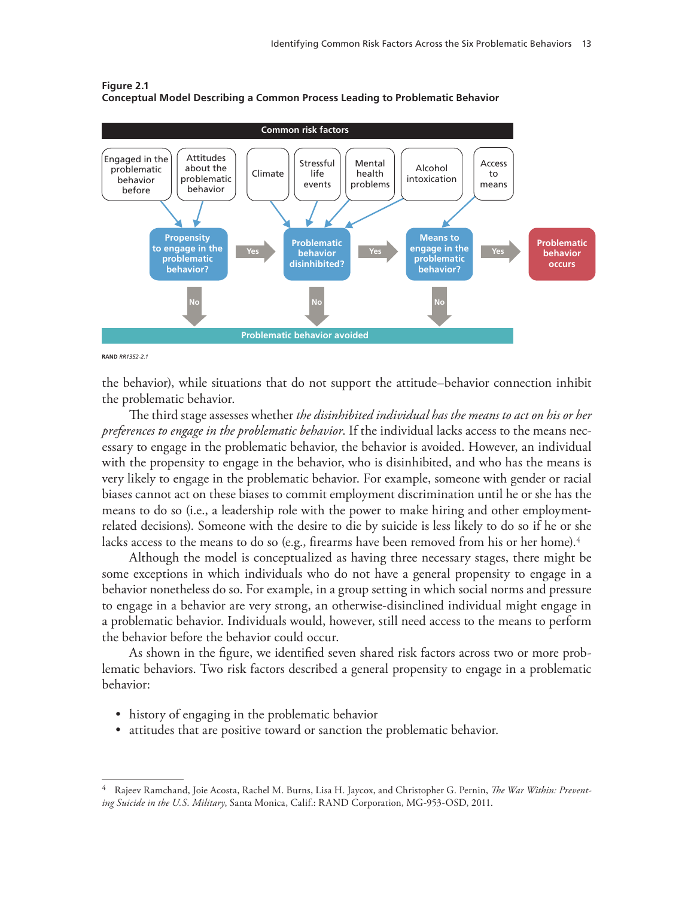**Figure 2.1**
**Conceptual Model Describing a Common Process Leading to Problematic Behavior**

Common risk factors

Engaged in the problematic behavior before | Attitudes about the problematic behavior | Climate | Stressful life events | Mental health problems | Alcohol intoxication | Access to means

Propensity to engage in the problematic behavior? → Yes → Problematic behavior disinhibited? → Yes → Means to engage in the problematic behavior? → Yes → Problematic behavior occurs

No → Problematic behavior avoided

RAND *RR1352-2.1*

the behavior), while situations that do not support the attitude–behavior connection inhibit the problematic behavior.

The third stage assesses whether *the disinhibited individual has the means to act on his or her preferences to engage in the problematic behavior*. If the individual lacks access to the means necessary to engage in the problematic behavior, the behavior is avoided. However, an individual with the propensity to engage in the behavior, who is disinhibited, and who has the means is very likely to engage in the problematic behavior. For example, someone with gender or racial biases cannot act on these biases to commit employment discrimination until he or she has the means to do so (i.e., a leadership role with the power to make hiring and other employment-related decisions). Someone with the desire to die by suicide is less likely to do so if he or she lacks access to the means to do so (e.g., firearms have been removed from his or her home).[4]

Although the model is conceptualized as having three necessary stages, there might be some exceptions in which individuals who do not have a general propensity to engage in a behavior nonetheless do so. For example, in a group setting in which social norms and pressure to engage in a behavior are very strong, an otherwise-disinclined individual might engage in a problematic behavior. Individuals would, however, still need access to the means to perform the behavior before the behavior could occur.

As shown in the figure, we identified seven shared risk factors across two or more problematic behaviors. Two risk factors described a general propensity to engage in a problematic behavior:

- history of engaging in the problematic behavior
- attitudes that are positive toward or sanction the problematic behavior.

[4] Rajeev Ramchand, Joie Acosta, Rachel M. Burns, Lisa H. Jaycox, and Christopher G. Pernin, *The War Within: Preventing Suicide in the U.S. Military*, Santa Monica, Calif.: RAND Corporation, MG-953-OSD, 2011.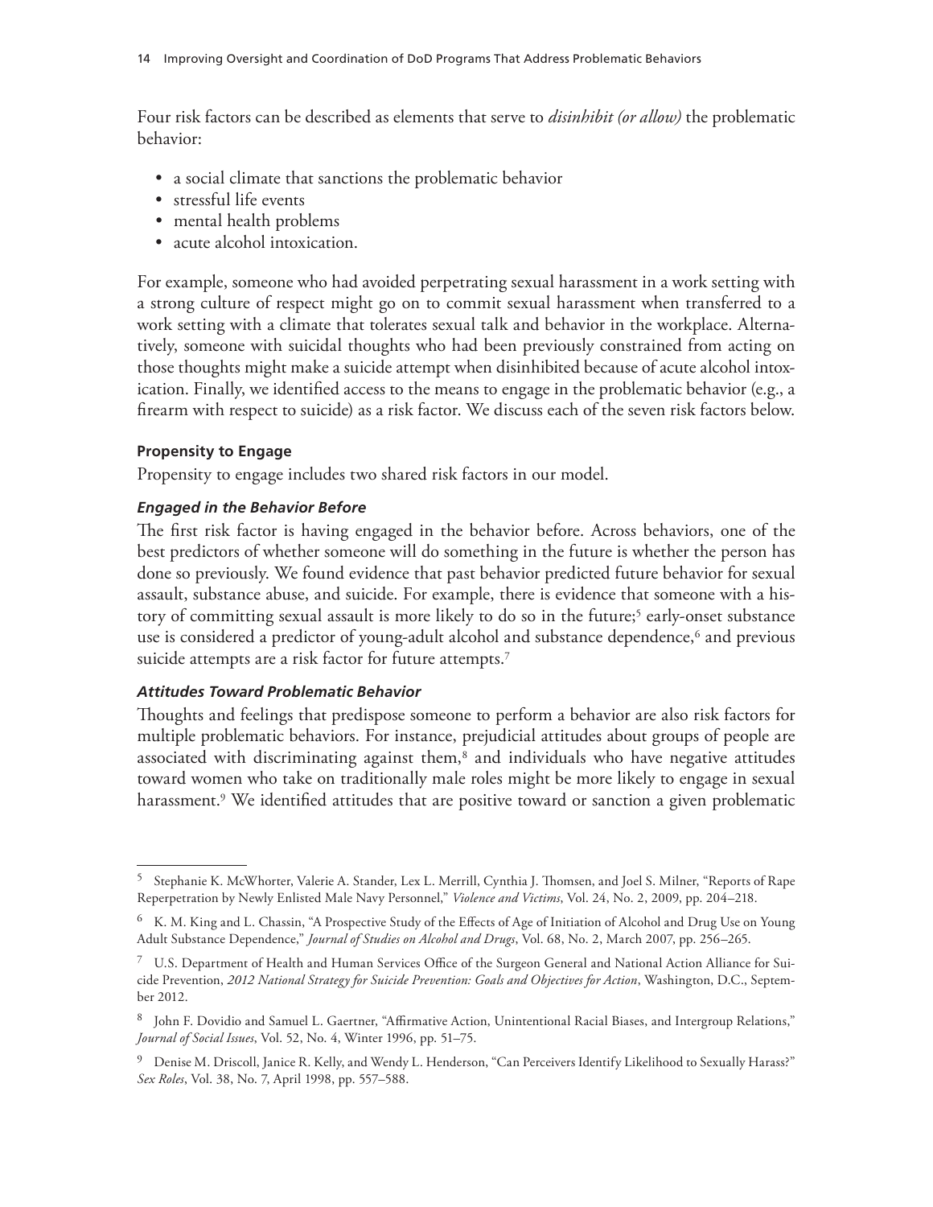Four risk factors can be described as elements that serve to *disinhibit (or allow)* the problematic behavior:

- a social climate that sanctions the problematic behavior
- stressful life events
- mental health problems
- acute alcohol intoxication.

For example, someone who had avoided perpetrating sexual harassment in a work setting with a strong culture of respect might go on to commit sexual harassment when transferred to a work setting with a climate that tolerates sexual talk and behavior in the workplace. Alternatively, someone with suicidal thoughts who had been previously constrained from acting on those thoughts might make a suicide attempt when disinhibited because of acute alcohol intoxication. Finally, we identified access to the means to engage in the problematic behavior (e.g., a firearm with respect to suicide) as a risk factor. We discuss each of the seven risk factors below.

### Propensity to Engage

Propensity to engage includes two shared risk factors in our model.

#### *Engaged in the Behavior Before*

The first risk factor is having engaged in the behavior before. Across behaviors, one of the best predictors of whether someone will do something in the future is whether the person has done so previously. We found evidence that past behavior predicted future behavior for sexual assault, substance abuse, and suicide. For example, there is evidence that someone with a history of committing sexual assault is more likely to do so in the future;[5] early-onset substance use is considered a predictor of young-adult alcohol and substance dependence,[6] and previous suicide attempts are a risk factor for future attempts.[7]

#### *Attitudes Toward Problematic Behavior*

Thoughts and feelings that predispose someone to perform a behavior are also risk factors for multiple problematic behaviors. For instance, prejudicial attitudes about groups of people are associated with discriminating against them,[8] and individuals who have negative attitudes toward women who take on traditionally male roles might be more likely to engage in sexual harassment.[9] We identified attitudes that are positive toward or sanction a given problematic

---

[5] Stephanie K. McWhorter, Valerie A. Stander, Lex L. Merrill, Cynthia J. Thomsen, and Joel S. Milner, "Reports of Rape Reperpetration by Newly Enlisted Male Navy Personnel," *Violence and Victims*, Vol. 24, No. 2, 2009, pp. 204–218.

[6] K. M. King and L. Chassin, "A Prospective Study of the Effects of Age of Initiation of Alcohol and Drug Use on Young Adult Substance Dependence," *Journal of Studies on Alcohol and Drugs*, Vol. 68, No. 2, March 2007, pp. 256–265.

[7] U.S. Department of Health and Human Services Office of the Surgeon General and National Action Alliance for Suicide Prevention, *2012 National Strategy for Suicide Prevention: Goals and Objectives for Action*, Washington, D.C., September 2012.

[8] John F. Dovidio and Samuel L. Gaertner, "Affirmative Action, Unintentional Racial Biases, and Intergroup Relations," *Journal of Social Issues*, Vol. 52, No. 4, Winter 1996, pp. 51–75.

[9] Denise M. Driscoll, Janice R. Kelly, and Wendy L. Henderson, "Can Perceivers Identify Likelihood to Sexually Harass?" *Sex Roles*, Vol. 38, No. 7, April 1998, pp. 557–588.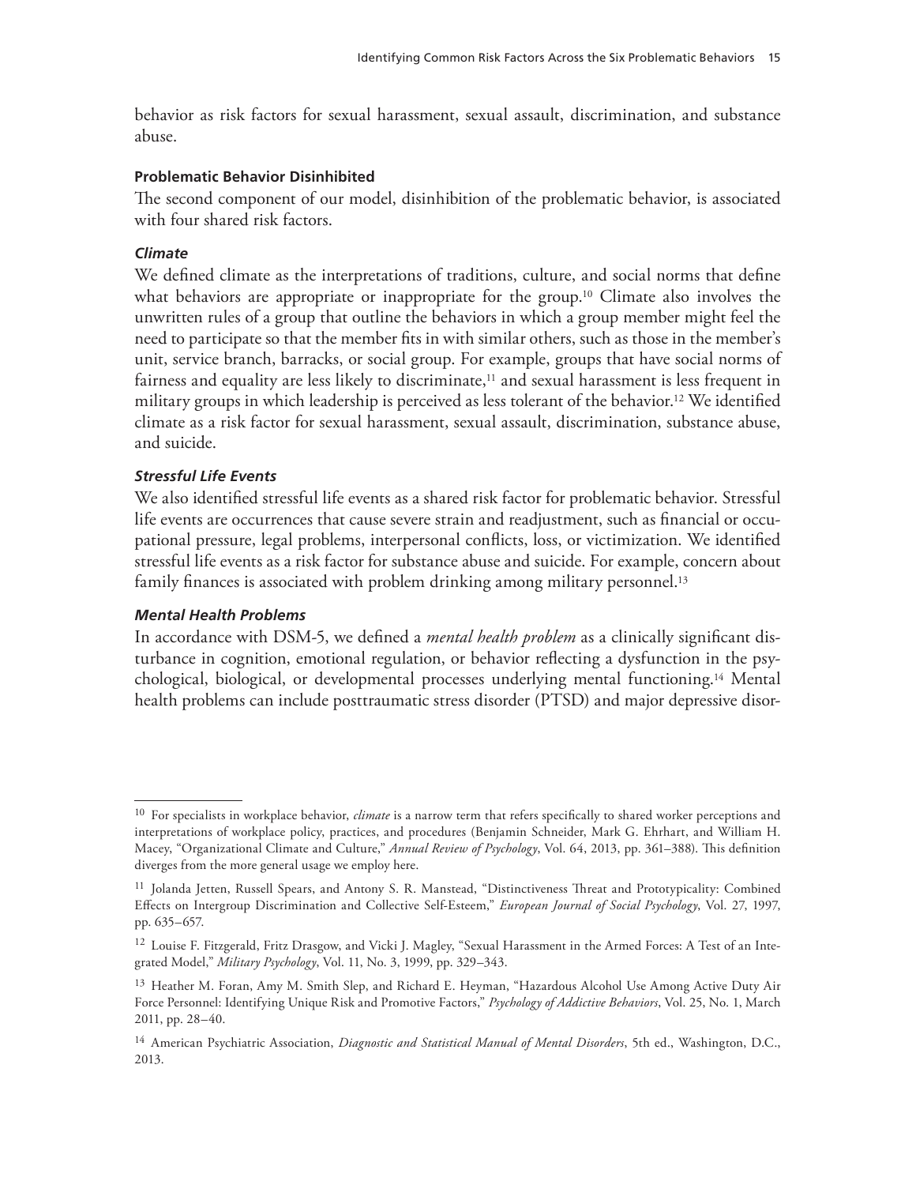behavior as risk factors for sexual harassment, sexual assault, discrimination, and substance abuse.

#### Problematic Behavior Disinhibited

The second component of our model, disinhibition of the problematic behavior, is associated with four shared risk factors.

##### *Climate*

We defined climate as the interpretations of traditions, culture, and social norms that define what behaviors are appropriate or inappropriate for the group.[10] Climate also involves the unwritten rules of a group that outline the behaviors in which a group member might feel the need to participate so that the member fits in with similar others, such as those in the member's unit, service branch, barracks, or social group. For example, groups that have social norms of fairness and equality are less likely to discriminate,[11] and sexual harassment is less frequent in military groups in which leadership is perceived as less tolerant of the behavior.[12] We identified climate as a risk factor for sexual harassment, sexual assault, discrimination, substance abuse, and suicide.

##### *Stressful Life Events*

We also identified stressful life events as a shared risk factor for problematic behavior. Stressful life events are occurrences that cause severe strain and readjustment, such as financial or occupational pressure, legal problems, interpersonal conflicts, loss, or victimization. We identified stressful life events as a risk factor for substance abuse and suicide. For example, concern about family finances is associated with problem drinking among military personnel.[13]

##### *Mental Health Problems*

In accordance with DSM-5, we defined a *mental health problem* as a clinically significant disturbance in cognition, emotional regulation, or behavior reflecting a dysfunction in the psychological, biological, or developmental processes underlying mental functioning.[14] Mental health problems can include posttraumatic stress disorder (PTSD) and major depressive disor-

---

[10] For specialists in workplace behavior, *climate* is a narrow term that refers specifically to shared worker perceptions and interpretations of workplace policy, practices, and procedures (Benjamin Schneider, Mark G. Ehrhart, and William H. Macey, "Organizational Climate and Culture," *Annual Review of Psychology*, Vol. 64, 2013, pp. 361–388). This definition diverges from the more general usage we employ here.

[11] Jolanda Jetten, Russell Spears, and Antony S. R. Manstead, "Distinctiveness Threat and Prototypicality: Combined Effects on Intergroup Discrimination and Collective Self-Esteem," *European Journal of Social Psychology*, Vol. 27, 1997, pp. 635–657.

[12] Louise F. Fitzgerald, Fritz Drasgow, and Vicki J. Magley, "Sexual Harassment in the Armed Forces: A Test of an Integrated Model," *Military Psychology*, Vol. 11, No. 3, 1999, pp. 329–343.

[13] Heather M. Foran, Amy M. Smith Slep, and Richard E. Heyman, "Hazardous Alcohol Use Among Active Duty Air Force Personnel: Identifying Unique Risk and Promotive Factors," *Psychology of Addictive Behaviors*, Vol. 25, No. 1, March 2011, pp. 28–40.

[14] American Psychiatric Association, *Diagnostic and Statistical Manual of Mental Disorders*, 5th ed., Washington, D.C., 2013.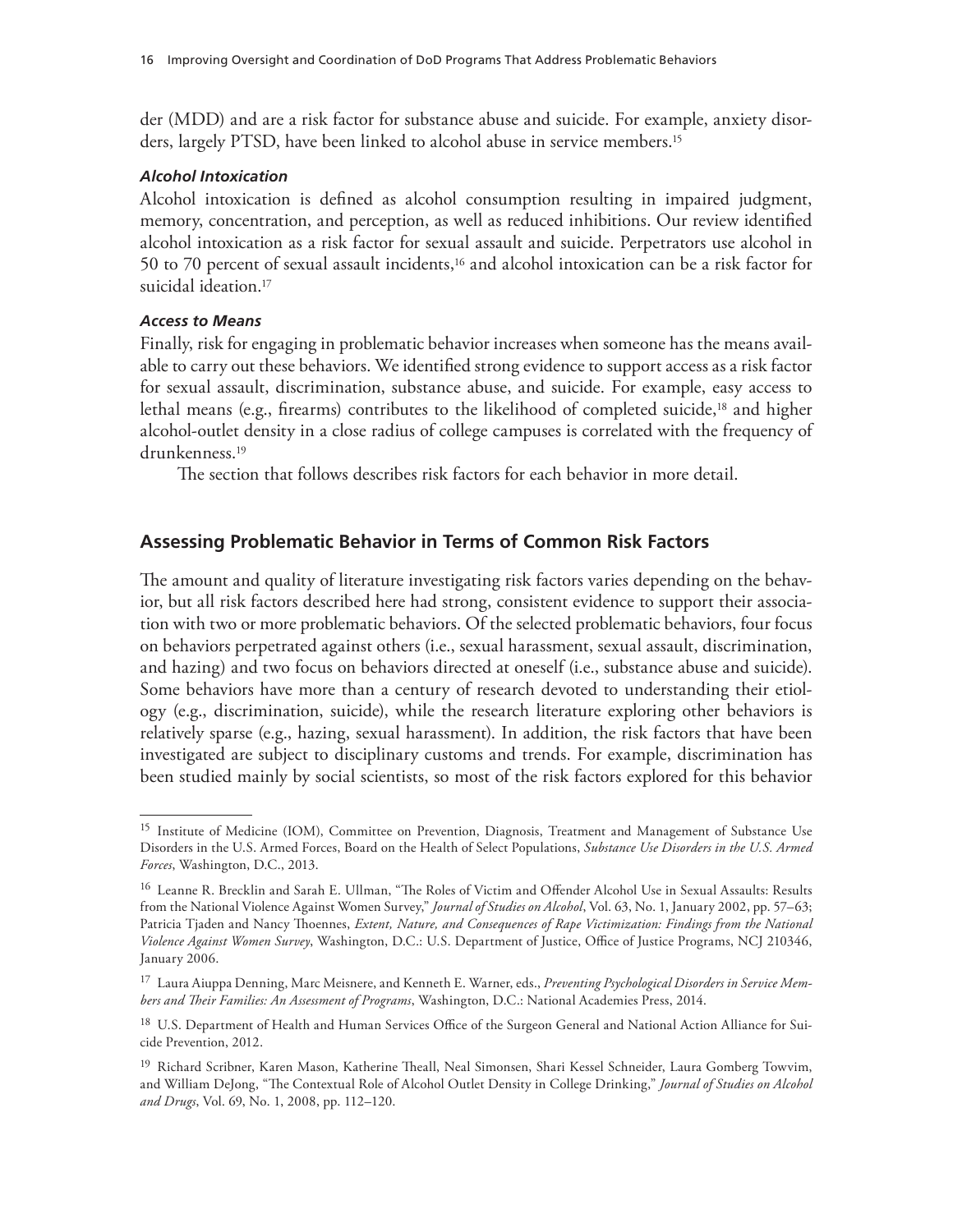der (MDD) and are a risk factor for substance abuse and suicide. For example, anxiety disorders, largely PTSD, have been linked to alcohol abuse in service members.[15]

#### *Alcohol Intoxication*

Alcohol intoxication is defined as alcohol consumption resulting in impaired judgment, memory, concentration, and perception, as well as reduced inhibitions. Our review identified alcohol intoxication as a risk factor for sexual assault and suicide. Perpetrators use alcohol in 50 to 70 percent of sexual assault incidents,[16] and alcohol intoxication can be a risk factor for suicidal ideation.[17]

#### *Access to Means*

Finally, risk for engaging in problematic behavior increases when someone has the means available to carry out these behaviors. We identified strong evidence to support access as a risk factor for sexual assault, discrimination, substance abuse, and suicide. For example, easy access to lethal means (e.g., firearms) contributes to the likelihood of completed suicide,[18] and higher alcohol-outlet density in a close radius of college campuses is correlated with the frequency of drunkenness.[19]

The section that follows describes risk factors for each behavior in more detail.

## Assessing Problematic Behavior in Terms of Common Risk Factors

The amount and quality of literature investigating risk factors varies depending on the behavior, but all risk factors described here had strong, consistent evidence to support their association with two or more problematic behaviors. Of the selected problematic behaviors, four focus on behaviors perpetrated against others (i.e., sexual harassment, sexual assault, discrimination, and hazing) and two focus on behaviors directed at oneself (i.e., substance abuse and suicide). Some behaviors have more than a century of research devoted to understanding their etiology (e.g., discrimination, suicide), while the research literature exploring other behaviors is relatively sparse (e.g., hazing, sexual harassment). In addition, the risk factors that have been investigated are subject to disciplinary customs and trends. For example, discrimination has been studied mainly by social scientists, so most of the risk factors explored for this behavior

---

[15] Institute of Medicine (IOM), Committee on Prevention, Diagnosis, Treatment and Management of Substance Use Disorders in the U.S. Armed Forces, Board on the Health of Select Populations, *Substance Use Disorders in the U.S. Armed Forces*, Washington, D.C., 2013.

[16] Leanne R. Brecklin and Sarah E. Ullman, "The Roles of Victim and Offender Alcohol Use in Sexual Assaults: Results from the National Violence Against Women Survey," *Journal of Studies on Alcohol*, Vol. 63, No. 1, January 2002, pp. 57–63; Patricia Tjaden and Nancy Thoennes, *Extent, Nature, and Consequences of Rape Victimization: Findings from the National Violence Against Women Survey*, Washington, D.C.: U.S. Department of Justice, Office of Justice Programs, NCJ 210346, January 2006.

[17] Laura Aiuppa Denning, Marc Meisnere, and Kenneth E. Warner, eds., *Preventing Psychological Disorders in Service Members and Their Families: An Assessment of Programs*, Washington, D.C.: National Academies Press, 2014.

[18] U.S. Department of Health and Human Services Office of the Surgeon General and National Action Alliance for Suicide Prevention, 2012.

[19] Richard Scribner, Karen Mason, Katherine Theall, Neal Simonsen, Shari Kessel Schneider, Laura Gomberg Towvim, and William DeJong, "The Contextual Role of Alcohol Outlet Density in College Drinking," *Journal of Studies on Alcohol and Drugs*, Vol. 69, No. 1, 2008, pp. 112–120.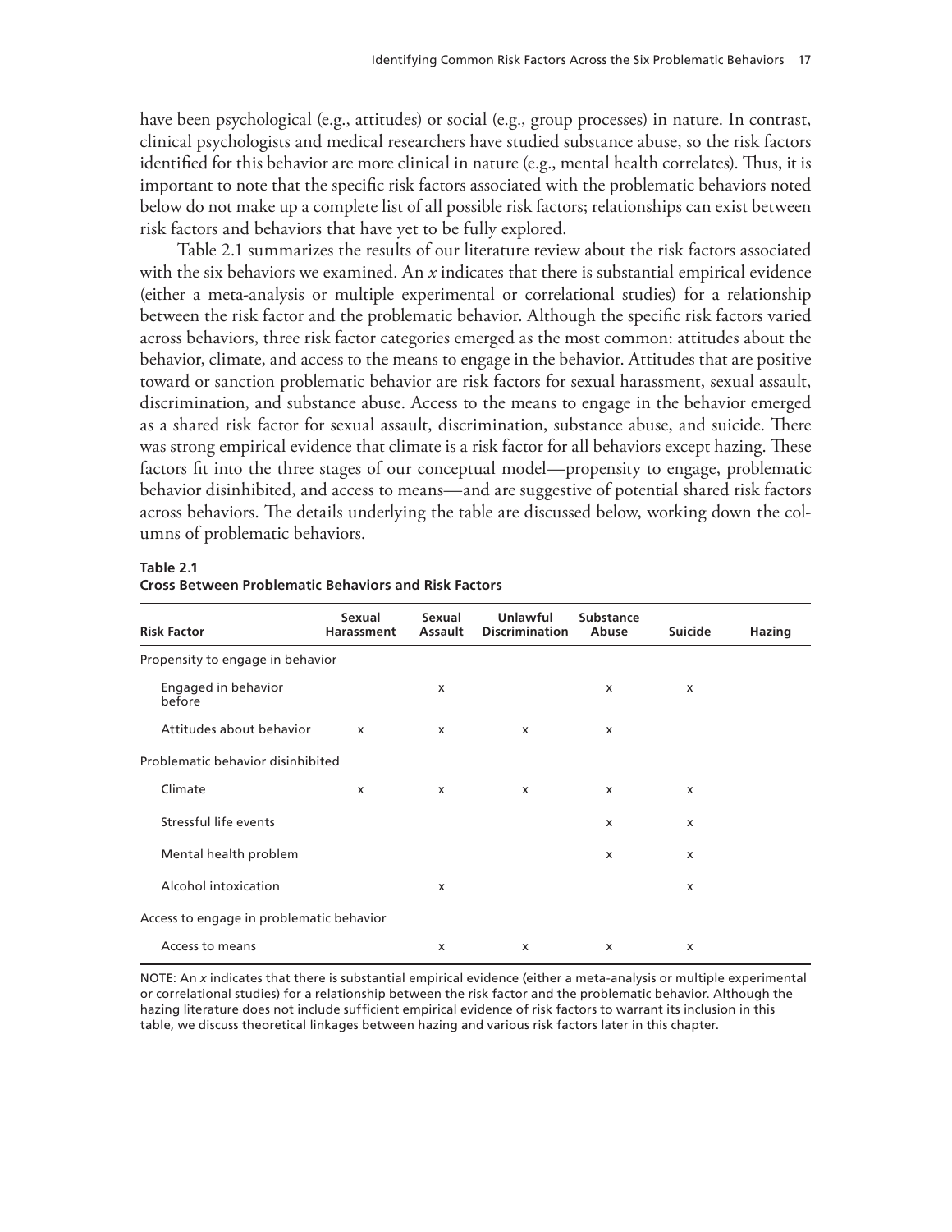have been psychological (e.g., attitudes) or social (e.g., group processes) in nature. In contrast, clinical psychologists and medical researchers have studied substance abuse, so the risk factors identified for this behavior are more clinical in nature (e.g., mental health correlates). Thus, it is important to note that the specific risk factors associated with the problematic behaviors noted below do not make up a complete list of all possible risk factors; relationships can exist between risk factors and behaviors that have yet to be fully explored.

Table 2.1 summarizes the results of our literature review about the risk factors associated with the six behaviors we examined. An *x* indicates that there is substantial empirical evidence (either a meta-analysis or multiple experimental or correlational studies) for a relationship between the risk factor and the problematic behavior. Although the specific risk factors varied across behaviors, three risk factor categories emerged as the most common: attitudes about the behavior, climate, and access to the means to engage in the behavior. Attitudes that are positive toward or sanction problematic behavior are risk factors for sexual harassment, sexual assault, discrimination, and substance abuse. Access to the means to engage in the behavior emerged as a shared risk factor for sexual assault, discrimination, substance abuse, and suicide. There was strong empirical evidence that climate is a risk factor for all behaviors except hazing. These factors fit into the three stages of our conceptual model—propensity to engage, problematic behavior disinhibited, and access to means—and are suggestive of potential shared risk factors across behaviors. The details underlying the table are discussed below, working down the columns of problematic behaviors.

**Table 2.1**
**Cross Between Problematic Behaviors and Risk Factors**

| Risk Factor | Sexual Harassment | Sexual Assault | Unlawful Discrimination | Substance Abuse | Suicide | Hazing |
|---|---|---|---|---|---|---|
| Propensity to engage in behavior | | | | | | |
| Engaged in behavior before | | x | | x | x | |
| Attitudes about behavior | x | x | x | x | | |
| Problematic behavior disinhibited | | | | | | |
| Climate | x | x | x | x | x | |
| Stressful life events | | | | x | x | |
| Mental health problem | | | | x | x | |
| Alcohol intoxication | | x | | | x | |
| Access to engage in problematic behavior | | | | | | |
| Access to means | | x | x | x | x | |

NOTE: An *x* indicates that there is substantial empirical evidence (either a meta-analysis or multiple experimental or correlational studies) for a relationship between the risk factor and the problematic behavior. Although the hazing literature does not include sufficient empirical evidence of risk factors to warrant its inclusion in this table, we discuss theoretical linkages between hazing and various risk factors later in this chapter.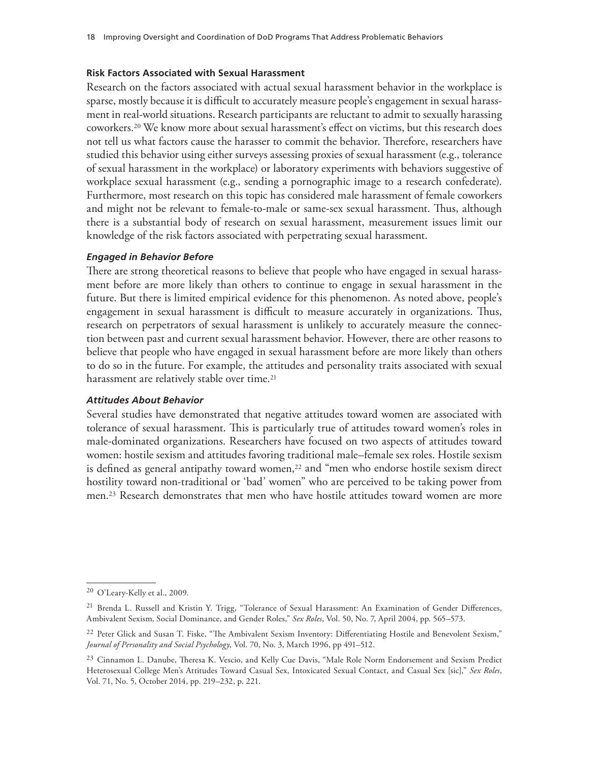### Risk Factors Associated with Sexual Harassment

Research on the factors associated with actual sexual harassment behavior in the workplace is sparse, mostly because it is difficult to accurately measure people's engagement in sexual harassment in real-world situations. Research participants are reluctant to admit to sexually harassing coworkers.[20] We know more about sexual harassment's effect on victims, but this research does not tell us what factors cause the harasser to commit the behavior. Therefore, researchers have studied this behavior using either surveys assessing proxies of sexual harassment (e.g., tolerance of sexual harassment in the workplace) or laboratory experiments with behaviors suggestive of workplace sexual harassment (e.g., sending a pornographic image to a research confederate). Furthermore, most research on this topic has considered male harassment of female coworkers and might not be relevant to female-to-male or same-sex sexual harassment. Thus, although there is a substantial body of research on sexual harassment, measurement issues limit our knowledge of the risk factors associated with perpetrating sexual harassment.

#### *Engaged in Behavior Before*

There are strong theoretical reasons to believe that people who have engaged in sexual harassment before are more likely than others to continue to engage in sexual harassment in the future. But there is limited empirical evidence for this phenomenon. As noted above, people's engagement in sexual harassment is difficult to measure accurately in organizations. Thus, research on perpetrators of sexual harassment is unlikely to accurately measure the connection between past and current sexual harassment behavior. However, there are other reasons to believe that people who have engaged in sexual harassment before are more likely than others to do so in the future. For example, the attitudes and personality traits associated with sexual harassment are relatively stable over time.[21]

#### *Attitudes About Behavior*

Several studies have demonstrated that negative attitudes toward women are associated with tolerance of sexual harassment. This is particularly true of attitudes toward women's roles in male-dominated organizations. Researchers have focused on two aspects of attitudes toward women: hostile sexism and attitudes favoring traditional male–female sex roles. Hostile sexism is defined as general antipathy toward women,[22] and "men who endorse hostile sexism direct hostility toward non-traditional or 'bad' women" who are perceived to be taking power from men.[23] Research demonstrates that men who have hostile attitudes toward women are more

---

[20] O'Leary-Kelly et al., 2009.

[21] Brenda L. Russell and Kristin Y. Trigg, "Tolerance of Sexual Harassment: An Examination of Gender Differences, Ambivalent Sexism, Social Dominance, and Gender Roles," *Sex Roles*, Vol. 50, No. 7, April 2004, pp. 565–573.

[22] Peter Glick and Susan T. Fiske, "The Ambivalent Sexism Inventory: Differentiating Hostile and Benevolent Sexism," *Journal of Personality and Social Psychology*, Vol. 70, No. 3, March 1996, pp 491–512.

[23] Cinnamon L. Danube, Theresa K. Vescio, and Kelly Cue Davis, "Male Role Norm Endorsement and Sexism Predict Heterosexual College Men's Attitudes Toward Casual Sex, Intoxicated Sexual Contact, and Casual Sex [sic]," *Sex Roles*, Vol. 71, No. 5, October 2014, pp. 219–232, p. 221.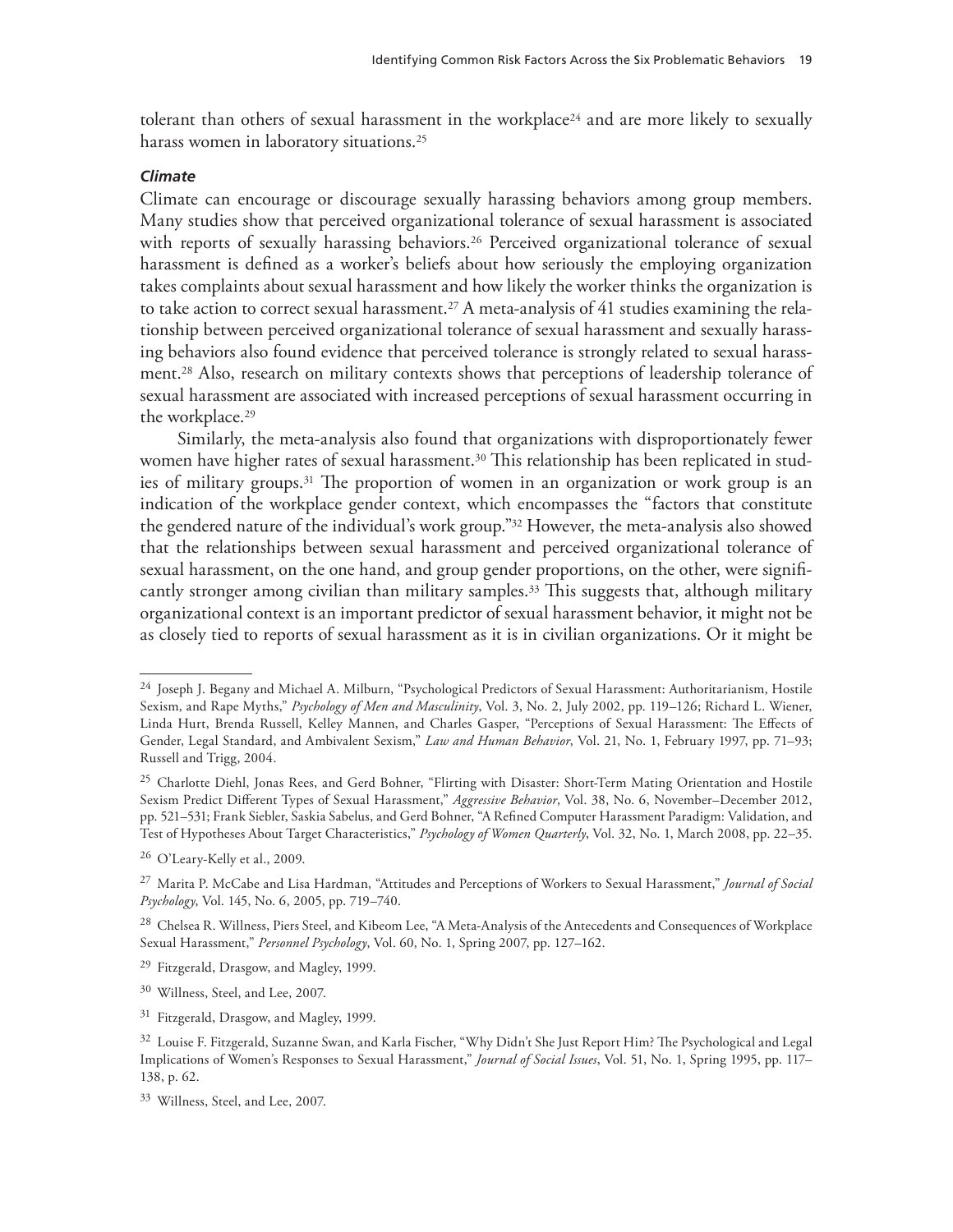tolerant than others of sexual harassment in the workplace[24] and are more likely to sexually harass women in laboratory situations.[25]

#### *Climate*

Climate can encourage or discourage sexually harassing behaviors among group members. Many studies show that perceived organizational tolerance of sexual harassment is associated with reports of sexually harassing behaviors.[26] Perceived organizational tolerance of sexual harassment is defined as a worker's beliefs about how seriously the employing organization takes complaints about sexual harassment and how likely the worker thinks the organization is to take action to correct sexual harassment.[27] A meta-analysis of 41 studies examining the relationship between perceived organizational tolerance of sexual harassment and sexually harassing behaviors also found evidence that perceived tolerance is strongly related to sexual harassment.[28] Also, research on military contexts shows that perceptions of leadership tolerance of sexual harassment are associated with increased perceptions of sexual harassment occurring in the workplace.[29]

Similarly, the meta-analysis also found that organizations with disproportionately fewer women have higher rates of sexual harassment.[30] This relationship has been replicated in studies of military groups.[31] The proportion of women in an organization or work group is an indication of the workplace gender context, which encompasses the "factors that constitute the gendered nature of the individual's work group."[32] However, the meta-analysis also showed that the relationships between sexual harassment and perceived organizational tolerance of sexual harassment, on the one hand, and group gender proportions, on the other, were significantly stronger among civilian than military samples.[33] This suggests that, although military organizational context is an important predictor of sexual harassment behavior, it might not be as closely tied to reports of sexual harassment as it is in civilian organizations. Or it might be

---

[24] Joseph J. Begany and Michael A. Milburn, "Psychological Predictors of Sexual Harassment: Authoritarianism, Hostile Sexism, and Rape Myths," *Psychology of Men and Masculinity*, Vol. 3, No. 2, July 2002, pp. 119–126; Richard L. Wiener, Linda Hurt, Brenda Russell, Kelley Mannen, and Charles Gasper, "Perceptions of Sexual Harassment: The Effects of Gender, Legal Standard, and Ambivalent Sexism," *Law and Human Behavior*, Vol. 21, No. 1, February 1997, pp. 71–93; Russell and Trigg, 2004.

[25] Charlotte Diehl, Jonas Rees, and Gerd Bohner, "Flirting with Disaster: Short-Term Mating Orientation and Hostile Sexism Predict Different Types of Sexual Harassment," *Aggressive Behavior*, Vol. 38, No. 6, November–December 2012, pp. 521–531; Frank Siebler, Saskia Sabelus, and Gerd Bohner, "A Refined Computer Harassment Paradigm: Validation, and Test of Hypotheses About Target Characteristics," *Psychology of Women Quarterly*, Vol. 32, No. 1, March 2008, pp. 22–35.

[26] O'Leary-Kelly et al., 2009.

[27] Marita P. McCabe and Lisa Hardman, "Attitudes and Perceptions of Workers to Sexual Harassment," *Journal of Social Psychology*, Vol. 145, No. 6, 2005, pp. 719–740.

[28] Chelsea R. Willness, Piers Steel, and Kibeom Lee, "A Meta-Analysis of the Antecedents and Consequences of Workplace Sexual Harassment," *Personnel Psychology*, Vol. 60, No. 1, Spring 2007, pp. 127–162.

[29] Fitzgerald, Drasgow, and Magley, 1999.

[30] Willness, Steel, and Lee, 2007.

[31] Fitzgerald, Drasgow, and Magley, 1999.

[32] Louise F. Fitzgerald, Suzanne Swan, and Karla Fischer, "Why Didn't She Just Report Him? The Psychological and Legal Implications of Women's Responses to Sexual Harassment," *Journal of Social Issues*, Vol. 51, No. 1, Spring 1995, pp. 117–138, p. 62.

[33] Willness, Steel, and Lee, 2007.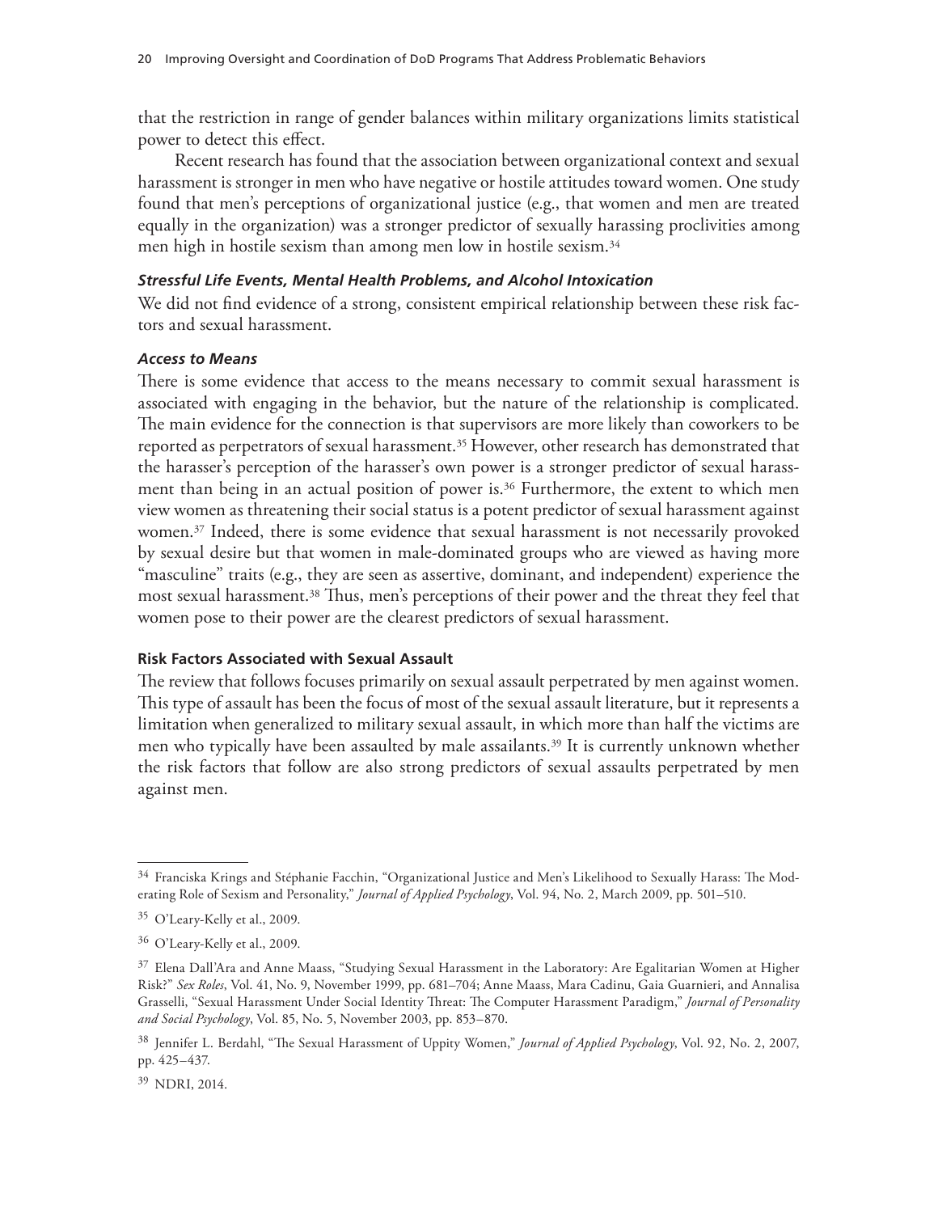that the restriction in range of gender balances within military organizations limits statistical power to detect this effect.

Recent research has found that the association between organizational context and sexual harassment is stronger in men who have negative or hostile attitudes toward women. One study found that men's perceptions of organizational justice (e.g., that women and men are treated equally in the organization) was a stronger predictor of sexually harassing proclivities among men high in hostile sexism than among men low in hostile sexism.[34]

#### *Stressful Life Events, Mental Health Problems, and Alcohol Intoxication*

We did not find evidence of a strong, consistent empirical relationship between these risk factors and sexual harassment.

#### *Access to Means*

There is some evidence that access to the means necessary to commit sexual harassment is associated with engaging in the behavior, but the nature of the relationship is complicated. The main evidence for the connection is that supervisors are more likely than coworkers to be reported as perpetrators of sexual harassment.[35] However, other research has demonstrated that the harasser's perception of the harasser's own power is a stronger predictor of sexual harassment than being in an actual position of power is.[36] Furthermore, the extent to which men view women as threatening their social status is a potent predictor of sexual harassment against women.[37] Indeed, there is some evidence that sexual harassment is not necessarily provoked by sexual desire but that women in male-dominated groups who are viewed as having more "masculine" traits (e.g., they are seen as assertive, dominant, and independent) experience the most sexual harassment.[38] Thus, men's perceptions of their power and the threat they feel that women pose to their power are the clearest predictors of sexual harassment.

### Risk Factors Associated with Sexual Assault

The review that follows focuses primarily on sexual assault perpetrated by men against women. This type of assault has been the focus of most of the sexual assault literature, but it represents a limitation when generalized to military sexual assault, in which more than half the victims are men who typically have been assaulted by male assailants.[39] It is currently unknown whether the risk factors that follow are also strong predictors of sexual assaults perpetrated by men against men.

---

[34] Franciska Krings and Stéphanie Facchin, "Organizational Justice and Men's Likelihood to Sexually Harass: The Moderating Role of Sexism and Personality," *Journal of Applied Psychology*, Vol. 94, No. 2, March 2009, pp. 501–510.

[35] O'Leary-Kelly et al., 2009.

[36] O'Leary-Kelly et al., 2009.

[37] Elena Dall'Ara and Anne Maass, "Studying Sexual Harassment in the Laboratory: Are Egalitarian Women at Higher Risk?" *Sex Roles*, Vol. 41, No. 9, November 1999, pp. 681–704; Anne Maass, Mara Cadinu, Gaia Guarnieri, and Annalisa Grasselli, "Sexual Harassment Under Social Identity Threat: The Computer Harassment Paradigm," *Journal of Personality and Social Psychology*, Vol. 85, No. 5, November 2003, pp. 853–870.

[38] Jennifer L. Berdahl, "The Sexual Harassment of Uppity Women," *Journal of Applied Psychology*, Vol. 92, No. 2, 2007, pp. 425–437.

[39] NDRI, 2014.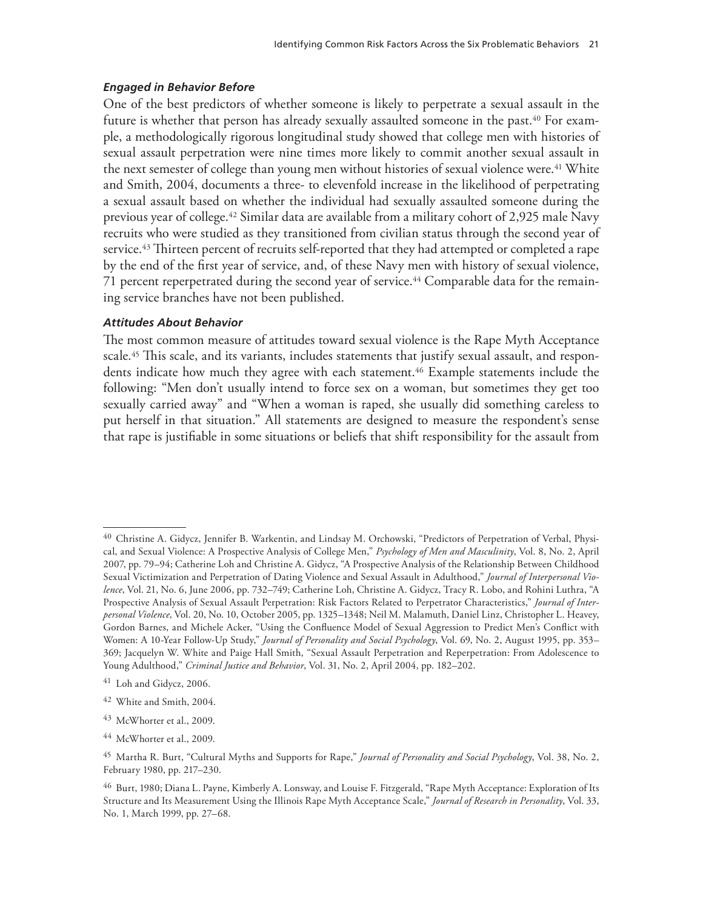#### *Engaged in Behavior Before*

One of the best predictors of whether someone is likely to perpetrate a sexual assault in the future is whether that person has already sexually assaulted someone in the past.[40] For example, a methodologically rigorous longitudinal study showed that college men with histories of sexual assault perpetration were nine times more likely to commit another sexual assault in the next semester of college than young men without histories of sexual violence were.[41] White and Smith, 2004, documents a three- to elevenfold increase in the likelihood of perpetrating a sexual assault based on whether the individual had sexually assaulted someone during the previous year of college.[42] Similar data are available from a military cohort of 2,925 male Navy recruits who were studied as they transitioned from civilian status through the second year of service.[43] Thirteen percent of recruits self-reported that they had attempted or completed a rape by the end of the first year of service, and, of these Navy men with history of sexual violence, 71 percent reperpetrated during the second year of service.[44] Comparable data for the remaining service branches have not been published.

#### *Attitudes About Behavior*

The most common measure of attitudes toward sexual violence is the Rape Myth Acceptance scale.[45] This scale, and its variants, includes statements that justify sexual assault, and respondents indicate how much they agree with each statement.[46] Example statements include the following: "Men don't usually intend to force sex on a woman, but sometimes they get too sexually carried away" and "When a woman is raped, she usually did something careless to put herself in that situation." All statements are designed to measure the respondent's sense that rape is justifiable in some situations or beliefs that shift responsibility for the assault from

---

[40] Christine A. Gidycz, Jennifer B. Warkentin, and Lindsay M. Orchowski, "Predictors of Perpetration of Verbal, Physical, and Sexual Violence: A Prospective Analysis of College Men," *Psychology of Men and Masculinity*, Vol. 8, No. 2, April 2007, pp. 79–94; Catherine Loh and Christine A. Gidycz, "A Prospective Analysis of the Relationship Between Childhood Sexual Victimization and Perpetration of Dating Violence and Sexual Assault in Adulthood," *Journal of Interpersonal Violence*, Vol. 21, No. 6, June 2006, pp. 732–749; Catherine Loh, Christine A. Gidycz, Tracy R. Lobo, and Rohini Luthra, "A Prospective Analysis of Sexual Assault Perpetration: Risk Factors Related to Perpetrator Characteristics," *Journal of Interpersonal Violence*, Vol. 20, No. 10, October 2005, pp. 1325–1348; Neil M. Malamuth, Daniel Linz, Christopher L. Heavey, Gordon Barnes, and Michele Acker, "Using the Confluence Model of Sexual Aggression to Predict Men's Conflict with Women: A 10-Year Follow-Up Study," *Journal of Personality and Social Psychology*, Vol. 69, No. 2, August 1995, pp. 353–369; Jacquelyn W. White and Paige Hall Smith, "Sexual Assault Perpetration and Reperpetration: From Adolescence to Young Adulthood," *Criminal Justice and Behavior*, Vol. 31, No. 2, April 2004, pp. 182–202.

[41] Loh and Gidycz, 2006.

[42] White and Smith, 2004.

[43] McWhorter et al., 2009.

[44] McWhorter et al., 2009.

[45] Martha R. Burt, "Cultural Myths and Supports for Rape," *Journal of Personality and Social Psychology*, Vol. 38, No. 2, February 1980, pp. 217–230.

[46] Burt, 1980; Diana L. Payne, Kimberly A. Lonsway, and Louise F. Fitzgerald, "Rape Myth Acceptance: Exploration of Its Structure and Its Measurement Using the Illinois Rape Myth Acceptance Scale," *Journal of Research in Personality*, Vol. 33, No. 1, March 1999, pp. 27–68.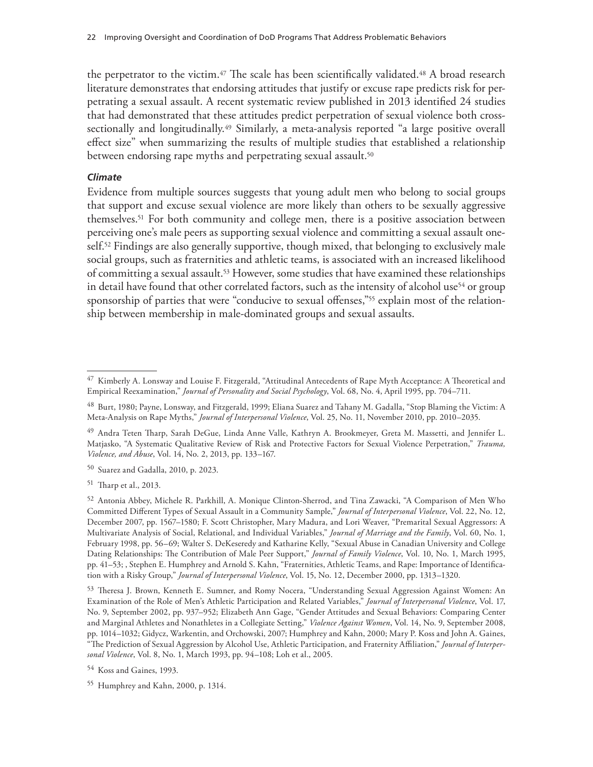the perpetrator to the victim.[47] The scale has been scientifically validated.[48] A broad research literature demonstrates that endorsing attitudes that justify or excuse rape predicts risk for perpetrating a sexual assault. A recent systematic review published in 2013 identified 24 studies that had demonstrated that these attitudes predict perpetration of sexual violence both cross-sectionally and longitudinally.[49] Similarly, a meta-analysis reported "a large positive overall effect size" when summarizing the results of multiple studies that established a relationship between endorsing rape myths and perpetrating sexual assault.[50]

### *Climate*

Evidence from multiple sources suggests that young adult men who belong to social groups that support and excuse sexual violence are more likely than others to be sexually aggressive themselves.[51] For both community and college men, there is a positive association between perceiving one's male peers as supporting sexual violence and committing a sexual assault oneself.[52] Findings are also generally supportive, though mixed, that belonging to exclusively male social groups, such as fraternities and athletic teams, is associated with an increased likelihood of committing a sexual assault.[53] However, some studies that have examined these relationships in detail have found that other correlated factors, such as the intensity of alcohol use[54] or group sponsorship of parties that were "conducive to sexual offenses,"[55] explain most of the relationship between membership in male-dominated groups and sexual assaults.

---

[47] Kimberly A. Lonsway and Louise F. Fitzgerald, "Attitudinal Antecedents of Rape Myth Acceptance: A Theoretical and Empirical Reexamination," *Journal of Personality and Social Psychology*, Vol. 68, No. 4, April 1995, pp. 704–711.

[48] Burt, 1980; Payne, Lonsway, and Fitzgerald, 1999; Eliana Suarez and Tahany M. Gadalla, "Stop Blaming the Victim: A Meta-Analysis on Rape Myths," *Journal of Interpersonal Violence*, Vol. 25, No. 11, November 2010, pp. 2010–2035.

[49] Andra Teten Tharp, Sarah DeGue, Linda Anne Valle, Kathryn A. Brookmeyer, Greta M. Massetti, and Jennifer L. Matjasko, "A Systematic Qualitative Review of Risk and Protective Factors for Sexual Violence Perpetration," *Trauma, Violence, and Abuse*, Vol. 14, No. 2, 2013, pp. 133–167.

[50] Suarez and Gadalla, 2010, p. 2023.

[51] Tharp et al., 2013.

[52] Antonia Abbey, Michele R. Parkhill, A. Monique Clinton-Sherrod, and Tina Zawacki, "A Comparison of Men Who Committed Different Types of Sexual Assault in a Community Sample," *Journal of Interpersonal Violence*, Vol. 22, No. 12, December 2007, pp. 1567–1580; F. Scott Christopher, Mary Madura, and Lori Weaver, "Premarital Sexual Aggressors: A Multivariate Analysis of Social, Relational, and Individual Variables," *Journal of Marriage and the Family*, Vol. 60, No. 1, February 1998, pp. 56–69; Walter S. DeKeseredy and Katharine Kelly, "Sexual Abuse in Canadian University and College Dating Relationships: The Contribution of Male Peer Support," *Journal of Family Violence*, Vol. 10, No. 1, March 1995, pp. 41–53; , Stephen E. Humphrey and Arnold S. Kahn, "Fraternities, Athletic Teams, and Rape: Importance of Identification with a Risky Group," *Journal of Interpersonal Violence*, Vol. 15, No. 12, December 2000, pp. 1313–1320.

[53] Theresa J. Brown, Kenneth E. Sumner, and Romy Nocera, "Understanding Sexual Aggression Against Women: An Examination of the Role of Men's Athletic Participation and Related Variables," *Journal of Interpersonal Violence*, Vol. 17, No. 9, September 2002, pp. 937–952; Elizabeth Ann Gage, "Gender Attitudes and Sexual Behaviors: Comparing Center and Marginal Athletes and Nonathletes in a Collegiate Setting," *Violence Against Women*, Vol. 14, No. 9, September 2008, pp. 1014–1032; Gidycz, Warkentin, and Orchowski, 2007; Humphrey and Kahn, 2000; Mary P. Koss and John A. Gaines, "The Prediction of Sexual Aggression by Alcohol Use, Athletic Participation, and Fraternity Affiliation," *Journal of Interpersonal Violence*, Vol. 8, No. 1, March 1993, pp. 94–108; Loh et al., 2005.

[54] Koss and Gaines, 1993.

[55] Humphrey and Kahn, 2000, p. 1314.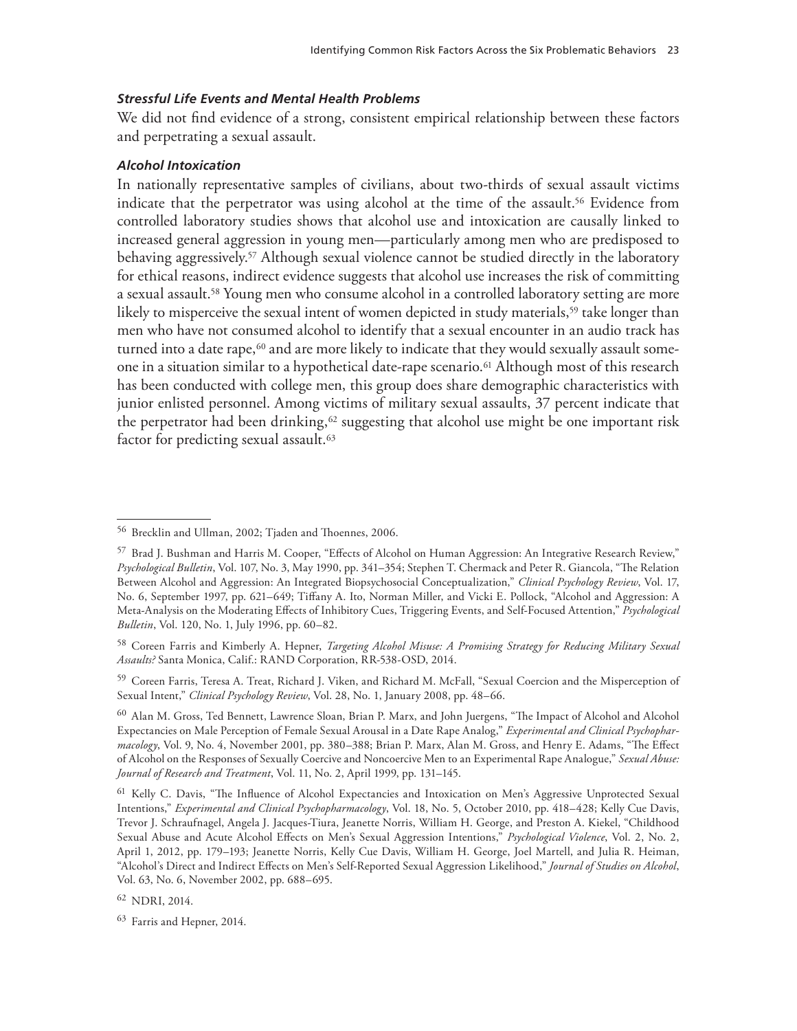#### *Stressful Life Events and Mental Health Problems*

We did not find evidence of a strong, consistent empirical relationship between these factors and perpetrating a sexual assault.

#### *Alcohol Intoxication*

In nationally representative samples of civilians, about two-thirds of sexual assault victims indicate that the perpetrator was using alcohol at the time of the assault.[56] Evidence from controlled laboratory studies shows that alcohol use and intoxication are causally linked to increased general aggression in young men—particularly among men who are predisposed to behaving aggressively.[57] Although sexual violence cannot be studied directly in the laboratory for ethical reasons, indirect evidence suggests that alcohol use increases the risk of committing a sexual assault.[58] Young men who consume alcohol in a controlled laboratory setting are more likely to misperceive the sexual intent of women depicted in study materials,[59] take longer than men who have not consumed alcohol to identify that a sexual encounter in an audio track has turned into a date rape,[60] and are more likely to indicate that they would sexually assault someone in a situation similar to a hypothetical date-rape scenario.[61] Although most of this research has been conducted with college men, this group does share demographic characteristics with junior enlisted personnel. Among victims of military sexual assaults, 37 percent indicate that the perpetrator had been drinking,[62] suggesting that alcohol use might be one important risk factor for predicting sexual assault.[63]

---

[56] Brecklin and Ullman, 2002; Tjaden and Thoennes, 2006.

[57] Brad J. Bushman and Harris M. Cooper, "Effects of Alcohol on Human Aggression: An Integrative Research Review," *Psychological Bulletin*, Vol. 107, No. 3, May 1990, pp. 341–354; Stephen T. Chermack and Peter R. Giancola, "The Relation Between Alcohol and Aggression: An Integrated Biopsychosocial Conceptualization," *Clinical Psychology Review*, Vol. 17, No. 6, September 1997, pp. 621–649; Tiffany A. Ito, Norman Miller, and Vicki E. Pollock, "Alcohol and Aggression: A Meta-Analysis on the Moderating Effects of Inhibitory Cues, Triggering Events, and Self-Focused Attention," *Psychological Bulletin*, Vol. 120, No. 1, July 1996, pp. 60–82.

[58] Coreen Farris and Kimberly A. Hepner, *Targeting Alcohol Misuse: A Promising Strategy for Reducing Military Sexual Assaults?* Santa Monica, Calif.: RAND Corporation, RR-538-OSD, 2014.

[59] Coreen Farris, Teresa A. Treat, Richard J. Viken, and Richard M. McFall, "Sexual Coercion and the Misperception of Sexual Intent," *Clinical Psychology Review*, Vol. 28, No. 1, January 2008, pp. 48–66.

[60] Alan M. Gross, Ted Bennett, Lawrence Sloan, Brian P. Marx, and John Juergens, "The Impact of Alcohol and Alcohol Expectancies on Male Perception of Female Sexual Arousal in a Date Rape Analog," *Experimental and Clinical Psychopharmacology*, Vol. 9, No. 4, November 2001, pp. 380–388; Brian P. Marx, Alan M. Gross, and Henry E. Adams, "The Effect of Alcohol on the Responses of Sexually Coercive and Noncoercive Men to an Experimental Rape Analogue," *Sexual Abuse: Journal of Research and Treatment*, Vol. 11, No. 2, April 1999, pp. 131–145.

[61] Kelly C. Davis, "The Influence of Alcohol Expectancies and Intoxication on Men's Aggressive Unprotected Sexual Intentions," *Experimental and Clinical Psychopharmacology*, Vol. 18, No. 5, October 2010, pp. 418–428; Kelly Cue Davis, Trevor J. Schraufnagel, Angela J. Jacques-Tiura, Jeanette Norris, William H. George, and Preston A. Kiekel, "Childhood Sexual Abuse and Acute Alcohol Effects on Men's Sexual Aggression Intentions," *Psychological Violence*, Vol. 2, No. 2, April 1, 2012, pp. 179–193; Jeanette Norris, Kelly Cue Davis, William H. George, Joel Martell, and Julia R. Heiman, "Alcohol's Direct and Indirect Effects on Men's Self-Reported Sexual Aggression Likelihood," *Journal of Studies on Alcohol*, Vol. 63, No. 6, November 2002, pp. 688–695.

[62] NDRI, 2014.

[63] Farris and Hepner, 2014.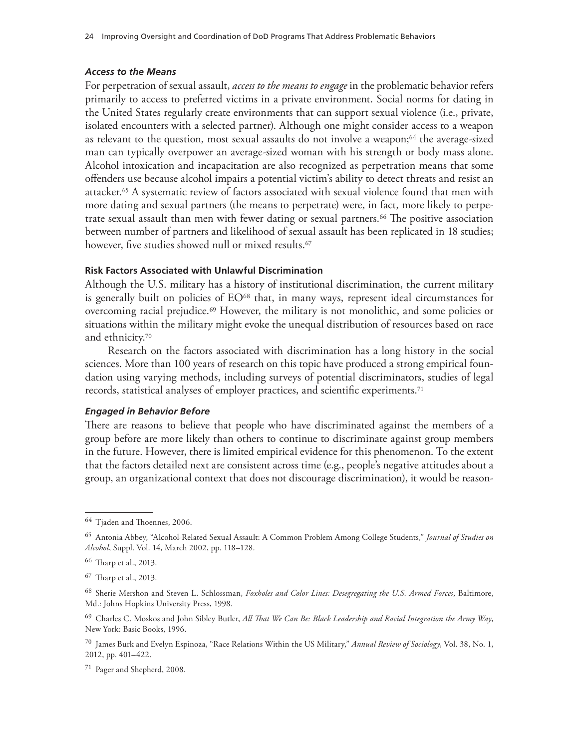### *Access to the Means*

For perpetration of sexual assault, *access to the means to engage* in the problematic behavior refers primarily to access to preferred victims in a private environment. Social norms for dating in the United States regularly create environments that can support sexual violence (i.e., private, isolated encounters with a selected partner). Although one might consider access to a weapon as relevant to the question, most sexual assaults do not involve a weapon;[64] the average-sized man can typically overpower an average-sized woman with his strength or body mass alone. Alcohol intoxication and incapacitation are also recognized as perpetration means that some offenders use because alcohol impairs a potential victim's ability to detect threats and resist an attacker.[65] A systematic review of factors associated with sexual violence found that men with more dating and sexual partners (the means to perpetrate) were, in fact, more likely to perpetrate sexual assault than men with fewer dating or sexual partners.[66] The positive association between number of partners and likelihood of sexual assault has been replicated in 18 studies; however, five studies showed null or mixed results.[67]

#### Risk Factors Associated with Unlawful Discrimination

Although the U.S. military has a history of institutional discrimination, the current military is generally built on policies of EO[68] that, in many ways, represent ideal circumstances for overcoming racial prejudice.[69] However, the military is not monolithic, and some policies or situations within the military might evoke the unequal distribution of resources based on race and ethnicity.[70]

Research on the factors associated with discrimination has a long history in the social sciences. More than 100 years of research on this topic have produced a strong empirical foundation using varying methods, including surveys of potential discriminators, studies of legal records, statistical analyses of employer practices, and scientific experiments.[71]

### *Engaged in Behavior Before*

There are reasons to believe that people who have discriminated against the members of a group before are more likely than others to continue to discriminate against group members in the future. However, there is limited empirical evidence for this phenomenon. To the extent that the factors detailed next are consistent across time (e.g., people's negative attitudes about a group, an organizational context that does not discourage discrimination), it would be reason-

---

[64] Tjaden and Thoennes, 2006.

[65] Antonia Abbey, "Alcohol-Related Sexual Assault: A Common Problem Among College Students," *Journal of Studies on Alcohol*, Suppl. Vol. 14, March 2002, pp. 118–128.

[66] Tharp et al., 2013.

[67] Tharp et al., 2013.

[68] Sherie Mershon and Steven L. Schlossman, *Foxholes and Color Lines: Desegregating the U.S. Armed Forces*, Baltimore, Md.: Johns Hopkins University Press, 1998.

[69] Charles C. Moskos and John Sibley Butler, *All That We Can Be: Black Leadership and Racial Integration the Army Way*, New York: Basic Books, 1996.

[70] James Burk and Evelyn Espinoza, "Race Relations Within the US Military," *Annual Review of Sociology*, Vol. 38, No. 1, 2012, pp. 401–422.

[71] Pager and Shepherd, 2008.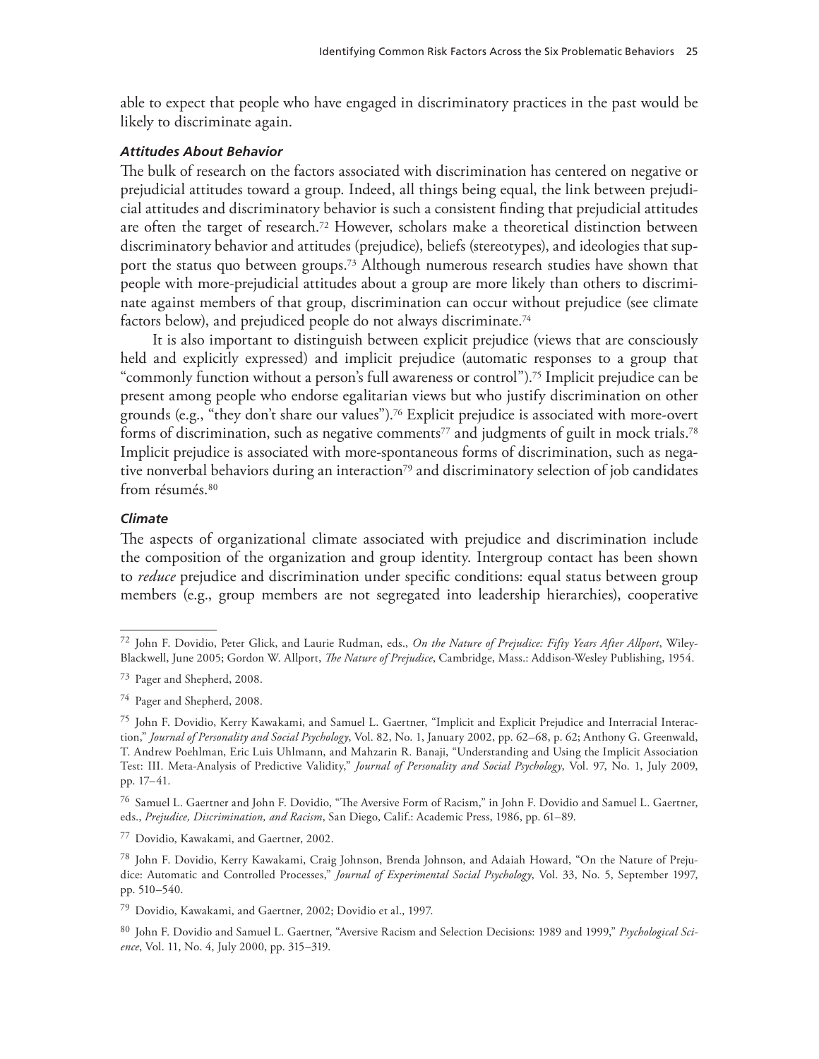able to expect that people who have engaged in discriminatory practices in the past would be likely to discriminate again.

#### *Attitudes About Behavior*

The bulk of research on the factors associated with discrimination has centered on negative or prejudicial attitudes toward a group. Indeed, all things being equal, the link between prejudicial attitudes and discriminatory behavior is such a consistent finding that prejudicial attitudes are often the target of research.[72] However, scholars make a theoretical distinction between discriminatory behavior and attitudes (prejudice), beliefs (stereotypes), and ideologies that support the status quo between groups.[73] Although numerous research studies have shown that people with more-prejudicial attitudes about a group are more likely than others to discriminate against members of that group, discrimination can occur without prejudice (see climate factors below), and prejudiced people do not always discriminate.[74]

It is also important to distinguish between explicit prejudice (views that are consciously held and explicitly expressed) and implicit prejudice (automatic responses to a group that "commonly function without a person's full awareness or control").[75] Implicit prejudice can be present among people who endorse egalitarian views but who justify discrimination on other grounds (e.g., "they don't share our values").[76] Explicit prejudice is associated with more-overt forms of discrimination, such as negative comments[77] and judgments of guilt in mock trials.[78] Implicit prejudice is associated with more-spontaneous forms of discrimination, such as negative nonverbal behaviors during an interaction[79] and discriminatory selection of job candidates from résumés.[80]

#### *Climate*

The aspects of organizational climate associated with prejudice and discrimination include the composition of the organization and group identity. Intergroup contact has been shown to *reduce* prejudice and discrimination under specific conditions: equal status between group members (e.g., group members are not segregated into leadership hierarchies), cooperative

---

[72] John F. Dovidio, Peter Glick, and Laurie Rudman, eds., *On the Nature of Prejudice: Fifty Years After Allport*, Wiley-Blackwell, June 2005; Gordon W. Allport, *The Nature of Prejudice*, Cambridge, Mass.: Addison-Wesley Publishing, 1954.

[73] Pager and Shepherd, 2008.

[74] Pager and Shepherd, 2008.

[75] John F. Dovidio, Kerry Kawakami, and Samuel L. Gaertner, "Implicit and Explicit Prejudice and Interracial Interaction," *Journal of Personality and Social Psychology*, Vol. 82, No. 1, January 2002, pp. 62–68, p. 62; Anthony G. Greenwald, T. Andrew Poehlman, Eric Luis Uhlmann, and Mahzarin R. Banaji, "Understanding and Using the Implicit Association Test: III. Meta-Analysis of Predictive Validity," *Journal of Personality and Social Psychology*, Vol. 97, No. 1, July 2009, pp. 17–41.

[76] Samuel L. Gaertner and John F. Dovidio, "The Aversive Form of Racism," in John F. Dovidio and Samuel L. Gaertner, eds., *Prejudice, Discrimination, and Racism*, San Diego, Calif.: Academic Press, 1986, pp. 61–89.

[77] Dovidio, Kawakami, and Gaertner, 2002.

[78] John F. Dovidio, Kerry Kawakami, Craig Johnson, Brenda Johnson, and Adaiah Howard, "On the Nature of Prejudice: Automatic and Controlled Processes," *Journal of Experimental Social Psychology*, Vol. 33, No. 5, September 1997, pp. 510–540.

[79] Dovidio, Kawakami, and Gaertner, 2002; Dovidio et al., 1997.

[80] John F. Dovidio and Samuel L. Gaertner, "Aversive Racism and Selection Decisions: 1989 and 1999," *Psychological Science*, Vol. 11, No. 4, July 2000, pp. 315–319.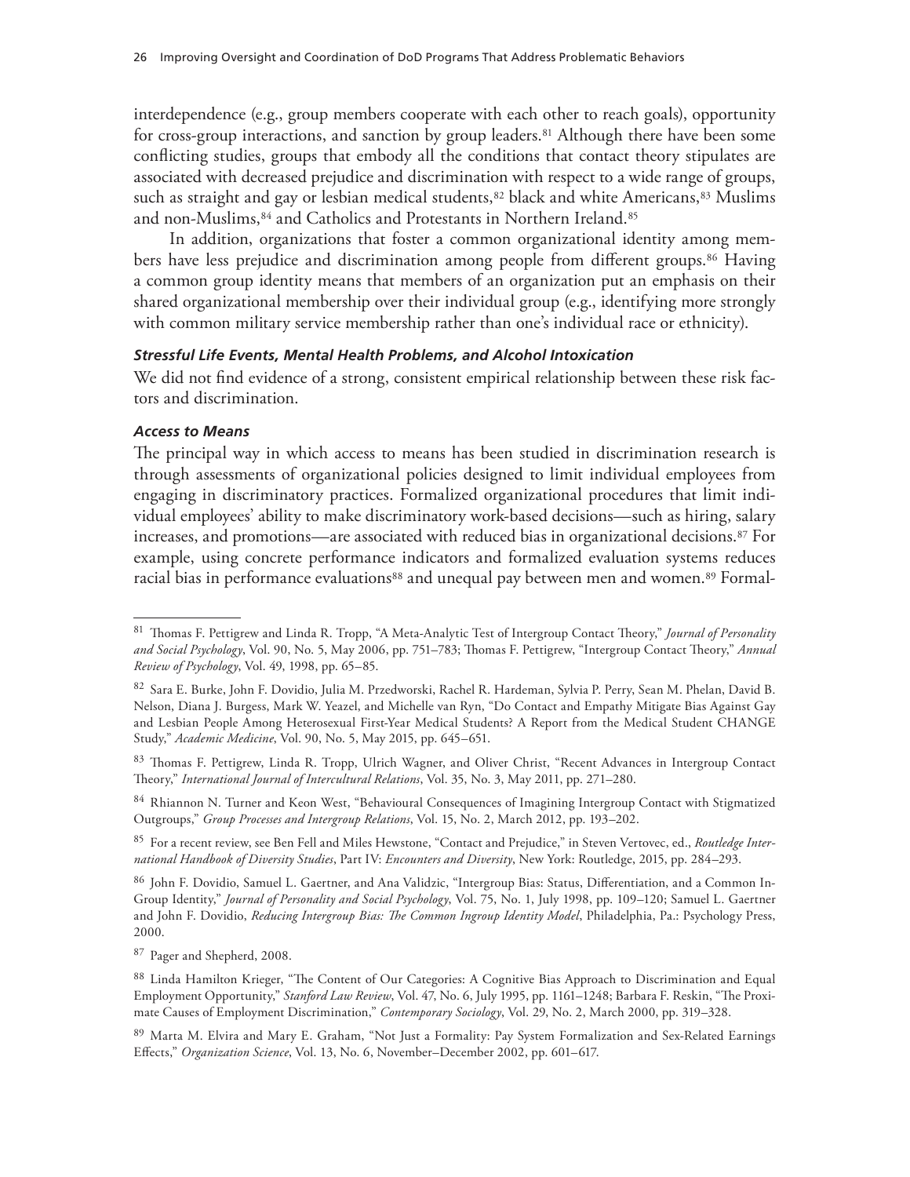interdependence (e.g., group members cooperate with each other to reach goals), opportunity for cross-group interactions, and sanction by group leaders.[81] Although there have been some conflicting studies, groups that embody all the conditions that contact theory stipulates are associated with decreased prejudice and discrimination with respect to a wide range of groups, such as straight and gay or lesbian medical students,[82] black and white Americans,[83] Muslims and non-Muslims,[84] and Catholics and Protestants in Northern Ireland.[85]

In addition, organizations that foster a common organizational identity among members have less prejudice and discrimination among people from different groups.[86] Having a common group identity means that members of an organization put an emphasis on their shared organizational membership over their individual group (e.g., identifying more strongly with common military service membership rather than one's individual race or ethnicity).

#### *Stressful Life Events, Mental Health Problems, and Alcohol Intoxication*

We did not find evidence of a strong, consistent empirical relationship between these risk factors and discrimination.

#### *Access to Means*

The principal way in which access to means has been studied in discrimination research is through assessments of organizational policies designed to limit individual employees from engaging in discriminatory practices. Formalized organizational procedures that limit individual employees' ability to make discriminatory work-based decisions—such as hiring, salary increases, and promotions—are associated with reduced bias in organizational decisions.[87] For example, using concrete performance indicators and formalized evaluation systems reduces racial bias in performance evaluations[88] and unequal pay between men and women.[89] Formal-

---

[81] Thomas F. Pettigrew and Linda R. Tropp, "A Meta-Analytic Test of Intergroup Contact Theory," *Journal of Personality and Social Psychology*, Vol. 90, No. 5, May 2006, pp. 751–783; Thomas F. Pettigrew, "Intergroup Contact Theory," *Annual Review of Psychology*, Vol. 49, 1998, pp. 65–85.

[82] Sara E. Burke, John F. Dovidio, Julia M. Przedworski, Rachel R. Hardeman, Sylvia P. Perry, Sean M. Phelan, David B. Nelson, Diana J. Burgess, Mark W. Yeazel, and Michelle van Ryn, "Do Contact and Empathy Mitigate Bias Against Gay and Lesbian People Among Heterosexual First-Year Medical Students? A Report from the Medical Student CHANGE Study," *Academic Medicine*, Vol. 90, No. 5, May 2015, pp. 645–651.

[83] Thomas F. Pettigrew, Linda R. Tropp, Ulrich Wagner, and Oliver Christ, "Recent Advances in Intergroup Contact Theory," *International Journal of Intercultural Relations*, Vol. 35, No. 3, May 2011, pp. 271–280.

[84] Rhiannon N. Turner and Keon West, "Behavioural Consequences of Imagining Intergroup Contact with Stigmatized Outgroups," *Group Processes and Intergroup Relations*, Vol. 15, No. 2, March 2012, pp. 193–202.

[85] For a recent review, see Ben Fell and Miles Hewstone, "Contact and Prejudice," in Steven Vertovec, ed., *Routledge International Handbook of Diversity Studies*, Part IV: *Encounters and Diversity*, New York: Routledge, 2015, pp. 284–293.

[86] John F. Dovidio, Samuel L. Gaertner, and Ana Validzic, "Intergroup Bias: Status, Differentiation, and a Common In-Group Identity," *Journal of Personality and Social Psychology*, Vol. 75, No. 1, July 1998, pp. 109–120; Samuel L. Gaertner and John F. Dovidio, *Reducing Intergroup Bias: The Common Ingroup Identity Model*, Philadelphia, Pa.: Psychology Press, 2000.

[87] Pager and Shepherd, 2008.

[88] Linda Hamilton Krieger, "The Content of Our Categories: A Cognitive Bias Approach to Discrimination and Equal Employment Opportunity," *Stanford Law Review*, Vol. 47, No. 6, July 1995, pp. 1161–1248; Barbara F. Reskin, "The Proximate Causes of Employment Discrimination," *Contemporary Sociology*, Vol. 29, No. 2, March 2000, pp. 319–328.

[89] Marta M. Elvira and Mary E. Graham, "Not Just a Formality: Pay System Formalization and Sex-Related Earnings Effects," *Organization Science*, Vol. 13, No. 6, November–December 2002, pp. 601–617.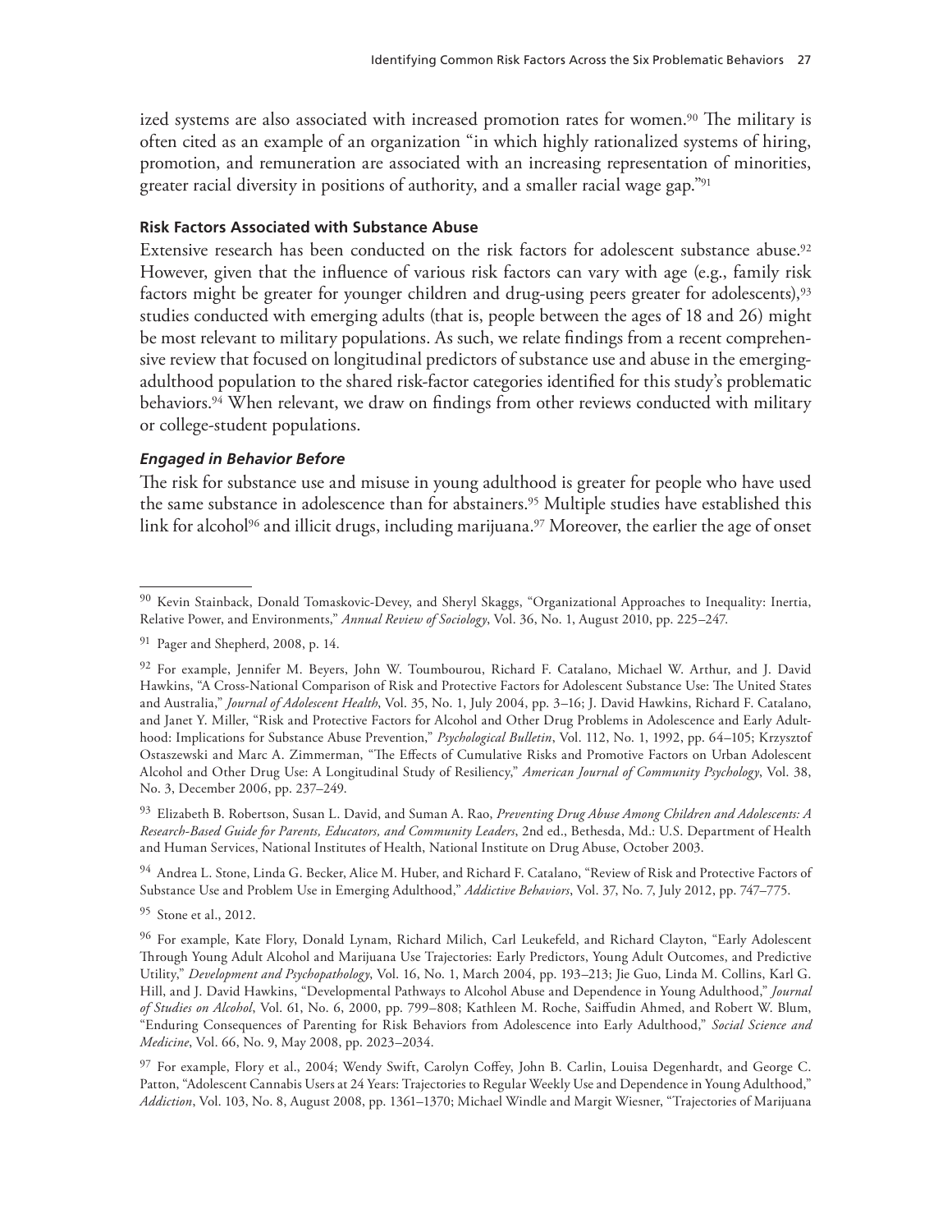ized systems are also associated with increased promotion rates for women.[90] The military is often cited as an example of an organization "in which highly rationalized systems of hiring, promotion, and remuneration are associated with an increasing representation of minorities, greater racial diversity in positions of authority, and a smaller racial wage gap."[91]

#### Risk Factors Associated with Substance Abuse

Extensive research has been conducted on the risk factors for adolescent substance abuse.[92] However, given that the influence of various risk factors can vary with age (e.g., family risk factors might be greater for younger children and drug-using peers greater for adolescents),[93] studies conducted with emerging adults (that is, people between the ages of 18 and 26) might be most relevant to military populations. As such, we relate findings from a recent comprehensive review that focused on longitudinal predictors of substance use and abuse in the emerging-adulthood population to the shared risk-factor categories identified for this study's problematic behaviors.[94] When relevant, we draw on findings from other reviews conducted with military or college-student populations.

##### *Engaged in Behavior Before*

The risk for substance use and misuse in young adulthood is greater for people who have used the same substance in adolescence than for abstainers.[95] Multiple studies have established this link for alcohol[96] and illicit drugs, including marijuana.[97] Moreover, the earlier the age of onset

---

[90] Kevin Stainback, Donald Tomaskovic-Devey, and Sheryl Skaggs, "Organizational Approaches to Inequality: Inertia, Relative Power, and Environments," *Annual Review of Sociology*, Vol. 36, No. 1, August 2010, pp. 225–247.

[91] Pager and Shepherd, 2008, p. 14.

[92] For example, Jennifer M. Beyers, John W. Toumbourou, Richard F. Catalano, Michael W. Arthur, and J. David Hawkins, "A Cross-National Comparison of Risk and Protective Factors for Adolescent Substance Use: The United States and Australia," *Journal of Adolescent Health*, Vol. 35, No. 1, July 2004, pp. 3–16; J. David Hawkins, Richard F. Catalano, and Janet Y. Miller, "Risk and Protective Factors for Alcohol and Other Drug Problems in Adolescence and Early Adulthood: Implications for Substance Abuse Prevention," *Psychological Bulletin*, Vol. 112, No. 1, 1992, pp. 64–105; Krzysztof Ostaszewski and Marc A. Zimmerman, "The Effects of Cumulative Risks and Promotive Factors on Urban Adolescent Alcohol and Other Drug Use: A Longitudinal Study of Resiliency," *American Journal of Community Psychology*, Vol. 38, No. 3, December 2006, pp. 237–249.

[93] Elizabeth B. Robertson, Susan L. David, and Suman A. Rao, *Preventing Drug Abuse Among Children and Adolescents: A Research-Based Guide for Parents, Educators, and Community Leaders*, 2nd ed., Bethesda, Md.: U.S. Department of Health and Human Services, National Institutes of Health, National Institute on Drug Abuse, October 2003.

[94] Andrea L. Stone, Linda G. Becker, Alice M. Huber, and Richard F. Catalano, "Review of Risk and Protective Factors of Substance Use and Problem Use in Emerging Adulthood," *Addictive Behaviors*, Vol. 37, No. 7, July 2012, pp. 747–775.

[95] Stone et al., 2012.

[96] For example, Kate Flory, Donald Lynam, Richard Milich, Carl Leukefeld, and Richard Clayton, "Early Adolescent Through Young Adult Alcohol and Marijuana Use Trajectories: Early Predictors, Young Adult Outcomes, and Predictive Utility," *Development and Psychopathology*, Vol. 16, No. 1, March 2004, pp. 193–213; Jie Guo, Linda M. Collins, Karl G. Hill, and J. David Hawkins, "Developmental Pathways to Alcohol Abuse and Dependence in Young Adulthood," *Journal of Studies on Alcohol*, Vol. 61, No. 6, 2000, pp. 799–808; Kathleen M. Roche, Saiffudin Ahmed, and Robert W. Blum, "Enduring Consequences of Parenting for Risk Behaviors from Adolescence into Early Adulthood," *Social Science and Medicine*, Vol. 66, No. 9, May 2008, pp. 2023–2034.

[97] For example, Flory et al., 2004; Wendy Swift, Carolyn Coffey, John B. Carlin, Louisa Degenhardt, and George C. Patton, "Adolescent Cannabis Users at 24 Years: Trajectories to Regular Weekly Use and Dependence in Young Adulthood," *Addiction*, Vol. 103, No. 8, August 2008, pp. 1361–1370; Michael Windle and Margit Wiesner, "Trajectories of Marijuana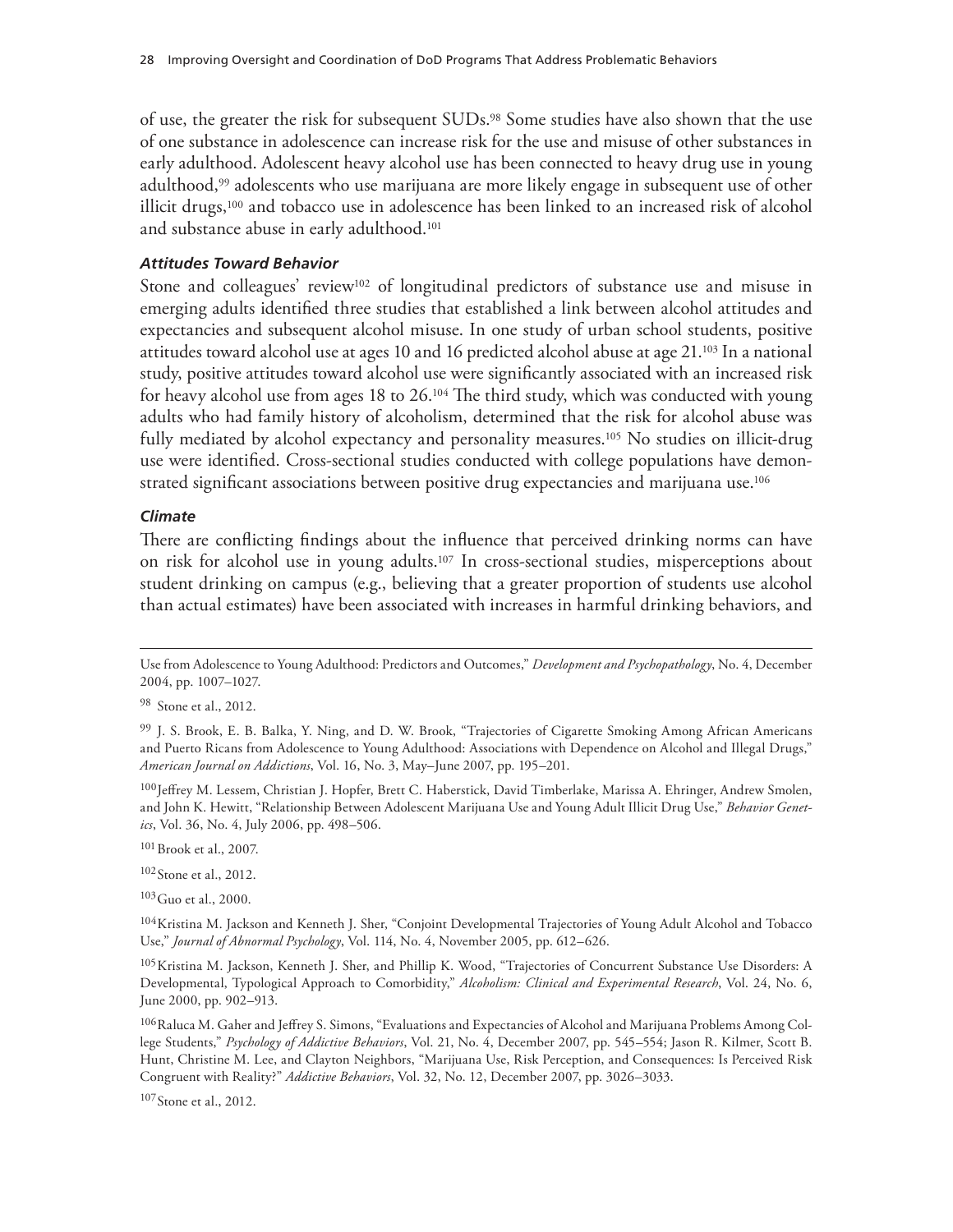of use, the greater the risk for subsequent SUDs.[98] Some studies have also shown that the use of one substance in adolescence can increase risk for the use and misuse of other substances in early adulthood. Adolescent heavy alcohol use has been connected to heavy drug use in young adulthood,[99] adolescents who use marijuana are more likely engage in subsequent use of other illicit drugs,[100] and tobacco use in adolescence has been linked to an increased risk of alcohol and substance abuse in early adulthood.[101]

#### *Attitudes Toward Behavior*

Stone and colleagues' review[102] of longitudinal predictors of substance use and misuse in emerging adults identified three studies that established a link between alcohol attitudes and expectancies and subsequent alcohol misuse. In one study of urban school students, positive attitudes toward alcohol use at ages 10 and 16 predicted alcohol abuse at age 21.[103] In a national study, positive attitudes toward alcohol use were significantly associated with an increased risk for heavy alcohol use from ages 18 to 26.[104] The third study, which was conducted with young adults who had family history of alcoholism, determined that the risk for alcohol abuse was fully mediated by alcohol expectancy and personality measures.[105] No studies on illicit-drug use were identified. Cross-sectional studies conducted with college populations have demonstrated significant associations between positive drug expectancies and marijuana use.[106]

#### *Climate*

There are conflicting findings about the influence that perceived drinking norms can have on risk for alcohol use in young adults.[107] In cross-sectional studies, misperceptions about student drinking on campus (e.g., believing that a greater proportion of students use alcohol than actual estimates) have been associated with increases in harmful drinking behaviors, and

---

Use from Adolescence to Young Adulthood: Predictors and Outcomes," *Development and Psychopathology*, No. 4, December 2004, pp. 1007–1027.

[98] Stone et al., 2012.

[99] J. S. Brook, E. B. Balka, Y. Ning, and D. W. Brook, "Trajectories of Cigarette Smoking Among African Americans and Puerto Ricans from Adolescence to Young Adulthood: Associations with Dependence on Alcohol and Illegal Drugs," *American Journal on Addictions*, Vol. 16, No. 3, May–June 2007, pp. 195–201.

[100] Jeffrey M. Lessem, Christian J. Hopfer, Brett C. Haberstick, David Timberlake, Marissa A. Ehringer, Andrew Smolen, and John K. Hewitt, "Relationship Between Adolescent Marijuana Use and Young Adult Illicit Drug Use," *Behavior Genetics*, Vol. 36, No. 4, July 2006, pp. 498–506.

[101] Brook et al., 2007.

[102] Stone et al., 2012.

[103] Guo et al., 2000.

[104] Kristina M. Jackson and Kenneth J. Sher, "Conjoint Developmental Trajectories of Young Adult Alcohol and Tobacco Use," *Journal of Abnormal Psychology*, Vol. 114, No. 4, November 2005, pp. 612–626.

[105] Kristina M. Jackson, Kenneth J. Sher, and Phillip K. Wood, "Trajectories of Concurrent Substance Use Disorders: A Developmental, Typological Approach to Comorbidity," *Alcoholism: Clinical and Experimental Research*, Vol. 24, No. 6, June 2000, pp. 902–913.

[106] Raluca M. Gaher and Jeffrey S. Simons, "Evaluations and Expectancies of Alcohol and Marijuana Problems Among College Students," *Psychology of Addictive Behaviors*, Vol. 21, No. 4, December 2007, pp. 545–554; Jason R. Kilmer, Scott B. Hunt, Christine M. Lee, and Clayton Neighbors, "Marijuana Use, Risk Perception, and Consequences: Is Perceived Risk Congruent with Reality?" *Addictive Behaviors*, Vol. 32, No. 12, December 2007, pp. 3026–3033.

[107] Stone et al., 2012.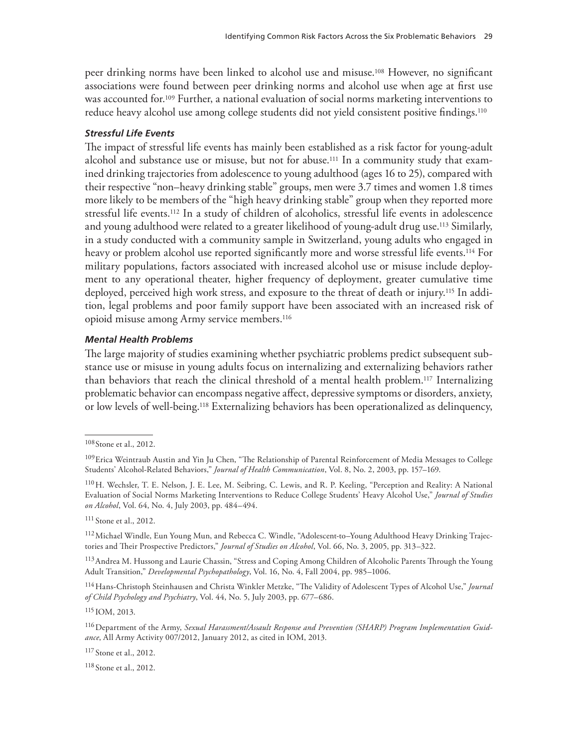peer drinking norms have been linked to alcohol use and misuse.[108] However, no significant associations were found between peer drinking norms and alcohol use when age at first use was accounted for.[109] Further, a national evaluation of social norms marketing interventions to reduce heavy alcohol use among college students did not yield consistent positive findings.[110]

#### *Stressful Life Events*

The impact of stressful life events has mainly been established as a risk factor for young-adult alcohol and substance use or misuse, but not for abuse.[111] In a community study that examined drinking trajectories from adolescence to young adulthood (ages 16 to 25), compared with their respective "non–heavy drinking stable" groups, men were 3.7 times and women 1.8 times more likely to be members of the "high heavy drinking stable" group when they reported more stressful life events.[112] In a study of children of alcoholics, stressful life events in adolescence and young adulthood were related to a greater likelihood of young-adult drug use.[113] Similarly, in a study conducted with a community sample in Switzerland, young adults who engaged in heavy or problem alcohol use reported significantly more and worse stressful life events.[114] For military populations, factors associated with increased alcohol use or misuse include deployment to any operational theater, higher frequency of deployment, greater cumulative time deployed, perceived high work stress, and exposure to the threat of death or injury.[115] In addition, legal problems and poor family support have been associated with an increased risk of opioid misuse among Army service members.[116]

#### *Mental Health Problems*

The large majority of studies examining whether psychiatric problems predict subsequent substance use or misuse in young adults focus on internalizing and externalizing behaviors rather than behaviors that reach the clinical threshold of a mental health problem.[117] Internalizing problematic behavior can encompass negative affect, depressive symptoms or disorders, anxiety, or low levels of well-being.[118] Externalizing behaviors has been operationalized as delinquency,

---

[108] Stone et al., 2012.

[109] Erica Weintraub Austin and Yin Ju Chen, "The Relationship of Parental Reinforcement of Media Messages to College Students' Alcohol-Related Behaviors," *Journal of Health Communication*, Vol. 8, No. 2, 2003, pp. 157–169.

[110] H. Wechsler, T. E. Nelson, J. E. Lee, M. Seibring, C. Lewis, and R. P. Keeling, "Perception and Reality: A National Evaluation of Social Norms Marketing Interventions to Reduce College Students' Heavy Alcohol Use," *Journal of Studies on Alcohol*, Vol. 64, No. 4, July 2003, pp. 484–494.

[111] Stone et al., 2012.

[112] Michael Windle, Eun Young Mun, and Rebecca C. Windle, "Adolescent-to–Young Adulthood Heavy Drinking Trajectories and Their Prospective Predictors," *Journal of Studies on Alcohol*, Vol. 66, No. 3, 2005, pp. 313–322.

[113] Andrea M. Hussong and Laurie Chassin, "Stress and Coping Among Children of Alcoholic Parents Through the Young Adult Transition," *Developmental Psychopathology*, Vol. 16, No. 4, Fall 2004, pp. 985–1006.

[114] Hans-Christoph Steinhausen and Christa Winkler Metzke, "The Validity of Adolescent Types of Alcohol Use," *Journal of Child Psychology and Psychiatry*, Vol. 44, No. 5, July 2003, pp. 677–686.

[115] IOM, 2013.

[116] Department of the Army, *Sexual Harassment/Assault Response and Prevention (SHARP) Program Implementation Guidance*, All Army Activity 007/2012, January 2012, as cited in IOM, 2013.

[117] Stone et al., 2012.

[118] Stone et al., 2012.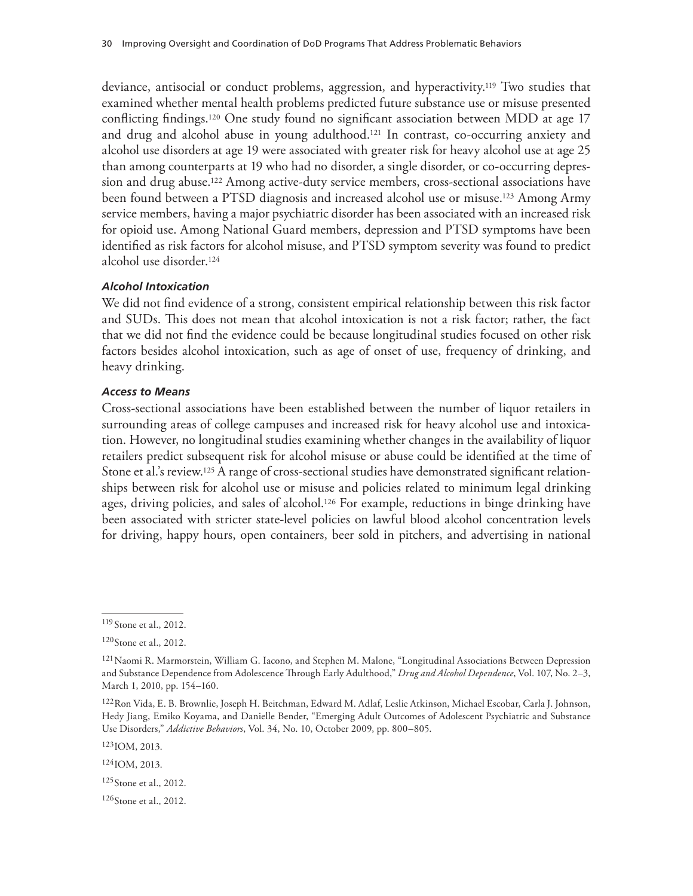deviance, antisocial or conduct problems, aggression, and hyperactivity.[119] Two studies that examined whether mental health problems predicted future substance use or misuse presented conflicting findings.[120] One study found no significant association between MDD at age 17 and drug and alcohol abuse in young adulthood.[121] In contrast, co-occurring anxiety and alcohol use disorders at age 19 were associated with greater risk for heavy alcohol use at age 25 than among counterparts at 19 who had no disorder, a single disorder, or co-occurring depression and drug abuse.[122] Among active-duty service members, cross-sectional associations have been found between a PTSD diagnosis and increased alcohol use or misuse.[123] Among Army service members, having a major psychiatric disorder has been associated with an increased risk for opioid use. Among National Guard members, depression and PTSD symptoms have been identified as risk factors for alcohol misuse, and PTSD symptom severity was found to predict alcohol use disorder.[124]

#### *Alcohol Intoxication*

We did not find evidence of a strong, consistent empirical relationship between this risk factor and SUDs. This does not mean that alcohol intoxication is not a risk factor; rather, the fact that we did not find the evidence could be because longitudinal studies focused on other risk factors besides alcohol intoxication, such as age of onset of use, frequency of drinking, and heavy drinking.

#### *Access to Means*

Cross-sectional associations have been established between the number of liquor retailers in surrounding areas of college campuses and increased risk for heavy alcohol use and intoxication. However, no longitudinal studies examining whether changes in the availability of liquor retailers predict subsequent risk for alcohol misuse or abuse could be identified at the time of Stone et al.'s review.[125] A range of cross-sectional studies have demonstrated significant relationships between risk for alcohol use or misuse and policies related to minimum legal drinking ages, driving policies, and sales of alcohol.[126] For example, reductions in binge drinking have been associated with stricter state-level policies on lawful blood alcohol concentration levels for driving, happy hours, open containers, beer sold in pitchers, and advertising in national

---

[119] Stone et al., 2012.

[120] Stone et al., 2012.

[121] Naomi R. Marmorstein, William G. Iacono, and Stephen M. Malone, "Longitudinal Associations Between Depression and Substance Dependence from Adolescence Through Early Adulthood," *Drug and Alcohol Dependence*, Vol. 107, No. 2–3, March 1, 2010, pp. 154–160.

[122] Ron Vida, E. B. Brownlie, Joseph H. Beitchman, Edward M. Adlaf, Leslie Atkinson, Michael Escobar, Carla J. Johnson, Hedy Jiang, Emiko Koyama, and Danielle Bender, "Emerging Adult Outcomes of Adolescent Psychiatric and Substance Use Disorders," *Addictive Behaviors*, Vol. 34, No. 10, October 2009, pp. 800–805.

[123] IOM, 2013.

[124] IOM, 2013.

[125] Stone et al., 2012.

[126] Stone et al., 2012.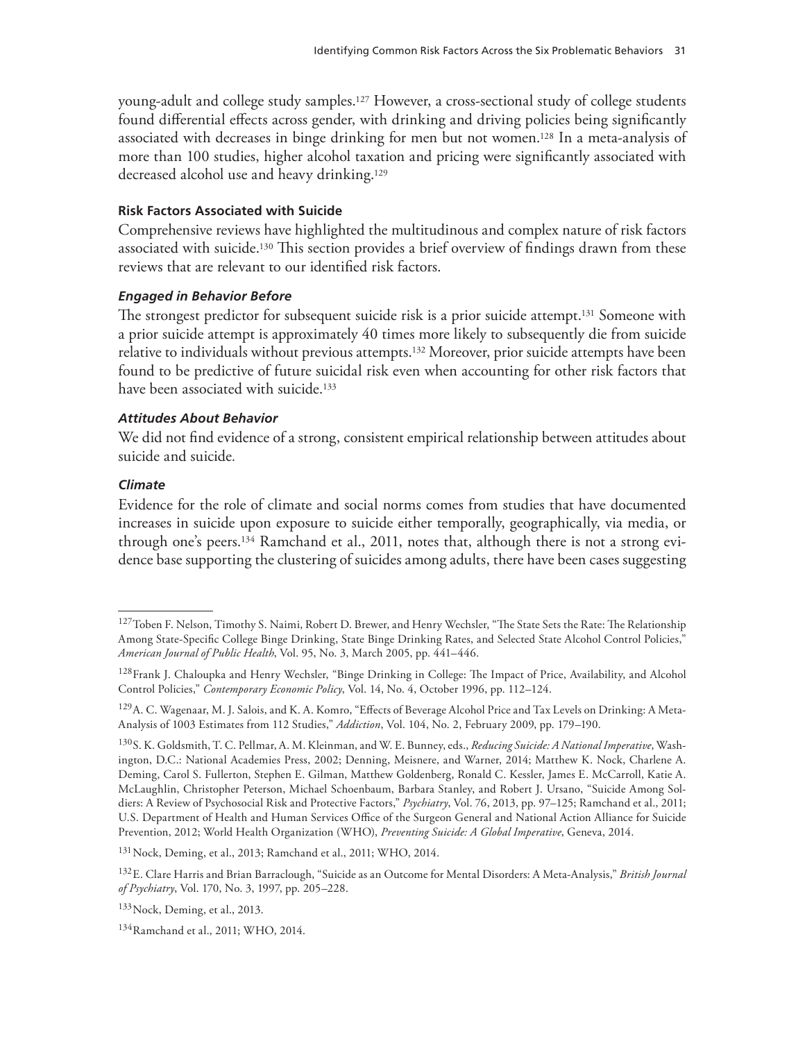young-adult and college study samples.[127] However, a cross-sectional study of college students found differential effects across gender, with drinking and driving policies being significantly associated with decreases in binge drinking for men but not women.[128] In a meta-analysis of more than 100 studies, higher alcohol taxation and pricing were significantly associated with decreased alcohol use and heavy drinking.[129]

#### Risk Factors Associated with Suicide

Comprehensive reviews have highlighted the multitudinous and complex nature of risk factors associated with suicide.[130] This section provides a brief overview of findings drawn from these reviews that are relevant to our identified risk factors.

##### *Engaged in Behavior Before*

The strongest predictor for subsequent suicide risk is a prior suicide attempt.[131] Someone with a prior suicide attempt is approximately 40 times more likely to subsequently die from suicide relative to individuals without previous attempts.[132] Moreover, prior suicide attempts have been found to be predictive of future suicidal risk even when accounting for other risk factors that have been associated with suicide.[133]

##### *Attitudes About Behavior*

We did not find evidence of a strong, consistent empirical relationship between attitudes about suicide and suicide.

##### *Climate*

Evidence for the role of climate and social norms comes from studies that have documented increases in suicide upon exposure to suicide either temporally, geographically, via media, or through one's peers.[134] Ramchand et al., 2011, notes that, although there is not a strong evidence base supporting the clustering of suicides among adults, there have been cases suggesting

---

[127] Toben F. Nelson, Timothy S. Naimi, Robert D. Brewer, and Henry Wechsler, "The State Sets the Rate: The Relationship Among State-Specific College Binge Drinking, State Binge Drinking Rates, and Selected State Alcohol Control Policies," *American Journal of Public Health*, Vol. 95, No. 3, March 2005, pp. 441–446.

[128] Frank J. Chaloupka and Henry Wechsler, "Binge Drinking in College: The Impact of Price, Availability, and Alcohol Control Policies," *Contemporary Economic Policy*, Vol. 14, No. 4, October 1996, pp. 112–124.

[129] A. C. Wagenaar, M. J. Salois, and K. A. Komro, "Effects of Beverage Alcohol Price and Tax Levels on Drinking: A Meta-Analysis of 1003 Estimates from 112 Studies," *Addiction*, Vol. 104, No. 2, February 2009, pp. 179–190.

[130] S. K. Goldsmith, T. C. Pellmar, A. M. Kleinman, and W. E. Bunney, eds., *Reducing Suicide: A National Imperative*, Washington, D.C.: National Academies Press, 2002; Denning, Meisnere, and Warner, 2014; Matthew K. Nock, Charlene A. Deming, Carol S. Fullerton, Stephen E. Gilman, Matthew Goldenberg, Ronald C. Kessler, James E. McCarroll, Katie A. McLaughlin, Christopher Peterson, Michael Schoenbaum, Barbara Stanley, and Robert J. Ursano, "Suicide Among Soldiers: A Review of Psychosocial Risk and Protective Factors," *Psychiatry*, Vol. 76, 2013, pp. 97–125; Ramchand et al., 2011; U.S. Department of Health and Human Services Office of the Surgeon General and National Action Alliance for Suicide Prevention, 2012; World Health Organization (WHO), *Preventing Suicide: A Global Imperative*, Geneva, 2014.

[131] Nock, Deming, et al., 2013; Ramchand et al., 2011; WHO, 2014.

[132] E. Clare Harris and Brian Barraclough, "Suicide as an Outcome for Mental Disorders: A Meta-Analysis," *British Journal of Psychiatry*, Vol. 170, No. 3, 1997, pp. 205–228.

[133] Nock, Deming, et al., 2013.

[134] Ramchand et al., 2011; WHO, 2014.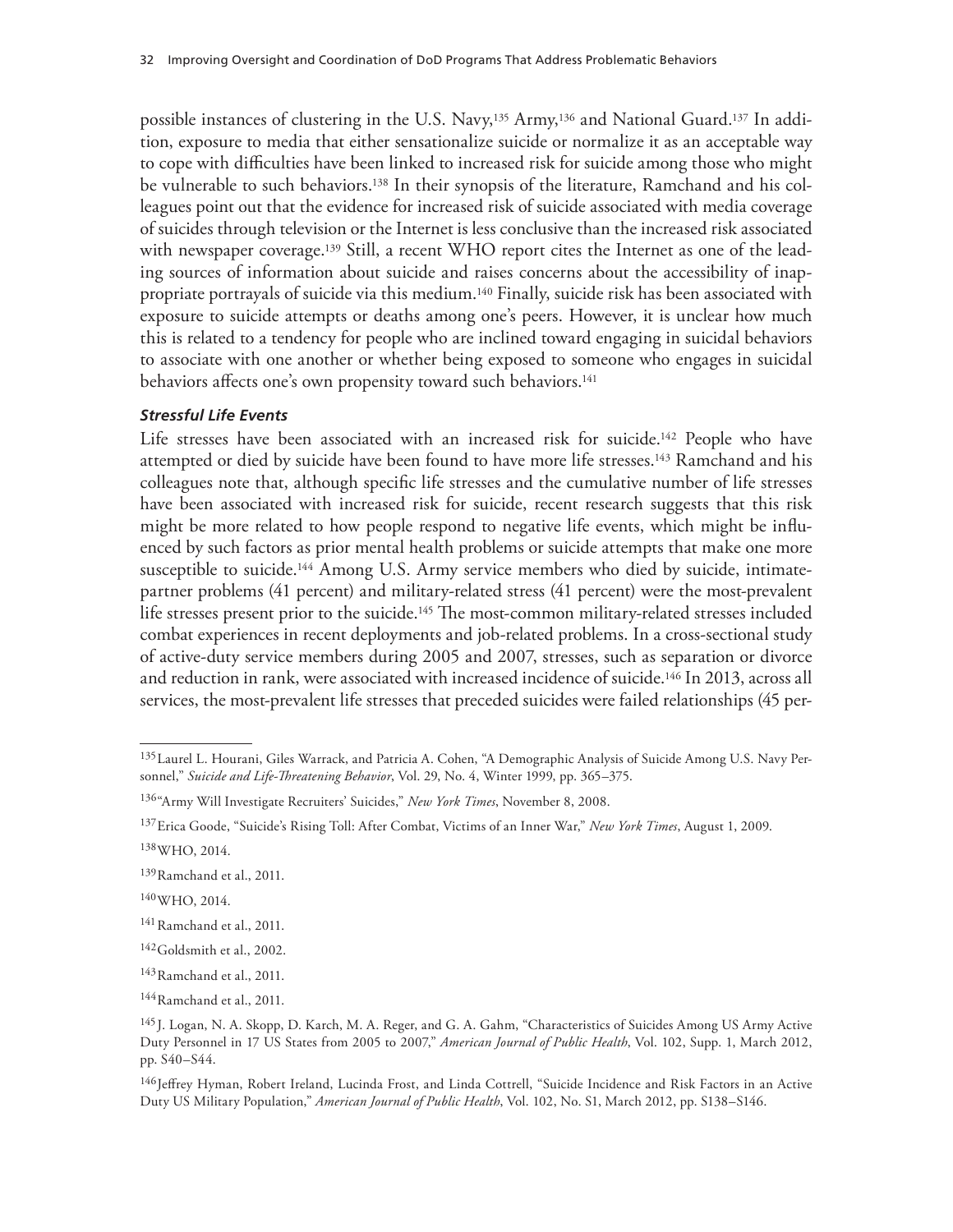possible instances of clustering in the U.S. Navy,[135] Army,[136] and National Guard.[137] In addition, exposure to media that either sensationalize suicide or normalize it as an acceptable way to cope with difficulties have been linked to increased risk for suicide among those who might be vulnerable to such behaviors.[138] In their synopsis of the literature, Ramchand and his colleagues point out that the evidence for increased risk of suicide associated with media coverage of suicides through television or the Internet is less conclusive than the increased risk associated with newspaper coverage.[139] Still, a recent WHO report cites the Internet as one of the leading sources of information about suicide and raises concerns about the accessibility of inappropriate portrayals of suicide via this medium.[140] Finally, suicide risk has been associated with exposure to suicide attempts or deaths among one's peers. However, it is unclear how much this is related to a tendency for people who are inclined toward engaging in suicidal behaviors to associate with one another or whether being exposed to someone who engages in suicidal behaviors affects one's own propensity toward such behaviors.[141]

#### *Stressful Life Events*

Life stresses have been associated with an increased risk for suicide.[142] People who have attempted or died by suicide have been found to have more life stresses.[143] Ramchand and his colleagues note that, although specific life stresses and the cumulative number of life stresses have been associated with increased risk for suicide, recent research suggests that this risk might be more related to how people respond to negative life events, which might be influenced by such factors as prior mental health problems or suicide attempts that make one more susceptible to suicide.[144] Among U.S. Army service members who died by suicide, intimate-partner problems (41 percent) and military-related stress (41 percent) were the most-prevalent life stresses present prior to the suicide.[145] The most-common military-related stresses included combat experiences in recent deployments and job-related problems. In a cross-sectional study of active-duty service members during 2005 and 2007, stresses, such as separation or divorce and reduction in rank, were associated with increased incidence of suicide.[146] In 2013, across all services, the most-prevalent life stresses that preceded suicides were failed relationships (45 per-

---

[135] Laurel L. Hourani, Giles Warrack, and Patricia A. Cohen, "A Demographic Analysis of Suicide Among U.S. Navy Personnel," *Suicide and Life-Threatening Behavior*, Vol. 29, No. 4, Winter 1999, pp. 365–375.

[136] "Army Will Investigate Recruiters' Suicides," *New York Times*, November 8, 2008.

[137] Erica Goode, "Suicide's Rising Toll: After Combat, Victims of an Inner War," *New York Times*, August 1, 2009.

[138] WHO, 2014.

[139] Ramchand et al., 2011.

[140] WHO, 2014.

[141] Ramchand et al., 2011.

[142] Goldsmith et al., 2002.

[143] Ramchand et al., 2011.

[144] Ramchand et al., 2011.

[145] J. Logan, N. A. Skopp, D. Karch, M. A. Reger, and G. A. Gahm, "Characteristics of Suicides Among US Army Active Duty Personnel in 17 US States from 2005 to 2007," *American Journal of Public Health*, Vol. 102, Supp. 1, March 2012, pp. S40–S44.

[146] Jeffrey Hyman, Robert Ireland, Lucinda Frost, and Linda Cottrell, "Suicide Incidence and Risk Factors in an Active Duty US Military Population," *American Journal of Public Health*, Vol. 102, No. S1, March 2012, pp. S138–S146.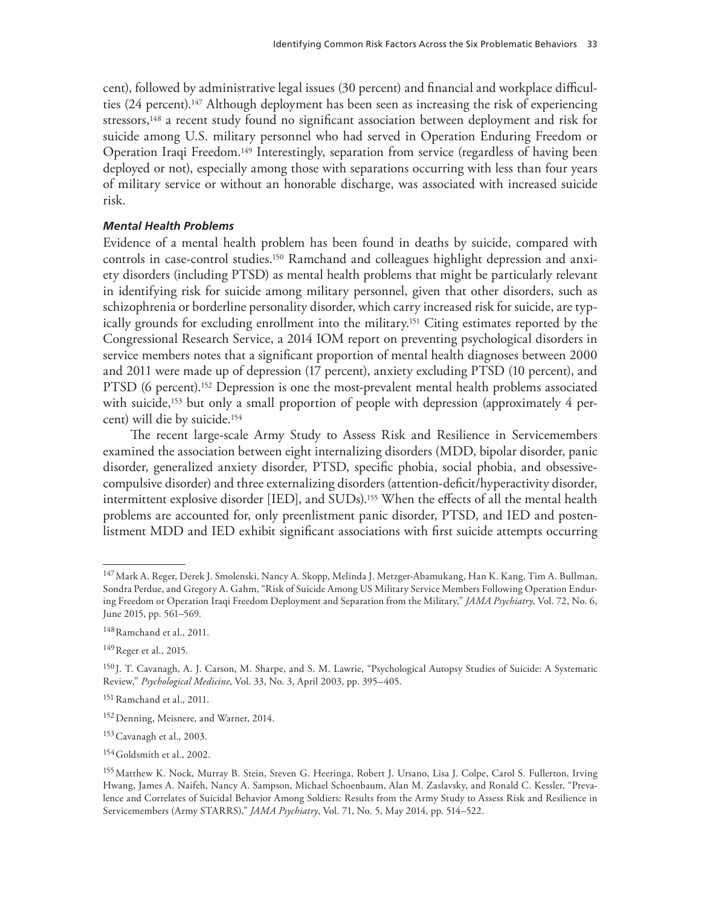cent), followed by administrative legal issues (30 percent) and financial and workplace difficulties (24 percent).[147] Although deployment has been seen as increasing the risk of experiencing stressors,[148] a recent study found no significant association between deployment and risk for suicide among U.S. military personnel who had served in Operation Enduring Freedom or Operation Iraqi Freedom.[149] Interestingly, separation from service (regardless of having been deployed or not), especially among those with separations occurring with less than four years of military service or without an honorable discharge, was associated with increased suicide risk.

#### *Mental Health Problems*

Evidence of a mental health problem has been found in deaths by suicide, compared with controls in case-control studies.[150] Ramchand and colleagues highlight depression and anxiety disorders (including PTSD) as mental health problems that might be particularly relevant in identifying risk for suicide among military personnel, given that other disorders, such as schizophrenia or borderline personality disorder, which carry increased risk for suicide, are typically grounds for excluding enrollment into the military.[151] Citing estimates reported by the Congressional Research Service, a 2014 IOM report on preventing psychological disorders in service members notes that a significant proportion of mental health diagnoses between 2000 and 2011 were made up of depression (17 percent), anxiety excluding PTSD (10 percent), and PTSD (6 percent).[152] Depression is one the most-prevalent mental health problems associated with suicide,[153] but only a small proportion of people with depression (approximately 4 percent) will die by suicide.[154]

The recent large-scale Army Study to Assess Risk and Resilience in Servicemembers examined the association between eight internalizing disorders (MDD, bipolar disorder, panic disorder, generalized anxiety disorder, PTSD, specific phobia, social phobia, and obsessive-compulsive disorder) and three externalizing disorders (attention-deficit/hyperactivity disorder, intermittent explosive disorder [IED], and SUDs).[155] When the effects of all the mental health problems are accounted for, only preenlistment panic disorder, PTSD, and IED and postenlistment MDD and IED exhibit significant associations with first suicide attempts occurring

---

[147] Mark A. Reger, Derek J. Smolenski, Nancy A. Skopp, Melinda J. Metzger-Abamukang, Han K. Kang, Tim A. Bullman, Sondra Perdue, and Gregory A. Gahm, "Risk of Suicide Among US Military Service Members Following Operation Enduring Freedom or Operation Iraqi Freedom Deployment and Separation from the Military," *JAMA Psychiatry*, Vol. 72, No. 6, June 2015, pp. 561–569.

[148] Ramchand et al., 2011.

[149] Reger et al., 2015.

[150] J. T. Cavanagh, A. J. Carson, M. Sharpe, and S. M. Lawrie, "Psychological Autopsy Studies of Suicide: A Systematic Review," *Psychological Medicine*, Vol. 33, No. 3, April 2003, pp. 395–405.

[151] Ramchand et al., 2011.

[152] Denning, Meisnere, and Warner, 2014.

[153] Cavanagh et al., 2003.

[154] Goldsmith et al., 2002.

[155] Matthew K. Nock, Murray B. Stein, Steven G. Heeringa, Robert J. Ursano, Lisa J. Colpe, Carol S. Fullerton, Irving Hwang, James A. Naifeh, Nancy A. Sampson, Michael Schoenbaum, Alan M. Zaslavsky, and Ronald C. Kessler, "Prevalence and Correlates of Suicidal Behavior Among Soldiers: Results from the Army Study to Assess Risk and Resilience in Servicemembers (Army STARRS)," *JAMA Psychiatry*, Vol. 71, No. 5, May 2014, pp. 514–522.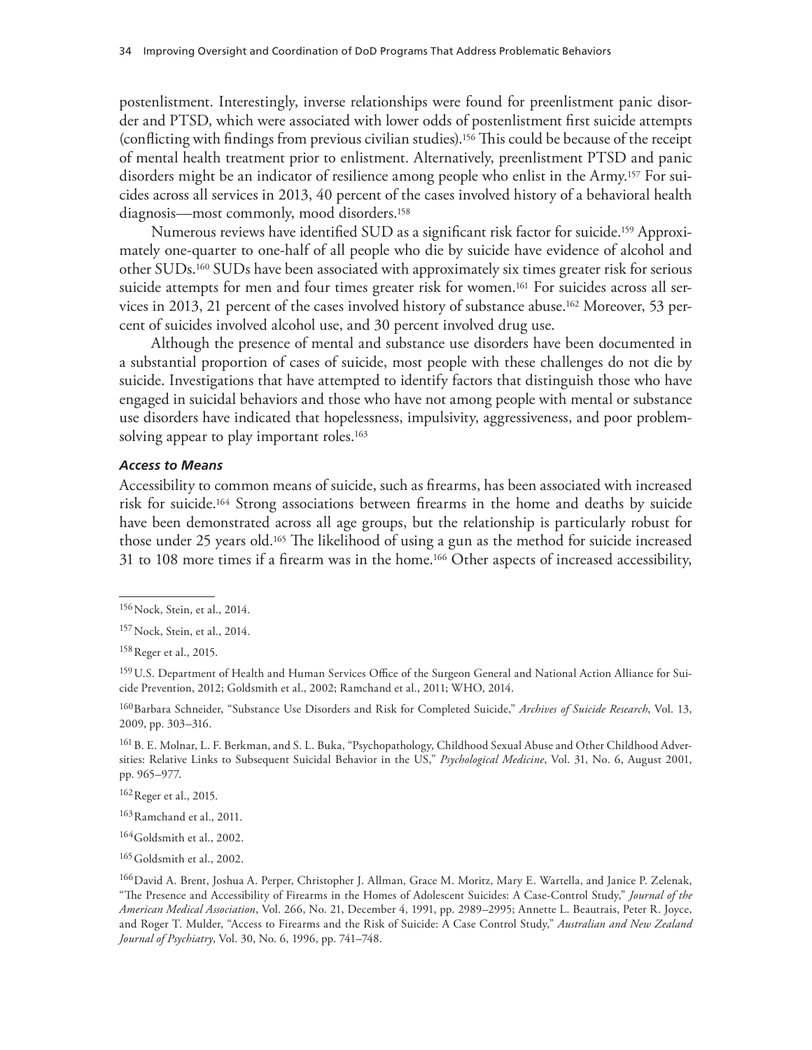postenlistment. Interestingly, inverse relationships were found for preenlistment panic disorder and PTSD, which were associated with lower odds of postenlistment first suicide attempts (conflicting with findings from previous civilian studies).[156] This could be because of the receipt of mental health treatment prior to enlistment. Alternatively, preenlistment PTSD and panic disorders might be an indicator of resilience among people who enlist in the Army.[157] For suicides across all services in 2013, 40 percent of the cases involved history of a behavioral health diagnosis—most commonly, mood disorders.[158]

Numerous reviews have identified SUD as a significant risk factor for suicide.[159] Approximately one-quarter to one-half of all people who die by suicide have evidence of alcohol and other SUDs.[160] SUDs have been associated with approximately six times greater risk for serious suicide attempts for men and four times greater risk for women.[161] For suicides across all services in 2013, 21 percent of the cases involved history of substance abuse.[162] Moreover, 53 percent of suicides involved alcohol use, and 30 percent involved drug use.

Although the presence of mental and substance use disorders have been documented in a substantial proportion of cases of suicide, most people with these challenges do not die by suicide. Investigations that have attempted to identify factors that distinguish those who have engaged in suicidal behaviors and those who have not among people with mental or substance use disorders have indicated that hopelessness, impulsivity, aggressiveness, and poor problem-solving appear to play important roles.[163]

#### *Access to Means*

Accessibility to common means of suicide, such as firearms, has been associated with increased risk for suicide.[164] Strong associations between firearms in the home and deaths by suicide have been demonstrated across all age groups, but the relationship is particularly robust for those under 25 years old.[165] The likelihood of using a gun as the method for suicide increased 31 to 108 more times if a firearm was in the home.[166] Other aspects of increased accessibility,

---

[156] Nock, Stein, et al., 2014.

[157] Nock, Stein, et al., 2014.

[158] Reger et al., 2015.

[159] U.S. Department of Health and Human Services Office of the Surgeon General and National Action Alliance for Suicide Prevention, 2012; Goldsmith et al., 2002; Ramchand et al., 2011; WHO, 2014.

[160] Barbara Schneider, "Substance Use Disorders and Risk for Completed Suicide," *Archives of Suicide Research*, Vol. 13, 2009, pp. 303–316.

[161] B. E. Molnar, L. F. Berkman, and S. L. Buka, "Psychopathology, Childhood Sexual Abuse and Other Childhood Adversities: Relative Links to Subsequent Suicidal Behavior in the US," *Psychological Medicine*, Vol. 31, No. 6, August 2001, pp. 965–977.

[162] Reger et al., 2015.

[163] Ramchand et al., 2011.

[164] Goldsmith et al., 2002.

[165] Goldsmith et al., 2002.

[166] David A. Brent, Joshua A. Perper, Christopher J. Allman, Grace M. Moritz, Mary E. Wartella, and Janice P. Zelenak, "The Presence and Accessibility of Firearms in the Homes of Adolescent Suicides: A Case-Control Study," *Journal of the American Medical Association*, Vol. 266, No. 21, December 4, 1991, pp. 2989–2995; Annette L. Beautrais, Peter R. Joyce, and Roger T. Mulder, "Access to Firearms and the Risk of Suicide: A Case Control Study," *Australian and New Zealand Journal of Psychiatry*, Vol. 30, No. 6, 1996, pp. 741–748.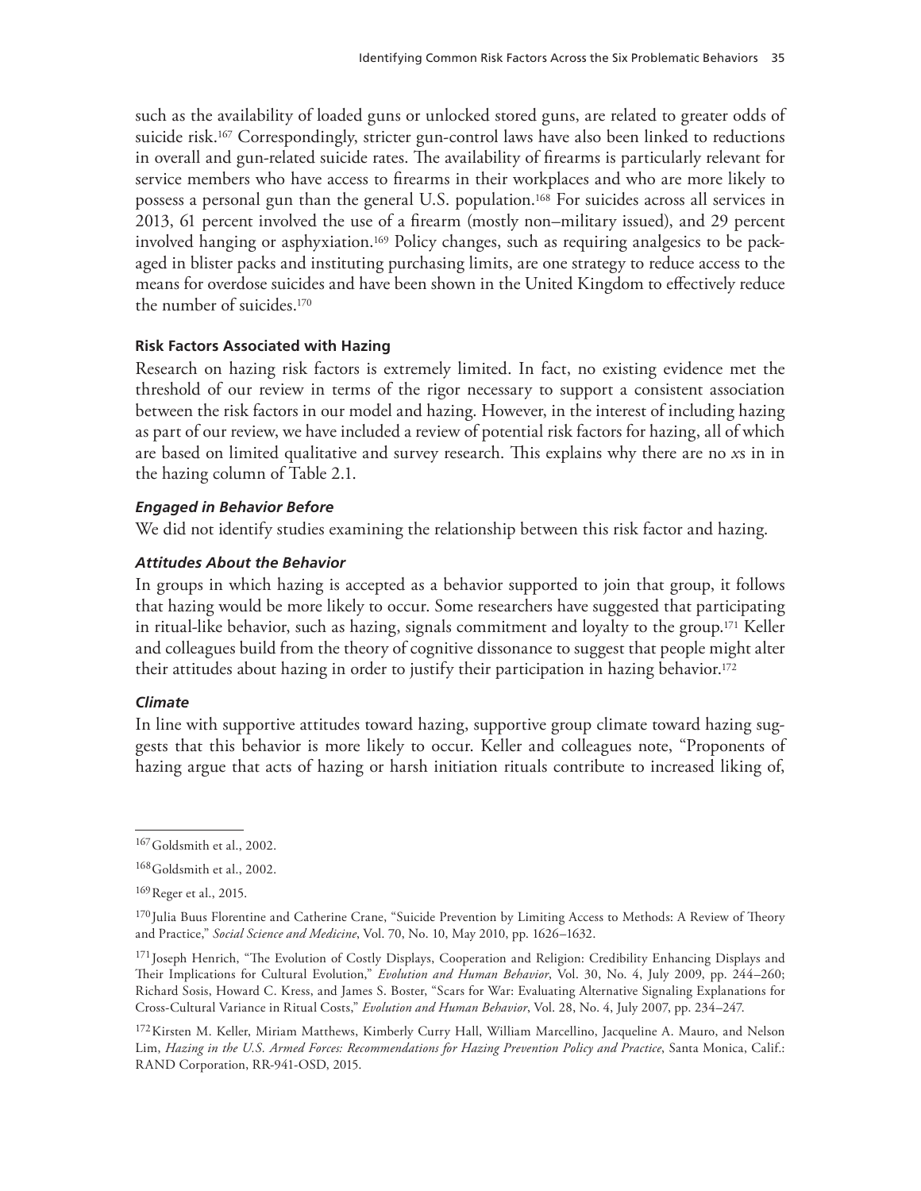such as the availability of loaded guns or unlocked stored guns, are related to greater odds of suicide risk.[167] Correspondingly, stricter gun-control laws have also been linked to reductions in overall and gun-related suicide rates. The availability of firearms is particularly relevant for service members who have access to firearms in their workplaces and who are more likely to possess a personal gun than the general U.S. population.[168] For suicides across all services in 2013, 61 percent involved the use of a firearm (mostly non–military issued), and 29 percent involved hanging or asphyxiation.[169] Policy changes, such as requiring analgesics to be packaged in blister packs and instituting purchasing limits, are one strategy to reduce access to the means for overdose suicides and have been shown in the United Kingdom to effectively reduce the number of suicides.[170]

#### Risk Factors Associated with Hazing

Research on hazing risk factors is extremely limited. In fact, no existing evidence met the threshold of our review in terms of the rigor necessary to support a consistent association between the risk factors in our model and hazing. However, in the interest of including hazing as part of our review, we have included a review of potential risk factors for hazing, all of which are based on limited qualitative and survey research. This explains why there are no *x*s in in the hazing column of Table 2.1.

##### *Engaged in Behavior Before*

We did not identify studies examining the relationship between this risk factor and hazing.

##### *Attitudes About the Behavior*

In groups in which hazing is accepted as a behavior supported to join that group, it follows that hazing would be more likely to occur. Some researchers have suggested that participating in ritual-like behavior, such as hazing, signals commitment and loyalty to the group.[171] Keller and colleagues build from the theory of cognitive dissonance to suggest that people might alter their attitudes about hazing in order to justify their participation in hazing behavior.[172]

##### *Climate*

In line with supportive attitudes toward hazing, supportive group climate toward hazing suggests that this behavior is more likely to occur. Keller and colleagues note, "Proponents of hazing argue that acts of hazing or harsh initiation rituals contribute to increased liking of,

---

[167] Goldsmith et al., 2002.

[168] Goldsmith et al., 2002.

[169] Reger et al., 2015.

[170] Julia Buus Florentine and Catherine Crane, "Suicide Prevention by Limiting Access to Methods: A Review of Theory and Practice," *Social Science and Medicine*, Vol. 70, No. 10, May 2010, pp. 1626–1632.

[171] Joseph Henrich, "The Evolution of Costly Displays, Cooperation and Religion: Credibility Enhancing Displays and Their Implications for Cultural Evolution," *Evolution and Human Behavior*, Vol. 30, No. 4, July 2009, pp. 244–260; Richard Sosis, Howard C. Kress, and James S. Boster, "Scars for War: Evaluating Alternative Signaling Explanations for Cross-Cultural Variance in Ritual Costs," *Evolution and Human Behavior*, Vol. 28, No. 4, July 2007, pp. 234–247.

[172] Kirsten M. Keller, Miriam Matthews, Kimberly Curry Hall, William Marcellino, Jacqueline A. Mauro, and Nelson Lim, *Hazing in the U.S. Armed Forces: Recommendations for Hazing Prevention Policy and Practice*, Santa Monica, Calif.: RAND Corporation, RR-941-OSD, 2015.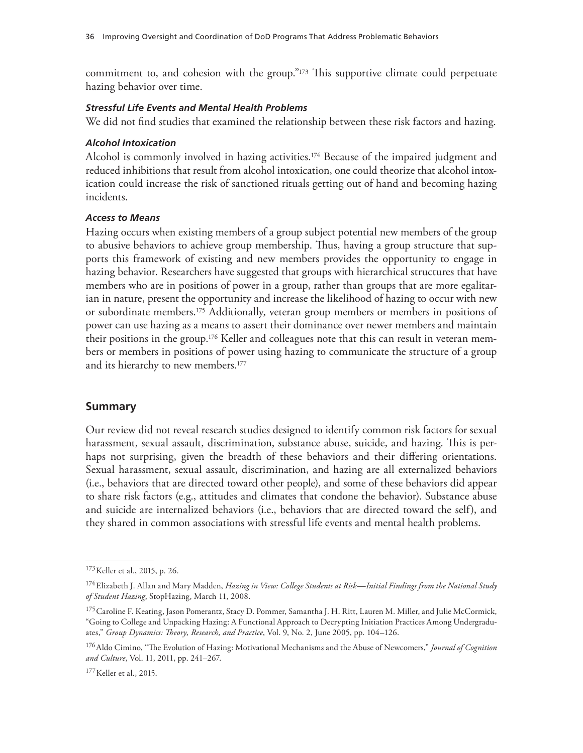commitment to, and cohesion with the group."[173] This supportive climate could perpetuate hazing behavior over time.

#### *Stressful Life Events and Mental Health Problems*

We did not find studies that examined the relationship between these risk factors and hazing.

#### *Alcohol Intoxication*

Alcohol is commonly involved in hazing activities.[174] Because of the impaired judgment and reduced inhibitions that result from alcohol intoxication, one could theorize that alcohol intoxication could increase the risk of sanctioned rituals getting out of hand and becoming hazing incidents.

#### *Access to Means*

Hazing occurs when existing members of a group subject potential new members of the group to abusive behaviors to achieve group membership. Thus, having a group structure that supports this framework of existing and new members provides the opportunity to engage in hazing behavior. Researchers have suggested that groups with hierarchical structures that have members who are in positions of power in a group, rather than groups that are more egalitarian in nature, present the opportunity and increase the likelihood of hazing to occur with new or subordinate members.[175] Additionally, veteran group members or members in positions of power can use hazing as a means to assert their dominance over newer members and maintain their positions in the group.[176] Keller and colleagues note that this can result in veteran members or members in positions of power using hazing to communicate the structure of a group and its hierarchy to new members.[177]

## Summary

Our review did not reveal research studies designed to identify common risk factors for sexual harassment, sexual assault, discrimination, substance abuse, suicide, and hazing. This is perhaps not surprising, given the breadth of these behaviors and their differing orientations. Sexual harassment, sexual assault, discrimination, and hazing are all externalized behaviors (i.e., behaviors that are directed toward other people), and some of these behaviors did appear to share risk factors (e.g., attitudes and climates that condone the behavior). Substance abuse and suicide are internalized behaviors (i.e., behaviors that are directed toward the self), and they shared in common associations with stressful life events and mental health problems.

---

[173] Keller et al., 2015, p. 26.

[174] Elizabeth J. Allan and Mary Madden, *Hazing in View: College Students at Risk—Initial Findings from the National Study of Student Hazing*, StopHazing, March 11, 2008.

[175] Caroline F. Keating, Jason Pomerantz, Stacy D. Pommer, Samantha J. H. Ritt, Lauren M. Miller, and Julie McCormick, "Going to College and Unpacking Hazing: A Functional Approach to Decrypting Initiation Practices Among Undergraduates," *Group Dynamics: Theory, Research, and Practice*, Vol. 9, No. 2, June 2005, pp. 104–126.

[176] Aldo Cimino, "The Evolution of Hazing: Motivational Mechanisms and the Abuse of Newcomers," *Journal of Cognition and Culture*, Vol. 11, 2011, pp. 241–267.

[177] Keller et al., 2015.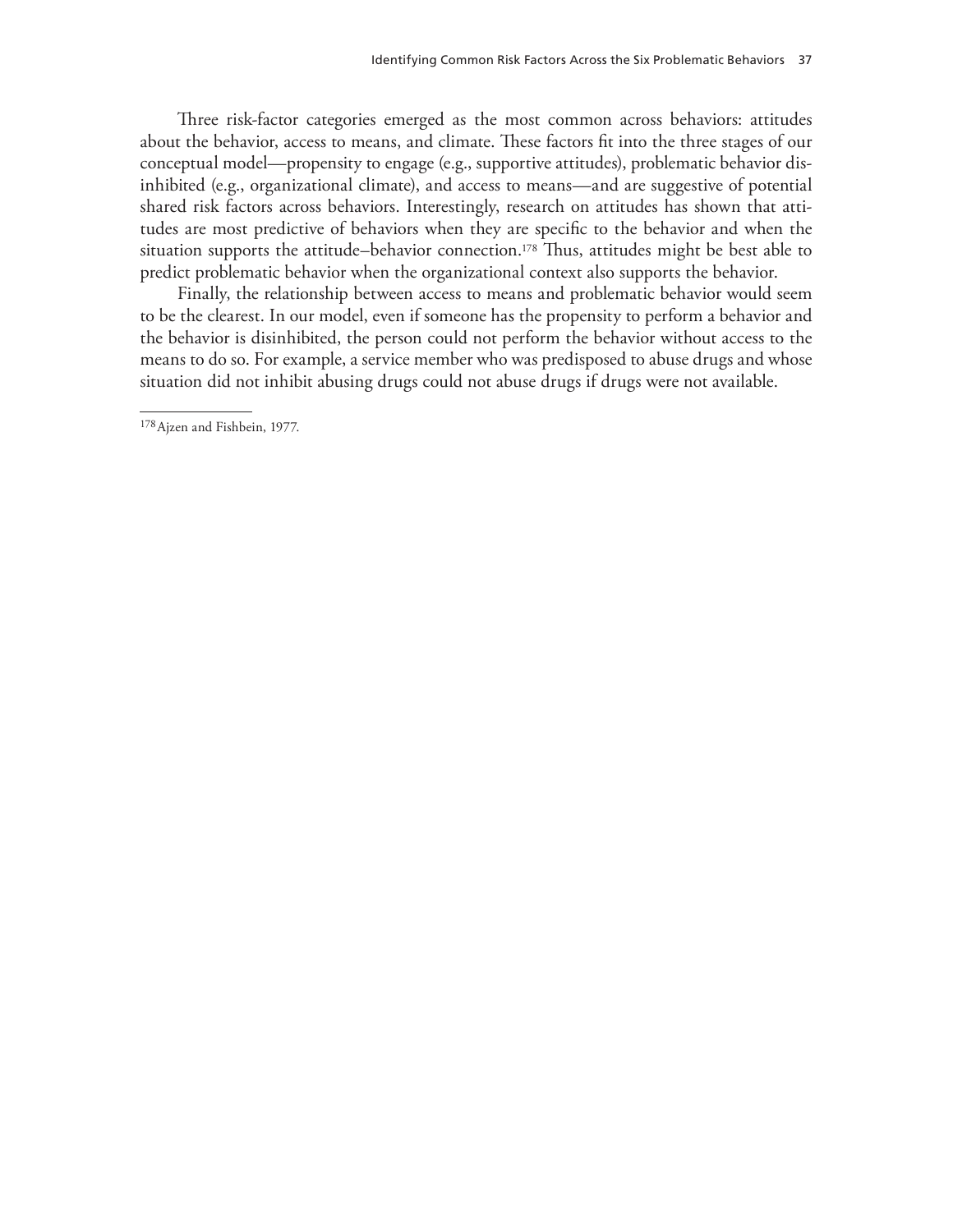Three risk-factor categories emerged as the most common across behaviors: attitudes about the behavior, access to means, and climate. These factors fit into the three stages of our conceptual model—propensity to engage (e.g., supportive attitudes), problematic behavior disinhibited (e.g., organizational climate), and access to means—and are suggestive of potential shared risk factors across behaviors. Interestingly, research on attitudes has shown that attitudes are most predictive of behaviors when they are specific to the behavior and when the situation supports the attitude–behavior connection.[178] Thus, attitudes might be best able to predict problematic behavior when the organizational context also supports the behavior.

Finally, the relationship between access to means and problematic behavior would seem to be the clearest. In our model, even if someone has the propensity to perform a behavior and the behavior is disinhibited, the person could not perform the behavior without access to the means to do so. For example, a service member who was predisposed to abuse drugs and whose situation did not inhibit abusing drugs could not abuse drugs if drugs were not available.

---

[178] Ajzen and Fishbein, 1977.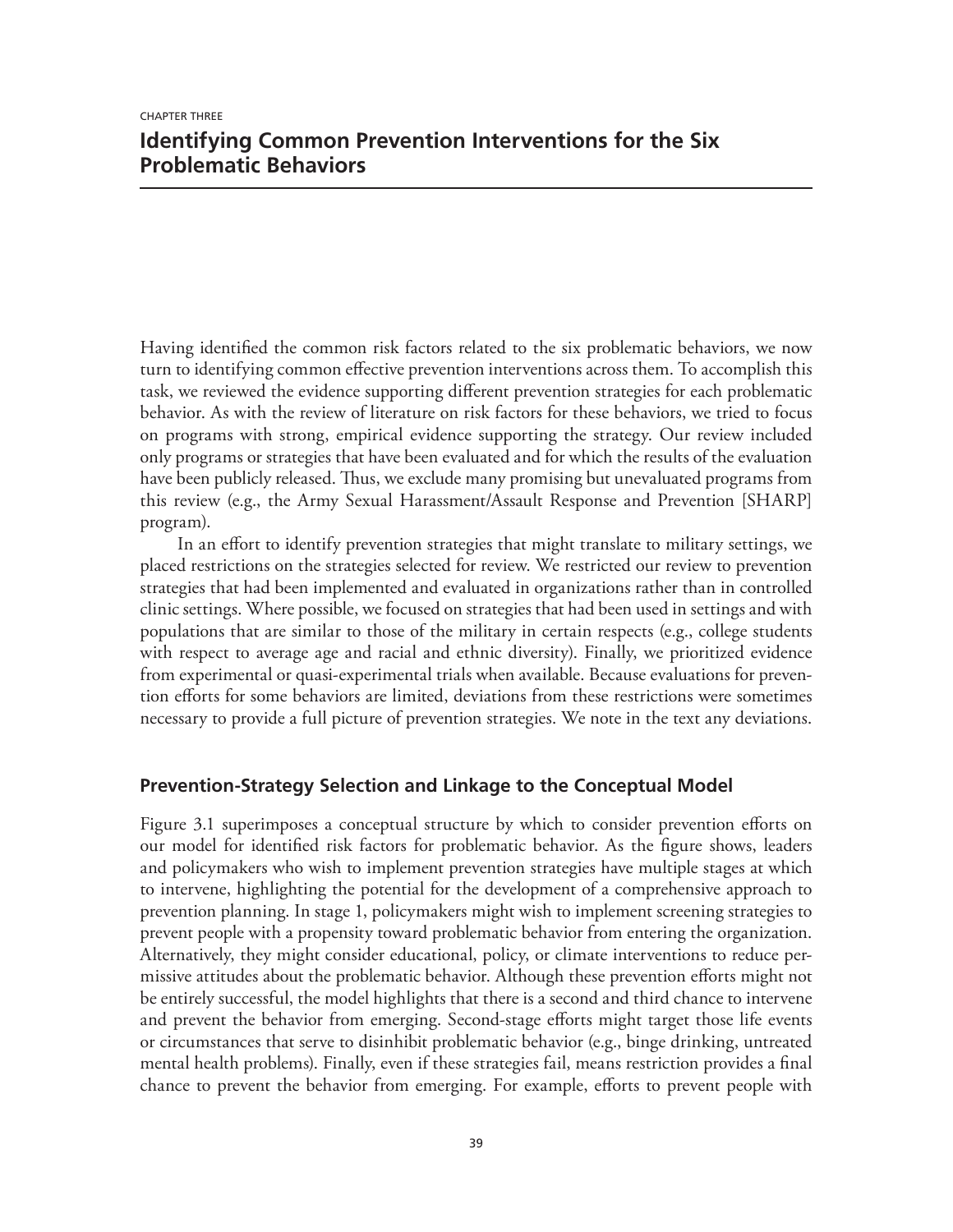CHAPTER THREE

# Identifying Common Prevention Interventions for the Six Problematic Behaviors

Having identified the common risk factors related to the six problematic behaviors, we now turn to identifying common effective prevention interventions across them. To accomplish this task, we reviewed the evidence supporting different prevention strategies for each problematic behavior. As with the review of literature on risk factors for these behaviors, we tried to focus on programs with strong, empirical evidence supporting the strategy. Our review included only programs or strategies that have been evaluated and for which the results of the evaluation have been publicly released. Thus, we exclude many promising but unevaluated programs from this review (e.g., the Army Sexual Harassment/Assault Response and Prevention [SHARP] program).

In an effort to identify prevention strategies that might translate to military settings, we placed restrictions on the strategies selected for review. We restricted our review to prevention strategies that had been implemented and evaluated in organizations rather than in controlled clinic settings. Where possible, we focused on strategies that had been used in settings and with populations that are similar to those of the military in certain respects (e.g., college students with respect to average age and racial and ethnic diversity). Finally, we prioritized evidence from experimental or quasi-experimental trials when available. Because evaluations for prevention efforts for some behaviors are limited, deviations from these restrictions were sometimes necessary to provide a full picture of prevention strategies. We note in the text any deviations.

## Prevention-Strategy Selection and Linkage to the Conceptual Model

Figure 3.1 superimposes a conceptual structure by which to consider prevention efforts on our model for identified risk factors for problematic behavior. As the figure shows, leaders and policymakers who wish to implement prevention strategies have multiple stages at which to intervene, highlighting the potential for the development of a comprehensive approach to prevention planning. In stage 1, policymakers might wish to implement screening strategies to prevent people with a propensity toward problematic behavior from entering the organization. Alternatively, they might consider educational, policy, or climate interventions to reduce permissive attitudes about the problematic behavior. Although these prevention efforts might not be entirely successful, the model highlights that there is a second and third chance to intervene and prevent the behavior from emerging. Second-stage efforts might target those life events or circumstances that serve to disinhibit problematic behavior (e.g., binge drinking, untreated mental health problems). Finally, even if these strategies fail, means restriction provides a final chance to prevent the behavior from emerging. For example, efforts to prevent people with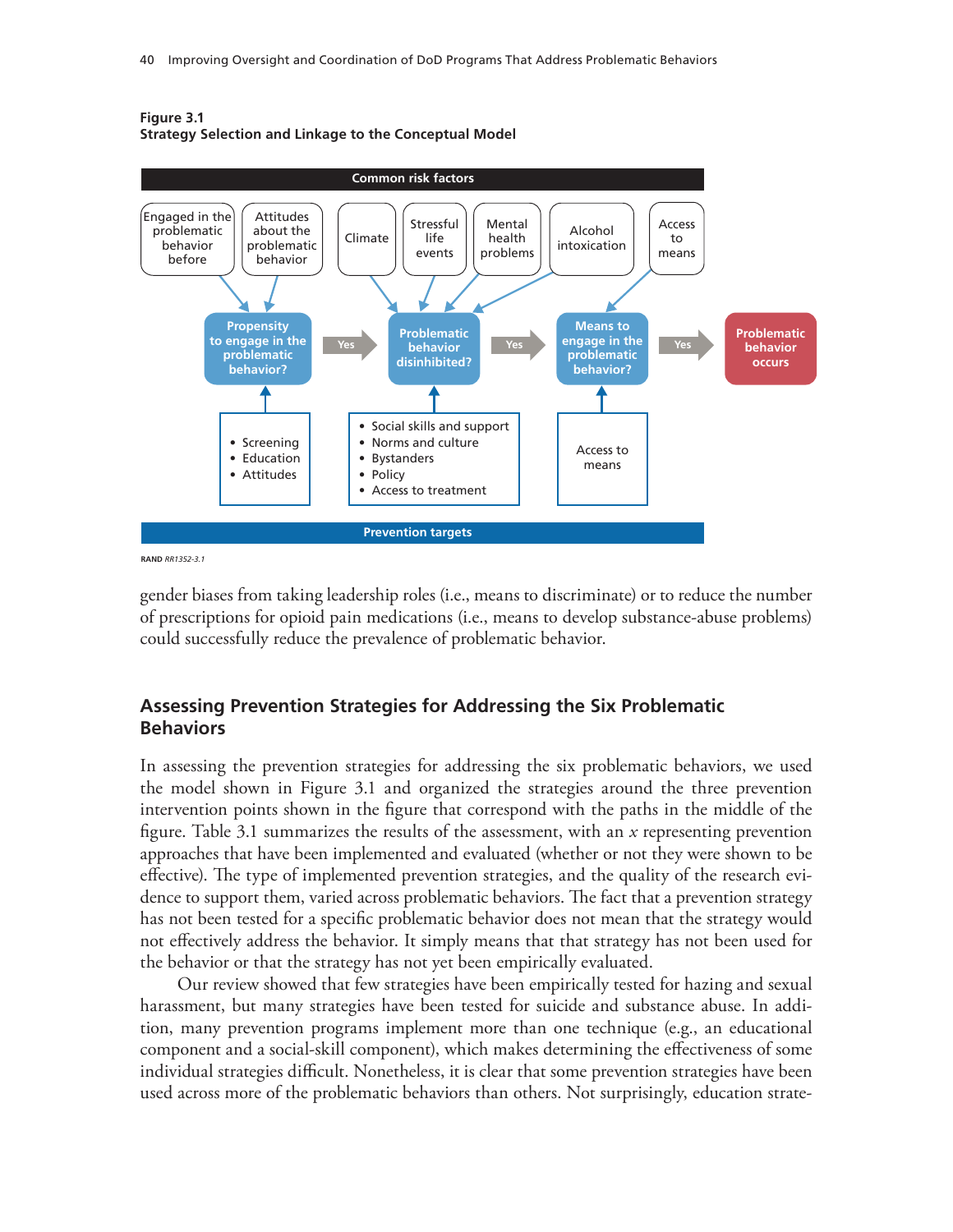**Figure 3.1**
**Strategy Selection and Linkage to the Conceptual Model**

**Common risk factors**

- Engaged in the problematic behavior before
- Attitudes about the problematic behavior
- Climate
- Stressful life events
- Mental health problems
- Alcohol intoxication
- Access to means

**Propensity to engage in the problematic behavior?** → Yes → **Problematic behavior disinhibited?** → Yes → **Means to engage in the problematic behavior?** → Yes → **Problematic behavior occurs**

- Screening
- Education
- Attitudes

- Social skills and support
- Norms and culture
- Bystanders
- Policy
- Access to treatment

Access to means

**Prevention targets**

RAND *RR1352-3.1*

gender biases from taking leadership roles (i.e., means to discriminate) or to reduce the number of prescriptions for opioid pain medications (i.e., means to develop substance-abuse problems) could successfully reduce the prevalence of problematic behavior.

## Assessing Prevention Strategies for Addressing the Six Problematic Behaviors

In assessing the prevention strategies for addressing the six problematic behaviors, we used the model shown in Figure 3.1 and organized the strategies around the three prevention intervention points shown in the figure that correspond with the paths in the middle of the figure. Table 3.1 summarizes the results of the assessment, with an *x* representing prevention approaches that have been implemented and evaluated (whether or not they were shown to be effective). The type of implemented prevention strategies, and the quality of the research evidence to support them, varied across problematic behaviors. The fact that a prevention strategy has not been tested for a specific problematic behavior does not mean that the strategy would not effectively address the behavior. It simply means that that strategy has not been used for the behavior or that the strategy has not yet been empirically evaluated.

Our review showed that few strategies have been empirically tested for hazing and sexual harassment, but many strategies have been tested for suicide and substance abuse. In addition, many prevention programs implement more than one technique (e.g., an educational component and a social-skill component), which makes determining the effectiveness of some individual strategies difficult. Nonetheless, it is clear that some prevention strategies have been used across more of the problematic behaviors than others. Not surprisingly, education strate-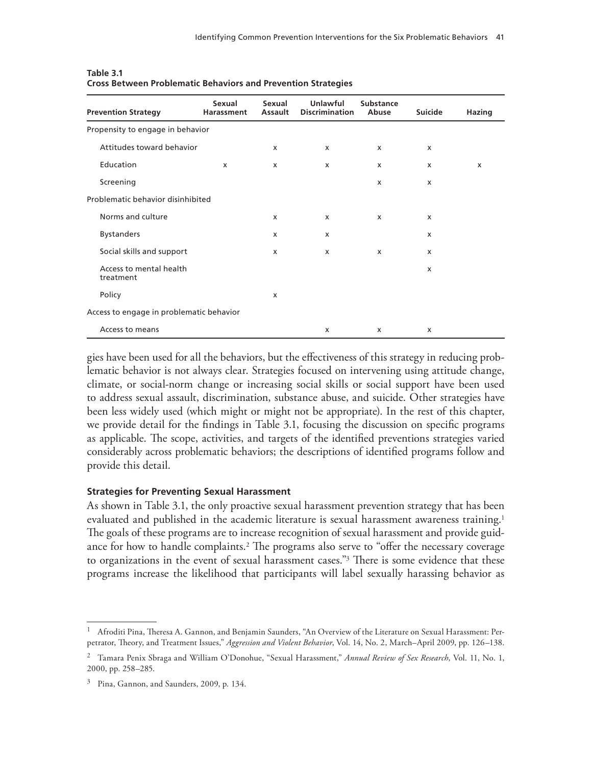**Table 3.1**
**Cross Between Problematic Behaviors and Prevention Strategies**

| Prevention Strategy | Sexual Harassment | Sexual Assault | Unlawful Discrimination | Substance Abuse | Suicide | Hazing |
|---|---|---|---|---|---|---|
| Propensity to engage in behavior | | | | | | |
| Attitudes toward behavior | | x | x | x | x | |
| Education | x | x | x | x | x | x |
| Screening | | | | x | x | |
| Problematic behavior disinhibited | | | | | | |
| Norms and culture | | x | x | x | x | |
| Bystanders | | x | x | | x | |
| Social skills and support | | x | x | x | x | |
| Access to mental health treatment | | | | | x | |
| Policy | | x | | | | |
| Access to engage in problematic behavior | | | | | | |
| Access to means | | | x | x | x | |

gies have been used for all the behaviors, but the effectiveness of this strategy in reducing problematic behavior is not always clear. Strategies focused on intervening using attitude change, climate, or social-norm change or increasing social skills or social support have been used to address sexual assault, discrimination, substance abuse, and suicide. Other strategies have been less widely used (which might or might not be appropriate). In the rest of this chapter, we provide detail for the findings in Table 3.1, focusing the discussion on specific programs as applicable. The scope, activities, and targets of the identified preventions strategies varied considerably across problematic behaviors; the descriptions of identified programs follow and provide this detail.

### Strategies for Preventing Sexual Harassment

As shown in Table 3.1, the only proactive sexual harassment prevention strategy that has been evaluated and published in the academic literature is sexual harassment awareness training.[1] The goals of these programs are to increase recognition of sexual harassment and provide guidance for how to handle complaints.[2] The programs also serve to "offer the necessary coverage to organizations in the event of sexual harassment cases."[3] There is some evidence that these programs increase the likelihood that participants will label sexually harassing behavior as

---

[1] Afroditi Pina, Theresa A. Gannon, and Benjamin Saunders, "An Overview of the Literature on Sexual Harassment: Perpetrator, Theory, and Treatment Issues," *Aggression and Violent Behavior*, Vol. 14, No. 2, March–April 2009, pp. 126–138.

[2] Tamara Penix Sbraga and William O'Donohue, "Sexual Harassment," *Annual Review of Sex Research*, Vol. 11, No. 1, 2000, pp. 258–285.

[3] Pina, Gannon, and Saunders, 2009, p. 134.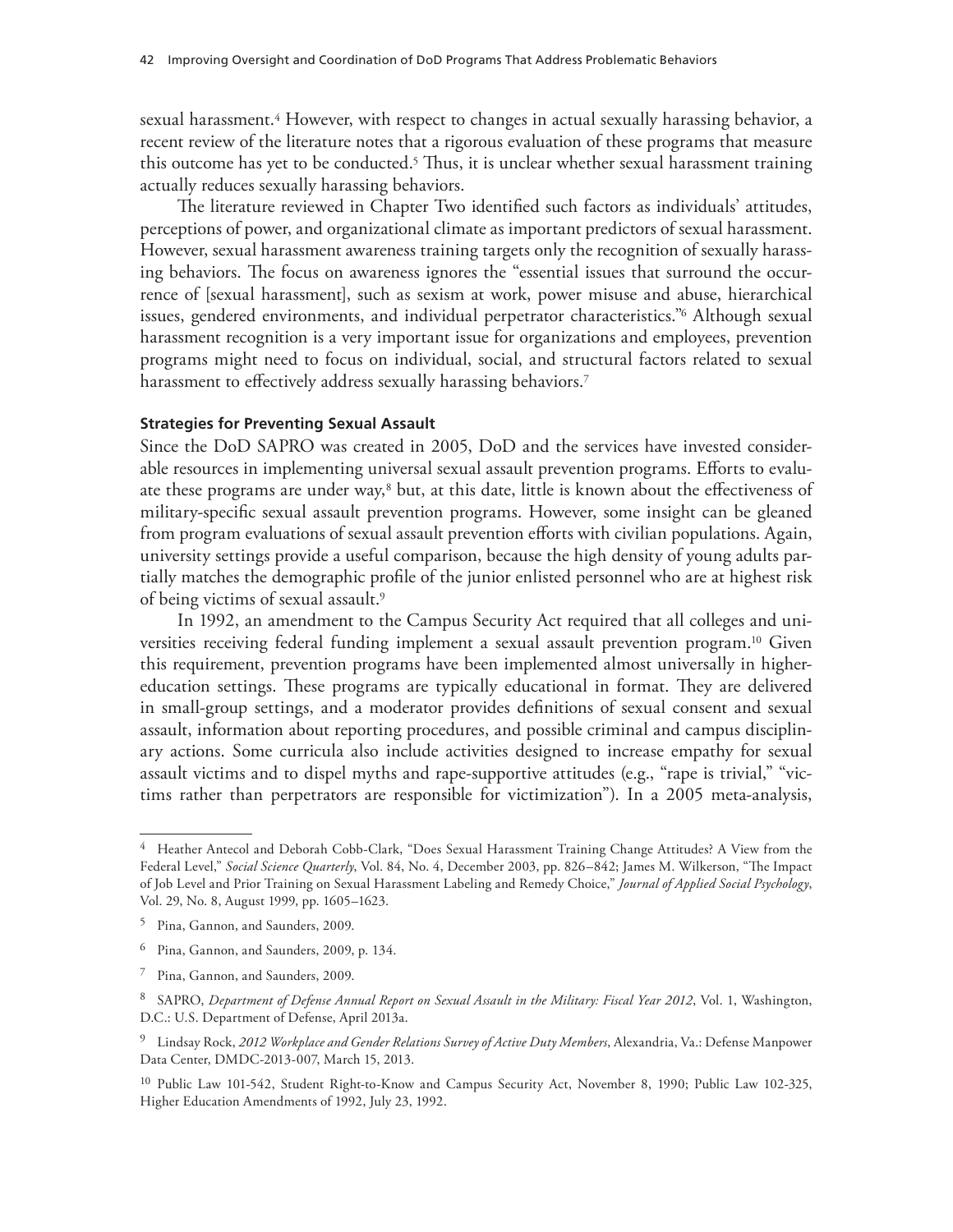sexual harassment.[4] However, with respect to changes in actual sexually harassing behavior, a recent review of the literature notes that a rigorous evaluation of these programs that measure this outcome has yet to be conducted.[5] Thus, it is unclear whether sexual harassment training actually reduces sexually harassing behaviors.

The literature reviewed in Chapter Two identified such factors as individuals' attitudes, perceptions of power, and organizational climate as important predictors of sexual harassment. However, sexual harassment awareness training targets only the recognition of sexually harassing behaviors. The focus on awareness ignores the "essential issues that surround the occurrence of [sexual harassment], such as sexism at work, power misuse and abuse, hierarchical issues, gendered environments, and individual perpetrator characteristics."[6] Although sexual harassment recognition is a very important issue for organizations and employees, prevention programs might need to focus on individual, social, and structural factors related to sexual harassment to effectively address sexually harassing behaviors.[7]

#### Strategies for Preventing Sexual Assault

Since the DoD SAPRO was created in 2005, DoD and the services have invested considerable resources in implementing universal sexual assault prevention programs. Efforts to evaluate these programs are under way,[8] but, at this date, little is known about the effectiveness of military-specific sexual assault prevention programs. However, some insight can be gleaned from program evaluations of sexual assault prevention efforts with civilian populations. Again, university settings provide a useful comparison, because the high density of young adults partially matches the demographic profile of the junior enlisted personnel who are at highest risk of being victims of sexual assault.[9]

In 1992, an amendment to the Campus Security Act required that all colleges and universities receiving federal funding implement a sexual assault prevention program.[10] Given this requirement, prevention programs have been implemented almost universally in higher-education settings. These programs are typically educational in format. They are delivered in small-group settings, and a moderator provides definitions of sexual consent and sexual assault, information about reporting procedures, and possible criminal and campus disciplinary actions. Some curricula also include activities designed to increase empathy for sexual assault victims and to dispel myths and rape-supportive attitudes (e.g., "rape is trivial," "victims rather than perpetrators are responsible for victimization"). In a 2005 meta-analysis,

---

[4] Heather Antecol and Deborah Cobb-Clark, "Does Sexual Harassment Training Change Attitudes? A View from the Federal Level," *Social Science Quarterly*, Vol. 84, No. 4, December 2003, pp. 826–842; James M. Wilkerson, "The Impact of Job Level and Prior Training on Sexual Harassment Labeling and Remedy Choice," *Journal of Applied Social Psychology*, Vol. 29, No. 8, August 1999, pp. 1605–1623.

[5] Pina, Gannon, and Saunders, 2009.

[6] Pina, Gannon, and Saunders, 2009, p. 134.

[7] Pina, Gannon, and Saunders, 2009.

[8] SAPRO, *Department of Defense Annual Report on Sexual Assault in the Military: Fiscal Year 2012*, Vol. 1, Washington, D.C.: U.S. Department of Defense, April 2013a.

[9] Lindsay Rock, *2012 Workplace and Gender Relations Survey of Active Duty Members*, Alexandria, Va.: Defense Manpower Data Center, DMDC-2013-007, March 15, 2013.

[10] Public Law 101-542, Student Right-to-Know and Campus Security Act, November 8, 1990; Public Law 102-325, Higher Education Amendments of 1992, July 23, 1992.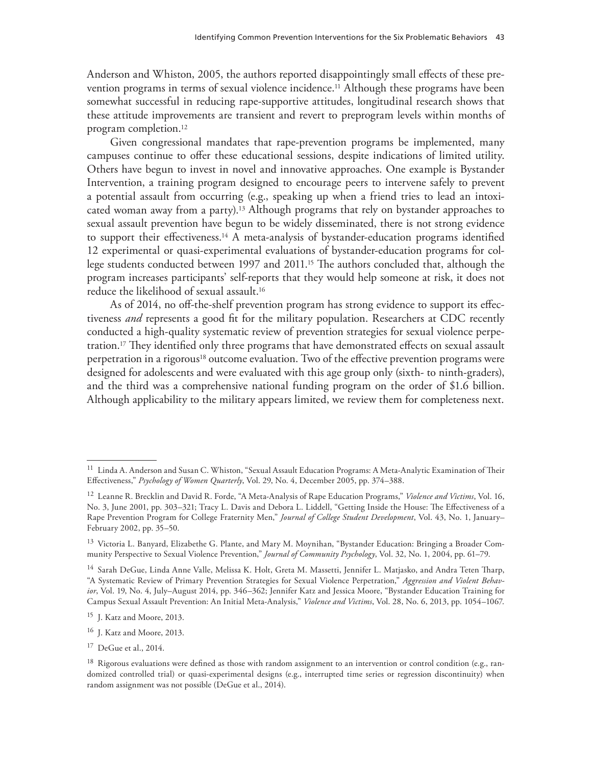Anderson and Whiston, 2005, the authors reported disappointingly small effects of these prevention programs in terms of sexual violence incidence.[11] Although these programs have been somewhat successful in reducing rape-supportive attitudes, longitudinal research shows that these attitude improvements are transient and revert to preprogram levels within months of program completion.[12]

Given congressional mandates that rape-prevention programs be implemented, many campuses continue to offer these educational sessions, despite indications of limited utility. Others have begun to invest in novel and innovative approaches. One example is Bystander Intervention, a training program designed to encourage peers to intervene safely to prevent a potential assault from occurring (e.g., speaking up when a friend tries to lead an intoxicated woman away from a party).[13] Although programs that rely on bystander approaches to sexual assault prevention have begun to be widely disseminated, there is not strong evidence to support their effectiveness.[14] A meta-analysis of bystander-education programs identified 12 experimental or quasi-experimental evaluations of bystander-education programs for college students conducted between 1997 and 2011.[15] The authors concluded that, although the program increases participants' self-reports that they would help someone at risk, it does not reduce the likelihood of sexual assault.[16]

As of 2014, no off-the-shelf prevention program has strong evidence to support its effectiveness *and* represents a good fit for the military population. Researchers at CDC recently conducted a high-quality systematic review of prevention strategies for sexual violence perpetration.[17] They identified only three programs that have demonstrated effects on sexual assault perpetration in a rigorous[18] outcome evaluation. Two of the effective prevention programs were designed for adolescents and were evaluated with this age group only (sixth- to ninth-graders), and the third was a comprehensive national funding program on the order of $1.6 billion. Although applicability to the military appears limited, we review them for completeness next.

---

[11] Linda A. Anderson and Susan C. Whiston, "Sexual Assault Education Programs: A Meta-Analytic Examination of Their Effectiveness," *Psychology of Women Quarterly*, Vol. 29, No. 4, December 2005, pp. 374–388.

[12] Leanne R. Brecklin and David R. Forde, "A Meta-Analysis of Rape Education Programs," *Violence and Victims*, Vol. 16, No. 3, June 2001, pp. 303–321; Tracy L. Davis and Debora L. Liddell, "Getting Inside the House: The Effectiveness of a Rape Prevention Program for College Fraternity Men," *Journal of College Student Development*, Vol. 43, No. 1, January–February 2002, pp. 35–50.

[13] Victoria L. Banyard, Elizabethe G. Plante, and Mary M. Moynihan, "Bystander Education: Bringing a Broader Community Perspective to Sexual Violence Prevention," *Journal of Community Psychology*, Vol. 32, No. 1, 2004, pp. 61–79.

[14] Sarah DeGue, Linda Anne Valle, Melissa K. Holt, Greta M. Massetti, Jennifer L. Matjasko, and Andra Teten Tharp, "A Systematic Review of Primary Prevention Strategies for Sexual Violence Perpetration," *Aggression and Violent Behavior*, Vol. 19, No. 4, July–August 2014, pp. 346–362; Jennifer Katz and Jessica Moore, "Bystander Education Training for Campus Sexual Assault Prevention: An Initial Meta-Analysis," *Violence and Victims*, Vol. 28, No. 6, 2013, pp. 1054–1067.

[15] J. Katz and Moore, 2013.

[16] J. Katz and Moore, 2013.

[17] DeGue et al., 2014.

[18] Rigorous evaluations were defined as those with random assignment to an intervention or control condition (e.g., randomized controlled trial) or quasi-experimental designs (e.g., interrupted time series or regression discontinuity) when random assignment was not possible (DeGue et al., 2014).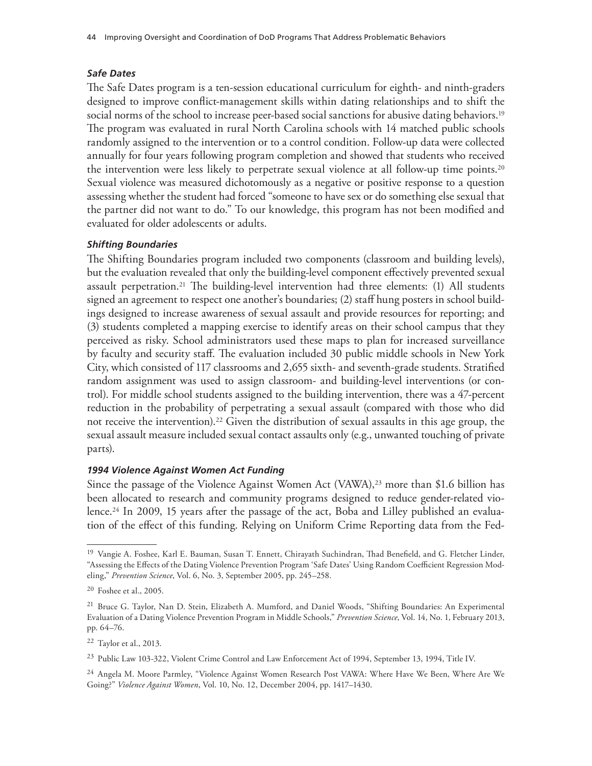### *Safe Dates*

The Safe Dates program is a ten-session educational curriculum for eighth- and ninth-graders designed to improve conflict-management skills within dating relationships and to shift the social norms of the school to increase peer-based social sanctions for abusive dating behaviors.[19] The program was evaluated in rural North Carolina schools with 14 matched public schools randomly assigned to the intervention or to a control condition. Follow-up data were collected annually for four years following program completion and showed that students who received the intervention were less likely to perpetrate sexual violence at all follow-up time points.[20] Sexual violence was measured dichotomously as a negative or positive response to a question assessing whether the student had forced "someone to have sex or do something else sexual that the partner did not want to do." To our knowledge, this program has not been modified and evaluated for older adolescents or adults.

### *Shifting Boundaries*

The Shifting Boundaries program included two components (classroom and building levels), but the evaluation revealed that only the building-level component effectively prevented sexual assault perpetration.[21] The building-level intervention had three elements: (1) All students signed an agreement to respect one another's boundaries; (2) staff hung posters in school buildings designed to increase awareness of sexual assault and provide resources for reporting; and (3) students completed a mapping exercise to identify areas on their school campus that they perceived as risky. School administrators used these maps to plan for increased surveillance by faculty and security staff. The evaluation included 30 public middle schools in New York City, which consisted of 117 classrooms and 2,655 sixth- and seventh-grade students. Stratified random assignment was used to assign classroom- and building-level interventions (or control). For middle school students assigned to the building intervention, there was a 47-percent reduction in the probability of perpetrating a sexual assault (compared with those who did not receive the intervention).[22] Given the distribution of sexual assaults in this age group, the sexual assault measure included sexual contact assaults only (e.g., unwanted touching of private parts).

### *1994 Violence Against Women Act Funding*

Since the passage of the Violence Against Women Act (VAWA),[23] more than $1.6 billion has been allocated to research and community programs designed to reduce gender-related violence.[24] In 2009, 15 years after the passage of the act, Boba and Lilley published an evaluation of the effect of this funding. Relying on Uniform Crime Reporting data from the Fed-

---

[19] Vangie A. Foshee, Karl E. Bauman, Susan T. Ennett, Chirayath Suchindran, Thad Benefield, and G. Fletcher Linder, "Assessing the Effects of the Dating Violence Prevention Program 'Safe Dates' Using Random Coefficient Regression Modeling," *Prevention Science*, Vol. 6, No. 3, September 2005, pp. 245–258.

[20] Foshee et al., 2005.

[21] Bruce G. Taylor, Nan D. Stein, Elizabeth A. Mumford, and Daniel Woods, "Shifting Boundaries: An Experimental Evaluation of a Dating Violence Prevention Program in Middle Schools," *Prevention Science*, Vol. 14, No. 1, February 2013, pp. 64–76.

[22] Taylor et al., 2013.

[23] Public Law 103-322, Violent Crime Control and Law Enforcement Act of 1994, September 13, 1994, Title IV.

[24] Angela M. Moore Parmley, "Violence Against Women Research Post VAWA: Where Have We Been, Where Are We Going?" *Violence Against Women*, Vol. 10, No. 12, December 2004, pp. 1417–1430.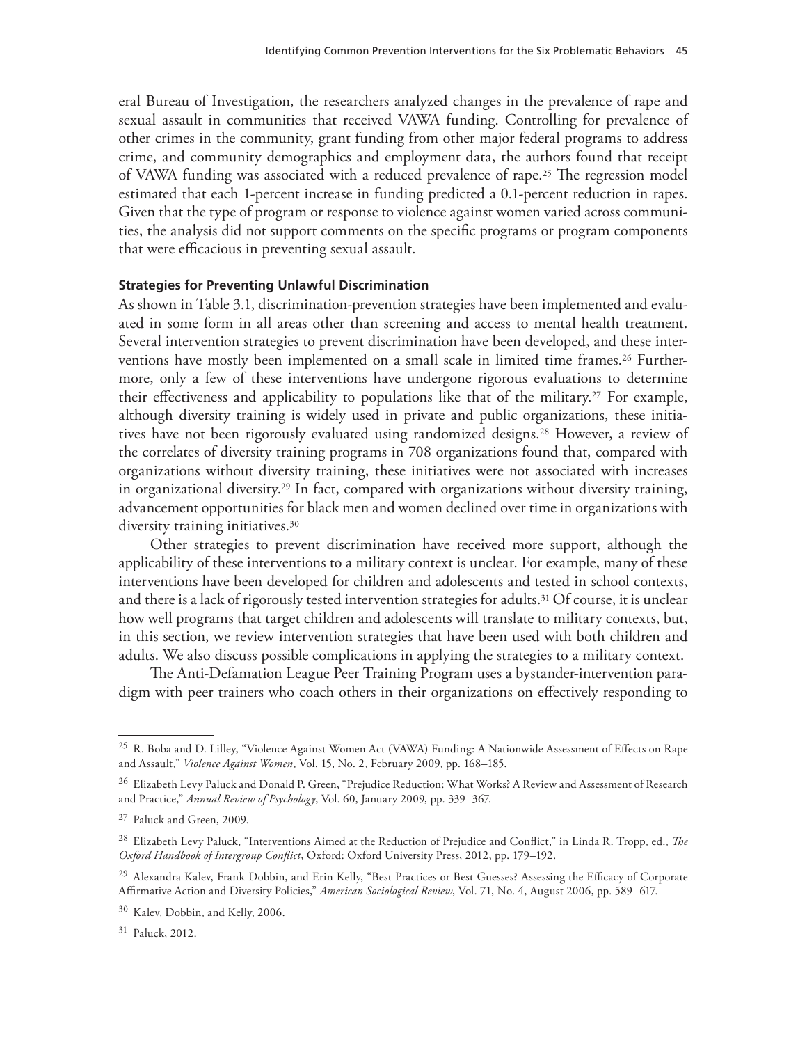eral Bureau of Investigation, the researchers analyzed changes in the prevalence of rape and sexual assault in communities that received VAWA funding. Controlling for prevalence of other crimes in the community, grant funding from other major federal programs to address crime, and community demographics and employment data, the authors found that receipt of VAWA funding was associated with a reduced prevalence of rape.[25] The regression model estimated that each 1-percent increase in funding predicted a 0.1-percent reduction in rapes. Given that the type of program or response to violence against women varied across communities, the analysis did not support comments on the specific programs or program components that were efficacious in preventing sexual assault.

#### Strategies for Preventing Unlawful Discrimination

As shown in Table 3.1, discrimination-prevention strategies have been implemented and evaluated in some form in all areas other than screening and access to mental health treatment. Several intervention strategies to prevent discrimination have been developed, and these interventions have mostly been implemented on a small scale in limited time frames.[26] Furthermore, only a few of these interventions have undergone rigorous evaluations to determine their effectiveness and applicability to populations like that of the military.[27] For example, although diversity training is widely used in private and public organizations, these initiatives have not been rigorously evaluated using randomized designs.[28] However, a review of the correlates of diversity training programs in 708 organizations found that, compared with organizations without diversity training, these initiatives were not associated with increases in organizational diversity.[29] In fact, compared with organizations without diversity training, advancement opportunities for black men and women declined over time in organizations with diversity training initiatives.[30]

Other strategies to prevent discrimination have received more support, although the applicability of these interventions to a military context is unclear. For example, many of these interventions have been developed for children and adolescents and tested in school contexts, and there is a lack of rigorously tested intervention strategies for adults.[31] Of course, it is unclear how well programs that target children and adolescents will translate to military contexts, but, in this section, we review intervention strategies that have been used with both children and adults. We also discuss possible complications in applying the strategies to a military context.

The Anti-Defamation League Peer Training Program uses a bystander-intervention paradigm with peer trainers who coach others in their organizations on effectively responding to

---

[25] R. Boba and D. Lilley, "Violence Against Women Act (VAWA) Funding: A Nationwide Assessment of Effects on Rape and Assault," *Violence Against Women*, Vol. 15, No. 2, February 2009, pp. 168–185.

[26] Elizabeth Levy Paluck and Donald P. Green, "Prejudice Reduction: What Works? A Review and Assessment of Research and Practice," *Annual Review of Psychology*, Vol. 60, January 2009, pp. 339–367.

[27] Paluck and Green, 2009.

[28] Elizabeth Levy Paluck, "Interventions Aimed at the Reduction of Prejudice and Conflict," in Linda R. Tropp, ed., *The Oxford Handbook of Intergroup Conflict*, Oxford: Oxford University Press, 2012, pp. 179–192.

[29] Alexandra Kalev, Frank Dobbin, and Erin Kelly, "Best Practices or Best Guesses? Assessing the Efficacy of Corporate Affirmative Action and Diversity Policies," *American Sociological Review*, Vol. 71, No. 4, August 2006, pp. 589–617.

[30] Kalev, Dobbin, and Kelly, 2006.

[31] Paluck, 2012.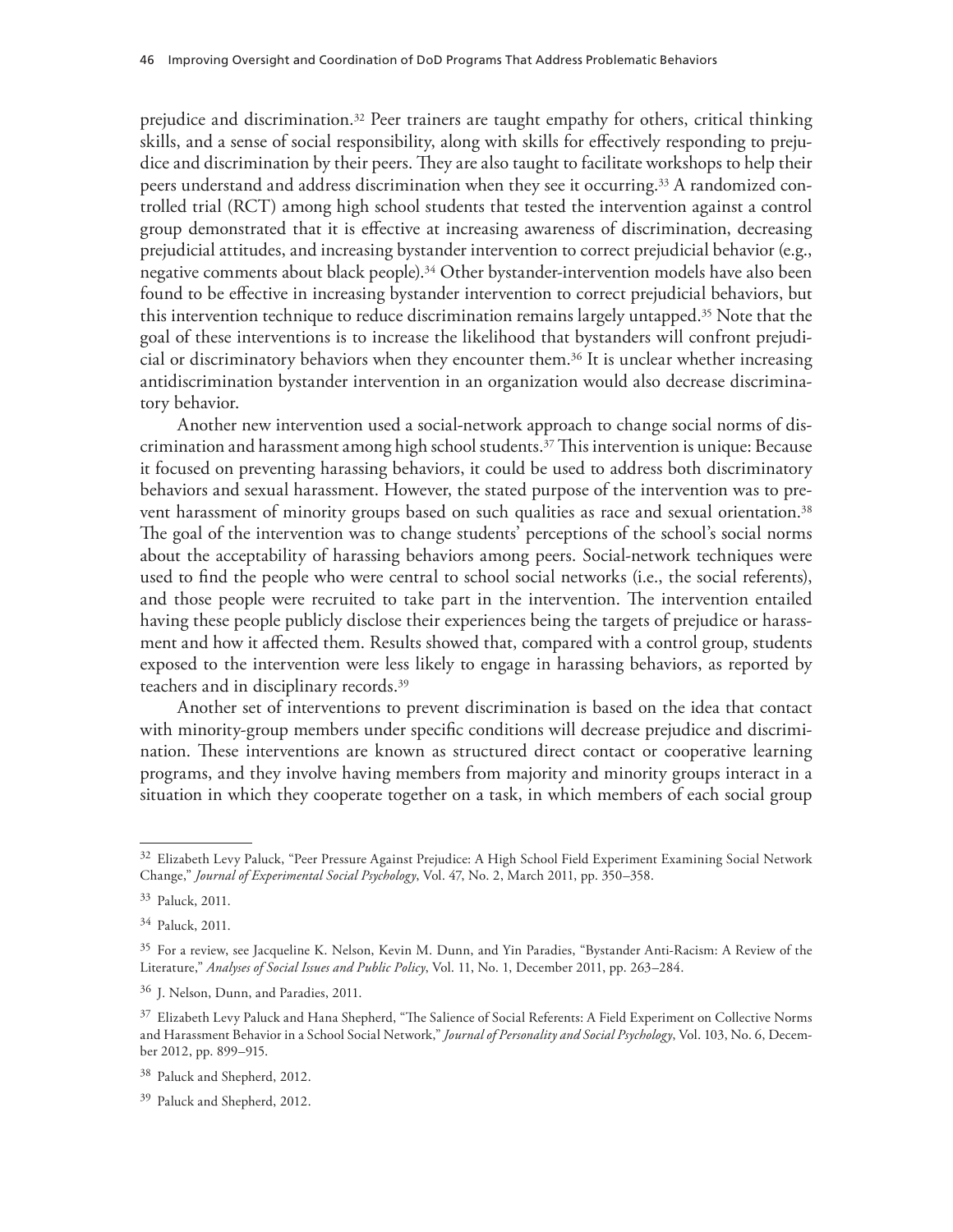prejudice and discrimination.[32] Peer trainers are taught empathy for others, critical thinking skills, and a sense of social responsibility, along with skills for effectively responding to prejudice and discrimination by their peers. They are also taught to facilitate workshops to help their peers understand and address discrimination when they see it occurring.[33] A randomized controlled trial (RCT) among high school students that tested the intervention against a control group demonstrated that it is effective at increasing awareness of discrimination, decreasing prejudicial attitudes, and increasing bystander intervention to correct prejudicial behavior (e.g., negative comments about black people).[34] Other bystander-intervention models have also been found to be effective in increasing bystander intervention to correct prejudicial behaviors, but this intervention technique to reduce discrimination remains largely untapped.[35] Note that the goal of these interventions is to increase the likelihood that bystanders will confront prejudicial or discriminatory behaviors when they encounter them.[36] It is unclear whether increasing antidiscrimination bystander intervention in an organization would also decrease discriminatory behavior.

Another new intervention used a social-network approach to change social norms of discrimination and harassment among high school students.[37] This intervention is unique: Because it focused on preventing harassing behaviors, it could be used to address both discriminatory behaviors and sexual harassment. However, the stated purpose of the intervention was to prevent harassment of minority groups based on such qualities as race and sexual orientation.[38] The goal of the intervention was to change students' perceptions of the school's social norms about the acceptability of harassing behaviors among peers. Social-network techniques were used to find the people who were central to school social networks (i.e., the social referents), and those people were recruited to take part in the intervention. The intervention entailed having these people publicly disclose their experiences being the targets of prejudice or harassment and how it affected them. Results showed that, compared with a control group, students exposed to the intervention were less likely to engage in harassing behaviors, as reported by teachers and in disciplinary records.[39]

Another set of interventions to prevent discrimination is based on the idea that contact with minority-group members under specific conditions will decrease prejudice and discrimination. These interventions are known as structured direct contact or cooperative learning programs, and they involve having members from majority and minority groups interact in a situation in which they cooperate together on a task, in which members of each social group

---

[32] Elizabeth Levy Paluck, "Peer Pressure Against Prejudice: A High School Field Experiment Examining Social Network Change," *Journal of Experimental Social Psychology*, Vol. 47, No. 2, March 2011, pp. 350–358.

[33] Paluck, 2011.

[34] Paluck, 2011.

[35] For a review, see Jacqueline K. Nelson, Kevin M. Dunn, and Yin Paradies, "Bystander Anti-Racism: A Review of the Literature," *Analyses of Social Issues and Public Policy*, Vol. 11, No. 1, December 2011, pp. 263–284.

[36] J. Nelson, Dunn, and Paradies, 2011.

[37] Elizabeth Levy Paluck and Hana Shepherd, "The Salience of Social Referents: A Field Experiment on Collective Norms and Harassment Behavior in a School Social Network," *Journal of Personality and Social Psychology*, Vol. 103, No. 6, December 2012, pp. 899–915.

[38] Paluck and Shepherd, 2012.

[39] Paluck and Shepherd, 2012.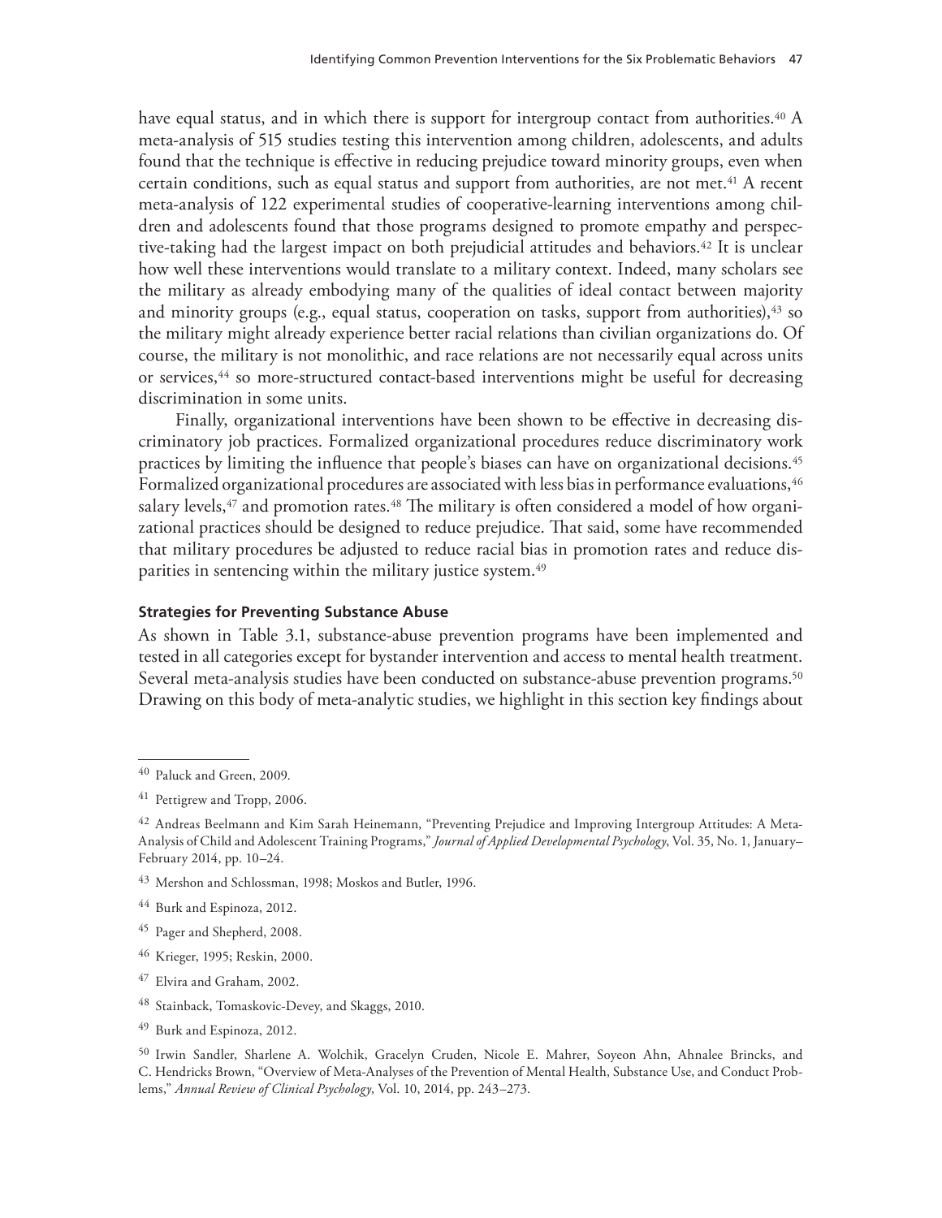have equal status, and in which there is support for intergroup contact from authorities.[40] A meta-analysis of 515 studies testing this intervention among children, adolescents, and adults found that the technique is effective in reducing prejudice toward minority groups, even when certain conditions, such as equal status and support from authorities, are not met.[41] A recent meta-analysis of 122 experimental studies of cooperative-learning interventions among children and adolescents found that those programs designed to promote empathy and perspective-taking had the largest impact on both prejudicial attitudes and behaviors.[42] It is unclear how well these interventions would translate to a military context. Indeed, many scholars see the military as already embodying many of the qualities of ideal contact between majority and minority groups (e.g., equal status, cooperation on tasks, support from authorities),[43] so the military might already experience better racial relations than civilian organizations do. Of course, the military is not monolithic, and race relations are not necessarily equal across units or services,[44] so more-structured contact-based interventions might be useful for decreasing discrimination in some units.

Finally, organizational interventions have been shown to be effective in decreasing discriminatory job practices. Formalized organizational procedures reduce discriminatory work practices by limiting the influence that people's biases can have on organizational decisions.[45] Formalized organizational procedures are associated with less bias in performance evaluations,[46] salary levels,[47] and promotion rates.[48] The military is often considered a model of how organizational practices should be designed to reduce prejudice. That said, some have recommended that military procedures be adjusted to reduce racial bias in promotion rates and reduce disparities in sentencing within the military justice system.[49]

#### Strategies for Preventing Substance Abuse

As shown in Table 3.1, substance-abuse prevention programs have been implemented and tested in all categories except for bystander intervention and access to mental health treatment. Several meta-analysis studies have been conducted on substance-abuse prevention programs.[50] Drawing on this body of meta-analytic studies, we highlight in this section key findings about

---

[40] Paluck and Green, 2009.

[41] Pettigrew and Tropp, 2006.

[42] Andreas Beelmann and Kim Sarah Heinemann, "Preventing Prejudice and Improving Intergroup Attitudes: A Meta-Analysis of Child and Adolescent Training Programs," *Journal of Applied Developmental Psychology*, Vol. 35, No. 1, January–February 2014, pp. 10–24.

[43] Mershon and Schlossman, 1998; Moskos and Butler, 1996.

[44] Burk and Espinoza, 2012.

[45] Pager and Shepherd, 2008.

[46] Krieger, 1995; Reskin, 2000.

[47] Elvira and Graham, 2002.

[48] Stainback, Tomaskovic-Devey, and Skaggs, 2010.

[49] Burk and Espinoza, 2012.

[50] Irwin Sandler, Sharlene A. Wolchik, Gracelyn Cruden, Nicole E. Mahrer, Soyeon Ahn, Ahnalee Brincks, and C. Hendricks Brown, "Overview of Meta-Analyses of the Prevention of Mental Health, Substance Use, and Conduct Problems," *Annual Review of Clinical Psychology*, Vol. 10, 2014, pp. 243–273.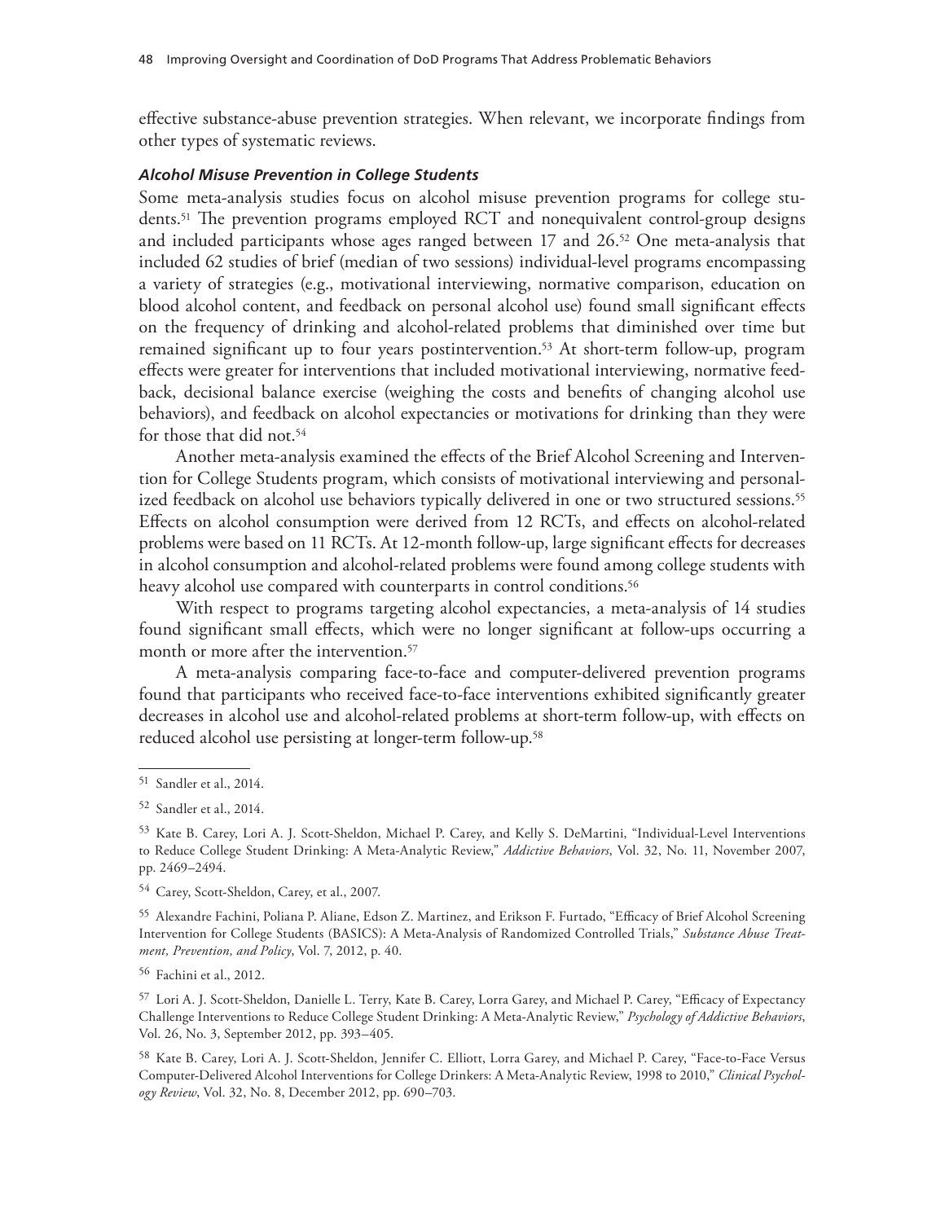effective substance-abuse prevention strategies. When relevant, we incorporate findings from other types of systematic reviews.

#### *Alcohol Misuse Prevention in College Students*

Some meta-analysis studies focus on alcohol misuse prevention programs for college students.[51] The prevention programs employed RCT and nonequivalent control-group designs and included participants whose ages ranged between 17 and 26.[52] One meta-analysis that included 62 studies of brief (median of two sessions) individual-level programs encompassing a variety of strategies (e.g., motivational interviewing, normative comparison, education on blood alcohol content, and feedback on personal alcohol use) found small significant effects on the frequency of drinking and alcohol-related problems that diminished over time but remained significant up to four years postintervention.[53] At short-term follow-up, program effects were greater for interventions that included motivational interviewing, normative feedback, decisional balance exercise (weighing the costs and benefits of changing alcohol use behaviors), and feedback on alcohol expectancies or motivations for drinking than they were for those that did not.[54]

Another meta-analysis examined the effects of the Brief Alcohol Screening and Intervention for College Students program, which consists of motivational interviewing and personalized feedback on alcohol use behaviors typically delivered in one or two structured sessions.[55] Effects on alcohol consumption were derived from 12 RCTs, and effects on alcohol-related problems were based on 11 RCTs. At 12-month follow-up, large significant effects for decreases in alcohol consumption and alcohol-related problems were found among college students with heavy alcohol use compared with counterparts in control conditions.[56]

With respect to programs targeting alcohol expectancies, a meta-analysis of 14 studies found significant small effects, which were no longer significant at follow-ups occurring a month or more after the intervention.[57]

A meta-analysis comparing face-to-face and computer-delivered prevention programs found that participants who received face-to-face interventions exhibited significantly greater decreases in alcohol use and alcohol-related problems at short-term follow-up, with effects on reduced alcohol use persisting at longer-term follow-up.[58]

---

[51] Sandler et al., 2014.

[52] Sandler et al., 2014.

[53] Kate B. Carey, Lori A. J. Scott-Sheldon, Michael P. Carey, and Kelly S. DeMartini, "Individual-Level Interventions to Reduce College Student Drinking: A Meta-Analytic Review," *Addictive Behaviors*, Vol. 32, No. 11, November 2007, pp. 2469–2494.

[54] Carey, Scott-Sheldon, Carey, et al., 2007.

[55] Alexandre Fachini, Poliana P. Aliane, Edson Z. Martinez, and Erikson F. Furtado, "Efficacy of Brief Alcohol Screening Intervention for College Students (BASICS): A Meta-Analysis of Randomized Controlled Trials," *Substance Abuse Treatment, Prevention, and Policy*, Vol. 7, 2012, p. 40.

[56] Fachini et al., 2012.

[57] Lori A. J. Scott-Sheldon, Danielle L. Terry, Kate B. Carey, Lorra Garey, and Michael P. Carey, "Efficacy of Expectancy Challenge Interventions to Reduce College Student Drinking: A Meta-Analytic Review," *Psychology of Addictive Behaviors*, Vol. 26, No. 3, September 2012, pp. 393–405.

[58] Kate B. Carey, Lori A. J. Scott-Sheldon, Jennifer C. Elliott, Lorra Garey, and Michael P. Carey, "Face-to-Face Versus Computer-Delivered Alcohol Interventions for College Drinkers: A Meta-Analytic Review, 1998 to 2010," *Clinical Psychology Review*, Vol. 32, No. 8, December 2012, pp. 690–703.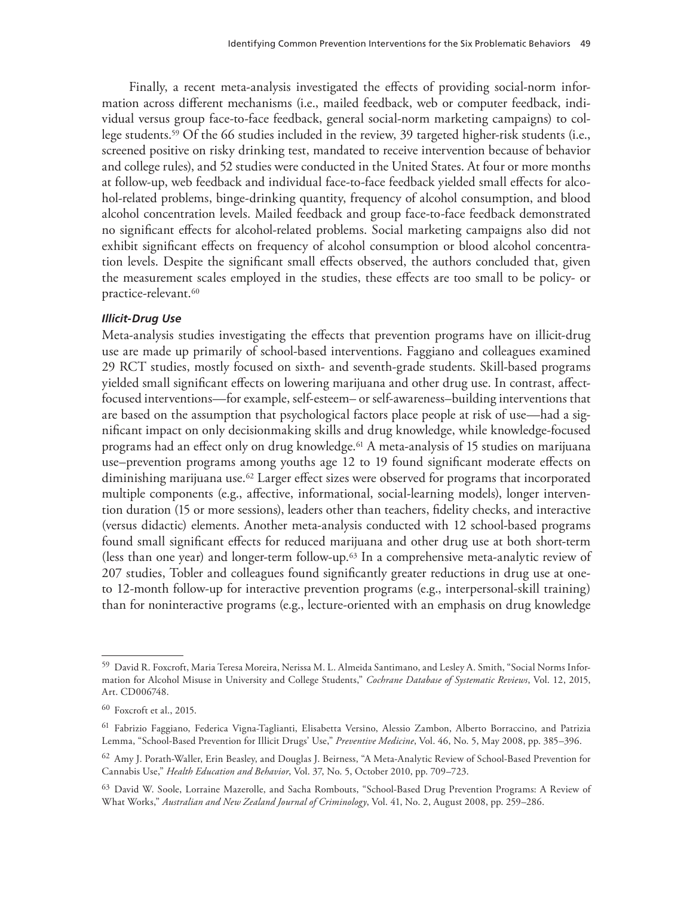Finally, a recent meta-analysis investigated the effects of providing social-norm information across different mechanisms (i.e., mailed feedback, web or computer feedback, individual versus group face-to-face feedback, general social-norm marketing campaigns) to college students.[59] Of the 66 studies included in the review, 39 targeted higher-risk students (i.e., screened positive on risky drinking test, mandated to receive intervention because of behavior and college rules), and 52 studies were conducted in the United States. At four or more months at follow-up, web feedback and individual face-to-face feedback yielded small effects for alcohol-related problems, binge-drinking quantity, frequency of alcohol consumption, and blood alcohol concentration levels. Mailed feedback and group face-to-face feedback demonstrated no significant effects for alcohol-related problems. Social marketing campaigns also did not exhibit significant effects on frequency of alcohol consumption or blood alcohol concentration levels. Despite the significant small effects observed, the authors concluded that, given the measurement scales employed in the studies, these effects are too small to be policy- or practice-relevant.[60]

#### *Illicit-Drug Use*

Meta-analysis studies investigating the effects that prevention programs have on illicit-drug use are made up primarily of school-based interventions. Faggiano and colleagues examined 29 RCT studies, mostly focused on sixth- and seventh-grade students. Skill-based programs yielded small significant effects on lowering marijuana and other drug use. In contrast, affect-focused interventions—for example, self-esteem– or self-awareness–building interventions that are based on the assumption that psychological factors place people at risk of use—had a significant impact on only decisionmaking skills and drug knowledge, while knowledge-focused programs had an effect only on drug knowledge.[61] A meta-analysis of 15 studies on marijuana use–prevention programs among youths age 12 to 19 found significant moderate effects on diminishing marijuana use.[62] Larger effect sizes were observed for programs that incorporated multiple components (e.g., affective, informational, social-learning models), longer intervention duration (15 or more sessions), leaders other than teachers, fidelity checks, and interactive (versus didactic) elements. Another meta-analysis conducted with 12 school-based programs found small significant effects for reduced marijuana and other drug use at both short-term (less than one year) and longer-term follow-up.[63] In a comprehensive meta-analytic review of 207 studies, Tobler and colleagues found significantly greater reductions in drug use at one- to 12-month follow-up for interactive prevention programs (e.g., interpersonal-skill training) than for noninteractive programs (e.g., lecture-oriented with an emphasis on drug knowledge

---

[59] David R. Foxcroft, Maria Teresa Moreira, Nerissa M. L. Almeida Santimano, and Lesley A. Smith, "Social Norms Information for Alcohol Misuse in University and College Students," *Cochrane Database of Systematic Reviews*, Vol. 12, 2015, Art. CD006748.

[60] Foxcroft et al., 2015.

[61] Fabrizio Faggiano, Federica Vigna-Taglianti, Elisabetta Versino, Alessio Zambon, Alberto Borraccino, and Patrizia Lemma, "School-Based Prevention for Illicit Drugs' Use," *Preventive Medicine*, Vol. 46, No. 5, May 2008, pp. 385–396.

[62] Amy J. Porath-Waller, Erin Beasley, and Douglas J. Beirness, "A Meta-Analytic Review of School-Based Prevention for Cannabis Use," *Health Education and Behavior*, Vol. 37, No. 5, October 2010, pp. 709–723.

[63] David W. Soole, Lorraine Mazerolle, and Sacha Rombouts, "School-Based Drug Prevention Programs: A Review of What Works," *Australian and New Zealand Journal of Criminology*, Vol. 41, No. 2, August 2008, pp. 259–286.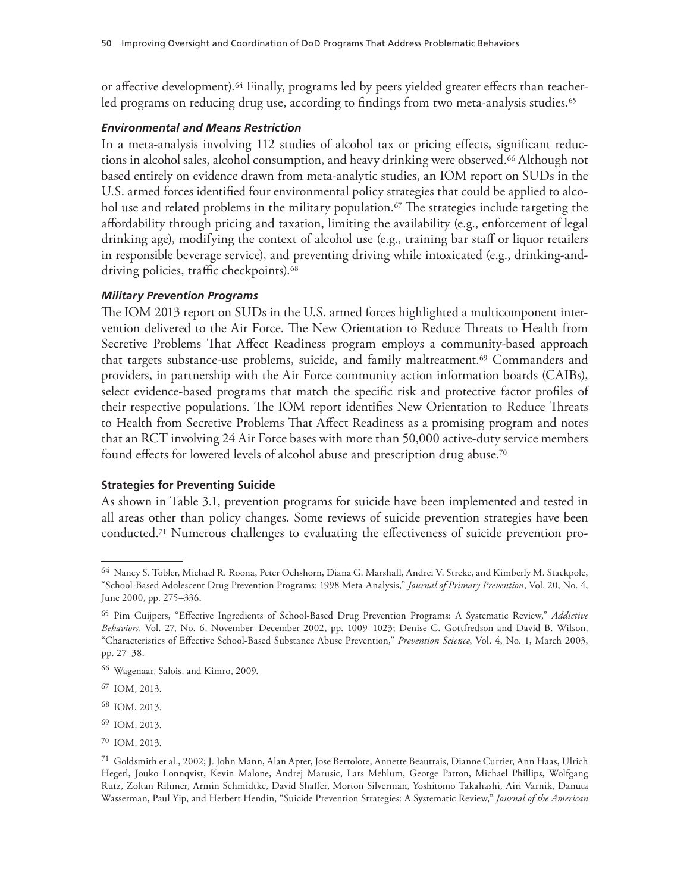or affective development).[64] Finally, programs led by peers yielded greater effects than teacher-led programs on reducing drug use, according to findings from two meta-analysis studies.[65]

#### *Environmental and Means Restriction*

In a meta-analysis involving 112 studies of alcohol tax or pricing effects, significant reductions in alcohol sales, alcohol consumption, and heavy drinking were observed.[66] Although not based entirely on evidence drawn from meta-analytic studies, an IOM report on SUDs in the U.S. armed forces identified four environmental policy strategies that could be applied to alcohol use and related problems in the military population.[67] The strategies include targeting the affordability through pricing and taxation, limiting the availability (e.g., enforcement of legal drinking age), modifying the context of alcohol use (e.g., training bar staff or liquor retailers in responsible beverage service), and preventing driving while intoxicated (e.g., drinking-and-driving policies, traffic checkpoints).[68]

#### *Military Prevention Programs*

The IOM 2013 report on SUDs in the U.S. armed forces highlighted a multicomponent intervention delivered to the Air Force. The New Orientation to Reduce Threats to Health from Secretive Problems That Affect Readiness program employs a community-based approach that targets substance-use problems, suicide, and family maltreatment.[69] Commanders and providers, in partnership with the Air Force community action information boards (CAIBs), select evidence-based programs that match the specific risk and protective factor profiles of their respective populations. The IOM report identifies New Orientation to Reduce Threats to Health from Secretive Problems That Affect Readiness as a promising program and notes that an RCT involving 24 Air Force bases with more than 50,000 active-duty service members found effects for lowered levels of alcohol abuse and prescription drug abuse.[70]

### Strategies for Preventing Suicide

As shown in Table 3.1, prevention programs for suicide have been implemented and tested in all areas other than policy changes. Some reviews of suicide prevention strategies have been conducted.[71] Numerous challenges to evaluating the effectiveness of suicide prevention pro-

---

[64] Nancy S. Tobler, Michael R. Roona, Peter Ochshorn, Diana G. Marshall, Andrei V. Streke, and Kimberly M. Stackpole, "School-Based Adolescent Drug Prevention Programs: 1998 Meta-Analysis," *Journal of Primary Prevention*, Vol. 20, No. 4, June 2000, pp. 275–336.

[65] Pim Cuijpers, "Effective Ingredients of School-Based Drug Prevention Programs: A Systematic Review," *Addictive Behaviors*, Vol. 27, No. 6, November–December 2002, pp. 1009–1023; Denise C. Gottfredson and David B. Wilson, "Characteristics of Effective School-Based Substance Abuse Prevention," *Prevention Science*, Vol. 4, No. 1, March 2003, pp. 27–38.

[66] Wagenaar, Salois, and Kimro, 2009.

[67] IOM, 2013.

[68] IOM, 2013.

[69] IOM, 2013.

[70] IOM, 2013.

[71] Goldsmith et al., 2002; J. John Mann, Alan Apter, Jose Bertolote, Annette Beautrais, Dianne Currier, Ann Haas, Ulrich Hegerl, Jouko Lonnqvist, Kevin Malone, Andrej Marusic, Lars Mehlum, George Patton, Michael Phillips, Wolfgang Rutz, Zoltan Rihmer, Armin Schmidtke, David Shaffer, Morton Silverman, Yoshitomo Takahashi, Airi Varnik, Danuta Wasserman, Paul Yip, and Herbert Hendin, "Suicide Prevention Strategies: A Systematic Review," *Journal of the American*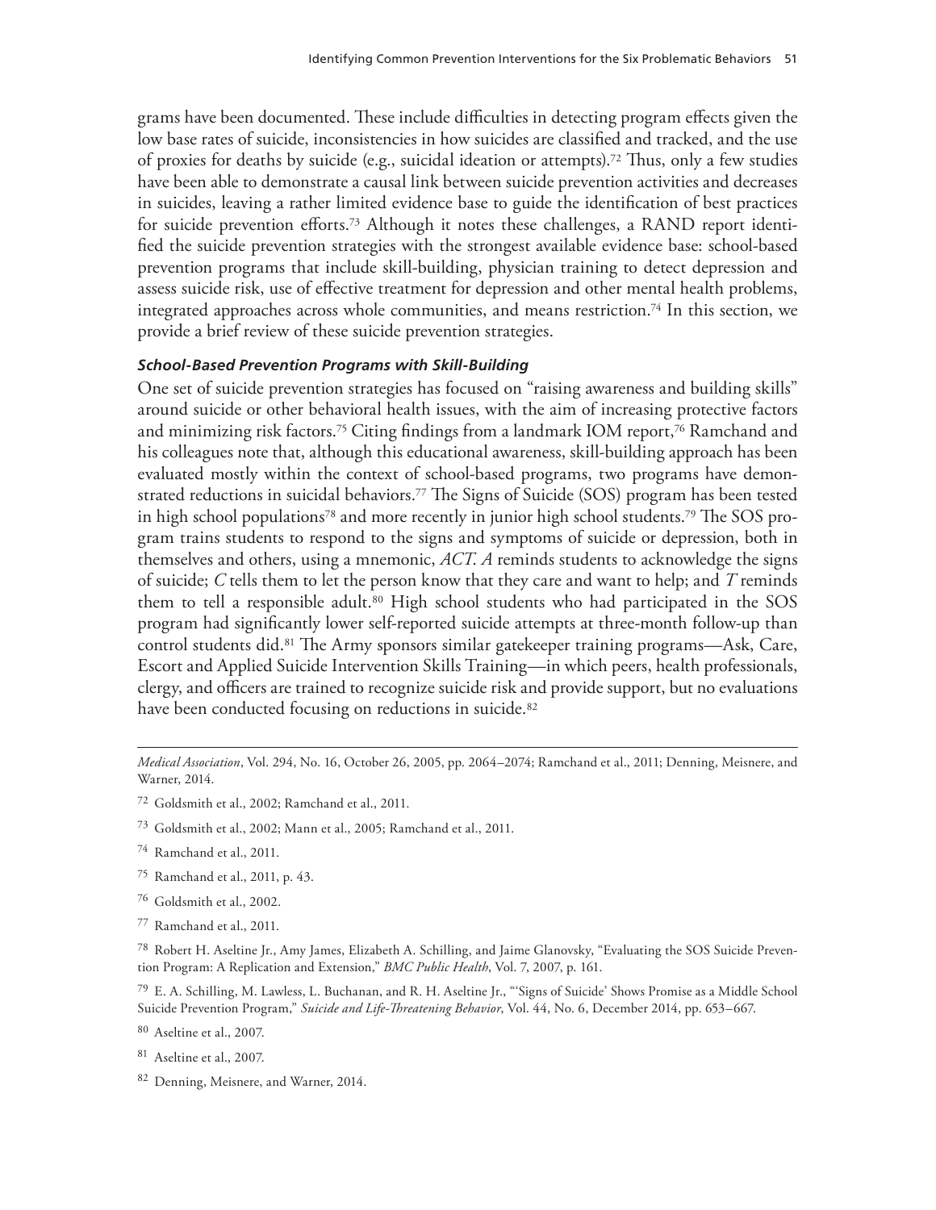grams have been documented. These include difficulties in detecting program effects given the low base rates of suicide, inconsistencies in how suicides are classified and tracked, and the use of proxies for deaths by suicide (e.g., suicidal ideation or attempts).[72] Thus, only a few studies have been able to demonstrate a causal link between suicide prevention activities and decreases in suicides, leaving a rather limited evidence base to guide the identification of best practices for suicide prevention efforts.[73] Although it notes these challenges, a RAND report identified the suicide prevention strategies with the strongest available evidence base: school-based prevention programs that include skill-building, physician training to detect depression and assess suicide risk, use of effective treatment for depression and other mental health problems, integrated approaches across whole communities, and means restriction.[74] In this section, we provide a brief review of these suicide prevention strategies.

#### *School-Based Prevention Programs with Skill-Building*

One set of suicide prevention strategies has focused on "raising awareness and building skills" around suicide or other behavioral health issues, with the aim of increasing protective factors and minimizing risk factors.[75] Citing findings from a landmark IOM report,[76] Ramchand and his colleagues note that, although this educational awareness, skill-building approach has been evaluated mostly within the context of school-based programs, two programs have demonstrated reductions in suicidal behaviors.[77] The Signs of Suicide (SOS) program has been tested in high school populations[78] and more recently in junior high school students.[79] The SOS program trains students to respond to the signs and symptoms of suicide or depression, both in themselves and others, using a mnemonic, *ACT*. *A* reminds students to acknowledge the signs of suicide; *C* tells them to let the person know that they care and want to help; and *T* reminds them to tell a responsible adult.[80] High school students who had participated in the SOS program had significantly lower self-reported suicide attempts at three-month follow-up than control students did.[81] The Army sponsors similar gatekeeper training programs—Ask, Care, Escort and Applied Suicide Intervention Skills Training—in which peers, health professionals, clergy, and officers are trained to recognize suicide risk and provide support, but no evaluations have been conducted focusing on reductions in suicide.[82]

---

*Medical Association*, Vol. 294, No. 16, October 26, 2005, pp. 2064–2074; Ramchand et al., 2011; Denning, Meisnere, and Warner, 2014.

[72] Goldsmith et al., 2002; Ramchand et al., 2011.

[73] Goldsmith et al., 2002; Mann et al., 2005; Ramchand et al., 2011.

[74] Ramchand et al., 2011.

[75] Ramchand et al., 2011, p. 43.

[76] Goldsmith et al., 2002.

[77] Ramchand et al., 2011.

[78] Robert H. Aseltine Jr., Amy James, Elizabeth A. Schilling, and Jaime Glanovsky, "Evaluating the SOS Suicide Prevention Program: A Replication and Extension," *BMC Public Health*, Vol. 7, 2007, p. 161.

[79] E. A. Schilling, M. Lawless, L. Buchanan, and R. H. Aseltine Jr., "'Signs of Suicide' Shows Promise as a Middle School Suicide Prevention Program," *Suicide and Life-Threatening Behavior*, Vol. 44, No. 6, December 2014, pp. 653–667.

[80] Aseltine et al., 2007.

[81] Aseltine et al., 2007.

[82] Denning, Meisnere, and Warner, 2014.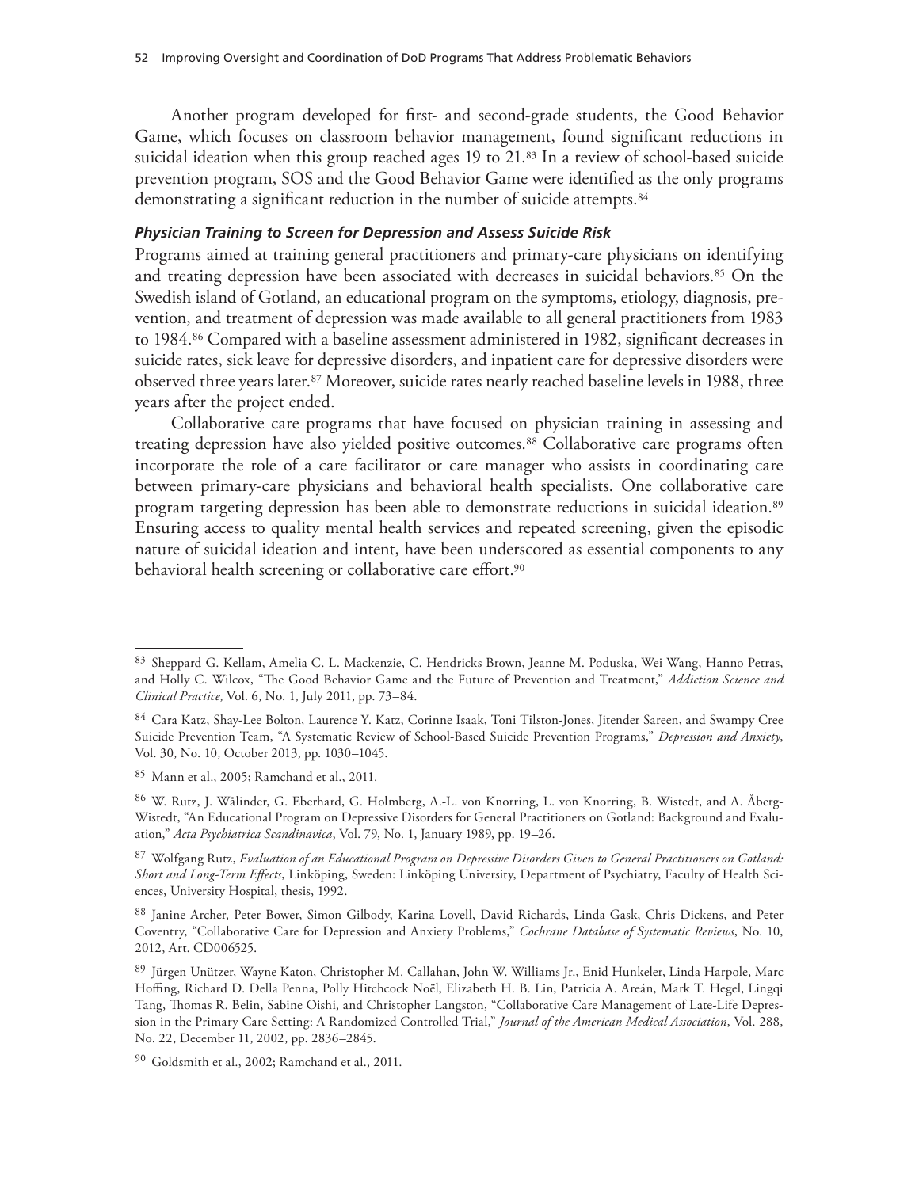Another program developed for first- and second-grade students, the Good Behavior Game, which focuses on classroom behavior management, found significant reductions in suicidal ideation when this group reached ages 19 to 21.[83] In a review of school-based suicide prevention program, SOS and the Good Behavior Game were identified as the only programs demonstrating a significant reduction in the number of suicide attempts.[84]

#### *Physician Training to Screen for Depression and Assess Suicide Risk*

Programs aimed at training general practitioners and primary-care physicians on identifying and treating depression have been associated with decreases in suicidal behaviors.[85] On the Swedish island of Gotland, an educational program on the symptoms, etiology, diagnosis, prevention, and treatment of depression was made available to all general practitioners from 1983 to 1984.[86] Compared with a baseline assessment administered in 1982, significant decreases in suicide rates, sick leave for depressive disorders, and inpatient care for depressive disorders were observed three years later.[87] Moreover, suicide rates nearly reached baseline levels in 1988, three years after the project ended.

Collaborative care programs that have focused on physician training in assessing and treating depression have also yielded positive outcomes.[88] Collaborative care programs often incorporate the role of a care facilitator or care manager who assists in coordinating care between primary-care physicians and behavioral health specialists. One collaborative care program targeting depression has been able to demonstrate reductions in suicidal ideation.[89] Ensuring access to quality mental health services and repeated screening, given the episodic nature of suicidal ideation and intent, have been underscored as essential components to any behavioral health screening or collaborative care effort.[90]

---

[83] Sheppard G. Kellam, Amelia C. L. Mackenzie, C. Hendricks Brown, Jeanne M. Poduska, Wei Wang, Hanno Petras, and Holly C. Wilcox, "The Good Behavior Game and the Future of Prevention and Treatment," *Addiction Science and Clinical Practice*, Vol. 6, No. 1, July 2011, pp. 73–84.

[84] Cara Katz, Shay-Lee Bolton, Laurence Y. Katz, Corinne Isaak, Toni Tilston-Jones, Jitender Sareen, and Swampy Cree Suicide Prevention Team, "A Systematic Review of School-Based Suicide Prevention Programs," *Depression and Anxiety*, Vol. 30, No. 10, October 2013, pp. 1030–1045.

[85] Mann et al., 2005; Ramchand et al., 2011.

[86] W. Rutz, J. Wålinder, G. Eberhard, G. Holmberg, A.-L. von Knorring, L. von Knorring, B. Wistedt, and A. Åberg-Wistedt, "An Educational Program on Depressive Disorders for General Practitioners on Gotland: Background and Evaluation," *Acta Psychiatrica Scandinavica*, Vol. 79, No. 1, January 1989, pp. 19–26.

[87] Wolfgang Rutz, *Evaluation of an Educational Program on Depressive Disorders Given to General Practitioners on Gotland: Short and Long-Term Effects*, Linköping, Sweden: Linköping University, Department of Psychiatry, Faculty of Health Sciences, University Hospital, thesis, 1992.

[88] Janine Archer, Peter Bower, Simon Gilbody, Karina Lovell, David Richards, Linda Gask, Chris Dickens, and Peter Coventry, "Collaborative Care for Depression and Anxiety Problems," *Cochrane Database of Systematic Reviews*, No. 10, 2012, Art. CD006525.

[89] Jürgen Unützer, Wayne Katon, Christopher M. Callahan, John W. Williams Jr., Enid Hunkeler, Linda Harpole, Marc Hoffing, Richard D. Della Penna, Polly Hitchcock Noël, Elizabeth H. B. Lin, Patricia A. Areán, Mark T. Hegel, Lingqi Tang, Thomas R. Belin, Sabine Oishi, and Christopher Langston, "Collaborative Care Management of Late-Life Depression in the Primary Care Setting: A Randomized Controlled Trial," *Journal of the American Medical Association*, Vol. 288, No. 22, December 11, 2002, pp. 2836–2845.

[90] Goldsmith et al., 2002; Ramchand et al., 2011.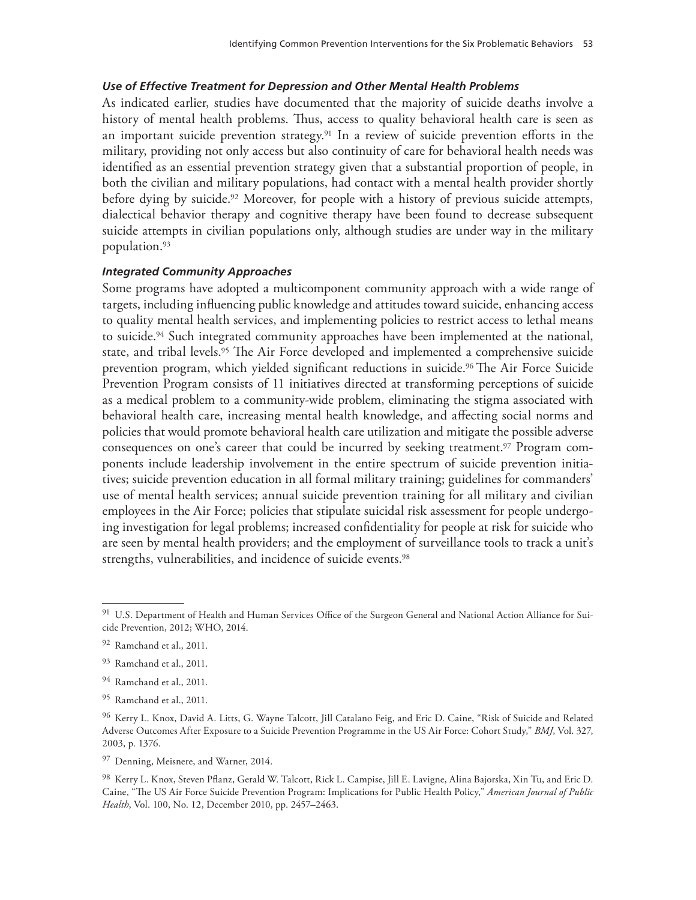#### *Use of Effective Treatment for Depression and Other Mental Health Problems*

As indicated earlier, studies have documented that the majority of suicide deaths involve a history of mental health problems. Thus, access to quality behavioral health care is seen as an important suicide prevention strategy.[91] In a review of suicide prevention efforts in the military, providing not only access but also continuity of care for behavioral health needs was identified as an essential prevention strategy given that a substantial proportion of people, in both the civilian and military populations, had contact with a mental health provider shortly before dying by suicide.[92] Moreover, for people with a history of previous suicide attempts, dialectical behavior therapy and cognitive therapy have been found to decrease subsequent suicide attempts in civilian populations only, although studies are under way in the military population.[93]

#### *Integrated Community Approaches*

Some programs have adopted a multicomponent community approach with a wide range of targets, including influencing public knowledge and attitudes toward suicide, enhancing access to quality mental health services, and implementing policies to restrict access to lethal means to suicide.[94] Such integrated community approaches have been implemented at the national, state, and tribal levels.[95] The Air Force developed and implemented a comprehensive suicide prevention program, which yielded significant reductions in suicide.[96] The Air Force Suicide Prevention Program consists of 11 initiatives directed at transforming perceptions of suicide as a medical problem to a community-wide problem, eliminating the stigma associated with behavioral health care, increasing mental health knowledge, and affecting social norms and policies that would promote behavioral health care utilization and mitigate the possible adverse consequences on one's career that could be incurred by seeking treatment.[97] Program components include leadership involvement in the entire spectrum of suicide prevention initiatives; suicide prevention education in all formal military training; guidelines for commanders' use of mental health services; annual suicide prevention training for all military and civilian employees in the Air Force; policies that stipulate suicidal risk assessment for people undergoing investigation for legal problems; increased confidentiality for people at risk for suicide who are seen by mental health providers; and the employment of surveillance tools to track a unit's strengths, vulnerabilities, and incidence of suicide events.[98]

---

[91] U.S. Department of Health and Human Services Office of the Surgeon General and National Action Alliance for Suicide Prevention, 2012; WHO, 2014.

[92] Ramchand et al., 2011.

[93] Ramchand et al., 2011.

[94] Ramchand et al., 2011.

[95] Ramchand et al., 2011.

[96] Kerry L. Knox, David A. Litts, G. Wayne Talcott, Jill Catalano Feig, and Eric D. Caine, "Risk of Suicide and Related Adverse Outcomes After Exposure to a Suicide Prevention Programme in the US Air Force: Cohort Study," *BMJ*, Vol. 327, 2003, p. 1376.

[97] Denning, Meisnere, and Warner, 2014.

[98] Kerry L. Knox, Steven Pflanz, Gerald W. Talcott, Rick L. Campise, Jill E. Lavigne, Alina Bajorska, Xin Tu, and Eric D. Caine, "The US Air Force Suicide Prevention Program: Implications for Public Health Policy," *American Journal of Public Health*, Vol. 100, No. 12, December 2010, pp. 2457–2463.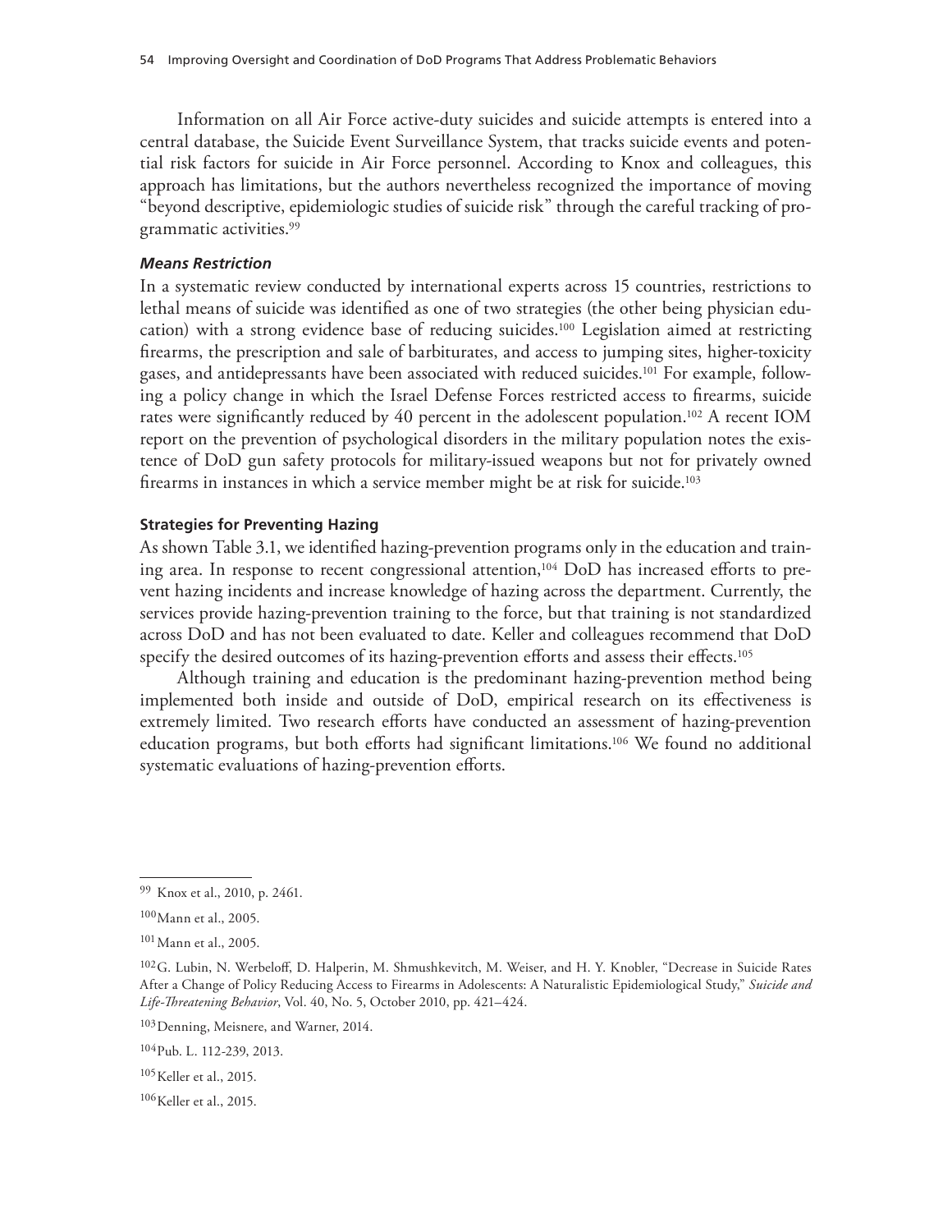Information on all Air Force active-duty suicides and suicide attempts is entered into a central database, the Suicide Event Surveillance System, that tracks suicide events and potential risk factors for suicide in Air Force personnel. According to Knox and colleagues, this approach has limitations, but the authors nevertheless recognized the importance of moving "beyond descriptive, epidemiologic studies of suicide risk" through the careful tracking of programmatic activities.[99]

#### *Means Restriction*

In a systematic review conducted by international experts across 15 countries, restrictions to lethal means of suicide was identified as one of two strategies (the other being physician education) with a strong evidence base of reducing suicides.[100] Legislation aimed at restricting firearms, the prescription and sale of barbiturates, and access to jumping sites, higher-toxicity gases, and antidepressants have been associated with reduced suicides.[101] For example, following a policy change in which the Israel Defense Forces restricted access to firearms, suicide rates were significantly reduced by 40 percent in the adolescent population.[102] A recent IOM report on the prevention of psychological disorders in the military population notes the existence of DoD gun safety protocols for military-issued weapons but not for privately owned firearms in instances in which a service member might be at risk for suicide.[103]

### Strategies for Preventing Hazing

As shown Table 3.1, we identified hazing-prevention programs only in the education and training area. In response to recent congressional attention,[104] DoD has increased efforts to prevent hazing incidents and increase knowledge of hazing across the department. Currently, the services provide hazing-prevention training to the force, but that training is not standardized across DoD and has not been evaluated to date. Keller and colleagues recommend that DoD specify the desired outcomes of its hazing-prevention efforts and assess their effects.[105]

Although training and education is the predominant hazing-prevention method being implemented both inside and outside of DoD, empirical research on its effectiveness is extremely limited. Two research efforts have conducted an assessment of hazing-prevention education programs, but both efforts had significant limitations.[106] We found no additional systematic evaluations of hazing-prevention efforts.

---

[99] Knox et al., 2010, p. 2461.

[100] Mann et al., 2005.

[101] Mann et al., 2005.

[102] G. Lubin, N. Werbeloff, D. Halperin, M. Shmushkevitch, M. Weiser, and H. Y. Knobler, "Decrease in Suicide Rates After a Change of Policy Reducing Access to Firearms in Adolescents: A Naturalistic Epidemiological Study," *Suicide and Life-Threatening Behavior*, Vol. 40, No. 5, October 2010, pp. 421–424.

[103] Denning, Meisnere, and Warner, 2014.

[104] Pub. L. 112-239, 2013.

[105] Keller et al., 2015.

[106] Keller et al., 2015.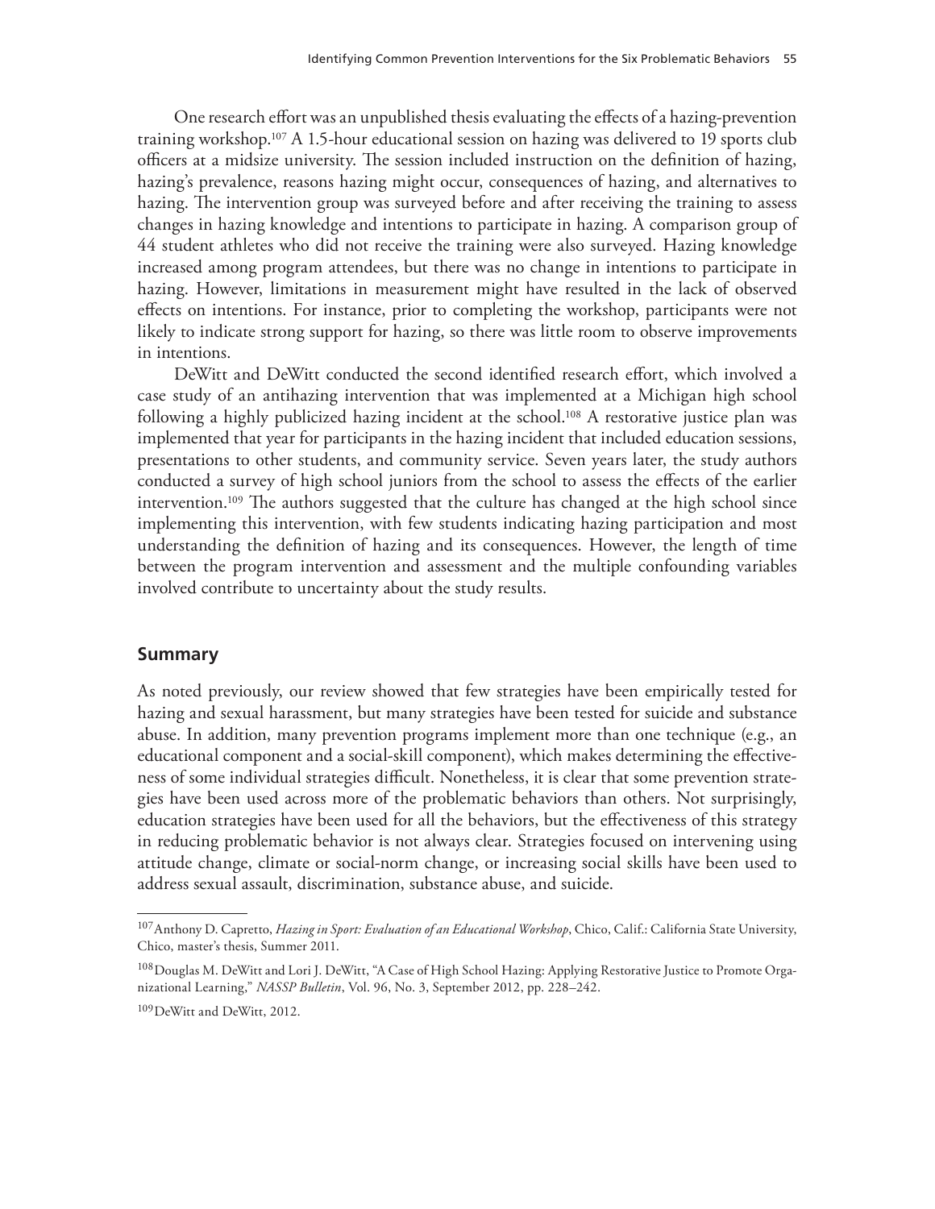One research effort was an unpublished thesis evaluating the effects of a hazing-prevention training workshop.[107] A 1.5-hour educational session on hazing was delivered to 19 sports club officers at a midsize university. The session included instruction on the definition of hazing, hazing's prevalence, reasons hazing might occur, consequences of hazing, and alternatives to hazing. The intervention group was surveyed before and after receiving the training to assess changes in hazing knowledge and intentions to participate in hazing. A comparison group of 44 student athletes who did not receive the training were also surveyed. Hazing knowledge increased among program attendees, but there was no change in intentions to participate in hazing. However, limitations in measurement might have resulted in the lack of observed effects on intentions. For instance, prior to completing the workshop, participants were not likely to indicate strong support for hazing, so there was little room to observe improvements in intentions.

DeWitt and DeWitt conducted the second identified research effort, which involved a case study of an antihazing intervention that was implemented at a Michigan high school following a highly publicized hazing incident at the school.[108] A restorative justice plan was implemented that year for participants in the hazing incident that included education sessions, presentations to other students, and community service. Seven years later, the study authors conducted a survey of high school juniors from the school to assess the effects of the earlier intervention.[109] The authors suggested that the culture has changed at the high school since implementing this intervention, with few students indicating hazing participation and most understanding the definition of hazing and its consequences. However, the length of time between the program intervention and assessment and the multiple confounding variables involved contribute to uncertainty about the study results.

## Summary

As noted previously, our review showed that few strategies have been empirically tested for hazing and sexual harassment, but many strategies have been tested for suicide and substance abuse. In addition, many prevention programs implement more than one technique (e.g., an educational component and a social-skill component), which makes determining the effectiveness of some individual strategies difficult. Nonetheless, it is clear that some prevention strategies have been used across more of the problematic behaviors than others. Not surprisingly, education strategies have been used for all the behaviors, but the effectiveness of this strategy in reducing problematic behavior is not always clear. Strategies focused on intervening using attitude change, climate or social-norm change, or increasing social skills have been used to address sexual assault, discrimination, substance abuse, and suicide.

---

[107] Anthony D. Capretto, *Hazing in Sport: Evaluation of an Educational Workshop*, Chico, Calif.: California State University, Chico, master's thesis, Summer 2011.

[108] Douglas M. DeWitt and Lori J. DeWitt, "A Case of High School Hazing: Applying Restorative Justice to Promote Organizational Learning," *NASSP Bulletin*, Vol. 96, No. 3, September 2012, pp. 228–242.

[109] DeWitt and DeWitt, 2012.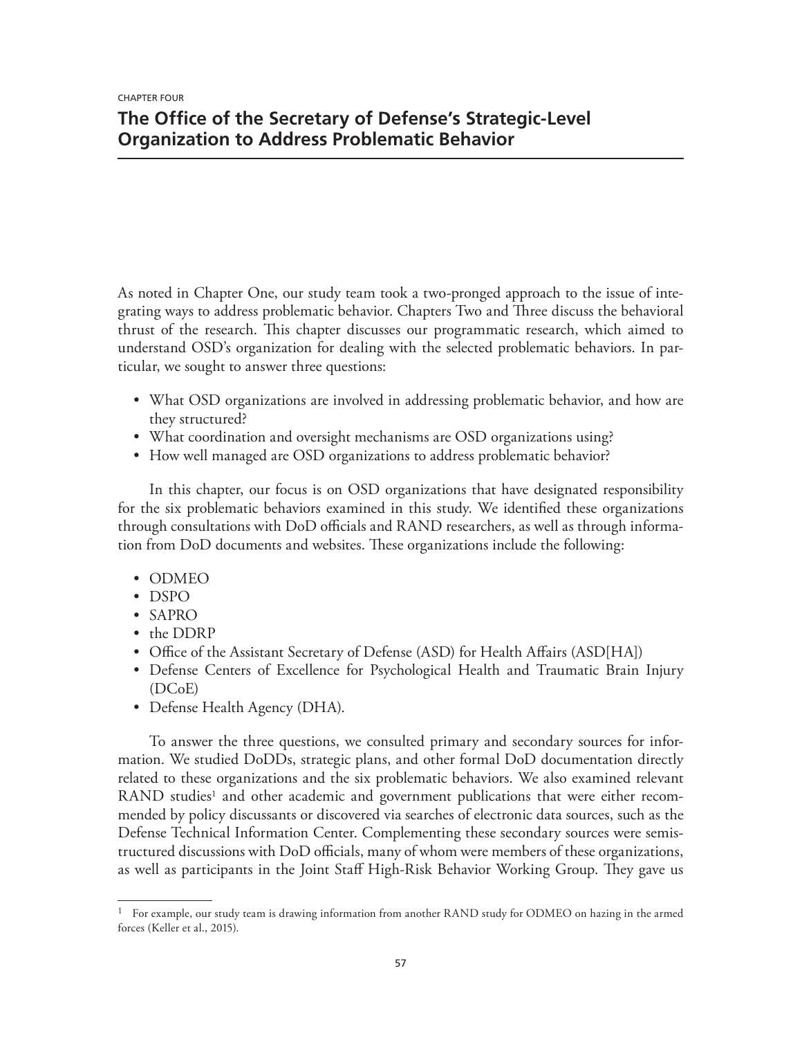CHAPTER FOUR

# The Office of the Secretary of Defense's Strategic-Level Organization to Address Problematic Behavior

As noted in Chapter One, our study team took a two-pronged approach to the issue of integrating ways to address problematic behavior. Chapters Two and Three discuss the behavioral thrust of the research. This chapter discusses our programmatic research, which aimed to understand OSD's organization for dealing with the selected problematic behaviors. In particular, we sought to answer three questions:

- What OSD organizations are involved in addressing problematic behavior, and how are they structured?
- What coordination and oversight mechanisms are OSD organizations using?
- How well managed are OSD organizations to address problematic behavior?

In this chapter, our focus is on OSD organizations that have designated responsibility for the six problematic behaviors examined in this study. We identified these organizations through consultations with DoD officials and RAND researchers, as well as through information from DoD documents and websites. These organizations include the following:

- ODMEO
- DSPO
- SAPRO
- the DDRP
- Office of the Assistant Secretary of Defense (ASD) for Health Affairs (ASD[HA])
- Defense Centers of Excellence for Psychological Health and Traumatic Brain Injury (DCoE)
- Defense Health Agency (DHA).

To answer the three questions, we consulted primary and secondary sources for information. We studied DoDDs, strategic plans, and other formal DoD documentation directly related to these organizations and the six problematic behaviors. We also examined relevant RAND studies[1] and other academic and government publications that were either recommended by policy discussants or discovered via searches of electronic data sources, such as the Defense Technical Information Center. Complementing these secondary sources were semistructured discussions with DoD officials, many of whom were members of these organizations, as well as participants in the Joint Staff High-Risk Behavior Working Group. They gave us

[1] For example, our study team is drawing information from another RAND study for ODMEO on hazing in the armed forces (Keller et al., 2015).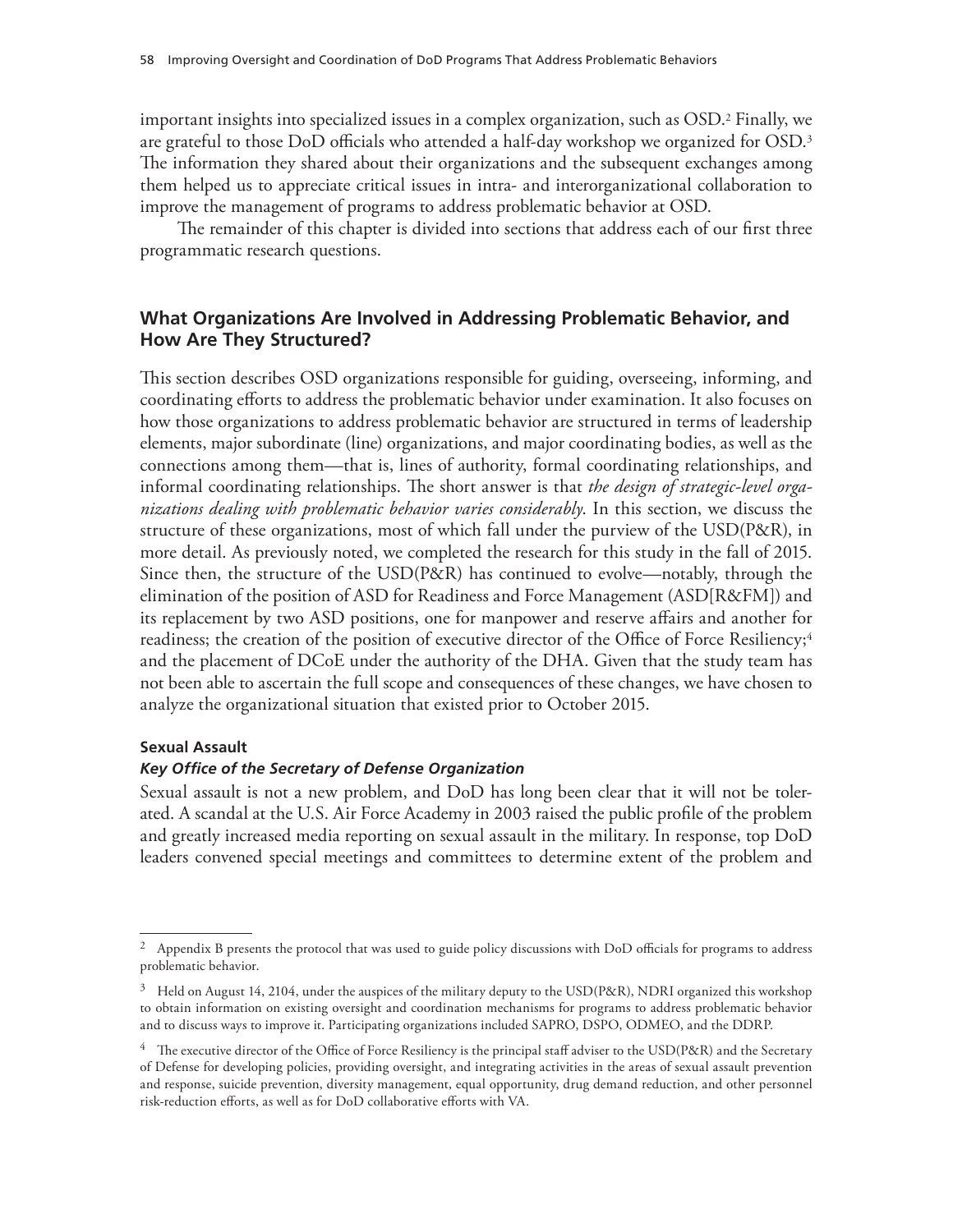important insights into specialized issues in a complex organization, such as OSD.[2] Finally, we are grateful to those DoD officials who attended a half-day workshop we organized for OSD.[3] The information they shared about their organizations and the subsequent exchanges among them helped us to appreciate critical issues in intra- and interorganizational collaboration to improve the management of programs to address problematic behavior at OSD.

The remainder of this chapter is divided into sections that address each of our first three programmatic research questions.

## What Organizations Are Involved in Addressing Problematic Behavior, and How Are They Structured?

This section describes OSD organizations responsible for guiding, overseeing, informing, and coordinating efforts to address the problematic behavior under examination. It also focuses on how those organizations to address problematic behavior are structured in terms of leadership elements, major subordinate (line) organizations, and major coordinating bodies, as well as the connections among them—that is, lines of authority, formal coordinating relationships, and informal coordinating relationships. The short answer is that *the design of strategic-level organizations dealing with problematic behavior varies considerably*. In this section, we discuss the structure of these organizations, most of which fall under the purview of the USD(P&R), in more detail. As previously noted, we completed the research for this study in the fall of 2015. Since then, the structure of the USD(P&R) has continued to evolve—notably, through the elimination of the position of ASD for Readiness and Force Management (ASD[R&FM]) and its replacement by two ASD positions, one for manpower and reserve affairs and another for readiness; the creation of the position of executive director of the Office of Force Resiliency;[4] and the placement of DCoE under the authority of the DHA. Given that the study team has not been able to ascertain the full scope and consequences of these changes, we have chosen to analyze the organizational situation that existed prior to October 2015.

### Sexual Assault

#### *Key Office of the Secretary of Defense Organization*

Sexual assault is not a new problem, and DoD has long been clear that it will not be tolerated. A scandal at the U.S. Air Force Academy in 2003 raised the public profile of the problem and greatly increased media reporting on sexual assault in the military. In response, top DoD leaders convened special meetings and committees to determine extent of the problem and

---

[2] Appendix B presents the protocol that was used to guide policy discussions with DoD officials for programs to address problematic behavior.

[3] Held on August 14, 2104, under the auspices of the military deputy to the USD(P&R), NDRI organized this workshop to obtain information on existing oversight and coordination mechanisms for programs to address problematic behavior and to discuss ways to improve it. Participating organizations included SAPRO, DSPO, ODMEO, and the DDRP.

[4] The executive director of the Office of Force Resiliency is the principal staff adviser to the USD(P&R) and the Secretary of Defense for developing policies, providing oversight, and integrating activities in the areas of sexual assault prevention and response, suicide prevention, diversity management, equal opportunity, drug demand reduction, and other personnel risk-reduction efforts, as well as for DoD collaborative efforts with VA.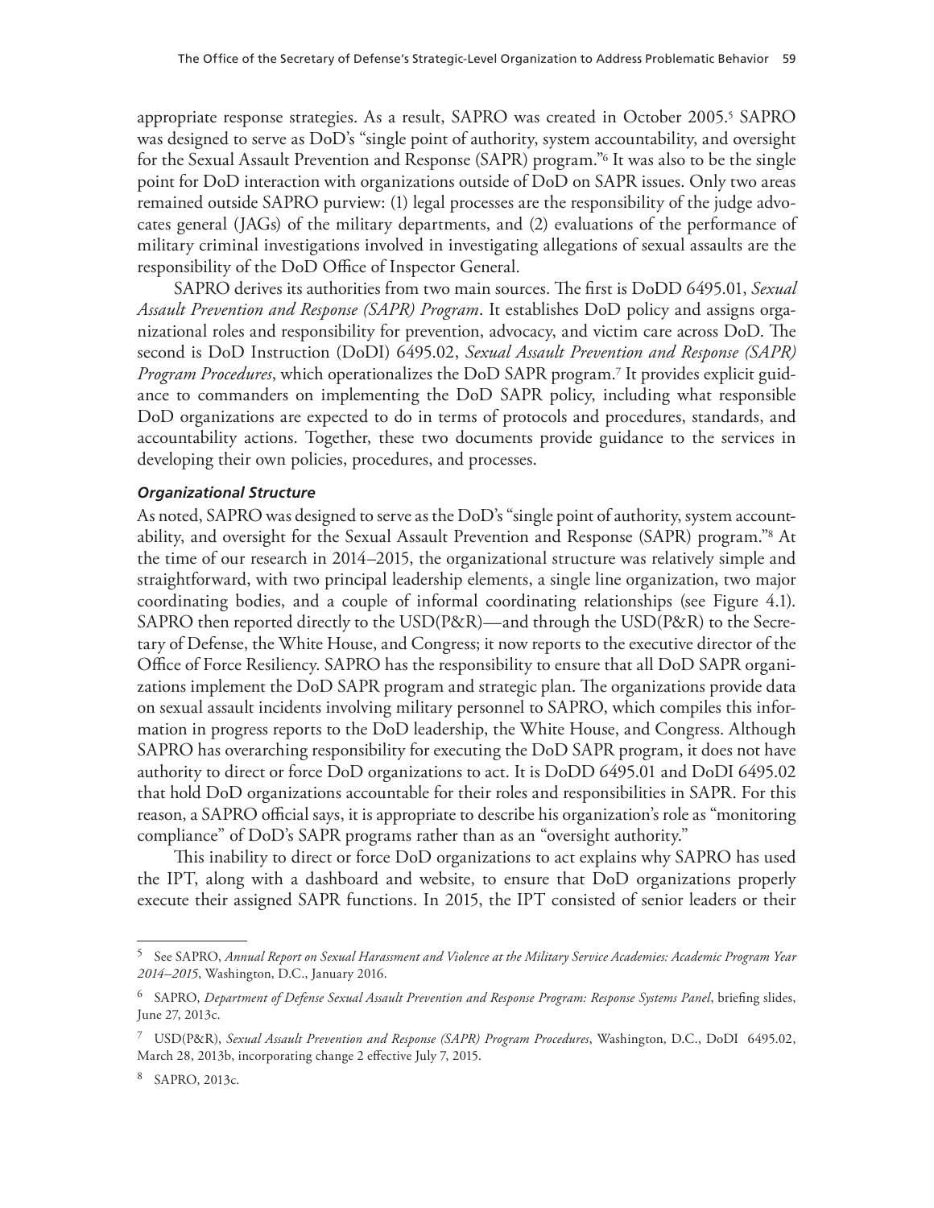appropriate response strategies. As a result, SAPRO was created in October 2005.[5] SAPRO was designed to serve as DoD's "single point of authority, system accountability, and oversight for the Sexual Assault Prevention and Response (SAPR) program."[6] It was also to be the single point for DoD interaction with organizations outside of DoD on SAPR issues. Only two areas remained outside SAPRO purview: (1) legal processes are the responsibility of the judge advocates general (JAGs) of the military departments, and (2) evaluations of the performance of military criminal investigations involved in investigating allegations of sexual assaults are the responsibility of the DoD Office of Inspector General.

SAPRO derives its authorities from two main sources. The first is DoDD 6495.01, *Sexual Assault Prevention and Response (SAPR) Program*. It establishes DoD policy and assigns organizational roles and responsibility for prevention, advocacy, and victim care across DoD. The second is DoD Instruction (DoDI) 6495.02, *Sexual Assault Prevention and Response (SAPR) Program Procedures*, which operationalizes the DoD SAPR program.[7] It provides explicit guidance to commanders on implementing the DoD SAPR policy, including what responsible DoD organizations are expected to do in terms of protocols and procedures, standards, and accountability actions. Together, these two documents provide guidance to the services in developing their own policies, procedures, and processes.

#### *Organizational Structure*

As noted, SAPRO was designed to serve as the DoD's "single point of authority, system accountability, and oversight for the Sexual Assault Prevention and Response (SAPR) program."[8] At the time of our research in 2014–2015, the organizational structure was relatively simple and straightforward, with two principal leadership elements, a single line organization, two major coordinating bodies, and a couple of informal coordinating relationships (see Figure 4.1). SAPRO then reported directly to the USD(P&R)—and through the USD(P&R) to the Secretary of Defense, the White House, and Congress; it now reports to the executive director of the Office of Force Resiliency. SAPRO has the responsibility to ensure that all DoD SAPR organizations implement the DoD SAPR program and strategic plan. The organizations provide data on sexual assault incidents involving military personnel to SAPRO, which compiles this information in progress reports to the DoD leadership, the White House, and Congress. Although SAPRO has overarching responsibility for executing the DoD SAPR program, it does not have authority to direct or force DoD organizations to act. It is DoDD 6495.01 and DoDI 6495.02 that hold DoD organizations accountable for their roles and responsibilities in SAPR. For this reason, a SAPRO official says, it is appropriate to describe his organization's role as "monitoring compliance" of DoD's SAPR programs rather than as an "oversight authority."

This inability to direct or force DoD organizations to act explains why SAPRO has used the IPT, along with a dashboard and website, to ensure that DoD organizations properly execute their assigned SAPR functions. In 2015, the IPT consisted of senior leaders or their

---

[5] See SAPRO, *Annual Report on Sexual Harassment and Violence at the Military Service Academies: Academic Program Year 2014–2015*, Washington, D.C., January 2016.

[6] SAPRO, *Department of Defense Sexual Assault Prevention and Response Program: Response Systems Panel*, briefing slides, June 27, 2013c.

[7] USD(P&R), *Sexual Assault Prevention and Response (SAPR) Program Procedures*, Washington, D.C., DoDI 6495.02, March 28, 2013b, incorporating change 2 effective July 7, 2015.

[8] SAPRO, 2013c.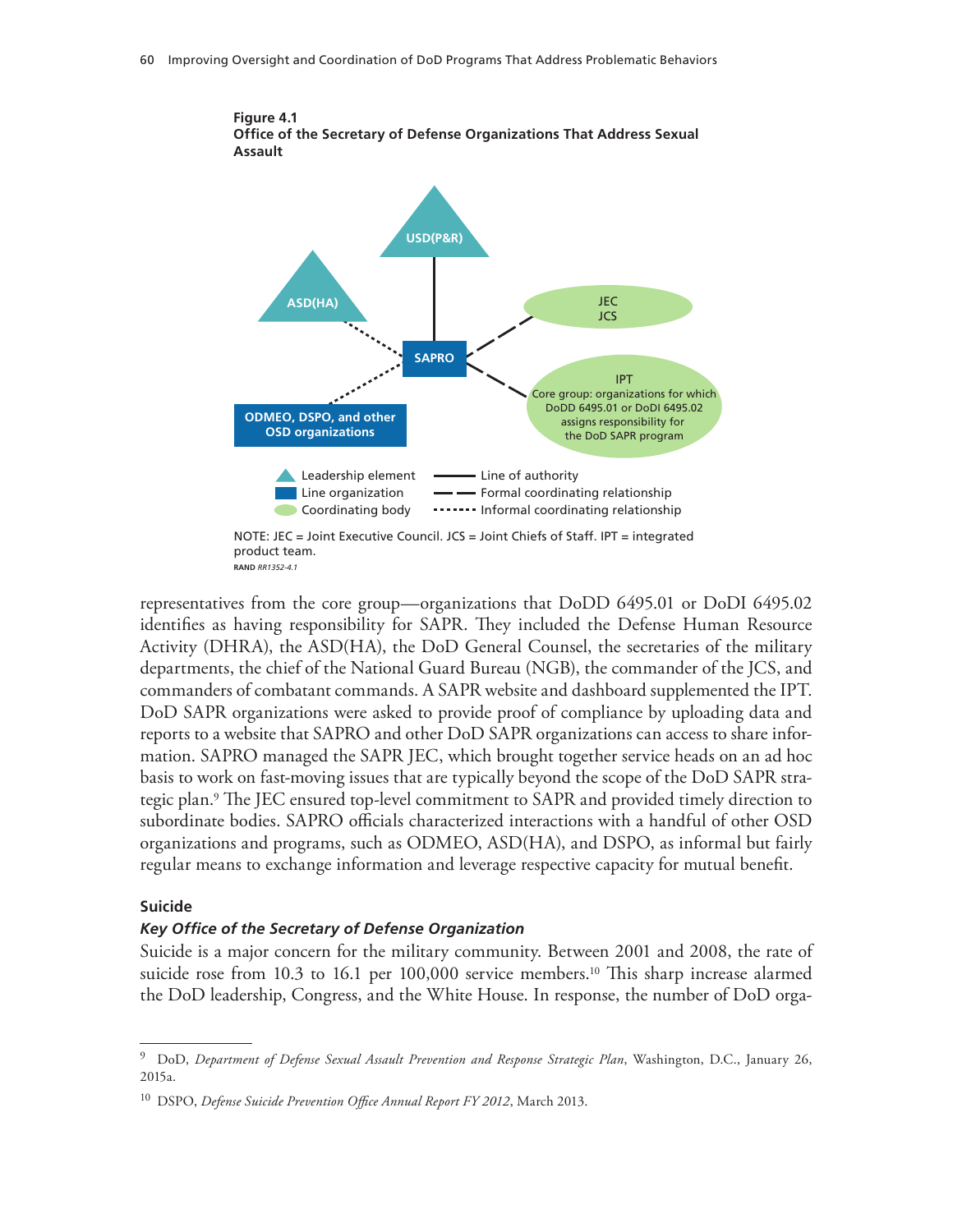**Figure 4.1**
**Office of the Secretary of Defense Organizations That Address Sexual Assault**

USD(P&R)

ASD(HA)

SAPRO

JEC
JCS

IPT
Core group: organizations for which DoDD 6495.01 or DoDI 6495.02 assigns responsibility for the DoD SAPR program

ODMEO, DSPO, and other OSD organizations

Leadership element
Line organization
Coordinating body
Line of authority
Formal coordinating relationship
Informal coordinating relationship

NOTE: JEC = Joint Executive Council. JCS = Joint Chiefs of Staff. IPT = integrated product team.

RAND RR1352-4.1

representatives from the core group—organizations that DoDD 6495.01 or DoDI 6495.02 identifies as having responsibility for SAPR. They included the Defense Human Resource Activity (DHRA), the ASD(HA), the DoD General Counsel, the secretaries of the military departments, the chief of the National Guard Bureau (NGB), the commander of the JCS, and commanders of combatant commands. A SAPR website and dashboard supplemented the IPT. DoD SAPR organizations were asked to provide proof of compliance by uploading data and reports to a website that SAPRO and other DoD SAPR organizations can access to share information. SAPRO managed the SAPR JEC, which brought together service heads on an ad hoc basis to work on fast-moving issues that are typically beyond the scope of the DoD SAPR strategic plan.[9] The JEC ensured top-level commitment to SAPR and provided timely direction to subordinate bodies. SAPRO officials characterized interactions with a handful of other OSD organizations and programs, such as ODMEO, ASD(HA), and DSPO, as informal but fairly regular means to exchange information and leverage respective capacity for mutual benefit.

### Suicide

#### *Key Office of the Secretary of Defense Organization*

Suicide is a major concern for the military community. Between 2001 and 2008, the rate of suicide rose from 10.3 to 16.1 per 100,000 service members.[10] This sharp increase alarmed the DoD leadership, Congress, and the White House. In response, the number of DoD orga-

---

[9] DoD, *Department of Defense Sexual Assault Prevention and Response Strategic Plan*, Washington, D.C., January 26, 2015a.

[10] DSPO, *Defense Suicide Prevention Office Annual Report FY 2012*, March 2013.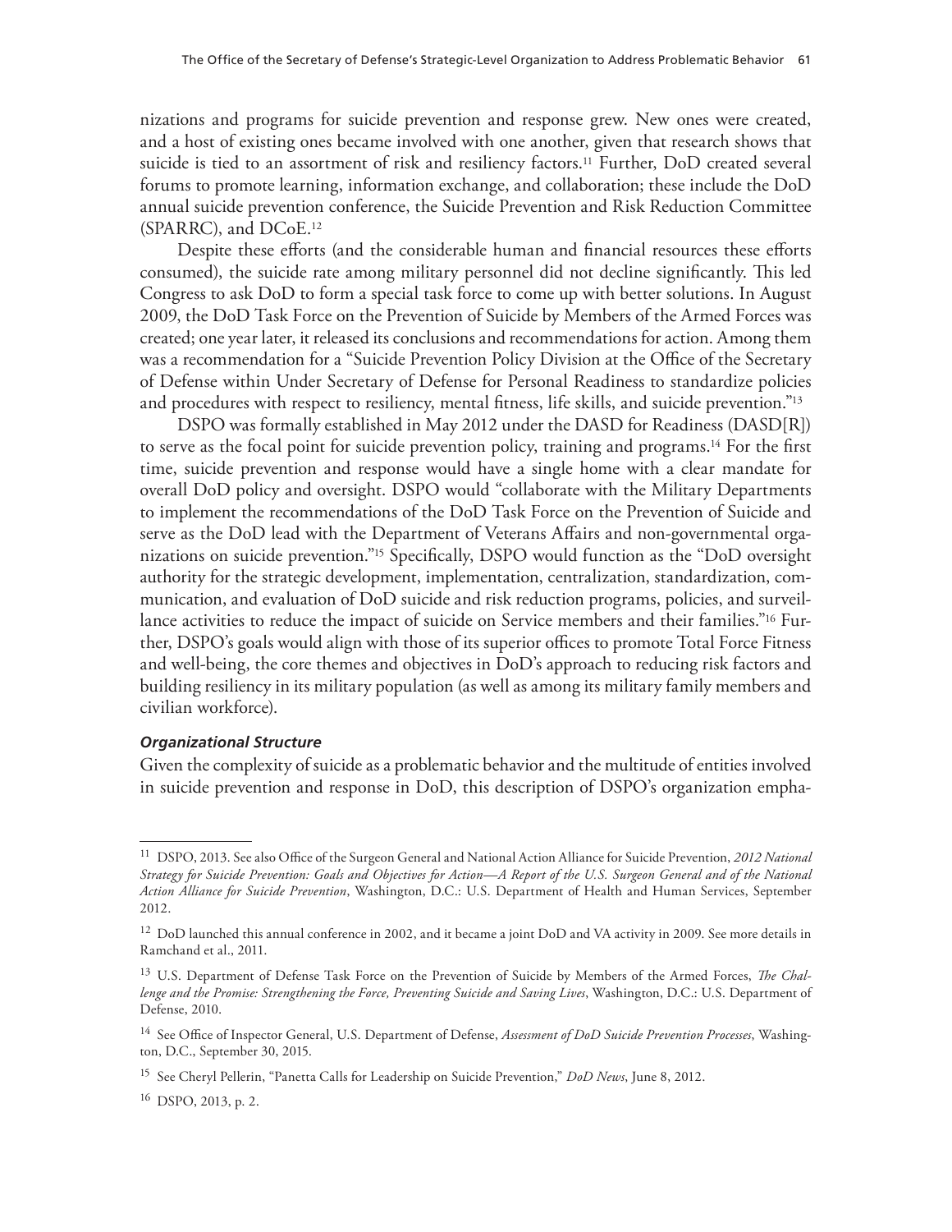nizations and programs for suicide prevention and response grew. New ones were created, and a host of existing ones became involved with one another, given that research shows that suicide is tied to an assortment of risk and resiliency factors.[11] Further, DoD created several forums to promote learning, information exchange, and collaboration; these include the DoD annual suicide prevention conference, the Suicide Prevention and Risk Reduction Committee (SPARRC), and DCoE.[12]

Despite these efforts (and the considerable human and financial resources these efforts consumed), the suicide rate among military personnel did not decline significantly. This led Congress to ask DoD to form a special task force to come up with better solutions. In August 2009, the DoD Task Force on the Prevention of Suicide by Members of the Armed Forces was created; one year later, it released its conclusions and recommendations for action. Among them was a recommendation for a "Suicide Prevention Policy Division at the Office of the Secretary of Defense within Under Secretary of Defense for Personal Readiness to standardize policies and procedures with respect to resiliency, mental fitness, life skills, and suicide prevention."[13]

DSPO was formally established in May 2012 under the DASD for Readiness (DASD[R]) to serve as the focal point for suicide prevention policy, training and programs.[14] For the first time, suicide prevention and response would have a single home with a clear mandate for overall DoD policy and oversight. DSPO would "collaborate with the Military Departments to implement the recommendations of the DoD Task Force on the Prevention of Suicide and serve as the DoD lead with the Department of Veterans Affairs and non-governmental organizations on suicide prevention."[15] Specifically, DSPO would function as the "DoD oversight authority for the strategic development, implementation, centralization, standardization, communication, and evaluation of DoD suicide and risk reduction programs, policies, and surveillance activities to reduce the impact of suicide on Service members and their families."[16] Further, DSPO's goals would align with those of its superior offices to promote Total Force Fitness and well-being, the core themes and objectives in DoD's approach to reducing risk factors and building resiliency in its military population (as well as among its military family members and civilian workforce).

#### *Organizational Structure*

Given the complexity of suicide as a problematic behavior and the multitude of entities involved in suicide prevention and response in DoD, this description of DSPO's organization empha-

---

[11] DSPO, 2013. See also Office of the Surgeon General and National Action Alliance for Suicide Prevention, *2012 National Strategy for Suicide Prevention: Goals and Objectives for Action—A Report of the U.S. Surgeon General and of the National Action Alliance for Suicide Prevention*, Washington, D.C.: U.S. Department of Health and Human Services, September 2012.

[12] DoD launched this annual conference in 2002, and it became a joint DoD and VA activity in 2009. See more details in Ramchand et al., 2011.

[13] U.S. Department of Defense Task Force on the Prevention of Suicide by Members of the Armed Forces, *The Challenge and the Promise: Strengthening the Force, Preventing Suicide and Saving Lives*, Washington, D.C.: U.S. Department of Defense, 2010.

[14] See Office of Inspector General, U.S. Department of Defense, *Assessment of DoD Suicide Prevention Processes*, Washington, D.C., September 30, 2015.

[15] See Cheryl Pellerin, "Panetta Calls for Leadership on Suicide Prevention," *DoD News*, June 8, 2012.

[16] DSPO, 2013, p. 2.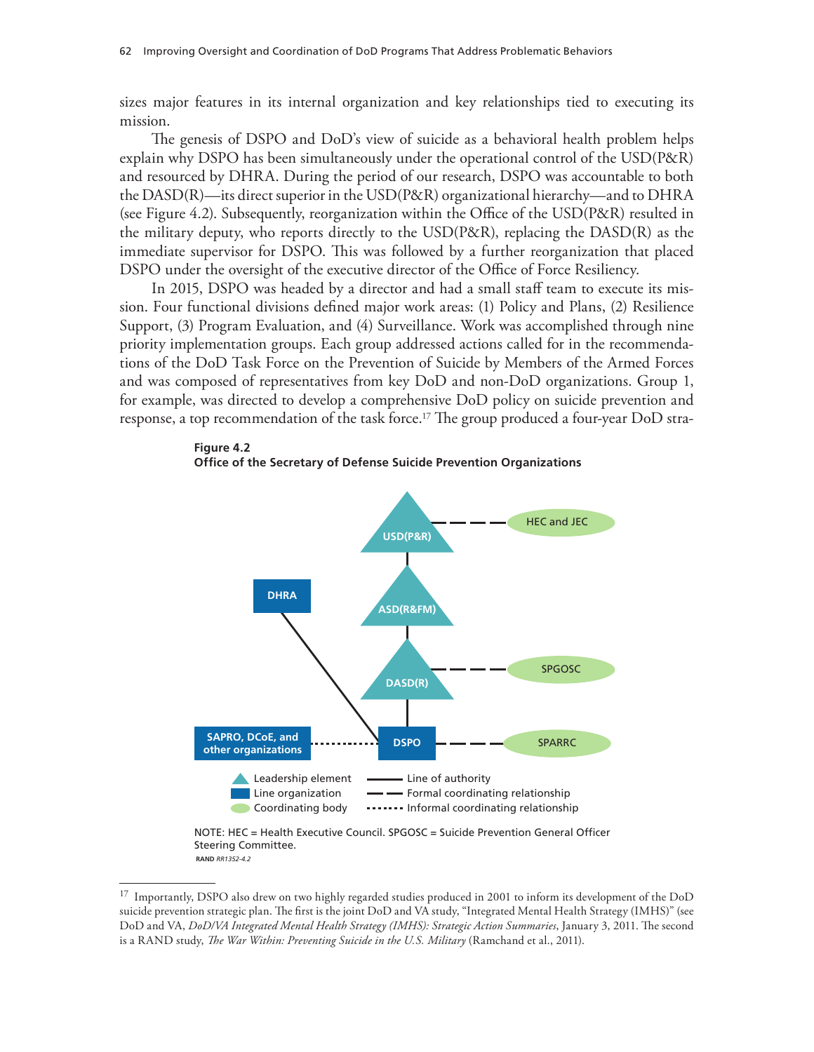sizes major features in its internal organization and key relationships tied to executing its mission.

The genesis of DSPO and DoD's view of suicide as a behavioral health problem helps explain why DSPO has been simultaneously under the operational control of the USD(P&R) and resourced by DHRA. During the period of our research, DSPO was accountable to both the DASD(R)—its direct superior in the USD(P&R) organizational hierarchy—and to DHRA (see Figure 4.2). Subsequently, reorganization within the Office of the USD(P&R) resulted in the military deputy, who reports directly to the USD(P&R), replacing the DASD(R) as the immediate supervisor for DSPO. This was followed by a further reorganization that placed DSPO under the oversight of the executive director of the Office of Force Resiliency.

In 2015, DSPO was headed by a director and had a small staff team to execute its mission. Four functional divisions defined major work areas: (1) Policy and Plans, (2) Resilience Support, (3) Program Evaluation, and (4) Surveillance. Work was accomplished through nine priority implementation groups. Each group addressed actions called for in the recommendations of the DoD Task Force on the Prevention of Suicide by Members of the Armed Forces and was composed of representatives from key DoD and non-DoD organizations. Group 1, for example, was directed to develop a comprehensive DoD policy on suicide prevention and response, a top recommendation of the task force.[17] The group produced a four-year DoD stra-

**Figure 4.2**
**Office of the Secretary of Defense Suicide Prevention Organizations**

NOTE: HEC = Health Executive Council. SPGOSC = Suicide Prevention General Officer Steering Committee.

RAND *RR1352-4.2*

---

[17] Importantly, DSPO also drew on two highly regarded studies produced in 2001 to inform its development of the DoD suicide prevention strategic plan. The first is the joint DoD and VA study, "Integrated Mental Health Strategy (IMHS)" (see DoD and VA, *DoD/VA Integrated Mental Health Strategy (IMHS): Strategic Action Summaries*, January 3, 2011. The second is a RAND study, *The War Within: Preventing Suicide in the U.S. Military* (Ramchand et al., 2011).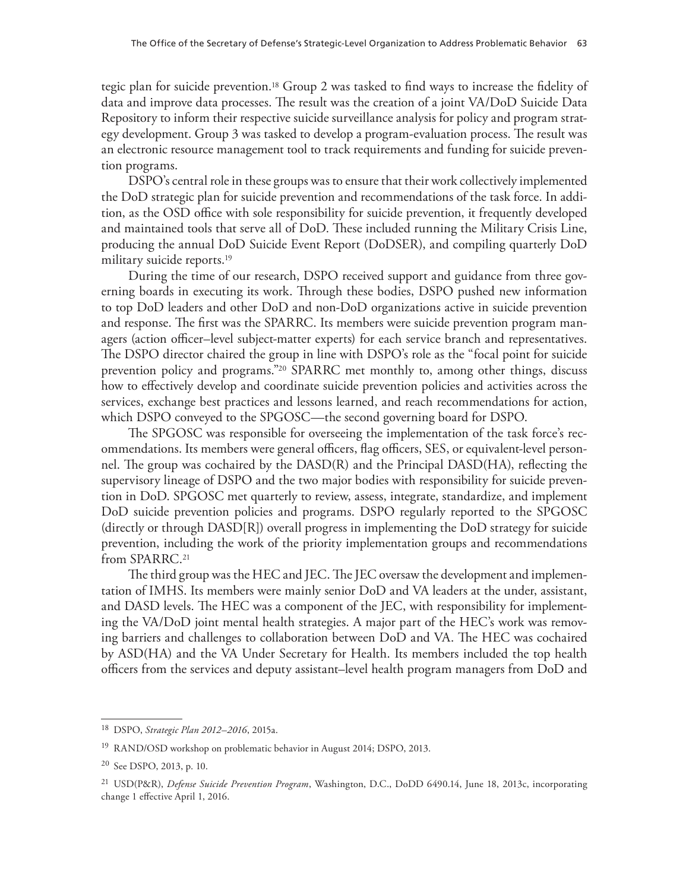tegic plan for suicide prevention.[18] Group 2 was tasked to find ways to increase the fidelity of data and improve data processes. The result was the creation of a joint VA/DoD Suicide Data Repository to inform their respective suicide surveillance analysis for policy and program strategy development. Group 3 was tasked to develop a program-evaluation process. The result was an electronic resource management tool to track requirements and funding for suicide prevention programs.

DSPO's central role in these groups was to ensure that their work collectively implemented the DoD strategic plan for suicide prevention and recommendations of the task force. In addition, as the OSD office with sole responsibility for suicide prevention, it frequently developed and maintained tools that serve all of DoD. These included running the Military Crisis Line, producing the annual DoD Suicide Event Report (DoDSER), and compiling quarterly DoD military suicide reports.[19]

During the time of our research, DSPO received support and guidance from three governing boards in executing its work. Through these bodies, DSPO pushed new information to top DoD leaders and other DoD and non-DoD organizations active in suicide prevention and response. The first was the SPARRC. Its members were suicide prevention program managers (action officer–level subject-matter experts) for each service branch and representatives. The DSPO director chaired the group in line with DSPO's role as the "focal point for suicide prevention policy and programs."[20] SPARRC met monthly to, among other things, discuss how to effectively develop and coordinate suicide prevention policies and activities across the services, exchange best practices and lessons learned, and reach recommendations for action, which DSPO conveyed to the SPGOSC—the second governing board for DSPO.

The SPGOSC was responsible for overseeing the implementation of the task force's recommendations. Its members were general officers, flag officers, SES, or equivalent-level personnel. The group was cochaired by the DASD(R) and the Principal DASD(HA), reflecting the supervisory lineage of DSPO and the two major bodies with responsibility for suicide prevention in DoD. SPGOSC met quarterly to review, assess, integrate, standardize, and implement DoD suicide prevention policies and programs. DSPO regularly reported to the SPGOSC (directly or through DASD[R]) overall progress in implementing the DoD strategy for suicide prevention, including the work of the priority implementation groups and recommendations from SPARRC.[21]

The third group was the HEC and JEC. The JEC oversaw the development and implementation of IMHS. Its members were mainly senior DoD and VA leaders at the under, assistant, and DASD levels. The HEC was a component of the JEC, with responsibility for implementing the VA/DoD joint mental health strategies. A major part of the HEC's work was removing barriers and challenges to collaboration between DoD and VA. The HEC was cochaired by ASD(HA) and the VA Under Secretary for Health. Its members included the top health officers from the services and deputy assistant–level health program managers from DoD and

---

[18] DSPO, *Strategic Plan 2012–2016*, 2015a.

[19] RAND/OSD workshop on problematic behavior in August 2014; DSPO, 2013.

[20] See DSPO, 2013, p. 10.

[21] USD(P&R), *Defense Suicide Prevention Program*, Washington, D.C., DoDD 6490.14, June 18, 2013c, incorporating change 1 effective April 1, 2016.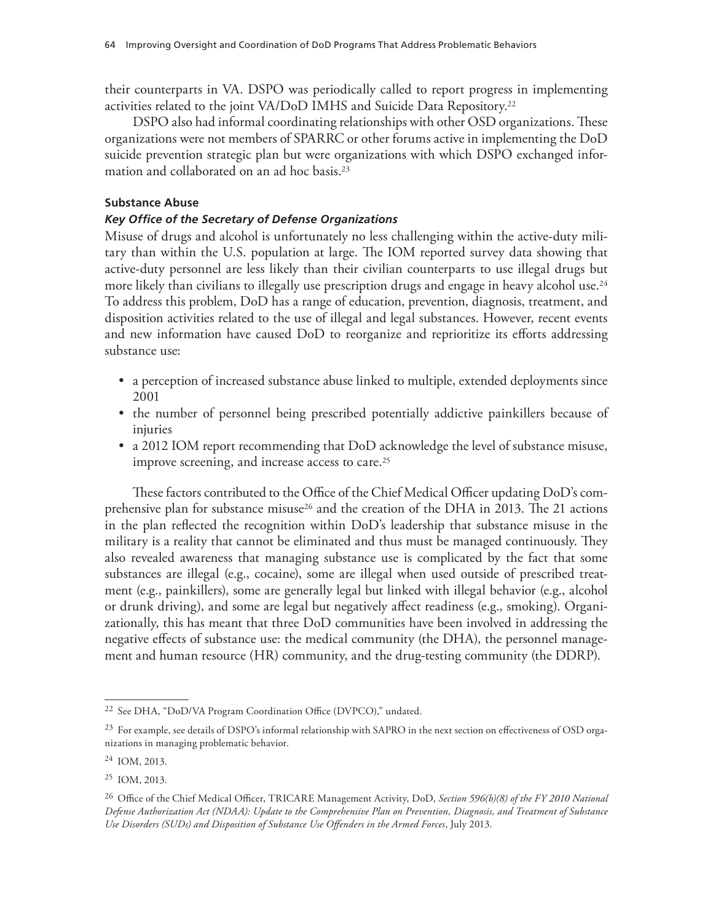their counterparts in VA. DSPO was periodically called to report progress in implementing activities related to the joint VA/DoD IMHS and Suicide Data Repository.[22]

DSPO also had informal coordinating relationships with other OSD organizations. These organizations were not members of SPARRC or other forums active in implementing the DoD suicide prevention strategic plan but were organizations with which DSPO exchanged information and collaborated on an ad hoc basis.[23]

#### Substance Abuse

##### *Key Office of the Secretary of Defense Organizations*

Misuse of drugs and alcohol is unfortunately no less challenging within the active-duty military than within the U.S. population at large. The IOM reported survey data showing that active-duty personnel are less likely than their civilian counterparts to use illegal drugs but more likely than civilians to illegally use prescription drugs and engage in heavy alcohol use.[24] To address this problem, DoD has a range of education, prevention, diagnosis, treatment, and disposition activities related to the use of illegal and legal substances. However, recent events and new information have caused DoD to reorganize and reprioritize its efforts addressing substance use:

- a perception of increased substance abuse linked to multiple, extended deployments since 2001
- the number of personnel being prescribed potentially addictive painkillers because of injuries
- a 2012 IOM report recommending that DoD acknowledge the level of substance misuse, improve screening, and increase access to care.[25]

These factors contributed to the Office of the Chief Medical Officer updating DoD's comprehensive plan for substance misuse[26] and the creation of the DHA in 2013. The 21 actions in the plan reflected the recognition within DoD's leadership that substance misuse in the military is a reality that cannot be eliminated and thus must be managed continuously. They also revealed awareness that managing substance use is complicated by the fact that some substances are illegal (e.g., cocaine), some are illegal when used outside of prescribed treatment (e.g., painkillers), some are generally legal but linked with illegal behavior (e.g., alcohol or drunk driving), and some are legal but negatively affect readiness (e.g., smoking). Organizationally, this has meant that three DoD communities have been involved in addressing the negative effects of substance use: the medical community (the DHA), the personnel management and human resource (HR) community, and the drug-testing community (the DDRP).

---

[22] See DHA, "DoD/VA Program Coordination Office (DVPCO)," undated.

[23] For example, see details of DSPO's informal relationship with SAPRO in the next section on effectiveness of OSD organizations in managing problematic behavior.

[24] IOM, 2013.

[25] IOM, 2013.

[26] Office of the Chief Medical Officer, TRICARE Management Activity, DoD, *Section 596(b)(8) of the FY 2010 National Defense Authorization Act (NDAA): Update to the Comprehensive Plan on Prevention, Diagnosis, and Treatment of Substance Use Disorders (SUDs) and Disposition of Substance Use Offenders in the Armed Forces*, July 2013.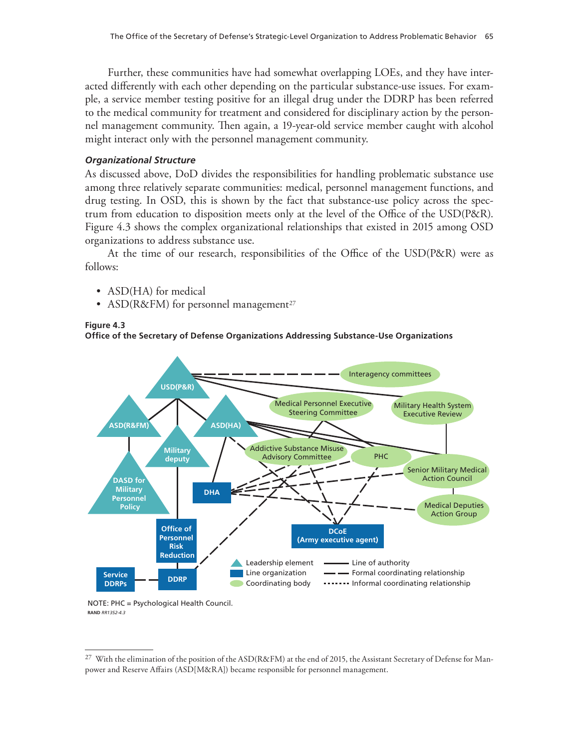Further, these communities have had somewhat overlapping LOEs, and they have interacted differently with each other depending on the particular substance-use issues. For example, a service member testing positive for an illegal drug under the DDRP has been referred to the medical community for treatment and considered for disciplinary action by the personnel management community. Then again, a 19-year-old service member caught with alcohol might interact only with the personnel management community.

### *Organizational Structure*

As discussed above, DoD divides the responsibilities for handling problematic substance use among three relatively separate communities: medical, personnel management functions, and drug testing. In OSD, this is shown by the fact that substance-use policy across the spectrum from education to disposition meets only at the level of the Office of the USD(P&R). Figure 4.3 shows the complex organizational relationships that existed in 2015 among OSD organizations to address substance use.

At the time of our research, responsibilities of the Office of the USD(P&R) were as follows:

- ASD(HA) for medical
- ASD(R&FM) for personnel management[27]

**Figure 4.3**
**Office of the Secretary of Defense Organizations Addressing Substance-Use Organizations**

NOTE: PHC = Psychological Health Council.
RAND *RR1352-4.3*

---

[27] With the elimination of the position of the ASD(R&FM) at the end of 2015, the Assistant Secretary of Defense for Manpower and Reserve Affairs (ASD[M&RA]) became responsible for personnel management.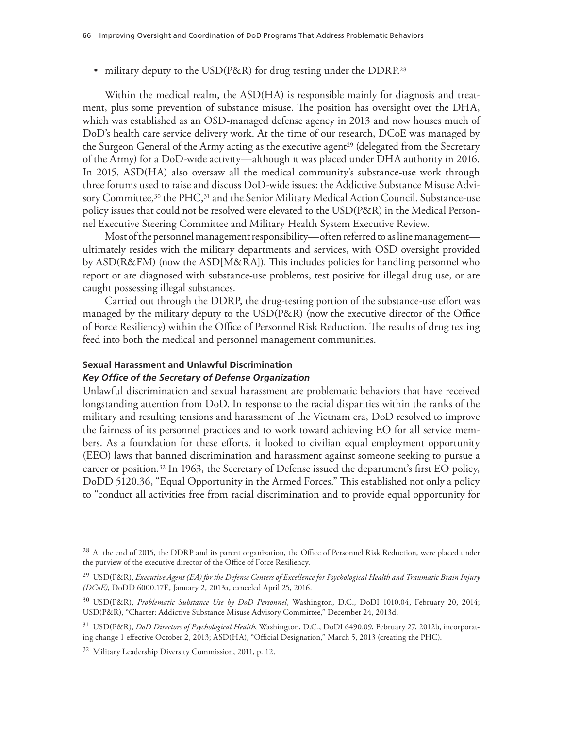- military deputy to the USD(P&R) for drug testing under the DDRP.[28]

Within the medical realm, the ASD(HA) is responsible mainly for diagnosis and treatment, plus some prevention of substance misuse. The position has oversight over the DHA, which was established as an OSD-managed defense agency in 2013 and now houses much of DoD's health care service delivery work. At the time of our research, DCoE was managed by the Surgeon General of the Army acting as the executive agent[29] (delegated from the Secretary of the Army) for a DoD-wide activity—although it was placed under DHA authority in 2016. In 2015, ASD(HA) also oversaw all the medical community's substance-use work through three forums used to raise and discuss DoD-wide issues: the Addictive Substance Misuse Advisory Committee,[30] the PHC,[31] and the Senior Military Medical Action Council. Substance-use policy issues that could not be resolved were elevated to the USD(P&R) in the Medical Personnel Executive Steering Committee and Military Health System Executive Review.

Most of the personnel management responsibility—often referred to as line management—ultimately resides with the military departments and services, with OSD oversight provided by ASD(R&FM) (now the ASD[M&RA]). This includes policies for handling personnel who report or are diagnosed with substance-use problems, test positive for illegal drug use, or are caught possessing illegal substances.

Carried out through the DDRP, the drug-testing portion of the substance-use effort was managed by the military deputy to the USD(P&R) (now the executive director of the Office of Force Resiliency) within the Office of Personnel Risk Reduction. The results of drug testing feed into both the medical and personnel management communities.

### Sexual Harassment and Unlawful Discrimination

#### *Key Office of the Secretary of Defense Organization*

Unlawful discrimination and sexual harassment are problematic behaviors that have received longstanding attention from DoD. In response to the racial disparities within the ranks of the military and resulting tensions and harassment of the Vietnam era, DoD resolved to improve the fairness of its personnel practices and to work toward achieving EO for all service members. As a foundation for these efforts, it looked to civilian equal employment opportunity (EEO) laws that banned discrimination and harassment against someone seeking to pursue a career or position.[32] In 1963, the Secretary of Defense issued the department's first EO policy, DoDD 5120.36, "Equal Opportunity in the Armed Forces." This established not only a policy to "conduct all activities free from racial discrimination and to provide equal opportunity for

---

[28] At the end of 2015, the DDRP and its parent organization, the Office of Personnel Risk Reduction, were placed under the purview of the executive director of the Office of Force Resiliency.

[29] USD(P&R), *Executive Agent (EA) for the Defense Centers of Excellence for Psychological Health and Traumatic Brain Injury (DCoE)*, DoDD 6000.17E, January 2, 2013a, canceled April 25, 2016.

[30] USD(P&R), *Problematic Substance Use by DoD Personnel*, Washington, D.C., DoDI 1010.04, February 20, 2014; USD(P&R), "Charter: Addictive Substance Misuse Advisory Committee," December 24, 2013d.

[31] USD(P&R), *DoD Directors of Psychological Health*, Washington, D.C., DoDI 6490.09, February 27, 2012b, incorporating change 1 effective October 2, 2013; ASD(HA), "Official Designation," March 5, 2013 (creating the PHC).

[32] Military Leadership Diversity Commission, 2011, p. 12.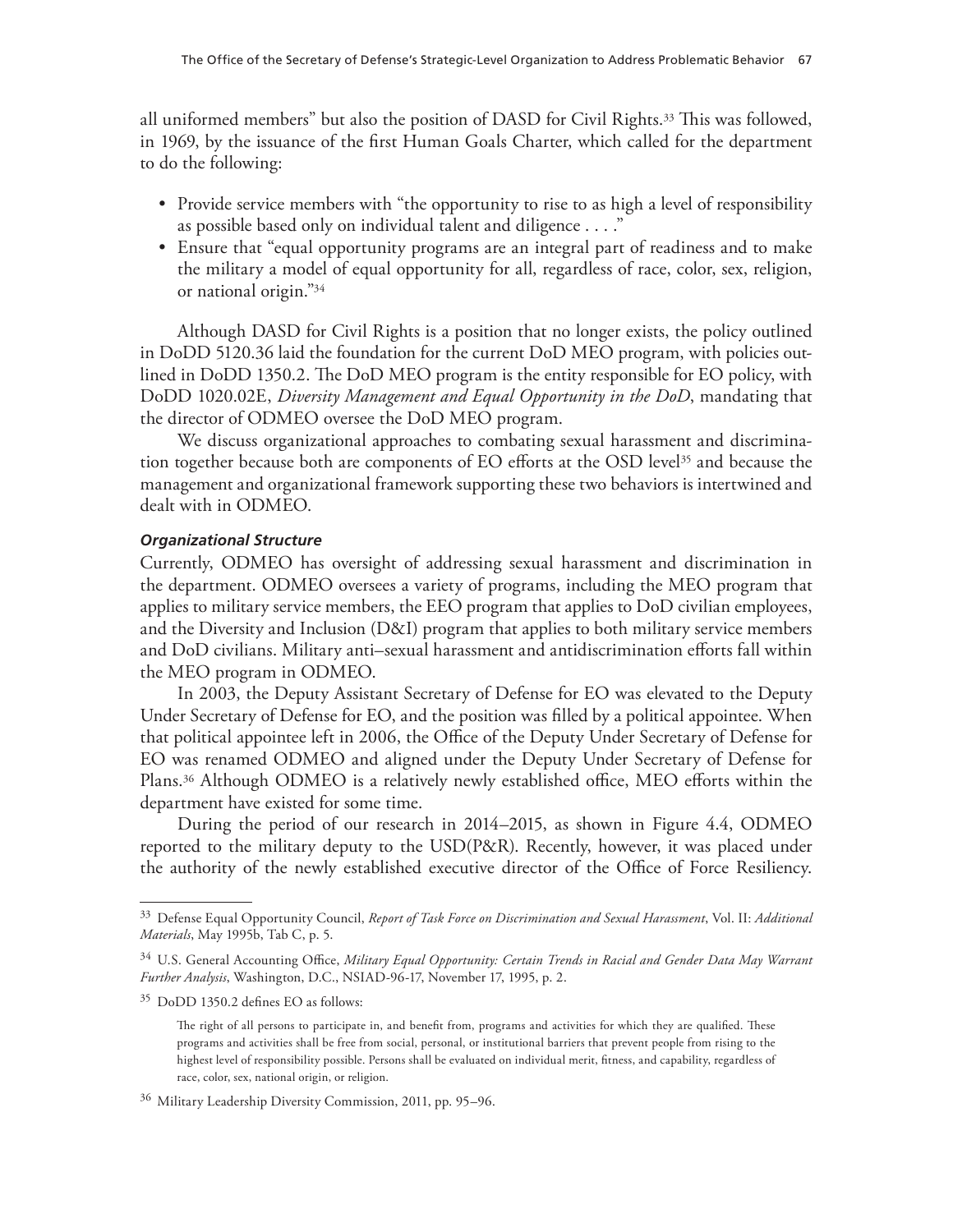all uniformed members" but also the position of DASD for Civil Rights.[33] This was followed, in 1969, by the issuance of the first Human Goals Charter, which called for the department to do the following:

- Provide service members with "the opportunity to rise to as high a level of responsibility as possible based only on individual talent and diligence . . . ."
- Ensure that "equal opportunity programs are an integral part of readiness and to make the military a model of equal opportunity for all, regardless of race, color, sex, religion, or national origin."[34]

Although DASD for Civil Rights is a position that no longer exists, the policy outlined in DoDD 5120.36 laid the foundation for the current DoD MEO program, with policies outlined in DoDD 1350.2. The DoD MEO program is the entity responsible for EO policy, with DoDD 1020.02E, *Diversity Management and Equal Opportunity in the DoD*, mandating that the director of ODMEO oversee the DoD MEO program.

We discuss organizational approaches to combating sexual harassment and discrimination together because both are components of EO efforts at the OSD level[35] and because the management and organizational framework supporting these two behaviors is intertwined and dealt with in ODMEO.

#### *Organizational Structure*

Currently, ODMEO has oversight of addressing sexual harassment and discrimination in the department. ODMEO oversees a variety of programs, including the MEO program that applies to military service members, the EEO program that applies to DoD civilian employees, and the Diversity and Inclusion (D&I) program that applies to both military service members and DoD civilians. Military anti–sexual harassment and antidiscrimination efforts fall within the MEO program in ODMEO.

In 2003, the Deputy Assistant Secretary of Defense for EO was elevated to the Deputy Under Secretary of Defense for EO, and the position was filled by a political appointee. When that political appointee left in 2006, the Office of the Deputy Under Secretary of Defense for EO was renamed ODMEO and aligned under the Deputy Under Secretary of Defense for Plans.[36] Although ODMEO is a relatively newly established office, MEO efforts within the department have existed for some time.

During the period of our research in 2014–2015, as shown in Figure 4.4, ODMEO reported to the military deputy to the USD(P&R). Recently, however, it was placed under the authority of the newly established executive director of the Office of Force Resiliency.

---

[33] Defense Equal Opportunity Council, *Report of Task Force on Discrimination and Sexual Harassment*, Vol. II: *Additional Materials*, May 1995b, Tab C, p. 5.

[34] U.S. General Accounting Office, *Military Equal Opportunity: Certain Trends in Racial and Gender Data May Warrant Further Analysis*, Washington, D.C., NSIAD-96-17, November 17, 1995, p. 2.

[35] DoDD 1350.2 defines EO as follows:

> The right of all persons to participate in, and benefit from, programs and activities for which they are qualified. These programs and activities shall be free from social, personal, or institutional barriers that prevent people from rising to the highest level of responsibility possible. Persons shall be evaluated on individual merit, fitness, and capability, regardless of race, color, sex, national origin, or religion.

[36] Military Leadership Diversity Commission, 2011, pp. 95–96.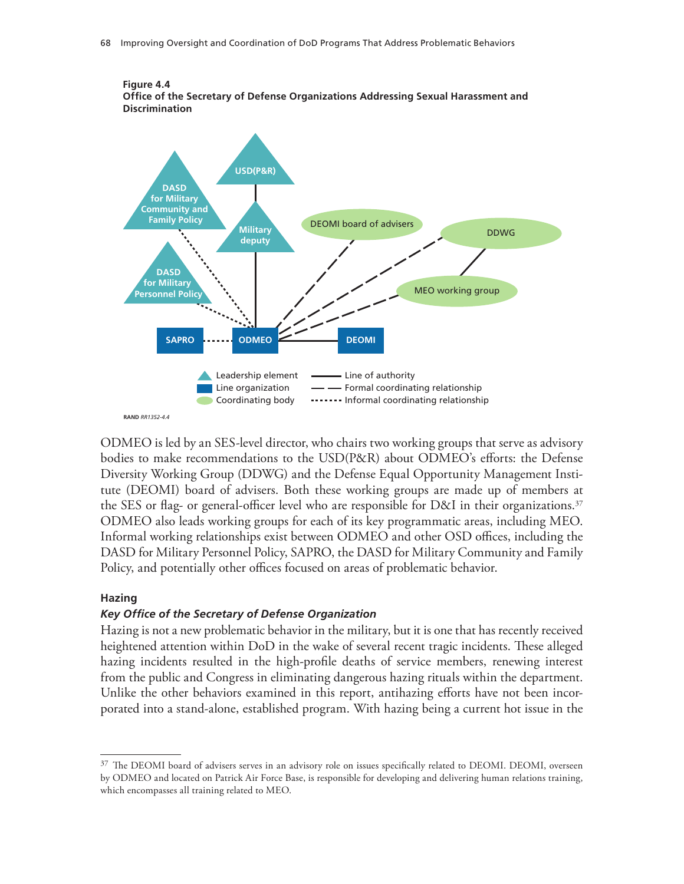**Figure 4.4**
**Office of the Secretary of Defense Organizations Addressing Sexual Harassment and Discrimination**

RAND *RR1352-4.4*

ODMEO is led by an SES-level director, who chairs two working groups that serve as advisory bodies to make recommendations to the USD(P&R) about ODMEO's efforts: the Defense Diversity Working Group (DDWG) and the Defense Equal Opportunity Management Institute (DEOMI) board of advisers. Both these working groups are made up of members at the SES or flag- or general-officer level who are responsible for D&I in their organizations.[37] ODMEO also leads working groups for each of its key programmatic areas, including MEO. Informal working relationships exist between ODMEO and other OSD offices, including the DASD for Military Personnel Policy, SAPRO, the DASD for Military Community and Family Policy, and potentially other offices focused on areas of problematic behavior.

### Hazing

#### *Key Office of the Secretary of Defense Organization*

Hazing is not a new problematic behavior in the military, but it is one that has recently received heightened attention within DoD in the wake of several recent tragic incidents. These alleged hazing incidents resulted in the high-profile deaths of service members, renewing interest from the public and Congress in eliminating dangerous hazing rituals within the department. Unlike the other behaviors examined in this report, antihazing efforts have not been incorporated into a stand-alone, established program. With hazing being a current hot issue in the

---

[37] The DEOMI board of advisers serves in an advisory role on issues specifically related to DEOMI. DEOMI, overseen by ODMEO and located on Patrick Air Force Base, is responsible for developing and delivering human relations training, which encompasses all training related to MEO.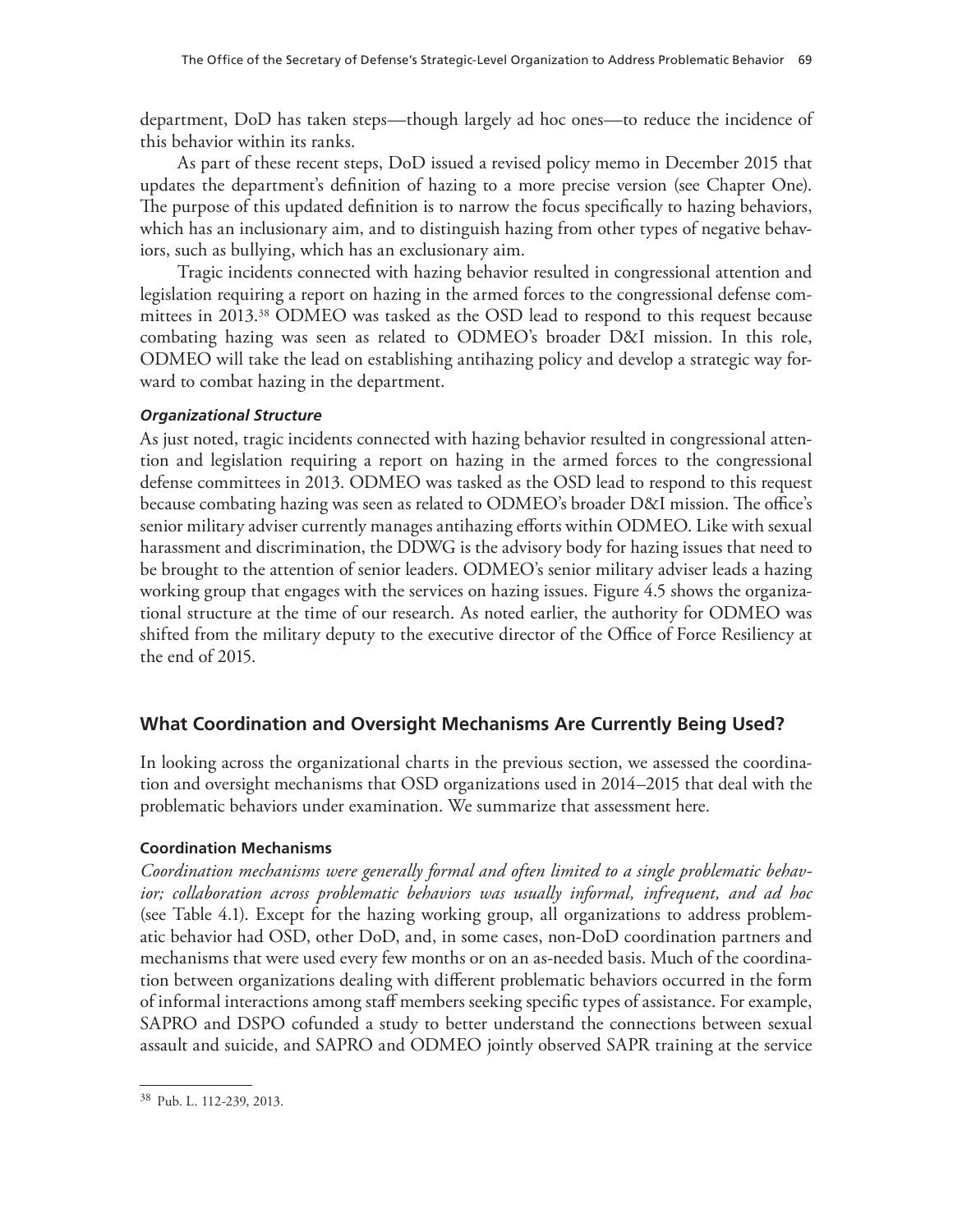department, DoD has taken steps—though largely ad hoc ones—to reduce the incidence of this behavior within its ranks.

As part of these recent steps, DoD issued a revised policy memo in December 2015 that updates the department's definition of hazing to a more precise version (see Chapter One). The purpose of this updated definition is to narrow the focus specifically to hazing behaviors, which has an inclusionary aim, and to distinguish hazing from other types of negative behaviors, such as bullying, which has an exclusionary aim.

Tragic incidents connected with hazing behavior resulted in congressional attention and legislation requiring a report on hazing in the armed forces to the congressional defense committees in 2013.[38] ODMEO was tasked as the OSD lead to respond to this request because combating hazing was seen as related to ODMEO's broader D&I mission. In this role, ODMEO will take the lead on establishing antihazing policy and develop a strategic way forward to combat hazing in the department.

#### *Organizational Structure*

As just noted, tragic incidents connected with hazing behavior resulted in congressional attention and legislation requiring a report on hazing in the armed forces to the congressional defense committees in 2013. ODMEO was tasked as the OSD lead to respond to this request because combating hazing was seen as related to ODMEO's broader D&I mission. The office's senior military adviser currently manages antihazing efforts within ODMEO. Like with sexual harassment and discrimination, the DDWG is the advisory body for hazing issues that need to be brought to the attention of senior leaders. ODMEO's senior military adviser leads a hazing working group that engages with the services on hazing issues. Figure 4.5 shows the organizational structure at the time of our research. As noted earlier, the authority for ODMEO was shifted from the military deputy to the executive director of the Office of Force Resiliency at the end of 2015.

## What Coordination and Oversight Mechanisms Are Currently Being Used?

In looking across the organizational charts in the previous section, we assessed the coordination and oversight mechanisms that OSD organizations used in 2014–2015 that deal with the problematic behaviors under examination. We summarize that assessment here.

### Coordination Mechanisms

*Coordination mechanisms were generally formal and often limited to a single problematic behavior; collaboration across problematic behaviors was usually informal, infrequent, and ad hoc* (see Table 4.1). Except for the hazing working group, all organizations to address problematic behavior had OSD, other DoD, and, in some cases, non-DoD coordination partners and mechanisms that were used every few months or on an as-needed basis. Much of the coordination between organizations dealing with different problematic behaviors occurred in the form of informal interactions among staff members seeking specific types of assistance. For example, SAPRO and DSPO cofunded a study to better understand the connections between sexual assault and suicide, and SAPRO and ODMEO jointly observed SAPR training at the service

---

[38] Pub. L. 112-239, 2013.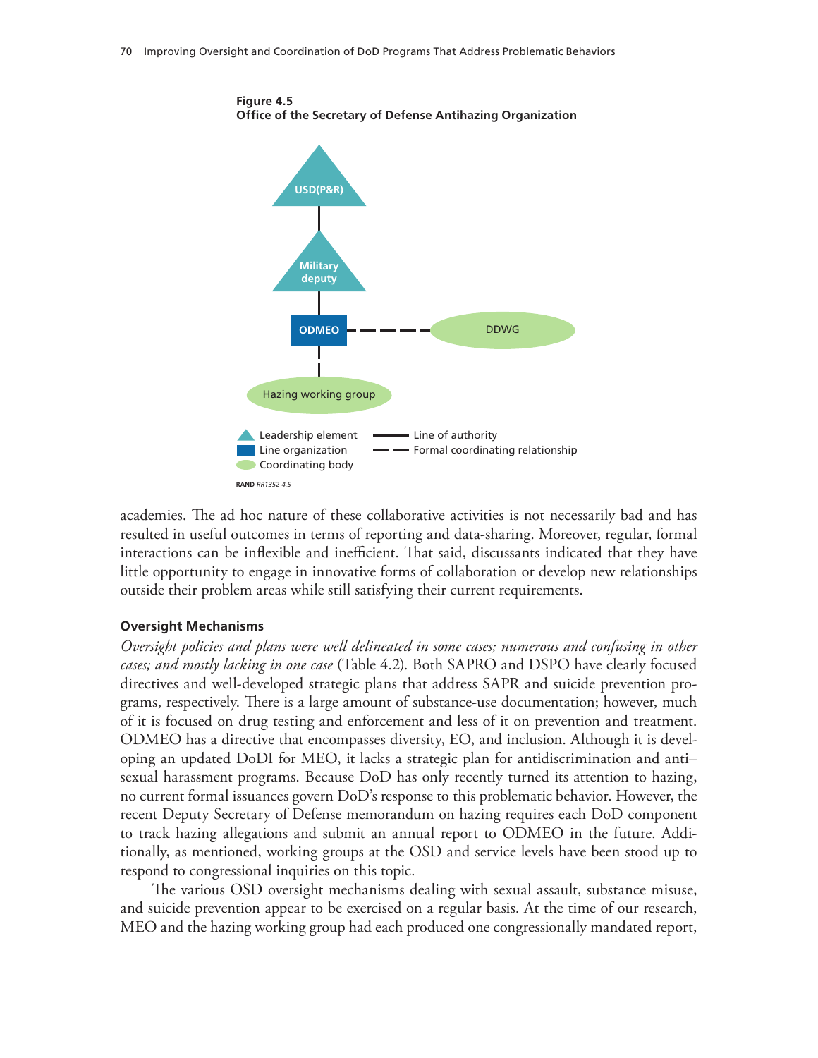**Figure 4.5**
**Office of the Secretary of Defense Antihazing Organization**

USD(P&R)

Military deputy

ODMEO

DDWG

Hazing working group

Leadership element
Line organization
Coordinating body
Line of authority
Formal coordinating relationship

RAND *RR1352-4.5*

academies. The ad hoc nature of these collaborative activities is not necessarily bad and has resulted in useful outcomes in terms of reporting and data-sharing. Moreover, regular, formal interactions can be inflexible and inefficient. That said, discussants indicated that they have little opportunity to engage in innovative forms of collaboration or develop new relationships outside their problem areas while still satisfying their current requirements.

#### Oversight Mechanisms

*Oversight policies and plans were well delineated in some cases; numerous and confusing in other cases; and mostly lacking in one case* (Table 4.2). Both SAPRO and DSPO have clearly focused directives and well-developed strategic plans that address SAPR and suicide prevention programs, respectively. There is a large amount of substance-use documentation; however, much of it is focused on drug testing and enforcement and less of it on prevention and treatment. ODMEO has a directive that encompasses diversity, EO, and inclusion. Although it is developing an updated DoDI for MEO, it lacks a strategic plan for antidiscrimination and anti–sexual harassment programs. Because DoD has only recently turned its attention to hazing, no current formal issuances govern DoD's response to this problematic behavior. However, the recent Deputy Secretary of Defense memorandum on hazing requires each DoD component to track hazing allegations and submit an annual report to ODMEO in the future. Additionally, as mentioned, working groups at the OSD and service levels have been stood up to respond to congressional inquiries on this topic.

The various OSD oversight mechanisms dealing with sexual assault, substance misuse, and suicide prevention appear to be exercised on a regular basis. At the time of our research, MEO and the hazing working group had each produced one congressionally mandated report,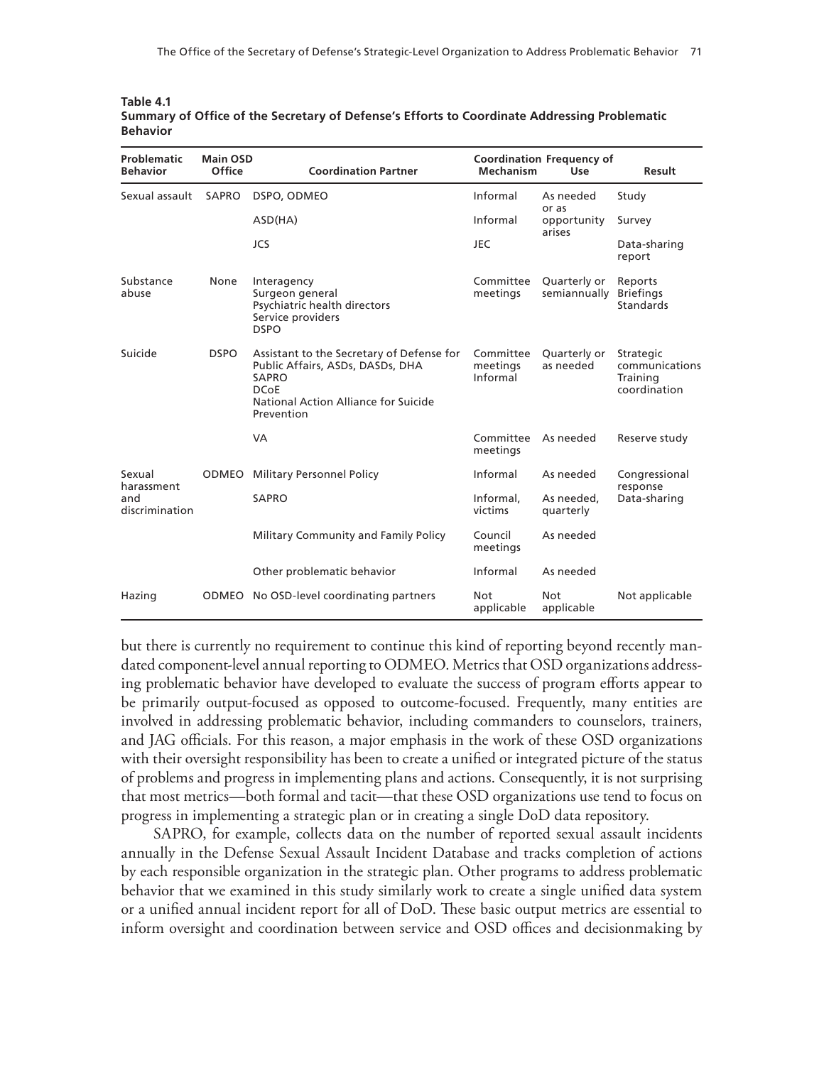**Table 4.1**
**Summary of Office of the Secretary of Defense's Efforts to Coordinate Addressing Problematic Behavior**

| Problematic Behavior | Main OSD Office | Coordination Partner | Coordination Mechanism | Frequency of Use | Result |
|---|---|---|---|---|---|
| Sexual assault | SAPRO | DSPO, ODMEO | Informal | As needed or as opportunity arises | Study |
| | | ASD(HA) | Informal | | Survey |
| | | JCS | JEC | | Data-sharing report |
| Substance abuse | None | Interagency<br>Surgeon general<br>Psychiatric health directors<br>Service providers<br>DSPO | Committee meetings | Quarterly or semiannually | Reports<br>Briefings<br>Standards |
| Suicide | DSPO | Assistant to the Secretary of Defense for Public Affairs, ASDs, DASDs, DHA<br>SAPRO<br>DCoE<br>National Action Alliance for Suicide Prevention | Committee meetings<br>Informal | Quarterly or as needed | Strategic communications<br>Training coordination |
| | | VA | Committee meetings | As needed | Reserve study |
| Sexual harassment and discrimination | ODMEO | Military Personnel Policy | Informal | As needed | Congressional response<br>Data-sharing |
| | | SAPRO | Informal, victims | As needed, quarterly | |
| | | Military Community and Family Policy | Council meetings | As needed | |
| | | Other problematic behavior | Informal | As needed | |
| Hazing | ODMEO | No OSD-level coordinating partners | Not applicable | Not applicable | Not applicable |

but there is currently no requirement to continue this kind of reporting beyond recently mandated component-level annual reporting to ODMEO. Metrics that OSD organizations addressing problematic behavior have developed to evaluate the success of program efforts appear to be primarily output-focused as opposed to outcome-focused. Frequently, many entities are involved in addressing problematic behavior, including commanders to counselors, trainers, and JAG officials. For this reason, a major emphasis in the work of these OSD organizations with their oversight responsibility has been to create a unified or integrated picture of the status of problems and progress in implementing plans and actions. Consequently, it is not surprising that most metrics—both formal and tacit—that these OSD organizations use tend to focus on progress in implementing a strategic plan or in creating a single DoD data repository.

SAPRO, for example, collects data on the number of reported sexual assault incidents annually in the Defense Sexual Assault Incident Database and tracks completion of actions by each responsible organization in the strategic plan. Other programs to address problematic behavior that we examined in this study similarly work to create a single unified data system or a unified annual incident report for all of DoD. These basic output metrics are essential to inform oversight and coordination between service and OSD offices and decisionmaking by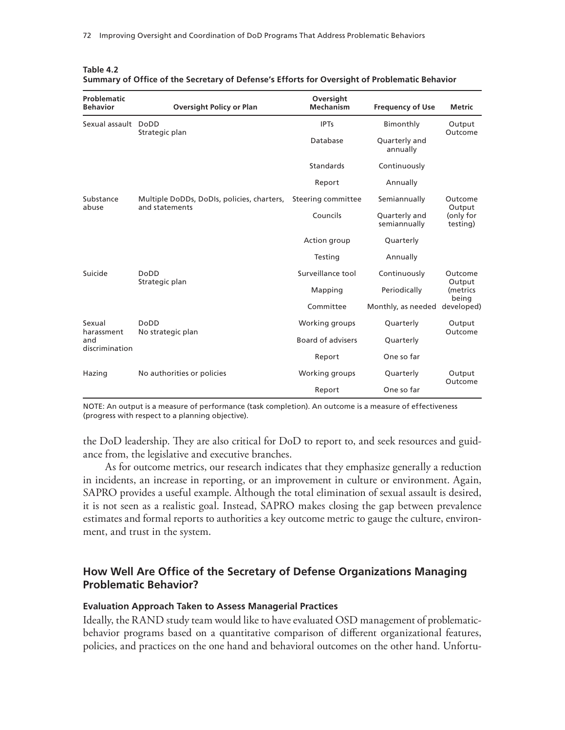**Table 4.2**
**Summary of Office of the Secretary of Defense's Efforts for Oversight of Problematic Behavior**

| Problematic Behavior | Oversight Policy or Plan | Oversight Mechanism | Frequency of Use | Metric |
|---|---|---|---|---|
| Sexual assault | DoDD<br>Strategic plan | IPTs | Bimonthly | Output<br>Outcome |
| | | Database | Quarterly and annually | |
| | | Standards | Continuously | |
| | | Report | Annually | |
| Substance abuse | Multiple DoDDs, DoDIs, policies, charters, and statements | Steering committee | Semiannually | Outcome<br>Output (only for testing) |
| | | Councils | Quarterly and semiannually | |
| | | Action group | Quarterly | |
| | | Testing | Annually | |
| Suicide | DoDD<br>Strategic plan | Surveillance tool | Continuously | Outcome<br>Output (metrics being developed) |
| | | Mapping | Periodically | |
| | | Committee | Monthly, as needed | |
| Sexual harassment and discrimination | DoDD<br>No strategic plan | Working groups | Quarterly | Output<br>Outcome |
| | | Board of advisers | Quarterly | |
| | | Report | One so far | |
| Hazing | No authorities or policies | Working groups | Quarterly | Output<br>Outcome |
| | | Report | One so far | |

NOTE: An output is a measure of performance (task completion). An outcome is a measure of effectiveness (progress with respect to a planning objective).

the DoD leadership. They are also critical for DoD to report to, and seek resources and guidance from, the legislative and executive branches.

As for outcome metrics, our research indicates that they emphasize generally a reduction in incidents, an increase in reporting, or an improvement in culture or environment. Again, SAPRO provides a useful example. Although the total elimination of sexual assault is desired, it is not seen as a realistic goal. Instead, SAPRO makes closing the gap between prevalence estimates and formal reports to authorities a key outcome metric to gauge the culture, environment, and trust in the system.

## How Well Are Office of the Secretary of Defense Organizations Managing Problematic Behavior?

### Evaluation Approach Taken to Assess Managerial Practices

Ideally, the RAND study team would like to have evaluated OSD management of problematic-behavior programs based on a quantitative comparison of different organizational features, policies, and practices on the one hand and behavioral outcomes on the other hand. Unfortu-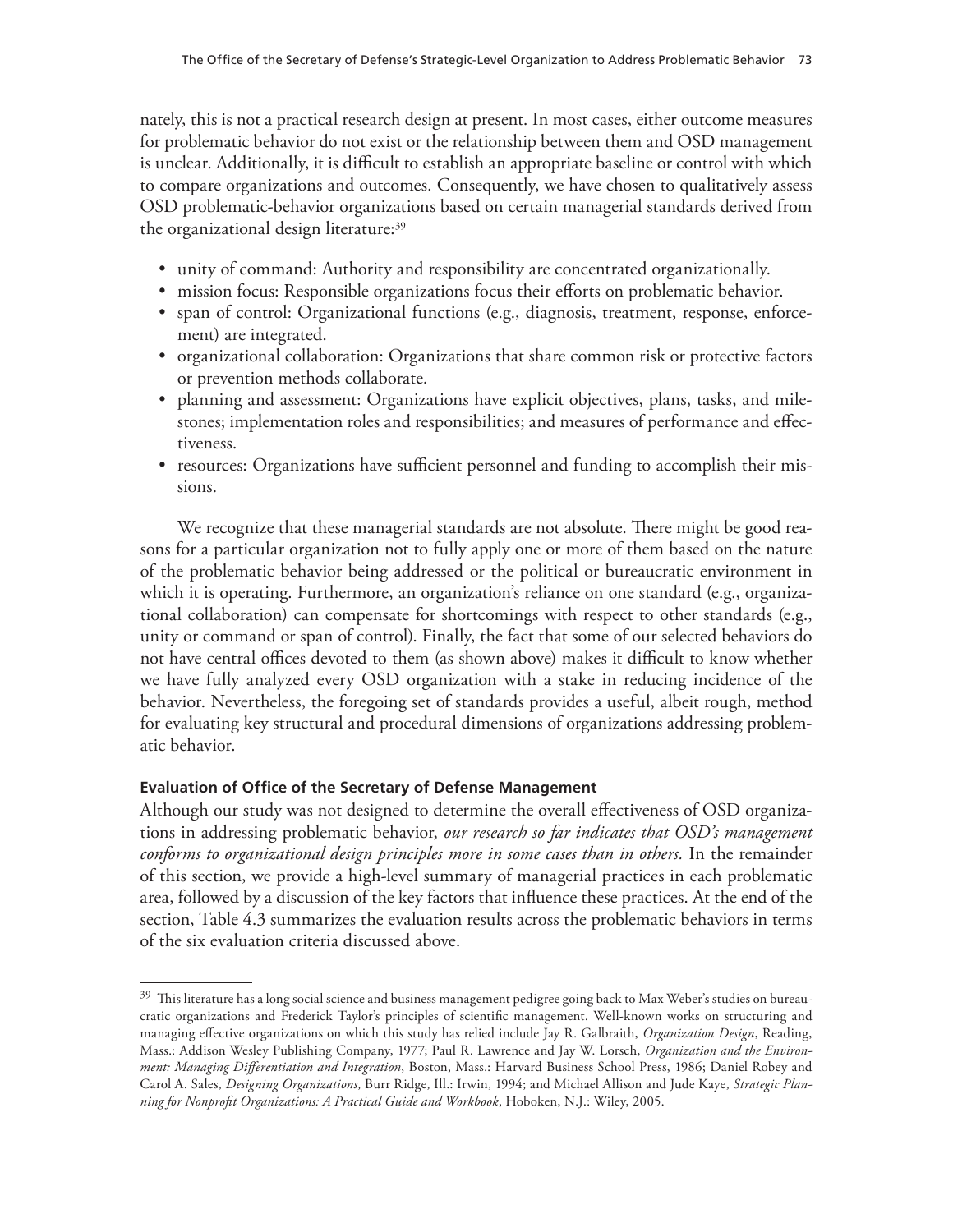nately, this is not a practical research design at present. In most cases, either outcome measures for problematic behavior do not exist or the relationship between them and OSD management is unclear. Additionally, it is difficult to establish an appropriate baseline or control with which to compare organizations and outcomes. Consequently, we have chosen to qualitatively assess OSD problematic-behavior organizations based on certain managerial standards derived from the organizational design literature:[39]

- unity of command: Authority and responsibility are concentrated organizationally.
- mission focus: Responsible organizations focus their efforts on problematic behavior.
- span of control: Organizational functions (e.g., diagnosis, treatment, response, enforcement) are integrated.
- organizational collaboration: Organizations that share common risk or protective factors or prevention methods collaborate.
- planning and assessment: Organizations have explicit objectives, plans, tasks, and milestones; implementation roles and responsibilities; and measures of performance and effectiveness.
- resources: Organizations have sufficient personnel and funding to accomplish their missions.

We recognize that these managerial standards are not absolute. There might be good reasons for a particular organization not to fully apply one or more of them based on the nature of the problematic behavior being addressed or the political or bureaucratic environment in which it is operating. Furthermore, an organization's reliance on one standard (e.g., organizational collaboration) can compensate for shortcomings with respect to other standards (e.g., unity or command or span of control). Finally, the fact that some of our selected behaviors do not have central offices devoted to them (as shown above) makes it difficult to know whether we have fully analyzed every OSD organization with a stake in reducing incidence of the behavior. Nevertheless, the foregoing set of standards provides a useful, albeit rough, method for evaluating key structural and procedural dimensions of organizations addressing problematic behavior.

#### Evaluation of Office of the Secretary of Defense Management

Although our study was not designed to determine the overall effectiveness of OSD organizations in addressing problematic behavior, *our research so far indicates that OSD's management conforms to organizational design principles more in some cases than in others.* In the remainder of this section, we provide a high-level summary of managerial practices in each problematic area, followed by a discussion of the key factors that influence these practices. At the end of the section, Table 4.3 summarizes the evaluation results across the problematic behaviors in terms of the six evaluation criteria discussed above.

---

[39] This literature has a long social science and business management pedigree going back to Max Weber's studies on bureaucratic organizations and Frederick Taylor's principles of scientific management. Well-known works on structuring and managing effective organizations on which this study has relied include Jay R. Galbraith, *Organization Design*, Reading, Mass.: Addison Wesley Publishing Company, 1977; Paul R. Lawrence and Jay W. Lorsch, *Organization and the Environment: Managing Differentiation and Integration*, Boston, Mass.: Harvard Business School Press, 1986; Daniel Robey and Carol A. Sales, *Designing Organizations*, Burr Ridge, Ill.: Irwin, 1994; and Michael Allison and Jude Kaye, *Strategic Planning for Nonprofit Organizations: A Practical Guide and Workbook*, Hoboken, N.J.: Wiley, 2005.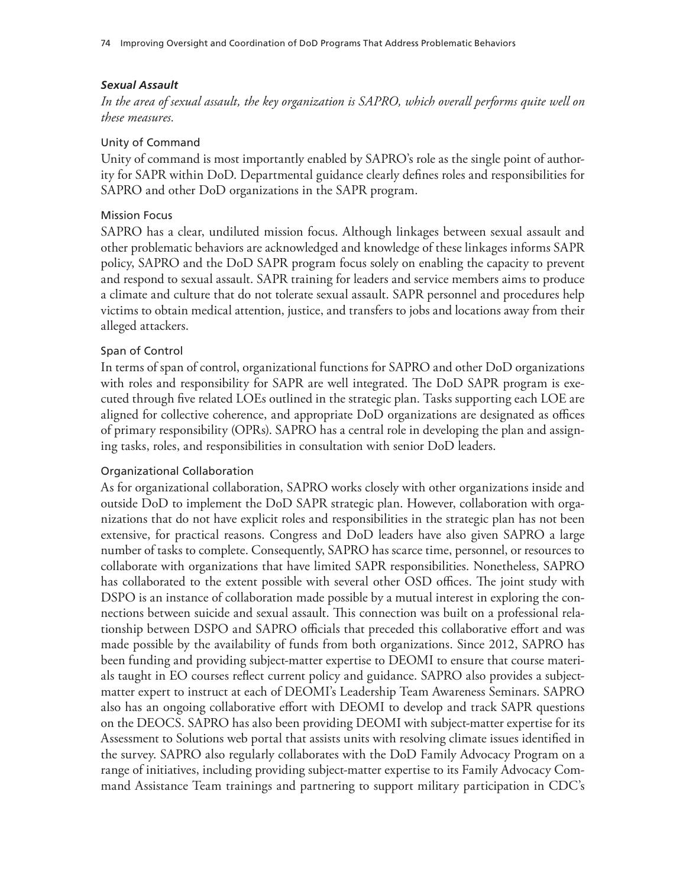### *Sexual Assault*

*In the area of sexual assault, the key organization is SAPRO, which overall performs quite well on these measures.*

#### Unity of Command

Unity of command is most importantly enabled by SAPRO's role as the single point of authority for SAPR within DoD. Departmental guidance clearly defines roles and responsibilities for SAPRO and other DoD organizations in the SAPR program.

#### Mission Focus

SAPRO has a clear, undiluted mission focus. Although linkages between sexual assault and other problematic behaviors are acknowledged and knowledge of these linkages informs SAPR policy, SAPRO and the DoD SAPR program focus solely on enabling the capacity to prevent and respond to sexual assault. SAPR training for leaders and service members aims to produce a climate and culture that do not tolerate sexual assault. SAPR personnel and procedures help victims to obtain medical attention, justice, and transfers to jobs and locations away from their alleged attackers.

#### Span of Control

In terms of span of control, organizational functions for SAPRO and other DoD organizations with roles and responsibility for SAPR are well integrated. The DoD SAPR program is executed through five related LOEs outlined in the strategic plan. Tasks supporting each LOE are aligned for collective coherence, and appropriate DoD organizations are designated as offices of primary responsibility (OPRs). SAPRO has a central role in developing the plan and assigning tasks, roles, and responsibilities in consultation with senior DoD leaders.

#### Organizational Collaboration

As for organizational collaboration, SAPRO works closely with other organizations inside and outside DoD to implement the DoD SAPR strategic plan. However, collaboration with organizations that do not have explicit roles and responsibilities in the strategic plan has not been extensive, for practical reasons. Congress and DoD leaders have also given SAPRO a large number of tasks to complete. Consequently, SAPRO has scarce time, personnel, or resources to collaborate with organizations that have limited SAPR responsibilities. Nonetheless, SAPRO has collaborated to the extent possible with several other OSD offices. The joint study with DSPO is an instance of collaboration made possible by a mutual interest in exploring the connections between suicide and sexual assault. This connection was built on a professional relationship between DSPO and SAPRO officials that preceded this collaborative effort and was made possible by the availability of funds from both organizations. Since 2012, SAPRO has been funding and providing subject-matter expertise to DEOMI to ensure that course materials taught in EO courses reflect current policy and guidance. SAPRO also provides a subject-matter expert to instruct at each of DEOMI's Leadership Team Awareness Seminars. SAPRO also has an ongoing collaborative effort with DEOMI to develop and track SAPR questions on the DEOCS. SAPRO has also been providing DEOMI with subject-matter expertise for its Assessment to Solutions web portal that assists units with resolving climate issues identified in the survey. SAPRO also regularly collaborates with the DoD Family Advocacy Program on a range of initiatives, including providing subject-matter expertise to its Family Advocacy Command Assistance Team trainings and partnering to support military participation in CDC's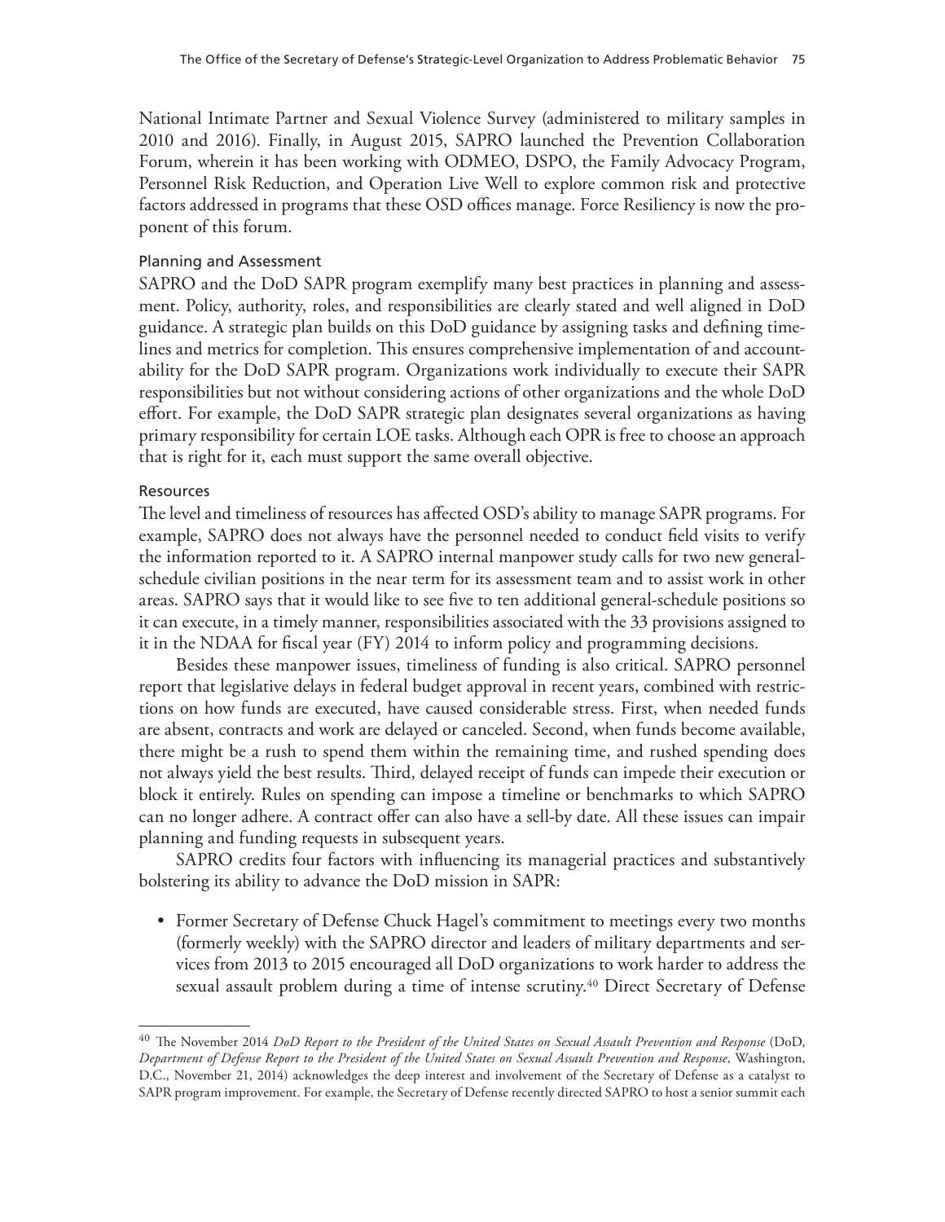National Intimate Partner and Sexual Violence Survey (administered to military samples in 2010 and 2016). Finally, in August 2015, SAPRO launched the Prevention Collaboration Forum, wherein it has been working with ODMEO, DSPO, the Family Advocacy Program, Personnel Risk Reduction, and Operation Live Well to explore common risk and protective factors addressed in programs that these OSD offices manage. Force Resiliency is now the proponent of this forum.

#### Planning and Assessment

SAPRO and the DoD SAPR program exemplify many best practices in planning and assessment. Policy, authority, roles, and responsibilities are clearly stated and well aligned in DoD guidance. A strategic plan builds on this DoD guidance by assigning tasks and defining timelines and metrics for completion. This ensures comprehensive implementation of and accountability for the DoD SAPR program. Organizations work individually to execute their SAPR responsibilities but not without considering actions of other organizations and the whole DoD effort. For example, the DoD SAPR strategic plan designates several organizations as having primary responsibility for certain LOE tasks. Although each OPR is free to choose an approach that is right for it, each must support the same overall objective.

#### Resources

The level and timeliness of resources has affected OSD's ability to manage SAPR programs. For example, SAPRO does not always have the personnel needed to conduct field visits to verify the information reported to it. A SAPRO internal manpower study calls for two new general-schedule civilian positions in the near term for its assessment team and to assist work in other areas. SAPRO says that it would like to see five to ten additional general-schedule positions so it can execute, in a timely manner, responsibilities associated with the 33 provisions assigned to it in the NDAA for fiscal year (FY) 2014 to inform policy and programming decisions.

Besides these manpower issues, timeliness of funding is also critical. SAPRO personnel report that legislative delays in federal budget approval in recent years, combined with restrictions on how funds are executed, have caused considerable stress. First, when needed funds are absent, contracts and work are delayed or canceled. Second, when funds become available, there might be a rush to spend them within the remaining time, and rushed spending does not always yield the best results. Third, delayed receipt of funds can impede their execution or block it entirely. Rules on spending can impose a timeline or benchmarks to which SAPRO can no longer adhere. A contract offer can also have a sell-by date. All these issues can impair planning and funding requests in subsequent years.

SAPRO credits four factors with influencing its managerial practices and substantively bolstering its ability to advance the DoD mission in SAPR:

- Former Secretary of Defense Chuck Hagel's commitment to meetings every two months (formerly weekly) with the SAPRO director and leaders of military departments and services from 2013 to 2015 encouraged all DoD organizations to work harder to address the sexual assault problem during a time of intense scrutiny.[40] Direct Secretary of Defense

---

[40] The November 2014 *DoD Report to the President of the United States on Sexual Assault Prevention and Response* (DoD, *Department of Defense Report to the President of the United States on Sexual Assault Prevention and Response*, Washington, D.C., November 21, 2014) acknowledges the deep interest and involvement of the Secretary of Defense as a catalyst to SAPR program improvement. For example, the Secretary of Defense recently directed SAPRO to host a senior summit each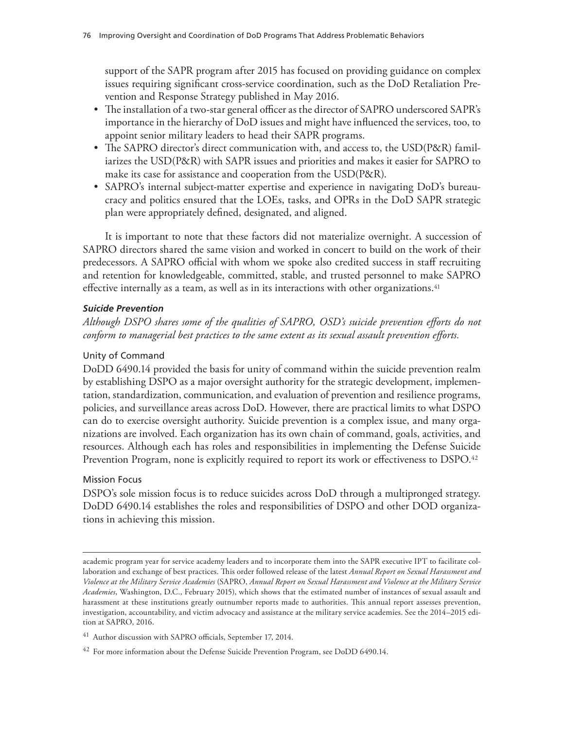support of the SAPR program after 2015 has focused on providing guidance on complex issues requiring significant cross-service coordination, such as the DoD Retaliation Prevention and Response Strategy published in May 2016.

- The installation of a two-star general officer as the director of SAPRO underscored SAPR's importance in the hierarchy of DoD issues and might have influenced the services, too, to appoint senior military leaders to head their SAPR programs.
- The SAPRO director's direct communication with, and access to, the USD(P&R) familiarizes the USD(P&R) with SAPR issues and priorities and makes it easier for SAPRO to make its case for assistance and cooperation from the USD(P&R).
- SAPRO's internal subject-matter expertise and experience in navigating DoD's bureaucracy and politics ensured that the LOEs, tasks, and OPRs in the DoD SAPR strategic plan were appropriately defined, designated, and aligned.

It is important to note that these factors did not materialize overnight. A succession of SAPRO directors shared the same vision and worked in concert to build on the work of their predecessors. A SAPRO official with whom we spoke also credited success in staff recruiting and retention for knowledgeable, committed, stable, and trusted personnel to make SAPRO effective internally as a team, as well as in its interactions with other organizations.[41]

### *Suicide Prevention*

*Although DSPO shares some of the qualities of SAPRO, OSD's suicide prevention efforts do not conform to managerial best practices to the same extent as its sexual assault prevention efforts.*

#### Unity of Command

DoDD 6490.14 provided the basis for unity of command within the suicide prevention realm by establishing DSPO as a major oversight authority for the strategic development, implementation, standardization, communication, and evaluation of prevention and resilience programs, policies, and surveillance areas across DoD. However, there are practical limits to what DSPO can do to exercise oversight authority. Suicide prevention is a complex issue, and many organizations are involved. Each organization has its own chain of command, goals, activities, and resources. Although each has roles and responsibilities in implementing the Defense Suicide Prevention Program, none is explicitly required to report its work or effectiveness to DSPO.[42]

#### Mission Focus

DSPO's sole mission focus is to reduce suicides across DoD through a multipronged strategy. DoDD 6490.14 establishes the roles and responsibilities of DSPO and other DOD organizations in achieving this mission.

---

academic program year for service academy leaders and to incorporate them into the SAPR executive IPT to facilitate collaboration and exchange of best practices. This order followed release of the latest *Annual Report on Sexual Harassment and Violence at the Military Service Academies* (SAPRO, *Annual Report on Sexual Harassment and Violence at the Military Service Academies*, Washington, D.C., February 2015), which shows that the estimated number of instances of sexual assault and harassment at these institutions greatly outnumber reports made to authorities. This annual report assesses prevention, investigation, accountability, and victim advocacy and assistance at the military service academies. See the 2014–2015 edition at SAPRO, 2016.

[41] Author discussion with SAPRO officials, September 17, 2014.

[42] For more information about the Defense Suicide Prevention Program, see DoDD 6490.14.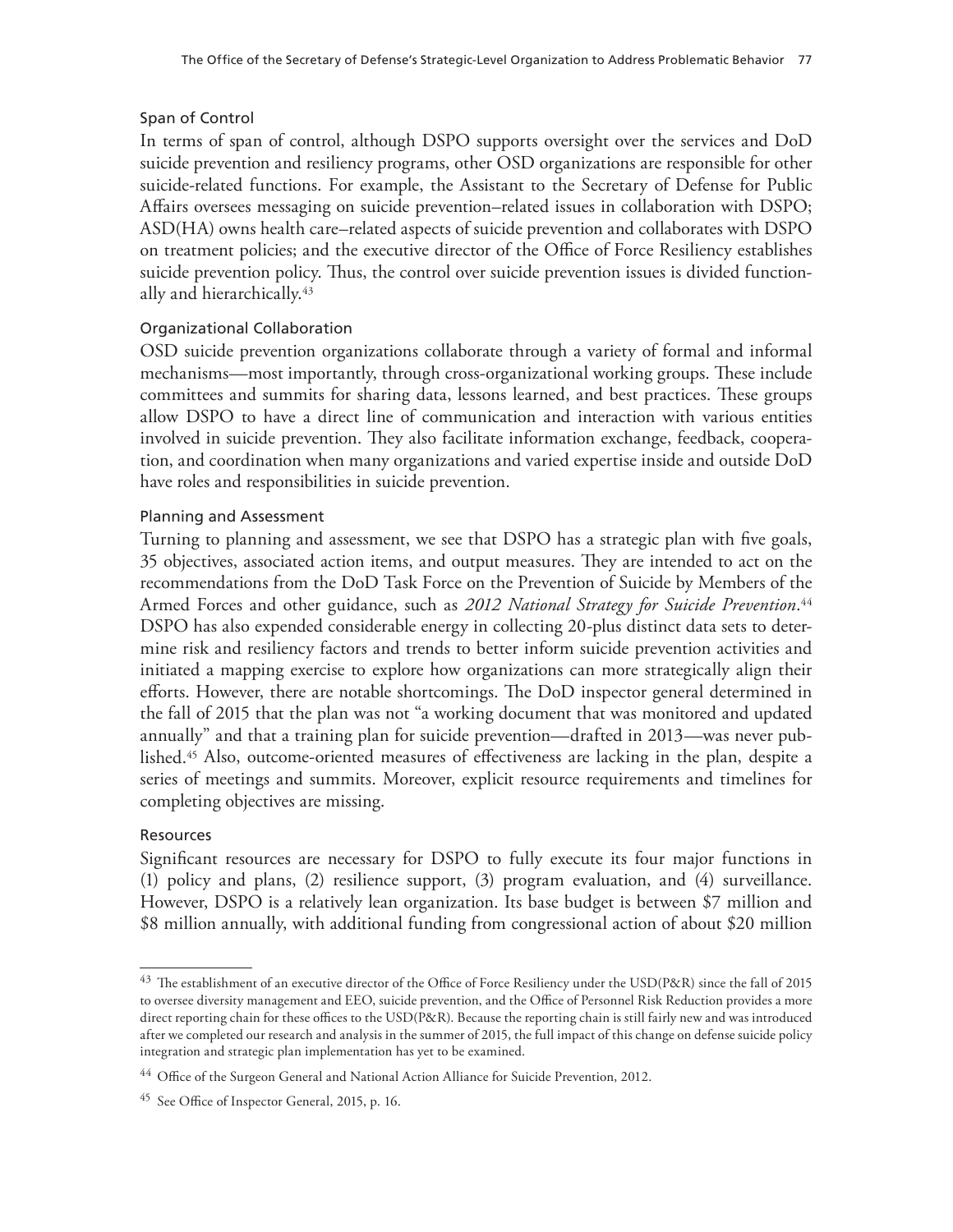### Span of Control

In terms of span of control, although DSPO supports oversight over the services and DoD suicide prevention and resiliency programs, other OSD organizations are responsible for other suicide-related functions. For example, the Assistant to the Secretary of Defense for Public Affairs oversees messaging on suicide prevention–related issues in collaboration with DSPO; ASD(HA) owns health care–related aspects of suicide prevention and collaborates with DSPO on treatment policies; and the executive director of the Office of Force Resiliency establishes suicide prevention policy. Thus, the control over suicide prevention issues is divided functionally and hierarchically.[43]

### Organizational Collaboration

OSD suicide prevention organizations collaborate through a variety of formal and informal mechanisms—most importantly, through cross-organizational working groups. These include committees and summits for sharing data, lessons learned, and best practices. These groups allow DSPO to have a direct line of communication and interaction with various entities involved in suicide prevention. They also facilitate information exchange, feedback, cooperation, and coordination when many organizations and varied expertise inside and outside DoD have roles and responsibilities in suicide prevention.

### Planning and Assessment

Turning to planning and assessment, we see that DSPO has a strategic plan with five goals, 35 objectives, associated action items, and output measures. They are intended to act on the recommendations from the DoD Task Force on the Prevention of Suicide by Members of the Armed Forces and other guidance, such as *2012 National Strategy for Suicide Prevention*.[44] DSPO has also expended considerable energy in collecting 20-plus distinct data sets to determine risk and resiliency factors and trends to better inform suicide prevention activities and initiated a mapping exercise to explore how organizations can more strategically align their efforts. However, there are notable shortcomings. The DoD inspector general determined in the fall of 2015 that the plan was not "a working document that was monitored and updated annually" and that a training plan for suicide prevention—drafted in 2013—was never published.[45] Also, outcome-oriented measures of effectiveness are lacking in the plan, despite a series of meetings and summits. Moreover, explicit resource requirements and timelines for completing objectives are missing.

### Resources

Significant resources are necessary for DSPO to fully execute its four major functions in (1) policy and plans, (2) resilience support, (3) program evaluation, and (4) surveillance. However, DSPO is a relatively lean organization. Its base budget is between \$7 million and \$8 million annually, with additional funding from congressional action of about \$20 million

---

[43] The establishment of an executive director of the Office of Force Resiliency under the USD(P&R) since the fall of 2015 to oversee diversity management and EEO, suicide prevention, and the Office of Personnel Risk Reduction provides a more direct reporting chain for these offices to the USD(P&R). Because the reporting chain is still fairly new and was introduced after we completed our research and analysis in the summer of 2015, the full impact of this change on defense suicide policy integration and strategic plan implementation has yet to be examined.

[44] Office of the Surgeon General and National Action Alliance for Suicide Prevention, 2012.

[45] See Office of Inspector General, 2015, p. 16.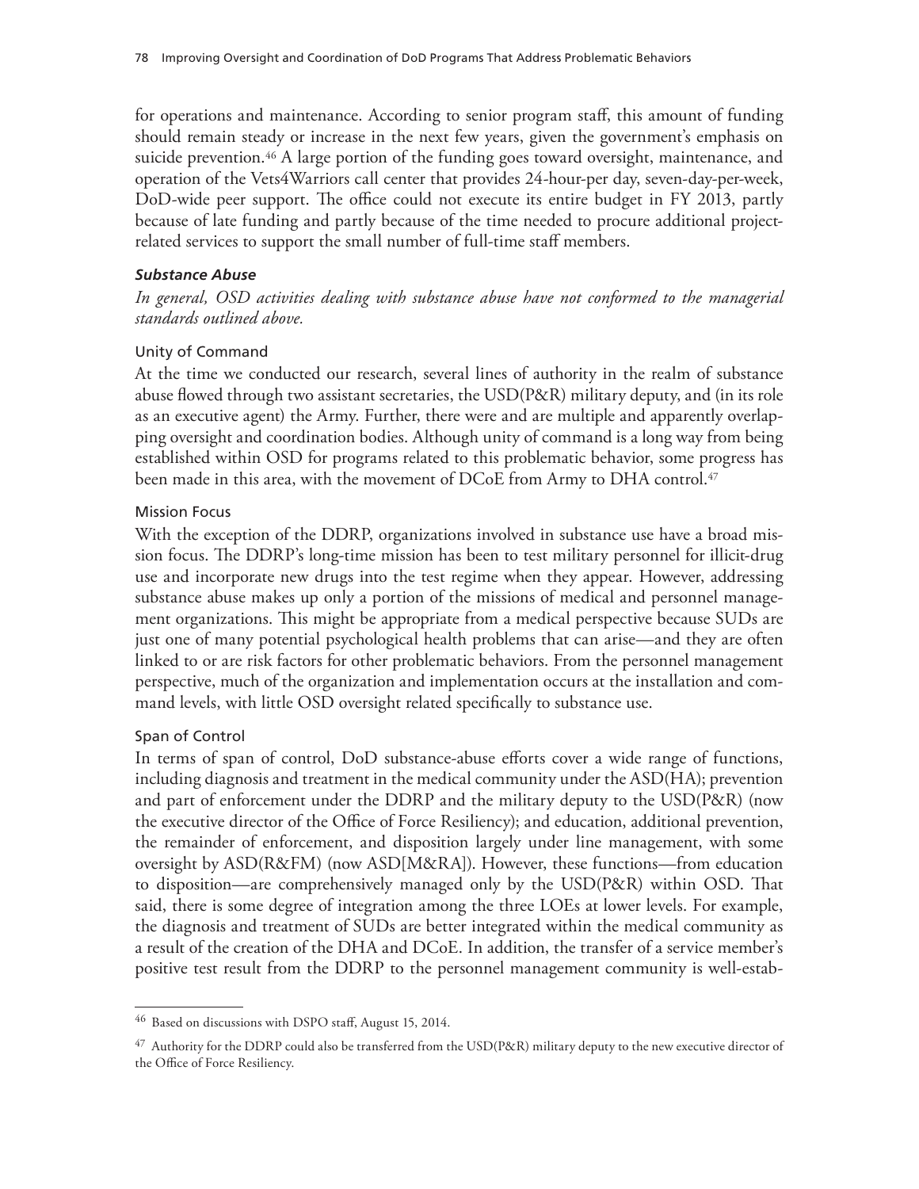for operations and maintenance. According to senior program staff, this amount of funding should remain steady or increase in the next few years, given the government's emphasis on suicide prevention.[46] A large portion of the funding goes toward oversight, maintenance, and operation of the Vets4Warriors call center that provides 24-hour-per day, seven-day-per-week, DoD-wide peer support. The office could not execute its entire budget in FY 2013, partly because of late funding and partly because of the time needed to procure additional project-related services to support the small number of full-time staff members.

### *Substance Abuse*

*In general, OSD activities dealing with substance abuse have not conformed to the managerial standards outlined above.*

#### Unity of Command

At the time we conducted our research, several lines of authority in the realm of substance abuse flowed through two assistant secretaries, the USD(P&R) military deputy, and (in its role as an executive agent) the Army. Further, there were and are multiple and apparently overlapping oversight and coordination bodies. Although unity of command is a long way from being established within OSD for programs related to this problematic behavior, some progress has been made in this area, with the movement of DCoE from Army to DHA control.[47]

#### Mission Focus

With the exception of the DDRP, organizations involved in substance use have a broad mission focus. The DDRP's long-time mission has been to test military personnel for illicit-drug use and incorporate new drugs into the test regime when they appear. However, addressing substance abuse makes up only a portion of the missions of medical and personnel management organizations. This might be appropriate from a medical perspective because SUDs are just one of many potential psychological health problems that can arise—and they are often linked to or are risk factors for other problematic behaviors. From the personnel management perspective, much of the organization and implementation occurs at the installation and command levels, with little OSD oversight related specifically to substance use.

#### Span of Control

In terms of span of control, DoD substance-abuse efforts cover a wide range of functions, including diagnosis and treatment in the medical community under the ASD(HA); prevention and part of enforcement under the DDRP and the military deputy to the USD(P&R) (now the executive director of the Office of Force Resiliency); and education, additional prevention, the remainder of enforcement, and disposition largely under line management, with some oversight by ASD(R&FM) (now ASD[M&RA]). However, these functions—from education to disposition—are comprehensively managed only by the USD(P&R) within OSD. That said, there is some degree of integration among the three LOEs at lower levels. For example, the diagnosis and treatment of SUDs are better integrated within the medical community as a result of the creation of the DHA and DCoE. In addition, the transfer of a service member's positive test result from the DDRP to the personnel management community is well-estab-

---

[46] Based on discussions with DSPO staff, August 15, 2014.

[47] Authority for the DDRP could also be transferred from the USD(P&R) military deputy to the new executive director of the Office of Force Resiliency.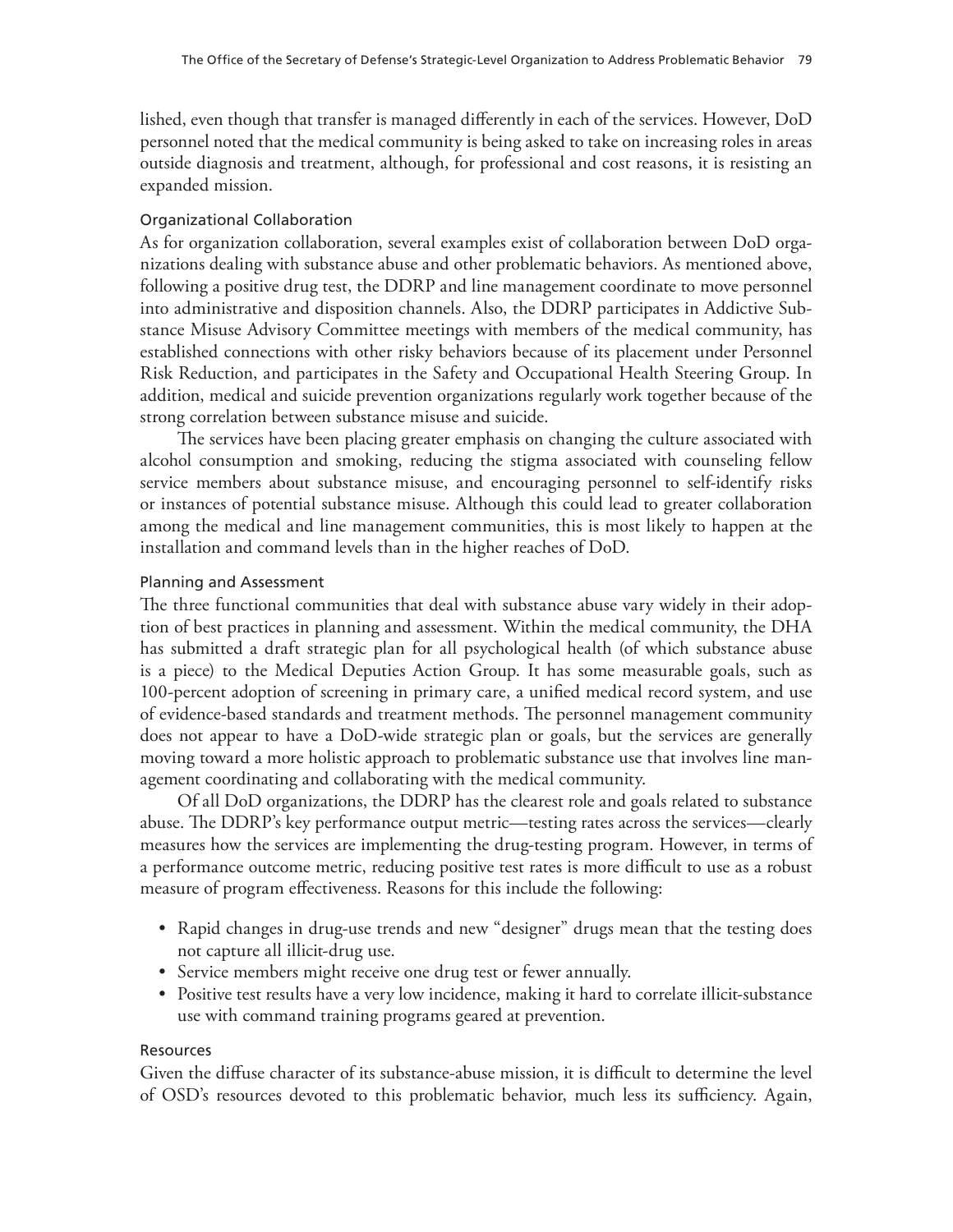lished, even though that transfer is managed differently in each of the services. However, DoD personnel noted that the medical community is being asked to take on increasing roles in areas outside diagnosis and treatment, although, for professional and cost reasons, it is resisting an expanded mission.

#### Organizational Collaboration

As for organization collaboration, several examples exist of collaboration between DoD organizations dealing with substance abuse and other problematic behaviors. As mentioned above, following a positive drug test, the DDRP and line management coordinate to move personnel into administrative and disposition channels. Also, the DDRP participates in Addictive Substance Misuse Advisory Committee meetings with members of the medical community, has established connections with other risky behaviors because of its placement under Personnel Risk Reduction, and participates in the Safety and Occupational Health Steering Group. In addition, medical and suicide prevention organizations regularly work together because of the strong correlation between substance misuse and suicide.

The services have been placing greater emphasis on changing the culture associated with alcohol consumption and smoking, reducing the stigma associated with counseling fellow service members about substance misuse, and encouraging personnel to self-identify risks or instances of potential substance misuse. Although this could lead to greater collaboration among the medical and line management communities, this is most likely to happen at the installation and command levels than in the higher reaches of DoD.

#### Planning and Assessment

The three functional communities that deal with substance abuse vary widely in their adoption of best practices in planning and assessment. Within the medical community, the DHA has submitted a draft strategic plan for all psychological health (of which substance abuse is a piece) to the Medical Deputies Action Group. It has some measurable goals, such as 100-percent adoption of screening in primary care, a unified medical record system, and use of evidence-based standards and treatment methods. The personnel management community does not appear to have a DoD-wide strategic plan or goals, but the services are generally moving toward a more holistic approach to problematic substance use that involves line management coordinating and collaborating with the medical community.

Of all DoD organizations, the DDRP has the clearest role and goals related to substance abuse. The DDRP's key performance output metric—testing rates across the services—clearly measures how the services are implementing the drug-testing program. However, in terms of a performance outcome metric, reducing positive test rates is more difficult to use as a robust measure of program effectiveness. Reasons for this include the following:

- Rapid changes in drug-use trends and new "designer" drugs mean that the testing does not capture all illicit-drug use.
- Service members might receive one drug test or fewer annually.
- Positive test results have a very low incidence, making it hard to correlate illicit-substance use with command training programs geared at prevention.

#### Resources

Given the diffuse character of its substance-abuse mission, it is difficult to determine the level of OSD's resources devoted to this problematic behavior, much less its sufficiency. Again,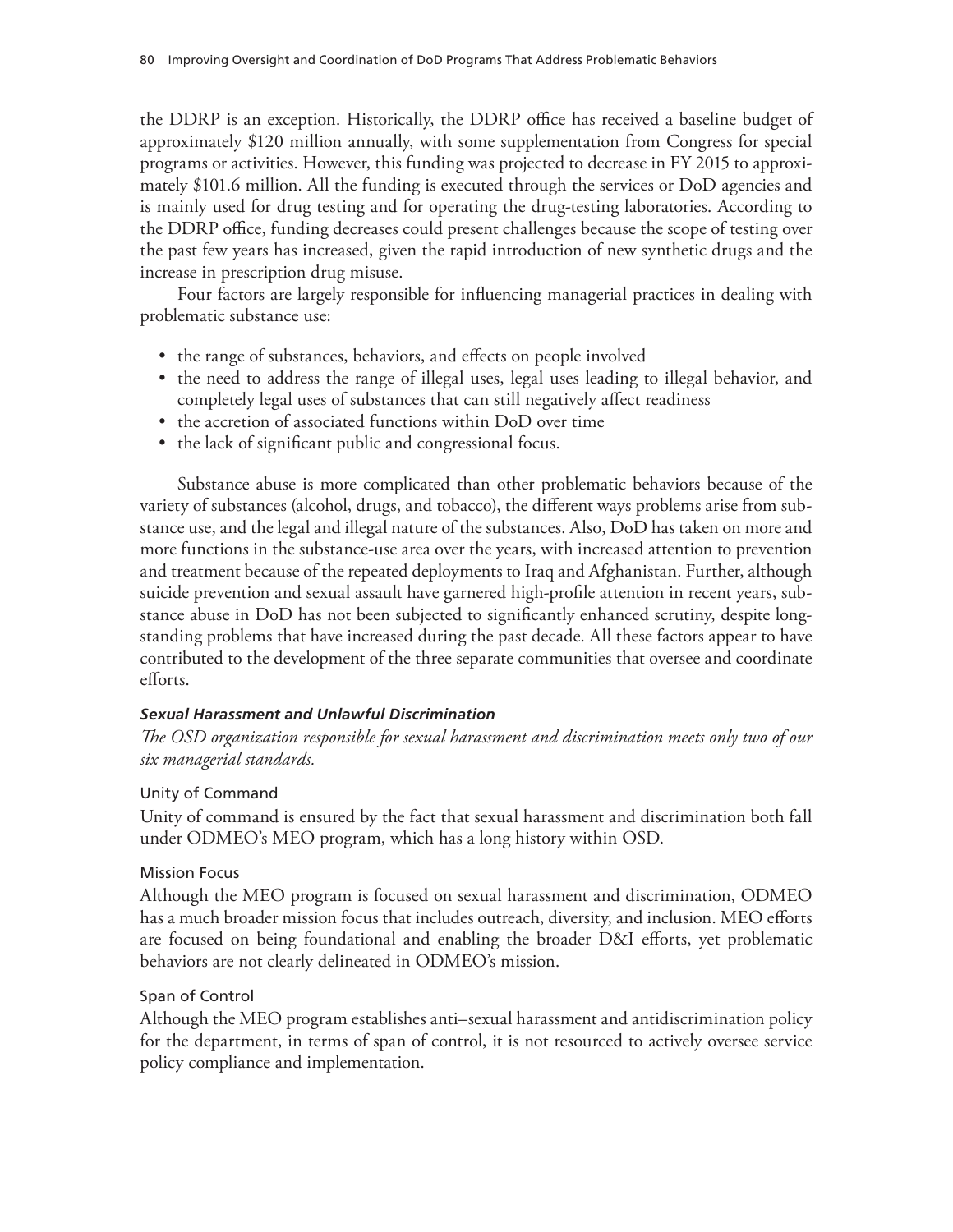the DDRP is an exception. Historically, the DDRP office has received a baseline budget of approximately $120 million annually, with some supplementation from Congress for special programs or activities. However, this funding was projected to decrease in FY 2015 to approximately $101.6 million. All the funding is executed through the services or DoD agencies and is mainly used for drug testing and for operating the drug-testing laboratories. According to the DDRP office, funding decreases could present challenges because the scope of testing over the past few years has increased, given the rapid introduction of new synthetic drugs and the increase in prescription drug misuse.

Four factors are largely responsible for influencing managerial practices in dealing with problematic substance use:

- the range of substances, behaviors, and effects on people involved
- the need to address the range of illegal uses, legal uses leading to illegal behavior, and completely legal uses of substances that can still negatively affect readiness
- the accretion of associated functions within DoD over time
- the lack of significant public and congressional focus.

Substance abuse is more complicated than other problematic behaviors because of the variety of substances (alcohol, drugs, and tobacco), the different ways problems arise from substance use, and the legal and illegal nature of the substances. Also, DoD has taken on more and more functions in the substance-use area over the years, with increased attention to prevention and treatment because of the repeated deployments to Iraq and Afghanistan. Further, although suicide prevention and sexual assault have garnered high-profile attention in recent years, substance abuse in DoD has not been subjected to significantly enhanced scrutiny, despite longstanding problems that have increased during the past decade. All these factors appear to have contributed to the development of the three separate communities that oversee and coordinate efforts.

#### ***Sexual Harassment and Unlawful Discrimination***

*The OSD organization responsible for sexual harassment and discrimination meets only two of our six managerial standards.*

##### Unity of Command

Unity of command is ensured by the fact that sexual harassment and discrimination both fall under ODMEO's MEO program, which has a long history within OSD.

##### Mission Focus

Although the MEO program is focused on sexual harassment and discrimination, ODMEO has a much broader mission focus that includes outreach, diversity, and inclusion. MEO efforts are focused on being foundational and enabling the broader D&I efforts, yet problematic behaviors are not clearly delineated in ODMEO's mission.

##### Span of Control

Although the MEO program establishes anti–sexual harassment and antidiscrimination policy for the department, in terms of span of control, it is not resourced to actively oversee service policy compliance and implementation.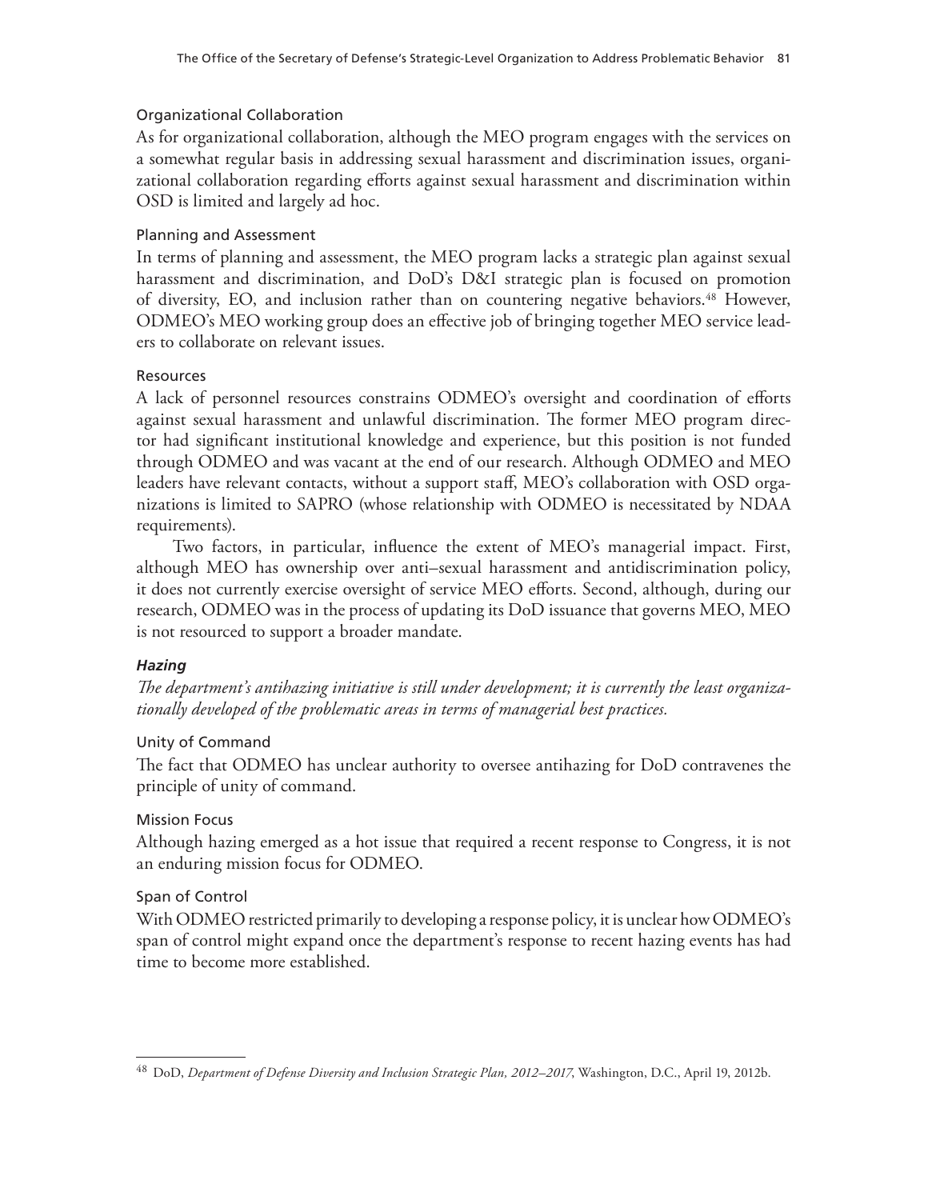#### Organizational Collaboration

As for organizational collaboration, although the MEO program engages with the services on a somewhat regular basis in addressing sexual harassment and discrimination issues, organizational collaboration regarding efforts against sexual harassment and discrimination within OSD is limited and largely ad hoc.

#### Planning and Assessment

In terms of planning and assessment, the MEO program lacks a strategic plan against sexual harassment and discrimination, and DoD's D&I strategic plan is focused on promotion of diversity, EO, and inclusion rather than on countering negative behaviors.[48] However, ODMEO's MEO working group does an effective job of bringing together MEO service leaders to collaborate on relevant issues.

#### Resources

A lack of personnel resources constrains ODMEO's oversight and coordination of efforts against sexual harassment and unlawful discrimination. The former MEO program director had significant institutional knowledge and experience, but this position is not funded through ODMEO and was vacant at the end of our research. Although ODMEO and MEO leaders have relevant contacts, without a support staff, MEO's collaboration with OSD organizations is limited to SAPRO (whose relationship with ODMEO is necessitated by NDAA requirements).

Two factors, in particular, influence the extent of MEO's managerial impact. First, although MEO has ownership over anti–sexual harassment and antidiscrimination policy, it does not currently exercise oversight of service MEO efforts. Second, although, during our research, ODMEO was in the process of updating its DoD issuance that governs MEO, MEO is not resourced to support a broader mandate.

### *Hazing*

*The department's antihazing initiative is still under development; it is currently the least organizationally developed of the problematic areas in terms of managerial best practices.*

#### Unity of Command

The fact that ODMEO has unclear authority to oversee antihazing for DoD contravenes the principle of unity of command.

#### Mission Focus

Although hazing emerged as a hot issue that required a recent response to Congress, it is not an enduring mission focus for ODMEO.

#### Span of Control

With ODMEO restricted primarily to developing a response policy, it is unclear how ODMEO's span of control might expand once the department's response to recent hazing events has had time to become more established.

---

[48] DoD, *Department of Defense Diversity and Inclusion Strategic Plan, 2012–2017*, Washington, D.C., April 19, 2012b.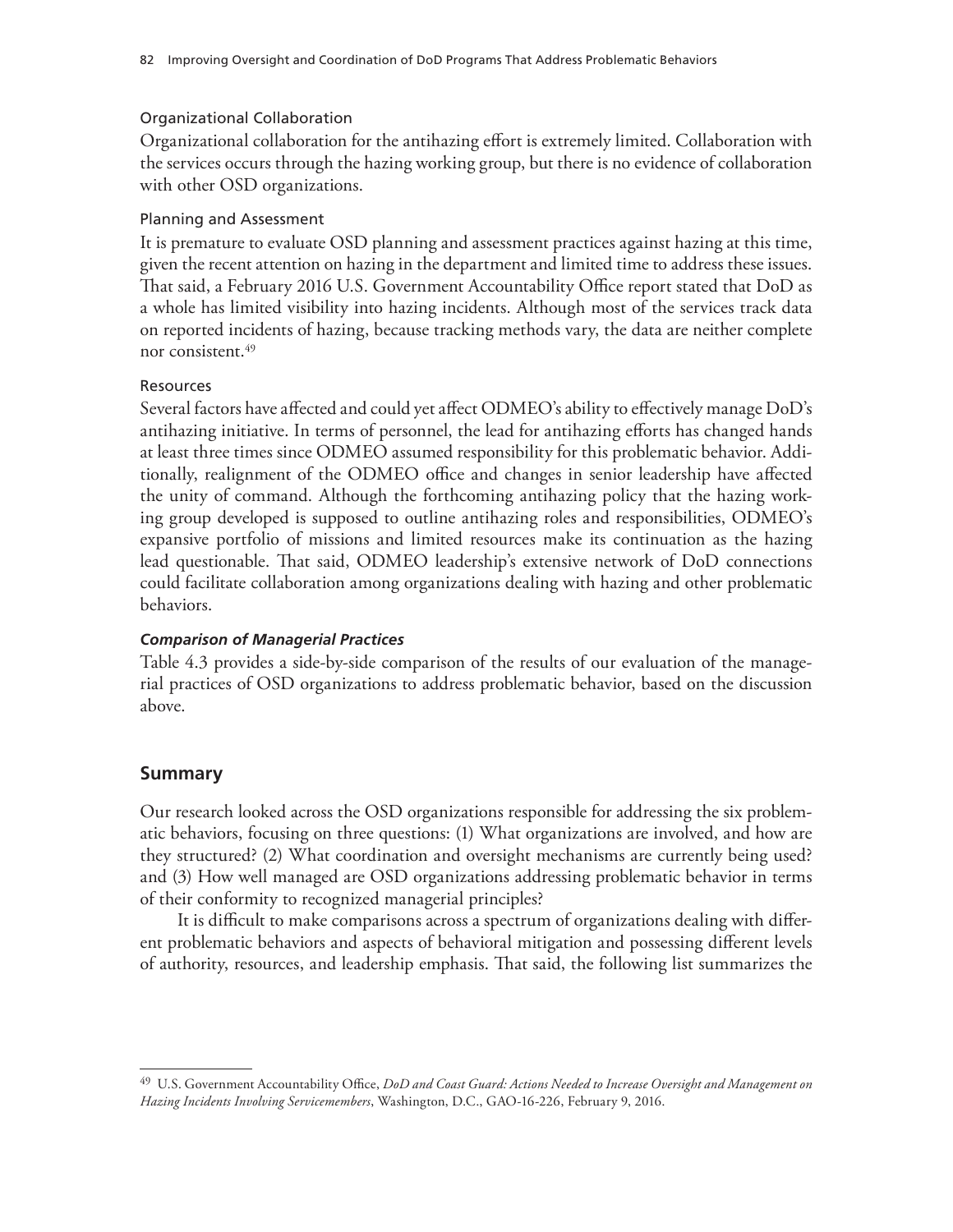#### Organizational Collaboration

Organizational collaboration for the antihazing effort is extremely limited. Collaboration with the services occurs through the hazing working group, but there is no evidence of collaboration with other OSD organizations.

#### Planning and Assessment

It is premature to evaluate OSD planning and assessment practices against hazing at this time, given the recent attention on hazing in the department and limited time to address these issues. That said, a February 2016 U.S. Government Accountability Office report stated that DoD as a whole has limited visibility into hazing incidents. Although most of the services track data on reported incidents of hazing, because tracking methods vary, the data are neither complete nor consistent.[49]

#### Resources

Several factors have affected and could yet affect ODMEO's ability to effectively manage DoD's antihazing initiative. In terms of personnel, the lead for antihazing efforts has changed hands at least three times since ODMEO assumed responsibility for this problematic behavior. Additionally, realignment of the ODMEO office and changes in senior leadership have affected the unity of command. Although the forthcoming antihazing policy that the hazing working group developed is supposed to outline antihazing roles and responsibilities, ODMEO's expansive portfolio of missions and limited resources make its continuation as the hazing lead questionable. That said, ODMEO leadership's extensive network of DoD connections could facilitate collaboration among organizations dealing with hazing and other problematic behaviors.

### *Comparison of Managerial Practices*

Table 4.3 provides a side-by-side comparison of the results of our evaluation of the managerial practices of OSD organizations to address problematic behavior, based on the discussion above.

## Summary

Our research looked across the OSD organizations responsible for addressing the six problematic behaviors, focusing on three questions: (1) What organizations are involved, and how are they structured? (2) What coordination and oversight mechanisms are currently being used? and (3) How well managed are OSD organizations addressing problematic behavior in terms of their conformity to recognized managerial principles?

It is difficult to make comparisons across a spectrum of organizations dealing with different problematic behaviors and aspects of behavioral mitigation and possessing different levels of authority, resources, and leadership emphasis. That said, the following list summarizes the

---

[49] U.S. Government Accountability Office, *DoD and Coast Guard: Actions Needed to Increase Oversight and Management on Hazing Incidents Involving Servicemembers*, Washington, D.C., GAO-16-226, February 9, 2016.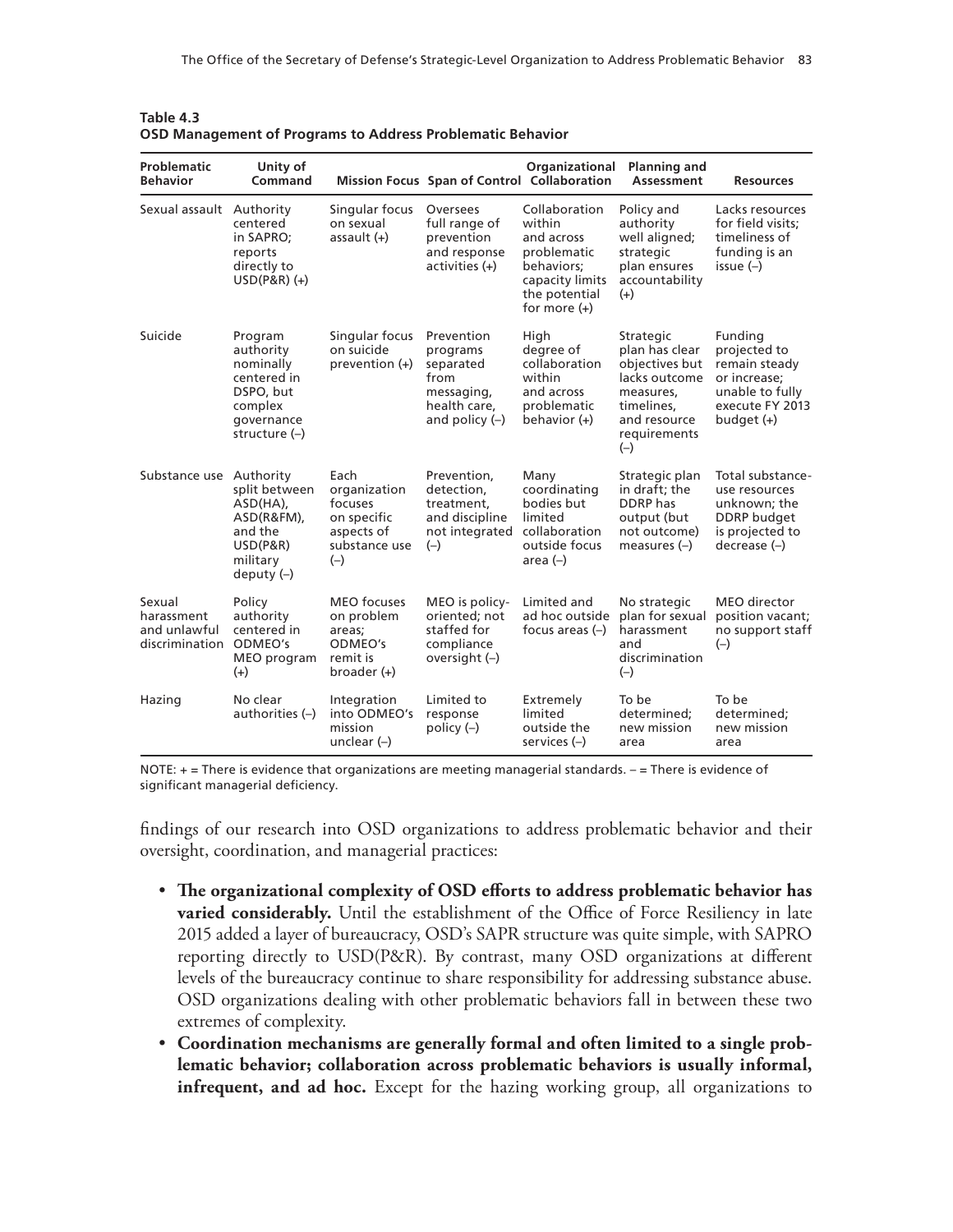**Table 4.3**
**OSD Management of Programs to Address Problematic Behavior**

| Problematic Behavior | Unity of Command | Mission Focus | Span of Control | Organizational Collaboration | Planning and Assessment | Resources |
|---|---|---|---|---|---|---|
| Sexual assault | Authority centered in SAPRO; reports directly to USD(P&R) (+) | Singular focus on sexual assault (+) | Oversees full range of prevention and response activities (+) | Collaboration within and across problematic behaviors; capacity limits the potential for more (+) | Policy and authority well aligned; strategic plan ensures accountability (+) | Lacks resources for field visits; timeliness of funding is an issue (–) |
| Suicide | Program authority nominally centered in DSPO, but complex governance structure (–) | Singular focus on suicide prevention (+) | Prevention programs separated from messaging, health care, and policy (–) | High degree of collaboration within and across problematic behavior (+) | Strategic plan has clear objectives but lacks outcome measures, timelines, and resource requirements (–) | Funding projected to remain steady or increase; unable to fully execute FY 2013 budget (+) |
| Substance use | Authority split between ASD(HA), ASD(R&FM), and the USD(P&R) military deputy (–) | Each organization focuses on specific aspects of substance use (–) | Prevention, detection, treatment, and discipline not integrated (–) | Many coordinating bodies but limited collaboration outside focus area (–) | Strategic plan in draft; the DDRP has output (but not outcome) measures (–) | Total substance-use resources unknown; the DDRP budget is projected to decrease (–) |
| Sexual harassment and unlawful discrimination | Policy authority centered in ODMEO's MEO program (+) | MEO focuses on problem areas; ODMEO's remit is broader (+) | MEO is policy-oriented; not staffed for compliance oversight (–) | Limited and ad hoc outside focus areas (–) | No strategic plan for sexual harassment and discrimination (–) | MEO director position vacant; no support staff (–) |
| Hazing | No clear authorities (–) | Integration into ODMEO's mission unclear (–) | Limited to response policy (–) | Extremely limited outside the services (–) | To be determined; new mission area | To be determined; new mission area |

NOTE: + = There is evidence that organizations are meeting managerial standards. – = There is evidence of significant managerial deficiency.

findings of our research into OSD organizations to address problematic behavior and their oversight, coordination, and managerial practices:

- **The organizational complexity of OSD efforts to address problematic behavior has varied considerably.** Until the establishment of the Office of Force Resiliency in late 2015 added a layer of bureaucracy, OSD's SAPR structure was quite simple, with SAPRO reporting directly to USD(P&R). By contrast, many OSD organizations at different levels of the bureaucracy continue to share responsibility for addressing substance abuse. OSD organizations dealing with other problematic behaviors fall in between these two extremes of complexity.
- **Coordination mechanisms are generally formal and often limited to a single problematic behavior; collaboration across problematic behaviors is usually informal, infrequent, and ad hoc.** Except for the hazing working group, all organizations to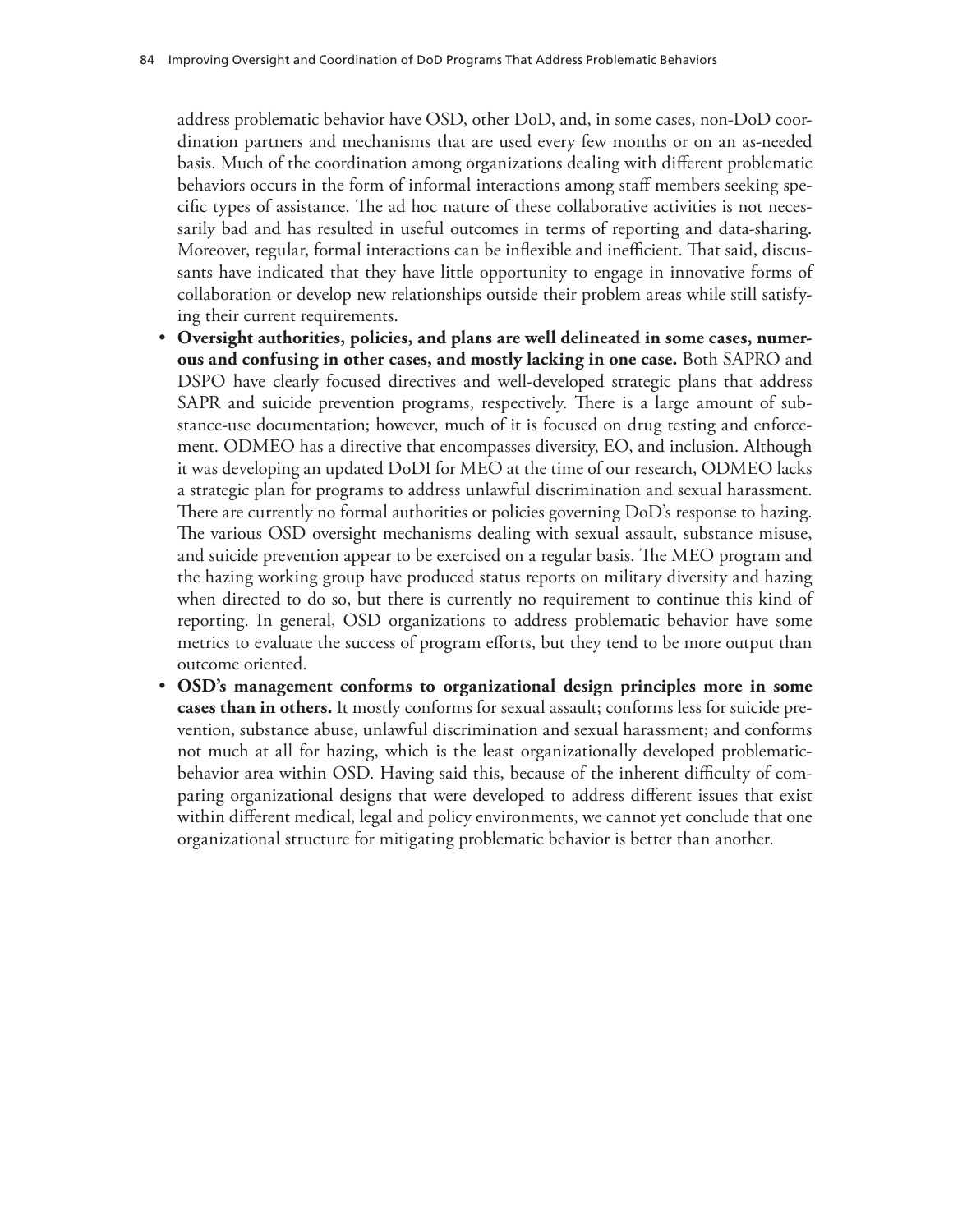address problematic behavior have OSD, other DoD, and, in some cases, non-DoD coordination partners and mechanisms that are used every few months or on an as-needed basis. Much of the coordination among organizations dealing with different problematic behaviors occurs in the form of informal interactions among staff members seeking specific types of assistance. The ad hoc nature of these collaborative activities is not necessarily bad and has resulted in useful outcomes in terms of reporting and data-sharing. Moreover, regular, formal interactions can be inflexible and inefficient. That said, discussants have indicated that they have little opportunity to engage in innovative forms of collaboration or develop new relationships outside their problem areas while still satisfying their current requirements.

- **Oversight authorities, policies, and plans are well delineated in some cases, numerous and confusing in other cases, and mostly lacking in one case.** Both SAPRO and DSPO have clearly focused directives and well-developed strategic plans that address SAPR and suicide prevention programs, respectively. There is a large amount of substance-use documentation; however, much of it is focused on drug testing and enforcement. ODMEO has a directive that encompasses diversity, EO, and inclusion. Although it was developing an updated DoDI for MEO at the time of our research, ODMEO lacks a strategic plan for programs to address unlawful discrimination and sexual harassment. There are currently no formal authorities or policies governing DoD's response to hazing. The various OSD oversight mechanisms dealing with sexual assault, substance misuse, and suicide prevention appear to be exercised on a regular basis. The MEO program and the hazing working group have produced status reports on military diversity and hazing when directed to do so, but there is currently no requirement to continue this kind of reporting. In general, OSD organizations to address problematic behavior have some metrics to evaluate the success of program efforts, but they tend to be more output than outcome oriented.
- **OSD's management conforms to organizational design principles more in some cases than in others.** It mostly conforms for sexual assault; conforms less for suicide prevention, substance abuse, unlawful discrimination and sexual harassment; and conforms not much at all for hazing, which is the least organizationally developed problematic-behavior area within OSD. Having said this, because of the inherent difficulty of comparing organizational designs that were developed to address different issues that exist within different medical, legal and policy environments, we cannot yet conclude that one organizational structure for mitigating problematic behavior is better than another.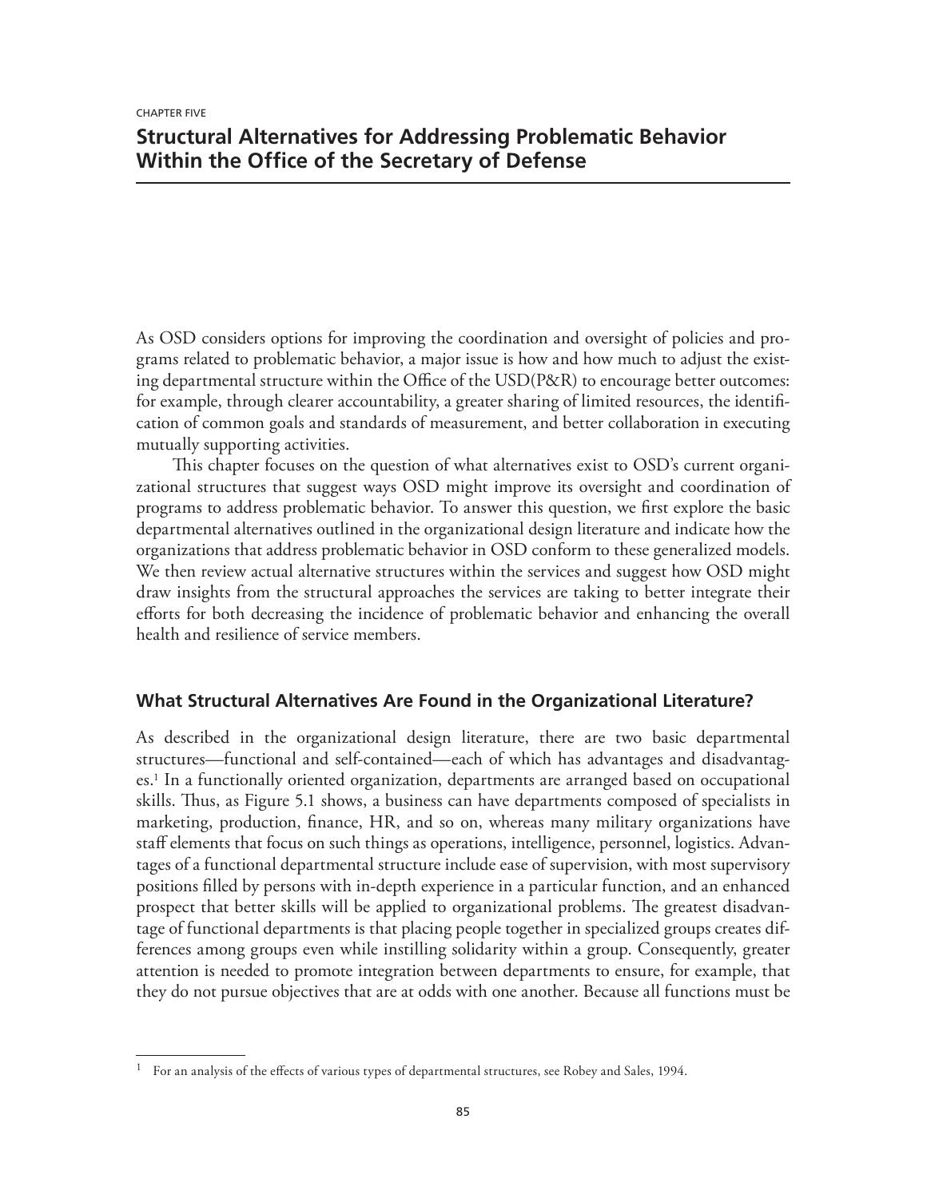CHAPTER FIVE

# Structural Alternatives for Addressing Problematic Behavior Within the Office of the Secretary of Defense

As OSD considers options for improving the coordination and oversight of policies and programs related to problematic behavior, a major issue is how and how much to adjust the existing departmental structure within the Office of the USD(P&R) to encourage better outcomes: for example, through clearer accountability, a greater sharing of limited resources, the identification of common goals and standards of measurement, and better collaboration in executing mutually supporting activities.

This chapter focuses on the question of what alternatives exist to OSD's current organizational structures that suggest ways OSD might improve its oversight and coordination of programs to address problematic behavior. To answer this question, we first explore the basic departmental alternatives outlined in the organizational design literature and indicate how the organizations that address problematic behavior in OSD conform to these generalized models. We then review actual alternative structures within the services and suggest how OSD might draw insights from the structural approaches the services are taking to better integrate their efforts for both decreasing the incidence of problematic behavior and enhancing the overall health and resilience of service members.

## What Structural Alternatives Are Found in the Organizational Literature?

As described in the organizational design literature, there are two basic departmental structures—functional and self-contained—each of which has advantages and disadvantages.[1] In a functionally oriented organization, departments are arranged based on occupational skills. Thus, as Figure 5.1 shows, a business can have departments composed of specialists in marketing, production, finance, HR, and so on, whereas many military organizations have staff elements that focus on such things as operations, intelligence, personnel, logistics. Advantages of a functional departmental structure include ease of supervision, with most supervisory positions filled by persons with in-depth experience in a particular function, and an enhanced prospect that better skills will be applied to organizational problems. The greatest disadvantage of functional departments is that placing people together in specialized groups creates differences among groups even while instilling solidarity within a group. Consequently, greater attention is needed to promote integration between departments to ensure, for example, that they do not pursue objectives that are at odds with one another. Because all functions must be

[1] For an analysis of the effects of various types of departmental structures, see Robey and Sales, 1994.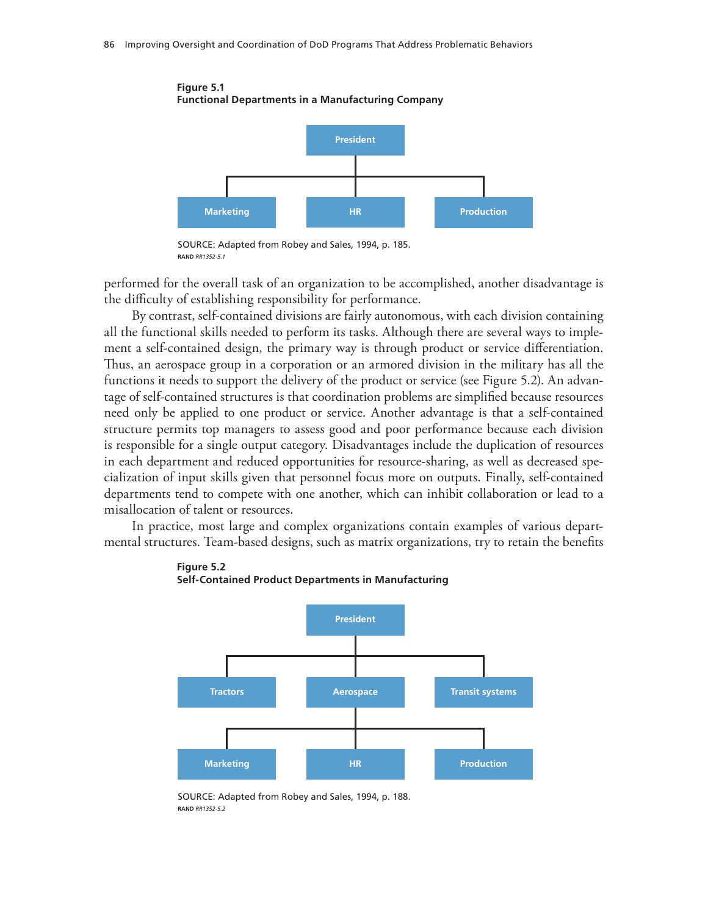**Figure 5.1**
**Functional Departments in a Manufacturing Company**

President

Marketing | HR | Production

SOURCE: Adapted from Robey and Sales, 1994, p. 185.
RAND *RR1352-5.1*

performed for the overall task of an organization to be accomplished, another disadvantage is the difficulty of establishing responsibility for performance.

By contrast, self-contained divisions are fairly autonomous, with each division containing all the functional skills needed to perform its tasks. Although there are several ways to implement a self-contained design, the primary way is through product or service differentiation. Thus, an aerospace group in a corporation or an armored division in the military has all the functions it needs to support the delivery of the product or service (see Figure 5.2). An advantage of self-contained structures is that coordination problems are simplified because resources need only be applied to one product or service. Another advantage is that a self-contained structure permits top managers to assess good and poor performance because each division is responsible for a single output category. Disadvantages include the duplication of resources in each department and reduced opportunities for resource-sharing, as well as decreased specialization of input skills given that personnel focus more on outputs. Finally, self-contained departments tend to compete with one another, which can inhibit collaboration or lead to a misallocation of talent or resources.

In practice, most large and complex organizations contain examples of various departmental structures. Team-based designs, such as matrix organizations, try to retain the benefits

**Figure 5.2**
**Self-Contained Product Departments in Manufacturing**

President

Tractors | Aerospace | Transit systems

Marketing | HR | Production

SOURCE: Adapted from Robey and Sales, 1994, p. 188.
RAND *RR1352-5.2*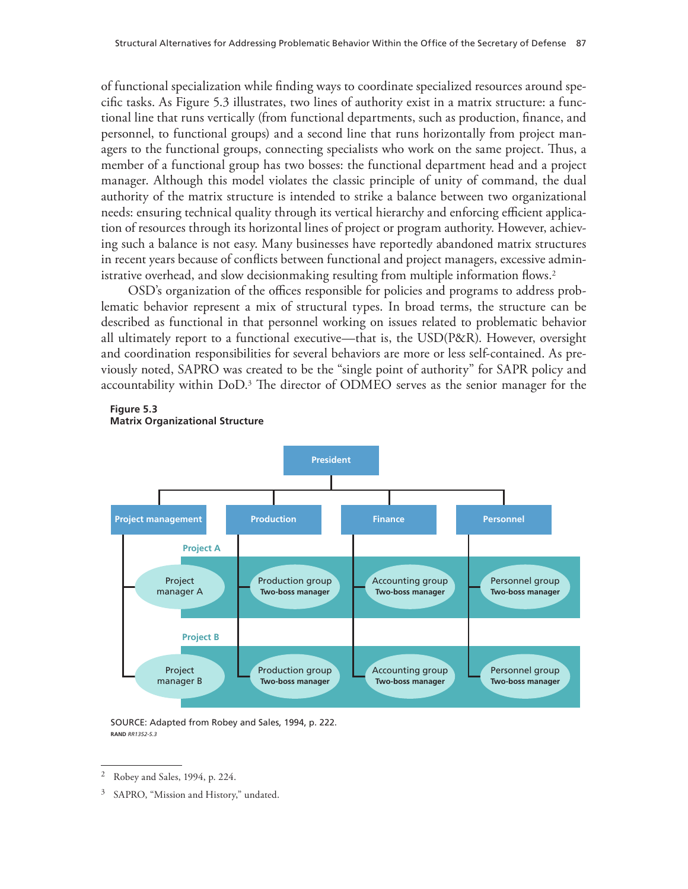of functional specialization while finding ways to coordinate specialized resources around specific tasks. As Figure 5.3 illustrates, two lines of authority exist in a matrix structure: a functional line that runs vertically (from functional departments, such as production, finance, and personnel, to functional groups) and a second line that runs horizontally from project managers to the functional groups, connecting specialists who work on the same project. Thus, a member of a functional group has two bosses: the functional department head and a project manager. Although this model violates the classic principle of unity of command, the dual authority of the matrix structure is intended to strike a balance between two organizational needs: ensuring technical quality through its vertical hierarchy and enforcing efficient application of resources through its horizontal lines of project or program authority. However, achieving such a balance is not easy. Many businesses have reportedly abandoned matrix structures in recent years because of conflicts between functional and project managers, excessive administrative overhead, and slow decisionmaking resulting from multiple information flows.[2]

OSD's organization of the offices responsible for policies and programs to address problematic behavior represent a mix of structural types. In broad terms, the structure can be described as functional in that personnel working on issues related to problematic behavior all ultimately report to a functional executive—that is, the USD(P&R). However, oversight and coordination responsibilities for several behaviors are more or less self-contained. As previously noted, SAPRO was created to be the "single point of authority" for SAPR policy and accountability within DoD.[3] The director of ODMEO serves as the senior manager for the

**Figure 5.3**
**Matrix Organizational Structure**

President

Project management | Production | Finance | Personnel

Project A: Project manager A; Production group (Two-boss manager); Accounting group (Two-boss manager); Personnel group (Two-boss manager)

Project B: Project manager B; Production group (Two-boss manager); Accounting group (Two-boss manager); Personnel group (Two-boss manager)

SOURCE: Adapted from Robey and Sales, 1994, p. 222.

RAND *RR1352-5.3*

---

[2] Robey and Sales, 1994, p. 224.

[3] SAPRO, "Mission and History," undated.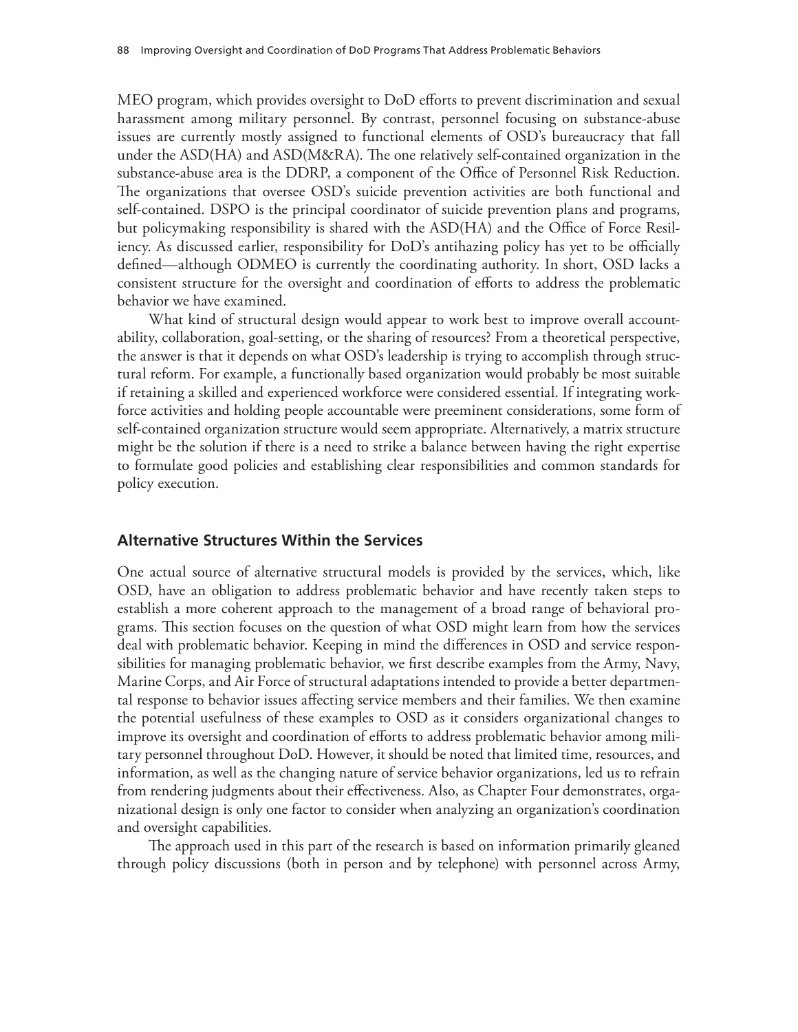MEO program, which provides oversight to DoD efforts to prevent discrimination and sexual harassment among military personnel. By contrast, personnel focusing on substance-abuse issues are currently mostly assigned to functional elements of OSD's bureaucracy that fall under the ASD(HA) and ASD(M&RA). The one relatively self-contained organization in the substance-abuse area is the DDRP, a component of the Office of Personnel Risk Reduction. The organizations that oversee OSD's suicide prevention activities are both functional and self-contained. DSPO is the principal coordinator of suicide prevention plans and programs, but policymaking responsibility is shared with the ASD(HA) and the Office of Force Resiliency. As discussed earlier, responsibility for DoD's antihazing policy has yet to be officially defined—although ODMEO is currently the coordinating authority. In short, OSD lacks a consistent structure for the oversight and coordination of efforts to address the problematic behavior we have examined.

What kind of structural design would appear to work best to improve overall accountability, collaboration, goal-setting, or the sharing of resources? From a theoretical perspective, the answer is that it depends on what OSD's leadership is trying to accomplish through structural reform. For example, a functionally based organization would probably be most suitable if retaining a skilled and experienced workforce were considered essential. If integrating workforce activities and holding people accountable were preeminent considerations, some form of self-contained organization structure would seem appropriate. Alternatively, a matrix structure might be the solution if there is a need to strike a balance between having the right expertise to formulate good policies and establishing clear responsibilities and common standards for policy execution.

## Alternative Structures Within the Services

One actual source of alternative structural models is provided by the services, which, like OSD, have an obligation to address problematic behavior and have recently taken steps to establish a more coherent approach to the management of a broad range of behavioral programs. This section focuses on the question of what OSD might learn from how the services deal with problematic behavior. Keeping in mind the differences in OSD and service responsibilities for managing problematic behavior, we first describe examples from the Army, Navy, Marine Corps, and Air Force of structural adaptations intended to provide a better departmental response to behavior issues affecting service members and their families. We then examine the potential usefulness of these examples to OSD as it considers organizational changes to improve its oversight and coordination of efforts to address problematic behavior among military personnel throughout DoD. However, it should be noted that limited time, resources, and information, as well as the changing nature of service behavior organizations, led us to refrain from rendering judgments about their effectiveness. Also, as Chapter Four demonstrates, organizational design is only one factor to consider when analyzing an organization's coordination and oversight capabilities.

The approach used in this part of the research is based on information primarily gleaned through policy discussions (both in person and by telephone) with personnel across Army,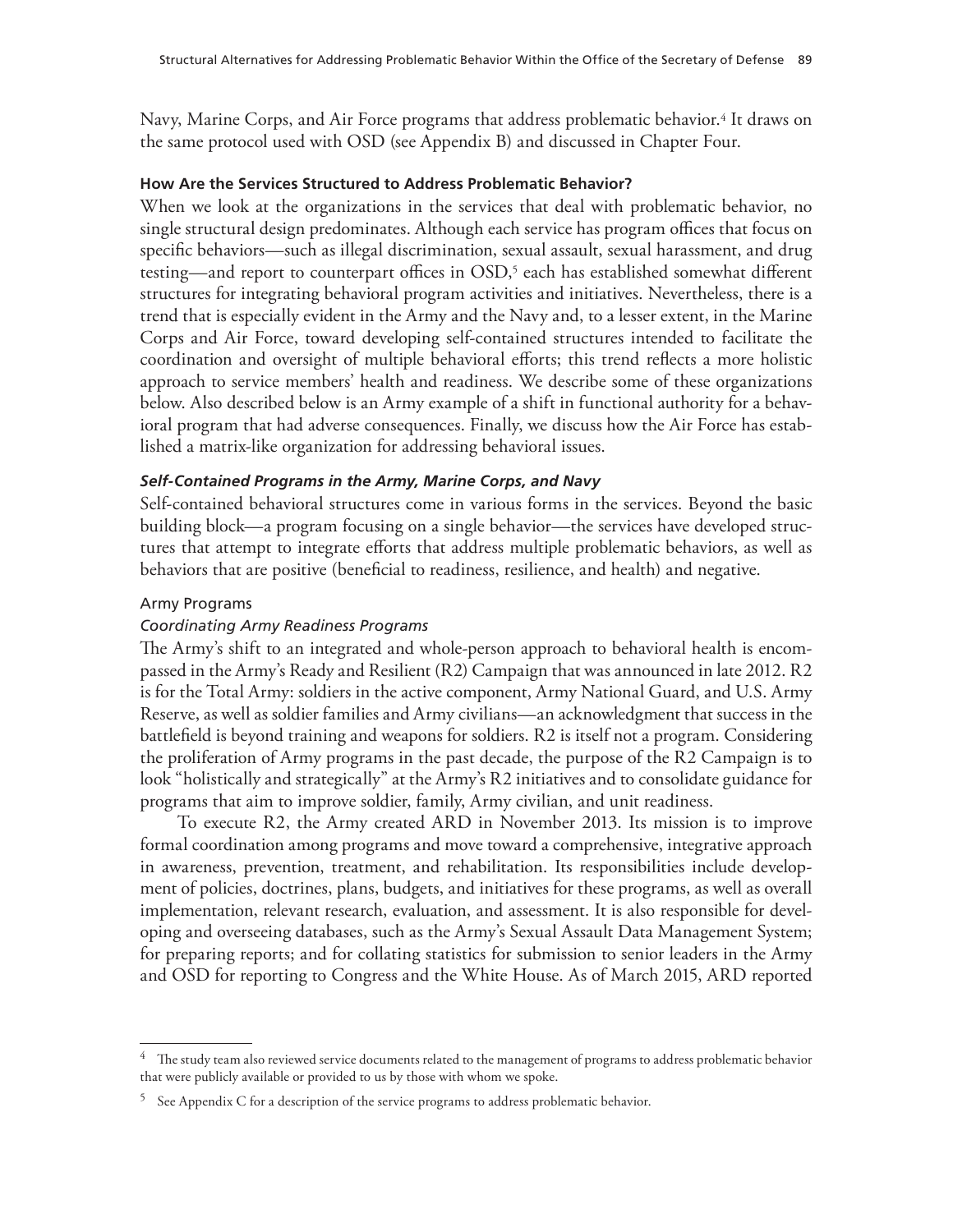Navy, Marine Corps, and Air Force programs that address problematic behavior.[4] It draws on the same protocol used with OSD (see Appendix B) and discussed in Chapter Four.

### How Are the Services Structured to Address Problematic Behavior?

When we look at the organizations in the services that deal with problematic behavior, no single structural design predominates. Although each service has program offices that focus on specific behaviors—such as illegal discrimination, sexual assault, sexual harassment, and drug testing—and report to counterpart offices in OSD,[5] each has established somewhat different structures for integrating behavioral program activities and initiatives. Nevertheless, there is a trend that is especially evident in the Army and the Navy and, to a lesser extent, in the Marine Corps and Air Force, toward developing self-contained structures intended to facilitate the coordination and oversight of multiple behavioral efforts; this trend reflects a more holistic approach to service members' health and readiness. We describe some of these organizations below. Also described below is an Army example of a shift in functional authority for a behavioral program that had adverse consequences. Finally, we discuss how the Air Force has established a matrix-like organization for addressing behavioral issues.

#### *Self-Contained Programs in the Army, Marine Corps, and Navy*

Self-contained behavioral structures come in various forms in the services. Beyond the basic building block—a program focusing on a single behavior—the services have developed structures that attempt to integrate efforts that address multiple problematic behaviors, as well as behaviors that are positive (beneficial to readiness, resilience, and health) and negative.

##### Army Programs

##### *Coordinating Army Readiness Programs*

The Army's shift to an integrated and whole-person approach to behavioral health is encompassed in the Army's Ready and Resilient (R2) Campaign that was announced in late 2012. R2 is for the Total Army: soldiers in the active component, Army National Guard, and U.S. Army Reserve, as well as soldier families and Army civilians—an acknowledgment that success in the battlefield is beyond training and weapons for soldiers. R2 is itself not a program. Considering the proliferation of Army programs in the past decade, the purpose of the R2 Campaign is to look "holistically and strategically" at the Army's R2 initiatives and to consolidate guidance for programs that aim to improve soldier, family, Army civilian, and unit readiness.

To execute R2, the Army created ARD in November 2013. Its mission is to improve formal coordination among programs and move toward a comprehensive, integrative approach in awareness, prevention, treatment, and rehabilitation. Its responsibilities include development of policies, doctrines, plans, budgets, and initiatives for these programs, as well as overall implementation, relevant research, evaluation, and assessment. It is also responsible for developing and overseeing databases, such as the Army's Sexual Assault Data Management System; for preparing reports; and for collating statistics for submission to senior leaders in the Army and OSD for reporting to Congress and the White House. As of March 2015, ARD reported

---

[4] The study team also reviewed service documents related to the management of programs to address problematic behavior that were publicly available or provided to us by those with whom we spoke.

[5] See Appendix C for a description of the service programs to address problematic behavior.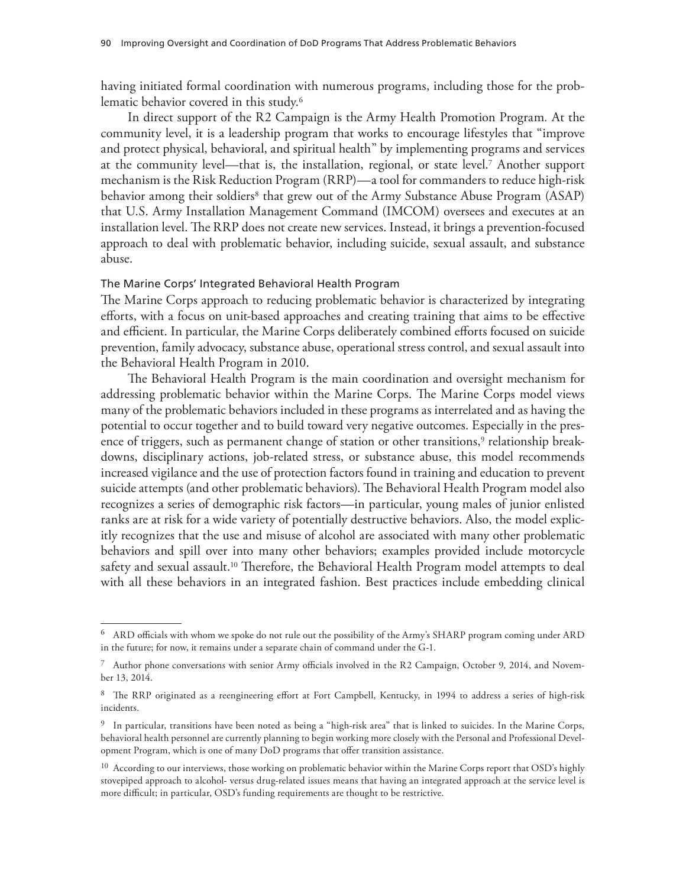having initiated formal coordination with numerous programs, including those for the problematic behavior covered in this study.[6]

In direct support of the R2 Campaign is the Army Health Promotion Program. At the community level, it is a leadership program that works to encourage lifestyles that "improve and protect physical, behavioral, and spiritual health" by implementing programs and services at the community level—that is, the installation, regional, or state level.[7] Another support mechanism is the Risk Reduction Program (RRP)—a tool for commanders to reduce high-risk behavior among their soldiers[8] that grew out of the Army Substance Abuse Program (ASAP) that U.S. Army Installation Management Command (IMCOM) oversees and executes at an installation level. The RRP does not create new services. Instead, it brings a prevention-focused approach to deal with problematic behavior, including suicide, sexual assault, and substance abuse.

### The Marine Corps' Integrated Behavioral Health Program

The Marine Corps approach to reducing problematic behavior is characterized by integrating efforts, with a focus on unit-based approaches and creating training that aims to be effective and efficient. In particular, the Marine Corps deliberately combined efforts focused on suicide prevention, family advocacy, substance abuse, operational stress control, and sexual assault into the Behavioral Health Program in 2010.

The Behavioral Health Program is the main coordination and oversight mechanism for addressing problematic behavior within the Marine Corps. The Marine Corps model views many of the problematic behaviors included in these programs as interrelated and as having the potential to occur together and to build toward very negative outcomes. Especially in the presence of triggers, such as permanent change of station or other transitions,[9] relationship breakdowns, disciplinary actions, job-related stress, or substance abuse, this model recommends increased vigilance and the use of protection factors found in training and education to prevent suicide attempts (and other problematic behaviors). The Behavioral Health Program model also recognizes a series of demographic risk factors—in particular, young males of junior enlisted ranks are at risk for a wide variety of potentially destructive behaviors. Also, the model explicitly recognizes that the use and misuse of alcohol are associated with many other problematic behaviors and spill over into many other behaviors; examples provided include motorcycle safety and sexual assault.[10] Therefore, the Behavioral Health Program model attempts to deal with all these behaviors in an integrated fashion. Best practices include embedding clinical

---

[6] ARD officials with whom we spoke do not rule out the possibility of the Army's SHARP program coming under ARD in the future; for now, it remains under a separate chain of command under the G-1.

[7] Author phone conversations with senior Army officials involved in the R2 Campaign, October 9, 2014, and November 13, 2014.

[8] The RRP originated as a reengineering effort at Fort Campbell, Kentucky, in 1994 to address a series of high-risk incidents.

[9] In particular, transitions have been noted as being a "high-risk area" that is linked to suicides. In the Marine Corps, behavioral health personnel are currently planning to begin working more closely with the Personal and Professional Development Program, which is one of many DoD programs that offer transition assistance.

[10] According to our interviews, those working on problematic behavior within the Marine Corps report that OSD's highly stovepiped approach to alcohol- versus drug-related issues means that having an integrated approach at the service level is more difficult; in particular, OSD's funding requirements are thought to be restrictive.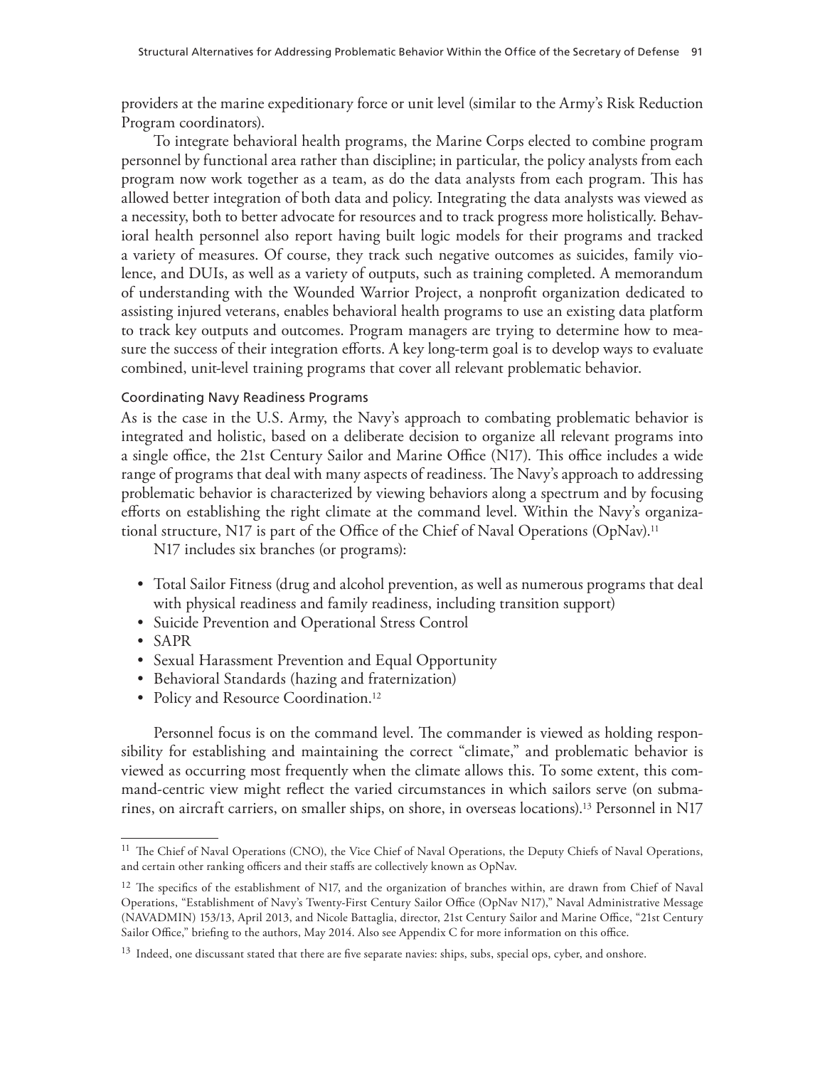providers at the marine expeditionary force or unit level (similar to the Army's Risk Reduction Program coordinators).

To integrate behavioral health programs, the Marine Corps elected to combine program personnel by functional area rather than discipline; in particular, the policy analysts from each program now work together as a team, as do the data analysts from each program. This has allowed better integration of both data and policy. Integrating the data analysts was viewed as a necessity, both to better advocate for resources and to track progress more holistically. Behavioral health personnel also report having built logic models for their programs and tracked a variety of measures. Of course, they track such negative outcomes as suicides, family violence, and DUIs, as well as a variety of outputs, such as training completed. A memorandum of understanding with the Wounded Warrior Project, a nonprofit organization dedicated to assisting injured veterans, enables behavioral health programs to use an existing data platform to track key outputs and outcomes. Program managers are trying to determine how to measure the success of their integration efforts. A key long-term goal is to develop ways to evaluate combined, unit-level training programs that cover all relevant problematic behavior.

### Coordinating Navy Readiness Programs

As is the case in the U.S. Army, the Navy's approach to combating problematic behavior is integrated and holistic, based on a deliberate decision to organize all relevant programs into a single office, the 21st Century Sailor and Marine Office (N17). This office includes a wide range of programs that deal with many aspects of readiness. The Navy's approach to addressing problematic behavior is characterized by viewing behaviors along a spectrum and by focusing efforts on establishing the right climate at the command level. Within the Navy's organizational structure, N17 is part of the Office of the Chief of Naval Operations (OpNav).[11]

N17 includes six branches (or programs):

- Total Sailor Fitness (drug and alcohol prevention, as well as numerous programs that deal with physical readiness and family readiness, including transition support)
- Suicide Prevention and Operational Stress Control
- SAPR
- Sexual Harassment Prevention and Equal Opportunity
- Behavioral Standards (hazing and fraternization)
- Policy and Resource Coordination.[12]

Personnel focus is on the command level. The commander is viewed as holding responsibility for establishing and maintaining the correct "climate," and problematic behavior is viewed as occurring most frequently when the climate allows this. To some extent, this command-centric view might reflect the varied circumstances in which sailors serve (on submarines, on aircraft carriers, on smaller ships, on shore, in overseas locations).[13] Personnel in N17

---

[11] The Chief of Naval Operations (CNO), the Vice Chief of Naval Operations, the Deputy Chiefs of Naval Operations, and certain other ranking officers and their staffs are collectively known as OpNav.

[12] The specifics of the establishment of N17, and the organization of branches within, are drawn from Chief of Naval Operations, "Establishment of Navy's Twenty-First Century Sailor Office (OpNav N17)," Naval Administrative Message (NAVADMIN) 153/13, April 2013, and Nicole Battaglia, director, 21st Century Sailor and Marine Office, "21st Century Sailor Office," briefing to the authors, May 2014. Also see Appendix C for more information on this office.

[13] Indeed, one discussant stated that there are five separate navies: ships, subs, special ops, cyber, and onshore.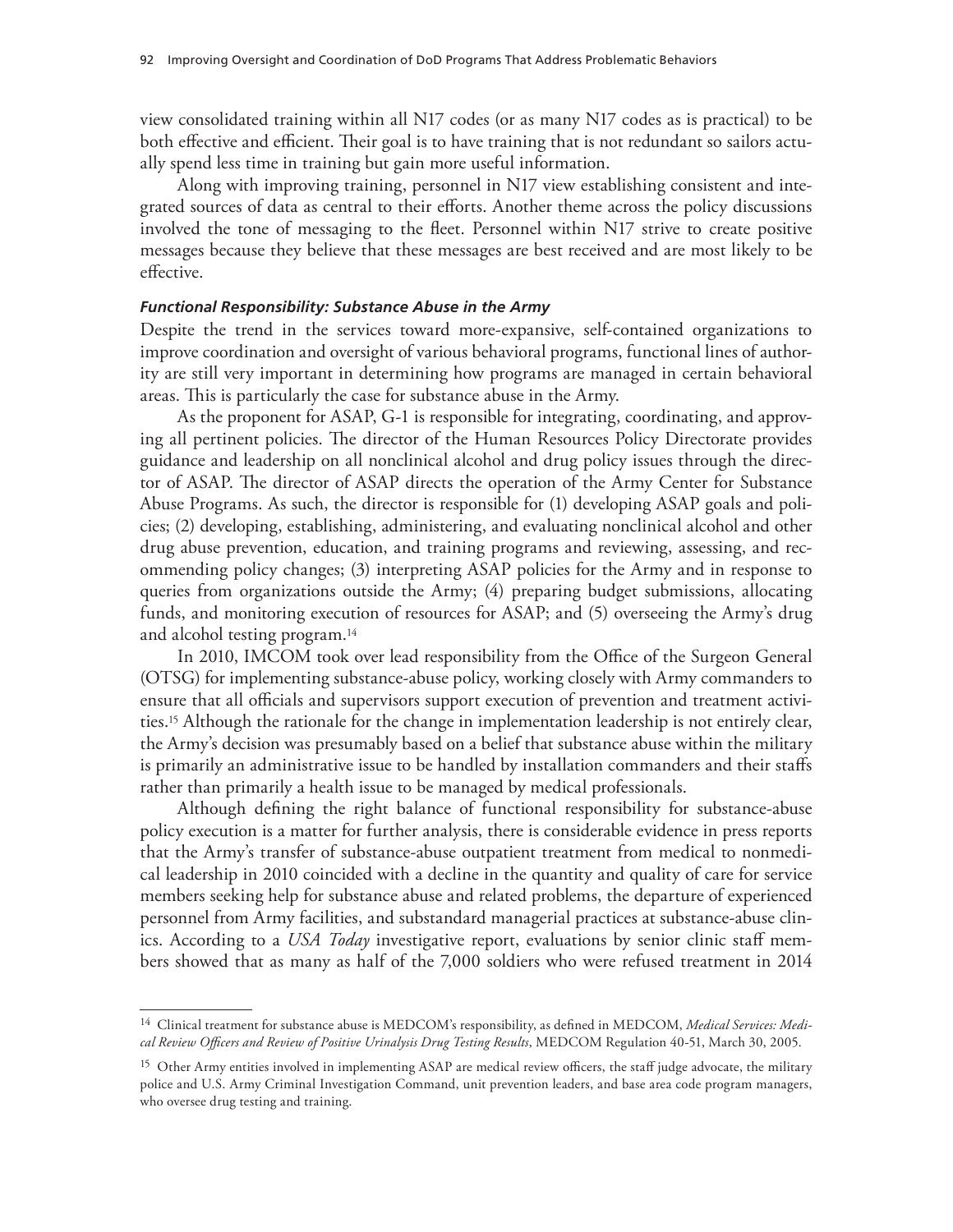view consolidated training within all N17 codes (or as many N17 codes as is practical) to be both effective and efficient. Their goal is to have training that is not redundant so sailors actually spend less time in training but gain more useful information.

Along with improving training, personnel in N17 view establishing consistent and integrated sources of data as central to their efforts. Another theme across the policy discussions involved the tone of messaging to the fleet. Personnel within N17 strive to create positive messages because they believe that these messages are best received and are most likely to be effective.

#### *Functional Responsibility: Substance Abuse in the Army*

Despite the trend in the services toward more-expansive, self-contained organizations to improve coordination and oversight of various behavioral programs, functional lines of authority are still very important in determining how programs are managed in certain behavioral areas. This is particularly the case for substance abuse in the Army.

As the proponent for ASAP, G-1 is responsible for integrating, coordinating, and approving all pertinent policies. The director of the Human Resources Policy Directorate provides guidance and leadership on all nonclinical alcohol and drug policy issues through the director of ASAP. The director of ASAP directs the operation of the Army Center for Substance Abuse Programs. As such, the director is responsible for (1) developing ASAP goals and policies; (2) developing, establishing, administering, and evaluating nonclinical alcohol and other drug abuse prevention, education, and training programs and reviewing, assessing, and recommending policy changes; (3) interpreting ASAP policies for the Army and in response to queries from organizations outside the Army; (4) preparing budget submissions, allocating funds, and monitoring execution of resources for ASAP; and (5) overseeing the Army's drug and alcohol testing program.[14]

In 2010, IMCOM took over lead responsibility from the Office of the Surgeon General (OTSG) for implementing substance-abuse policy, working closely with Army commanders to ensure that all officials and supervisors support execution of prevention and treatment activities.[15] Although the rationale for the change in implementation leadership is not entirely clear, the Army's decision was presumably based on a belief that substance abuse within the military is primarily an administrative issue to be handled by installation commanders and their staffs rather than primarily a health issue to be managed by medical professionals.

Although defining the right balance of functional responsibility for substance-abuse policy execution is a matter for further analysis, there is considerable evidence in press reports that the Army's transfer of substance-abuse outpatient treatment from medical to nonmedical leadership in 2010 coincided with a decline in the quantity and quality of care for service members seeking help for substance abuse and related problems, the departure of experienced personnel from Army facilities, and substandard managerial practices at substance-abuse clinics. According to a *USA Today* investigative report, evaluations by senior clinic staff members showed that as many as half of the 7,000 soldiers who were refused treatment in 2014

---

[14] Clinical treatment for substance abuse is MEDCOM's responsibility, as defined in MEDCOM, *Medical Services: Medical Review Officers and Review of Positive Urinalysis Drug Testing Results*, MEDCOM Regulation 40-51, March 30, 2005.

[15] Other Army entities involved in implementing ASAP are medical review officers, the staff judge advocate, the military police and U.S. Army Criminal Investigation Command, unit prevention leaders, and base area code program managers, who oversee drug testing and training.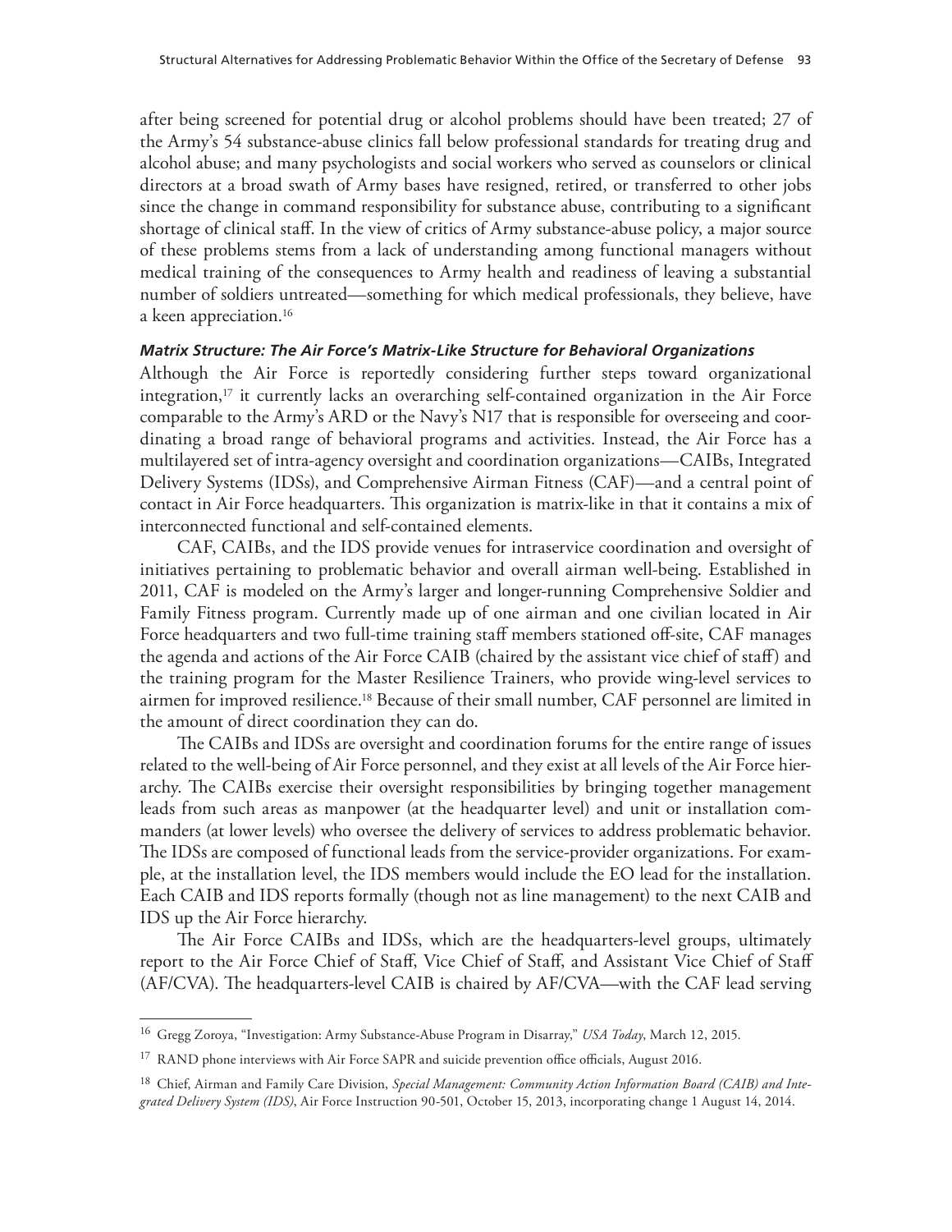after being screened for potential drug or alcohol problems should have been treated; 27 of the Army's 54 substance-abuse clinics fall below professional standards for treating drug and alcohol abuse; and many psychologists and social workers who served as counselors or clinical directors at a broad swath of Army bases have resigned, retired, or transferred to other jobs since the change in command responsibility for substance abuse, contributing to a significant shortage of clinical staff. In the view of critics of Army substance-abuse policy, a major source of these problems stems from a lack of understanding among functional managers without medical training of the consequences to Army health and readiness of leaving a substantial number of soldiers untreated—something for which medical professionals, they believe, have a keen appreciation.[16]

#### *Matrix Structure: The Air Force's Matrix-Like Structure for Behavioral Organizations*

Although the Air Force is reportedly considering further steps toward organizational integration,[17] it currently lacks an overarching self-contained organization in the Air Force comparable to the Army's ARD or the Navy's N17 that is responsible for overseeing and coordinating a broad range of behavioral programs and activities. Instead, the Air Force has a multilayered set of intra-agency oversight and coordination organizations—CAIBs, Integrated Delivery Systems (IDSs), and Comprehensive Airman Fitness (CAF)—and a central point of contact in Air Force headquarters. This organization is matrix-like in that it contains a mix of interconnected functional and self-contained elements.

CAF, CAIBs, and the IDS provide venues for intraservice coordination and oversight of initiatives pertaining to problematic behavior and overall airman well-being. Established in 2011, CAF is modeled on the Army's larger and longer-running Comprehensive Soldier and Family Fitness program. Currently made up of one airman and one civilian located in Air Force headquarters and two full-time training staff members stationed off-site, CAF manages the agenda and actions of the Air Force CAIB (chaired by the assistant vice chief of staff) and the training program for the Master Resilience Trainers, who provide wing-level services to airmen for improved resilience.[18] Because of their small number, CAF personnel are limited in the amount of direct coordination they can do.

The CAIBs and IDSs are oversight and coordination forums for the entire range of issues related to the well-being of Air Force personnel, and they exist at all levels of the Air Force hierarchy. The CAIBs exercise their oversight responsibilities by bringing together management leads from such areas as manpower (at the headquarter level) and unit or installation commanders (at lower levels) who oversee the delivery of services to address problematic behavior. The IDSs are composed of functional leads from the service-provider organizations. For example, at the installation level, the IDS members would include the EO lead for the installation. Each CAIB and IDS reports formally (though not as line management) to the next CAIB and IDS up the Air Force hierarchy.

The Air Force CAIBs and IDSs, which are the headquarters-level groups, ultimately report to the Air Force Chief of Staff, Vice Chief of Staff, and Assistant Vice Chief of Staff (AF/CVA). The headquarters-level CAIB is chaired by AF/CVA—with the CAF lead serving

---

[16] Gregg Zoroya, "Investigation: Army Substance-Abuse Program in Disarray," *USA Today*, March 12, 2015.

[17] RAND phone interviews with Air Force SAPR and suicide prevention office officials, August 2016.

[18] Chief, Airman and Family Care Division, *Special Management: Community Action Information Board (CAIB) and Integrated Delivery System (IDS)*, Air Force Instruction 90-501, October 15, 2013, incorporating change 1 August 14, 2014.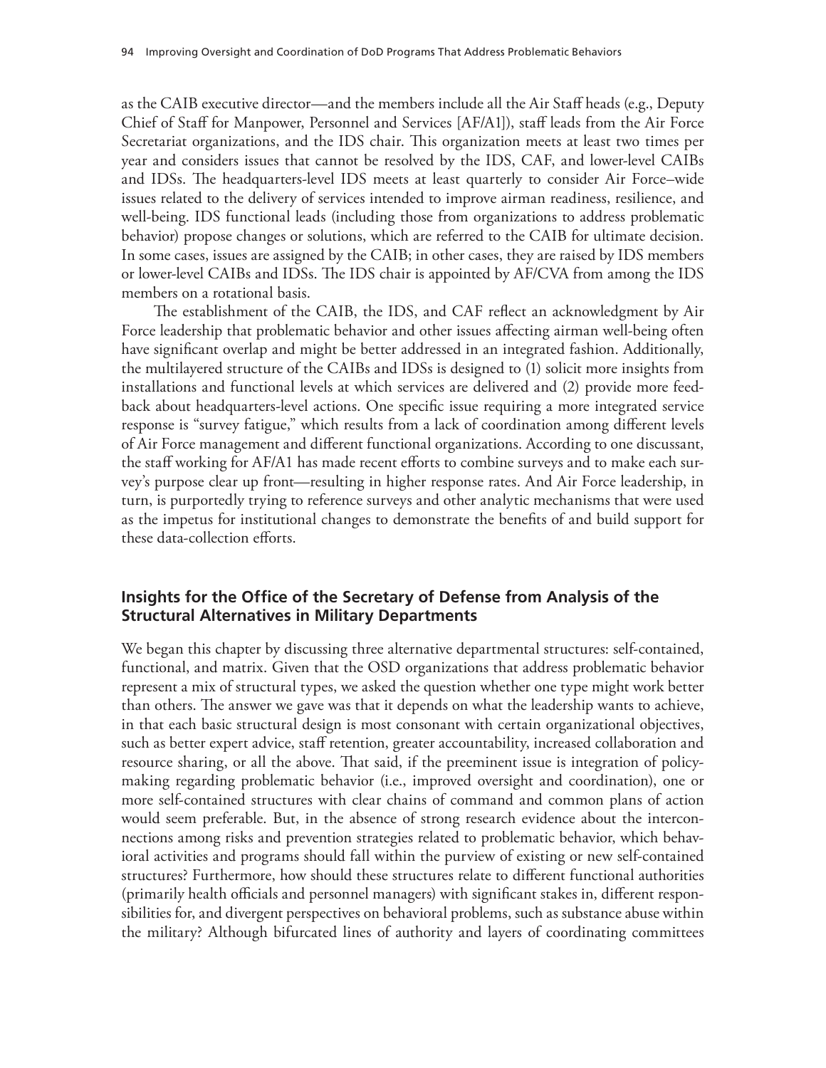as the CAIB executive director—and the members include all the Air Staff heads (e.g., Deputy Chief of Staff for Manpower, Personnel and Services [AF/A1]), staff leads from the Air Force Secretariat organizations, and the IDS chair. This organization meets at least two times per year and considers issues that cannot be resolved by the IDS, CAF, and lower-level CAIBs and IDSs. The headquarters-level IDS meets at least quarterly to consider Air Force–wide issues related to the delivery of services intended to improve airman readiness, resilience, and well-being. IDS functional leads (including those from organizations to address problematic behavior) propose changes or solutions, which are referred to the CAIB for ultimate decision. In some cases, issues are assigned by the CAIB; in other cases, they are raised by IDS members or lower-level CAIBs and IDSs. The IDS chair is appointed by AF/CVA from among the IDS members on a rotational basis.

The establishment of the CAIB, the IDS, and CAF reflect an acknowledgment by Air Force leadership that problematic behavior and other issues affecting airman well-being often have significant overlap and might be better addressed in an integrated fashion. Additionally, the multilayered structure of the CAIBs and IDSs is designed to (1) solicit more insights from installations and functional levels at which services are delivered and (2) provide more feedback about headquarters-level actions. One specific issue requiring a more integrated service response is "survey fatigue," which results from a lack of coordination among different levels of Air Force management and different functional organizations. According to one discussant, the staff working for AF/A1 has made recent efforts to combine surveys and to make each survey's purpose clear up front—resulting in higher response rates. And Air Force leadership, in turn, is purportedly trying to reference surveys and other analytic mechanisms that were used as the impetus for institutional changes to demonstrate the benefits of and build support for these data-collection efforts.

## Insights for the Office of the Secretary of Defense from Analysis of the Structural Alternatives in Military Departments

We began this chapter by discussing three alternative departmental structures: self-contained, functional, and matrix. Given that the OSD organizations that address problematic behavior represent a mix of structural types, we asked the question whether one type might work better than others. The answer we gave was that it depends on what the leadership wants to achieve, in that each basic structural design is most consonant with certain organizational objectives, such as better expert advice, staff retention, greater accountability, increased collaboration and resource sharing, or all the above. That said, if the preeminent issue is integration of policymaking regarding problematic behavior (i.e., improved oversight and coordination), one or more self-contained structures with clear chains of command and common plans of action would seem preferable. But, in the absence of strong research evidence about the interconnections among risks and prevention strategies related to problematic behavior, which behavioral activities and programs should fall within the purview of existing or new self-contained structures? Furthermore, how should these structures relate to different functional authorities (primarily health officials and personnel managers) with significant stakes in, different responsibilities for, and divergent perspectives on behavioral problems, such as substance abuse within the military? Although bifurcated lines of authority and layers of coordinating committees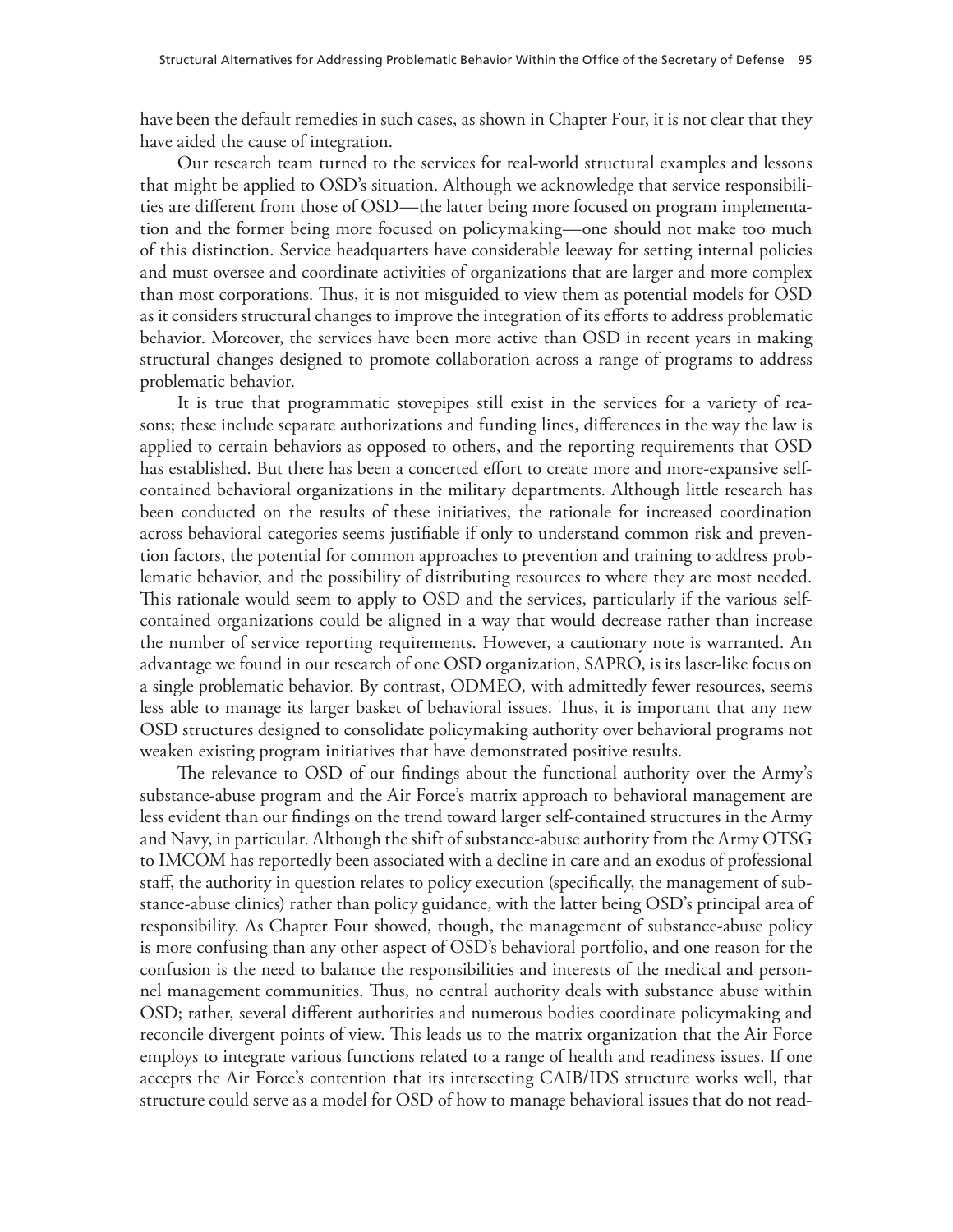have been the default remedies in such cases, as shown in Chapter Four, it is not clear that they have aided the cause of integration.

Our research team turned to the services for real-world structural examples and lessons that might be applied to OSD's situation. Although we acknowledge that service responsibilities are different from those of OSD—the latter being more focused on program implementation and the former being more focused on policymaking—one should not make too much of this distinction. Service headquarters have considerable leeway for setting internal policies and must oversee and coordinate activities of organizations that are larger and more complex than most corporations. Thus, it is not misguided to view them as potential models for OSD as it considers structural changes to improve the integration of its efforts to address problematic behavior. Moreover, the services have been more active than OSD in recent years in making structural changes designed to promote collaboration across a range of programs to address problematic behavior.

It is true that programmatic stovepipes still exist in the services for a variety of reasons; these include separate authorizations and funding lines, differences in the way the law is applied to certain behaviors as opposed to others, and the reporting requirements that OSD has established. But there has been a concerted effort to create more and more-expansive self-contained behavioral organizations in the military departments. Although little research has been conducted on the results of these initiatives, the rationale for increased coordination across behavioral categories seems justifiable if only to understand common risk and prevention factors, the potential for common approaches to prevention and training to address problematic behavior, and the possibility of distributing resources to where they are most needed. This rationale would seem to apply to OSD and the services, particularly if the various self-contained organizations could be aligned in a way that would decrease rather than increase the number of service reporting requirements. However, a cautionary note is warranted. An advantage we found in our research of one OSD organization, SAPRO, is its laser-like focus on a single problematic behavior. By contrast, ODMEO, with admittedly fewer resources, seems less able to manage its larger basket of behavioral issues. Thus, it is important that any new OSD structures designed to consolidate policymaking authority over behavioral programs not weaken existing program initiatives that have demonstrated positive results.

The relevance to OSD of our findings about the functional authority over the Army's substance-abuse program and the Air Force's matrix approach to behavioral management are less evident than our findings on the trend toward larger self-contained structures in the Army and Navy, in particular. Although the shift of substance-abuse authority from the Army OTSG to IMCOM has reportedly been associated with a decline in care and an exodus of professional staff, the authority in question relates to policy execution (specifically, the management of substance-abuse clinics) rather than policy guidance, with the latter being OSD's principal area of responsibility. As Chapter Four showed, though, the management of substance-abuse policy is more confusing than any other aspect of OSD's behavioral portfolio, and one reason for the confusion is the need to balance the responsibilities and interests of the medical and personnel management communities. Thus, no central authority deals with substance abuse within OSD; rather, several different authorities and numerous bodies coordinate policymaking and reconcile divergent points of view. This leads us to the matrix organization that the Air Force employs to integrate various functions related to a range of health and readiness issues. If one accepts the Air Force's contention that its intersecting CAIB/IDS structure works well, that structure could serve as a model for OSD of how to manage behavioral issues that do not read-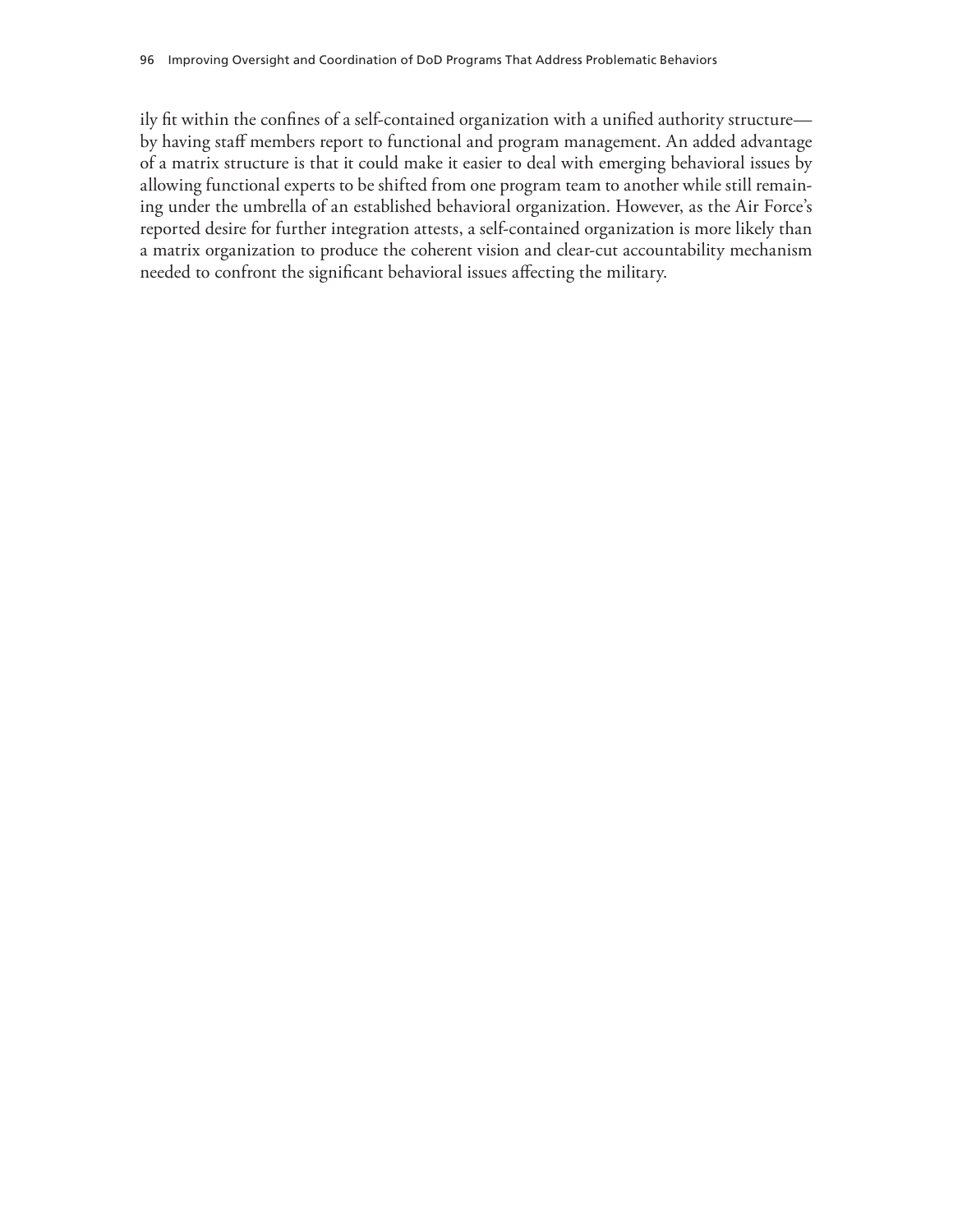ily fit within the confines of a self-contained organization with a unified authority structure—by having staff members report to functional and program management. An added advantage of a matrix structure is that it could make it easier to deal with emerging behavioral issues by allowing functional experts to be shifted from one program team to another while still remaining under the umbrella of an established behavioral organization. However, as the Air Force's reported desire for further integration attests, a self-contained organization is more likely than a matrix organization to produce the coherent vision and clear-cut accountability mechanism needed to confront the significant behavioral issues affecting the military.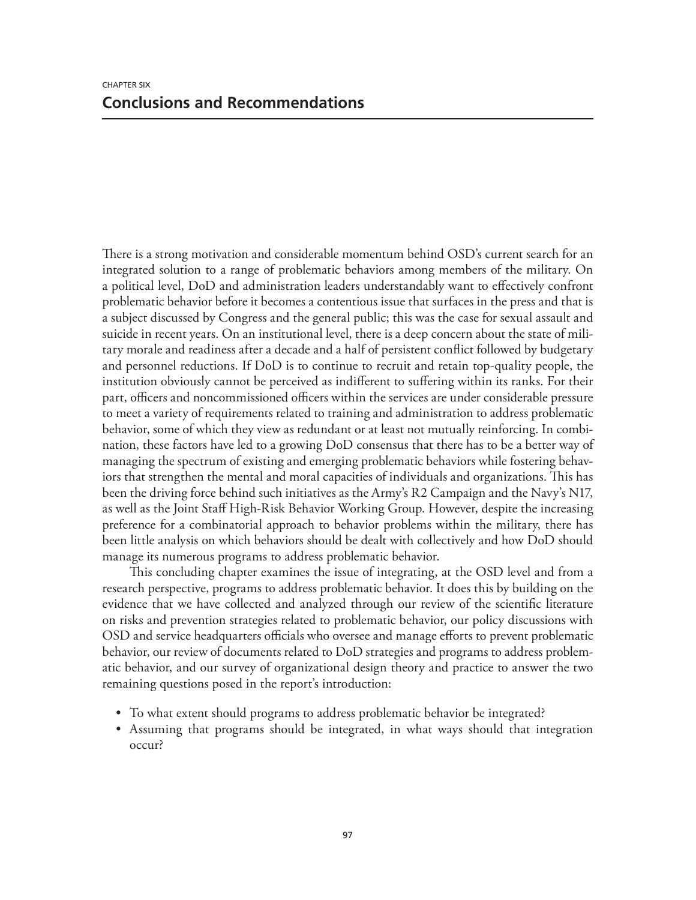CHAPTER SIX

# Conclusions and Recommendations

There is a strong motivation and considerable momentum behind OSD's current search for an integrated solution to a range of problematic behaviors among members of the military. On a political level, DoD and administration leaders understandably want to effectively confront problematic behavior before it becomes a contentious issue that surfaces in the press and that is a subject discussed by Congress and the general public; this was the case for sexual assault and suicide in recent years. On an institutional level, there is a deep concern about the state of military morale and readiness after a decade and a half of persistent conflict followed by budgetary and personnel reductions. If DoD is to continue to recruit and retain top-quality people, the institution obviously cannot be perceived as indifferent to suffering within its ranks. For their part, officers and noncommissioned officers within the services are under considerable pressure to meet a variety of requirements related to training and administration to address problematic behavior, some of which they view as redundant or at least not mutually reinforcing. In combination, these factors have led to a growing DoD consensus that there has to be a better way of managing the spectrum of existing and emerging problematic behaviors while fostering behaviors that strengthen the mental and moral capacities of individuals and organizations. This has been the driving force behind such initiatives as the Army's R2 Campaign and the Navy's N17, as well as the Joint Staff High-Risk Behavior Working Group. However, despite the increasing preference for a combinatorial approach to behavior problems within the military, there has been little analysis on which behaviors should be dealt with collectively and how DoD should manage its numerous programs to address problematic behavior.

This concluding chapter examines the issue of integrating, at the OSD level and from a research perspective, programs to address problematic behavior. It does this by building on the evidence that we have collected and analyzed through our review of the scientific literature on risks and prevention strategies related to problematic behavior, our policy discussions with OSD and service headquarters officials who oversee and manage efforts to prevent problematic behavior, our review of documents related to DoD strategies and programs to address problematic behavior, and our survey of organizational design theory and practice to answer the two remaining questions posed in the report's introduction:

- To what extent should programs to address problematic behavior be integrated?
- Assuming that programs should be integrated, in what ways should that integration occur?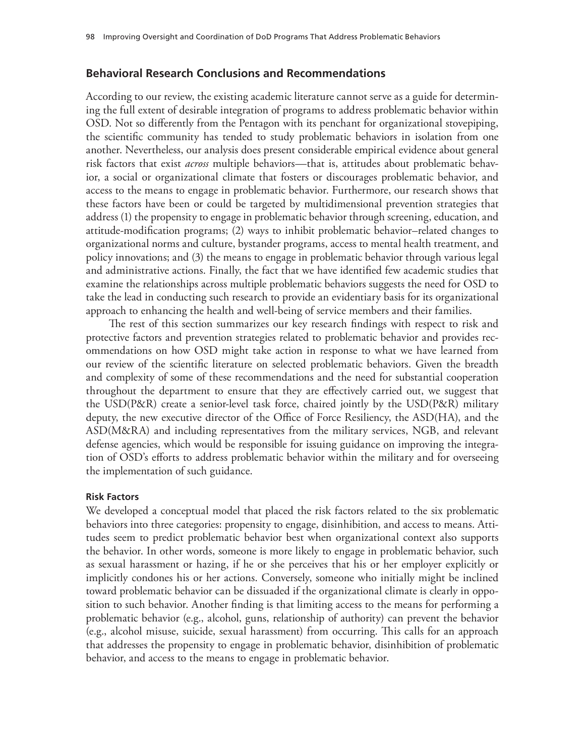## Behavioral Research Conclusions and Recommendations

According to our review, the existing academic literature cannot serve as a guide for determining the full extent of desirable integration of programs to address problematic behavior within OSD. Not so differently from the Pentagon with its penchant for organizational stovepiping, the scientific community has tended to study problematic behaviors in isolation from one another. Nevertheless, our analysis does present considerable empirical evidence about general risk factors that exist *across* multiple behaviors—that is, attitudes about problematic behavior, a social or organizational climate that fosters or discourages problematic behavior, and access to the means to engage in problematic behavior. Furthermore, our research shows that these factors have been or could be targeted by multidimensional prevention strategies that address (1) the propensity to engage in problematic behavior through screening, education, and attitude-modification programs; (2) ways to inhibit problematic behavior–related changes to organizational norms and culture, bystander programs, access to mental health treatment, and policy innovations; and (3) the means to engage in problematic behavior through various legal and administrative actions. Finally, the fact that we have identified few academic studies that examine the relationships across multiple problematic behaviors suggests the need for OSD to take the lead in conducting such research to provide an evidentiary basis for its organizational approach to enhancing the health and well-being of service members and their families.

The rest of this section summarizes our key research findings with respect to risk and protective factors and prevention strategies related to problematic behavior and provides recommendations on how OSD might take action in response to what we have learned from our review of the scientific literature on selected problematic behaviors. Given the breadth and complexity of some of these recommendations and the need for substantial cooperation throughout the department to ensure that they are effectively carried out, we suggest that the USD(P&R) create a senior-level task force, chaired jointly by the USD(P&R) military deputy, the new executive director of the Office of Force Resiliency, the ASD(HA), and the ASD(M&RA) and including representatives from the military services, NGB, and relevant defense agencies, which would be responsible for issuing guidance on improving the integration of OSD's efforts to address problematic behavior within the military and for overseeing the implementation of such guidance.

#### Risk Factors

We developed a conceptual model that placed the risk factors related to the six problematic behaviors into three categories: propensity to engage, disinhibition, and access to means. Attitudes seem to predict problematic behavior best when organizational context also supports the behavior. In other words, someone is more likely to engage in problematic behavior, such as sexual harassment or hazing, if he or she perceives that his or her employer explicitly or implicitly condones his or her actions. Conversely, someone who initially might be inclined toward problematic behavior can be dissuaded if the organizational climate is clearly in opposition to such behavior. Another finding is that limiting access to the means for performing a problematic behavior (e.g., alcohol, guns, relationship of authority) can prevent the behavior (e.g., alcohol misuse, suicide, sexual harassment) from occurring. This calls for an approach that addresses the propensity to engage in problematic behavior, disinhibition of problematic behavior, and access to the means to engage in problematic behavior.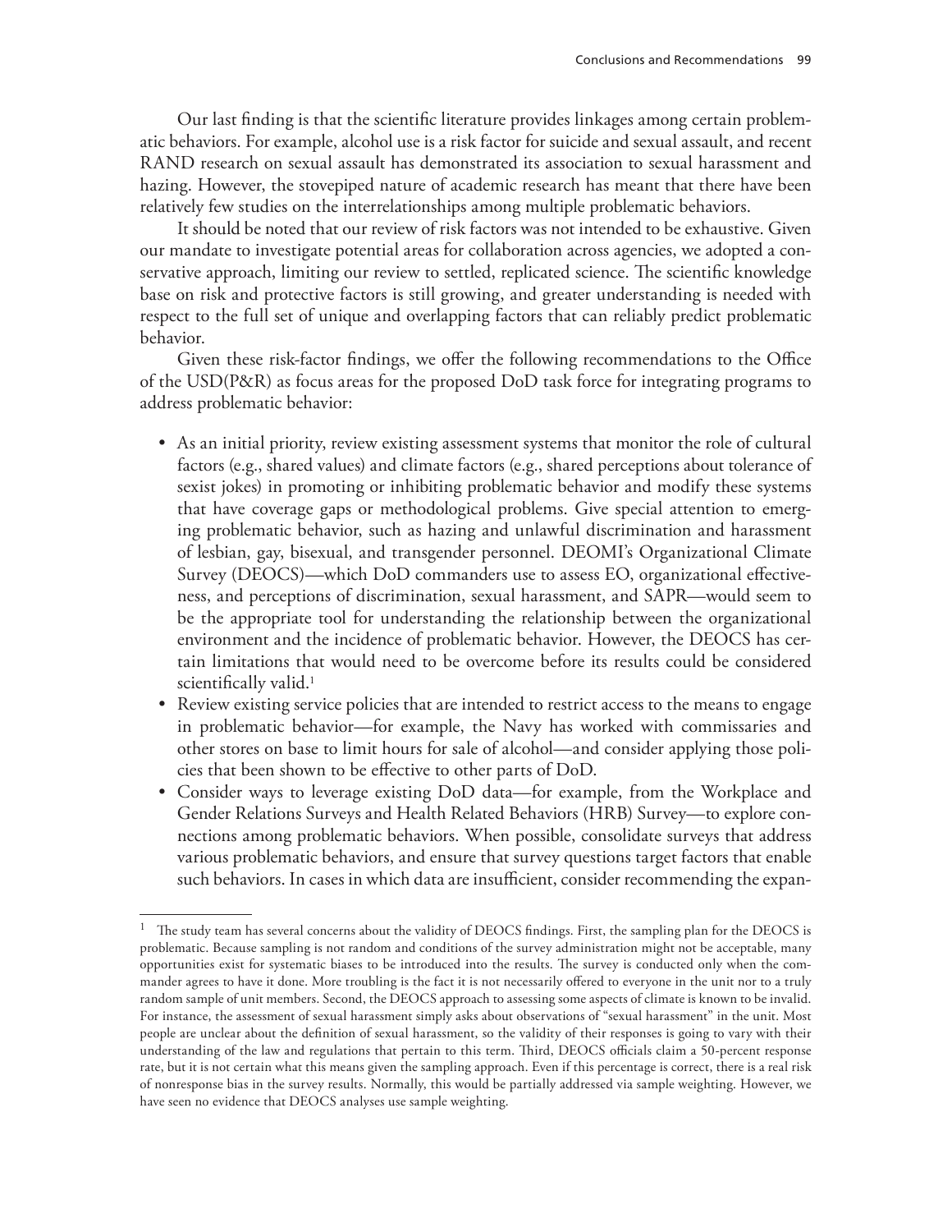Our last finding is that the scientific literature provides linkages among certain problematic behaviors. For example, alcohol use is a risk factor for suicide and sexual assault, and recent RAND research on sexual assault has demonstrated its association to sexual harassment and hazing. However, the stovepiped nature of academic research has meant that there have been relatively few studies on the interrelationships among multiple problematic behaviors.

It should be noted that our review of risk factors was not intended to be exhaustive. Given our mandate to investigate potential areas for collaboration across agencies, we adopted a conservative approach, limiting our review to settled, replicated science. The scientific knowledge base on risk and protective factors is still growing, and greater understanding is needed with respect to the full set of unique and overlapping factors that can reliably predict problematic behavior.

Given these risk-factor findings, we offer the following recommendations to the Office of the USD(P&R) as focus areas for the proposed DoD task force for integrating programs to address problematic behavior:

- As an initial priority, review existing assessment systems that monitor the role of cultural factors (e.g., shared values) and climate factors (e.g., shared perceptions about tolerance of sexist jokes) in promoting or inhibiting problematic behavior and modify these systems that have coverage gaps or methodological problems. Give special attention to emerging problematic behavior, such as hazing and unlawful discrimination and harassment of lesbian, gay, bisexual, and transgender personnel. DEOMI's Organizational Climate Survey (DEOCS)—which DoD commanders use to assess EO, organizational effectiveness, and perceptions of discrimination, sexual harassment, and SAPR—would seem to be the appropriate tool for understanding the relationship between the organizational environment and the incidence of problematic behavior. However, the DEOCS has certain limitations that would need to be overcome before its results could be considered scientifically valid.[1]
- Review existing service policies that are intended to restrict access to the means to engage in problematic behavior—for example, the Navy has worked with commissaries and other stores on base to limit hours for sale of alcohol—and consider applying those policies that been shown to be effective to other parts of DoD.
- Consider ways to leverage existing DoD data—for example, from the Workplace and Gender Relations Surveys and Health Related Behaviors (HRB) Survey—to explore connections among problematic behaviors. When possible, consolidate surveys that address various problematic behaviors, and ensure that survey questions target factors that enable such behaviors. In cases in which data are insufficient, consider recommending the expan-

---

[1] The study team has several concerns about the validity of DEOCS findings. First, the sampling plan for the DEOCS is problematic. Because sampling is not random and conditions of the survey administration might not be acceptable, many opportunities exist for systematic biases to be introduced into the results. The survey is conducted only when the commander agrees to have it done. More troubling is the fact it is not necessarily offered to everyone in the unit nor to a truly random sample of unit members. Second, the DEOCS approach to assessing some aspects of climate is known to be invalid. For instance, the assessment of sexual harassment simply asks about observations of "sexual harassment" in the unit. Most people are unclear about the definition of sexual harassment, so the validity of their responses is going to vary with their understanding of the law and regulations that pertain to this term. Third, DEOCS officials claim a 50-percent response rate, but it is not certain what this means given the sampling approach. Even if this percentage is correct, there is a real risk of nonresponse bias in the survey results. Normally, this would be partially addressed via sample weighting. However, we have seen no evidence that DEOCS analyses use sample weighting.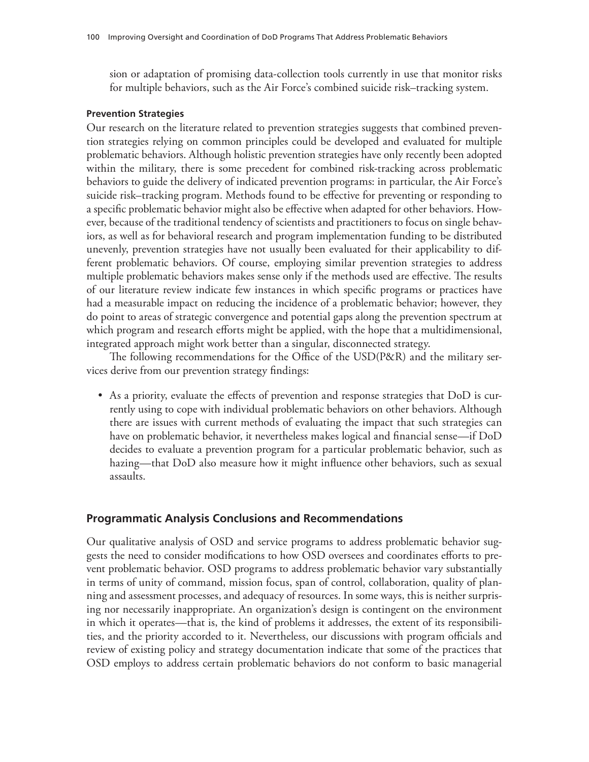sion or adaptation of promising data-collection tools currently in use that monitor risks for multiple behaviors, such as the Air Force's combined suicide risk–tracking system.

#### Prevention Strategies

Our research on the literature related to prevention strategies suggests that combined prevention strategies relying on common principles could be developed and evaluated for multiple problematic behaviors. Although holistic prevention strategies have only recently been adopted within the military, there is some precedent for combined risk-tracking across problematic behaviors to guide the delivery of indicated prevention programs: in particular, the Air Force's suicide risk–tracking program. Methods found to be effective for preventing or responding to a specific problematic behavior might also be effective when adapted for other behaviors. However, because of the traditional tendency of scientists and practitioners to focus on single behaviors, as well as for behavioral research and program implementation funding to be distributed unevenly, prevention strategies have not usually been evaluated for their applicability to different problematic behaviors. Of course, employing similar prevention strategies to address multiple problematic behaviors makes sense only if the methods used are effective. The results of our literature review indicate few instances in which specific programs or practices have had a measurable impact on reducing the incidence of a problematic behavior; however, they do point to areas of strategic convergence and potential gaps along the prevention spectrum at which program and research efforts might be applied, with the hope that a multidimensional, integrated approach might work better than a singular, disconnected strategy.

The following recommendations for the Office of the USD(P&R) and the military services derive from our prevention strategy findings:

- As a priority, evaluate the effects of prevention and response strategies that DoD is currently using to cope with individual problematic behaviors on other behaviors. Although there are issues with current methods of evaluating the impact that such strategies can have on problematic behavior, it nevertheless makes logical and financial sense—if DoD decides to evaluate a prevention program for a particular problematic behavior, such as hazing—that DoD also measure how it might influence other behaviors, such as sexual assaults.

## Programmatic Analysis Conclusions and Recommendations

Our qualitative analysis of OSD and service programs to address problematic behavior suggests the need to consider modifications to how OSD oversees and coordinates efforts to prevent problematic behavior. OSD programs to address problematic behavior vary substantially in terms of unity of command, mission focus, span of control, collaboration, quality of planning and assessment processes, and adequacy of resources. In some ways, this is neither surprising nor necessarily inappropriate. An organization's design is contingent on the environment in which it operates—that is, the kind of problems it addresses, the extent of its responsibilities, and the priority accorded to it. Nevertheless, our discussions with program officials and review of existing policy and strategy documentation indicate that some of the practices that OSD employs to address certain problematic behaviors do not conform to basic managerial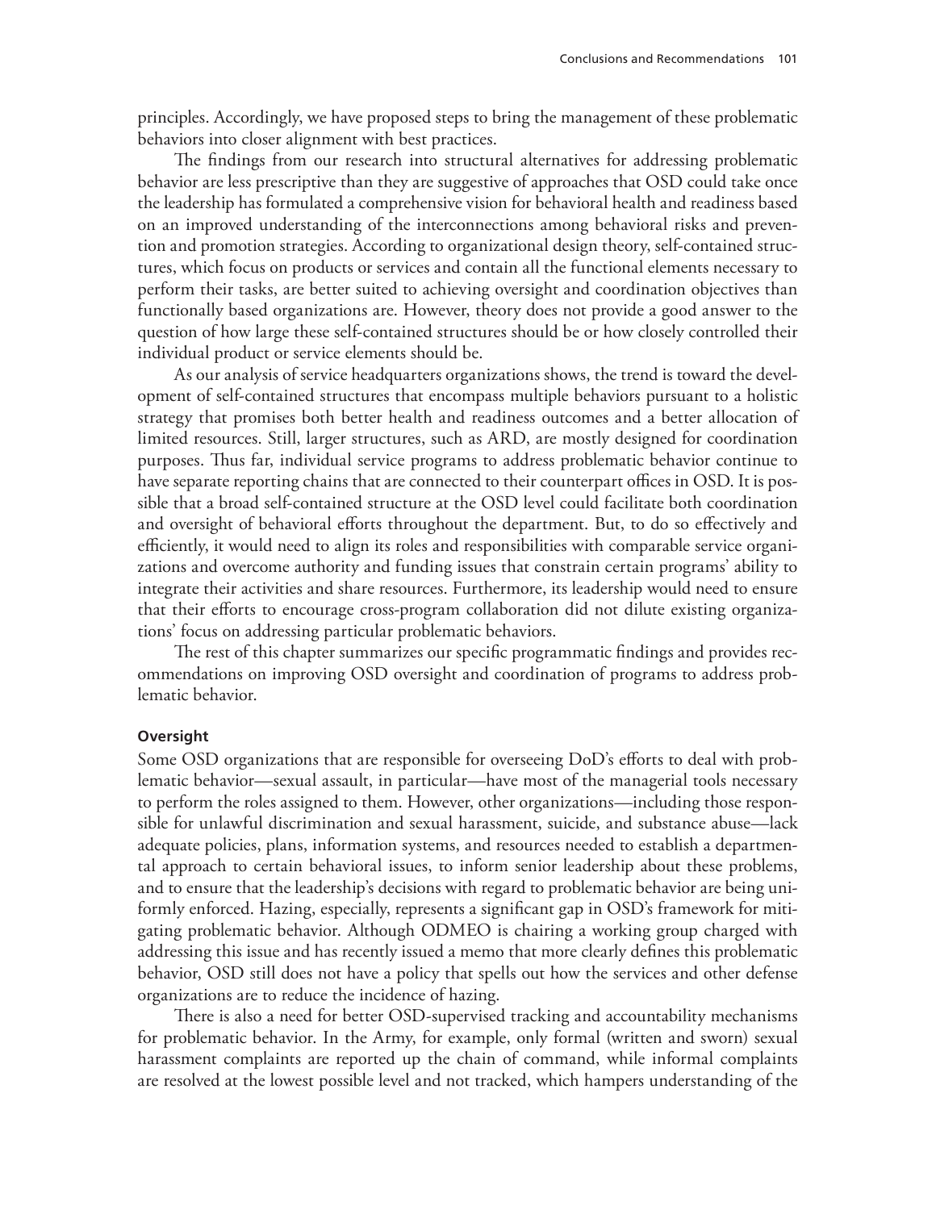principles. Accordingly, we have proposed steps to bring the management of these problematic behaviors into closer alignment with best practices.

The findings from our research into structural alternatives for addressing problematic behavior are less prescriptive than they are suggestive of approaches that OSD could take once the leadership has formulated a comprehensive vision for behavioral health and readiness based on an improved understanding of the interconnections among behavioral risks and prevention and promotion strategies. According to organizational design theory, self-contained structures, which focus on products or services and contain all the functional elements necessary to perform their tasks, are better suited to achieving oversight and coordination objectives than functionally based organizations are. However, theory does not provide a good answer to the question of how large these self-contained structures should be or how closely controlled their individual product or service elements should be.

As our analysis of service headquarters organizations shows, the trend is toward the development of self-contained structures that encompass multiple behaviors pursuant to a holistic strategy that promises both better health and readiness outcomes and a better allocation of limited resources. Still, larger structures, such as ARD, are mostly designed for coordination purposes. Thus far, individual service programs to address problematic behavior continue to have separate reporting chains that are connected to their counterpart offices in OSD. It is possible that a broad self-contained structure at the OSD level could facilitate both coordination and oversight of behavioral efforts throughout the department. But, to do so effectively and efficiently, it would need to align its roles and responsibilities with comparable service organizations and overcome authority and funding issues that constrain certain programs' ability to integrate their activities and share resources. Furthermore, its leadership would need to ensure that their efforts to encourage cross-program collaboration did not dilute existing organizations' focus on addressing particular problematic behaviors.

The rest of this chapter summarizes our specific programmatic findings and provides recommendations on improving OSD oversight and coordination of programs to address problematic behavior.

#### Oversight

Some OSD organizations that are responsible for overseeing DoD's efforts to deal with problematic behavior—sexual assault, in particular—have most of the managerial tools necessary to perform the roles assigned to them. However, other organizations—including those responsible for unlawful discrimination and sexual harassment, suicide, and substance abuse—lack adequate policies, plans, information systems, and resources needed to establish a departmental approach to certain behavioral issues, to inform senior leadership about these problems, and to ensure that the leadership's decisions with regard to problematic behavior are being uniformly enforced. Hazing, especially, represents a significant gap in OSD's framework for mitigating problematic behavior. Although ODMEO is chairing a working group charged with addressing this issue and has recently issued a memo that more clearly defines this problematic behavior, OSD still does not have a policy that spells out how the services and other defense organizations are to reduce the incidence of hazing.

There is also a need for better OSD-supervised tracking and accountability mechanisms for problematic behavior. In the Army, for example, only formal (written and sworn) sexual harassment complaints are reported up the chain of command, while informal complaints are resolved at the lowest possible level and not tracked, which hampers understanding of the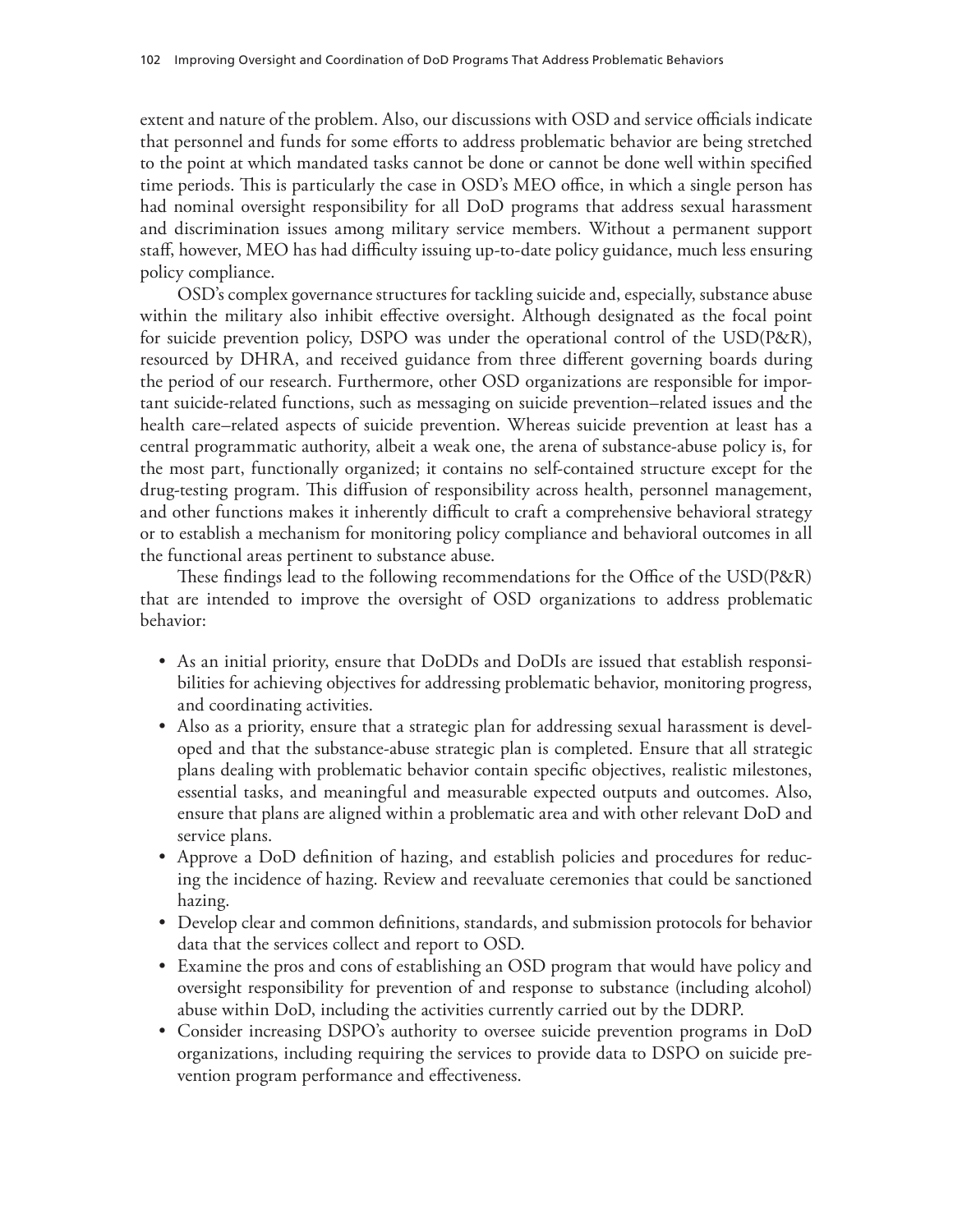extent and nature of the problem. Also, our discussions with OSD and service officials indicate that personnel and funds for some efforts to address problematic behavior are being stretched to the point at which mandated tasks cannot be done or cannot be done well within specified time periods. This is particularly the case in OSD's MEO office, in which a single person has had nominal oversight responsibility for all DoD programs that address sexual harassment and discrimination issues among military service members. Without a permanent support staff, however, MEO has had difficulty issuing up-to-date policy guidance, much less ensuring policy compliance.

OSD's complex governance structures for tackling suicide and, especially, substance abuse within the military also inhibit effective oversight. Although designated as the focal point for suicide prevention policy, DSPO was under the operational control of the USD(P&R), resourced by DHRA, and received guidance from three different governing boards during the period of our research. Furthermore, other OSD organizations are responsible for important suicide-related functions, such as messaging on suicide prevention–related issues and the health care–related aspects of suicide prevention. Whereas suicide prevention at least has a central programmatic authority, albeit a weak one, the arena of substance-abuse policy is, for the most part, functionally organized; it contains no self-contained structure except for the drug-testing program. This diffusion of responsibility across health, personnel management, and other functions makes it inherently difficult to craft a comprehensive behavioral strategy or to establish a mechanism for monitoring policy compliance and behavioral outcomes in all the functional areas pertinent to substance abuse.

These findings lead to the following recommendations for the Office of the USD(P&R) that are intended to improve the oversight of OSD organizations to address problematic behavior:

- As an initial priority, ensure that DoDDs and DoDIs are issued that establish responsibilities for achieving objectives for addressing problematic behavior, monitoring progress, and coordinating activities.
- Also as a priority, ensure that a strategic plan for addressing sexual harassment is developed and that the substance-abuse strategic plan is completed. Ensure that all strategic plans dealing with problematic behavior contain specific objectives, realistic milestones, essential tasks, and meaningful and measurable expected outputs and outcomes. Also, ensure that plans are aligned within a problematic area and with other relevant DoD and service plans.
- Approve a DoD definition of hazing, and establish policies and procedures for reducing the incidence of hazing. Review and reevaluate ceremonies that could be sanctioned hazing.
- Develop clear and common definitions, standards, and submission protocols for behavior data that the services collect and report to OSD.
- Examine the pros and cons of establishing an OSD program that would have policy and oversight responsibility for prevention of and response to substance (including alcohol) abuse within DoD, including the activities currently carried out by the DDRP.
- Consider increasing DSPO's authority to oversee suicide prevention programs in DoD organizations, including requiring the services to provide data to DSPO on suicide prevention program performance and effectiveness.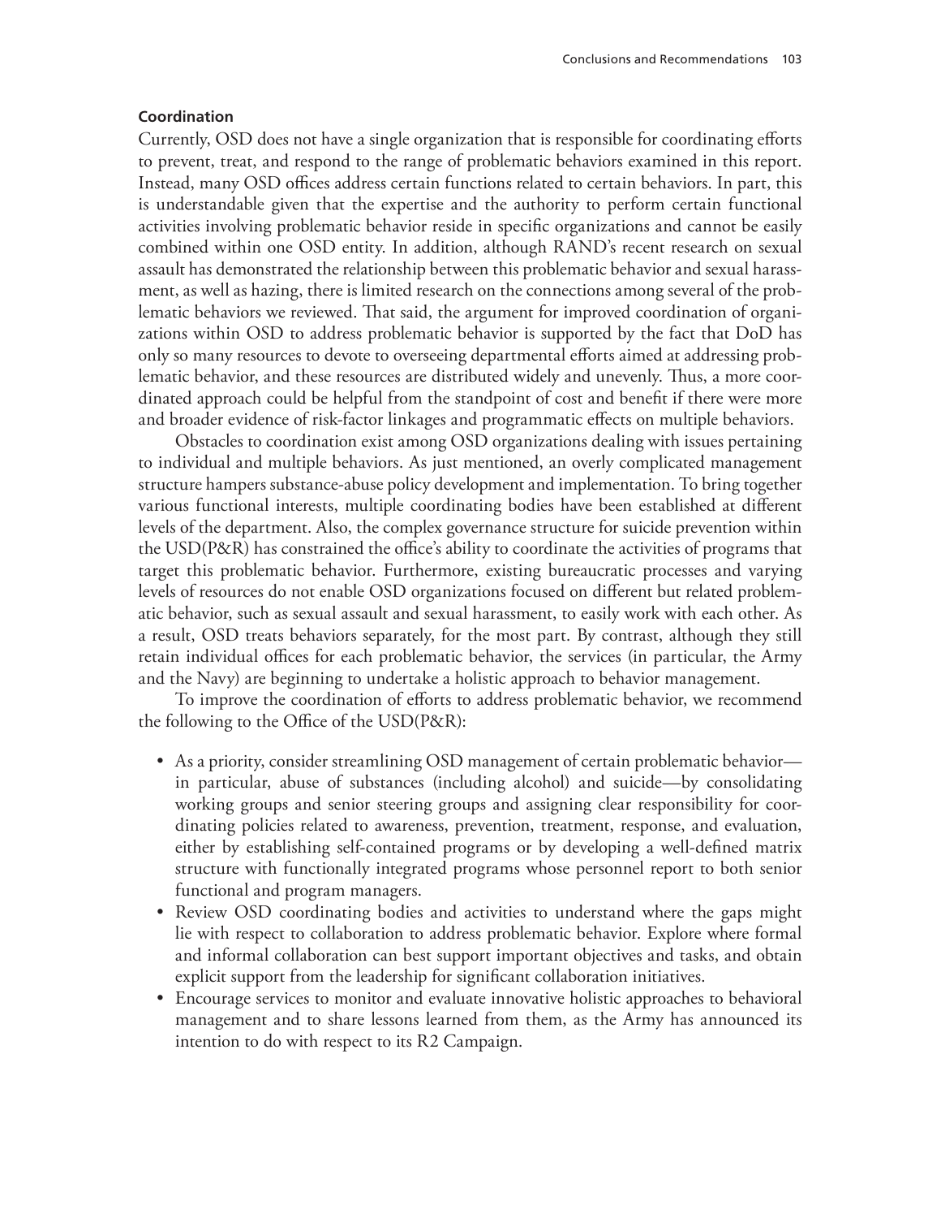### Coordination

Currently, OSD does not have a single organization that is responsible for coordinating efforts to prevent, treat, and respond to the range of problematic behaviors examined in this report. Instead, many OSD offices address certain functions related to certain behaviors. In part, this is understandable given that the expertise and the authority to perform certain functional activities involving problematic behavior reside in specific organizations and cannot be easily combined within one OSD entity. In addition, although RAND's recent research on sexual assault has demonstrated the relationship between this problematic behavior and sexual harassment, as well as hazing, there is limited research on the connections among several of the problematic behaviors we reviewed. That said, the argument for improved coordination of organizations within OSD to address problematic behavior is supported by the fact that DoD has only so many resources to devote to overseeing departmental efforts aimed at addressing problematic behavior, and these resources are distributed widely and unevenly. Thus, a more coordinated approach could be helpful from the standpoint of cost and benefit if there were more and broader evidence of risk-factor linkages and programmatic effects on multiple behaviors.

Obstacles to coordination exist among OSD organizations dealing with issues pertaining to individual and multiple behaviors. As just mentioned, an overly complicated management structure hampers substance-abuse policy development and implementation. To bring together various functional interests, multiple coordinating bodies have been established at different levels of the department. Also, the complex governance structure for suicide prevention within the USD(P&R) has constrained the office's ability to coordinate the activities of programs that target this problematic behavior. Furthermore, existing bureaucratic processes and varying levels of resources do not enable OSD organizations focused on different but related problematic behavior, such as sexual assault and sexual harassment, to easily work with each other. As a result, OSD treats behaviors separately, for the most part. By contrast, although they still retain individual offices for each problematic behavior, the services (in particular, the Army and the Navy) are beginning to undertake a holistic approach to behavior management.

To improve the coordination of efforts to address problematic behavior, we recommend the following to the Office of the USD(P&R):

- As a priority, consider streamlining OSD management of certain problematic behavior—in particular, abuse of substances (including alcohol) and suicide—by consolidating working groups and senior steering groups and assigning clear responsibility for coordinating policies related to awareness, prevention, treatment, response, and evaluation, either by establishing self-contained programs or by developing a well-defined matrix structure with functionally integrated programs whose personnel report to both senior functional and program managers.
- Review OSD coordinating bodies and activities to understand where the gaps might lie with respect to collaboration to address problematic behavior. Explore where formal and informal collaboration can best support important objectives and tasks, and obtain explicit support from the leadership for significant collaboration initiatives.
- Encourage services to monitor and evaluate innovative holistic approaches to behavioral management and to share lessons learned from them, as the Army has announced its intention to do with respect to its R2 Campaign.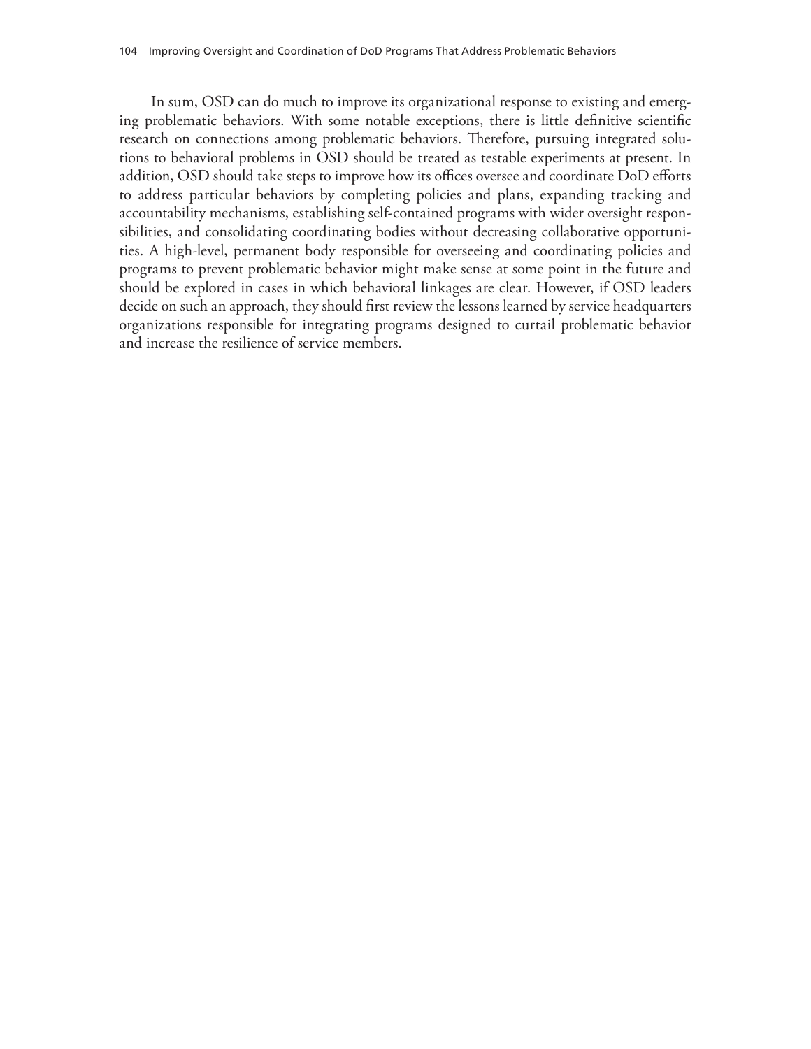In sum, OSD can do much to improve its organizational response to existing and emerging problematic behaviors. With some notable exceptions, there is little definitive scientific research on connections among problematic behaviors. Therefore, pursuing integrated solutions to behavioral problems in OSD should be treated as testable experiments at present. In addition, OSD should take steps to improve how its offices oversee and coordinate DoD efforts to address particular behaviors by completing policies and plans, expanding tracking and accountability mechanisms, establishing self-contained programs with wider oversight responsibilities, and consolidating coordinating bodies without decreasing collaborative opportunities. A high-level, permanent body responsible for overseeing and coordinating policies and programs to prevent problematic behavior might make sense at some point in the future and should be explored in cases in which behavioral linkages are clear. However, if OSD leaders decide on such an approach, they should first review the lessons learned by service headquarters organizations responsible for integrating programs designed to curtail problematic behavior and increase the resilience of service members.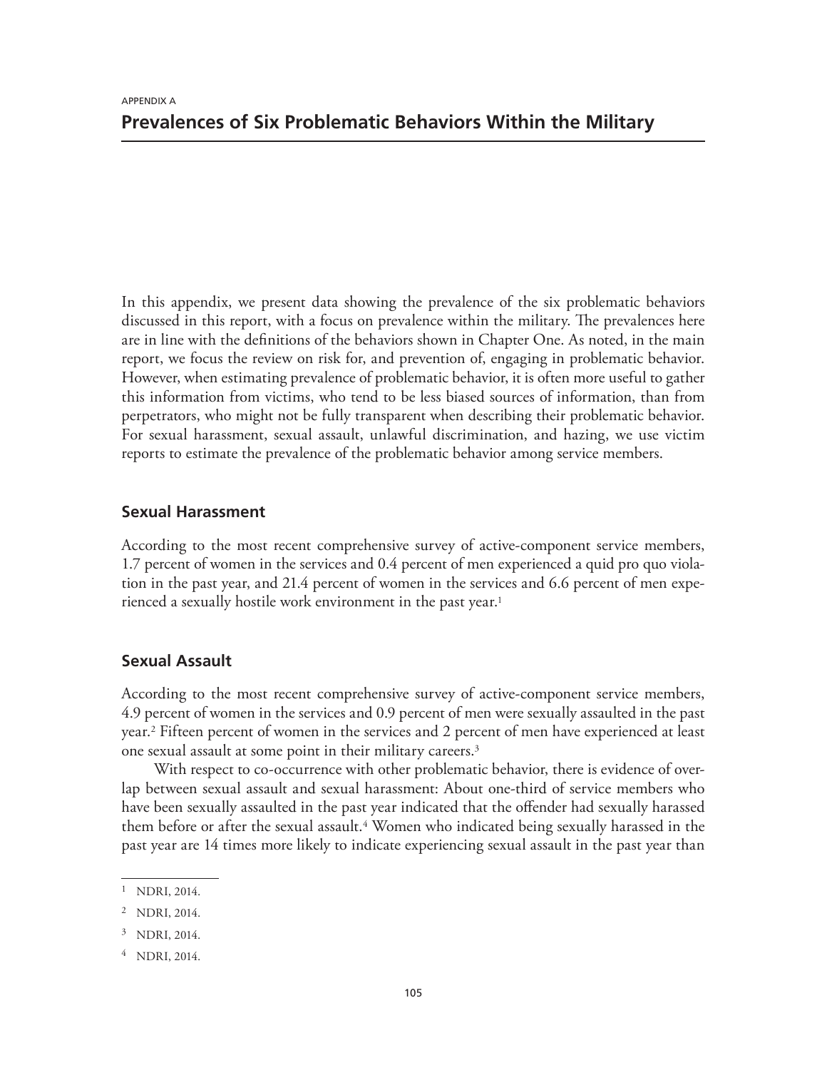APPENDIX A

# Prevalences of Six Problematic Behaviors Within the Military

In this appendix, we present data showing the prevalence of the six problematic behaviors discussed in this report, with a focus on prevalence within the military. The prevalences here are in line with the definitions of the behaviors shown in Chapter One. As noted, in the main report, we focus the review on risk for, and prevention of, engaging in problematic behavior. However, when estimating prevalence of problematic behavior, it is often more useful to gather this information from victims, who tend to be less biased sources of information, than from perpetrators, who might not be fully transparent when describing their problematic behavior. For sexual harassment, sexual assault, unlawful discrimination, and hazing, we use victim reports to estimate the prevalence of the problematic behavior among service members.

## Sexual Harassment

According to the most recent comprehensive survey of active-component service members, 1.7 percent of women in the services and 0.4 percent of men experienced a quid pro quo violation in the past year, and 21.4 percent of women in the services and 6.6 percent of men experienced a sexually hostile work environment in the past year.[1]

## Sexual Assault

According to the most recent comprehensive survey of active-component service members, 4.9 percent of women in the services and 0.9 percent of men were sexually assaulted in the past year.[2] Fifteen percent of women in the services and 2 percent of men have experienced at least one sexual assault at some point in their military careers.[3]

With respect to co-occurrence with other problematic behavior, there is evidence of overlap between sexual assault and sexual harassment: About one-third of service members who have been sexually assaulted in the past year indicated that the offender had sexually harassed them before or after the sexual assault.[4] Women who indicated being sexually harassed in the past year are 14 times more likely to indicate experiencing sexual assault in the past year than

---

[1] NDRI, 2014.

[2] NDRI, 2014.

[3] NDRI, 2014.

[4] NDRI, 2014.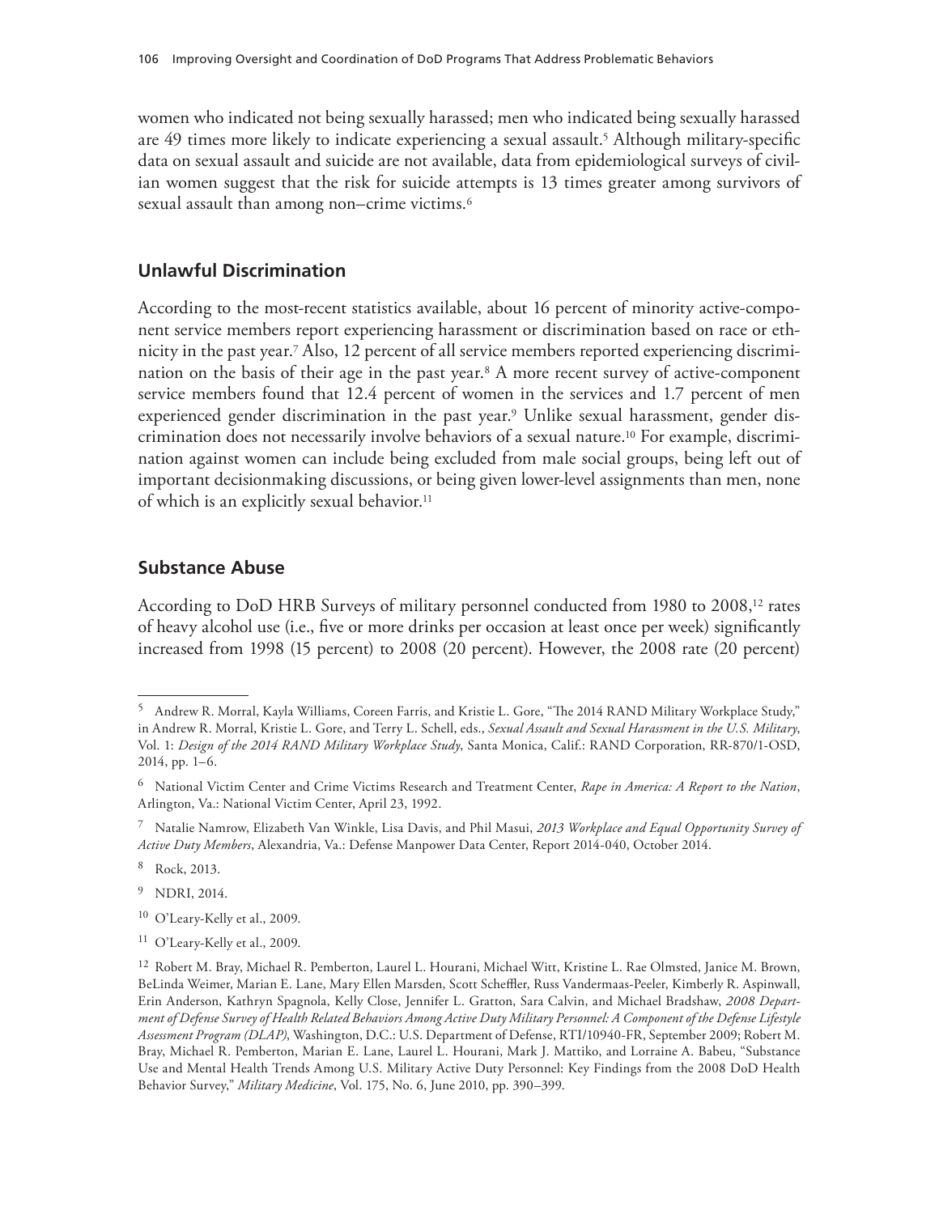women who indicated not being sexually harassed; men who indicated being sexually harassed are 49 times more likely to indicate experiencing a sexual assault.[5] Although military-specific data on sexual assault and suicide are not available, data from epidemiological surveys of civilian women suggest that the risk for suicide attempts is 13 times greater among survivors of sexual assault than among non–crime victims.[6]

## Unlawful Discrimination

According to the most-recent statistics available, about 16 percent of minority active-component service members report experiencing harassment or discrimination based on race or ethnicity in the past year.[7] Also, 12 percent of all service members reported experiencing discrimination on the basis of their age in the past year.[8] A more recent survey of active-component service members found that 12.4 percent of women in the services and 1.7 percent of men experienced gender discrimination in the past year.[9] Unlike sexual harassment, gender discrimination does not necessarily involve behaviors of a sexual nature.[10] For example, discrimination against women can include being excluded from male social groups, being left out of important decisionmaking discussions, or being given lower-level assignments than men, none of which is an explicitly sexual behavior.[11]

## Substance Abuse

According to DoD HRB Surveys of military personnel conducted from 1980 to 2008,[12] rates of heavy alcohol use (i.e., five or more drinks per occasion at least once per week) significantly increased from 1998 (15 percent) to 2008 (20 percent). However, the 2008 rate (20 percent)

---

[5] Andrew R. Morral, Kayla Williams, Coreen Farris, and Kristie L. Gore, "The 2014 RAND Military Workplace Study," in Andrew R. Morral, Kristie L. Gore, and Terry L. Schell, eds., *Sexual Assault and Sexual Harassment in the U.S. Military*, Vol. 1: *Design of the 2014 RAND Military Workplace Study*, Santa Monica, Calif.: RAND Corporation, RR-870/1-OSD, 2014, pp. 1–6.

[6] National Victim Center and Crime Victims Research and Treatment Center, *Rape in America: A Report to the Nation*, Arlington, Va.: National Victim Center, April 23, 1992.

[7] Natalie Namrow, Elizabeth Van Winkle, Lisa Davis, and Phil Masui, *2013 Workplace and Equal Opportunity Survey of Active Duty Members*, Alexandria, Va.: Defense Manpower Data Center, Report 2014-040, October 2014.

[8] Rock, 2013.

[9] NDRI, 2014.

[10] O'Leary-Kelly et al., 2009.

[11] O'Leary-Kelly et al., 2009.

[12] Robert M. Bray, Michael R. Pemberton, Laurel L. Hourani, Michael Witt, Kristine L. Rae Olmsted, Janice M. Brown, BeLinda Weimer, Marian E. Lane, Mary Ellen Marsden, Scott Scheffler, Russ Vandermaas-Peeler, Kimberly R. Aspinwall, Erin Anderson, Kathryn Spagnola, Kelly Close, Jennifer L. Gratton, Sara Calvin, and Michael Bradshaw, *2008 Department of Defense Survey of Health Related Behaviors Among Active Duty Military Personnel: A Component of the Defense Lifestyle Assessment Program (DLAP)*, Washington, D.C.: U.S. Department of Defense, RTI/10940-FR, September 2009; Robert M. Bray, Michael R. Pemberton, Marian E. Lane, Laurel L. Hourani, Mark J. Mattiko, and Lorraine A. Babeu, "Substance Use and Mental Health Trends Among U.S. Military Active Duty Personnel: Key Findings from the 2008 DoD Health Behavior Survey," *Military Medicine*, Vol. 175, No. 6, June 2010, pp. 390–399.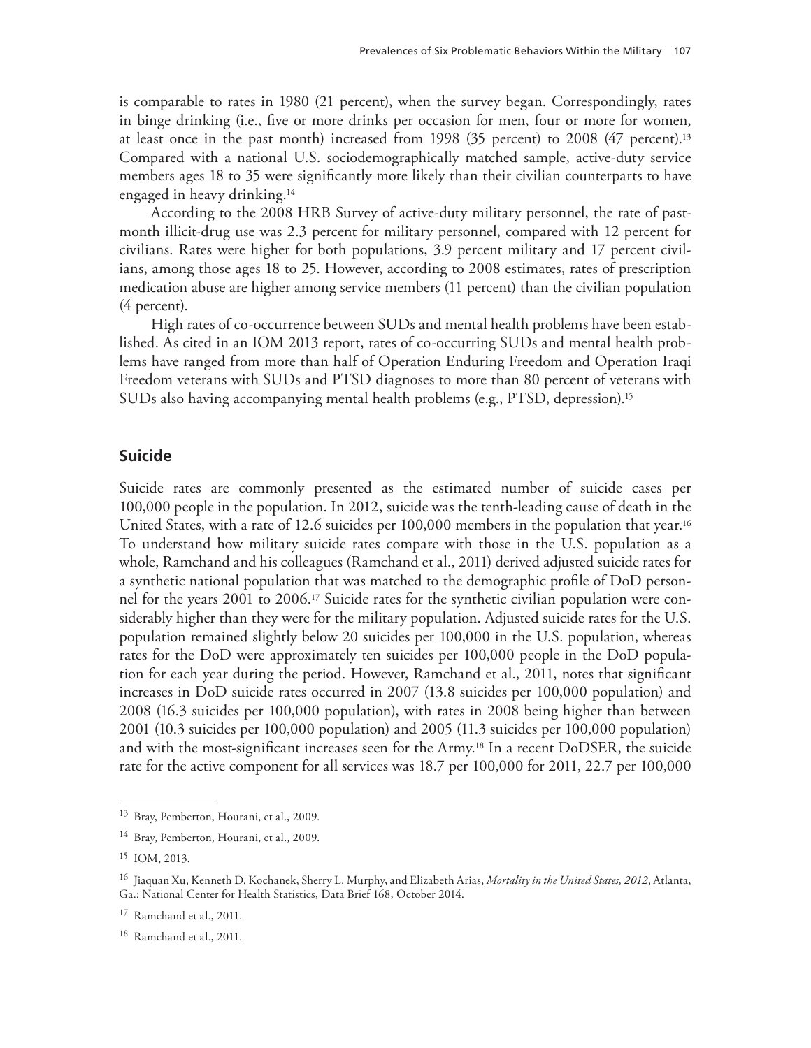is comparable to rates in 1980 (21 percent), when the survey began. Correspondingly, rates in binge drinking (i.e., five or more drinks per occasion for men, four or more for women, at least once in the past month) increased from 1998 (35 percent) to 2008 (47 percent).[13] Compared with a national U.S. sociodemographically matched sample, active-duty service members ages 18 to 35 were significantly more likely than their civilian counterparts to have engaged in heavy drinking.[14]

According to the 2008 HRB Survey of active-duty military personnel, the rate of past-month illicit-drug use was 2.3 percent for military personnel, compared with 12 percent for civilians. Rates were higher for both populations, 3.9 percent military and 17 percent civilians, among those ages 18 to 25. However, according to 2008 estimates, rates of prescription medication abuse are higher among service members (11 percent) than the civilian population (4 percent).

High rates of co-occurrence between SUDs and mental health problems have been established. As cited in an IOM 2013 report, rates of co-occurring SUDs and mental health problems have ranged from more than half of Operation Enduring Freedom and Operation Iraqi Freedom veterans with SUDs and PTSD diagnoses to more than 80 percent of veterans with SUDs also having accompanying mental health problems (e.g., PTSD, depression).[15]

## Suicide

Suicide rates are commonly presented as the estimated number of suicide cases per 100,000 people in the population. In 2012, suicide was the tenth-leading cause of death in the United States, with a rate of 12.6 suicides per 100,000 members in the population that year.[16] To understand how military suicide rates compare with those in the U.S. population as a whole, Ramchand and his colleagues (Ramchand et al., 2011) derived adjusted suicide rates for a synthetic national population that was matched to the demographic profile of DoD personnel for the years 2001 to 2006.[17] Suicide rates for the synthetic civilian population were considerably higher than they were for the military population. Adjusted suicide rates for the U.S. population remained slightly below 20 suicides per 100,000 in the U.S. population, whereas rates for the DoD were approximately ten suicides per 100,000 people in the DoD population for each year during the period. However, Ramchand et al., 2011, notes that significant increases in DoD suicide rates occurred in 2007 (13.8 suicides per 100,000 population) and 2008 (16.3 suicides per 100,000 population), with rates in 2008 being higher than between 2001 (10.3 suicides per 100,000 population) and 2005 (11.3 suicides per 100,000 population) and with the most-significant increases seen for the Army.[18] In a recent DoDSER, the suicide rate for the active component for all services was 18.7 per 100,000 for 2011, 22.7 per 100,000

---

[13] Bray, Pemberton, Hourani, et al., 2009.

[14] Bray, Pemberton, Hourani, et al., 2009.

[15] IOM, 2013.

[16] Jiaquan Xu, Kenneth D. Kochanek, Sherry L. Murphy, and Elizabeth Arias, *Mortality in the United States, 2012*, Atlanta, Ga.: National Center for Health Statistics, Data Brief 168, October 2014.

[17] Ramchand et al., 2011.

[18] Ramchand et al., 2011.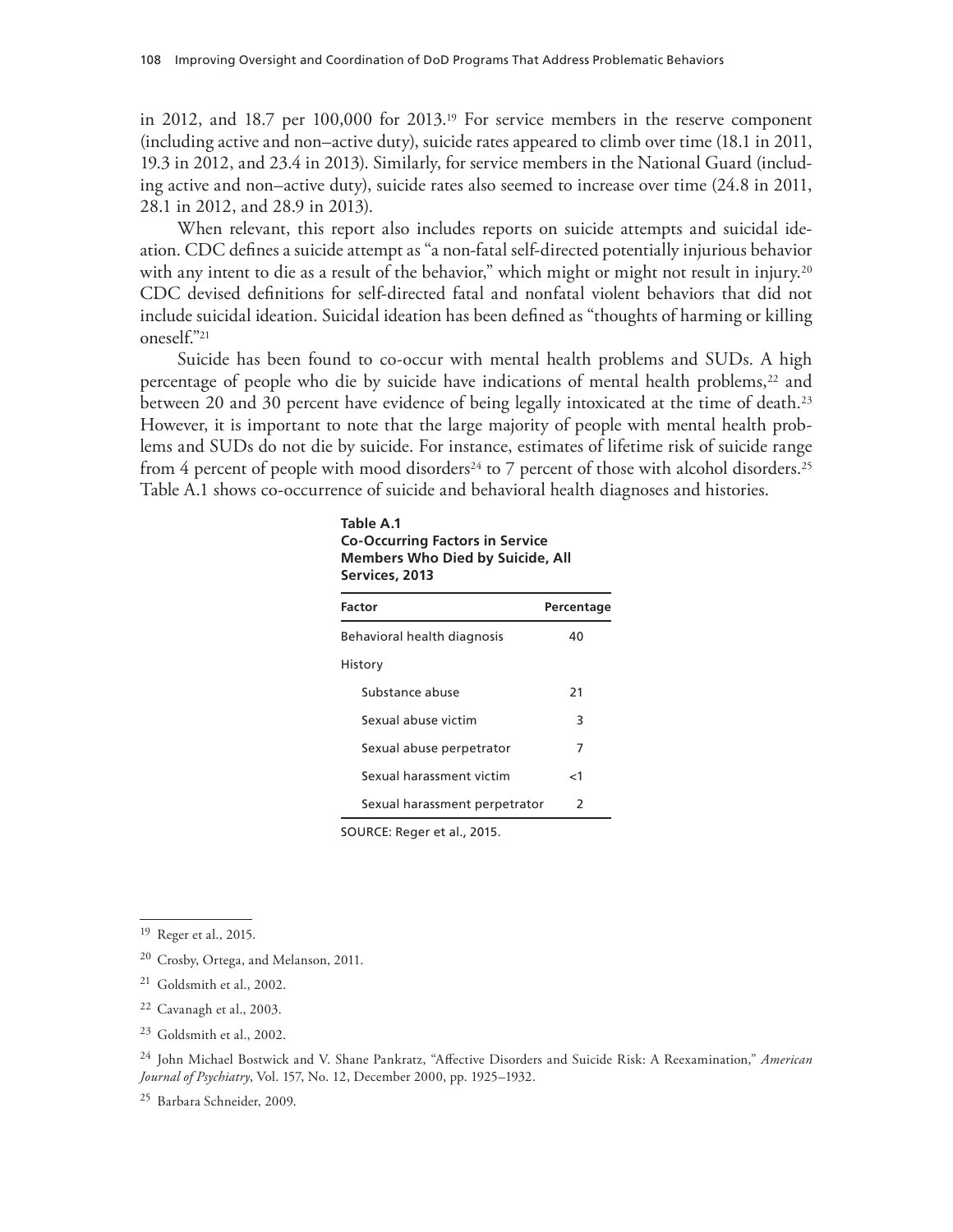in 2012, and 18.7 per 100,000 for 2013.[19] For service members in the reserve component (including active and non–active duty), suicide rates appeared to climb over time (18.1 in 2011, 19.3 in 2012, and 23.4 in 2013). Similarly, for service members in the National Guard (including active and non–active duty), suicide rates also seemed to increase over time (24.8 in 2011, 28.1 in 2012, and 28.9 in 2013).

When relevant, this report also includes reports on suicide attempts and suicidal ideation. CDC defines a suicide attempt as "a non-fatal self-directed potentially injurious behavior with any intent to die as a result of the behavior," which might or might not result in injury.[20] CDC devised definitions for self-directed fatal and nonfatal violent behaviors that did not include suicidal ideation. Suicidal ideation has been defined as "thoughts of harming or killing oneself."[21]

Suicide has been found to co-occur with mental health problems and SUDs. A high percentage of people who die by suicide have indications of mental health problems,[22] and between 20 and 30 percent have evidence of being legally intoxicated at the time of death.[23] However, it is important to note that the large majority of people with mental health problems and SUDs do not die by suicide. For instance, estimates of lifetime risk of suicide range from 4 percent of people with mood disorders[24] to 7 percent of those with alcohol disorders.[25] Table A.1 shows co-occurrence of suicide and behavioral health diagnoses and histories.

**Table A.1**
**Co-Occurring Factors in Service Members Who Died by Suicide, All Services, 2013**

| Factor | Percentage |
|---|---|
| Behavioral health diagnosis | 40 |
| History | |
| Substance abuse | 21 |
| Sexual abuse victim | 3 |
| Sexual abuse perpetrator | 7 |
| Sexual harassment victim | <1 |
| Sexual harassment perpetrator | 2 |

SOURCE: Reger et al., 2015.

---

[19] Reger et al., 2015.

[20] Crosby, Ortega, and Melanson, 2011.

[21] Goldsmith et al., 2002.

[22] Cavanagh et al., 2003.

[23] Goldsmith et al., 2002.

[24] John Michael Bostwick and V. Shane Pankratz, "Affective Disorders and Suicide Risk: A Reexamination," *American Journal of Psychiatry*, Vol. 157, No. 12, December 2000, pp. 1925–1932.

[25] Barbara Schneider, 2009.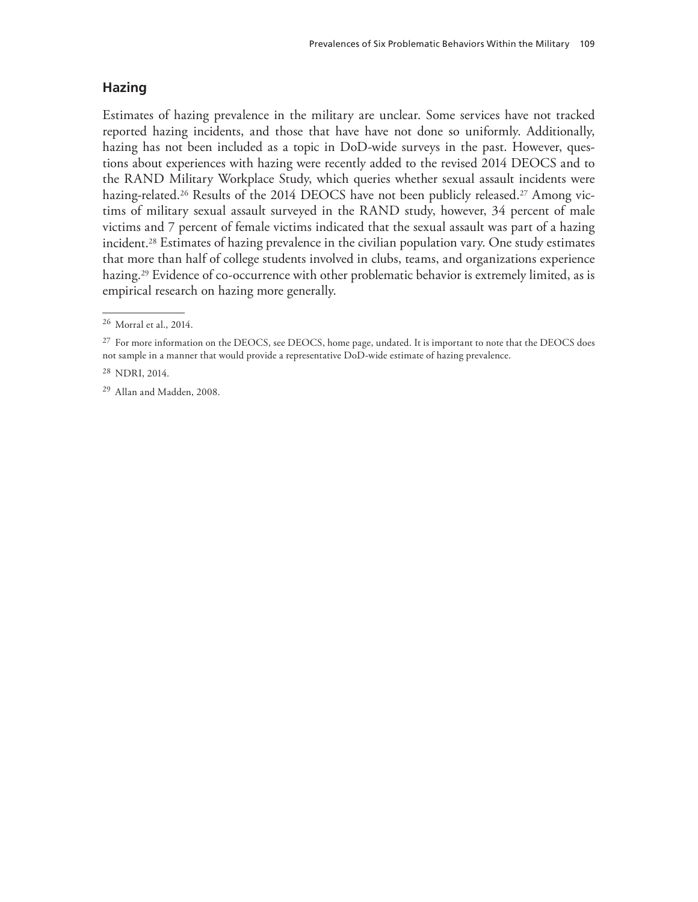## Hazing

Estimates of hazing prevalence in the military are unclear. Some services have not tracked reported hazing incidents, and those that have have not done so uniformly. Additionally, hazing has not been included as a topic in DoD-wide surveys in the past. However, questions about experiences with hazing were recently added to the revised 2014 DEOCS and to the RAND Military Workplace Study, which queries whether sexual assault incidents were hazing-related.[26] Results of the 2014 DEOCS have not been publicly released.[27] Among victims of military sexual assault surveyed in the RAND study, however, 34 percent of male victims and 7 percent of female victims indicated that the sexual assault was part of a hazing incident.[28] Estimates of hazing prevalence in the civilian population vary. One study estimates that more than half of college students involved in clubs, teams, and organizations experience hazing.[29] Evidence of co-occurrence with other problematic behavior is extremely limited, as is empirical research on hazing more generally.

---

[26] Morral et al., 2014.

[27] For more information on the DEOCS, see DEOCS, home page, undated. It is important to note that the DEOCS does not sample in a manner that would provide a representative DoD-wide estimate of hazing prevalence.

[28] NDRI, 2014.

[29] Allan and Madden, 2008.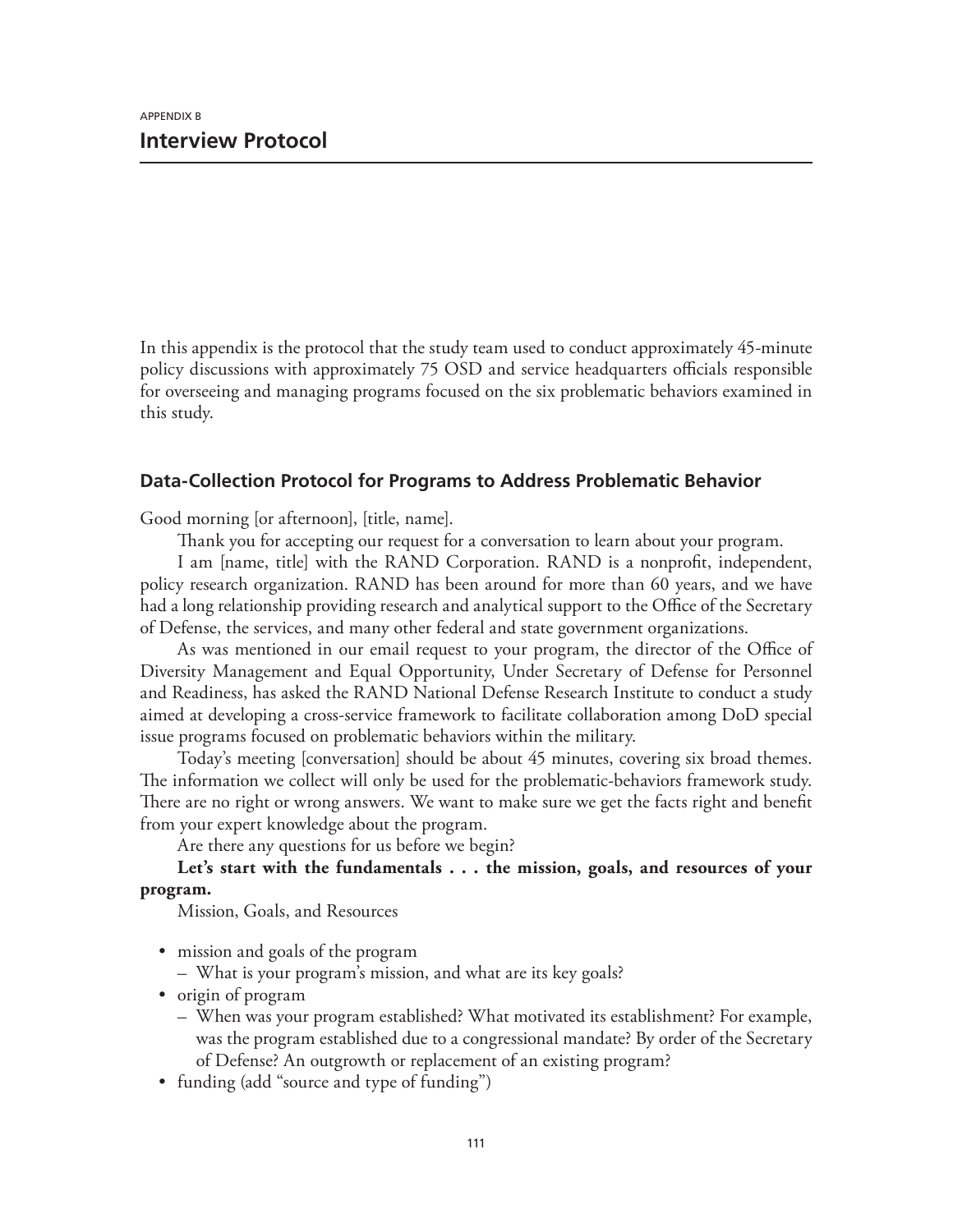APPENDIX B

# Interview Protocol

In this appendix is the protocol that the study team used to conduct approximately 45-minute policy discussions with approximately 75 OSD and service headquarters officials responsible for overseeing and managing programs focused on the six problematic behaviors examined in this study.

## Data-Collection Protocol for Programs to Address Problematic Behavior

Good morning [or afternoon], [title, name].

Thank you for accepting our request for a conversation to learn about your program.

I am [name, title] with the RAND Corporation. RAND is a nonprofit, independent, policy research organization. RAND has been around for more than 60 years, and we have had a long relationship providing research and analytical support to the Office of the Secretary of Defense, the services, and many other federal and state government organizations.

As was mentioned in our email request to your program, the director of the Office of Diversity Management and Equal Opportunity, Under Secretary of Defense for Personnel and Readiness, has asked the RAND National Defense Research Institute to conduct a study aimed at developing a cross-service framework to facilitate collaboration among DoD special issue programs focused on problematic behaviors within the military.

Today's meeting [conversation] should be about 45 minutes, covering six broad themes. The information we collect will only be used for the problematic-behaviors framework study. There are no right or wrong answers. We want to make sure we get the facts right and benefit from your expert knowledge about the program.

Are there any questions for us before we begin?

**Let's start with the fundamentals . . . the mission, goals, and resources of your program.**

Mission, Goals, and Resources

- mission and goals of the program
  - What is your program's mission, and what are its key goals?
- origin of program
  - When was your program established? What motivated its establishment? For example, was the program established due to a congressional mandate? By order of the Secretary of Defense? An outgrowth or replacement of an existing program?
- funding (add "source and type of funding")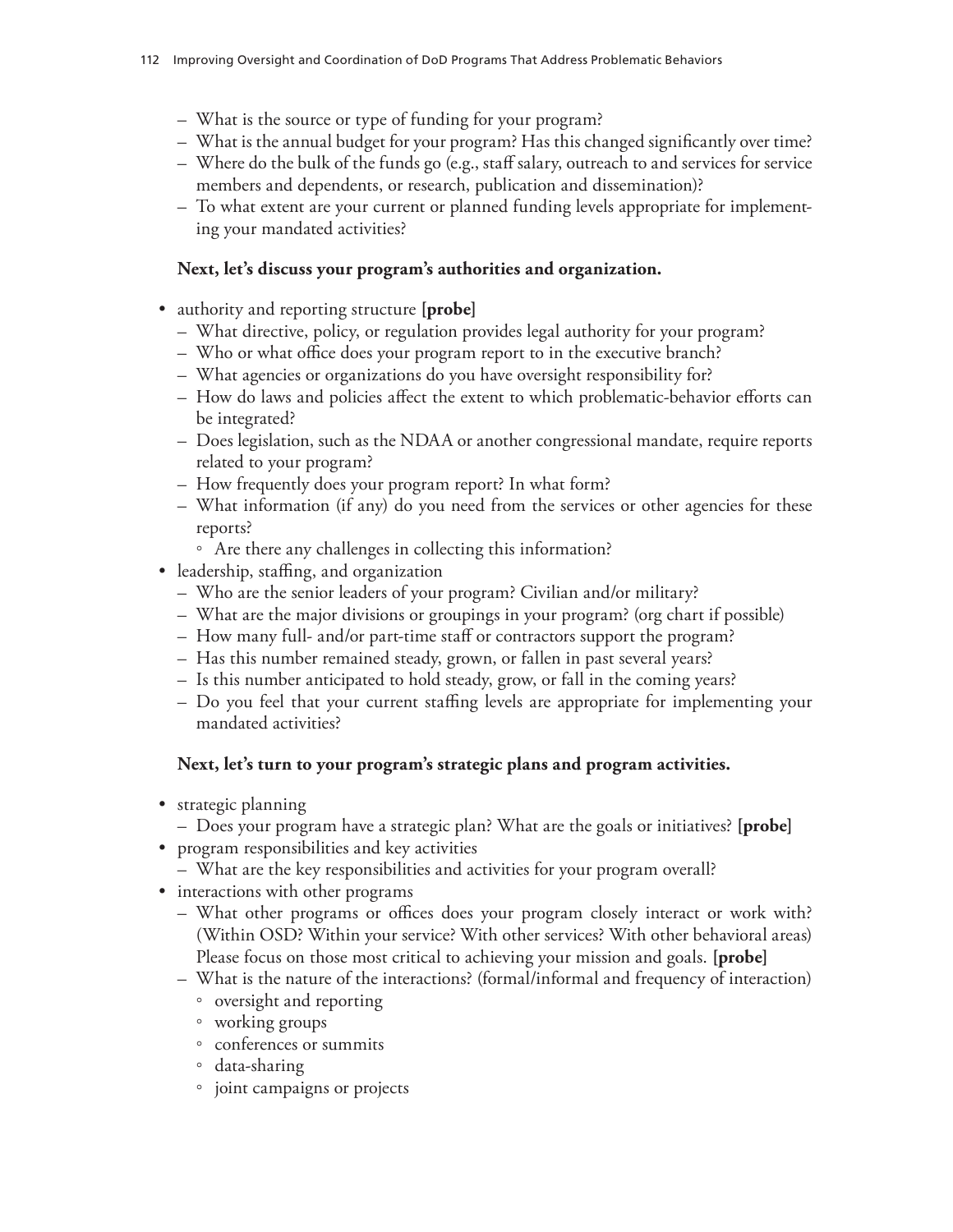- What is the source or type of funding for your program?
  - What is the annual budget for your program? Has this changed significantly over time?
  - Where do the bulk of the funds go (e.g., staff salary, outreach to and services for service members and dependents, or research, publication and dissemination)?
  - To what extent are your current or planned funding levels appropriate for implementing your mandated activities?

**Next, let's discuss your program's authorities and organization.**

- authority and reporting structure **[probe]**
  - What directive, policy, or regulation provides legal authority for your program?
  - Who or what office does your program report to in the executive branch?
  - What agencies or organizations do you have oversight responsibility for?
  - How do laws and policies affect the extent to which problematic-behavior efforts can be integrated?
  - Does legislation, such as the NDAA or another congressional mandate, require reports related to your program?
  - How frequently does your program report? In what form?
  - What information (if any) do you need from the services or other agencies for these reports?
    - Are there any challenges in collecting this information?
- leadership, staffing, and organization
  - Who are the senior leaders of your program? Civilian and/or military?
  - What are the major divisions or groupings in your program? (org chart if possible)
  - How many full- and/or part-time staff or contractors support the program?
  - Has this number remained steady, grown, or fallen in past several years?
  - Is this number anticipated to hold steady, grow, or fall in the coming years?
  - Do you feel that your current staffing levels are appropriate for implementing your mandated activities?

**Next, let's turn to your program's strategic plans and program activities.**

- strategic planning
  - Does your program have a strategic plan? What are the goals or initiatives? **[probe]**
- program responsibilities and key activities
  - What are the key responsibilities and activities for your program overall?
- interactions with other programs
  - What other programs or offices does your program closely interact or work with? (Within OSD? Within your service? With other services? With other behavioral areas) Please focus on those most critical to achieving your mission and goals. **[probe]**
  - What is the nature of the interactions? (formal/informal and frequency of interaction)
    - oversight and reporting
    - working groups
    - conferences or summits
    - data-sharing
    - joint campaigns or projects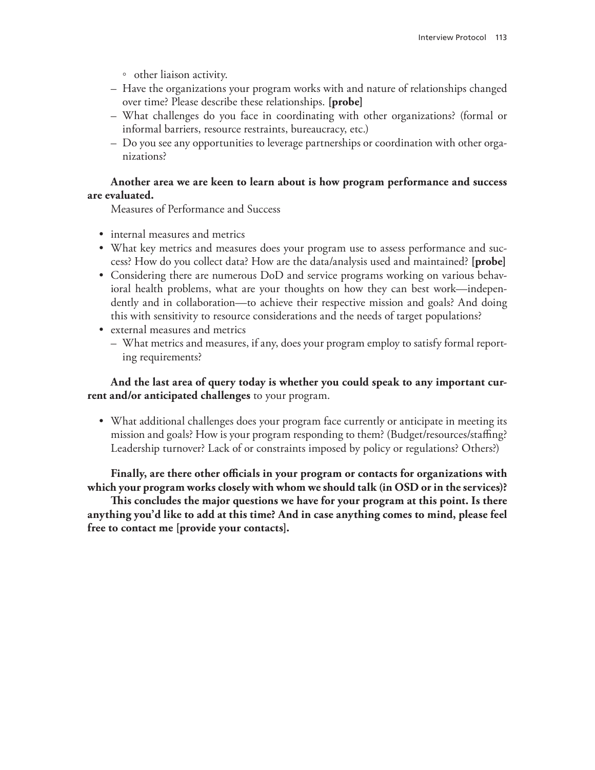- other liaison activity.
  - Have the organizations your program works with and nature of relationships changed over time? Please describe these relationships. **[probe]**
  - What challenges do you face in coordinating with other organizations? (formal or informal barriers, resource restraints, bureaucracy, etc.)
  - Do you see any opportunities to leverage partnerships or coordination with other organizations?

**Another area we are keen to learn about is how program performance and success are evaluated.**

Measures of Performance and Success

- internal measures and metrics
- What key metrics and measures does your program use to assess performance and success? How do you collect data? How are the data/analysis used and maintained? **[probe]**
- Considering there are numerous DoD and service programs working on various behavioral health problems, what are your thoughts on how they can best work—independently and in collaboration—to achieve their respective mission and goals? And doing this with sensitivity to resource considerations and the needs of target populations?
- external measures and metrics
  - What metrics and measures, if any, does your program employ to satisfy formal reporting requirements?

**And the last area of query today is whether you could speak to any important current and/or anticipated challenges** to your program.

- What additional challenges does your program face currently or anticipate in meeting its mission and goals? How is your program responding to them? (Budget/resources/staffing? Leadership turnover? Lack of or constraints imposed by policy or regulations? Others?)

**Finally, are there other officials in your program or contacts for organizations with which your program works closely with whom we should talk (in OSD or in the services)?**

**This concludes the major questions we have for your program at this point. Is there anything you'd like to add at this time? And in case anything comes to mind, please feel free to contact me [provide your contacts].**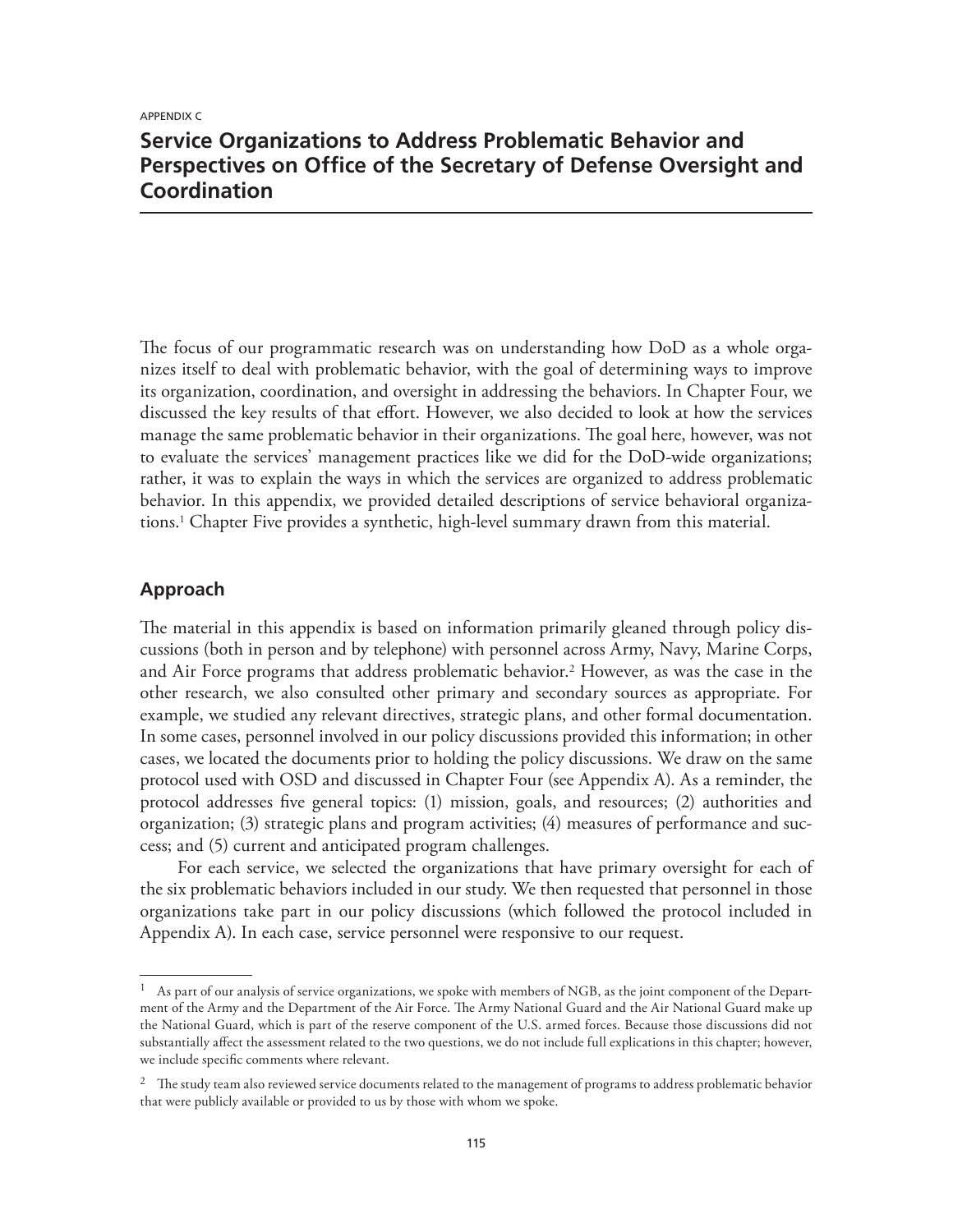APPENDIX C

# Service Organizations to Address Problematic Behavior and Perspectives on Office of the Secretary of Defense Oversight and Coordination

The focus of our programmatic research was on understanding how DoD as a whole organizes itself to deal with problematic behavior, with the goal of determining ways to improve its organization, coordination, and oversight in addressing the behaviors. In Chapter Four, we discussed the key results of that effort. However, we also decided to look at how the services manage the same problematic behavior in their organizations. The goal here, however, was not to evaluate the services' management practices like we did for the DoD-wide organizations; rather, it was to explain the ways in which the services are organized to address problematic behavior. In this appendix, we provided detailed descriptions of service behavioral organizations.[1] Chapter Five provides a synthetic, high-level summary drawn from this material.

## Approach

The material in this appendix is based on information primarily gleaned through policy discussions (both in person and by telephone) with personnel across Army, Navy, Marine Corps, and Air Force programs that address problematic behavior.[2] However, as was the case in the other research, we also consulted other primary and secondary sources as appropriate. For example, we studied any relevant directives, strategic plans, and other formal documentation. In some cases, personnel involved in our policy discussions provided this information; in other cases, we located the documents prior to holding the policy discussions. We draw on the same protocol used with OSD and discussed in Chapter Four (see Appendix A). As a reminder, the protocol addresses five general topics: (1) mission, goals, and resources; (2) authorities and organization; (3) strategic plans and program activities; (4) measures of performance and success; and (5) current and anticipated program challenges.

For each service, we selected the organizations that have primary oversight for each of the six problematic behaviors included in our study. We then requested that personnel in those organizations take part in our policy discussions (which followed the protocol included in Appendix A). In each case, service personnel were responsive to our request.

---

[1] As part of our analysis of service organizations, we spoke with members of NGB, as the joint component of the Department of the Army and the Department of the Air Force. The Army National Guard and the Air National Guard make up the National Guard, which is part of the reserve component of the U.S. armed forces. Because those discussions did not substantially affect the assessment related to the two questions, we do not include full explications in this chapter; however, we include specific comments where relevant.

[2] The study team also reviewed service documents related to the management of programs to address problematic behavior that were publicly available or provided to us by those with whom we spoke.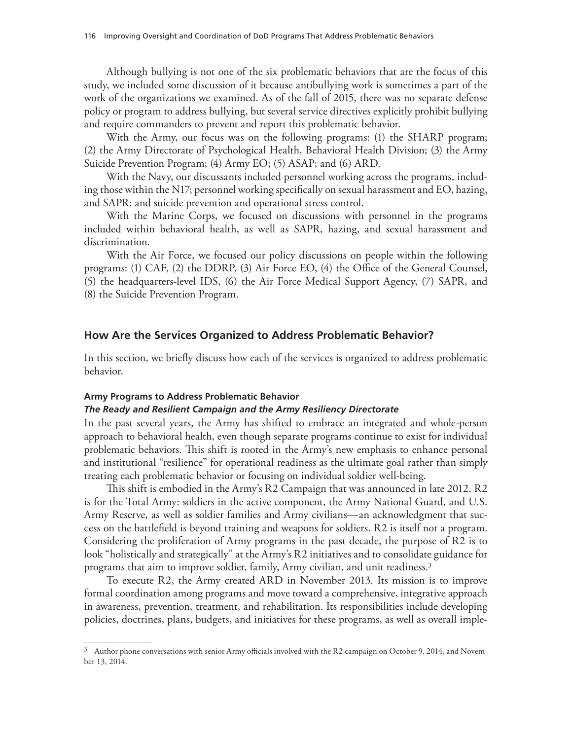Although bullying is not one of the six problematic behaviors that are the focus of this study, we included some discussion of it because antibullying work is sometimes a part of the work of the organizations we examined. As of the fall of 2015, there was no separate defense policy or program to address bullying, but several service directives explicitly prohibit bullying and require commanders to prevent and report this problematic behavior.

With the Army, our focus was on the following programs: (1) the SHARP program; (2) the Army Directorate of Psychological Health, Behavioral Health Division; (3) the Army Suicide Prevention Program; (4) Army EO; (5) ASAP; and (6) ARD.

With the Navy, our discussants included personnel working across the programs, including those within the N17; personnel working specifically on sexual harassment and EO, hazing, and SAPR; and suicide prevention and operational stress control.

With the Marine Corps, we focused on discussions with personnel in the programs included within behavioral health, as well as SAPR, hazing, and sexual harassment and discrimination.

With the Air Force, we focused our policy discussions on people within the following programs: (1) CAF, (2) the DDRP, (3) Air Force EO, (4) the Office of the General Counsel, (5) the headquarters-level IDS, (6) the Air Force Medical Support Agency, (7) SAPR, and (8) the Suicide Prevention Program.

## How Are the Services Organized to Address Problematic Behavior?

In this section, we briefly discuss how each of the services is organized to address problematic behavior.

### Army Programs to Address Problematic Behavior

#### *The Ready and Resilient Campaign and the Army Resiliency Directorate*

In the past several years, the Army has shifted to embrace an integrated and whole-person approach to behavioral health, even though separate programs continue to exist for individual problematic behaviors. This shift is rooted in the Army's new emphasis to enhance personal and institutional "resilience" for operational readiness as the ultimate goal rather than simply treating each problematic behavior or focusing on individual soldier well-being.

This shift is embodied in the Army's R2 Campaign that was announced in late 2012. R2 is for the Total Army: soldiers in the active component, the Army National Guard, and U.S. Army Reserve, as well as soldier families and Army civilians—an acknowledgment that success on the battlefield is beyond training and weapons for soldiers. R2 is itself not a program. Considering the proliferation of Army programs in the past decade, the purpose of R2 is to look "holistically and strategically" at the Army's R2 initiatives and to consolidate guidance for programs that aim to improve soldier, family, Army civilian, and unit readiness.[3]

To execute R2, the Army created ARD in November 2013. Its mission is to improve formal coordination among programs and move toward a comprehensive, integrative approach in awareness, prevention, treatment, and rehabilitation. Its responsibilities include developing policies, doctrines, plans, budgets, and initiatives for these programs, as well as overall imple-

---

[3] Author phone conversations with senior Army officials involved with the R2 campaign on October 9, 2014, and November 13, 2014.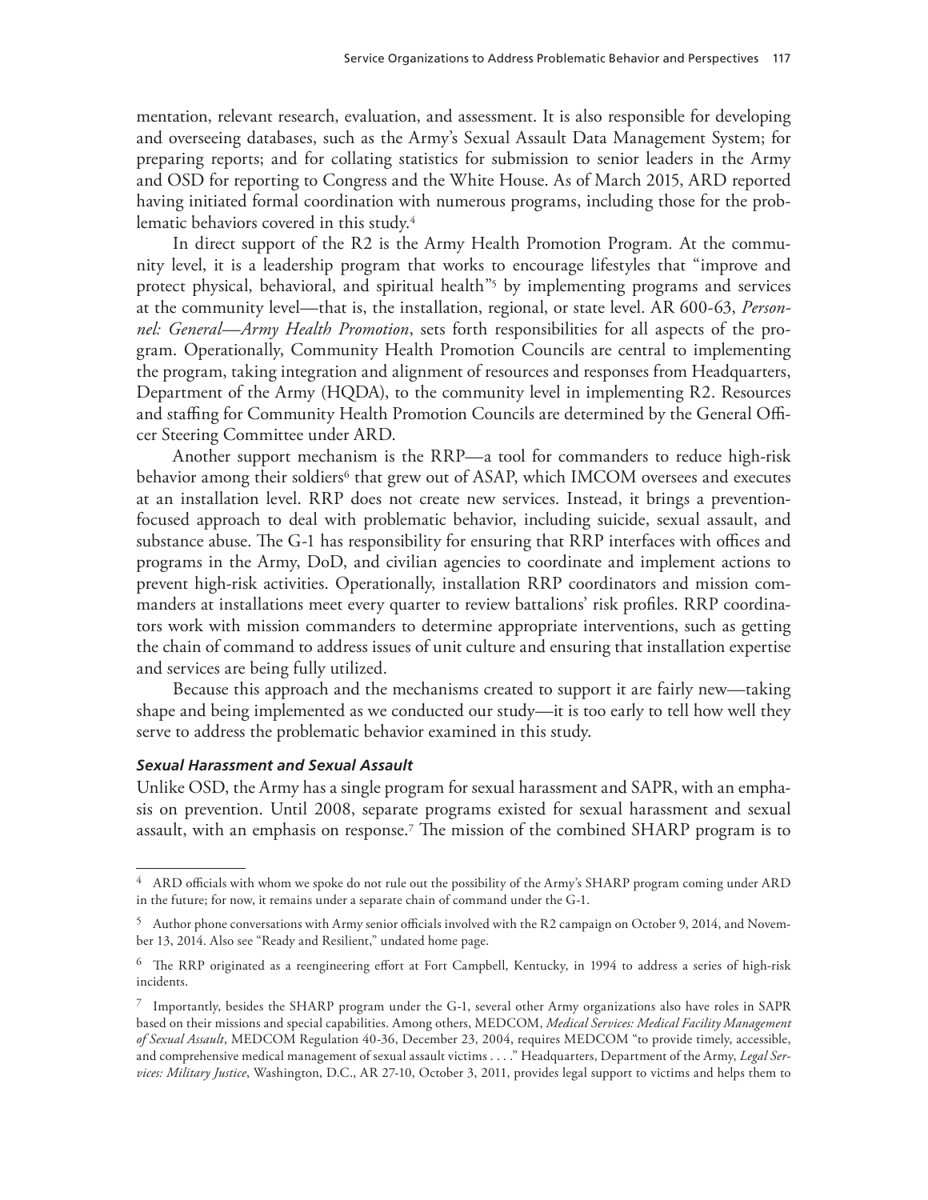mentation, relevant research, evaluation, and assessment. It is also responsible for developing and overseeing databases, such as the Army's Sexual Assault Data Management System; for preparing reports; and for collating statistics for submission to senior leaders in the Army and OSD for reporting to Congress and the White House. As of March 2015, ARD reported having initiated formal coordination with numerous programs, including those for the problematic behaviors covered in this study.[4]

In direct support of the R2 is the Army Health Promotion Program. At the community level, it is a leadership program that works to encourage lifestyles that "improve and protect physical, behavioral, and spiritual health"[5] by implementing programs and services at the community level—that is, the installation, regional, or state level. AR 600-63, *Personnel: General—Army Health Promotion*, sets forth responsibilities for all aspects of the program. Operationally, Community Health Promotion Councils are central to implementing the program, taking integration and alignment of resources and responses from Headquarters, Department of the Army (HQDA), to the community level in implementing R2. Resources and staffing for Community Health Promotion Councils are determined by the General Officer Steering Committee under ARD.

Another support mechanism is the RRP—a tool for commanders to reduce high-risk behavior among their soldiers[6] that grew out of ASAP, which IMCOM oversees and executes at an installation level. RRP does not create new services. Instead, it brings a prevention-focused approach to deal with problematic behavior, including suicide, sexual assault, and substance abuse. The G-1 has responsibility for ensuring that RRP interfaces with offices and programs in the Army, DoD, and civilian agencies to coordinate and implement actions to prevent high-risk activities. Operationally, installation RRP coordinators and mission commanders at installations meet every quarter to review battalions' risk profiles. RRP coordinators work with mission commanders to determine appropriate interventions, such as getting the chain of command to address issues of unit culture and ensuring that installation expertise and services are being fully utilized.

Because this approach and the mechanisms created to support it are fairly new—taking shape and being implemented as we conducted our study—it is too early to tell how well they serve to address the problematic behavior examined in this study.

#### *Sexual Harassment and Sexual Assault*

Unlike OSD, the Army has a single program for sexual harassment and SAPR, with an emphasis on prevention. Until 2008, separate programs existed for sexual harassment and sexual assault, with an emphasis on response.[7] The mission of the combined SHARP program is to

---

[4] ARD officials with whom we spoke do not rule out the possibility of the Army's SHARP program coming under ARD in the future; for now, it remains under a separate chain of command under the G-1.

[5] Author phone conversations with Army senior officials involved with the R2 campaign on October 9, 2014, and November 13, 2014. Also see "Ready and Resilient," undated home page.

[6] The RRP originated as a reengineering effort at Fort Campbell, Kentucky, in 1994 to address a series of high-risk incidents.

[7] Importantly, besides the SHARP program under the G-1, several other Army organizations also have roles in SAPR based on their missions and special capabilities. Among others, MEDCOM, *Medical Services: Medical Facility Management of Sexual Assault*, MEDCOM Regulation 40-36, December 23, 2004, requires MEDCOM "to provide timely, accessible, and comprehensive medical management of sexual assault victims . . . ." Headquarters, Department of the Army, *Legal Services: Military Justice*, Washington, D.C., AR 27-10, October 3, 2011, provides legal support to victims and helps them to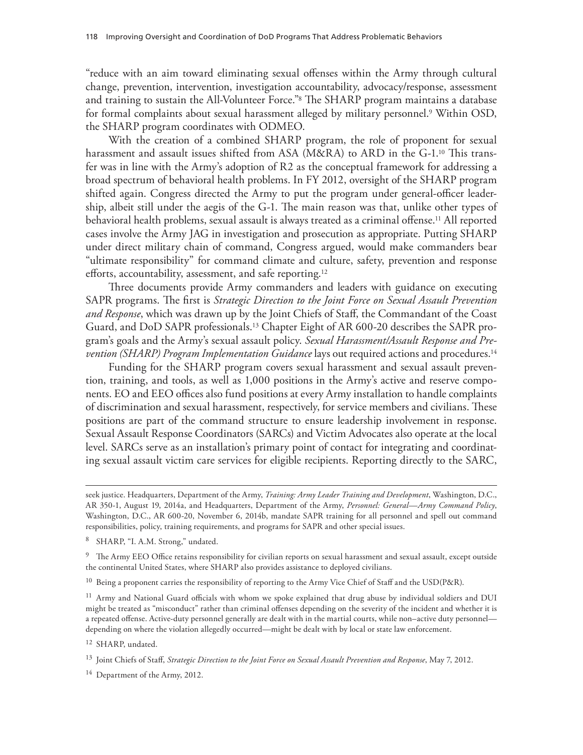"reduce with an aim toward eliminating sexual offenses within the Army through cultural change, prevention, intervention, investigation accountability, advocacy/response, assessment and training to sustain the All-Volunteer Force."[8] The SHARP program maintains a database for formal complaints about sexual harassment alleged by military personnel.[9] Within OSD, the SHARP program coordinates with ODMEO.

With the creation of a combined SHARP program, the role of proponent for sexual harassment and assault issues shifted from ASA (M&RA) to ARD in the G-1.[10] This transfer was in line with the Army's adoption of R2 as the conceptual framework for addressing a broad spectrum of behavioral health problems. In FY 2012, oversight of the SHARP program shifted again. Congress directed the Army to put the program under general-officer leadership, albeit still under the aegis of the G-1. The main reason was that, unlike other types of behavioral health problems, sexual assault is always treated as a criminal offense.[11] All reported cases involve the Army JAG in investigation and prosecution as appropriate. Putting SHARP under direct military chain of command, Congress argued, would make commanders bear "ultimate responsibility" for command climate and culture, safety, prevention and response efforts, accountability, assessment, and safe reporting.[12]

Three documents provide Army commanders and leaders with guidance on executing SAPR programs. The first is *Strategic Direction to the Joint Force on Sexual Assault Prevention and Response*, which was drawn up by the Joint Chiefs of Staff, the Commandant of the Coast Guard, and DoD SAPR professionals.[13] Chapter Eight of AR 600-20 describes the SAPR program's goals and the Army's sexual assault policy. *Sexual Harassment/Assault Response and Prevention (SHARP) Program Implementation Guidance* lays out required actions and procedures.[14]

Funding for the SHARP program covers sexual harassment and sexual assault prevention, training, and tools, as well as 1,000 positions in the Army's active and reserve components. EO and EEO offices also fund positions at every Army installation to handle complaints of discrimination and sexual harassment, respectively, for service members and civilians. These positions are part of the command structure to ensure leadership involvement in response. Sexual Assault Response Coordinators (SARCs) and Victim Advocates also operate at the local level. SARCs serve as an installation's primary point of contact for integrating and coordinating sexual assault victim care services for eligible recipients. Reporting directly to the SARC,

---

seek justice. Headquarters, Department of the Army, *Training: Army Leader Training and Development*, Washington, D.C., AR 350-1, August 19, 2014a, and Headquarters, Department of the Army, *Personnel: General—Army Command Policy*, Washington, D.C., AR 600-20, November 6, 2014b, mandate SAPR training for all personnel and spell out command responsibilities, policy, training requirements, and programs for SAPR and other special issues.

[8] SHARP, "I. A.M. Strong," undated.

[9] The Army EEO Office retains responsibility for civilian reports on sexual harassment and sexual assault, except outside the continental United States, where SHARP also provides assistance to deployed civilians.

[10] Being a proponent carries the responsibility of reporting to the Army Vice Chief of Staff and the USD(P&R).

[11] Army and National Guard officials with whom we spoke explained that drug abuse by individual soldiers and DUI might be treated as "misconduct" rather than criminal offenses depending on the severity of the incident and whether it is a repeated offense. Active-duty personnel generally are dealt with in the martial courts, while non–active duty personnel—depending on where the violation allegedly occurred—might be dealt with by local or state law enforcement.

[12] SHARP, undated.

[13] Joint Chiefs of Staff, *Strategic Direction to the Joint Force on Sexual Assault Prevention and Response*, May 7, 2012.

[14] Department of the Army, 2012.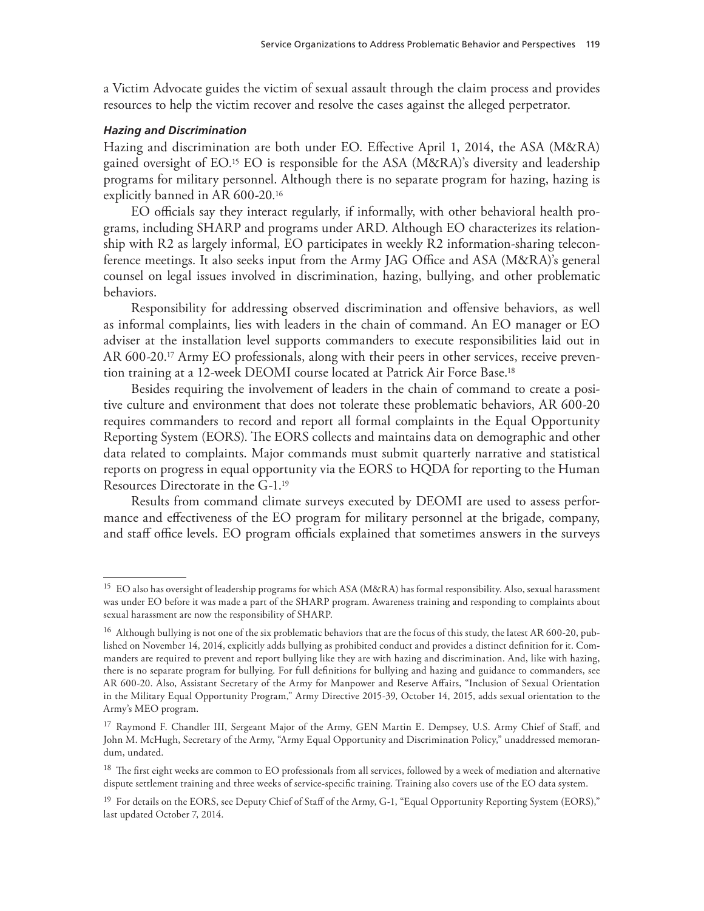a Victim Advocate guides the victim of sexual assault through the claim process and provides resources to help the victim recover and resolve the cases against the alleged perpetrator.

#### *Hazing and Discrimination*

Hazing and discrimination are both under EO. Effective April 1, 2014, the ASA (M&RA) gained oversight of EO.[15] EO is responsible for the ASA (M&RA)'s diversity and leadership programs for military personnel. Although there is no separate program for hazing, hazing is explicitly banned in AR 600-20.[16]

EO officials say they interact regularly, if informally, with other behavioral health programs, including SHARP and programs under ARD. Although EO characterizes its relationship with R2 as largely informal, EO participates in weekly R2 information-sharing teleconference meetings. It also seeks input from the Army JAG Office and ASA (M&RA)'s general counsel on legal issues involved in discrimination, hazing, bullying, and other problematic behaviors.

Responsibility for addressing observed discrimination and offensive behaviors, as well as informal complaints, lies with leaders in the chain of command. An EO manager or EO adviser at the installation level supports commanders to execute responsibilities laid out in AR 600-20.[17] Army EO professionals, along with their peers in other services, receive prevention training at a 12-week DEOMI course located at Patrick Air Force Base.[18]

Besides requiring the involvement of leaders in the chain of command to create a positive culture and environment that does not tolerate these problematic behaviors, AR 600-20 requires commanders to record and report all formal complaints in the Equal Opportunity Reporting System (EORS). The EORS collects and maintains data on demographic and other data related to complaints. Major commands must submit quarterly narrative and statistical reports on progress in equal opportunity via the EORS to HQDA for reporting to the Human Resources Directorate in the G-1.[19]

Results from command climate surveys executed by DEOMI are used to assess performance and effectiveness of the EO program for military personnel at the brigade, company, and staff office levels. EO program officials explained that sometimes answers in the surveys

---

[15] EO also has oversight of leadership programs for which ASA (M&RA) has formal responsibility. Also, sexual harassment was under EO before it was made a part of the SHARP program. Awareness training and responding to complaints about sexual harassment are now the responsibility of SHARP.

[16] Although bullying is not one of the six problematic behaviors that are the focus of this study, the latest AR 600-20, published on November 14, 2014, explicitly adds bullying as prohibited conduct and provides a distinct definition for it. Commanders are required to prevent and report bullying like they are with hazing and discrimination. And, like with hazing, there is no separate program for bullying. For full definitions for bullying and hazing and guidance to commanders, see AR 600-20. Also, Assistant Secretary of the Army for Manpower and Reserve Affairs, "Inclusion of Sexual Orientation in the Military Equal Opportunity Program," Army Directive 2015-39, October 14, 2015, adds sexual orientation to the Army's MEO program.

[17] Raymond F. Chandler III, Sergeant Major of the Army, GEN Martin E. Dempsey, U.S. Army Chief of Staff, and John M. McHugh, Secretary of the Army, "Army Equal Opportunity and Discrimination Policy," unaddressed memorandum, undated.

[18] The first eight weeks are common to EO professionals from all services, followed by a week of mediation and alternative dispute settlement training and three weeks of service-specific training. Training also covers use of the EO data system.

[19] For details on the EORS, see Deputy Chief of Staff of the Army, G-1, "Equal Opportunity Reporting System (EORS)," last updated October 7, 2014.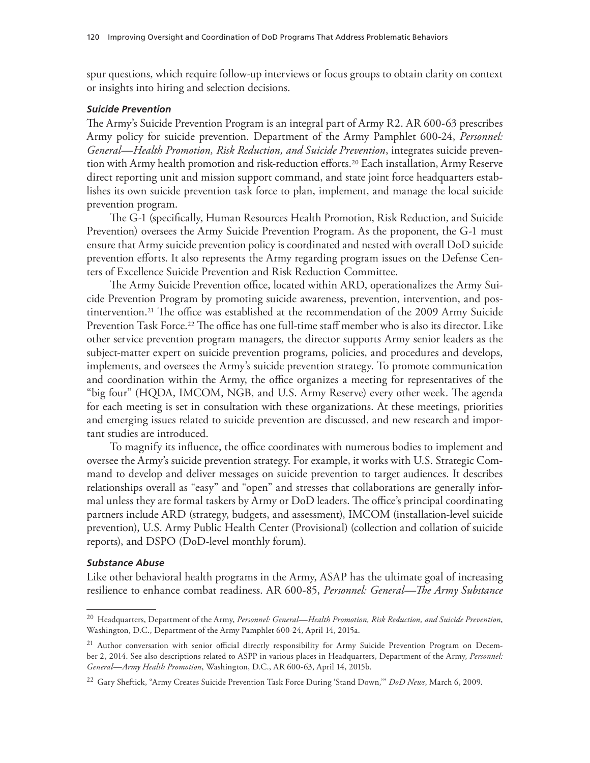spur questions, which require follow-up interviews or focus groups to obtain clarity on context or insights into hiring and selection decisions.

#### *Suicide Prevention*

The Army's Suicide Prevention Program is an integral part of Army R2. AR 600-63 prescribes Army policy for suicide prevention. Department of the Army Pamphlet 600-24, *Personnel: General—Health Promotion, Risk Reduction, and Suicide Prevention*, integrates suicide prevention with Army health promotion and risk-reduction efforts.[20] Each installation, Army Reserve direct reporting unit and mission support command, and state joint force headquarters establishes its own suicide prevention task force to plan, implement, and manage the local suicide prevention program.

The G-1 (specifically, Human Resources Health Promotion, Risk Reduction, and Suicide Prevention) oversees the Army Suicide Prevention Program. As the proponent, the G-1 must ensure that Army suicide prevention policy is coordinated and nested with overall DoD suicide prevention efforts. It also represents the Army regarding program issues on the Defense Centers of Excellence Suicide Prevention and Risk Reduction Committee.

The Army Suicide Prevention office, located within ARD, operationalizes the Army Suicide Prevention Program by promoting suicide awareness, prevention, intervention, and postintervention.[21] The office was established at the recommendation of the 2009 Army Suicide Prevention Task Force.[22] The office has one full-time staff member who is also its director. Like other service prevention program managers, the director supports Army senior leaders as the subject-matter expert on suicide prevention programs, policies, and procedures and develops, implements, and oversees the Army's suicide prevention strategy. To promote communication and coordination within the Army, the office organizes a meeting for representatives of the "big four" (HQDA, IMCOM, NGB, and U.S. Army Reserve) every other week. The agenda for each meeting is set in consultation with these organizations. At these meetings, priorities and emerging issues related to suicide prevention are discussed, and new research and important studies are introduced.

To magnify its influence, the office coordinates with numerous bodies to implement and oversee the Army's suicide prevention strategy. For example, it works with U.S. Strategic Command to develop and deliver messages on suicide prevention to target audiences. It describes relationships overall as "easy" and "open" and stresses that collaborations are generally informal unless they are formal taskers by Army or DoD leaders. The office's principal coordinating partners include ARD (strategy, budgets, and assessment), IMCOM (installation-level suicide prevention), U.S. Army Public Health Center (Provisional) (collection and collation of suicide reports), and DSPO (DoD-level monthly forum).

#### *Substance Abuse*

Like other behavioral health programs in the Army, ASAP has the ultimate goal of increasing resilience to enhance combat readiness. AR 600-85, *Personnel: General—The Army Substance*

---

[20] Headquarters, Department of the Army, *Personnel: General—Health Promotion, Risk Reduction, and Suicide Prevention*, Washington, D.C., Department of the Army Pamphlet 600-24, April 14, 2015a.

[21] Author conversation with senior official directly responsibility for Army Suicide Prevention Program on December 2, 2014. See also descriptions related to ASPP in various places in Headquarters, Department of the Army, *Personnel: General—Army Health Promotion*, Washington, D.C., AR 600-63, April 14, 2015b.

[22] Gary Sheftick, "Army Creates Suicide Prevention Task Force During 'Stand Down,'" *DoD News*, March 6, 2009.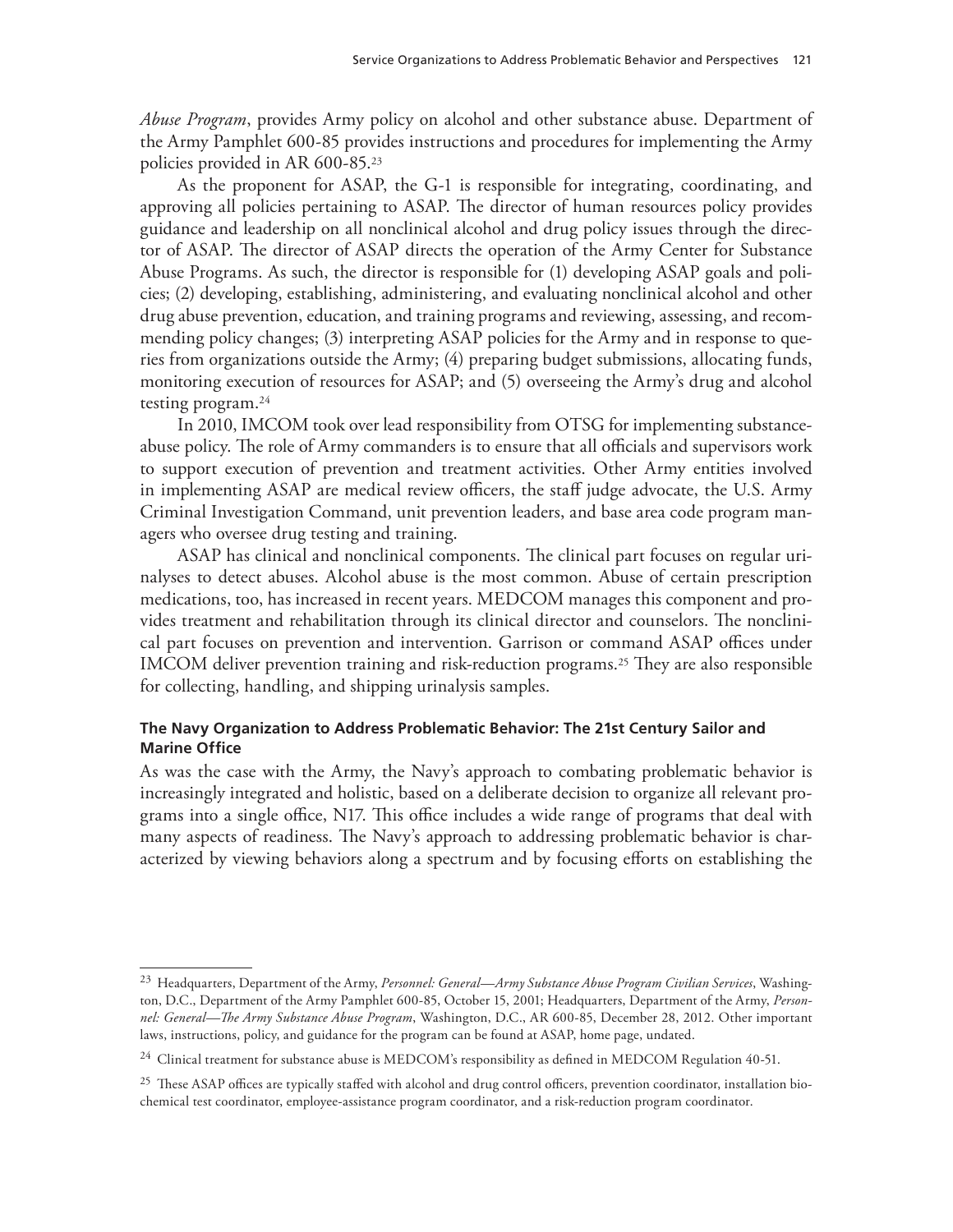*Abuse Program*, provides Army policy on alcohol and other substance abuse. Department of the Army Pamphlet 600-85 provides instructions and procedures for implementing the Army policies provided in AR 600-85.[23]

As the proponent for ASAP, the G-1 is responsible for integrating, coordinating, and approving all policies pertaining to ASAP. The director of human resources policy provides guidance and leadership on all nonclinical alcohol and drug policy issues through the director of ASAP. The director of ASAP directs the operation of the Army Center for Substance Abuse Programs. As such, the director is responsible for (1) developing ASAP goals and policies; (2) developing, establishing, administering, and evaluating nonclinical alcohol and other drug abuse prevention, education, and training programs and reviewing, assessing, and recommending policy changes; (3) interpreting ASAP policies for the Army and in response to queries from organizations outside the Army; (4) preparing budget submissions, allocating funds, monitoring execution of resources for ASAP; and (5) overseeing the Army's drug and alcohol testing program.[24]

In 2010, IMCOM took over lead responsibility from OTSG for implementing substance-abuse policy. The role of Army commanders is to ensure that all officials and supervisors work to support execution of prevention and treatment activities. Other Army entities involved in implementing ASAP are medical review officers, the staff judge advocate, the U.S. Army Criminal Investigation Command, unit prevention leaders, and base area code program managers who oversee drug testing and training.

ASAP has clinical and nonclinical components. The clinical part focuses on regular urinalyses to detect abuses. Alcohol abuse is the most common. Abuse of certain prescription medications, too, has increased in recent years. MEDCOM manages this component and provides treatment and rehabilitation through its clinical director and counselors. The nonclinical part focuses on prevention and intervention. Garrison or command ASAP offices under IMCOM deliver prevention training and risk-reduction programs.[25] They are also responsible for collecting, handling, and shipping urinalysis samples.

#### The Navy Organization to Address Problematic Behavior: The 21st Century Sailor and Marine Office

As was the case with the Army, the Navy's approach to combating problematic behavior is increasingly integrated and holistic, based on a deliberate decision to organize all relevant programs into a single office, N17. This office includes a wide range of programs that deal with many aspects of readiness. The Navy's approach to addressing problematic behavior is characterized by viewing behaviors along a spectrum and by focusing efforts on establishing the

---

[23] Headquarters, Department of the Army, *Personnel: General—Army Substance Abuse Program Civilian Services*, Washington, D.C., Department of the Army Pamphlet 600-85, October 15, 2001; Headquarters, Department of the Army, *Personnel: General—The Army Substance Abuse Program*, Washington, D.C., AR 600-85, December 28, 2012. Other important laws, instructions, policy, and guidance for the program can be found at ASAP, home page, undated.

[24] Clinical treatment for substance abuse is MEDCOM's responsibility as defined in MEDCOM Regulation 40-51.

[25] These ASAP offices are typically staffed with alcohol and drug control officers, prevention coordinator, installation biochemical test coordinator, employee-assistance program coordinator, and a risk-reduction program coordinator.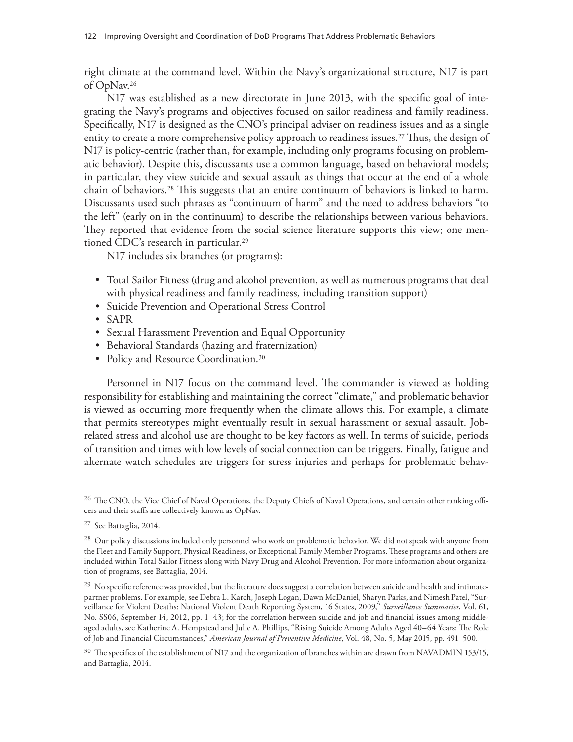right climate at the command level. Within the Navy's organizational structure, N17 is part of OpNav.[26]

N17 was established as a new directorate in June 2013, with the specific goal of integrating the Navy's programs and objectives focused on sailor readiness and family readiness. Specifically, N17 is designed as the CNO's principal adviser on readiness issues and as a single entity to create a more comprehensive policy approach to readiness issues.[27] Thus, the design of N17 is policy-centric (rather than, for example, including only programs focusing on problematic behavior). Despite this, discussants use a common language, based on behavioral models; in particular, they view suicide and sexual assault as things that occur at the end of a whole chain of behaviors.[28] This suggests that an entire continuum of behaviors is linked to harm. Discussants used such phrases as "continuum of harm" and the need to address behaviors "to the left" (early on in the continuum) to describe the relationships between various behaviors. They reported that evidence from the social science literature supports this view; one mentioned CDC's research in particular.[29]

N17 includes six branches (or programs):

- Total Sailor Fitness (drug and alcohol prevention, as well as numerous programs that deal with physical readiness and family readiness, including transition support)
- Suicide Prevention and Operational Stress Control
- SAPR
- Sexual Harassment Prevention and Equal Opportunity
- Behavioral Standards (hazing and fraternization)
- Policy and Resource Coordination.[30]

Personnel in N17 focus on the command level. The commander is viewed as holding responsibility for establishing and maintaining the correct "climate," and problematic behavior is viewed as occurring more frequently when the climate allows this. For example, a climate that permits stereotypes might eventually result in sexual harassment or sexual assault. Job-related stress and alcohol use are thought to be key factors as well. In terms of suicide, periods of transition and times with low levels of social connection can be triggers. Finally, fatigue and alternate watch schedules are triggers for stress injuries and perhaps for problematic behav-

---

[26] The CNO, the Vice Chief of Naval Operations, the Deputy Chiefs of Naval Operations, and certain other ranking officers and their staffs are collectively known as OpNav.

[27] See Battaglia, 2014.

[28] Our policy discussions included only personnel who work on problematic behavior. We did not speak with anyone from the Fleet and Family Support, Physical Readiness, or Exceptional Family Member Programs. These programs and others are included within Total Sailor Fitness along with Navy Drug and Alcohol Prevention. For more information about organization of programs, see Battaglia, 2014.

[29] No specific reference was provided, but the literature does suggest a correlation between suicide and health and intimate-partner problems. For example, see Debra L. Karch, Joseph Logan, Dawn McDaniel, Sharyn Parks, and Nimesh Patel, "Surveillance for Violent Deaths: National Violent Death Reporting System, 16 States, 2009," *Surveillance Summaries*, Vol. 61, No. SS06, September 14, 2012, pp. 1–43; for the correlation between suicide and job and financial issues among middle-aged adults, see Katherine A. Hempstead and Julie A. Phillips, "Rising Suicide Among Adults Aged 40–64 Years: The Role of Job and Financial Circumstances," *American Journal of Preventive Medicine*, Vol. 48, No. 5, May 2015, pp. 491–500.

[30] The specifics of the establishment of N17 and the organization of branches within are drawn from NAVADMIN 153/15, and Battaglia, 2014.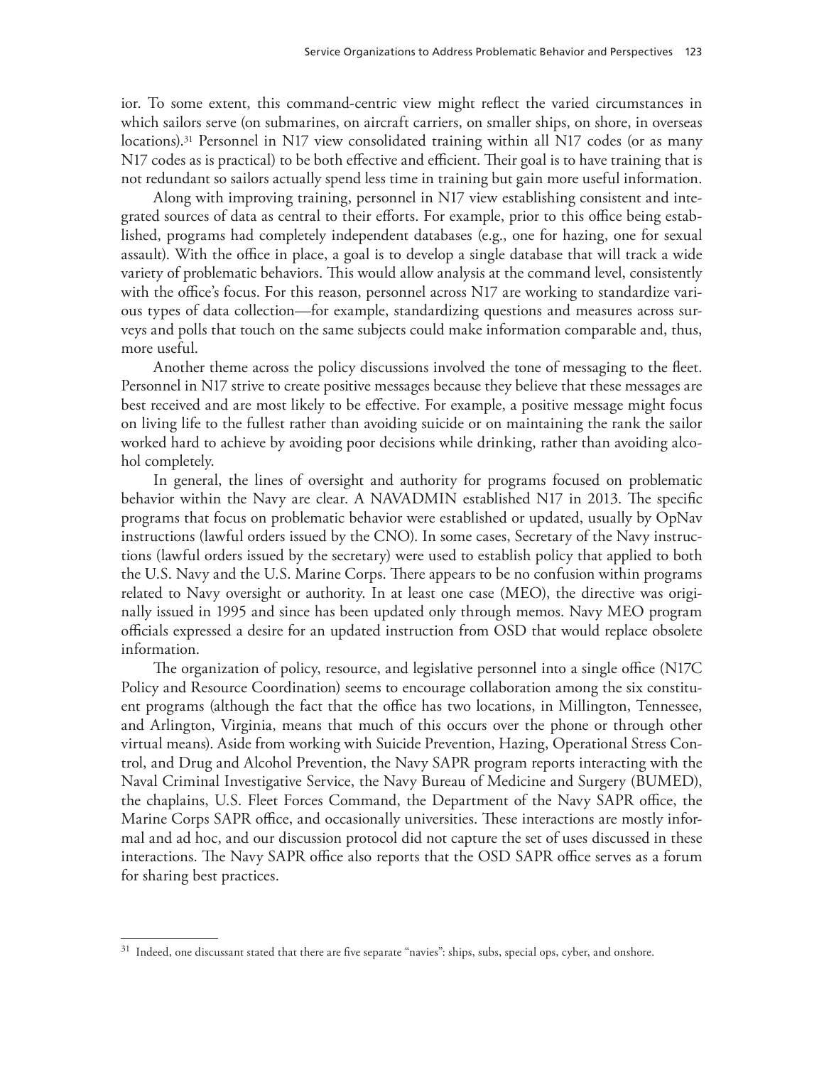ior. To some extent, this command-centric view might reflect the varied circumstances in which sailors serve (on submarines, on aircraft carriers, on smaller ships, on shore, in overseas locations).[31] Personnel in N17 view consolidated training within all N17 codes (or as many N17 codes as is practical) to be both effective and efficient. Their goal is to have training that is not redundant so sailors actually spend less time in training but gain more useful information.

Along with improving training, personnel in N17 view establishing consistent and integrated sources of data as central to their efforts. For example, prior to this office being established, programs had completely independent databases (e.g., one for hazing, one for sexual assault). With the office in place, a goal is to develop a single database that will track a wide variety of problematic behaviors. This would allow analysis at the command level, consistently with the office's focus. For this reason, personnel across N17 are working to standardize various types of data collection—for example, standardizing questions and measures across surveys and polls that touch on the same subjects could make information comparable and, thus, more useful.

Another theme across the policy discussions involved the tone of messaging to the fleet. Personnel in N17 strive to create positive messages because they believe that these messages are best received and are most likely to be effective. For example, a positive message might focus on living life to the fullest rather than avoiding suicide or on maintaining the rank the sailor worked hard to achieve by avoiding poor decisions while drinking, rather than avoiding alcohol completely.

In general, the lines of oversight and authority for programs focused on problematic behavior within the Navy are clear. A NAVADMIN established N17 in 2013. The specific programs that focus on problematic behavior were established or updated, usually by OpNav instructions (lawful orders issued by the CNO). In some cases, Secretary of the Navy instructions (lawful orders issued by the secretary) were used to establish policy that applied to both the U.S. Navy and the U.S. Marine Corps. There appears to be no confusion within programs related to Navy oversight or authority. In at least one case (MEO), the directive was originally issued in 1995 and since has been updated only through memos. Navy MEO program officials expressed a desire for an updated instruction from OSD that would replace obsolete information.

The organization of policy, resource, and legislative personnel into a single office (N17C Policy and Resource Coordination) seems to encourage collaboration among the six constituent programs (although the fact that the office has two locations, in Millington, Tennessee, and Arlington, Virginia, means that much of this occurs over the phone or through other virtual means). Aside from working with Suicide Prevention, Hazing, Operational Stress Control, and Drug and Alcohol Prevention, the Navy SAPR program reports interacting with the Naval Criminal Investigative Service, the Navy Bureau of Medicine and Surgery (BUMED), the chaplains, U.S. Fleet Forces Command, the Department of the Navy SAPR office, the Marine Corps SAPR office, and occasionally universities. These interactions are mostly informal and ad hoc, and our discussion protocol did not capture the set of uses discussed in these interactions. The Navy SAPR office also reports that the OSD SAPR office serves as a forum for sharing best practices.

---

[31] Indeed, one discussant stated that there are five separate "navies": ships, subs, special ops, cyber, and onshore.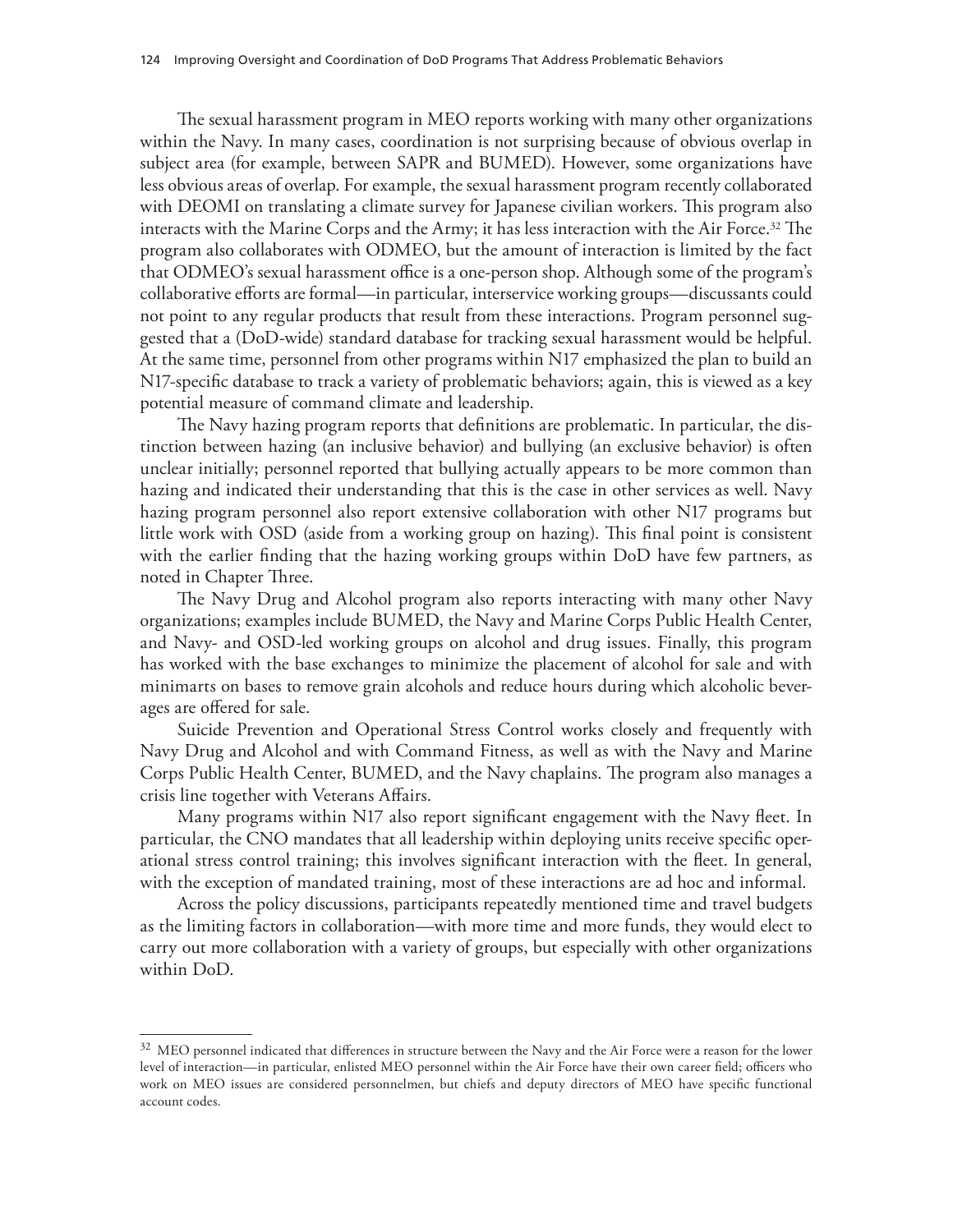The sexual harassment program in MEO reports working with many other organizations within the Navy. In many cases, coordination is not surprising because of obvious overlap in subject area (for example, between SAPR and BUMED). However, some organizations have less obvious areas of overlap. For example, the sexual harassment program recently collaborated with DEOMI on translating a climate survey for Japanese civilian workers. This program also interacts with the Marine Corps and the Army; it has less interaction with the Air Force.[32] The program also collaborates with ODMEO, but the amount of interaction is limited by the fact that ODMEO's sexual harassment office is a one-person shop. Although some of the program's collaborative efforts are formal—in particular, interservice working groups—discussants could not point to any regular products that result from these interactions. Program personnel suggested that a (DoD-wide) standard database for tracking sexual harassment would be helpful. At the same time, personnel from other programs within N17 emphasized the plan to build an N17-specific database to track a variety of problematic behaviors; again, this is viewed as a key potential measure of command climate and leadership.

The Navy hazing program reports that definitions are problematic. In particular, the distinction between hazing (an inclusive behavior) and bullying (an exclusive behavior) is often unclear initially; personnel reported that bullying actually appears to be more common than hazing and indicated their understanding that this is the case in other services as well. Navy hazing program personnel also report extensive collaboration with other N17 programs but little work with OSD (aside from a working group on hazing). This final point is consistent with the earlier finding that the hazing working groups within DoD have few partners, as noted in Chapter Three.

The Navy Drug and Alcohol program also reports interacting with many other Navy organizations; examples include BUMED, the Navy and Marine Corps Public Health Center, and Navy- and OSD-led working groups on alcohol and drug issues. Finally, this program has worked with the base exchanges to minimize the placement of alcohol for sale and with minimarts on bases to remove grain alcohols and reduce hours during which alcoholic beverages are offered for sale.

Suicide Prevention and Operational Stress Control works closely and frequently with Navy Drug and Alcohol and with Command Fitness, as well as with the Navy and Marine Corps Public Health Center, BUMED, and the Navy chaplains. The program also manages a crisis line together with Veterans Affairs.

Many programs within N17 also report significant engagement with the Navy fleet. In particular, the CNO mandates that all leadership within deploying units receive specific operational stress control training; this involves significant interaction with the fleet. In general, with the exception of mandated training, most of these interactions are ad hoc and informal.

Across the policy discussions, participants repeatedly mentioned time and travel budgets as the limiting factors in collaboration—with more time and more funds, they would elect to carry out more collaboration with a variety of groups, but especially with other organizations within DoD.

---

[32] MEO personnel indicated that differences in structure between the Navy and the Air Force were a reason for the lower level of interaction—in particular, enlisted MEO personnel within the Air Force have their own career field; officers who work on MEO issues are considered personnelmen, but chiefs and deputy directors of MEO have specific functional account codes.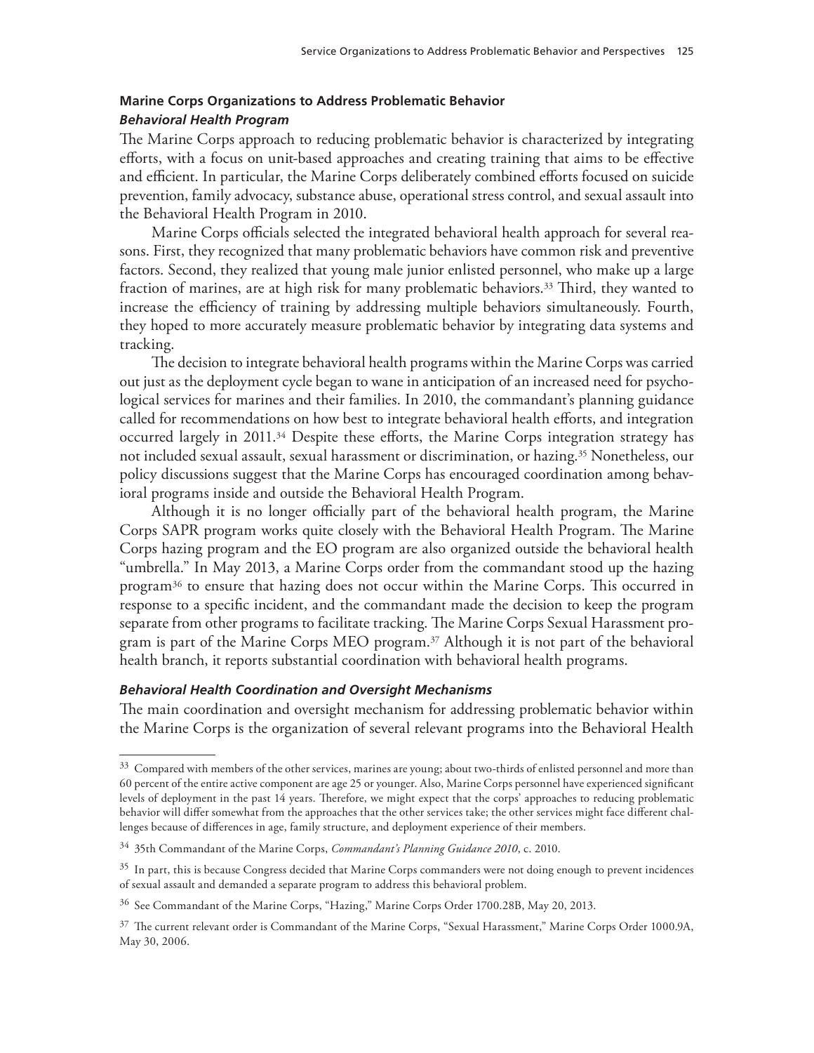## Marine Corps Organizations to Address Problematic Behavior

### *Behavioral Health Program*

The Marine Corps approach to reducing problematic behavior is characterized by integrating efforts, with a focus on unit-based approaches and creating training that aims to be effective and efficient. In particular, the Marine Corps deliberately combined efforts focused on suicide prevention, family advocacy, substance abuse, operational stress control, and sexual assault into the Behavioral Health Program in 2010.

Marine Corps officials selected the integrated behavioral health approach for several reasons. First, they recognized that many problematic behaviors have common risk and preventive factors. Second, they realized that young male junior enlisted personnel, who make up a large fraction of marines, are at high risk for many problematic behaviors.[33] Third, they wanted to increase the efficiency of training by addressing multiple behaviors simultaneously. Fourth, they hoped to more accurately measure problematic behavior by integrating data systems and tracking.

The decision to integrate behavioral health programs within the Marine Corps was carried out just as the deployment cycle began to wane in anticipation of an increased need for psychological services for marines and their families. In 2010, the commandant's planning guidance called for recommendations on how best to integrate behavioral health efforts, and integration occurred largely in 2011.[34] Despite these efforts, the Marine Corps integration strategy has not included sexual assault, sexual harassment or discrimination, or hazing.[35] Nonetheless, our policy discussions suggest that the Marine Corps has encouraged coordination among behavioral programs inside and outside the Behavioral Health Program.

Although it is no longer officially part of the behavioral health program, the Marine Corps SAPR program works quite closely with the Behavioral Health Program. The Marine Corps hazing program and the EO program are also organized outside the behavioral health "umbrella." In May 2013, a Marine Corps order from the commandant stood up the hazing program[36] to ensure that hazing does not occur within the Marine Corps. This occurred in response to a specific incident, and the commandant made the decision to keep the program separate from other programs to facilitate tracking. The Marine Corps Sexual Harassment program is part of the Marine Corps MEO program.[37] Although it is not part of the behavioral health branch, it reports substantial coordination with behavioral health programs.

### *Behavioral Health Coordination and Oversight Mechanisms*

The main coordination and oversight mechanism for addressing problematic behavior within the Marine Corps is the organization of several relevant programs into the Behavioral Health

---

[33] Compared with members of the other services, marines are young; about two-thirds of enlisted personnel and more than 60 percent of the entire active component are age 25 or younger. Also, Marine Corps personnel have experienced significant levels of deployment in the past 14 years. Therefore, we might expect that the corps' approaches to reducing problematic behavior will differ somewhat from the approaches that the other services take; the other services might face different challenges because of differences in age, family structure, and deployment experience of their members.

[34] 35th Commandant of the Marine Corps, *Commandant's Planning Guidance 2010*, c. 2010.

[35] In part, this is because Congress decided that Marine Corps commanders were not doing enough to prevent incidences of sexual assault and demanded a separate program to address this behavioral problem.

[36] See Commandant of the Marine Corps, "Hazing," Marine Corps Order 1700.28B, May 20, 2013.

[37] The current relevant order is Commandant of the Marine Corps, "Sexual Harassment," Marine Corps Order 1000.9A, May 30, 2006.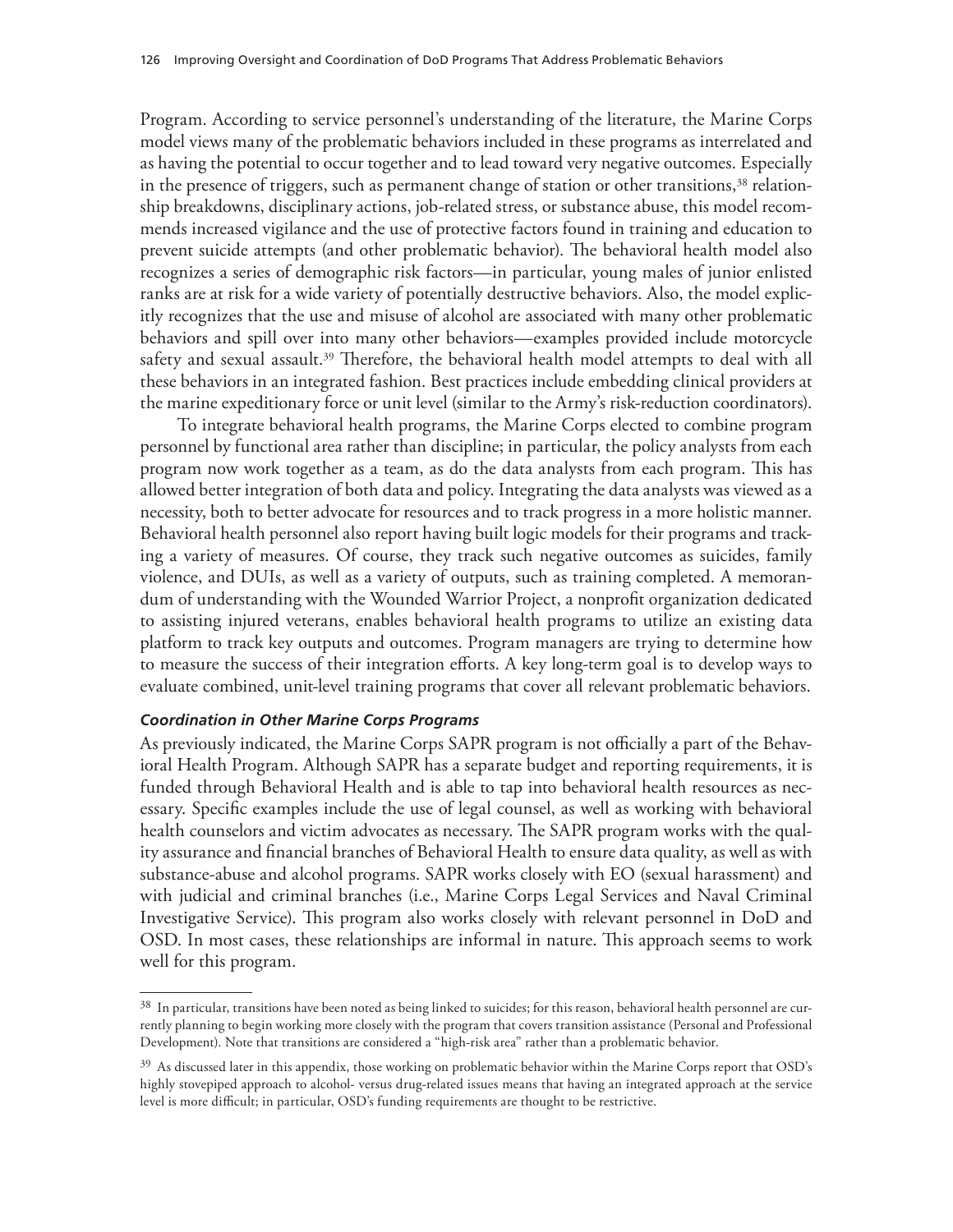Program. According to service personnel's understanding of the literature, the Marine Corps model views many of the problematic behaviors included in these programs as interrelated and as having the potential to occur together and to lead toward very negative outcomes. Especially in the presence of triggers, such as permanent change of station or other transitions,[38] relationship breakdowns, disciplinary actions, job-related stress, or substance abuse, this model recommends increased vigilance and the use of protective factors found in training and education to prevent suicide attempts (and other problematic behavior). The behavioral health model also recognizes a series of demographic risk factors—in particular, young males of junior enlisted ranks are at risk for a wide variety of potentially destructive behaviors. Also, the model explicitly recognizes that the use and misuse of alcohol are associated with many other problematic behaviors and spill over into many other behaviors—examples provided include motorcycle safety and sexual assault.[39] Therefore, the behavioral health model attempts to deal with all these behaviors in an integrated fashion. Best practices include embedding clinical providers at the marine expeditionary force or unit level (similar to the Army's risk-reduction coordinators).

To integrate behavioral health programs, the Marine Corps elected to combine program personnel by functional area rather than discipline; in particular, the policy analysts from each program now work together as a team, as do the data analysts from each program. This has allowed better integration of both data and policy. Integrating the data analysts was viewed as a necessity, both to better advocate for resources and to track progress in a more holistic manner. Behavioral health personnel also report having built logic models for their programs and tracking a variety of measures. Of course, they track such negative outcomes as suicides, family violence, and DUIs, as well as a variety of outputs, such as training completed. A memorandum of understanding with the Wounded Warrior Project, a nonprofit organization dedicated to assisting injured veterans, enables behavioral health programs to utilize an existing data platform to track key outputs and outcomes. Program managers are trying to determine how to measure the success of their integration efforts. A key long-term goal is to develop ways to evaluate combined, unit-level training programs that cover all relevant problematic behaviors.

#### *Coordination in Other Marine Corps Programs*

As previously indicated, the Marine Corps SAPR program is not officially a part of the Behavioral Health Program. Although SAPR has a separate budget and reporting requirements, it is funded through Behavioral Health and is able to tap into behavioral health resources as necessary. Specific examples include the use of legal counsel, as well as working with behavioral health counselors and victim advocates as necessary. The SAPR program works with the quality assurance and financial branches of Behavioral Health to ensure data quality, as well as with substance-abuse and alcohol programs. SAPR works closely with EO (sexual harassment) and with judicial and criminal branches (i.e., Marine Corps Legal Services and Naval Criminal Investigative Service). This program also works closely with relevant personnel in DoD and OSD. In most cases, these relationships are informal in nature. This approach seems to work well for this program.

---

[38] In particular, transitions have been noted as being linked to suicides; for this reason, behavioral health personnel are currently planning to begin working more closely with the program that covers transition assistance (Personal and Professional Development). Note that transitions are considered a "high-risk area" rather than a problematic behavior.

[39] As discussed later in this appendix, those working on problematic behavior within the Marine Corps report that OSD's highly stovepiped approach to alcohol- versus drug-related issues means that having an integrated approach at the service level is more difficult; in particular, OSD's funding requirements are thought to be restrictive.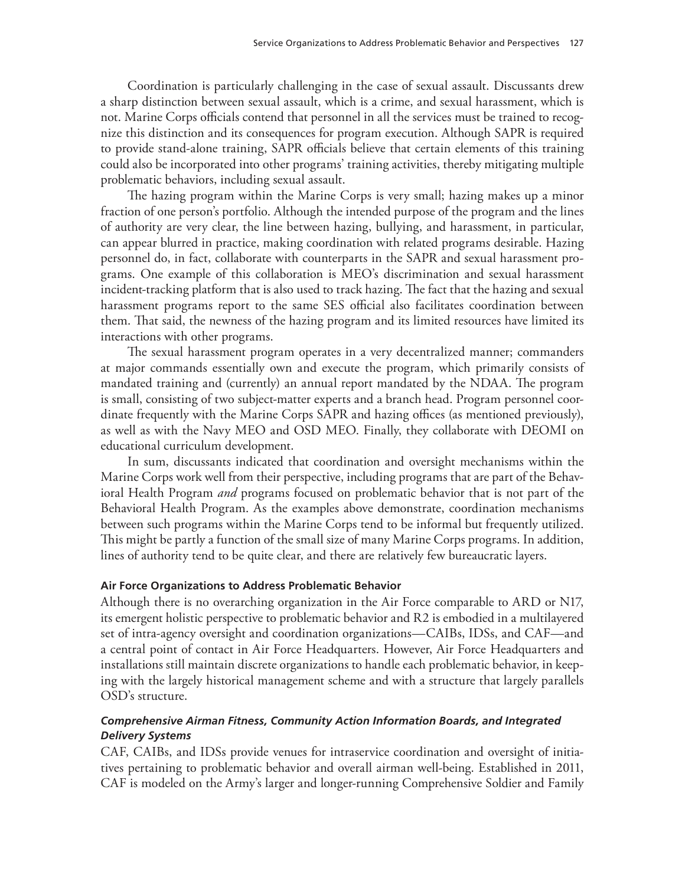Coordination is particularly challenging in the case of sexual assault. Discussants drew a sharp distinction between sexual assault, which is a crime, and sexual harassment, which is not. Marine Corps officials contend that personnel in all the services must be trained to recognize this distinction and its consequences for program execution. Although SAPR is required to provide stand-alone training, SAPR officials believe that certain elements of this training could also be incorporated into other programs' training activities, thereby mitigating multiple problematic behaviors, including sexual assault.

The hazing program within the Marine Corps is very small; hazing makes up a minor fraction of one person's portfolio. Although the intended purpose of the program and the lines of authority are very clear, the line between hazing, bullying, and harassment, in particular, can appear blurred in practice, making coordination with related programs desirable. Hazing personnel do, in fact, collaborate with counterparts in the SAPR and sexual harassment programs. One example of this collaboration is MEO's discrimination and sexual harassment incident-tracking platform that is also used to track hazing. The fact that the hazing and sexual harassment programs report to the same SES official also facilitates coordination between them. That said, the newness of the hazing program and its limited resources have limited its interactions with other programs.

The sexual harassment program operates in a very decentralized manner; commanders at major commands essentially own and execute the program, which primarily consists of mandated training and (currently) an annual report mandated by the NDAA. The program is small, consisting of two subject-matter experts and a branch head. Program personnel coordinate frequently with the Marine Corps SAPR and hazing offices (as mentioned previously), as well as with the Navy MEO and OSD MEO. Finally, they collaborate with DEOMI on educational curriculum development.

In sum, discussants indicated that coordination and oversight mechanisms within the Marine Corps work well from their perspective, including programs that are part of the Behavioral Health Program *and* programs focused on problematic behavior that is not part of the Behavioral Health Program. As the examples above demonstrate, coordination mechanisms between such programs within the Marine Corps tend to be informal but frequently utilized. This might be partly a function of the small size of many Marine Corps programs. In addition, lines of authority tend to be quite clear, and there are relatively few bureaucratic layers.

### Air Force Organizations to Address Problematic Behavior

Although there is no overarching organization in the Air Force comparable to ARD or N17, its emergent holistic perspective to problematic behavior and R2 is embodied in a multilayered set of intra-agency oversight and coordination organizations—CAIBs, IDSs, and CAF—and a central point of contact in Air Force Headquarters. However, Air Force Headquarters and installations still maintain discrete organizations to handle each problematic behavior, in keeping with the largely historical management scheme and with a structure that largely parallels OSD's structure.

#### *Comprehensive Airman Fitness, Community Action Information Boards, and Integrated Delivery Systems*

CAF, CAIBs, and IDSs provide venues for intraservice coordination and oversight of initiatives pertaining to problematic behavior and overall airman well-being. Established in 2011, CAF is modeled on the Army's larger and longer-running Comprehensive Soldier and Family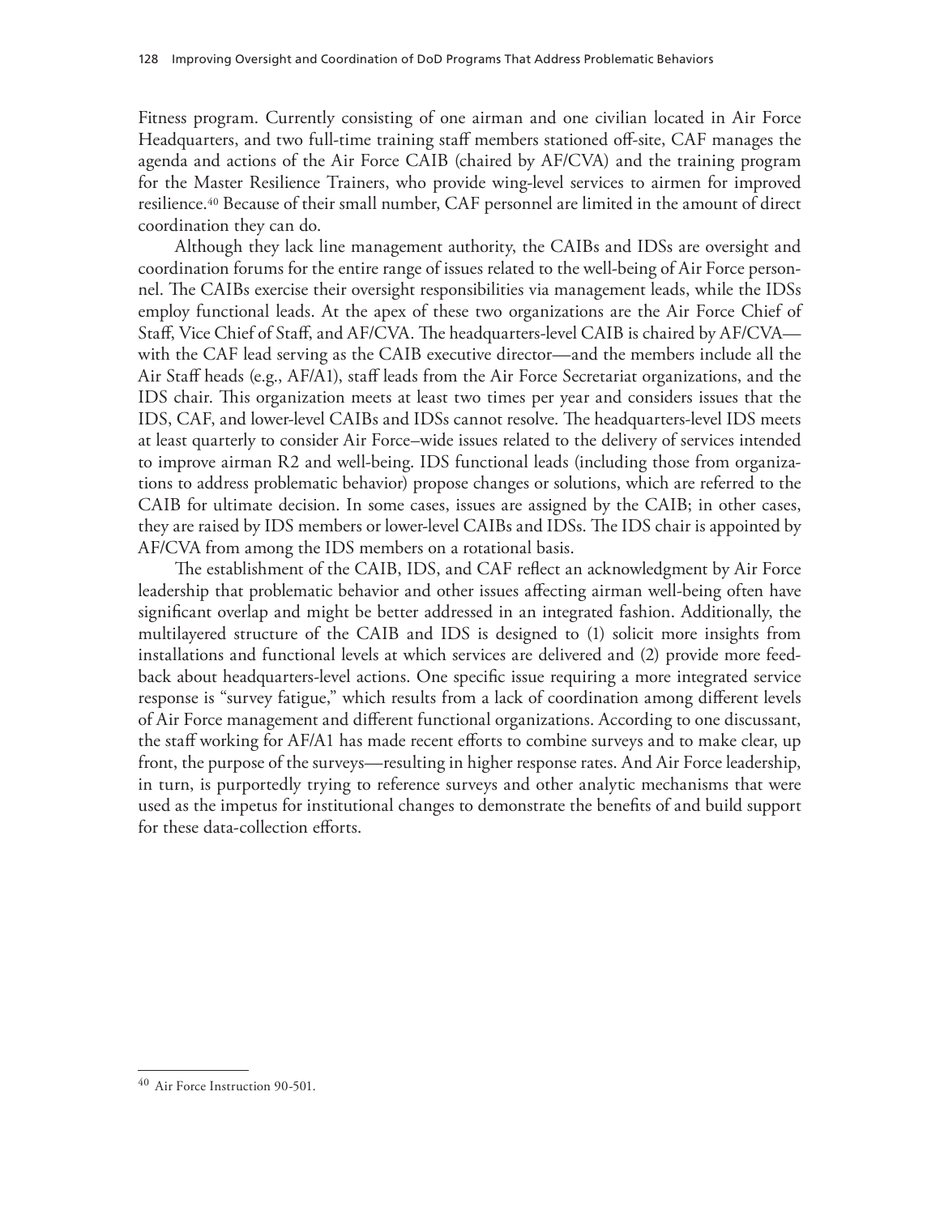Fitness program. Currently consisting of one airman and one civilian located in Air Force Headquarters, and two full-time training staff members stationed off-site, CAF manages the agenda and actions of the Air Force CAIB (chaired by AF/CVA) and the training program for the Master Resilience Trainers, who provide wing-level services to airmen for improved resilience.[40] Because of their small number, CAF personnel are limited in the amount of direct coordination they can do.

Although they lack line management authority, the CAIBs and IDSs are oversight and coordination forums for the entire range of issues related to the well-being of Air Force personnel. The CAIBs exercise their oversight responsibilities via management leads, while the IDSs employ functional leads. At the apex of these two organizations are the Air Force Chief of Staff, Vice Chief of Staff, and AF/CVA. The headquarters-level CAIB is chaired by AF/CVA—with the CAF lead serving as the CAIB executive director—and the members include all the Air Staff heads (e.g., AF/A1), staff leads from the Air Force Secretariat organizations, and the IDS chair. This organization meets at least two times per year and considers issues that the IDS, CAF, and lower-level CAIBs and IDSs cannot resolve. The headquarters-level IDS meets at least quarterly to consider Air Force–wide issues related to the delivery of services intended to improve airman R2 and well-being. IDS functional leads (including those from organizations to address problematic behavior) propose changes or solutions, which are referred to the CAIB for ultimate decision. In some cases, issues are assigned by the CAIB; in other cases, they are raised by IDS members or lower-level CAIBs and IDSs. The IDS chair is appointed by AF/CVA from among the IDS members on a rotational basis.

The establishment of the CAIB, IDS, and CAF reflect an acknowledgment by Air Force leadership that problematic behavior and other issues affecting airman well-being often have significant overlap and might be better addressed in an integrated fashion. Additionally, the multilayered structure of the CAIB and IDS is designed to (1) solicit more insights from installations and functional levels at which services are delivered and (2) provide more feedback about headquarters-level actions. One specific issue requiring a more integrated service response is "survey fatigue," which results from a lack of coordination among different levels of Air Force management and different functional organizations. According to one discussant, the staff working for AF/A1 has made recent efforts to combine surveys and to make clear, up front, the purpose of the surveys—resulting in higher response rates. And Air Force leadership, in turn, is purportedly trying to reference surveys and other analytic mechanisms that were used as the impetus for institutional changes to demonstrate the benefits of and build support for these data-collection efforts.

---

[40] Air Force Instruction 90-501.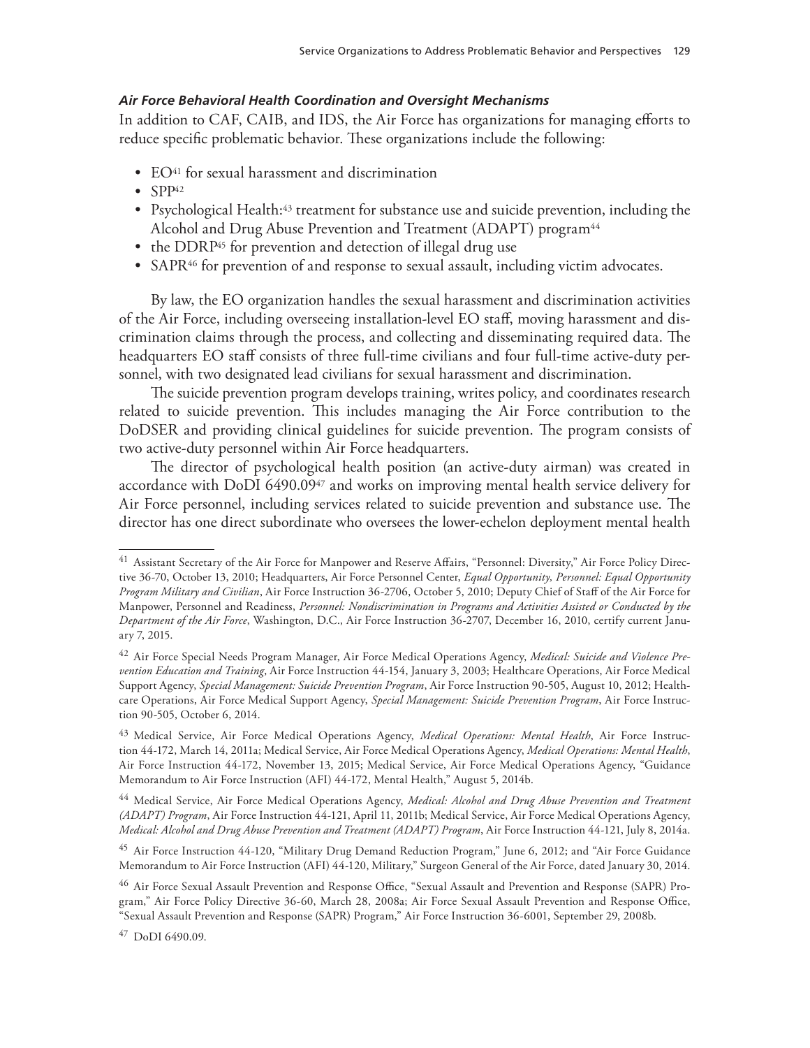#### *Air Force Behavioral Health Coordination and Oversight Mechanisms*

In addition to CAF, CAIB, and IDS, the Air Force has organizations for managing efforts to reduce specific problematic behavior. These organizations include the following:

- EO[41] for sexual harassment and discrimination
- SPP[42]
- Psychological Health:[43] treatment for substance use and suicide prevention, including the Alcohol and Drug Abuse Prevention and Treatment (ADAPT) program[44]
- the DDRP[45] for prevention and detection of illegal drug use
- SAPR[46] for prevention of and response to sexual assault, including victim advocates.

By law, the EO organization handles the sexual harassment and discrimination activities of the Air Force, including overseeing installation-level EO staff, moving harassment and discrimination claims through the process, and collecting and disseminating required data. The headquarters EO staff consists of three full-time civilians and four full-time active-duty personnel, with two designated lead civilians for sexual harassment and discrimination.

The suicide prevention program develops training, writes policy, and coordinates research related to suicide prevention. This includes managing the Air Force contribution to the DoDSER and providing clinical guidelines for suicide prevention. The program consists of two active-duty personnel within Air Force headquarters.

The director of psychological health position (an active-duty airman) was created in accordance with DoDI 6490.09[47] and works on improving mental health service delivery for Air Force personnel, including services related to suicide prevention and substance use. The director has one direct subordinate who oversees the lower-echelon deployment mental health

---

[41] Assistant Secretary of the Air Force for Manpower and Reserve Affairs, "Personnel: Diversity," Air Force Policy Directive 36-70, October 13, 2010; Headquarters, Air Force Personnel Center, *Equal Opportunity, Personnel: Equal Opportunity Program Military and Civilian*, Air Force Instruction 36-2706, October 5, 2010; Deputy Chief of Staff of the Air Force for Manpower, Personnel and Readiness, *Personnel: Nondiscrimination in Programs and Activities Assisted or Conducted by the Department of the Air Force*, Washington, D.C., Air Force Instruction 36-2707, December 16, 2010, certify current January 7, 2015.

[42] Air Force Special Needs Program Manager, Air Force Medical Operations Agency, *Medical: Suicide and Violence Prevention Education and Training*, Air Force Instruction 44-154, January 3, 2003; Healthcare Operations, Air Force Medical Support Agency, *Special Management: Suicide Prevention Program*, Air Force Instruction 90-505, August 10, 2012; Healthcare Operations, Air Force Medical Support Agency, *Special Management: Suicide Prevention Program*, Air Force Instruction 90-505, October 6, 2014.

[43] Medical Service, Air Force Medical Operations Agency, *Medical Operations: Mental Health*, Air Force Instruction 44-172, March 14, 2011a; Medical Service, Air Force Medical Operations Agency, *Medical Operations: Mental Health*, Air Force Instruction 44-172, November 13, 2015; Medical Service, Air Force Medical Operations Agency, "Guidance Memorandum to Air Force Instruction (AFI) 44-172, Mental Health," August 5, 2014b.

[44] Medical Service, Air Force Medical Operations Agency, *Medical: Alcohol and Drug Abuse Prevention and Treatment (ADAPT) Program*, Air Force Instruction 44-121, April 11, 2011b; Medical Service, Air Force Medical Operations Agency, *Medical: Alcohol and Drug Abuse Prevention and Treatment (ADAPT) Program*, Air Force Instruction 44-121, July 8, 2014a.

[45] Air Force Instruction 44-120, "Military Drug Demand Reduction Program," June 6, 2012; and "Air Force Guidance Memorandum to Air Force Instruction (AFI) 44-120, Military," Surgeon General of the Air Force, dated January 30, 2014.

[46] Air Force Sexual Assault Prevention and Response Office, "Sexual Assault and Prevention and Response (SAPR) Program," Air Force Policy Directive 36-60, March 28, 2008a; Air Force Sexual Assault Prevention and Response Office, "Sexual Assault Prevention and Response (SAPR) Program," Air Force Instruction 36-6001, September 29, 2008b.

[47] DoDI 6490.09.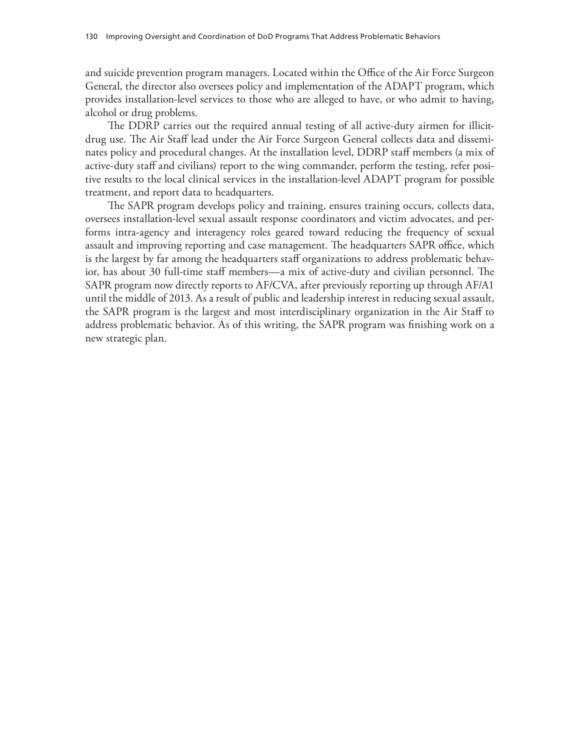and suicide prevention program managers. Located within the Office of the Air Force Surgeon General, the director also oversees policy and implementation of the ADAPT program, which provides installation-level services to those who are alleged to have, or who admit to having, alcohol or drug problems.

The DDRP carries out the required annual testing of all active-duty airmen for illicit-drug use. The Air Staff lead under the Air Force Surgeon General collects data and disseminates policy and procedural changes. At the installation level, DDRP staff members (a mix of active-duty staff and civilians) report to the wing commander, perform the testing, refer positive results to the local clinical services in the installation-level ADAPT program for possible treatment, and report data to headquarters.

The SAPR program develops policy and training, ensures training occurs, collects data, oversees installation-level sexual assault response coordinators and victim advocates, and performs intra-agency and interagency roles geared toward reducing the frequency of sexual assault and improving reporting and case management. The headquarters SAPR office, which is the largest by far among the headquarters staff organizations to address problematic behavior, has about 30 full-time staff members—a mix of active-duty and civilian personnel. The SAPR program now directly reports to AF/CVA, after previously reporting up through AF/A1 until the middle of 2013. As a result of public and leadership interest in reducing sexual assault, the SAPR program is the largest and most interdisciplinary organization in the Air Staff to address problematic behavior. As of this writing, the SAPR program was finishing work on a new strategic plan.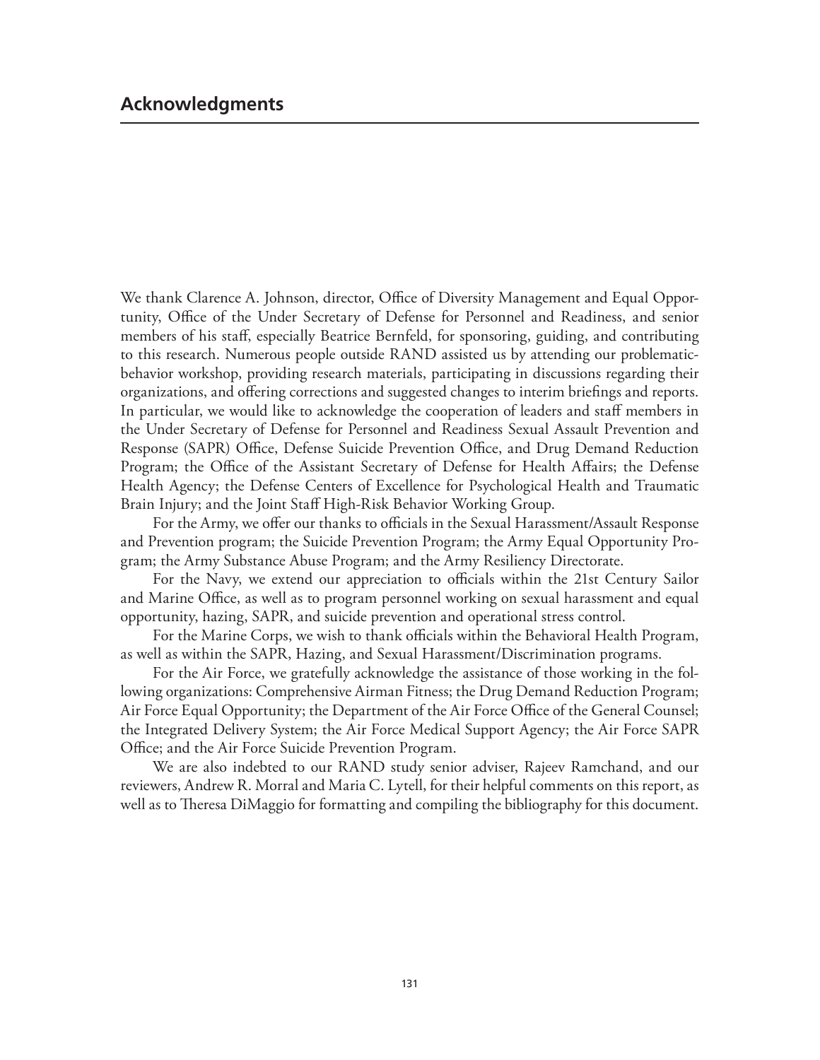## Acknowledgments

We thank Clarence A. Johnson, director, Office of Diversity Management and Equal Opportunity, Office of the Under Secretary of Defense for Personnel and Readiness, and senior members of his staff, especially Beatrice Bernfeld, for sponsoring, guiding, and contributing to this research. Numerous people outside RAND assisted us by attending our problematic-behavior workshop, providing research materials, participating in discussions regarding their organizations, and offering corrections and suggested changes to interim briefings and reports. In particular, we would like to acknowledge the cooperation of leaders and staff members in the Under Secretary of Defense for Personnel and Readiness Sexual Assault Prevention and Response (SAPR) Office, Defense Suicide Prevention Office, and Drug Demand Reduction Program; the Office of the Assistant Secretary of Defense for Health Affairs; the Defense Health Agency; the Defense Centers of Excellence for Psychological Health and Traumatic Brain Injury; and the Joint Staff High-Risk Behavior Working Group.

For the Army, we offer our thanks to officials in the Sexual Harassment/Assault Response and Prevention program; the Suicide Prevention Program; the Army Equal Opportunity Program; the Army Substance Abuse Program; and the Army Resiliency Directorate.

For the Navy, we extend our appreciation to officials within the 21st Century Sailor and Marine Office, as well as to program personnel working on sexual harassment and equal opportunity, hazing, SAPR, and suicide prevention and operational stress control.

For the Marine Corps, we wish to thank officials within the Behavioral Health Program, as well as within the SAPR, Hazing, and Sexual Harassment/Discrimination programs.

For the Air Force, we gratefully acknowledge the assistance of those working in the following organizations: Comprehensive Airman Fitness; the Drug Demand Reduction Program; Air Force Equal Opportunity; the Department of the Air Force Office of the General Counsel; the Integrated Delivery System; the Air Force Medical Support Agency; the Air Force SAPR Office; and the Air Force Suicide Prevention Program.

We are also indebted to our RAND study senior adviser, Rajeev Ramchand, and our reviewers, Andrew R. Morral and Maria C. Lytell, for their helpful comments on this report, as well as to Theresa DiMaggio for formatting and compiling the bibliography for this document.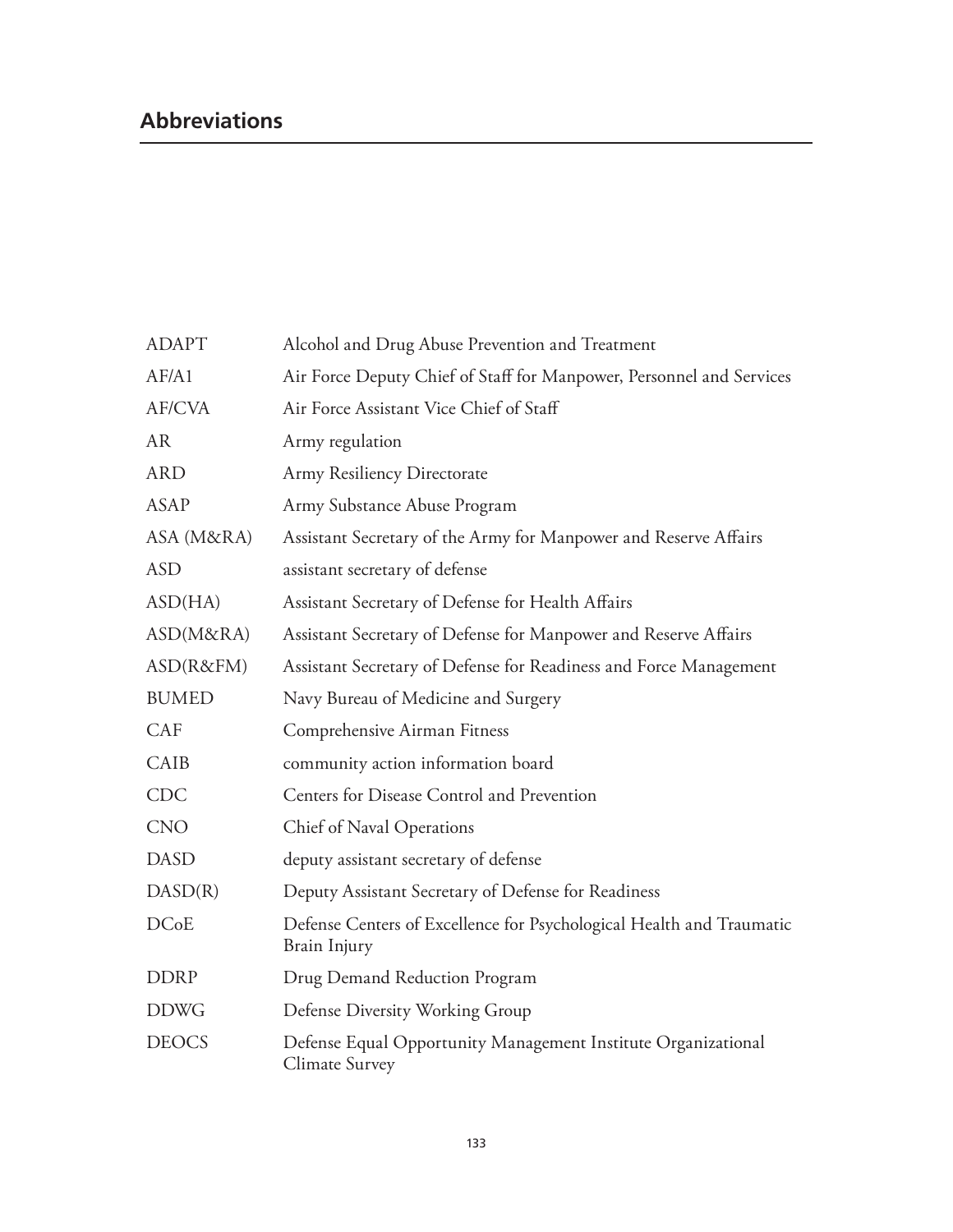# Abbreviations

| | |
|---|---|
| ADAPT | Alcohol and Drug Abuse Prevention and Treatment |
| AF/A1 | Air Force Deputy Chief of Staff for Manpower, Personnel and Services |
| AF/CVA | Air Force Assistant Vice Chief of Staff |
| AR | Army regulation |
| ARD | Army Resiliency Directorate |
| ASAP | Army Substance Abuse Program |
| ASA (M&RA) | Assistant Secretary of the Army for Manpower and Reserve Affairs |
| ASD | assistant secretary of defense |
| ASD(HA) | Assistant Secretary of Defense for Health Affairs |
| ASD(M&RA) | Assistant Secretary of Defense for Manpower and Reserve Affairs |
| ASD(R&FM) | Assistant Secretary of Defense for Readiness and Force Management |
| BUMED | Navy Bureau of Medicine and Surgery |
| CAF | Comprehensive Airman Fitness |
| CAIB | community action information board |
| CDC | Centers for Disease Control and Prevention |
| CNO | Chief of Naval Operations |
| DASD | deputy assistant secretary of defense |
| DASD(R) | Deputy Assistant Secretary of Defense for Readiness |
| DCoE | Defense Centers of Excellence for Psychological Health and Traumatic Brain Injury |
| DDRP | Drug Demand Reduction Program |
| DDWG | Defense Diversity Working Group |
| DEOCS | Defense Equal Opportunity Management Institute Organizational Climate Survey |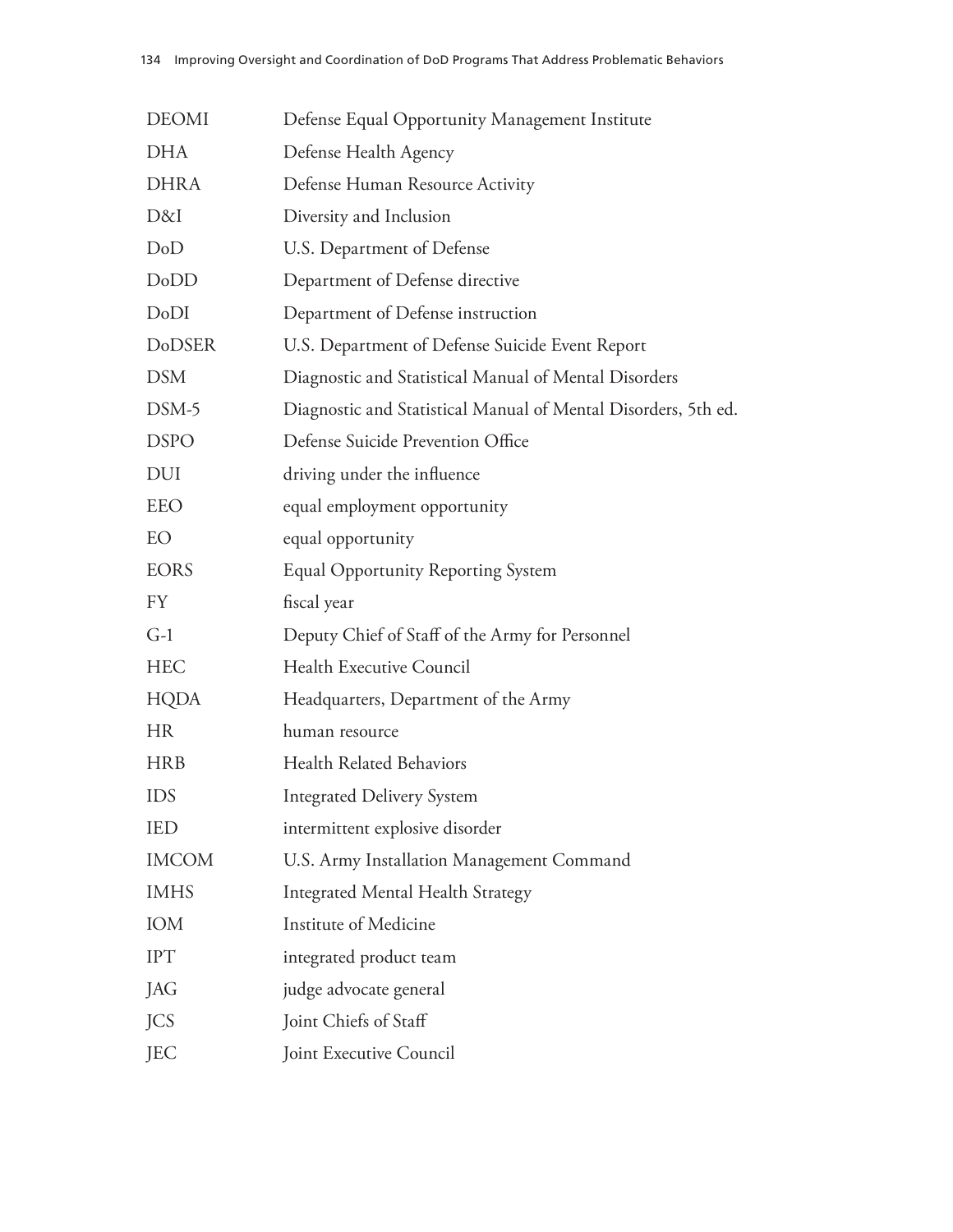| | |
|---|---|
| DEOMI | Defense Equal Opportunity Management Institute |
| DHA | Defense Health Agency |
| DHRA | Defense Human Resource Activity |
| D&I | Diversity and Inclusion |
| DoD | U.S. Department of Defense |
| DoDD | Department of Defense directive |
| DoDI | Department of Defense instruction |
| DoDSER | U.S. Department of Defense Suicide Event Report |
| DSM | Diagnostic and Statistical Manual of Mental Disorders |
| DSM-5 | Diagnostic and Statistical Manual of Mental Disorders, 5th ed. |
| DSPO | Defense Suicide Prevention Office |
| DUI | driving under the influence |
| EEO | equal employment opportunity |
| EO | equal opportunity |
| EORS | Equal Opportunity Reporting System |
| FY | fiscal year |
| G-1 | Deputy Chief of Staff of the Army for Personnel |
| HEC | Health Executive Council |
| HQDA | Headquarters, Department of the Army |
| HR | human resource |
| HRB | Health Related Behaviors |
| IDS | Integrated Delivery System |
| IED | intermittent explosive disorder |
| IMCOM | U.S. Army Installation Management Command |
| IMHS | Integrated Mental Health Strategy |
| IOM | Institute of Medicine |
| IPT | integrated product team |
| JAG | judge advocate general |
| JCS | Joint Chiefs of Staff |
| JEC | Joint Executive Council |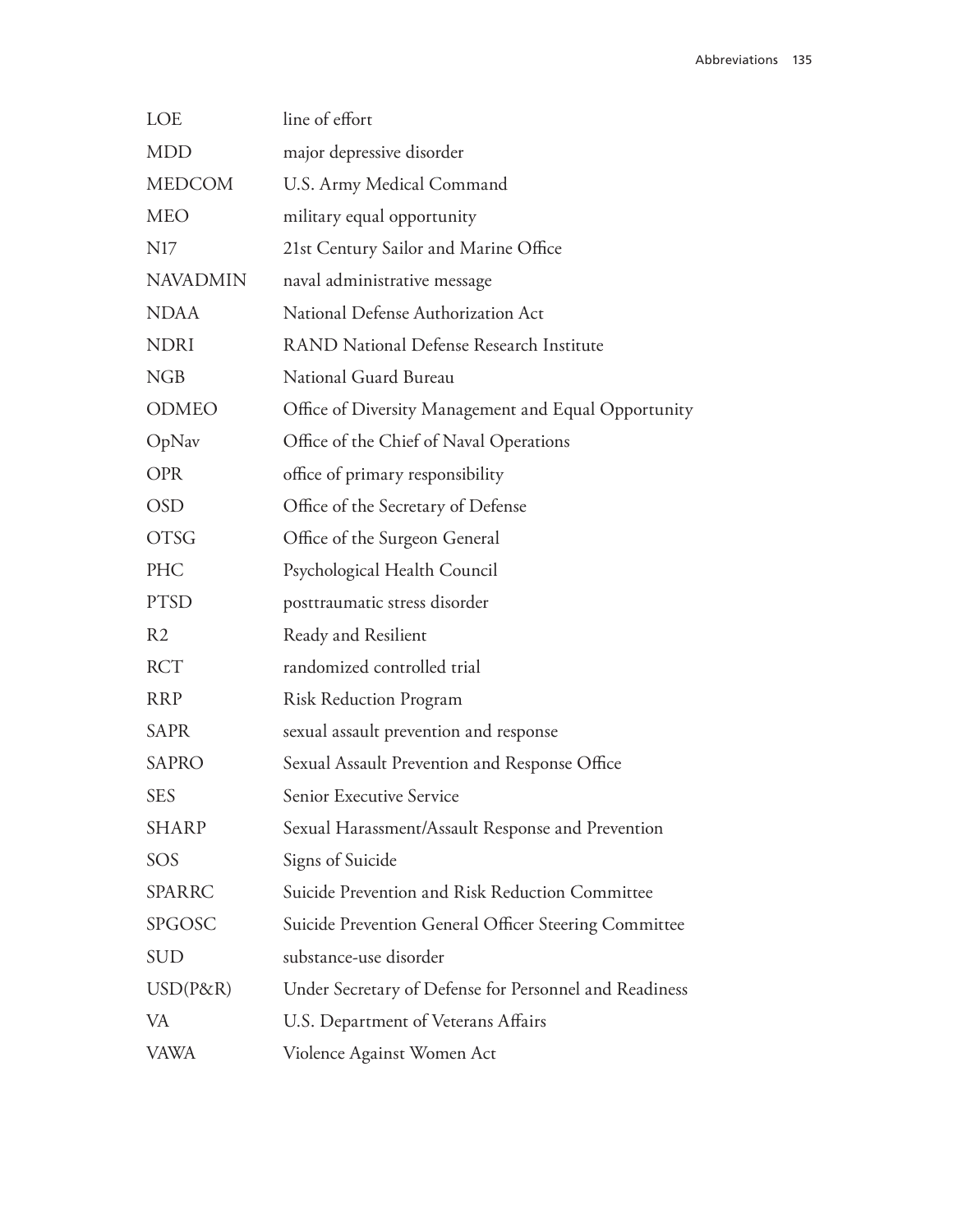| | |
|---|---|
| LOE | line of effort |
| MDD | major depressive disorder |
| MEDCOM | U.S. Army Medical Command |
| MEO | military equal opportunity |
| N17 | 21st Century Sailor and Marine Office |
| NAVADMIN | naval administrative message |
| NDAA | National Defense Authorization Act |
| NDRI | RAND National Defense Research Institute |
| NGB | National Guard Bureau |
| ODMEO | Office of Diversity Management and Equal Opportunity |
| OpNav | Office of the Chief of Naval Operations |
| OPR | office of primary responsibility |
| OSD | Office of the Secretary of Defense |
| OTSG | Office of the Surgeon General |
| PHC | Psychological Health Council |
| PTSD | posttraumatic stress disorder |
| R2 | Ready and Resilient |
| RCT | randomized controlled trial |
| RRP | Risk Reduction Program |
| SAPR | sexual assault prevention and response |
| SAPRO | Sexual Assault Prevention and Response Office |
| SES | Senior Executive Service |
| SHARP | Sexual Harassment/Assault Response and Prevention |
| SOS | Signs of Suicide |
| SPARRC | Suicide Prevention and Risk Reduction Committee |
| SPGOSC | Suicide Prevention General Officer Steering Committee |
| SUD | substance-use disorder |
| USD(P&R) | Under Secretary of Defense for Personnel and Readiness |
| VA | U.S. Department of Veterans Affairs |
| VAWA | Violence Against Women Act |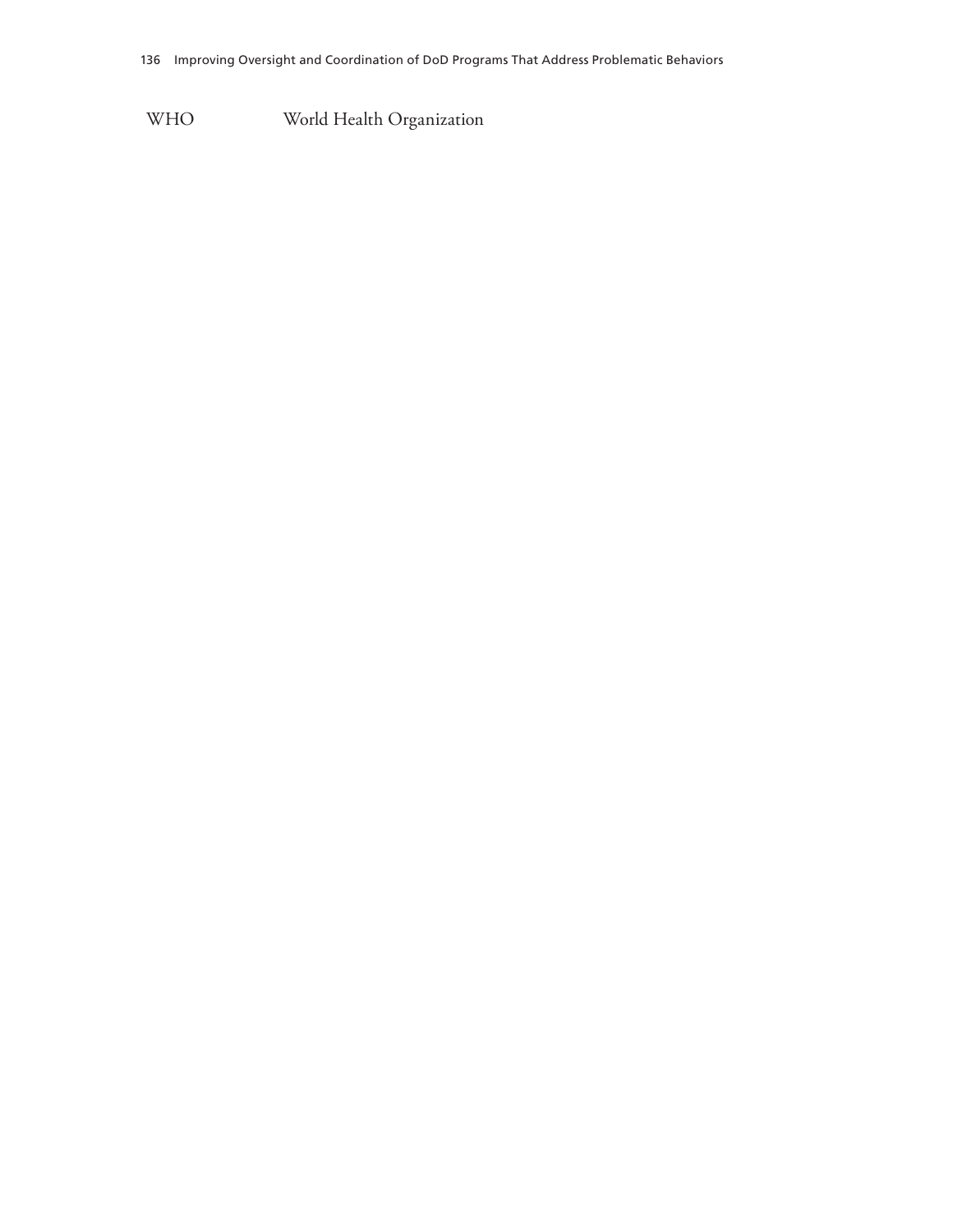| | |
|---|---|
| WHO | World Health Organization |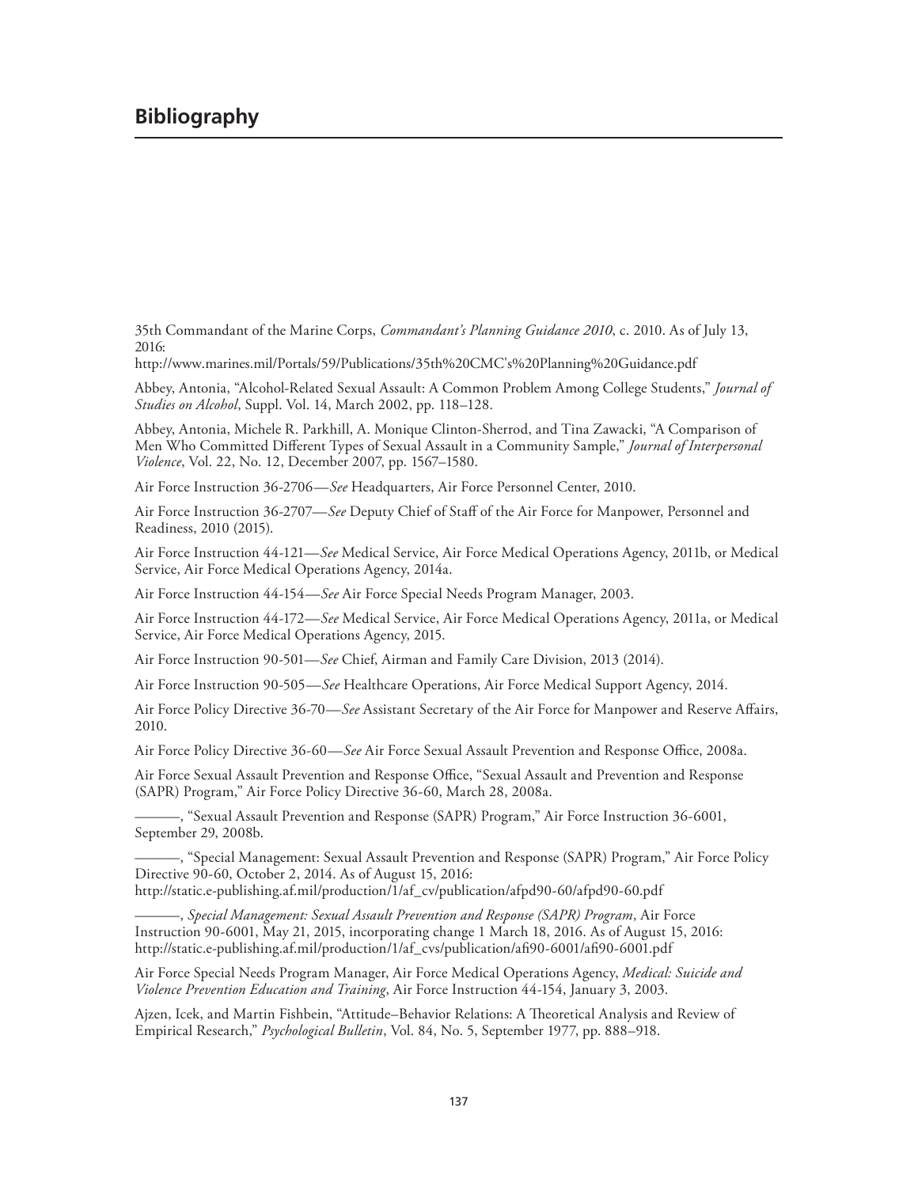# Bibliography

35th Commandant of the Marine Corps, *Commandant's Planning Guidance 2010*, c. 2010. As of July 13, 2016:
http://www.marines.mil/Portals/59/Publications/35th%20CMC's%20Planning%20Guidance.pdf

Abbey, Antonia, "Alcohol-Related Sexual Assault: A Common Problem Among College Students," *Journal of Studies on Alcohol*, Suppl. Vol. 14, March 2002, pp. 118–128.

Abbey, Antonia, Michele R. Parkhill, A. Monique Clinton-Sherrod, and Tina Zawacki, "A Comparison of Men Who Committed Different Types of Sexual Assault in a Community Sample," *Journal of Interpersonal Violence*, Vol. 22, No. 12, December 2007, pp. 1567–1580.

Air Force Instruction 36-2706—*See* Headquarters, Air Force Personnel Center, 2010.

Air Force Instruction 36-2707—*See* Deputy Chief of Staff of the Air Force for Manpower, Personnel and Readiness, 2010 (2015).

Air Force Instruction 44-121—*See* Medical Service, Air Force Medical Operations Agency, 2011b, or Medical Service, Air Force Medical Operations Agency, 2014a.

Air Force Instruction 44-154—*See* Air Force Special Needs Program Manager, 2003.

Air Force Instruction 44-172—*See* Medical Service, Air Force Medical Operations Agency, 2011a, or Medical Service, Air Force Medical Operations Agency, 2015.

Air Force Instruction 90-501—*See* Chief, Airman and Family Care Division, 2013 (2014).

Air Force Instruction 90-505—*See* Healthcare Operations, Air Force Medical Support Agency, 2014.

Air Force Policy Directive 36-70—*See* Assistant Secretary of the Air Force for Manpower and Reserve Affairs, 2010.

Air Force Policy Directive 36-60—*See* Air Force Sexual Assault Prevention and Response Office, 2008a.

Air Force Sexual Assault Prevention and Response Office, "Sexual Assault and Prevention and Response (SAPR) Program," Air Force Policy Directive 36-60, March 28, 2008a.

———, "Sexual Assault Prevention and Response (SAPR) Program," Air Force Instruction 36-6001, September 29, 2008b.

———, "Special Management: Sexual Assault Prevention and Response (SAPR) Program," Air Force Policy Directive 90-60, October 2, 2014. As of August 15, 2016:
http://static.e-publishing.af.mil/production/1/af_cv/publication/afpd90-60/afpd90-60.pdf

———, *Special Management: Sexual Assault Prevention and Response (SAPR) Program*, Air Force Instruction 90-6001, May 21, 2015, incorporating change 1 March 18, 2016. As of August 15, 2016:
http://static.e-publishing.af.mil/production/1/af_cvs/publication/afi90-6001/afi90-6001.pdf

Air Force Special Needs Program Manager, Air Force Medical Operations Agency, *Medical: Suicide and Violence Prevention Education and Training*, Air Force Instruction 44-154, January 3, 2003.

Ajzen, Icek, and Martin Fishbein, "Attitude–Behavior Relations: A Theoretical Analysis and Review of Empirical Research," *Psychological Bulletin*, Vol. 84, No. 5, September 1977, pp. 888–918.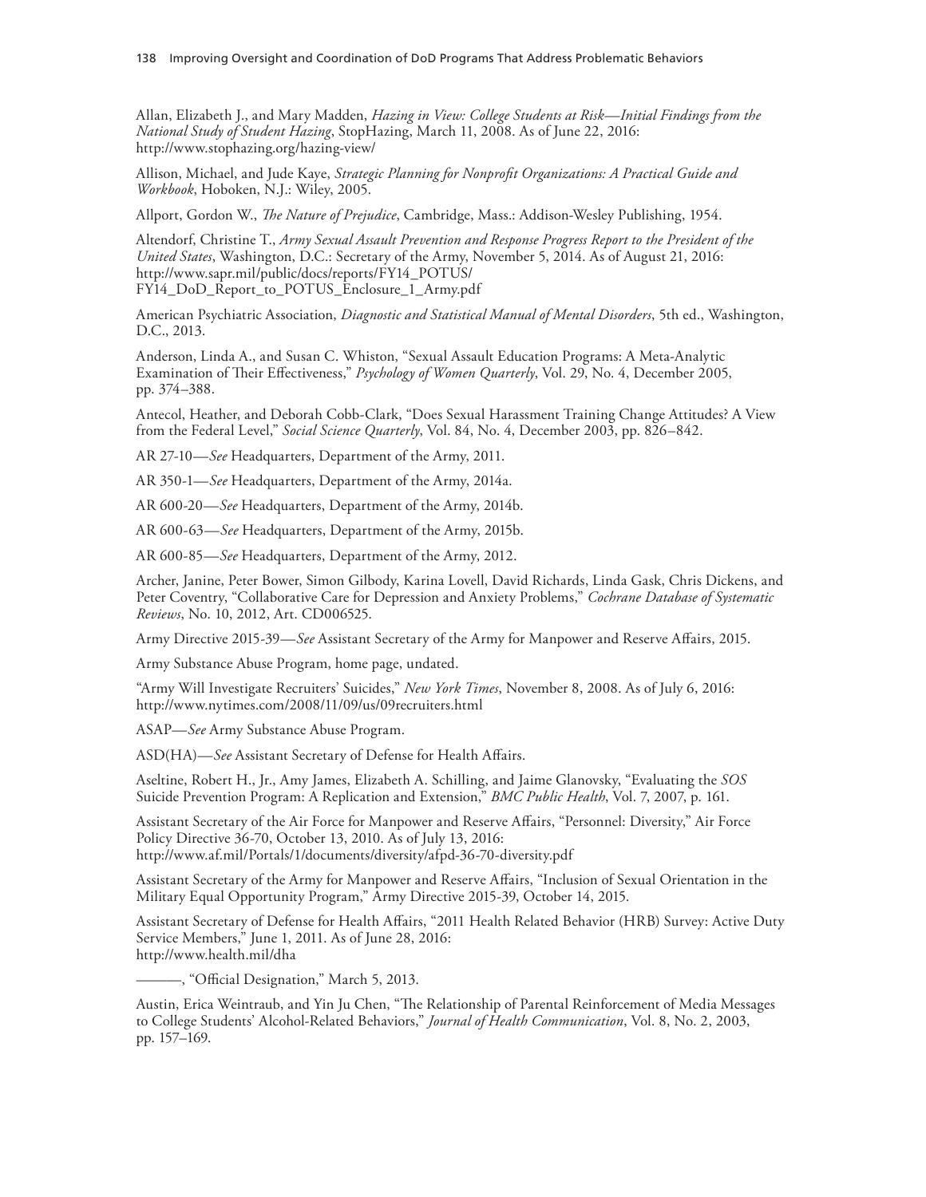Allan, Elizabeth J., and Mary Madden, *Hazing in View: College Students at Risk—Initial Findings from the National Study of Student Hazing*, StopHazing, March 11, 2008. As of June 22, 2016: http://www.stophazing.org/hazing-view/

Allison, Michael, and Jude Kaye, *Strategic Planning for Nonprofit Organizations: A Practical Guide and Workbook*, Hoboken, N.J.: Wiley, 2005.

Allport, Gordon W., *The Nature of Prejudice*, Cambridge, Mass.: Addison-Wesley Publishing, 1954.

Altendorf, Christine T., *Army Sexual Assault Prevention and Response Progress Report to the President of the United States*, Washington, D.C.: Secretary of the Army, November 5, 2014. As of August 21, 2016: http://www.sapr.mil/public/docs/reports/FY14_POTUS/FY14_DoD_Report_to_POTUS_Enclosure_1_Army.pdf

American Psychiatric Association, *Diagnostic and Statistical Manual of Mental Disorders*, 5th ed., Washington, D.C., 2013.

Anderson, Linda A., and Susan C. Whiston, "Sexual Assault Education Programs: A Meta-Analytic Examination of Their Effectiveness," *Psychology of Women Quarterly*, Vol. 29, No. 4, December 2005, pp. 374–388.

Antecol, Heather, and Deborah Cobb-Clark, "Does Sexual Harassment Training Change Attitudes? A View from the Federal Level," *Social Science Quarterly*, Vol. 84, No. 4, December 2003, pp. 826–842.

AR 27-10—*See* Headquarters, Department of the Army, 2011.

AR 350-1—*See* Headquarters, Department of the Army, 2014a.

AR 600-20—*See* Headquarters, Department of the Army, 2014b.

AR 600-63—*See* Headquarters, Department of the Army, 2015b.

AR 600-85—*See* Headquarters, Department of the Army, 2012.

Archer, Janine, Peter Bower, Simon Gilbody, Karina Lovell, David Richards, Linda Gask, Chris Dickens, and Peter Coventry, "Collaborative Care for Depression and Anxiety Problems," *Cochrane Database of Systematic Reviews*, No. 10, 2012, Art. CD006525.

Army Directive 2015-39—*See* Assistant Secretary of the Army for Manpower and Reserve Affairs, 2015.

Army Substance Abuse Program, home page, undated.

"Army Will Investigate Recruiters' Suicides," *New York Times*, November 8, 2008. As of July 6, 2016: http://www.nytimes.com/2008/11/09/us/09recruiters.html

ASAP—*See* Army Substance Abuse Program.

ASD(HA)—*See* Assistant Secretary of Defense for Health Affairs.

Aseltine, Robert H., Jr., Amy James, Elizabeth A. Schilling, and Jaime Glanovsky, "Evaluating the *SOS* Suicide Prevention Program: A Replication and Extension," *BMC Public Health*, Vol. 7, 2007, p. 161.

Assistant Secretary of the Air Force for Manpower and Reserve Affairs, "Personnel: Diversity," Air Force Policy Directive 36-70, October 13, 2010. As of July 13, 2016: http://www.af.mil/Portals/1/documents/diversity/afpd-36-70-diversity.pdf

Assistant Secretary of the Army for Manpower and Reserve Affairs, "Inclusion of Sexual Orientation in the Military Equal Opportunity Program," Army Directive 2015-39, October 14, 2015.

Assistant Secretary of Defense for Health Affairs, "2011 Health Related Behavior (HRB) Survey: Active Duty Service Members," June 1, 2011. As of June 28, 2016: http://www.health.mil/dha

———, "Official Designation," March 5, 2013.

Austin, Erica Weintraub, and Yin Ju Chen, "The Relationship of Parental Reinforcement of Media Messages to College Students' Alcohol-Related Behaviors," *Journal of Health Communication*, Vol. 8, No. 2, 2003, pp. 157–169.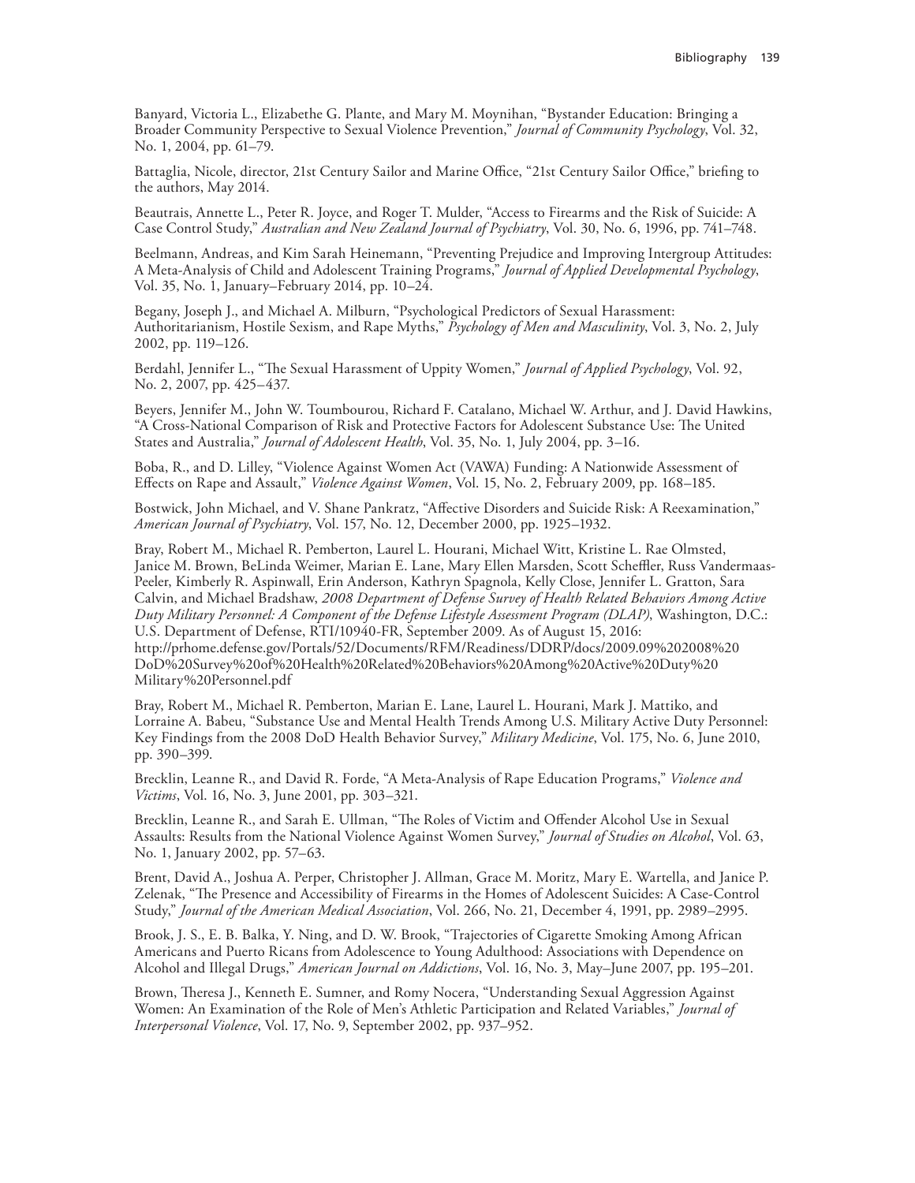Banyard, Victoria L., Elizabethe G. Plante, and Mary M. Moynihan, "Bystander Education: Bringing a Broader Community Perspective to Sexual Violence Prevention," *Journal of Community Psychology*, Vol. 32, No. 1, 2004, pp. 61–79.

Battaglia, Nicole, director, 21st Century Sailor and Marine Office, "21st Century Sailor Office," briefing to the authors, May 2014.

Beautrais, Annette L., Peter R. Joyce, and Roger T. Mulder, "Access to Firearms and the Risk of Suicide: A Case Control Study," *Australian and New Zealand Journal of Psychiatry*, Vol. 30, No. 6, 1996, pp. 741–748.

Beelmann, Andreas, and Kim Sarah Heinemann, "Preventing Prejudice and Improving Intergroup Attitudes: A Meta-Analysis of Child and Adolescent Training Programs," *Journal of Applied Developmental Psychology*, Vol. 35, No. 1, January–February 2014, pp. 10–24.

Begany, Joseph J., and Michael A. Milburn, "Psychological Predictors of Sexual Harassment: Authoritarianism, Hostile Sexism, and Rape Myths," *Psychology of Men and Masculinity*, Vol. 3, No. 2, July 2002, pp. 119–126.

Berdahl, Jennifer L., "The Sexual Harassment of Uppity Women," *Journal of Applied Psychology*, Vol. 92, No. 2, 2007, pp. 425–437.

Beyers, Jennifer M., John W. Toumbourou, Richard F. Catalano, Michael W. Arthur, and J. David Hawkins, "A Cross-National Comparison of Risk and Protective Factors for Adolescent Substance Use: The United States and Australia," *Journal of Adolescent Health*, Vol. 35, No. 1, July 2004, pp. 3–16.

Boba, R., and D. Lilley, "Violence Against Women Act (VAWA) Funding: A Nationwide Assessment of Effects on Rape and Assault," *Violence Against Women*, Vol. 15, No. 2, February 2009, pp. 168–185.

Bostwick, John Michael, and V. Shane Pankratz, "Affective Disorders and Suicide Risk: A Reexamination," *American Journal of Psychiatry*, Vol. 157, No. 12, December 2000, pp. 1925–1932.

Bray, Robert M., Michael R. Pemberton, Laurel L. Hourani, Michael Witt, Kristine L. Rae Olmsted, Janice M. Brown, BeLinda Weimer, Marian E. Lane, Mary Ellen Marsden, Scott Scheffler, Russ Vandermaas-Peeler, Kimberly R. Aspinwall, Erin Anderson, Kathryn Spagnola, Kelly Close, Jennifer L. Gratton, Sara Calvin, and Michael Bradshaw, *2008 Department of Defense Survey of Health Related Behaviors Among Active Duty Military Personnel: A Component of the Defense Lifestyle Assessment Program (DLAP)*, Washington, D.C.: U.S. Department of Defense, RTI/10940-FR, September 2009. As of August 15, 2016: http://prhome.defense.gov/Portals/52/Documents/RFM/Readiness/DDRP/docs/2009.09%202008%20DoD%20Survey%20of%20Health%20Related%20Behaviors%20Among%20Active%20Duty%20Military%20Personnel.pdf

Bray, Robert M., Michael R. Pemberton, Marian E. Lane, Laurel L. Hourani, Mark J. Mattiko, and Lorraine A. Babeu, "Substance Use and Mental Health Trends Among U.S. Military Active Duty Personnel: Key Findings from the 2008 DoD Health Behavior Survey," *Military Medicine*, Vol. 175, No. 6, June 2010, pp. 390–399.

Brecklin, Leanne R., and David R. Forde, "A Meta-Analysis of Rape Education Programs," *Violence and Victims*, Vol. 16, No. 3, June 2001, pp. 303–321.

Brecklin, Leanne R., and Sarah E. Ullman, "The Roles of Victim and Offender Alcohol Use in Sexual Assaults: Results from the National Violence Against Women Survey," *Journal of Studies on Alcohol*, Vol. 63, No. 1, January 2002, pp. 57–63.

Brent, David A., Joshua A. Perper, Christopher J. Allman, Grace M. Moritz, Mary E. Wartella, and Janice P. Zelenak, "The Presence and Accessibility of Firearms in the Homes of Adolescent Suicides: A Case-Control Study," *Journal of the American Medical Association*, Vol. 266, No. 21, December 4, 1991, pp. 2989–2995.

Brook, J. S., E. B. Balka, Y. Ning, and D. W. Brook, "Trajectories of Cigarette Smoking Among African Americans and Puerto Ricans from Adolescence to Young Adulthood: Associations with Dependence on Alcohol and Illegal Drugs," *American Journal on Addictions*, Vol. 16, No. 3, May–June 2007, pp. 195–201.

Brown, Theresa J., Kenneth E. Sumner, and Romy Nocera, "Understanding Sexual Aggression Against Women: An Examination of the Role of Men's Athletic Participation and Related Variables," *Journal of Interpersonal Violence*, Vol. 17, No. 9, September 2002, pp. 937–952.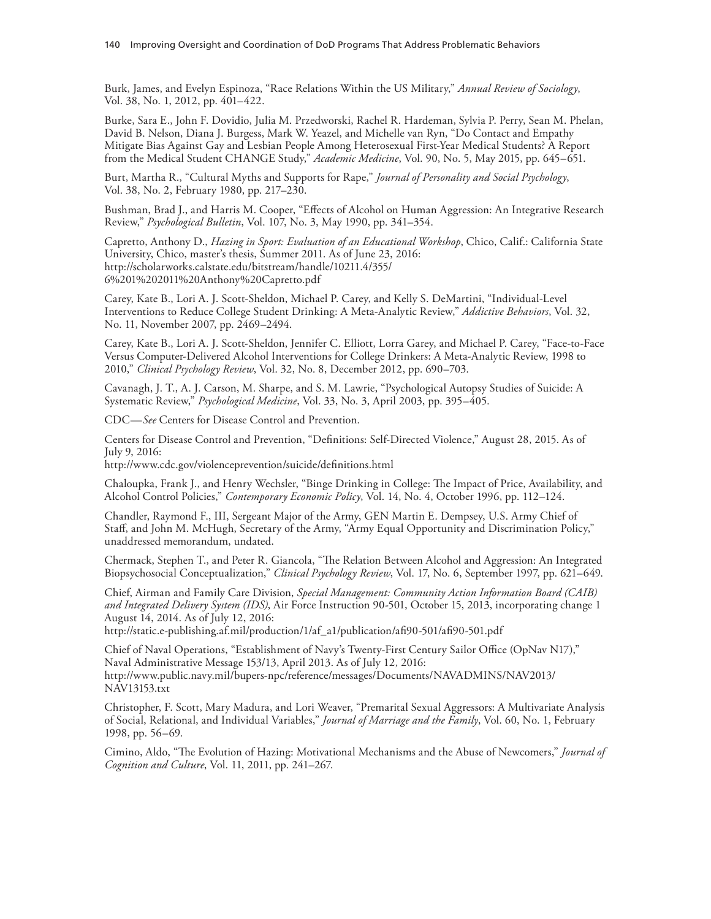Burk, James, and Evelyn Espinoza, "Race Relations Within the US Military," *Annual Review of Sociology*, Vol. 38, No. 1, 2012, pp. 401–422.

Burke, Sara E., John F. Dovidio, Julia M. Przedworski, Rachel R. Hardeman, Sylvia P. Perry, Sean M. Phelan, David B. Nelson, Diana J. Burgess, Mark W. Yeazel, and Michelle van Ryn, "Do Contact and Empathy Mitigate Bias Against Gay and Lesbian People Among Heterosexual First-Year Medical Students? A Report from the Medical Student CHANGE Study," *Academic Medicine*, Vol. 90, No. 5, May 2015, pp. 645–651.

Burt, Martha R., "Cultural Myths and Supports for Rape," *Journal of Personality and Social Psychology*, Vol. 38, No. 2, February 1980, pp. 217–230.

Bushman, Brad J., and Harris M. Cooper, "Effects of Alcohol on Human Aggression: An Integrative Research Review," *Psychological Bulletin*, Vol. 107, No. 3, May 1990, pp. 341–354.

Capretto, Anthony D., *Hazing in Sport: Evaluation of an Educational Workshop*, Chico, Calif.: California State University, Chico, master's thesis, Summer 2011. As of June 23, 2016:
http://scholarworks.calstate.edu/bitstream/handle/10211.4/355/6%201%202011%20Anthony%20Capretto.pdf

Carey, Kate B., Lori A. J. Scott-Sheldon, Michael P. Carey, and Kelly S. DeMartini, "Individual-Level Interventions to Reduce College Student Drinking: A Meta-Analytic Review," *Addictive Behaviors*, Vol. 32, No. 11, November 2007, pp. 2469–2494.

Carey, Kate B., Lori A. J. Scott-Sheldon, Jennifer C. Elliott, Lorra Garey, and Michael P. Carey, "Face-to-Face Versus Computer-Delivered Alcohol Interventions for College Drinkers: A Meta-Analytic Review, 1998 to 2010," *Clinical Psychology Review*, Vol. 32, No. 8, December 2012, pp. 690–703.

Cavanagh, J. T., A. J. Carson, M. Sharpe, and S. M. Lawrie, "Psychological Autopsy Studies of Suicide: A Systematic Review," *Psychological Medicine*, Vol. 33, No. 3, April 2003, pp. 395–405.

CDC—*See* Centers for Disease Control and Prevention.

Centers for Disease Control and Prevention, "Definitions: Self-Directed Violence," August 28, 2015. As of July 9, 2016:
http://www.cdc.gov/violenceprevention/suicide/definitions.html

Chaloupka, Frank J., and Henry Wechsler, "Binge Drinking in College: The Impact of Price, Availability, and Alcohol Control Policies," *Contemporary Economic Policy*, Vol. 14, No. 4, October 1996, pp. 112–124.

Chandler, Raymond F., III, Sergeant Major of the Army, GEN Martin E. Dempsey, U.S. Army Chief of Staff, and John M. McHugh, Secretary of the Army, "Army Equal Opportunity and Discrimination Policy," unaddressed memorandum, undated.

Chermack, Stephen T., and Peter R. Giancola, "The Relation Between Alcohol and Aggression: An Integrated Biopsychosocial Conceptualization," *Clinical Psychology Review*, Vol. 17, No. 6, September 1997, pp. 621–649.

Chief, Airman and Family Care Division, *Special Management: Community Action Information Board (CAIB) and Integrated Delivery System (IDS)*, Air Force Instruction 90-501, October 15, 2013, incorporating change 1 August 14, 2014. As of July 12, 2016:
http://static.e-publishing.af.mil/production/1/af_a1/publication/afi90-501/afi90-501.pdf

Chief of Naval Operations, "Establishment of Navy's Twenty-First Century Sailor Office (OpNav N17)," Naval Administrative Message 153/13, April 2013. As of July 12, 2016:
http://www.public.navy.mil/bupers-npc/reference/messages/Documents/NAVADMINS/NAV2013/NAV13153.txt

Christopher, F. Scott, Mary Madura, and Lori Weaver, "Premarital Sexual Aggressors: A Multivariate Analysis of Social, Relational, and Individual Variables," *Journal of Marriage and the Family*, Vol. 60, No. 1, February 1998, pp. 56–69.

Cimino, Aldo, "The Evolution of Hazing: Motivational Mechanisms and the Abuse of Newcomers," *Journal of Cognition and Culture*, Vol. 11, 2011, pp. 241–267.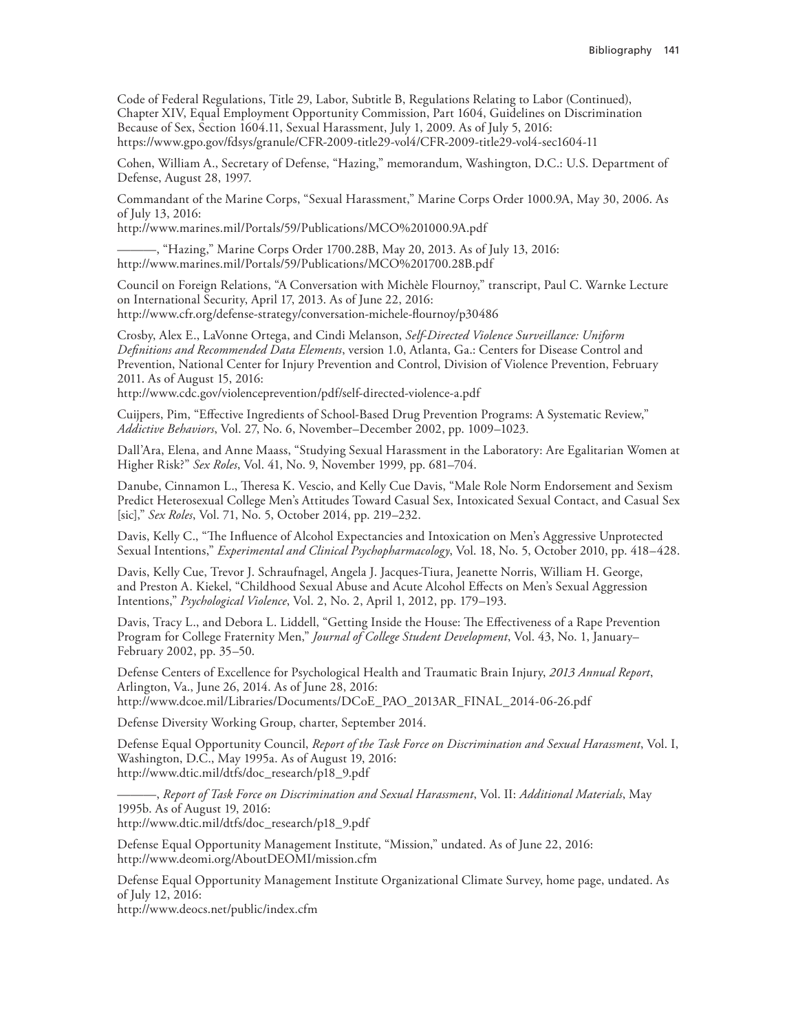Code of Federal Regulations, Title 29, Labor, Subtitle B, Regulations Relating to Labor (Continued), Chapter XIV, Equal Employment Opportunity Commission, Part 1604, Guidelines on Discrimination Because of Sex, Section 1604.11, Sexual Harassment, July 1, 2009. As of July 5, 2016: https://www.gpo.gov/fdsys/granule/CFR-2009-title29-vol4/CFR-2009-title29-vol4-sec1604-11

Cohen, William A., Secretary of Defense, "Hazing," memorandum, Washington, D.C.: U.S. Department of Defense, August 28, 1997.

Commandant of the Marine Corps, "Sexual Harassment," Marine Corps Order 1000.9A, May 30, 2006. As of July 13, 2016:
http://www.marines.mil/Portals/59/Publications/MCO%201000.9A.pdf

———, "Hazing," Marine Corps Order 1700.28B, May 20, 2013. As of July 13, 2016:
http://www.marines.mil/Portals/59/Publications/MCO%201700.28B.pdf

Council on Foreign Relations, "A Conversation with Michèle Flournoy," transcript, Paul C. Warnke Lecture on International Security, April 17, 2013. As of June 22, 2016:
http://www.cfr.org/defense-strategy/conversation-michele-flournoy/p30486

Crosby, Alex E., LaVonne Ortega, and Cindi Melanson, *Self-Directed Violence Surveillance: Uniform Definitions and Recommended Data Elements*, version 1.0, Atlanta, Ga.: Centers for Disease Control and Prevention, National Center for Injury Prevention and Control, Division of Violence Prevention, February 2011. As of August 15, 2016:
http://www.cdc.gov/violenceprevention/pdf/self-directed-violence-a.pdf

Cuijpers, Pim, "Effective Ingredients of School-Based Drug Prevention Programs: A Systematic Review," *Addictive Behaviors*, Vol. 27, No. 6, November–December 2002, pp. 1009–1023.

Dall'Ara, Elena, and Anne Maass, "Studying Sexual Harassment in the Laboratory: Are Egalitarian Women at Higher Risk?" *Sex Roles*, Vol. 41, No. 9, November 1999, pp. 681–704.

Danube, Cinnamon L., Theresa K. Vescio, and Kelly Cue Davis, "Male Role Norm Endorsement and Sexism Predict Heterosexual College Men's Attitudes Toward Casual Sex, Intoxicated Sexual Contact, and Casual Sex [sic]," *Sex Roles*, Vol. 71, No. 5, October 2014, pp. 219–232.

Davis, Kelly C., "The Influence of Alcohol Expectancies and Intoxication on Men's Aggressive Unprotected Sexual Intentions," *Experimental and Clinical Psychopharmacology*, Vol. 18, No. 5, October 2010, pp. 418–428.

Davis, Kelly Cue, Trevor J. Schraufnagel, Angela J. Jacques-Tiura, Jeanette Norris, William H. George, and Preston A. Kiekel, "Childhood Sexual Abuse and Acute Alcohol Effects on Men's Sexual Aggression Intentions," *Psychological Violence*, Vol. 2, No. 2, April 1, 2012, pp. 179–193.

Davis, Tracy L., and Debora L. Liddell, "Getting Inside the House: The Effectiveness of a Rape Prevention Program for College Fraternity Men," *Journal of College Student Development*, Vol. 43, No. 1, January–February 2002, pp. 35–50.

Defense Centers of Excellence for Psychological Health and Traumatic Brain Injury, *2013 Annual Report*, Arlington, Va., June 26, 2014. As of June 28, 2016:
http://www.dcoe.mil/Libraries/Documents/DCoE_PAO_2013AR_FINAL_2014-06-26.pdf

Defense Diversity Working Group, charter, September 2014.

Defense Equal Opportunity Council, *Report of the Task Force on Discrimination and Sexual Harassment*, Vol. I, Washington, D.C., May 1995a. As of August 19, 2016:
http://www.dtic.mil/dtfs/doc_research/p18_9.pdf

———, *Report of Task Force on Discrimination and Sexual Harassment*, Vol. II: *Additional Materials*, May 1995b. As of August 19, 2016:
http://www.dtic.mil/dtfs/doc_research/p18_9.pdf

Defense Equal Opportunity Management Institute, "Mission," undated. As of June 22, 2016:
http://www.deomi.org/AboutDEOMI/mission.cfm

Defense Equal Opportunity Management Institute Organizational Climate Survey, home page, undated. As of July 12, 2016:
http://www.deocs.net/public/index.cfm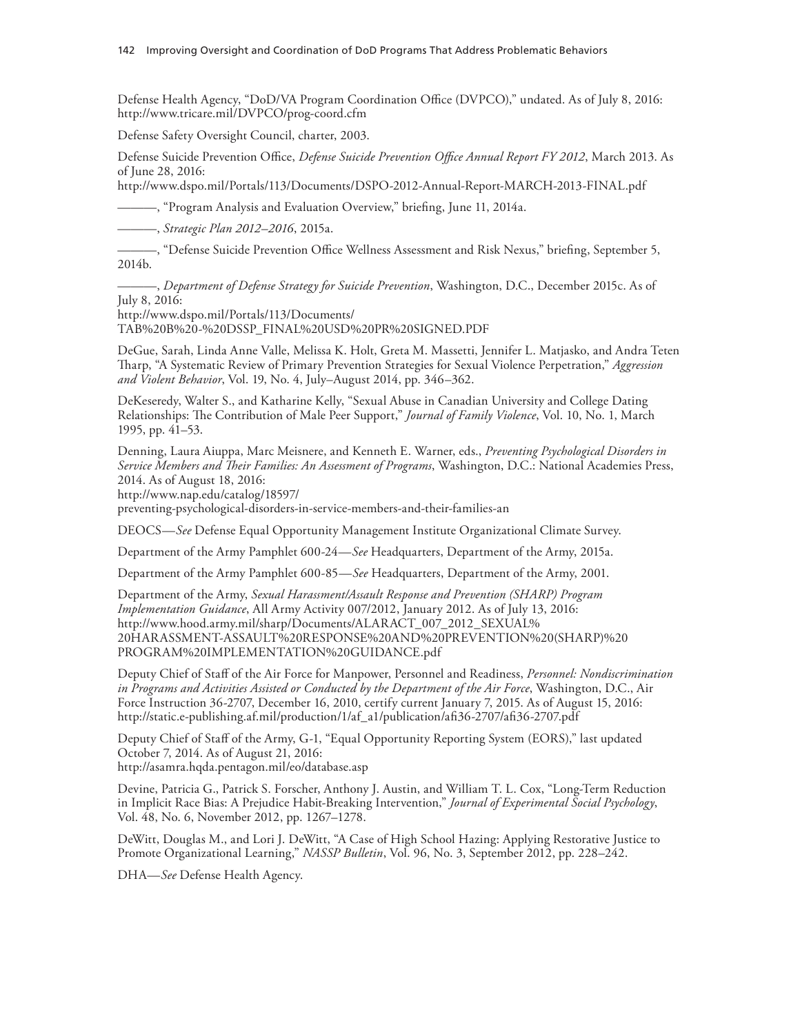Defense Health Agency, "DoD/VA Program Coordination Office (DVPCO)," undated. As of July 8, 2016: http://www.tricare.mil/DVPCO/prog-coord.cfm

Defense Safety Oversight Council, charter, 2003.

Defense Suicide Prevention Office, *Defense Suicide Prevention Office Annual Report FY 2012*, March 2013. As of June 28, 2016:
http://www.dspo.mil/Portals/113/Documents/DSPO-2012-Annual-Report-MARCH-2013-FINAL.pdf

———, "Program Analysis and Evaluation Overview," briefing, June 11, 2014a.

———, *Strategic Plan 2012–2016*, 2015a.

———, "Defense Suicide Prevention Office Wellness Assessment and Risk Nexus," briefing, September 5, 2014b.

———, *Department of Defense Strategy for Suicide Prevention*, Washington, D.C., December 2015c. As of July 8, 2016:
http://www.dspo.mil/Portals/113/Documents/TAB%20B%20-%20DSSP_FINAL%20USD%20PR%20SIGNED.PDF

DeGue, Sarah, Linda Anne Valle, Melissa K. Holt, Greta M. Massetti, Jennifer L. Matjasko, and Andra Teten Tharp, "A Systematic Review of Primary Prevention Strategies for Sexual Violence Perpetration," *Aggression and Violent Behavior*, Vol. 19, No. 4, July–August 2014, pp. 346–362.

DeKeseredy, Walter S., and Katharine Kelly, "Sexual Abuse in Canadian University and College Dating Relationships: The Contribution of Male Peer Support," *Journal of Family Violence*, Vol. 10, No. 1, March 1995, pp. 41–53.

Denning, Laura Aiuppa, Marc Meisnere, and Kenneth E. Warner, eds., *Preventing Psychological Disorders in Service Members and Their Families: An Assessment of Programs*, Washington, D.C.: National Academies Press, 2014. As of August 18, 2016:
http://www.nap.edu/catalog/18597/preventing-psychological-disorders-in-service-members-and-their-families-an

DEOCS—*See* Defense Equal Opportunity Management Institute Organizational Climate Survey.

Department of the Army Pamphlet 600-24—*See* Headquarters, Department of the Army, 2015a.

Department of the Army Pamphlet 600-85—*See* Headquarters, Department of the Army, 2001.

Department of the Army, *Sexual Harassment/Assault Response and Prevention (SHARP) Program Implementation Guidance*, All Army Activity 007/2012, January 2012. As of July 13, 2016:
http://www.hood.army.mil/sharp/Documents/ALARACT_007_2012_SEXUAL%20HARASSMENT-ASSAULT%20RESPONSE%20AND%20PREVENTION%20(SHARP)%20PROGRAM%20IMPLEMENTATION%20GUIDANCE.pdf

Deputy Chief of Staff of the Air Force for Manpower, Personnel and Readiness, *Personnel: Nondiscrimination in Programs and Activities Assisted or Conducted by the Department of the Air Force*, Washington, D.C., Air Force Instruction 36-2707, December 16, 2010, certify current January 7, 2015. As of August 15, 2016:
http://static.e-publishing.af.mil/production/1/af_a1/publication/afi36-2707/afi36-2707.pdf

Deputy Chief of Staff of the Army, G-1, "Equal Opportunity Reporting System (EORS)," last updated October 7, 2014. As of August 21, 2016:
http://asamra.hqda.pentagon.mil/eo/database.asp

Devine, Patricia G., Patrick S. Forscher, Anthony J. Austin, and William T. L. Cox, "Long-Term Reduction in Implicit Race Bias: A Prejudice Habit-Breaking Intervention," *Journal of Experimental Social Psychology*, Vol. 48, No. 6, November 2012, pp. 1267–1278.

DeWitt, Douglas M., and Lori J. DeWitt, "A Case of High School Hazing: Applying Restorative Justice to Promote Organizational Learning," *NASSP Bulletin*, Vol. 96, No. 3, September 2012, pp. 228–242.

DHA—*See* Defense Health Agency.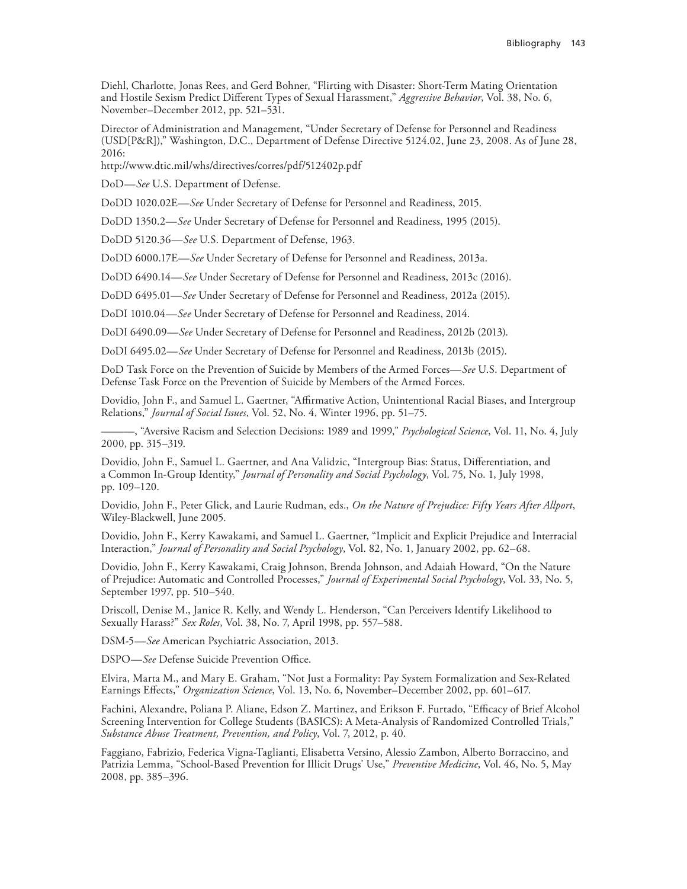Diehl, Charlotte, Jonas Rees, and Gerd Bohner, "Flirting with Disaster: Short-Term Mating Orientation and Hostile Sexism Predict Different Types of Sexual Harassment," *Aggressive Behavior*, Vol. 38, No. 6, November–December 2012, pp. 521–531.

Director of Administration and Management, "Under Secretary of Defense for Personnel and Readiness (USD[P&R])," Washington, D.C., Department of Defense Directive 5124.02, June 23, 2008. As of June 28, 2016:
http://www.dtic.mil/whs/directives/corres/pdf/512402p.pdf

DoD—*See* U.S. Department of Defense.

DoDD 1020.02E—*See* Under Secretary of Defense for Personnel and Readiness, 2015.

DoDD 1350.2—*See* Under Secretary of Defense for Personnel and Readiness, 1995 (2015).

DoDD 5120.36—*See* U.S. Department of Defense, 1963.

DoDD 6000.17E—*See* Under Secretary of Defense for Personnel and Readiness, 2013a.

DoDD 6490.14—*See* Under Secretary of Defense for Personnel and Readiness, 2013c (2016).

DoDD 6495.01—*See* Under Secretary of Defense for Personnel and Readiness, 2012a (2015).

DoDI 1010.04—*See* Under Secretary of Defense for Personnel and Readiness, 2014.

DoDI 6490.09—*See* Under Secretary of Defense for Personnel and Readiness, 2012b (2013).

DoDI 6495.02—*See* Under Secretary of Defense for Personnel and Readiness, 2013b (2015).

DoD Task Force on the Prevention of Suicide by Members of the Armed Forces—*See* U.S. Department of Defense Task Force on the Prevention of Suicide by Members of the Armed Forces.

Dovidio, John F., and Samuel L. Gaertner, "Affirmative Action, Unintentional Racial Biases, and Intergroup Relations," *Journal of Social Issues*, Vol. 52, No. 4, Winter 1996, pp. 51–75.

———, "Aversive Racism and Selection Decisions: 1989 and 1999," *Psychological Science*, Vol. 11, No. 4, July 2000, pp. 315–319.

Dovidio, John F., Samuel L. Gaertner, and Ana Validzic, "Intergroup Bias: Status, Differentiation, and a Common In-Group Identity," *Journal of Personality and Social Psychology*, Vol. 75, No. 1, July 1998, pp. 109–120.

Dovidio, John F., Peter Glick, and Laurie Rudman, eds., *On the Nature of Prejudice: Fifty Years After Allport*, Wiley-Blackwell, June 2005.

Dovidio, John F., Kerry Kawakami, and Samuel L. Gaertner, "Implicit and Explicit Prejudice and Interracial Interaction," *Journal of Personality and Social Psychology*, Vol. 82, No. 1, January 2002, pp. 62–68.

Dovidio, John F., Kerry Kawakami, Craig Johnson, Brenda Johnson, and Adaiah Howard, "On the Nature of Prejudice: Automatic and Controlled Processes," *Journal of Experimental Social Psychology*, Vol. 33, No. 5, September 1997, pp. 510–540.

Driscoll, Denise M., Janice R. Kelly, and Wendy L. Henderson, "Can Perceivers Identify Likelihood to Sexually Harass?" *Sex Roles*, Vol. 38, No. 7, April 1998, pp. 557–588.

DSM-5—*See* American Psychiatric Association, 2013.

DSPO—*See* Defense Suicide Prevention Office.

Elvira, Marta M., and Mary E. Graham, "Not Just a Formality: Pay System Formalization and Sex-Related Earnings Effects," *Organization Science*, Vol. 13, No. 6, November–December 2002, pp. 601–617.

Fachini, Alexandre, Poliana P. Aliane, Edson Z. Martinez, and Erikson F. Furtado, "Efficacy of Brief Alcohol Screening Intervention for College Students (BASICS): A Meta-Analysis of Randomized Controlled Trials," *Substance Abuse Treatment, Prevention, and Policy*, Vol. 7, 2012, p. 40.

Faggiano, Fabrizio, Federica Vigna-Taglianti, Elisabetta Versino, Alessio Zambon, Alberto Borraccino, and Patrizia Lemma, "School-Based Prevention for Illicit Drugs' Use," *Preventive Medicine*, Vol. 46, No. 5, May 2008, pp. 385–396.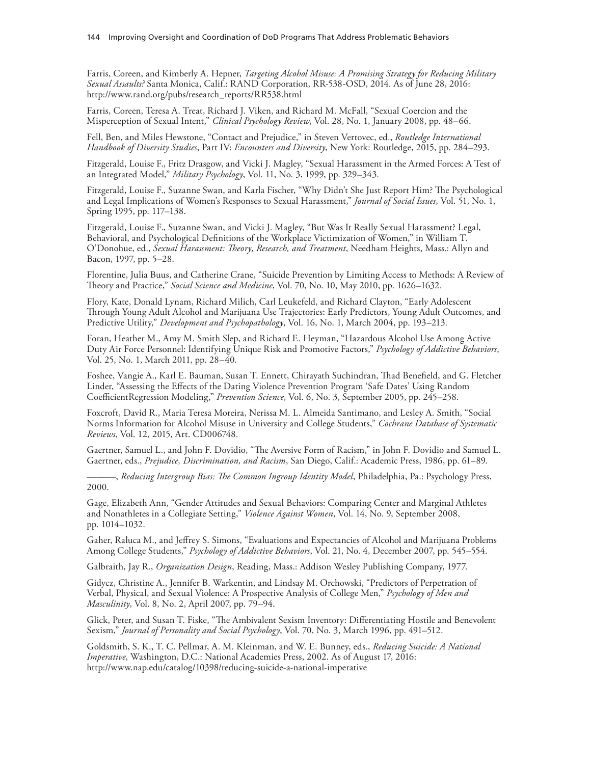Farris, Coreen, and Kimberly A. Hepner, *Targeting Alcohol Misuse: A Promising Strategy for Reducing Military Sexual Assaults?* Santa Monica, Calif.: RAND Corporation, RR-538-OSD, 2014. As of June 28, 2016: http://www.rand.org/pubs/research_reports/RR538.html

Farris, Coreen, Teresa A. Treat, Richard J. Viken, and Richard M. McFall, "Sexual Coercion and the Misperception of Sexual Intent," *Clinical Psychology Review*, Vol. 28, No. 1, January 2008, pp. 48–66.

Fell, Ben, and Miles Hewstone, "Contact and Prejudice," in Steven Vertovec, ed., *Routledge International Handbook of Diversity Studies*, Part IV: *Encounters and Diversity*, New York: Routledge, 2015, pp. 284–293.

Fitzgerald, Louise F., Fritz Drasgow, and Vicki J. Magley, "Sexual Harassment in the Armed Forces: A Test of an Integrated Model," *Military Psychology*, Vol. 11, No. 3, 1999, pp. 329–343.

Fitzgerald, Louise F., Suzanne Swan, and Karla Fischer, "Why Didn't She Just Report Him? The Psychological and Legal Implications of Women's Responses to Sexual Harassment," *Journal of Social Issues*, Vol. 51, No. 1, Spring 1995, pp. 117–138.

Fitzgerald, Louise F., Suzanne Swan, and Vicki J. Magley, "But Was It Really Sexual Harassment? Legal, Behavioral, and Psychological Definitions of the Workplace Victimization of Women," in William T. O'Donohue, ed., *Sexual Harassment: Theory, Research, and Treatment*, Needham Heights, Mass.: Allyn and Bacon, 1997, pp. 5–28.

Florentine, Julia Buus, and Catherine Crane, "Suicide Prevention by Limiting Access to Methods: A Review of Theory and Practice," *Social Science and Medicine*, Vol. 70, No. 10, May 2010, pp. 1626–1632.

Flory, Kate, Donald Lynam, Richard Milich, Carl Leukefeld, and Richard Clayton, "Early Adolescent Through Young Adult Alcohol and Marijuana Use Trajectories: Early Predictors, Young Adult Outcomes, and Predictive Utility," *Development and Psychopathology*, Vol. 16, No. 1, March 2004, pp. 193–213.

Foran, Heather M., Amy M. Smith Slep, and Richard E. Heyman, "Hazardous Alcohol Use Among Active Duty Air Force Personnel: Identifying Unique Risk and Promotive Factors," *Psychology of Addictive Behaviors*, Vol. 25, No. 1, March 2011, pp. 28–40.

Foshee, Vangie A., Karl E. Bauman, Susan T. Ennett, Chirayath Suchindran, Thad Benefield, and G. Fletcher Linder, "Assessing the Effects of the Dating Violence Prevention Program 'Safe Dates' Using Random CoefficientRegression Modeling," *Prevention Science*, Vol. 6, No. 3, September 2005, pp. 245–258.

Foxcroft, David R., Maria Teresa Moreira, Nerissa M. L. Almeida Santimano, and Lesley A. Smith, "Social Norms Information for Alcohol Misuse in University and College Students," *Cochrane Database of Systematic Reviews*, Vol. 12, 2015, Art. CD006748.

Gaertner, Samuel L., and John F. Dovidio, "The Aversive Form of Racism," in John F. Dovidio and Samuel L. Gaertner, eds., *Prejudice, Discrimination, and Racism*, San Diego, Calif.: Academic Press, 1986, pp. 61–89.

———, *Reducing Intergroup Bias: The Common Ingroup Identity Model*, Philadelphia, Pa.: Psychology Press, 2000.

Gage, Elizabeth Ann, "Gender Attitudes and Sexual Behaviors: Comparing Center and Marginal Athletes and Nonathletes in a Collegiate Setting," *Violence Against Women*, Vol. 14, No. 9, September 2008, pp. 1014–1032.

Gaher, Raluca M., and Jeffrey S. Simons, "Evaluations and Expectancies of Alcohol and Marijuana Problems Among College Students," *Psychology of Addictive Behaviors*, Vol. 21, No. 4, December 2007, pp. 545–554.

Galbraith, Jay R., *Organization Design*, Reading, Mass.: Addison Wesley Publishing Company, 1977.

Gidycz, Christine A., Jennifer B. Warkentin, and Lindsay M. Orchowski, "Predictors of Perpetration of Verbal, Physical, and Sexual Violence: A Prospective Analysis of College Men," *Psychology of Men and Masculinity*, Vol. 8, No. 2, April 2007, pp. 79–94.

Glick, Peter, and Susan T. Fiske, "The Ambivalent Sexism Inventory: Differentiating Hostile and Benevolent Sexism," *Journal of Personality and Social Psychology*, Vol. 70, No. 3, March 1996, pp. 491–512.

Goldsmith, S. K., T. C. Pellmar, A. M. Kleinman, and W. E. Bunney, eds., *Reducing Suicide: A National Imperative*, Washington, D.C.: National Academies Press, 2002. As of August 17, 2016: http://www.nap.edu/catalog/10398/reducing-suicide-a-national-imperative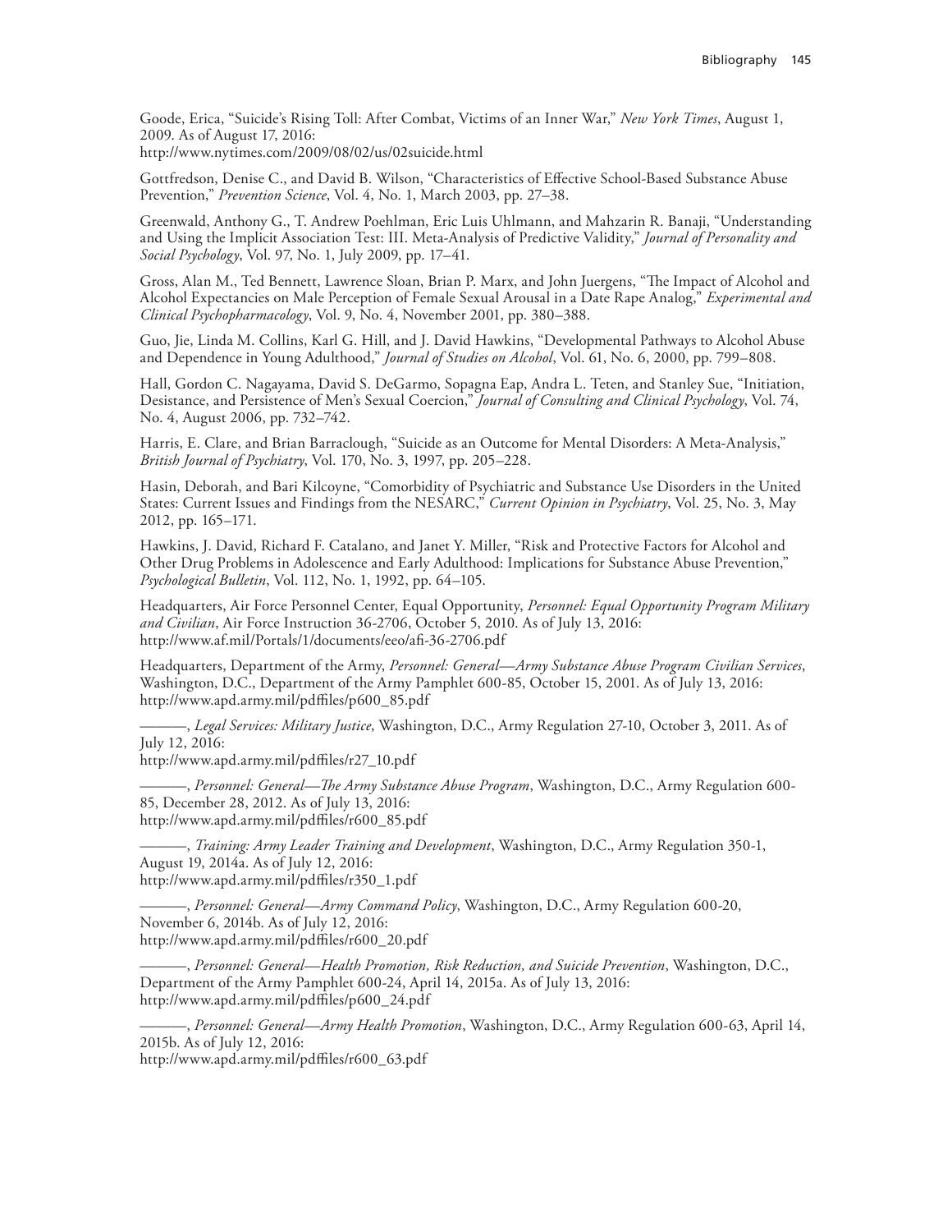Goode, Erica, "Suicide's Rising Toll: After Combat, Victims of an Inner War," *New York Times*, August 1, 2009. As of August 17, 2016:
http://www.nytimes.com/2009/08/02/us/02suicide.html

Gottfredson, Denise C., and David B. Wilson, "Characteristics of Effective School-Based Substance Abuse Prevention," *Prevention Science*, Vol. 4, No. 1, March 2003, pp. 27–38.

Greenwald, Anthony G., T. Andrew Poehlman, Eric Luis Uhlmann, and Mahzarin R. Banaji, "Understanding and Using the Implicit Association Test: III. Meta-Analysis of Predictive Validity," *Journal of Personality and Social Psychology*, Vol. 97, No. 1, July 2009, pp. 17–41.

Gross, Alan M., Ted Bennett, Lawrence Sloan, Brian P. Marx, and John Juergens, "The Impact of Alcohol and Alcohol Expectancies on Male Perception of Female Sexual Arousal in a Date Rape Analog," *Experimental and Clinical Psychopharmacology*, Vol. 9, No. 4, November 2001, pp. 380–388.

Guo, Jie, Linda M. Collins, Karl G. Hill, and J. David Hawkins, "Developmental Pathways to Alcohol Abuse and Dependence in Young Adulthood," *Journal of Studies on Alcohol*, Vol. 61, No. 6, 2000, pp. 799–808.

Hall, Gordon C. Nagayama, David S. DeGarmo, Sopagna Eap, Andra L. Teten, and Stanley Sue, "Initiation, Desistance, and Persistence of Men's Sexual Coercion," *Journal of Consulting and Clinical Psychology*, Vol. 74, No. 4, August 2006, pp. 732–742.

Harris, E. Clare, and Brian Barraclough, "Suicide as an Outcome for Mental Disorders: A Meta-Analysis," *British Journal of Psychiatry*, Vol. 170, No. 3, 1997, pp. 205–228.

Hasin, Deborah, and Bari Kilcoyne, "Comorbidity of Psychiatric and Substance Use Disorders in the United States: Current Issues and Findings from the NESARC," *Current Opinion in Psychiatry*, Vol. 25, No. 3, May 2012, pp. 165–171.

Hawkins, J. David, Richard F. Catalano, and Janet Y. Miller, "Risk and Protective Factors for Alcohol and Other Drug Problems in Adolescence and Early Adulthood: Implications for Substance Abuse Prevention," *Psychological Bulletin*, Vol. 112, No. 1, 1992, pp. 64–105.

Headquarters, Air Force Personnel Center, Equal Opportunity, *Personnel: Equal Opportunity Program Military and Civilian*, Air Force Instruction 36-2706, October 5, 2010. As of July 13, 2016:
http://www.af.mil/Portals/1/documents/eeo/afi-36-2706.pdf

Headquarters, Department of the Army, *Personnel: General—Army Substance Abuse Program Civilian Services*, Washington, D.C., Department of the Army Pamphlet 600-85, October 15, 2001. As of July 13, 2016:
http://www.apd.army.mil/pdffiles/p600_85.pdf

———, *Legal Services: Military Justice*, Washington, D.C., Army Regulation 27-10, October 3, 2011. As of July 12, 2016:
http://www.apd.army.mil/pdffiles/r27_10.pdf

———, *Personnel: General—The Army Substance Abuse Program*, Washington, D.C., Army Regulation 600-85, December 28, 2012. As of July 13, 2016:
http://www.apd.army.mil/pdffiles/r600_85.pdf

———, *Training: Army Leader Training and Development*, Washington, D.C., Army Regulation 350-1, August 19, 2014a. As of July 12, 2016:
http://www.apd.army.mil/pdffiles/r350_1.pdf

———, *Personnel: General—Army Command Policy*, Washington, D.C., Army Regulation 600-20, November 6, 2014b. As of July 12, 2016:
http://www.apd.army.mil/pdffiles/r600_20.pdf

———, *Personnel: General—Health Promotion, Risk Reduction, and Suicide Prevention*, Washington, D.C., Department of the Army Pamphlet 600-24, April 14, 2015a. As of July 13, 2016:
http://www.apd.army.mil/pdffiles/p600_24.pdf

———, *Personnel: General—Army Health Promotion*, Washington, D.C., Army Regulation 600-63, April 14, 2015b. As of July 12, 2016:
http://www.apd.army.mil/pdffiles/r600_63.pdf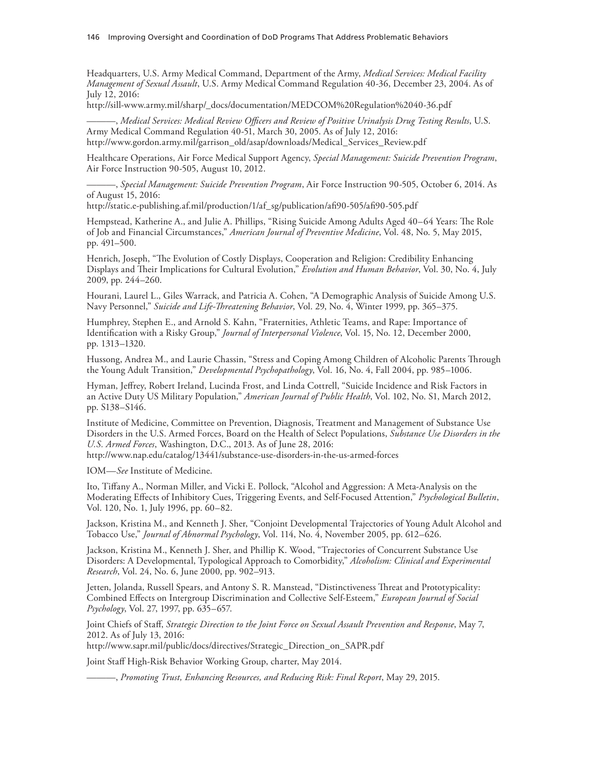Headquarters, U.S. Army Medical Command, Department of the Army, *Medical Services: Medical Facility Management of Sexual Assault*, U.S. Army Medical Command Regulation 40-36, December 23, 2004. As of July 12, 2016:
http://sill-www.army.mil/sharp/_docs/documentation/MEDCOM%20Regulation%2040-36.pdf

———, *Medical Services: Medical Review Officers and Review of Positive Urinalysis Drug Testing Results*, U.S. Army Medical Command Regulation 40-51, March 30, 2005. As of July 12, 2016:
http://www.gordon.army.mil/garrison_old/asap/downloads/Medical_Services_Review.pdf

Healthcare Operations, Air Force Medical Support Agency, *Special Management: Suicide Prevention Program*, Air Force Instruction 90-505, August 10, 2012.

———, *Special Management: Suicide Prevention Program*, Air Force Instruction 90-505, October 6, 2014. As of August 15, 2016:
http://static.e-publishing.af.mil/production/1/af_sg/publication/afi90-505/afi90-505.pdf

Hempstead, Katherine A., and Julie A. Phillips, "Rising Suicide Among Adults Aged 40–64 Years: The Role of Job and Financial Circumstances," *American Journal of Preventive Medicine*, Vol. 48, No. 5, May 2015, pp. 491–500.

Henrich, Joseph, "The Evolution of Costly Displays, Cooperation and Religion: Credibility Enhancing Displays and Their Implications for Cultural Evolution," *Evolution and Human Behavior*, Vol. 30, No. 4, July 2009, pp. 244–260.

Hourani, Laurel L., Giles Warrack, and Patricia A. Cohen, "A Demographic Analysis of Suicide Among U.S. Navy Personnel," *Suicide and Life-Threatening Behavior*, Vol. 29, No. 4, Winter 1999, pp. 365–375.

Humphrey, Stephen E., and Arnold S. Kahn, "Fraternities, Athletic Teams, and Rape: Importance of Identification with a Risky Group," *Journal of Interpersonal Violence*, Vol. 15, No. 12, December 2000, pp. 1313–1320.

Hussong, Andrea M., and Laurie Chassin, "Stress and Coping Among Children of Alcoholic Parents Through the Young Adult Transition," *Developmental Psychopathology*, Vol. 16, No. 4, Fall 2004, pp. 985–1006.

Hyman, Jeffrey, Robert Ireland, Lucinda Frost, and Linda Cottrell, "Suicide Incidence and Risk Factors in an Active Duty US Military Population," *American Journal of Public Health*, Vol. 102, No. S1, March 2012, pp. S138–S146.

Institute of Medicine, Committee on Prevention, Diagnosis, Treatment and Management of Substance Use Disorders in the U.S. Armed Forces, Board on the Health of Select Populations, *Substance Use Disorders in the U.S. Armed Forces*, Washington, D.C., 2013. As of June 28, 2016:
http://www.nap.edu/catalog/13441/substance-use-disorders-in-the-us-armed-forces

IOM—*See* Institute of Medicine.

Ito, Tiffany A., Norman Miller, and Vicki E. Pollock, "Alcohol and Aggression: A Meta-Analysis on the Moderating Effects of Inhibitory Cues, Triggering Events, and Self-Focused Attention," *Psychological Bulletin*, Vol. 120, No. 1, July 1996, pp. 60–82.

Jackson, Kristina M., and Kenneth J. Sher, "Conjoint Developmental Trajectories of Young Adult Alcohol and Tobacco Use," *Journal of Abnormal Psychology*, Vol. 114, No. 4, November 2005, pp. 612–626.

Jackson, Kristina M., Kenneth J. Sher, and Phillip K. Wood, "Trajectories of Concurrent Substance Use Disorders: A Developmental, Typological Approach to Comorbidity," *Alcoholism: Clinical and Experimental Research*, Vol. 24, No. 6, June 2000, pp. 902–913.

Jetten, Jolanda, Russell Spears, and Antony S. R. Manstead, "Distinctiveness Threat and Prototypicality: Combined Effects on Intergroup Discrimination and Collective Self-Esteem," *European Journal of Social Psychology*, Vol. 27, 1997, pp. 635–657.

Joint Chiefs of Staff, *Strategic Direction to the Joint Force on Sexual Assault Prevention and Response*, May 7, 2012. As of July 13, 2016:
http://www.sapr.mil/public/docs/directives/Strategic_Direction_on_SAPR.pdf

Joint Staff High-Risk Behavior Working Group, charter, May 2014.

———, *Promoting Trust, Enhancing Resources, and Reducing Risk: Final Report*, May 29, 2015.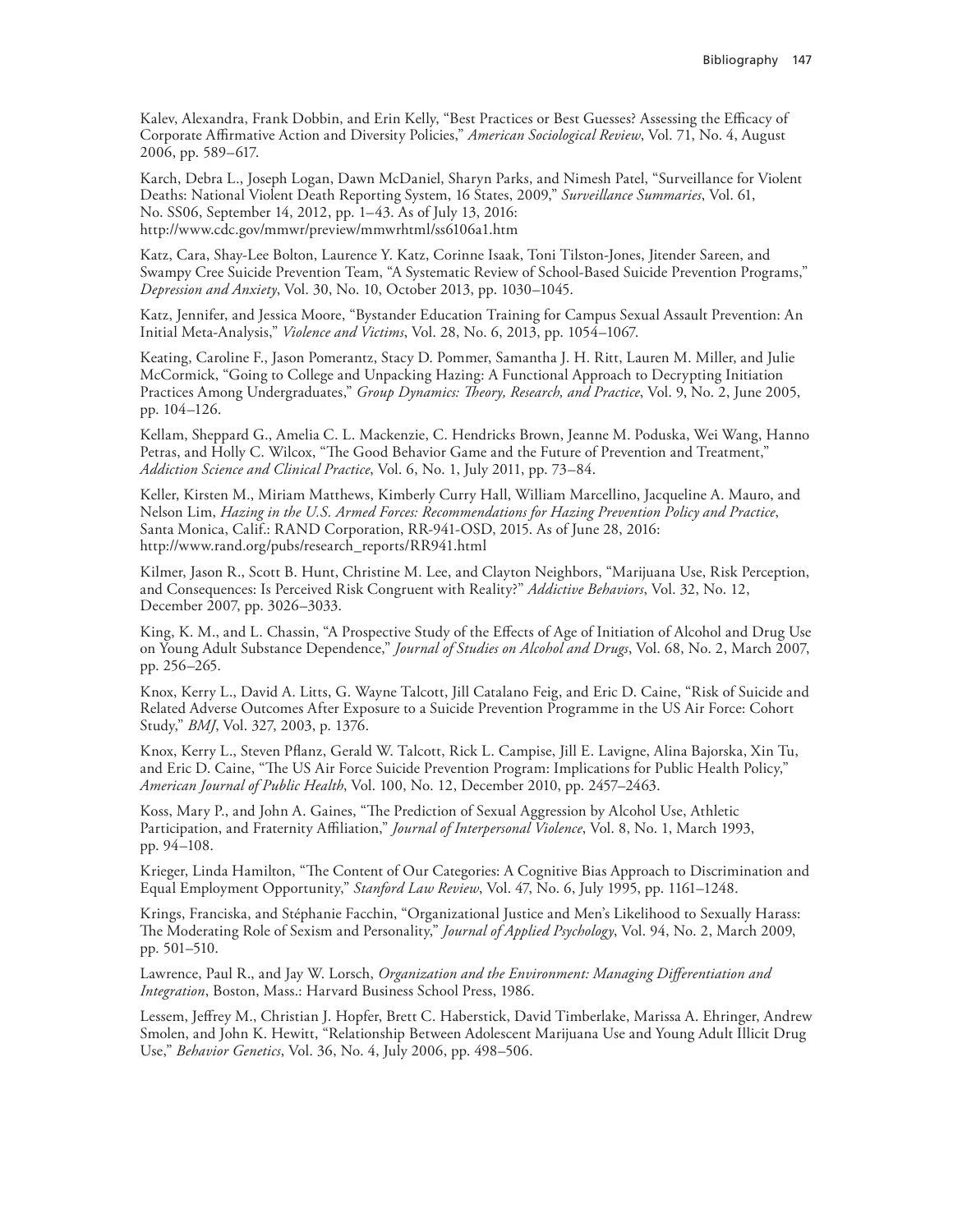Kalev, Alexandra, Frank Dobbin, and Erin Kelly, "Best Practices or Best Guesses? Assessing the Efficacy of Corporate Affirmative Action and Diversity Policies," *American Sociological Review*, Vol. 71, No. 4, August 2006, pp. 589–617.

Karch, Debra L., Joseph Logan, Dawn McDaniel, Sharyn Parks, and Nimesh Patel, "Surveillance for Violent Deaths: National Violent Death Reporting System, 16 States, 2009," *Surveillance Summaries*, Vol. 61, No. SS06, September 14, 2012, pp. 1–43. As of July 13, 2016: http://www.cdc.gov/mmwr/preview/mmwrhtml/ss6106a1.htm

Katz, Cara, Shay-Lee Bolton, Laurence Y. Katz, Corinne Isaak, Toni Tilston-Jones, Jitender Sareen, and Swampy Cree Suicide Prevention Team, "A Systematic Review of School-Based Suicide Prevention Programs," *Depression and Anxiety*, Vol. 30, No. 10, October 2013, pp. 1030–1045.

Katz, Jennifer, and Jessica Moore, "Bystander Education Training for Campus Sexual Assault Prevention: An Initial Meta-Analysis," *Violence and Victims*, Vol. 28, No. 6, 2013, pp. 1054–1067.

Keating, Caroline F., Jason Pomerantz, Stacy D. Pommer, Samantha J. H. Ritt, Lauren M. Miller, and Julie McCormick, "Going to College and Unpacking Hazing: A Functional Approach to Decrypting Initiation Practices Among Undergraduates," *Group Dynamics: Theory, Research, and Practice*, Vol. 9, No. 2, June 2005, pp. 104–126.

Kellam, Sheppard G., Amelia C. L. Mackenzie, C. Hendricks Brown, Jeanne M. Poduska, Wei Wang, Hanno Petras, and Holly C. Wilcox, "The Good Behavior Game and the Future of Prevention and Treatment," *Addiction Science and Clinical Practice*, Vol. 6, No. 1, July 2011, pp. 73–84.

Keller, Kirsten M., Miriam Matthews, Kimberly Curry Hall, William Marcellino, Jacqueline A. Mauro, and Nelson Lim, *Hazing in the U.S. Armed Forces: Recommendations for Hazing Prevention Policy and Practice*, Santa Monica, Calif.: RAND Corporation, RR-941-OSD, 2015. As of June 28, 2016: http://www.rand.org/pubs/research_reports/RR941.html

Kilmer, Jason R., Scott B. Hunt, Christine M. Lee, and Clayton Neighbors, "Marijuana Use, Risk Perception, and Consequences: Is Perceived Risk Congruent with Reality?" *Addictive Behaviors*, Vol. 32, No. 12, December 2007, pp. 3026–3033.

King, K. M., and L. Chassin, "A Prospective Study of the Effects of Age of Initiation of Alcohol and Drug Use on Young Adult Substance Dependence," *Journal of Studies on Alcohol and Drugs*, Vol. 68, No. 2, March 2007, pp. 256–265.

Knox, Kerry L., David A. Litts, G. Wayne Talcott, Jill Catalano Feig, and Eric D. Caine, "Risk of Suicide and Related Adverse Outcomes After Exposure to a Suicide Prevention Programme in the US Air Force: Cohort Study," *BMJ*, Vol. 327, 2003, p. 1376.

Knox, Kerry L., Steven Pflanz, Gerald W. Talcott, Rick L. Campise, Jill E. Lavigne, Alina Bajorska, Xin Tu, and Eric D. Caine, "The US Air Force Suicide Prevention Program: Implications for Public Health Policy," *American Journal of Public Health*, Vol. 100, No. 12, December 2010, pp. 2457–2463.

Koss, Mary P., and John A. Gaines, "The Prediction of Sexual Aggression by Alcohol Use, Athletic Participation, and Fraternity Affiliation," *Journal of Interpersonal Violence*, Vol. 8, No. 1, March 1993, pp. 94–108.

Krieger, Linda Hamilton, "The Content of Our Categories: A Cognitive Bias Approach to Discrimination and Equal Employment Opportunity," *Stanford Law Review*, Vol. 47, No. 6, July 1995, pp. 1161–1248.

Krings, Franciska, and Stéphanie Facchin, "Organizational Justice and Men's Likelihood to Sexually Harass: The Moderating Role of Sexism and Personality," *Journal of Applied Psychology*, Vol. 94, No. 2, March 2009, pp. 501–510.

Lawrence, Paul R., and Jay W. Lorsch, *Organization and the Environment: Managing Differentiation and Integration*, Boston, Mass.: Harvard Business School Press, 1986.

Lessem, Jeffrey M., Christian J. Hopfer, Brett C. Haberstick, David Timberlake, Marissa A. Ehringer, Andrew Smolen, and John K. Hewitt, "Relationship Between Adolescent Marijuana Use and Young Adult Illicit Drug Use," *Behavior Genetics*, Vol. 36, No. 4, July 2006, pp. 498–506.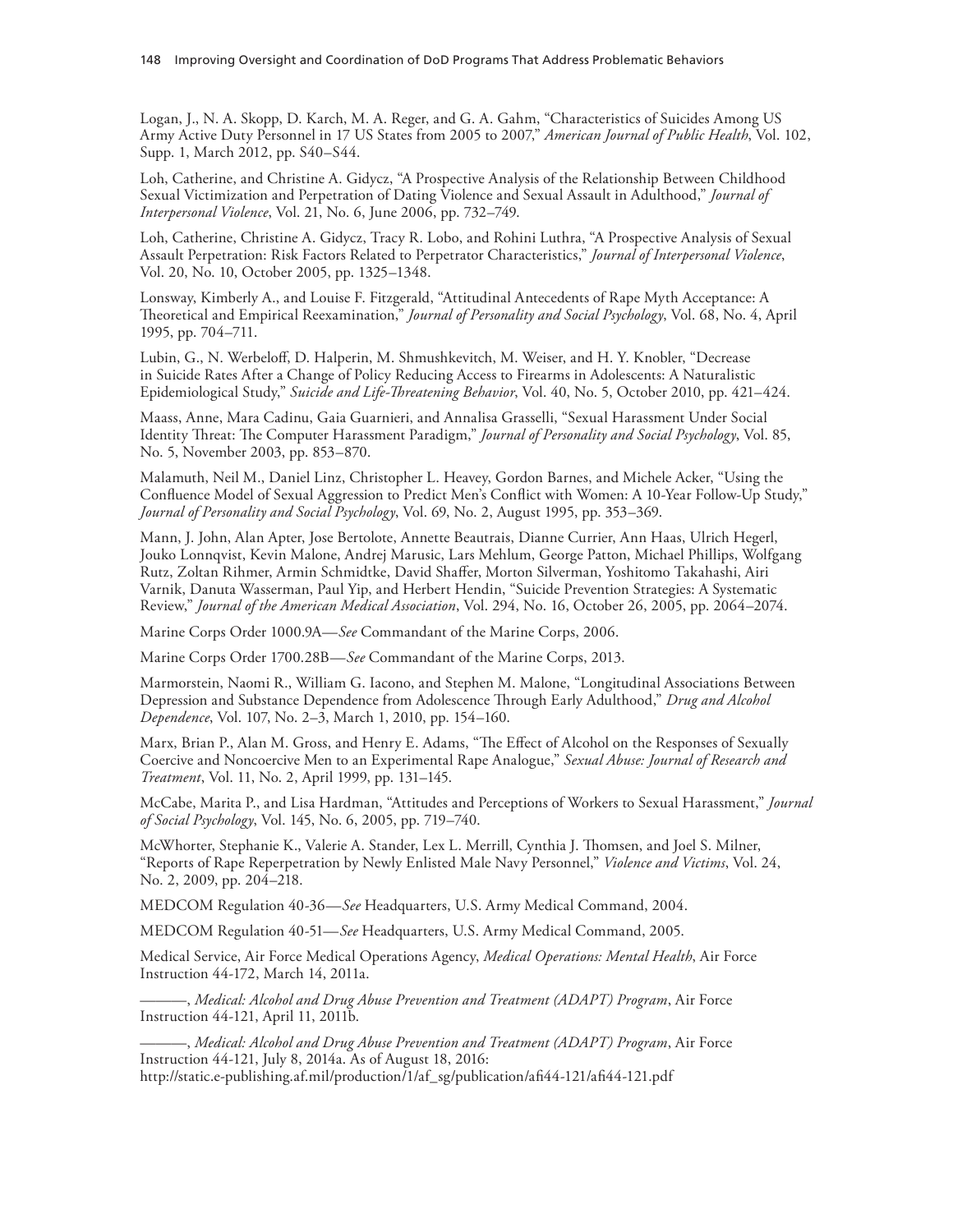Logan, J., N. A. Skopp, D. Karch, M. A. Reger, and G. A. Gahm, "Characteristics of Suicides Among US Army Active Duty Personnel in 17 US States from 2005 to 2007," *American Journal of Public Health*, Vol. 102, Supp. 1, March 2012, pp. S40–S44.

Loh, Catherine, and Christine A. Gidycz, "A Prospective Analysis of the Relationship Between Childhood Sexual Victimization and Perpetration of Dating Violence and Sexual Assault in Adulthood," *Journal of Interpersonal Violence*, Vol. 21, No. 6, June 2006, pp. 732–749.

Loh, Catherine, Christine A. Gidycz, Tracy R. Lobo, and Rohini Luthra, "A Prospective Analysis of Sexual Assault Perpetration: Risk Factors Related to Perpetrator Characteristics," *Journal of Interpersonal Violence*, Vol. 20, No. 10, October 2005, pp. 1325–1348.

Lonsway, Kimberly A., and Louise F. Fitzgerald, "Attitudinal Antecedents of Rape Myth Acceptance: A Theoretical and Empirical Reexamination," *Journal of Personality and Social Psychology*, Vol. 68, No. 4, April 1995, pp. 704–711.

Lubin, G., N. Werbeloff, D. Halperin, M. Shmushkevitch, M. Weiser, and H. Y. Knobler, "Decrease in Suicide Rates After a Change of Policy Reducing Access to Firearms in Adolescents: A Naturalistic Epidemiological Study," *Suicide and Life-Threatening Behavior*, Vol. 40, No. 5, October 2010, pp. 421–424.

Maass, Anne, Mara Cadinu, Gaia Guarnieri, and Annalisa Grasselli, "Sexual Harassment Under Social Identity Threat: The Computer Harassment Paradigm," *Journal of Personality and Social Psychology*, Vol. 85, No. 5, November 2003, pp. 853–870.

Malamuth, Neil M., Daniel Linz, Christopher L. Heavey, Gordon Barnes, and Michele Acker, "Using the Confluence Model of Sexual Aggression to Predict Men's Conflict with Women: A 10-Year Follow-Up Study," *Journal of Personality and Social Psychology*, Vol. 69, No. 2, August 1995, pp. 353–369.

Mann, J. John, Alan Apter, Jose Bertolote, Annette Beautrais, Dianne Currier, Ann Haas, Ulrich Hegerl, Jouko Lonnqvist, Kevin Malone, Andrej Marusic, Lars Mehlum, George Patton, Michael Phillips, Wolfgang Rutz, Zoltan Rihmer, Armin Schmidtke, David Shaffer, Morton Silverman, Yoshitomo Takahashi, Airi Varnik, Danuta Wasserman, Paul Yip, and Herbert Hendin, "Suicide Prevention Strategies: A Systematic Review," *Journal of the American Medical Association*, Vol. 294, No. 16, October 26, 2005, pp. 2064–2074.

Marine Corps Order 1000.9A—*See* Commandant of the Marine Corps, 2006.

Marine Corps Order 1700.28B—*See* Commandant of the Marine Corps, 2013.

Marmorstein, Naomi R., William G. Iacono, and Stephen M. Malone, "Longitudinal Associations Between Depression and Substance Dependence from Adolescence Through Early Adulthood," *Drug and Alcohol Dependence*, Vol. 107, No. 2–3, March 1, 2010, pp. 154–160.

Marx, Brian P., Alan M. Gross, and Henry E. Adams, "The Effect of Alcohol on the Responses of Sexually Coercive and Noncoercive Men to an Experimental Rape Analogue," *Sexual Abuse: Journal of Research and Treatment*, Vol. 11, No. 2, April 1999, pp. 131–145.

McCabe, Marita P., and Lisa Hardman, "Attitudes and Perceptions of Workers to Sexual Harassment," *Journal of Social Psychology*, Vol. 145, No. 6, 2005, pp. 719–740.

McWhorter, Stephanie K., Valerie A. Stander, Lex L. Merrill, Cynthia J. Thomsen, and Joel S. Milner, "Reports of Rape Reperpetration by Newly Enlisted Male Navy Personnel," *Violence and Victims*, Vol. 24, No. 2, 2009, pp. 204–218.

MEDCOM Regulation 40-36—*See* Headquarters, U.S. Army Medical Command, 2004.

MEDCOM Regulation 40-51—*See* Headquarters, U.S. Army Medical Command, 2005.

Medical Service, Air Force Medical Operations Agency, *Medical Operations: Mental Health*, Air Force Instruction 44-172, March 14, 2011a.

———, *Medical: Alcohol and Drug Abuse Prevention and Treatment (ADAPT) Program*, Air Force Instruction 44-121, April 11, 2011b.

———, *Medical: Alcohol and Drug Abuse Prevention and Treatment (ADAPT) Program*, Air Force Instruction 44-121, July 8, 2014a. As of August 18, 2016:
http://static.e-publishing.af.mil/production/1/af_sg/publication/afi44-121/afi44-121.pdf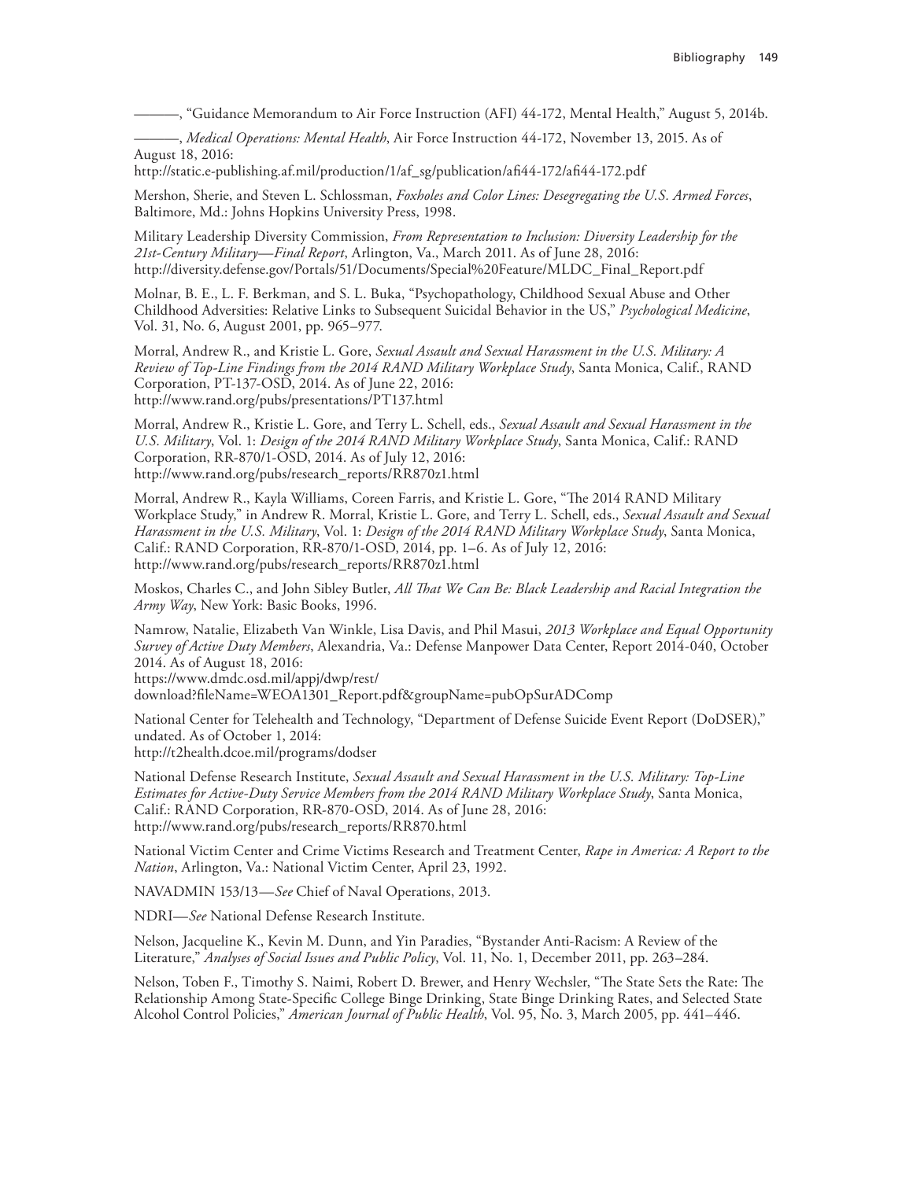———, "Guidance Memorandum to Air Force Instruction (AFI) 44-172, Mental Health," August 5, 2014b.

———, *Medical Operations: Mental Health*, Air Force Instruction 44-172, November 13, 2015. As of August 18, 2016:
http://static.e-publishing.af.mil/production/1/af_sg/publication/afi44-172/afi44-172.pdf

Mershon, Sherie, and Steven L. Schlossman, *Foxholes and Color Lines: Desegregating the U.S. Armed Forces*, Baltimore, Md.: Johns Hopkins University Press, 1998.

Military Leadership Diversity Commission, *From Representation to Inclusion: Diversity Leadership for the 21st-Century Military—Final Report*, Arlington, Va., March 2011. As of June 28, 2016:
http://diversity.defense.gov/Portals/51/Documents/Special%20Feature/MLDC_Final_Report.pdf

Molnar, B. E., L. F. Berkman, and S. L. Buka, "Psychopathology, Childhood Sexual Abuse and Other Childhood Adversities: Relative Links to Subsequent Suicidal Behavior in the US," *Psychological Medicine*, Vol. 31, No. 6, August 2001, pp. 965–977.

Morral, Andrew R., and Kristie L. Gore, *Sexual Assault and Sexual Harassment in the U.S. Military: A Review of Top-Line Findings from the 2014 RAND Military Workplace Study*, Santa Monica, Calif., RAND Corporation, PT-137-OSD, 2014. As of June 22, 2016:
http://www.rand.org/pubs/presentations/PT137.html

Morral, Andrew R., Kristie L. Gore, and Terry L. Schell, eds., *Sexual Assault and Sexual Harassment in the U.S. Military*, Vol. 1: *Design of the 2014 RAND Military Workplace Study*, Santa Monica, Calif.: RAND Corporation, RR-870/1-OSD, 2014. As of July 12, 2016:
http://www.rand.org/pubs/research_reports/RR870z1.html

Morral, Andrew R., Kayla Williams, Coreen Farris, and Kristie L. Gore, "The 2014 RAND Military Workplace Study," in Andrew R. Morral, Kristie L. Gore, and Terry L. Schell, eds., *Sexual Assault and Sexual Harassment in the U.S. Military*, Vol. 1: *Design of the 2014 RAND Military Workplace Study*, Santa Monica, Calif.: RAND Corporation, RR-870/1-OSD, 2014, pp. 1–6. As of July 12, 2016:
http://www.rand.org/pubs/research_reports/RR870z1.html

Moskos, Charles C., and John Sibley Butler, *All That We Can Be: Black Leadership and Racial Integration the Army Way*, New York: Basic Books, 1996.

Namrow, Natalie, Elizabeth Van Winkle, Lisa Davis, and Phil Masui, *2013 Workplace and Equal Opportunity Survey of Active Duty Members*, Alexandria, Va.: Defense Manpower Data Center, Report 2014-040, October 2014. As of August 18, 2016:
https://www.dmdc.osd.mil/appj/dwp/rest/download?fileName=WEOA1301_Report.pdf&groupName=pubOpSurADComp

National Center for Telehealth and Technology, "Department of Defense Suicide Event Report (DoDSER)," undated. As of October 1, 2014:
http://t2health.dcoe.mil/programs/dodser

National Defense Research Institute, *Sexual Assault and Sexual Harassment in the U.S. Military: Top-Line Estimates for Active-Duty Service Members from the 2014 RAND Military Workplace Study*, Santa Monica, Calif.: RAND Corporation, RR-870-OSD, 2014. As of June 28, 2016:
http://www.rand.org/pubs/research_reports/RR870.html

National Victim Center and Crime Victims Research and Treatment Center, *Rape in America: A Report to the Nation*, Arlington, Va.: National Victim Center, April 23, 1992.

NAVADMIN 153/13—*See* Chief of Naval Operations, 2013.

NDRI—*See* National Defense Research Institute.

Nelson, Jacqueline K., Kevin M. Dunn, and Yin Paradies, "Bystander Anti-Racism: A Review of the Literature," *Analyses of Social Issues and Public Policy*, Vol. 11, No. 1, December 2011, pp. 263–284.

Nelson, Toben F., Timothy S. Naimi, Robert D. Brewer, and Henry Wechsler, "The State Sets the Rate: The Relationship Among State-Specific College Binge Drinking, State Binge Drinking Rates, and Selected State Alcohol Control Policies," *American Journal of Public Health*, Vol. 95, No. 3, March 2005, pp. 441–446.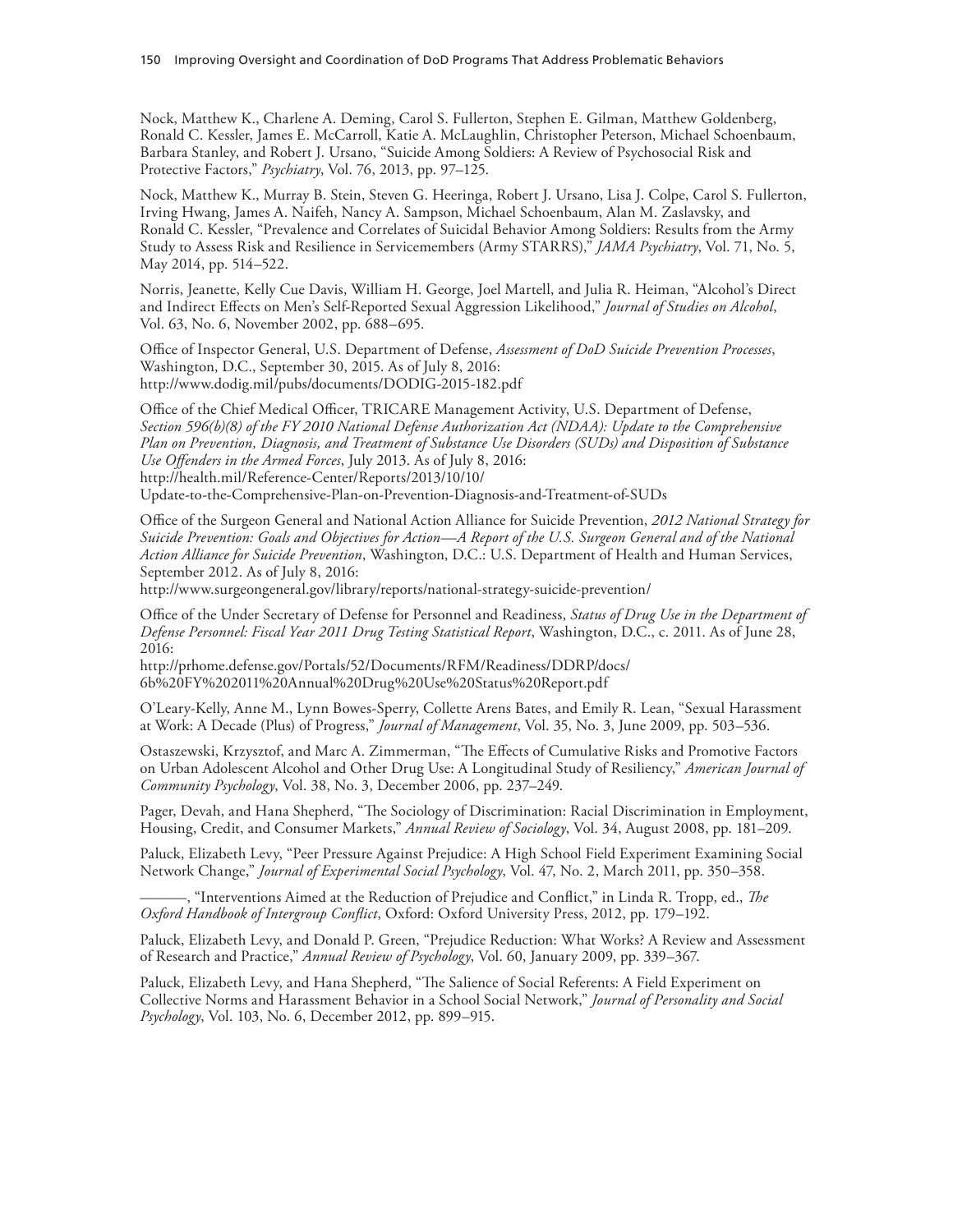Nock, Matthew K., Charlene A. Deming, Carol S. Fullerton, Stephen E. Gilman, Matthew Goldenberg, Ronald C. Kessler, James E. McCarroll, Katie A. McLaughlin, Christopher Peterson, Michael Schoenbaum, Barbara Stanley, and Robert J. Ursano, "Suicide Among Soldiers: A Review of Psychosocial Risk and Protective Factors," *Psychiatry*, Vol. 76, 2013, pp. 97–125.

Nock, Matthew K., Murray B. Stein, Steven G. Heeringa, Robert J. Ursano, Lisa J. Colpe, Carol S. Fullerton, Irving Hwang, James A. Naifeh, Nancy A. Sampson, Michael Schoenbaum, Alan M. Zaslavsky, and Ronald C. Kessler, "Prevalence and Correlates of Suicidal Behavior Among Soldiers: Results from the Army Study to Assess Risk and Resilience in Servicemembers (Army STARRS)," *JAMA Psychiatry*, Vol. 71, No. 5, May 2014, pp. 514–522.

Norris, Jeanette, Kelly Cue Davis, William H. George, Joel Martell, and Julia R. Heiman, "Alcohol's Direct and Indirect Effects on Men's Self-Reported Sexual Aggression Likelihood," *Journal of Studies on Alcohol*, Vol. 63, No. 6, November 2002, pp. 688–695.

Office of Inspector General, U.S. Department of Defense, *Assessment of DoD Suicide Prevention Processes*, Washington, D.C., September 30, 2015. As of July 8, 2016:
http://www.dodig.mil/pubs/documents/DODIG-2015-182.pdf

Office of the Chief Medical Officer, TRICARE Management Activity, U.S. Department of Defense, *Section 596(b)(8) of the FY 2010 National Defense Authorization Act (NDAA): Update to the Comprehensive Plan on Prevention, Diagnosis, and Treatment of Substance Use Disorders (SUDs) and Disposition of Substance Use Offenders in the Armed Forces*, July 2013. As of July 8, 2016:
http://health.mil/Reference-Center/Reports/2013/10/10/
Update-to-the-Comprehensive-Plan-on-Prevention-Diagnosis-and-Treatment-of-SUDs

Office of the Surgeon General and National Action Alliance for Suicide Prevention, *2012 National Strategy for Suicide Prevention: Goals and Objectives for Action—A Report of the U.S. Surgeon General and of the National Action Alliance for Suicide Prevention*, Washington, D.C.: U.S. Department of Health and Human Services, September 2012. As of July 8, 2016:
http://www.surgeongeneral.gov/library/reports/national-strategy-suicide-prevention/

Office of the Under Secretary of Defense for Personnel and Readiness, *Status of Drug Use in the Department of Defense Personnel: Fiscal Year 2011 Drug Testing Statistical Report*, Washington, D.C., c. 2011. As of June 28, 2016:
http://prhome.defense.gov/Portals/52/Documents/RFM/Readiness/DDRP/docs/
6b%20FY%202011%20Annual%20Drug%20Use%20Status%20Report.pdf

O'Leary-Kelly, Anne M., Lynn Bowes-Sperry, Collette Arens Bates, and Emily R. Lean, "Sexual Harassment at Work: A Decade (Plus) of Progress," *Journal of Management*, Vol. 35, No. 3, June 2009, pp. 503–536.

Ostaszewski, Krzysztof, and Marc A. Zimmerman, "The Effects of Cumulative Risks and Promotive Factors on Urban Adolescent Alcohol and Other Drug Use: A Longitudinal Study of Resiliency," *American Journal of Community Psychology*, Vol. 38, No. 3, December 2006, pp. 237–249.

Pager, Devah, and Hana Shepherd, "The Sociology of Discrimination: Racial Discrimination in Employment, Housing, Credit, and Consumer Markets," *Annual Review of Sociology*, Vol. 34, August 2008, pp. 181–209.

Paluck, Elizabeth Levy, "Peer Pressure Against Prejudice: A High School Field Experiment Examining Social Network Change," *Journal of Experimental Social Psychology*, Vol. 47, No. 2, March 2011, pp. 350–358.

———, "Interventions Aimed at the Reduction of Prejudice and Conflict," in Linda R. Tropp, ed., *The Oxford Handbook of Intergroup Conflict*, Oxford: Oxford University Press, 2012, pp. 179–192.

Paluck, Elizabeth Levy, and Donald P. Green, "Prejudice Reduction: What Works? A Review and Assessment of Research and Practice," *Annual Review of Psychology*, Vol. 60, January 2009, pp. 339–367.

Paluck, Elizabeth Levy, and Hana Shepherd, "The Salience of Social Referents: A Field Experiment on Collective Norms and Harassment Behavior in a School Social Network," *Journal of Personality and Social Psychology*, Vol. 103, No. 6, December 2012, pp. 899–915.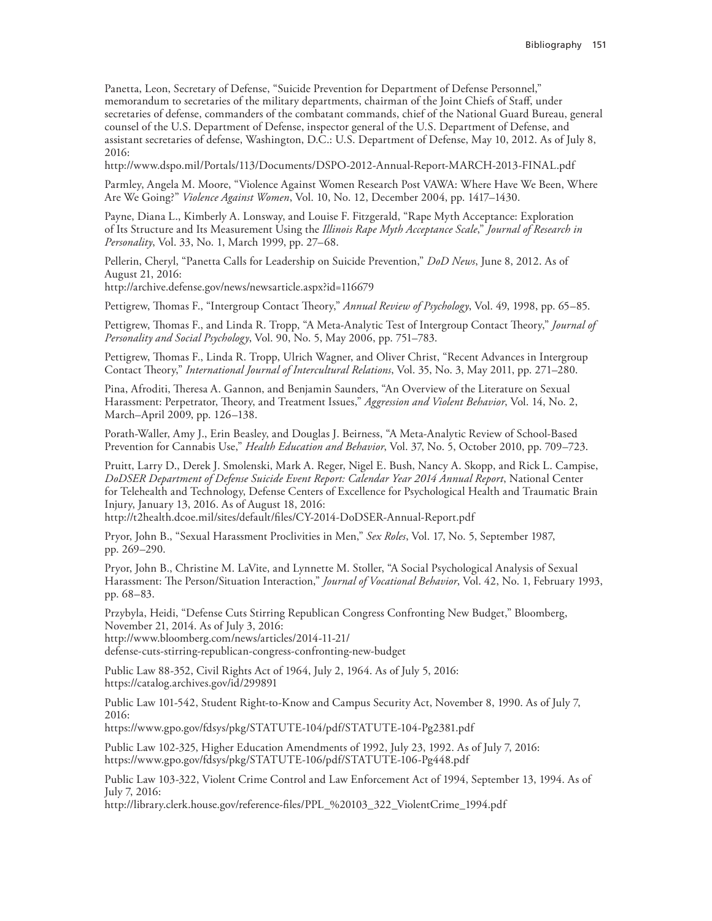Panetta, Leon, Secretary of Defense, "Suicide Prevention for Department of Defense Personnel," memorandum to secretaries of the military departments, chairman of the Joint Chiefs of Staff, under secretaries of defense, commanders of the combatant commands, chief of the National Guard Bureau, general counsel of the U.S. Department of Defense, inspector general of the U.S. Department of Defense, and assistant secretaries of defense, Washington, D.C.: U.S. Department of Defense, May 10, 2012. As of July 8, 2016:
http://www.dspo.mil/Portals/113/Documents/DSPO-2012-Annual-Report-MARCH-2013-FINAL.pdf

Parmley, Angela M. Moore, "Violence Against Women Research Post VAWA: Where Have We Been, Where Are We Going?" *Violence Against Women*, Vol. 10, No. 12, December 2004, pp. 1417–1430.

Payne, Diana L., Kimberly A. Lonsway, and Louise F. Fitzgerald, "Rape Myth Acceptance: Exploration of Its Structure and Its Measurement Using the *Illinois Rape Myth Acceptance Scale*," *Journal of Research in Personality*, Vol. 33, No. 1, March 1999, pp. 27–68.

Pellerin, Cheryl, "Panetta Calls for Leadership on Suicide Prevention," *DoD News*, June 8, 2012. As of August 21, 2016:
http://archive.defense.gov/news/newsarticle.aspx?id=116679

Pettigrew, Thomas F., "Intergroup Contact Theory," *Annual Review of Psychology*, Vol. 49, 1998, pp. 65–85.

Pettigrew, Thomas F., and Linda R. Tropp, "A Meta-Analytic Test of Intergroup Contact Theory," *Journal of Personality and Social Psychology*, Vol. 90, No. 5, May 2006, pp. 751–783.

Pettigrew, Thomas F., Linda R. Tropp, Ulrich Wagner, and Oliver Christ, "Recent Advances in Intergroup Contact Theory," *International Journal of Intercultural Relations*, Vol. 35, No. 3, May 2011, pp. 271–280.

Pina, Afroditi, Theresa A. Gannon, and Benjamin Saunders, "An Overview of the Literature on Sexual Harassment: Perpetrator, Theory, and Treatment Issues," *Aggression and Violent Behavior*, Vol. 14, No. 2, March–April 2009, pp. 126–138.

Porath-Waller, Amy J., Erin Beasley, and Douglas J. Beirness, "A Meta-Analytic Review of School-Based Prevention for Cannabis Use," *Health Education and Behavior*, Vol. 37, No. 5, October 2010, pp. 709–723.

Pruitt, Larry D., Derek J. Smolenski, Mark A. Reger, Nigel E. Bush, Nancy A. Skopp, and Rick L. Campise, *DoDSER Department of Defense Suicide Event Report: Calendar Year 2014 Annual Report*, National Center for Telehealth and Technology, Defense Centers of Excellence for Psychological Health and Traumatic Brain Injury, January 13, 2016. As of August 18, 2016:
http://t2health.dcoe.mil/sites/default/files/CY-2014-DoDSER-Annual-Report.pdf

Pryor, John B., "Sexual Harassment Proclivities in Men," *Sex Roles*, Vol. 17, No. 5, September 1987, pp. 269–290.

Pryor, John B., Christine M. LaVite, and Lynnette M. Stoller, "A Social Psychological Analysis of Sexual Harassment: The Person/Situation Interaction," *Journal of Vocational Behavior*, Vol. 42, No. 1, February 1993, pp. 68–83.

Przybyla, Heidi, "Defense Cuts Stirring Republican Congress Confronting New Budget," Bloomberg, November 21, 2014. As of July 3, 2016:
http://www.bloomberg.com/news/articles/2014-11-21/defense-cuts-stirring-republican-congress-confronting-new-budget

Public Law 88-352, Civil Rights Act of 1964, July 2, 1964. As of July 5, 2016:
https://catalog.archives.gov/id/299891

Public Law 101-542, Student Right-to-Know and Campus Security Act, November 8, 1990. As of July 7, 2016:
https://www.gpo.gov/fdsys/pkg/STATUTE-104/pdf/STATUTE-104-Pg2381.pdf

Public Law 102-325, Higher Education Amendments of 1992, July 23, 1992. As of July 7, 2016:
https://www.gpo.gov/fdsys/pkg/STATUTE-106/pdf/STATUTE-106-Pg448.pdf

Public Law 103-322, Violent Crime Control and Law Enforcement Act of 1994, September 13, 1994. As of July 7, 2016:
http://library.clerk.house.gov/reference-files/PPL_%20103_322_ViolentCrime_1994.pdf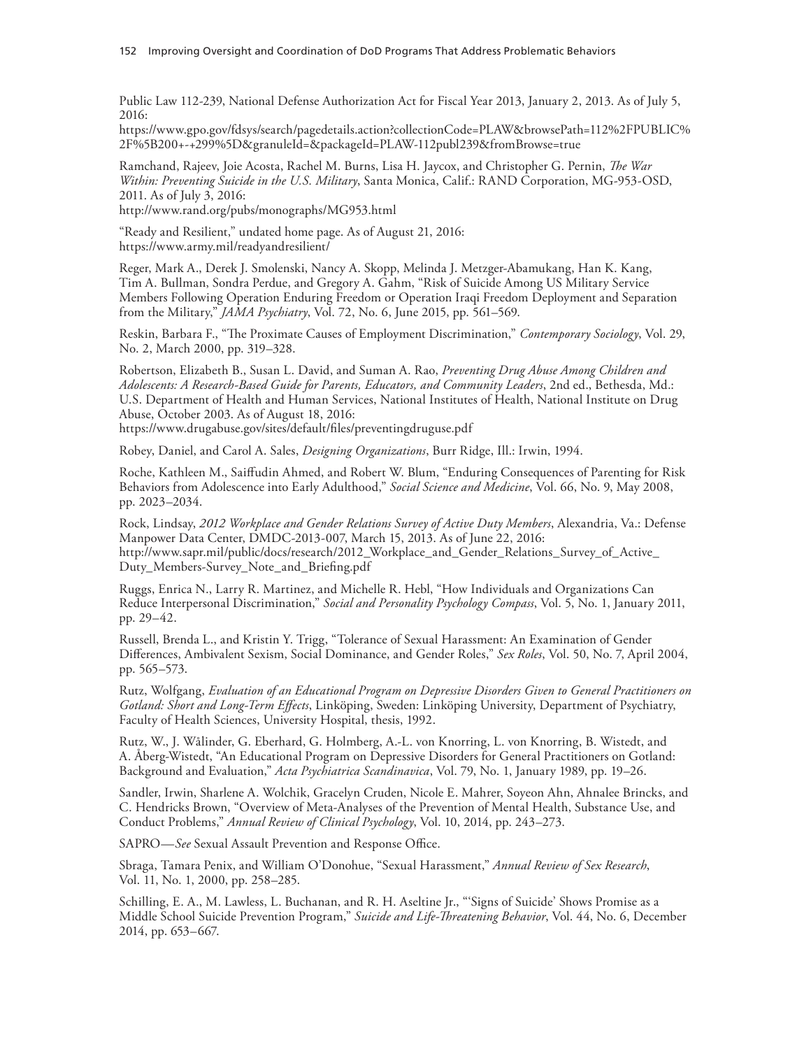Public Law 112-239, National Defense Authorization Act for Fiscal Year 2013, January 2, 2013. As of July 5, 2016:
https://www.gpo.gov/fdsys/search/pagedetails.action?collectionCode=PLAW&browsePath=112%2FPUBLIC%2F%5B200+-+299%5D&granuleId=&packageId=PLAW-112publ239&fromBrowse=true

Ramchand, Rajeev, Joie Acosta, Rachel M. Burns, Lisa H. Jaycox, and Christopher G. Pernin, *The War Within: Preventing Suicide in the U.S. Military*, Santa Monica, Calif.: RAND Corporation, MG-953-OSD, 2011. As of July 3, 2016:
http://www.rand.org/pubs/monographs/MG953.html

"Ready and Resilient," undated home page. As of August 21, 2016:
https://www.army.mil/readyandresilient/

Reger, Mark A., Derek J. Smolenski, Nancy A. Skopp, Melinda J. Metzger-Abamukang, Han K. Kang, Tim A. Bullman, Sondra Perdue, and Gregory A. Gahm, "Risk of Suicide Among US Military Service Members Following Operation Enduring Freedom or Operation Iraqi Freedom Deployment and Separation from the Military," *JAMA Psychiatry*, Vol. 72, No. 6, June 2015, pp. 561–569.

Reskin, Barbara F., "The Proximate Causes of Employment Discrimination," *Contemporary Sociology*, Vol. 29, No. 2, March 2000, pp. 319–328.

Robertson, Elizabeth B., Susan L. David, and Suman A. Rao, *Preventing Drug Abuse Among Children and Adolescents: A Research-Based Guide for Parents, Educators, and Community Leaders*, 2nd ed., Bethesda, Md.: U.S. Department of Health and Human Services, National Institutes of Health, National Institute on Drug Abuse, October 2003. As of August 18, 2016:
https://www.drugabuse.gov/sites/default/files/preventingdruguse.pdf

Robey, Daniel, and Carol A. Sales, *Designing Organizations*, Burr Ridge, Ill.: Irwin, 1994.

Roche, Kathleen M., Saiffudin Ahmed, and Robert W. Blum, "Enduring Consequences of Parenting for Risk Behaviors from Adolescence into Early Adulthood," *Social Science and Medicine*, Vol. 66, No. 9, May 2008, pp. 2023–2034.

Rock, Lindsay, *2012 Workplace and Gender Relations Survey of Active Duty Members*, Alexandria, Va.: Defense Manpower Data Center, DMDC-2013-007, March 15, 2013. As of June 22, 2016:
http://www.sapr.mil/public/docs/research/2012_Workplace_and_Gender_Relations_Survey_of_Active_Duty_Members-Survey_Note_and_Briefing.pdf

Ruggs, Enrica N., Larry R. Martinez, and Michelle R. Hebl, "How Individuals and Organizations Can Reduce Interpersonal Discrimination," *Social and Personality Psychology Compass*, Vol. 5, No. 1, January 2011, pp. 29–42.

Russell, Brenda L., and Kristin Y. Trigg, "Tolerance of Sexual Harassment: An Examination of Gender Differences, Ambivalent Sexism, Social Dominance, and Gender Roles," *Sex Roles*, Vol. 50, No. 7, April 2004, pp. 565–573.

Rutz, Wolfgang, *Evaluation of an Educational Program on Depressive Disorders Given to General Practitioners on Gotland: Short and Long-Term Effects*, Linköping, Sweden: Linköping University, Department of Psychiatry, Faculty of Health Sciences, University Hospital, thesis, 1992.

Rutz, W., J. Wålinder, G. Eberhard, G. Holmberg, A.-L. von Knorring, L. von Knorring, B. Wistedt, and A. Åberg-Wistedt, "An Educational Program on Depressive Disorders for General Practitioners on Gotland: Background and Evaluation," *Acta Psychiatrica Scandinavica*, Vol. 79, No. 1, January 1989, pp. 19–26.

Sandler, Irwin, Sharlene A. Wolchik, Gracelyn Cruden, Nicole E. Mahrer, Soyeon Ahn, Ahnalee Brincks, and C. Hendricks Brown, "Overview of Meta-Analyses of the Prevention of Mental Health, Substance Use, and Conduct Problems," *Annual Review of Clinical Psychology*, Vol. 10, 2014, pp. 243–273.

SAPRO—*See* Sexual Assault Prevention and Response Office.

Sbraga, Tamara Penix, and William O'Donohue, "Sexual Harassment," *Annual Review of Sex Research*, Vol. 11, No. 1, 2000, pp. 258–285.

Schilling, E. A., M. Lawless, L. Buchanan, and R. H. Aseltine Jr., "'Signs of Suicide' Shows Promise as a Middle School Suicide Prevention Program," *Suicide and Life-Threatening Behavior*, Vol. 44, No. 6, December 2014, pp. 653–667.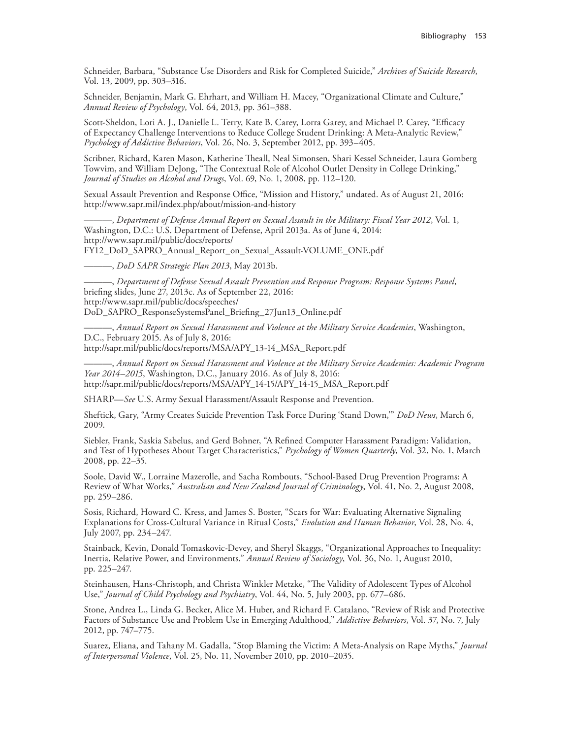Schneider, Barbara, "Substance Use Disorders and Risk for Completed Suicide," *Archives of Suicide Research*, Vol. 13, 2009, pp. 303–316.

Schneider, Benjamin, Mark G. Ehrhart, and William H. Macey, "Organizational Climate and Culture," *Annual Review of Psychology*, Vol. 64, 2013, pp. 361–388.

Scott-Sheldon, Lori A. J., Danielle L. Terry, Kate B. Carey, Lorra Garey, and Michael P. Carey, "Efficacy of Expectancy Challenge Interventions to Reduce College Student Drinking: A Meta-Analytic Review," *Psychology of Addictive Behaviors*, Vol. 26, No. 3, September 2012, pp. 393–405.

Scribner, Richard, Karen Mason, Katherine Theall, Neal Simonsen, Shari Kessel Schneider, Laura Gomberg Towvim, and William DeJong, "The Contextual Role of Alcohol Outlet Density in College Drinking," *Journal of Studies on Alcohol and Drugs*, Vol. 69, No. 1, 2008, pp. 112–120.

Sexual Assault Prevention and Response Office, "Mission and History," undated. As of August 21, 2016:
http://www.sapr.mil/index.php/about/mission-and-history

———, *Department of Defense Annual Report on Sexual Assault in the Military: Fiscal Year 2012*, Vol. 1, Washington, D.C.: U.S. Department of Defense, April 2013a. As of June 4, 2014:
http://www.sapr.mil/public/docs/reports/FY12_DoD_SAPRO_Annual_Report_on_Sexual_Assault-VOLUME_ONE.pdf

———, *DoD SAPR Strategic Plan 2013*, May 2013b.

———, *Department of Defense Sexual Assault Prevention and Response Program: Response Systems Panel*, briefing slides, June 27, 2013c. As of September 22, 2016:
http://www.sapr.mil/public/docs/speeches/DoD_SAPRO_ResponseSystemsPanel_Briefing_27Jun13_Online.pdf

———, *Annual Report on Sexual Harassment and Violence at the Military Service Academies*, Washington, D.C., February 2015. As of July 8, 2016:
http://sapr.mil/public/docs/reports/MSA/APY_13-14_MSA_Report.pdf

———, *Annual Report on Sexual Harassment and Violence at the Military Service Academies: Academic Program Year 2014–2015*, Washington, D.C., January 2016. As of July 8, 2016:
http://sapr.mil/public/docs/reports/MSA/APY_14-15/APY_14-15_MSA_Report.pdf

SHARP—*See* U.S. Army Sexual Harassment/Assault Response and Prevention.

Sheftick, Gary, "Army Creates Suicide Prevention Task Force During 'Stand Down,'" *DoD News*, March 6, 2009.

Siebler, Frank, Saskia Sabelus, and Gerd Bohner, "A Refined Computer Harassment Paradigm: Validation, and Test of Hypotheses About Target Characteristics," *Psychology of Women Quarterly*, Vol. 32, No. 1, March 2008, pp. 22–35.

Soole, David W., Lorraine Mazerolle, and Sacha Rombouts, "School-Based Drug Prevention Programs: A Review of What Works," *Australian and New Zealand Journal of Criminology*, Vol. 41, No. 2, August 2008, pp. 259–286.

Sosis, Richard, Howard C. Kress, and James S. Boster, "Scars for War: Evaluating Alternative Signaling Explanations for Cross-Cultural Variance in Ritual Costs," *Evolution and Human Behavior*, Vol. 28, No. 4, July 2007, pp. 234–247.

Stainback, Kevin, Donald Tomaskovic-Devey, and Sheryl Skaggs, "Organizational Approaches to Inequality: Inertia, Relative Power, and Environments," *Annual Review of Sociology*, Vol. 36, No. 1, August 2010, pp. 225–247.

Steinhausen, Hans-Christoph, and Christa Winkler Metzke, "The Validity of Adolescent Types of Alcohol Use," *Journal of Child Psychology and Psychiatry*, Vol. 44, No. 5, July 2003, pp. 677–686.

Stone, Andrea L., Linda G. Becker, Alice M. Huber, and Richard F. Catalano, "Review of Risk and Protective Factors of Substance Use and Problem Use in Emerging Adulthood," *Addictive Behaviors*, Vol. 37, No. 7, July 2012, pp. 747–775.

Suarez, Eliana, and Tahany M. Gadalla, "Stop Blaming the Victim: A Meta-Analysis on Rape Myths," *Journal of Interpersonal Violence*, Vol. 25, No. 11, November 2010, pp. 2010–2035.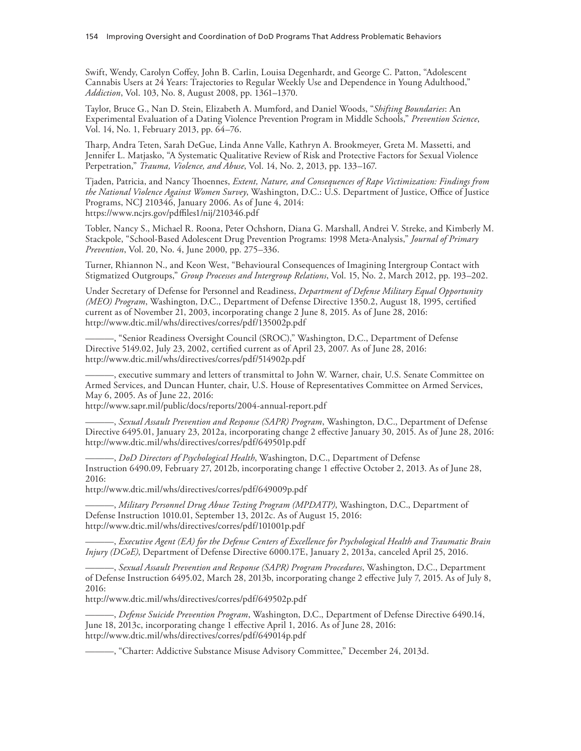Swift, Wendy, Carolyn Coffey, John B. Carlin, Louisa Degenhardt, and George C. Patton, "Adolescent Cannabis Users at 24 Years: Trajectories to Regular Weekly Use and Dependence in Young Adulthood," *Addiction*, Vol. 103, No. 8, August 2008, pp. 1361–1370.

Taylor, Bruce G., Nan D. Stein, Elizabeth A. Mumford, and Daniel Woods, "*Shifting Boundaries*: An Experimental Evaluation of a Dating Violence Prevention Program in Middle Schools," *Prevention Science*, Vol. 14, No. 1, February 2013, pp. 64–76.

Tharp, Andra Teten, Sarah DeGue, Linda Anne Valle, Kathryn A. Brookmeyer, Greta M. Massetti, and Jennifer L. Matjasko, "A Systematic Qualitative Review of Risk and Protective Factors for Sexual Violence Perpetration," *Trauma, Violence, and Abuse*, Vol. 14, No. 2, 2013, pp. 133–167.

Tjaden, Patricia, and Nancy Thoennes, *Extent, Nature, and Consequences of Rape Victimization: Findings from the National Violence Against Women Survey*, Washington, D.C.: U.S. Department of Justice, Office of Justice Programs, NCJ 210346, January 2006. As of June 4, 2014:
https://www.ncjrs.gov/pdffiles1/nij/210346.pdf

Tobler, Nancy S., Michael R. Roona, Peter Ochshorn, Diana G. Marshall, Andrei V. Streke, and Kimberly M. Stackpole, "School-Based Adolescent Drug Prevention Programs: 1998 Meta-Analysis," *Journal of Primary Prevention*, Vol. 20, No. 4, June 2000, pp. 275–336.

Turner, Rhiannon N., and Keon West, "Behavioural Consequences of Imagining Intergroup Contact with Stigmatized Outgroups," *Group Processes and Intergroup Relations*, Vol. 15, No. 2, March 2012, pp. 193–202.

Under Secretary of Defense for Personnel and Readiness, *Department of Defense Military Equal Opportunity (MEO) Program*, Washington, D.C., Department of Defense Directive 1350.2, August 18, 1995, certified current as of November 21, 2003, incorporating change 2 June 8, 2015. As of June 28, 2016:
http://www.dtic.mil/whs/directives/corres/pdf/135002p.pdf

———, "Senior Readiness Oversight Council (SROC)," Washington, D.C., Department of Defense Directive 5149.02, July 23, 2002, certified current as of April 23, 2007. As of June 28, 2016:
http://www.dtic.mil/whs/directives/corres/pdf/514902p.pdf

———, executive summary and letters of transmittal to John W. Warner, chair, U.S. Senate Committee on Armed Services, and Duncan Hunter, chair, U.S. House of Representatives Committee on Armed Services, May 6, 2005. As of June 22, 2016:
http://www.sapr.mil/public/docs/reports/2004-annual-report.pdf

———, *Sexual Assault Prevention and Response (SAPR) Program*, Washington, D.C., Department of Defense Directive 6495.01, January 23, 2012a, incorporating change 2 effective January 30, 2015. As of June 28, 2016:
http://www.dtic.mil/whs/directives/corres/pdf/649501p.pdf

———, *DoD Directors of Psychological Health*, Washington, D.C., Department of Defense Instruction 6490.09, February 27, 2012b, incorporating change 1 effective October 2, 2013. As of June 28, 2016:
http://www.dtic.mil/whs/directives/corres/pdf/649009p.pdf

———, *Military Personnel Drug Abuse Testing Program (MPDATP)*, Washington, D.C., Department of Defense Instruction 1010.01, September 13, 2012c. As of August 15, 2016:
http://www.dtic.mil/whs/directives/corres/pdf/101001p.pdf

———, *Executive Agent (EA) for the Defense Centers of Excellence for Psychological Health and Traumatic Brain Injury (DCoE)*, Department of Defense Directive 6000.17E, January 2, 2013a, canceled April 25, 2016.

———, *Sexual Assault Prevention and Response (SAPR) Program Procedures*, Washington, D.C., Department of Defense Instruction 6495.02, March 28, 2013b, incorporating change 2 effective July 7, 2015. As of July 8, 2016:
http://www.dtic.mil/whs/directives/corres/pdf/649502p.pdf

———, *Defense Suicide Prevention Program*, Washington, D.C., Department of Defense Directive 6490.14, June 18, 2013c, incorporating change 1 effective April 1, 2016. As of June 28, 2016:
http://www.dtic.mil/whs/directives/corres/pdf/649014p.pdf

———, "Charter: Addictive Substance Misuse Advisory Committee," December 24, 2013d.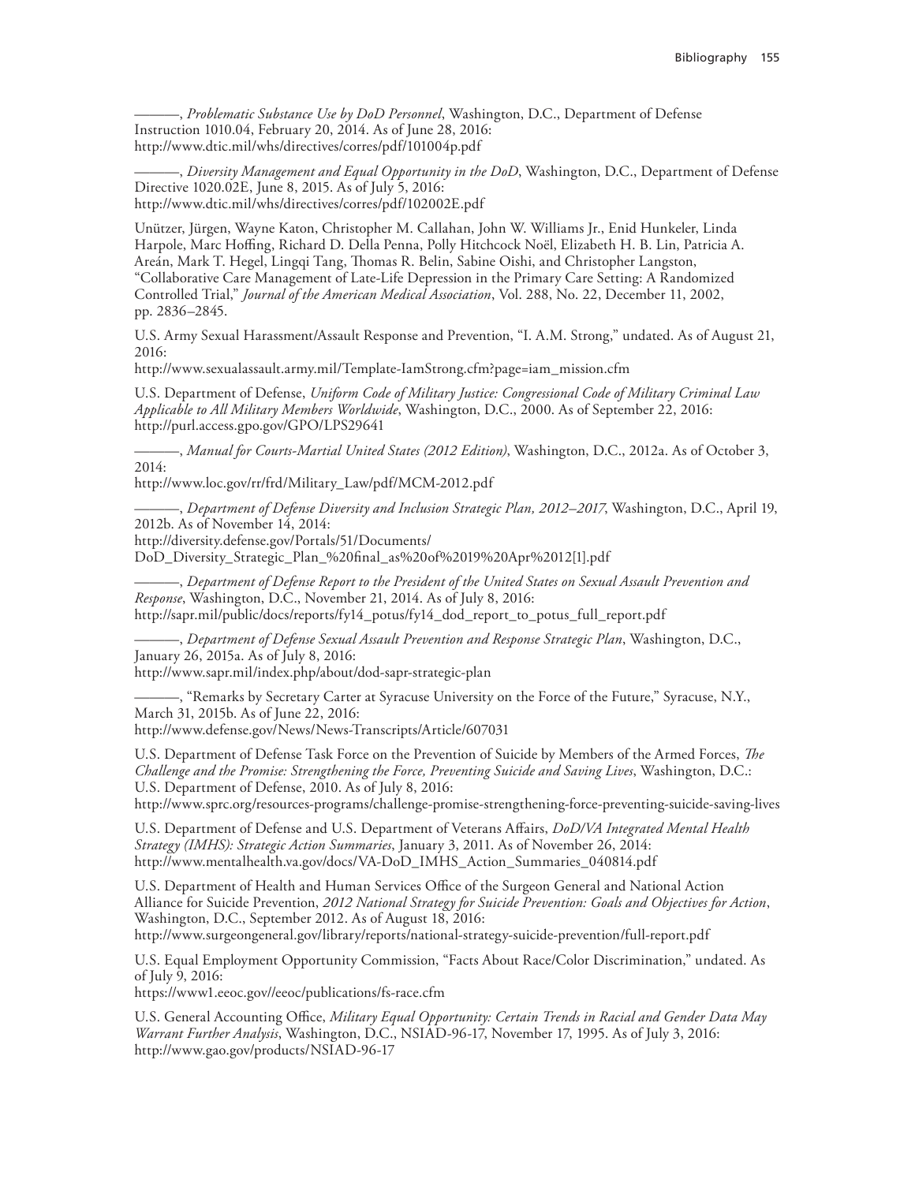———, *Problematic Substance Use by DoD Personnel*, Washington, D.C., Department of Defense Instruction 1010.04, February 20, 2014. As of June 28, 2016:
http://www.dtic.mil/whs/directives/corres/pdf/101004p.pdf

———, *Diversity Management and Equal Opportunity in the DoD*, Washington, D.C., Department of Defense Directive 1020.02E, June 8, 2015. As of July 5, 2016:
http://www.dtic.mil/whs/directives/corres/pdf/102002E.pdf

Unützer, Jürgen, Wayne Katon, Christopher M. Callahan, John W. Williams Jr., Enid Hunkeler, Linda Harpole, Marc Hoffing, Richard D. Della Penna, Polly Hitchcock Noël, Elizabeth H. B. Lin, Patricia A. Areán, Mark T. Hegel, Lingqi Tang, Thomas R. Belin, Sabine Oishi, and Christopher Langston, "Collaborative Care Management of Late-Life Depression in the Primary Care Setting: A Randomized Controlled Trial," *Journal of the American Medical Association*, Vol. 288, No. 22, December 11, 2002, pp. 2836–2845.

U.S. Army Sexual Harassment/Assault Response and Prevention, "I. A.M. Strong," undated. As of August 21, 2016:
http://www.sexualassault.army.mil/Template-IamStrong.cfm?page=iam_mission.cfm

U.S. Department of Defense, *Uniform Code of Military Justice: Congressional Code of Military Criminal Law Applicable to All Military Members Worldwide*, Washington, D.C., 2000. As of September 22, 2016:
http://purl.access.gpo.gov/GPO/LPS29641

———, *Manual for Courts-Martial United States (2012 Edition)*, Washington, D.C., 2012a. As of October 3, 2014:
http://www.loc.gov/rr/frd/Military_Law/pdf/MCM-2012.pdf

———, *Department of Defense Diversity and Inclusion Strategic Plan, 2012–2017*, Washington, D.C., April 19, 2012b. As of November 14, 2014:
http://diversity.defense.gov/Portals/51/Documents/DoD_Diversity_Strategic_Plan_%20final_as%20of%2019%20Apr%2012[1].pdf

———, *Department of Defense Report to the President of the United States on Sexual Assault Prevention and Response*, Washington, D.C., November 21, 2014. As of July 8, 2016:
http://sapr.mil/public/docs/reports/fy14_potus/fy14_dod_report_to_potus_full_report.pdf

———, *Department of Defense Sexual Assault Prevention and Response Strategic Plan*, Washington, D.C., January 26, 2015a. As of July 8, 2016:
http://www.sapr.mil/index.php/about/dod-sapr-strategic-plan

———, "Remarks by Secretary Carter at Syracuse University on the Force of the Future," Syracuse, N.Y., March 31, 2015b. As of June 22, 2016:
http://www.defense.gov/News/News-Transcripts/Article/607031

U.S. Department of Defense Task Force on the Prevention of Suicide by Members of the Armed Forces, *The Challenge and the Promise: Strengthening the Force, Preventing Suicide and Saving Lives*, Washington, D.C.: U.S. Department of Defense, 2010. As of July 8, 2016:
http://www.sprc.org/resources-programs/challenge-promise-strengthening-force-preventing-suicide-saving-lives

U.S. Department of Defense and U.S. Department of Veterans Affairs, *DoD/VA Integrated Mental Health Strategy (IMHS): Strategic Action Summaries*, January 3, 2011. As of November 26, 2014:
http://mentalhealth.va.gov/docs/VA-DoD_IMHS_Action_Summaries_040814.pdf

U.S. Department of Health and Human Services Office of the Surgeon General and National Action Alliance for Suicide Prevention, *2012 National Strategy for Suicide Prevention: Goals and Objectives for Action*, Washington, D.C., September 2012. As of August 18, 2016:
http://www.surgeongeneral.gov/library/reports/national-strategy-suicide-prevention/full-report.pdf

U.S. Equal Employment Opportunity Commission, "Facts About Race/Color Discrimination," undated. As of July 9, 2016:
https://www1.eeoc.gov//eeoc/publications/fs-race.cfm

U.S. General Accounting Office, *Military Equal Opportunity: Certain Trends in Racial and Gender Data May Warrant Further Analysis*, Washington, D.C., NSIAD-96-17, November 17, 1995. As of July 3, 2016:
http://www.gao.gov/products/NSIAD-96-17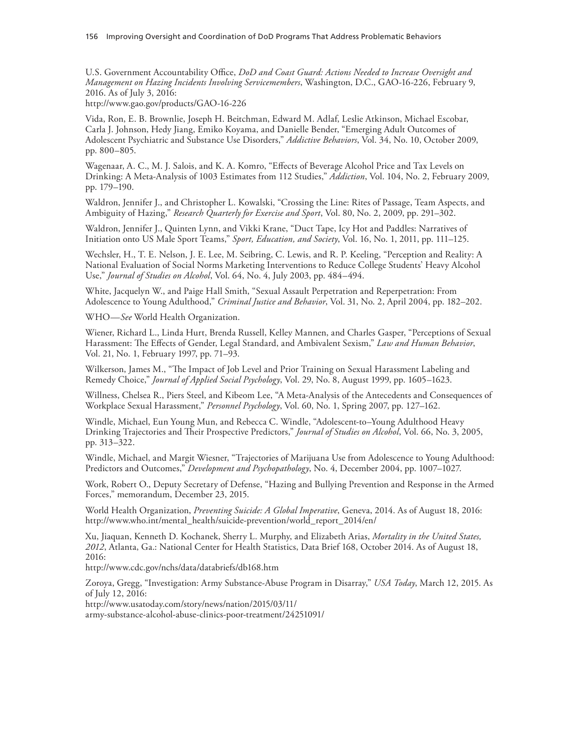U.S. Government Accountability Office, *DoD and Coast Guard: Actions Needed to Increase Oversight and Management on Hazing Incidents Involving Servicemembers*, Washington, D.C., GAO-16-226, February 9, 2016. As of July 3, 2016:
http://www.gao.gov/products/GAO-16-226

Vida, Ron, E. B. Brownlie, Joseph H. Beitchman, Edward M. Adlaf, Leslie Atkinson, Michael Escobar, Carla J. Johnson, Hedy Jiang, Emiko Koyama, and Danielle Bender, "Emerging Adult Outcomes of Adolescent Psychiatric and Substance Use Disorders," *Addictive Behaviors*, Vol. 34, No. 10, October 2009, pp. 800–805.

Wagenaar, A. C., M. J. Salois, and K. A. Komro, "Effects of Beverage Alcohol Price and Tax Levels on Drinking: A Meta-Analysis of 1003 Estimates from 112 Studies," *Addiction*, Vol. 104, No. 2, February 2009, pp. 179–190.

Waldron, Jennifer J., and Christopher L. Kowalski, "Crossing the Line: Rites of Passage, Team Aspects, and Ambiguity of Hazing," *Research Quarterly for Exercise and Sport*, Vol. 80, No. 2, 2009, pp. 291–302.

Waldron, Jennifer J., Quinten Lynn, and Vikki Krane, "Duct Tape, Icy Hot and Paddles: Narratives of Initiation onto US Male Sport Teams," *Sport, Education, and Society*, Vol. 16, No. 1, 2011, pp. 111–125.

Wechsler, H., T. E. Nelson, J. E. Lee, M. Seibring, C. Lewis, and R. P. Keeling, "Perception and Reality: A National Evaluation of Social Norms Marketing Interventions to Reduce College Students' Heavy Alcohol Use," *Journal of Studies on Alcohol*, Vol. 64, No. 4, July 2003, pp. 484–494.

White, Jacquelyn W., and Paige Hall Smith, "Sexual Assault Perpetration and Reperpetration: From Adolescence to Young Adulthood," *Criminal Justice and Behavior*, Vol. 31, No. 2, April 2004, pp. 182–202.

WHO—*See* World Health Organization.

Wiener, Richard L., Linda Hurt, Brenda Russell, Kelley Mannen, and Charles Gasper, "Perceptions of Sexual Harassment: The Effects of Gender, Legal Standard, and Ambivalent Sexism," *Law and Human Behavior*, Vol. 21, No. 1, February 1997, pp. 71–93.

Wilkerson, James M., "The Impact of Job Level and Prior Training on Sexual Harassment Labeling and Remedy Choice," *Journal of Applied Social Psychology*, Vol. 29, No. 8, August 1999, pp. 1605–1623.

Willness, Chelsea R., Piers Steel, and Kibeom Lee, "A Meta-Analysis of the Antecedents and Consequences of Workplace Sexual Harassment," *Personnel Psychology*, Vol. 60, No. 1, Spring 2007, pp. 127–162.

Windle, Michael, Eun Young Mun, and Rebecca C. Windle, "Adolescent-to–Young Adulthood Heavy Drinking Trajectories and Their Prospective Predictors," *Journal of Studies on Alcohol*, Vol. 66, No. 3, 2005, pp. 313–322.

Windle, Michael, and Margit Wiesner, "Trajectories of Marijuana Use from Adolescence to Young Adulthood: Predictors and Outcomes," *Development and Psychopathology*, No. 4, December 2004, pp. 1007–1027.

Work, Robert O., Deputy Secretary of Defense, "Hazing and Bullying Prevention and Response in the Armed Forces," memorandum, December 23, 2015.

World Health Organization, *Preventing Suicide: A Global Imperative*, Geneva, 2014. As of August 18, 2016:
http://www.who.int/mental_health/suicide-prevention/world_report_2014/en/

Xu, Jiaquan, Kenneth D. Kochanek, Sherry L. Murphy, and Elizabeth Arias, *Mortality in the United States, 2012*, Atlanta, Ga.: National Center for Health Statistics, Data Brief 168, October 2014. As of August 18, 2016:
http://www.cdc.gov/nchs/data/databriefs/db168.htm

Zoroya, Gregg, "Investigation: Army Substance-Abuse Program in Disarray," *USA Today*, March 12, 2015. As of July 12, 2016:
http://www.usatoday.com/story/news/nation/2015/03/11/army-substance-alcohol-abuse-clinics-poor-treatment/24251091/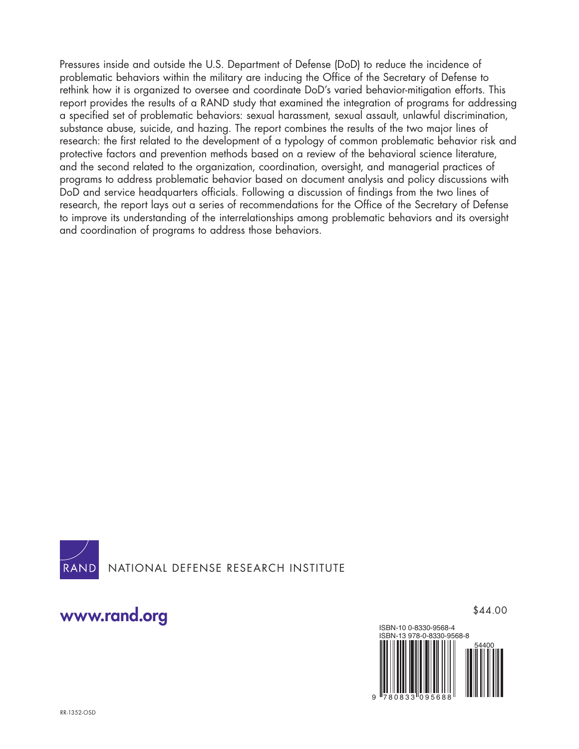Pressures inside and outside the U.S. Department of Defense (DoD) to reduce the incidence of problematic behaviors within the military are inducing the Office of the Secretary of Defense to rethink how it is organized to oversee and coordinate DoD's varied behavior-mitigation efforts. This report provides the results of a RAND study that examined the integration of programs for addressing a specified set of problematic behaviors: sexual harassment, sexual assault, unlawful discrimination, substance abuse, suicide, and hazing. The report combines the results of the two major lines of research: the first related to the development of a typology of common problematic behavior risk and protective factors and prevention methods based on a review of the behavioral science literature, and the second related to the organization, coordination, oversight, and managerial practices of programs to address problematic behavior based on document analysis and policy discussions with DoD and service headquarters officials. Following a discussion of findings from the two lines of research, the report lays out a series of recommendations for the Office of the Secretary of Defense to improve its understanding of the interrelationships among problematic behaviors and its oversight and coordination of programs to address those behaviors.

RAND NATIONAL DEFENSE RESEARCH INSTITUTE

**www.rand.org**

$44.00

ISBN-10 0-8330-9568-4
ISBN-13 978-0-8330-9568-8

54400

9 780833 095688

RR-1352-OSD